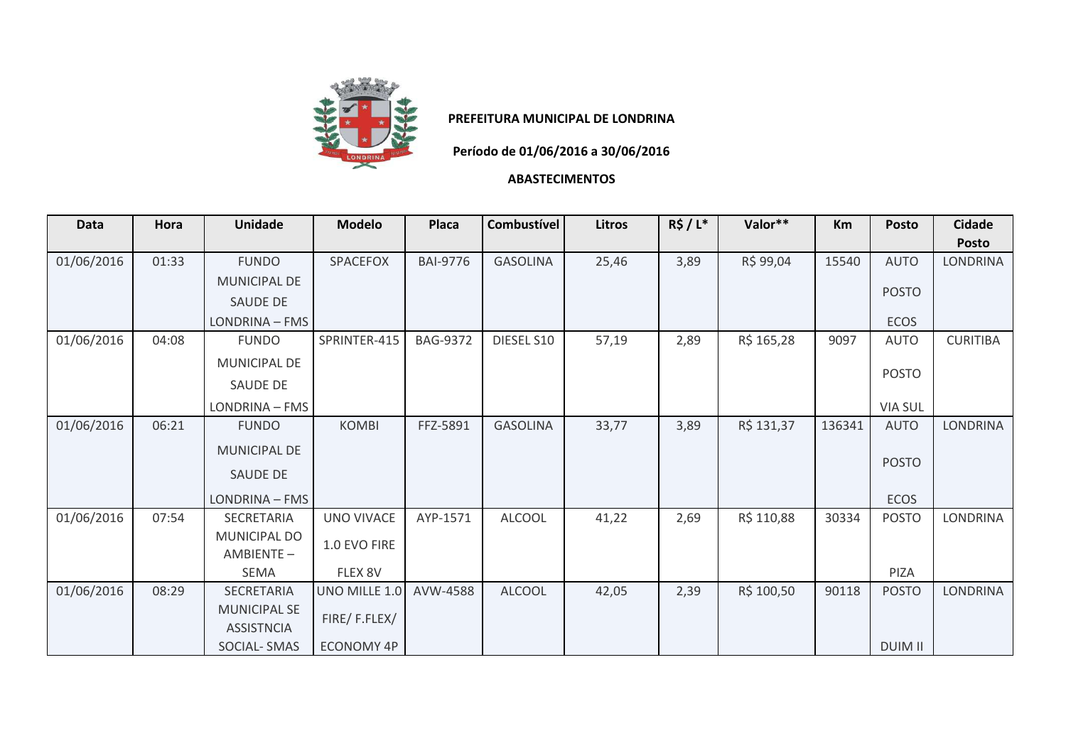**PREFEITURA MUNICIPAL DE LONDRINA**

**Período de 01/06/2016 a 30/06/2016**

**ABASTECIMENTOS**

| Data | Hora | Unidade | Modelo | Placa | Combustível | Litros | R$ / L* | Valor** | Km | Posto | Cidade Posto |
|---|---|---|---|---|---|---|---|---|---|---|---|
| 01/06/2016 | 01:33 | FUNDO MUNICIPAL DE SAUDE DE LONDRINA – FMS | SPACEFOX | BAI-9776 | GASOLINA | 25,46 | 3,89 | R$ 99,04 | 15540 | AUTO POSTO ECOS | LONDRINA |
| 01/06/2016 | 04:08 | FUNDO MUNICIPAL DE SAUDE DE LONDRINA – FMS | SPRINTER-415 | BAG-9372 | DIESEL S10 | 57,19 | 2,89 | R$ 165,28 | 9097 | AUTO POSTO VIA SUL | CURITIBA |
| 01/06/2016 | 06:21 | FUNDO MUNICIPAL DE SAUDE DE LONDRINA – FMS | KOMBI | FFZ-5891 | GASOLINA | 33,77 | 3,89 | R$ 131,37 | 136341 | AUTO POSTO ECOS | LONDRINA |
| 01/06/2016 | 07:54 | SECRETARIA MUNICIPAL DO AMBIENTE – SEMA | UNO VIVACE 1.0 EVO FIRE FLEX 8V | AYP-1571 | ALCOOL | 41,22 | 2,69 | R$ 110,88 | 30334 | POSTO PIZA | LONDRINA |
| 01/06/2016 | 08:29 | SECRETARIA MUNICIPAL SE ASSISTNCIA SOCIAL- SMAS | UNO MILLE 1.0 FIRE/ F.FLEX/ ECONOMY 4P | AVW-4588 | ALCOOL | 42,05 | 2,39 | R$ 100,50 | 90118 | POSTO DUIM II | LONDRINA |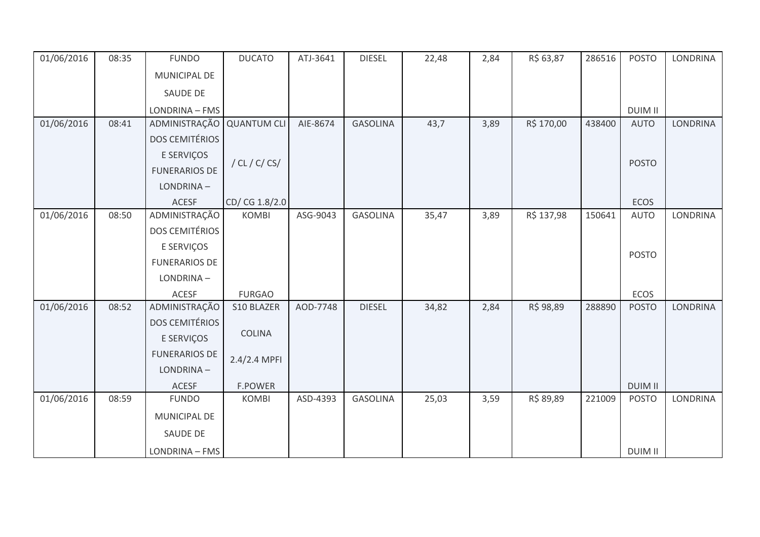| 01/06/2016 | 08:35 | FUNDO MUNICIPAL DE SAUDE DE LONDRINA – FMS | DUCATO | ATJ-3641 | DIESEL | 22,48 | 2,84 | R$ 63,87 | 286516 | POSTO DUIM II | LONDRINA |
|---|---|---|---|---|---|---|---|---|---|---|---|
| 01/06/2016 | 08:41 | ADMINISTRAÇÃO DOS CEMITÉRIOS E SERVIÇOS FUNERARIOS DE LONDRINA – ACESF | QUANTUM CLI / CL / C/ CS/ CD/ CG 1.8/2.0 | AIE-8674 | GASOLINA | 43,7 | 3,89 | R$ 170,00 | 438400 | AUTO POSTO ECOS | LONDRINA |
| 01/06/2016 | 08:50 | ADMINISTRAÇÃO DOS CEMITÉRIOS E SERVIÇOS FUNERARIOS DE LONDRINA – ACESF | KOMBI FURGAO | ASG-9043 | GASOLINA | 35,47 | 3,89 | R$ 137,98 | 150641 | AUTO POSTO ECOS | LONDRINA |
| 01/06/2016 | 08:52 | ADMINISTRAÇÃO DOS CEMITÉRIOS E SERVIÇOS FUNERARIOS DE LONDRINA – ACESF | S10 BLAZER COLINA 2.4/2.4 MPFI F.POWER | AOD-7748 | DIESEL | 34,82 | 2,84 | R$ 98,89 | 288890 | POSTO DUIM II | LONDRINA |
| 01/06/2016 | 08:59 | FUNDO MUNICIPAL DE SAUDE DE LONDRINA – FMS | KOMBI | ASD-4393 | GASOLINA | 25,03 | 3,59 | R$ 89,89 | 221009 | POSTO DUIM II | LONDRINA |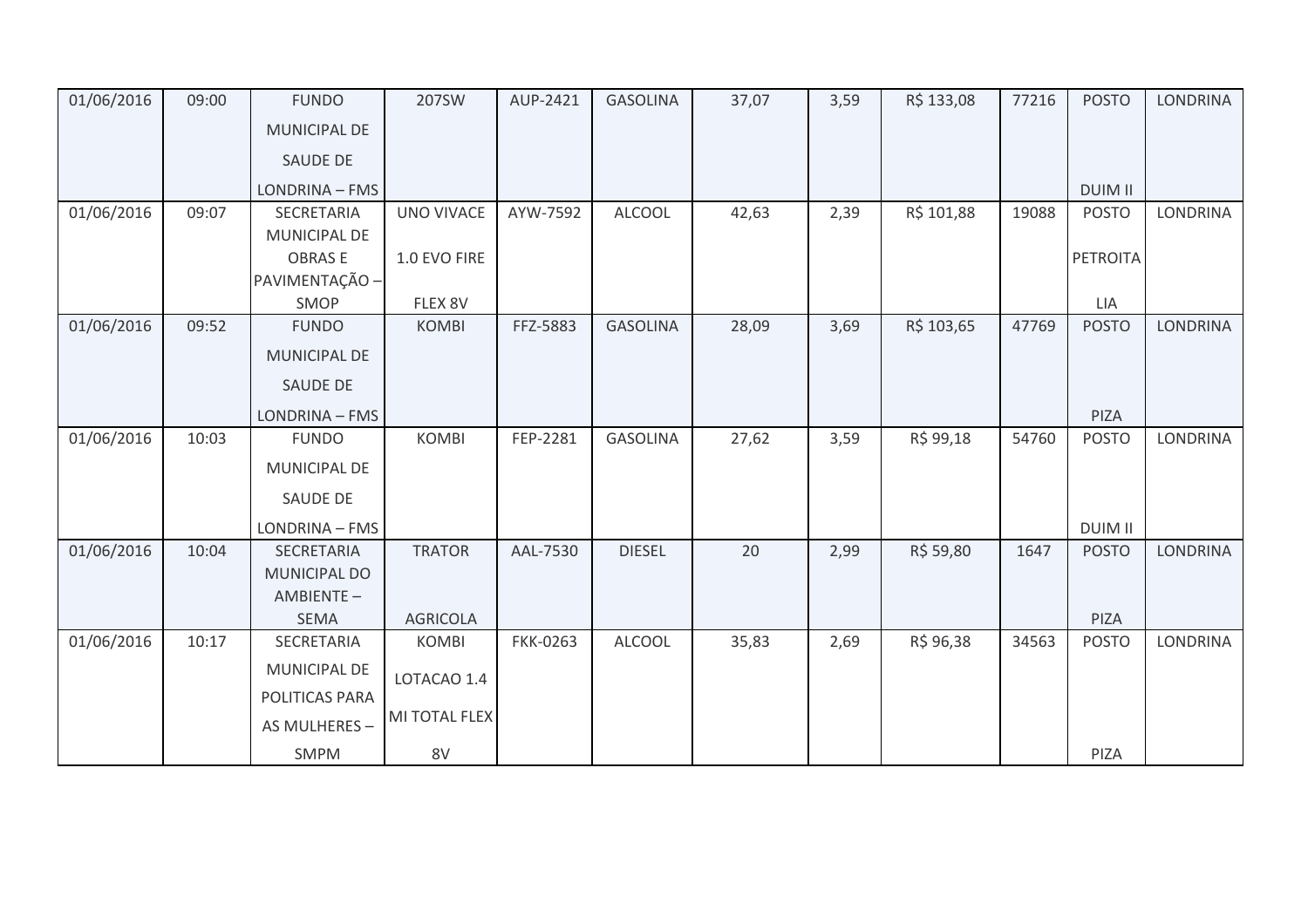| 01/06/2016 | 09:00 | FUNDO MUNICIPAL DE SAUDE DE LONDRINA – FMS | 207SW | AUP-2421 | GASOLINA | 37,07 | 3,59 | R$ 133,08 | 77216 | POSTO DUIM II | LONDRINA |
|---|---|---|---|---|---|---|---|---|---|---|---|
| 01/06/2016 | 09:07 | SECRETARIA MUNICIPAL DE OBRAS E PAVIMENTAÇÃO – SMOP | UNO VIVACE 1.0 EVO FIRE FLEX 8V | AYW-7592 | ALCOOL | 42,63 | 2,39 | R$ 101,88 | 19088 | POSTO PETROITA LIA | LONDRINA |
| 01/06/2016 | 09:52 | FUNDO MUNICIPAL DE SAUDE DE LONDRINA – FMS | KOMBI | FFZ-5883 | GASOLINA | 28,09 | 3,69 | R$ 103,65 | 47769 | POSTO PIZA | LONDRINA |
| 01/06/2016 | 10:03 | FUNDO MUNICIPAL DE SAUDE DE LONDRINA – FMS | KOMBI | FEP-2281 | GASOLINA | 27,62 | 3,59 | R$ 99,18 | 54760 | POSTO DUIM II | LONDRINA |
| 01/06/2016 | 10:04 | SECRETARIA MUNICIPAL DO AMBIENTE – SEMA | TRATOR AGRICOLA | AAL-7530 | DIESEL | 20 | 2,99 | R$ 59,80 | 1647 | POSTO PIZA | LONDRINA |
| 01/06/2016 | 10:17 | SECRETARIA MUNICIPAL DE POLITICAS PARA AS MULHERES – SMPM | KOMBI LOTACAO 1.4 MI TOTAL FLEX 8V | FKK-0263 | ALCOOL | 35,83 | 2,69 | R$ 96,38 | 34563 | POSTO PIZA | LONDRINA |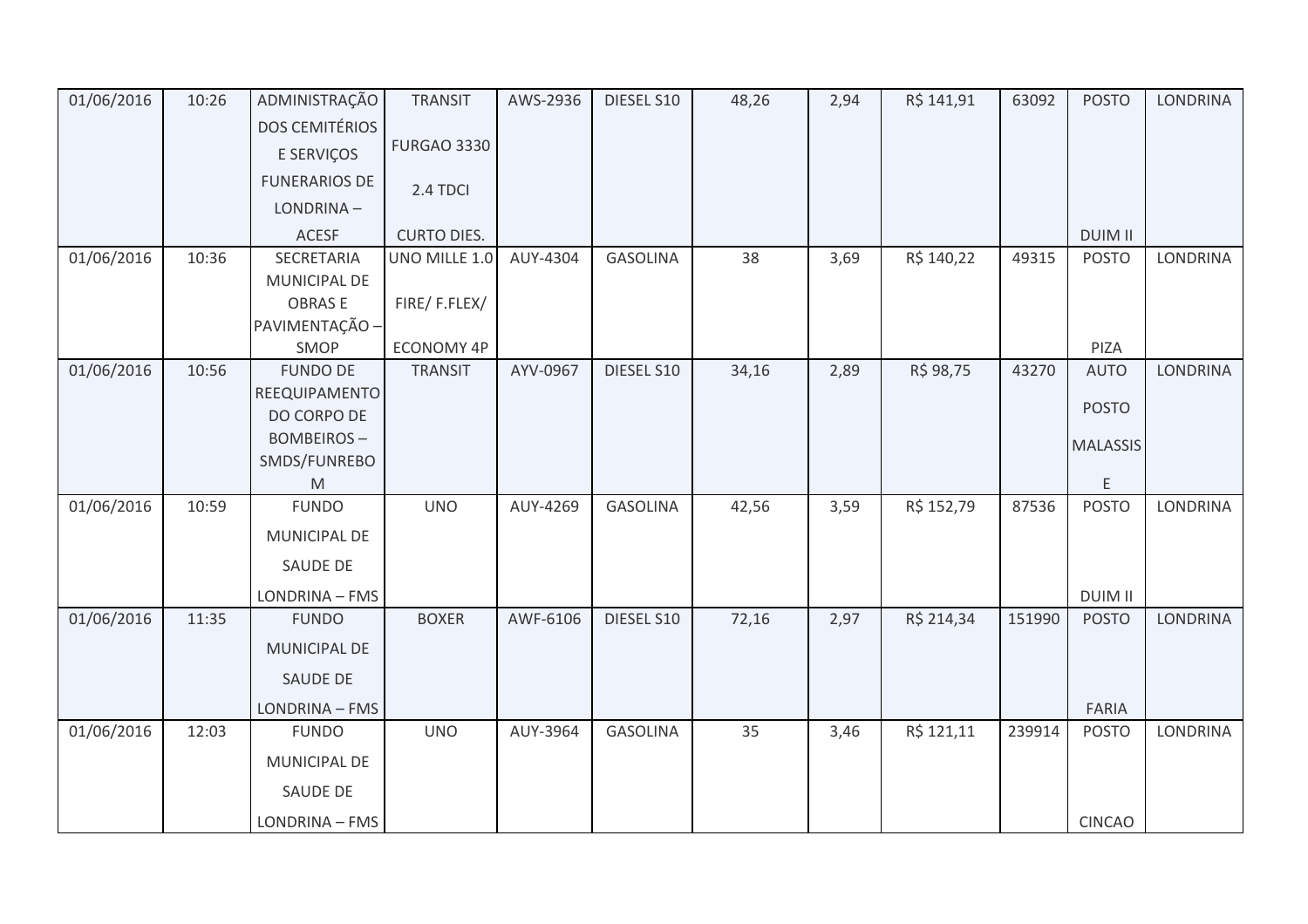| 01/06/2016 | 10:26 | ADMINISTRAÇÃO DOS CEMITÉRIOS E SERVIÇOS FUNERARIOS DE LONDRINA – ACESF | TRANSIT FURGAO 3330 2.4 TDCI CURTO DIES. | AWS-2936 | DIESEL S10 | 48,26 | 2,94 | R$ 141,91 | 63092 | POSTO DUIM II | LONDRINA |
|---|---|---|---|---|---|---|---|---|---|---|---|
| 01/06/2016 | 10:36 | SECRETARIA MUNICIPAL DE OBRAS E PAVIMENTAÇÃO – SMOP | UNO MILLE 1.0 FIRE/ F.FLEX/ ECONOMY 4P | AUY-4304 | GASOLINA | 38 | 3,69 | R$ 140,22 | 49315 | POSTO PIZA | LONDRINA |
| 01/06/2016 | 10:56 | FUNDO DE REEQUIPAMENTO DO CORPO DE BOMBEIROS – SMDS/FUNREBOM | TRANSIT | AYV-0967 | DIESEL S10 | 34,16 | 2,89 | R$ 98,75 | 43270 | AUTO POSTO MALASSISE | LONDRINA |
| 01/06/2016 | 10:59 | FUNDO MUNICIPAL DE SAUDE DE LONDRINA – FMS | UNO | AUY-4269 | GASOLINA | 42,56 | 3,59 | R$ 152,79 | 87536 | POSTO DUIM II | LONDRINA |
| 01/06/2016 | 11:35 | FUNDO MUNICIPAL DE SAUDE DE LONDRINA – FMS | BOXER | AWF-6106 | DIESEL S10 | 72,16 | 2,97 | R$ 214,34 | 151990 | POSTO FARIA | LONDRINA |
| 01/06/2016 | 12:03 | FUNDO MUNICIPAL DE SAUDE DE LONDRINA – FMS | UNO | AUY-3964 | GASOLINA | 35 | 3,46 | R$ 121,11 | 239914 | POSTO CINCAO | LONDRINA |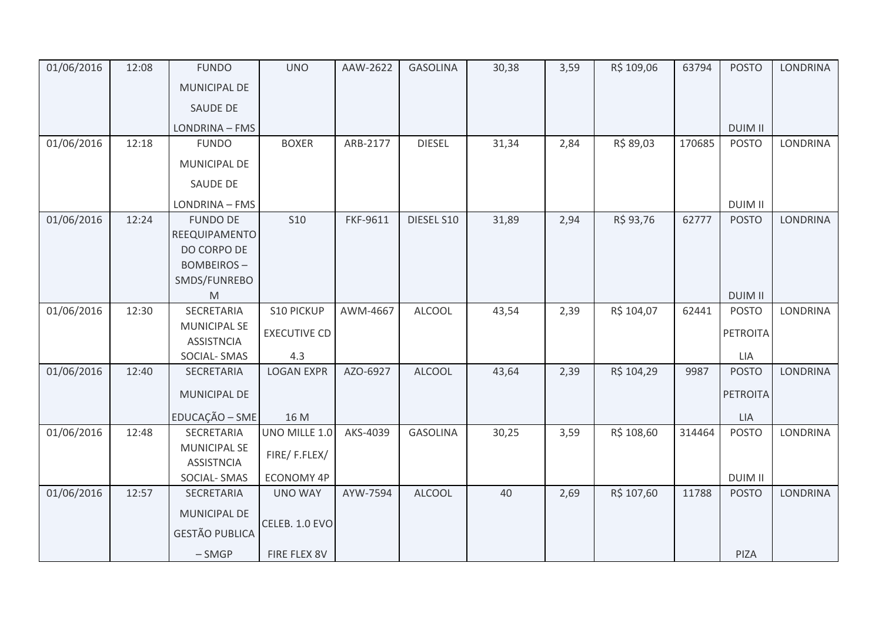| 01/06/2016 | 12:08 | FUNDO MUNICIPAL DE SAUDE DE LONDRINA – FMS | UNO | AAW-2622 | GASOLINA | 30,38 | 3,59 | R$ 109,06 | 63794 | POSTO DUIM II | LONDRINA |
|---|---|---|---|---|---|---|---|---|---|---|---|
| 01/06/2016 | 12:18 | FUNDO MUNICIPAL DE SAUDE DE LONDRINA – FMS | BOXER | ARB-2177 | DIESEL | 31,34 | 2,84 | R$ 89,03 | 170685 | POSTO DUIM II | LONDRINA |
| 01/06/2016 | 12:24 | FUNDO DE REEQUIPAMENTO DO CORPO DE BOMBEIROS – SMDS/FUNREBOM | S10 | FKF-9611 | DIESEL S10 | 31,89 | 2,94 | R$ 93,76 | 62777 | POSTO DUIM II | LONDRINA |
| 01/06/2016 | 12:30 | SECRETARIA MUNICIPAL SE ASSISTNCIA SOCIAL- SMAS | S10 PICKUP EXECUTIVE CD 4.3 | AWM-4667 | ALCOOL | 43,54 | 2,39 | R$ 104,07 | 62441 | POSTO PETROITALIA | LONDRINA |
| 01/06/2016 | 12:40 | SECRETARIA MUNICIPAL DE EDUCAÇÃO – SME | LOGAN EXPR 16 M | AZO-6927 | ALCOOL | 43,64 | 2,39 | R$ 104,29 | 9987 | POSTO PETROITALIA | LONDRINA |
| 01/06/2016 | 12:48 | SECRETARIA MUNICIPAL SE ASSISTNCIA SOCIAL- SMAS | UNO MILLE 1.0 FIRE/ F.FLEX/ ECONOMY 4P | AKS-4039 | GASOLINA | 30,25 | 3,59 | R$ 108,60 | 314464 | POSTO DUIM II | LONDRINA |
| 01/06/2016 | 12:57 | SECRETARIA MUNICIPAL DE GESTÃO PUBLICA – SMGP | UNO WAY CELEB. 1.0 EVO FIRE FLEX 8V | AYW-7594 | ALCOOL | 40 | 2,69 | R$ 107,60 | 11788 | POSTO PIZA | LONDRINA |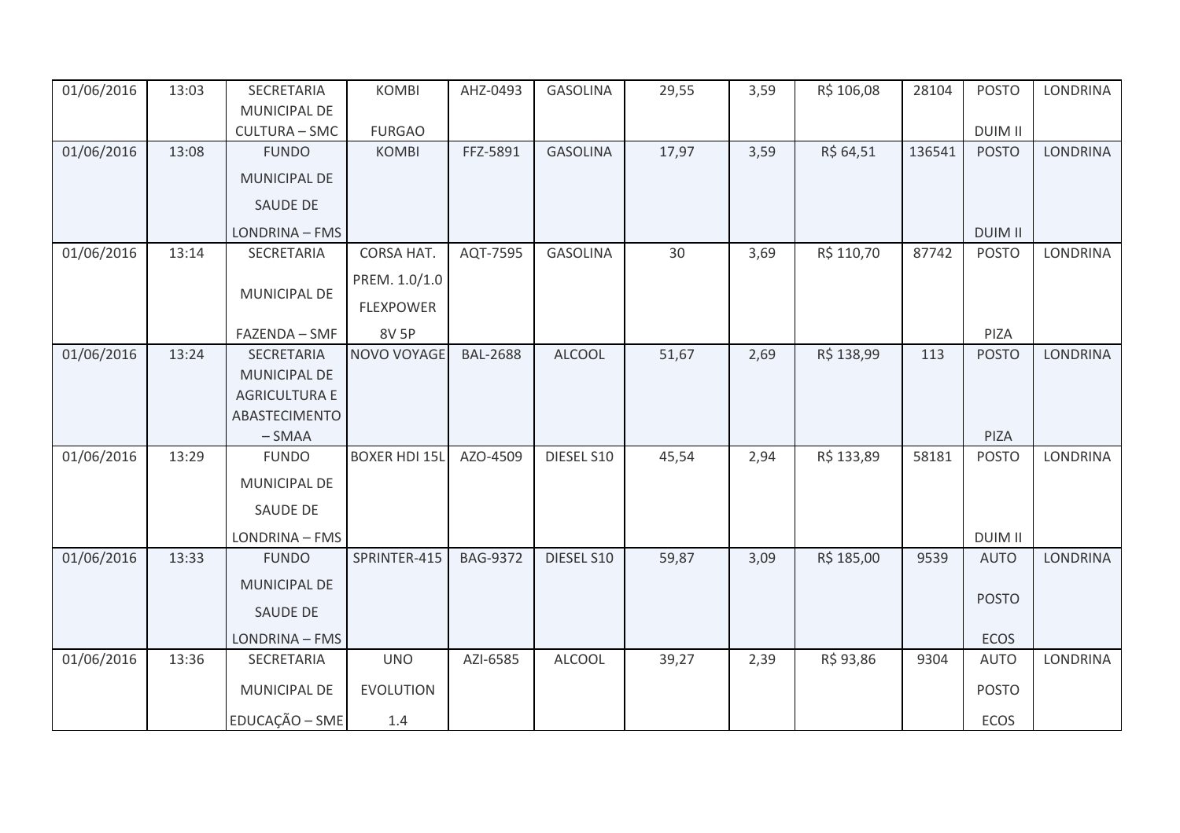| 01/06/2016 | 13:03 | SECRETARIA MUNICIPAL DE CULTURA – SMC | KOMBI FURGAO | AHZ-0493 | GASOLINA | 29,55 | 3,59 | R$ 106,08 | 28104 | POSTO DUIM II | LONDRINA |
|---|---|---|---|---|---|---|---|---|---|---|---|
| 01/06/2016 | 13:08 | FUNDO MUNICIPAL DE SAUDE DE LONDRINA – FMS | KOMBI | FFZ-5891 | GASOLINA | 17,97 | 3,59 | R$ 64,51 | 136541 | POSTO DUIM II | LONDRINA |
| 01/06/2016 | 13:14 | SECRETARIA MUNICIPAL DE FAZENDA – SMF | CORSA HAT. PREM. 1.0/1.0 FLEXPOWER 8V 5P | AQT-7595 | GASOLINA | 30 | 3,69 | R$ 110,70 | 87742 | POSTO PIZA | LONDRINA |
| 01/06/2016 | 13:24 | SECRETARIA MUNICIPAL DE AGRICULTURA E ABASTECIMENTO – SMAA | NOVO VOYAGE | BAL-2688 | ALCOOL | 51,67 | 2,69 | R$ 138,99 | 113 | POSTO PIZA | LONDRINA |
| 01/06/2016 | 13:29 | FUNDO MUNICIPAL DE SAUDE DE LONDRINA – FMS | BOXER HDI 15L | AZO-4509 | DIESEL S10 | 45,54 | 2,94 | R$ 133,89 | 58181 | POSTO DUIM II | LONDRINA |
| 01/06/2016 | 13:33 | FUNDO MUNICIPAL DE SAUDE DE LONDRINA – FMS | SPRINTER-415 | BAG-9372 | DIESEL S10 | 59,87 | 3,09 | R$ 185,00 | 9539 | AUTO POSTO ECOS | LONDRINA |
| 01/06/2016 | 13:36 | SECRETARIA MUNICIPAL DE EDUCAÇÃO – SME | UNO EVOLUTION 1.4 | AZI-6585 | ALCOOL | 39,27 | 2,39 | R$ 93,86 | 9304 | AUTO POSTO ECOS | LONDRINA |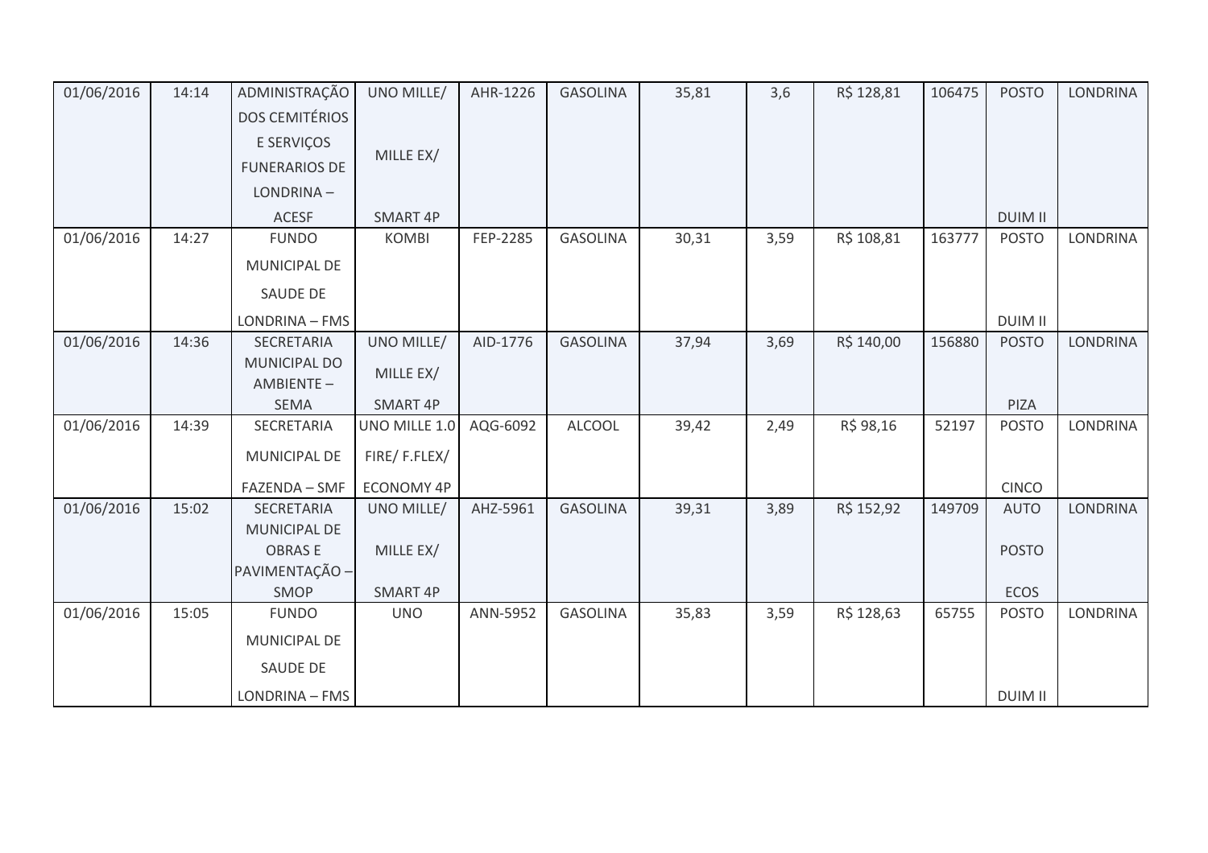| | | | | | | | | | | | |
|---|---|---|---|---|---|---|---|---|---|---|---|
| 01/06/2016 | 14:14 | ADMINISTRAÇÃO DOS CEMITÉRIOS E SERVIÇOS FUNERARIOS DE LONDRINA – ACESF | UNO MILLE/ MILLE EX/ SMART 4P | AHR-1226 | GASOLINA | 35,81 | 3,6 | R$ 128,81 | 106475 | POSTO DUIM II | LONDRINA |
| 01/06/2016 | 14:27 | FUNDO MUNICIPAL DE SAUDE DE LONDRINA – FMS | KOMBI | FEP-2285 | GASOLINA | 30,31 | 3,59 | R$ 108,81 | 163777 | POSTO DUIM II | LONDRINA |
| 01/06/2016 | 14:36 | SECRETARIA MUNICIPAL DO AMBIENTE – SEMA | UNO MILLE/ MILLE EX/ SMART 4P | AID-1776 | GASOLINA | 37,94 | 3,69 | R$ 140,00 | 156880 | POSTO PIZA | LONDRINA |
| 01/06/2016 | 14:39 | SECRETARIA MUNICIPAL DE FAZENDA – SMF | UNO MILLE 1.0 FIRE/ F.FLEX/ ECONOMY 4P | AQG-6092 | ALCOOL | 39,42 | 2,49 | R$ 98,16 | 52197 | POSTO CINCO | LONDRINA |
| 01/06/2016 | 15:02 | SECRETARIA MUNICIPAL DE OBRAS E PAVIMENTAÇÃO – SMOP | UNO MILLE/ MILLE EX/ SMART 4P | AHZ-5961 | GASOLINA | 39,31 | 3,89 | R$ 152,92 | 149709 | AUTO POSTO ECOS | LONDRINA |
| 01/06/2016 | 15:05 | FUNDO MUNICIPAL DE SAUDE DE LONDRINA – FMS | UNO | ANN-5952 | GASOLINA | 35,83 | 3,59 | R$ 128,63 | 65755 | POSTO DUIM II | LONDRINA |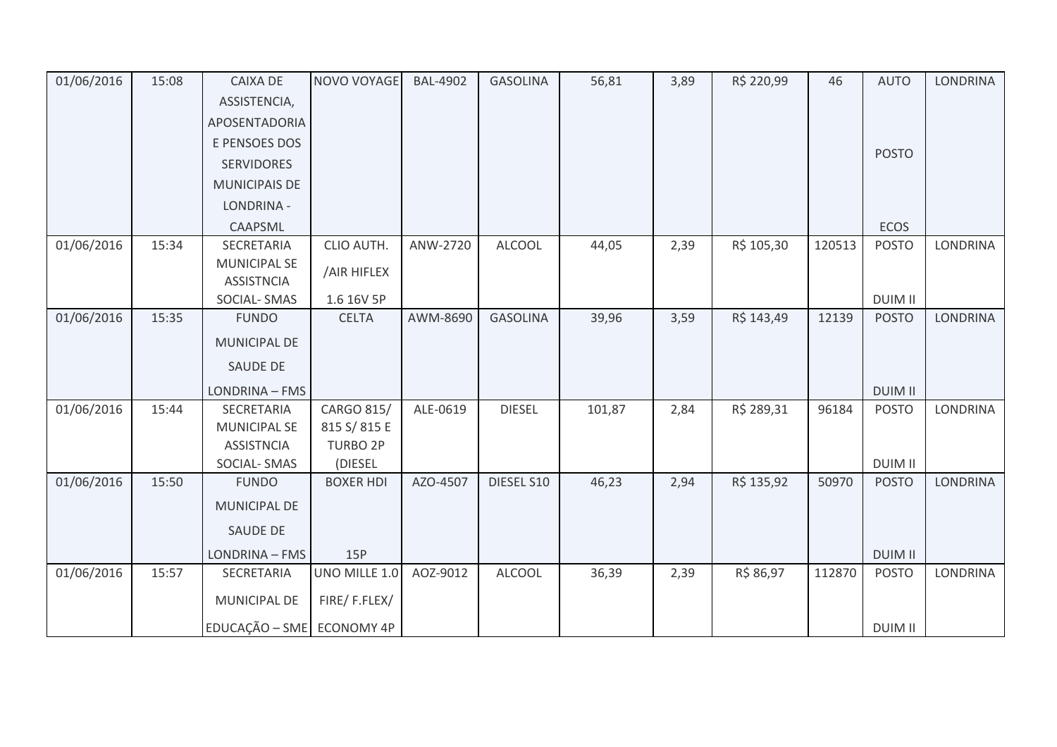| 01/06/2016 | 15:08 | CAIXA DE ASSISTENCIA, APOSENTADORIA E PENSOES DOS SERVIDORES MUNICIPAIS DE LONDRINA - CAAPSML | NOVO VOYAGE | BAL-4902 | GASOLINA | 56,81 | 3,89 | R$ 220,99 | 46 | AUTO POSTO ECOS | LONDRINA |
|---|---|---|---|---|---|---|---|---|---|---|---|
| 01/06/2016 | 15:34 | SECRETARIA MUNICIPAL SE ASSISTNCIA SOCIAL- SMAS | CLIO AUTH. /AIR HIFLEX 1.6 16V 5P | ANW-2720 | ALCOOL | 44,05 | 2,39 | R$ 105,30 | 120513 | POSTO DUIM II | LONDRINA |
| 01/06/2016 | 15:35 | FUNDO MUNICIPAL DE SAUDE DE LONDRINA – FMS | CELTA | AWM-8690 | GASOLINA | 39,96 | 3,59 | R$ 143,49 | 12139 | POSTO DUIM II | LONDRINA |
| 01/06/2016 | 15:44 | SECRETARIA MUNICIPAL SE ASSISTNCIA SOCIAL- SMAS | CARGO 815/ 815 S/ 815 E TURBO 2P (DIESEL | ALE-0619 | DIESEL | 101,87 | 2,84 | R$ 289,31 | 96184 | POSTO DUIM II | LONDRINA |
| 01/06/2016 | 15:50 | FUNDO MUNICIPAL DE SAUDE DE LONDRINA – FMS | BOXER HDI 15P | AZO-4507 | DIESEL S10 | 46,23 | 2,94 | R$ 135,92 | 50970 | POSTO DUIM II | LONDRINA |
| 01/06/2016 | 15:57 | SECRETARIA MUNICIPAL DE EDUCAÇÃO – SME | UNO MILLE 1.0 FIRE/ F.FLEX/ ECONOMY 4P | AOZ-9012 | ALCOOL | 36,39 | 2,39 | R$ 86,97 | 112870 | POSTO DUIM II | LONDRINA |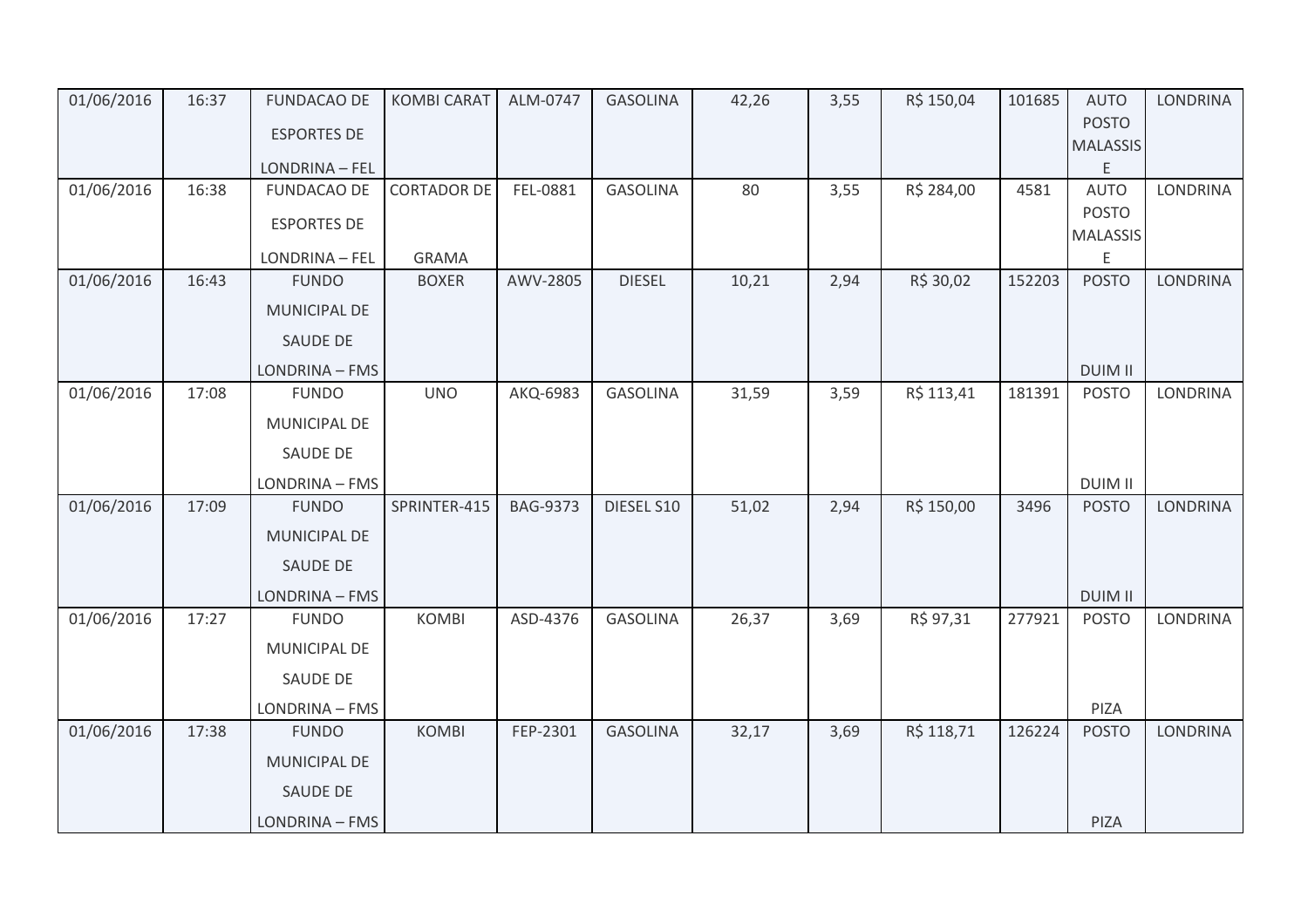| 01/06/2016 | 16:37 | FUNDACAO DE ESPORTES DE LONDRINA – FEL | KOMBI CARAT | ALM-0747 | GASOLINA | 42,26 | 3,55 | R$ 150,04 | 101685 | AUTO POSTO MALASSIS E | LONDRINA |
|---|---|---|---|---|---|---|---|---|---|---|---|
| 01/06/2016 | 16:38 | FUNDACAO DE ESPORTES DE LONDRINA – FEL | CORTADOR DE GRAMA | FEL-0881 | GASOLINA | 80 | 3,55 | R$ 284,00 | 4581 | AUTO POSTO MALASSIS E | LONDRINA |
| 01/06/2016 | 16:43 | FUNDO MUNICIPAL DE SAUDE DE LONDRINA – FMS | BOXER | AWV-2805 | DIESEL | 10,21 | 2,94 | R$ 30,02 | 152203 | POSTO DUIM II | LONDRINA |
| 01/06/2016 | 17:08 | FUNDO MUNICIPAL DE SAUDE DE LONDRINA – FMS | UNO | AKQ-6983 | GASOLINA | 31,59 | 3,59 | R$ 113,41 | 181391 | POSTO DUIM II | LONDRINA |
| 01/06/2016 | 17:09 | FUNDO MUNICIPAL DE SAUDE DE LONDRINA – FMS | SPRINTER-415 | BAG-9373 | DIESEL S10 | 51,02 | 2,94 | R$ 150,00 | 3496 | POSTO DUIM II | LONDRINA |
| 01/06/2016 | 17:27 | FUNDO MUNICIPAL DE SAUDE DE LONDRINA – FMS | KOMBI | ASD-4376 | GASOLINA | 26,37 | 3,69 | R$ 97,31 | 277921 | POSTO PIZA | LONDRINA |
| 01/06/2016 | 17:38 | FUNDO MUNICIPAL DE SAUDE DE LONDRINA – FMS | KOMBI | FEP-2301 | GASOLINA | 32,17 | 3,69 | R$ 118,71 | 126224 | POSTO PIZA | LONDRINA |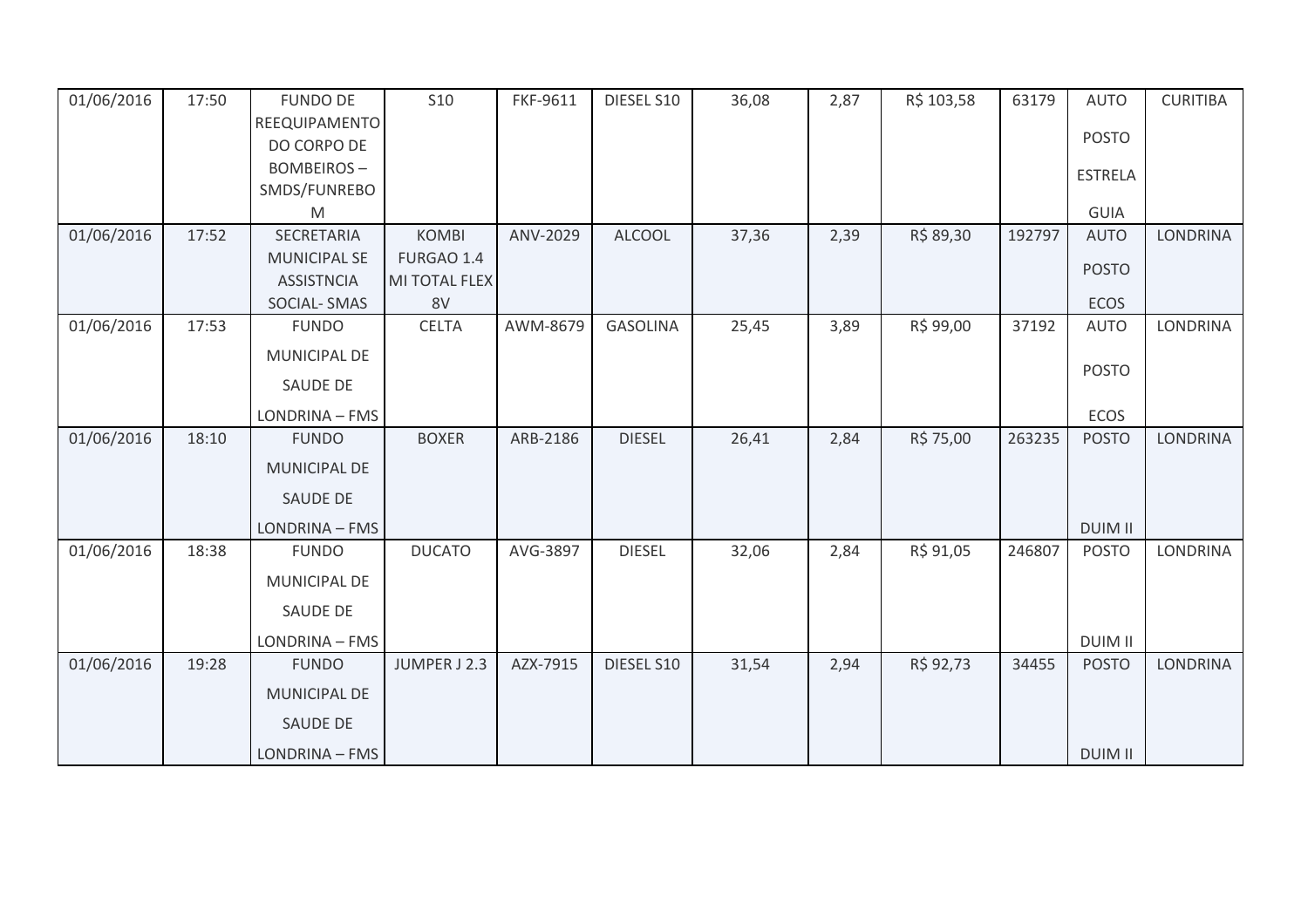| 01/06/2016 | 17:50 | FUNDO DE REEQUIPAMENTO DO CORPO DE BOMBEIROS – SMDS/FUNREBOM | S10 | FKF-9611 | DIESEL S10 | 36,08 | 2,87 | R$ 103,58 | 63179 | AUTO POSTO ESTRELA GUIA | CURITIBA |
|---|---|---|---|---|---|---|---|---|---|---|---|
| 01/06/2016 | 17:52 | SECRETARIA MUNICIPAL SE ASSISTNCIA SOCIAL- SMAS | KOMBI FURGAO 1.4 MI TOTAL FLEX 8V | ANV-2029 | ALCOOL | 37,36 | 2,39 | R$ 89,30 | 192797 | AUTO POSTO ECOS | LONDRINA |
| 01/06/2016 | 17:53 | FUNDO MUNICIPAL DE SAUDE DE LONDRINA – FMS | CELTA | AWM-8679 | GASOLINA | 25,45 | 3,89 | R$ 99,00 | 37192 | AUTO POSTO ECOS | LONDRINA |
| 01/06/2016 | 18:10 | FUNDO MUNICIPAL DE SAUDE DE LONDRINA – FMS | BOXER | ARB-2186 | DIESEL | 26,41 | 2,84 | R$ 75,00 | 263235 | POSTO DUIM II | LONDRINA |
| 01/06/2016 | 18:38 | FUNDO MUNICIPAL DE SAUDE DE LONDRINA – FMS | DUCATO | AVG-3897 | DIESEL | 32,06 | 2,84 | R$ 91,05 | 246807 | POSTO DUIM II | LONDRINA |
| 01/06/2016 | 19:28 | FUNDO MUNICIPAL DE SAUDE DE LONDRINA – FMS | JUMPER J 2.3 | AZX-7915 | DIESEL S10 | 31,54 | 2,94 | R$ 92,73 | 34455 | POSTO DUIM II | LONDRINA |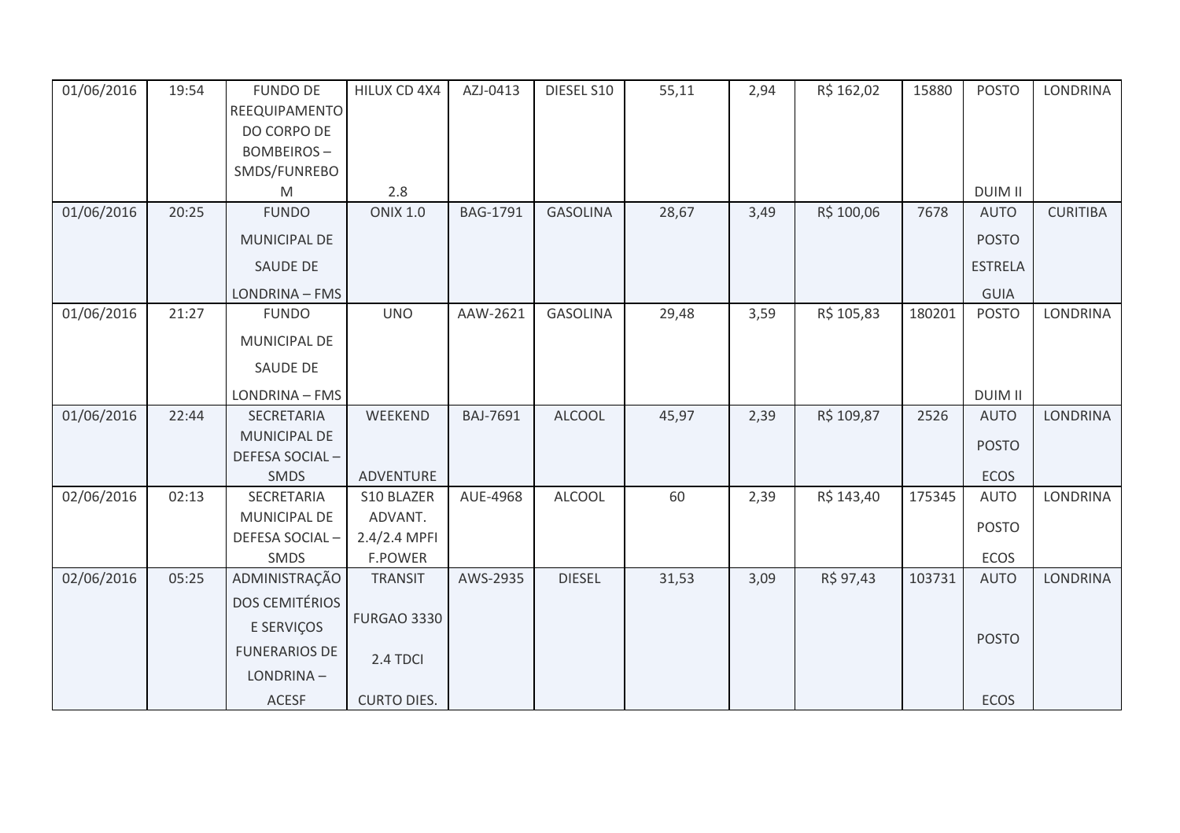| | | | | | | | | | | | |
|---|---|---|---|---|---|---|---|---|---|---|---|
| 01/06/2016 | 19:54 | FUNDO DE REEQUIPAMENTO DO CORPO DE BOMBEIROS – SMDS/FUNREBOM | HILUX CD 4X4 2.8 | AZJ-0413 | DIESEL S10 | 55,11 | 2,94 | R$ 162,02 | 15880 | POSTO DUIM II | LONDRINA |
| 01/06/2016 | 20:25 | FUNDO MUNICIPAL DE SAUDE DE LONDRINA – FMS | ONIX 1.0 | BAG-1791 | GASOLINA | 28,67 | 3,49 | R$ 100,06 | 7678 | AUTO POSTO ESTRELA GUIA | CURITIBA |
| 01/06/2016 | 21:27 | FUNDO MUNICIPAL DE SAUDE DE LONDRINA – FMS | UNO | AAW-2621 | GASOLINA | 29,48 | 3,59 | R$ 105,83 | 180201 | POSTO DUIM II | LONDRINA |
| 01/06/2016 | 22:44 | SECRETARIA MUNICIPAL DE DEFESA SOCIAL – SMDS | WEEKEND ADVENTURE | BAJ-7691 | ALCOOL | 45,97 | 2,39 | R$ 109,87 | 2526 | AUTO POSTO ECOS | LONDRINA |
| 02/06/2016 | 02:13 | SECRETARIA MUNICIPAL DE DEFESA SOCIAL – SMDS | S10 BLAZER ADVANT. 2.4/2.4 MPFI F.POWER | AUE-4968 | ALCOOL | 60 | 2,39 | R$ 143,40 | 175345 | AUTO POSTO ECOS | LONDRINA |
| 02/06/2016 | 05:25 | ADMINISTRAÇÃO DOS CEMITÉRIOS E SERVIÇOS FUNERARIOS DE LONDRINA – ACESF | TRANSIT FURGAO 3330 2.4 TDCI CURTO DIES. | AWS-2935 | DIESEL | 31,53 | 3,09 | R$ 97,43 | 103731 | AUTO POSTO ECOS | LONDRINA |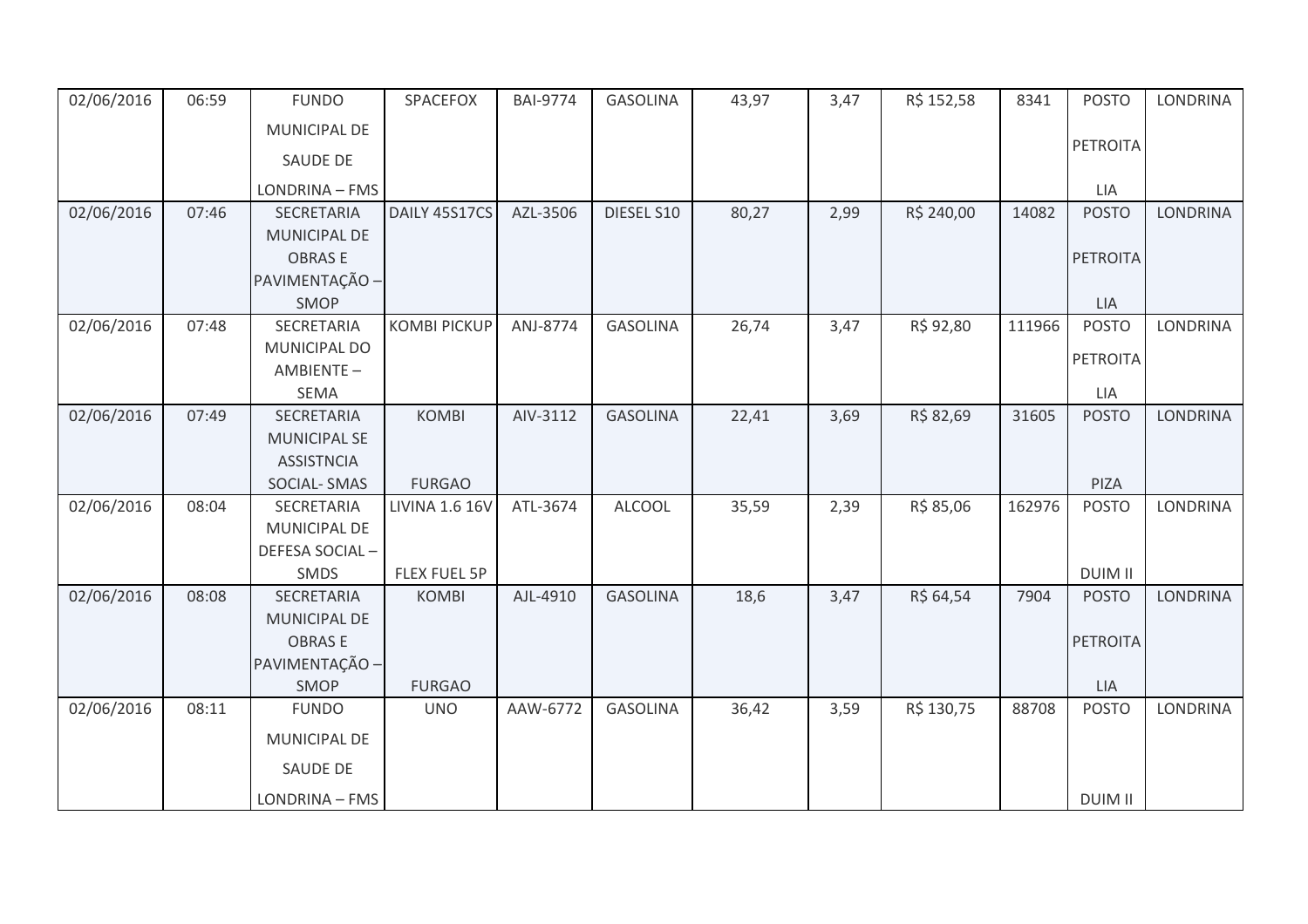| 02/06/2016 | 06:59 | FUNDO MUNICIPAL DE SAUDE DE LONDRINA – FMS | SPACEFOX | BAI-9774 | GASOLINA | 43,97 | 3,47 | R$ 152,58 | 8341 | POSTO PETROITA LIA | LONDRINA |
|---|---|---|---|---|---|---|---|---|---|---|---|
| 02/06/2016 | 07:46 | SECRETARIA MUNICIPAL DE OBRAS E PAVIMENTAÇÃO – SMOP | DAILY 45S17CS | AZL-3506 | DIESEL S10 | 80,27 | 2,99 | R$ 240,00 | 14082 | POSTO PETROITA LIA | LONDRINA |
| 02/06/2016 | 07:48 | SECRETARIA MUNICIPAL DO AMBIENTE – SEMA | KOMBI PICKUP | ANJ-8774 | GASOLINA | 26,74 | 3,47 | R$ 92,80 | 111966 | POSTO PETROITA LIA | LONDRINA |
| 02/06/2016 | 07:49 | SECRETARIA MUNICIPAL SE ASSISTNCIA SOCIAL- SMAS | KOMBI FURGAO | AIV-3112 | GASOLINA | 22,41 | 3,69 | R$ 82,69 | 31605 | POSTO PIZA | LONDRINA |
| 02/06/2016 | 08:04 | SECRETARIA MUNICIPAL DE DEFESA SOCIAL – SMDS | LIVINA 1.6 16V FLEX FUEL 5P | ATL-3674 | ALCOOL | 35,59 | 2,39 | R$ 85,06 | 162976 | POSTO DUIM II | LONDRINA |
| 02/06/2016 | 08:08 | SECRETARIA MUNICIPAL DE OBRAS E PAVIMENTAÇÃO – SMOP | KOMBI FURGAO | AJL-4910 | GASOLINA | 18,6 | 3,47 | R$ 64,54 | 7904 | POSTO PETROITA LIA | LONDRINA |
| 02/06/2016 | 08:11 | FUNDO MUNICIPAL DE SAUDE DE LONDRINA – FMS | UNO | AAW-6772 | GASOLINA | 36,42 | 3,59 | R$ 130,75 | 88708 | POSTO DUIM II | LONDRINA |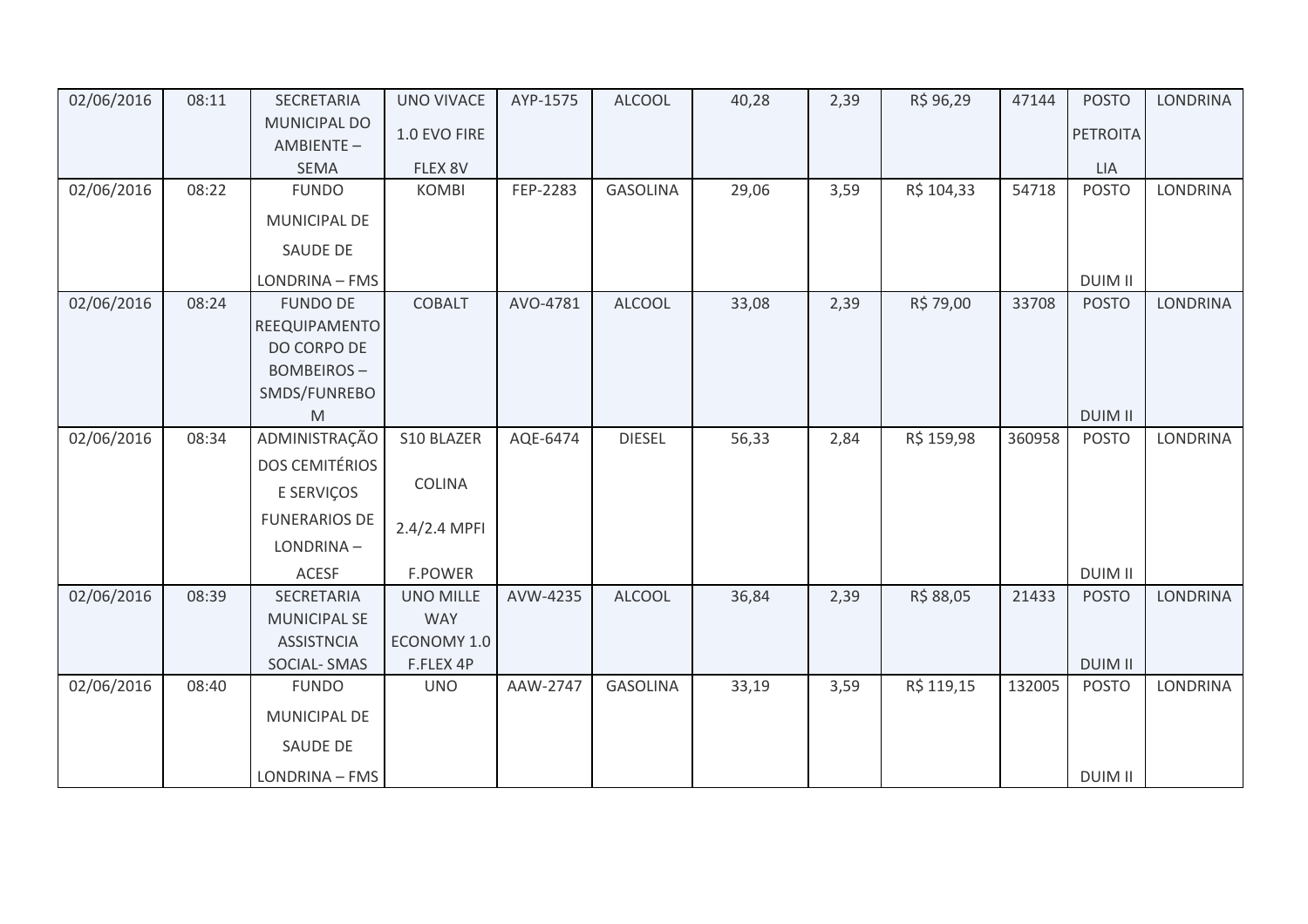| 02/06/2016 | 08:11 | SECRETARIA MUNICIPAL DO AMBIENTE – SEMA | UNO VIVACE 1.0 EVO FIRE FLEX 8V | AYP-1575 | ALCOOL | 40,28 | 2,39 | R$ 96,29 | 47144 | POSTO PETROITALIA | LONDRINA |
|---|---|---|---|---|---|---|---|---|---|---|---|
| 02/06/2016 | 08:22 | FUNDO MUNICIPAL DE SAUDE DE LONDRINA – FMS | KOMBI | FEP-2283 | GASOLINA | 29,06 | 3,59 | R$ 104,33 | 54718 | POSTO DUIM II | LONDRINA |
| 02/06/2016 | 08:24 | FUNDO DE REEQUIPAMENTO DO CORPO DE BOMBEIROS – SMDS/FUNREBOM | COBALT | AVO-4781 | ALCOOL | 33,08 | 2,39 | R$ 79,00 | 33708 | POSTO DUIM II | LONDRINA |
| 02/06/2016 | 08:34 | ADMINISTRAÇÃO DOS CEMITÉRIOS E SERVIÇOS FUNERARIOS DE LONDRINA – ACESF | S10 BLAZER COLINA 2.4/2.4 MPFI F.POWER | AQE-6474 | DIESEL | 56,33 | 2,84 | R$ 159,98 | 360958 | POSTO DUIM II | LONDRINA |
| 02/06/2016 | 08:39 | SECRETARIA MUNICIPAL SE ASSISTNCIA SOCIAL- SMAS | UNO MILLE WAY ECONOMY 1.0 F.FLEX 4P | AVW-4235 | ALCOOL | 36,84 | 2,39 | R$ 88,05 | 21433 | POSTO DUIM II | LONDRINA |
| 02/06/2016 | 08:40 | FUNDO MUNICIPAL DE SAUDE DE LONDRINA – FMS | UNO | AAW-2747 | GASOLINA | 33,19 | 3,59 | R$ 119,15 | 132005 | POSTO DUIM II | LONDRINA |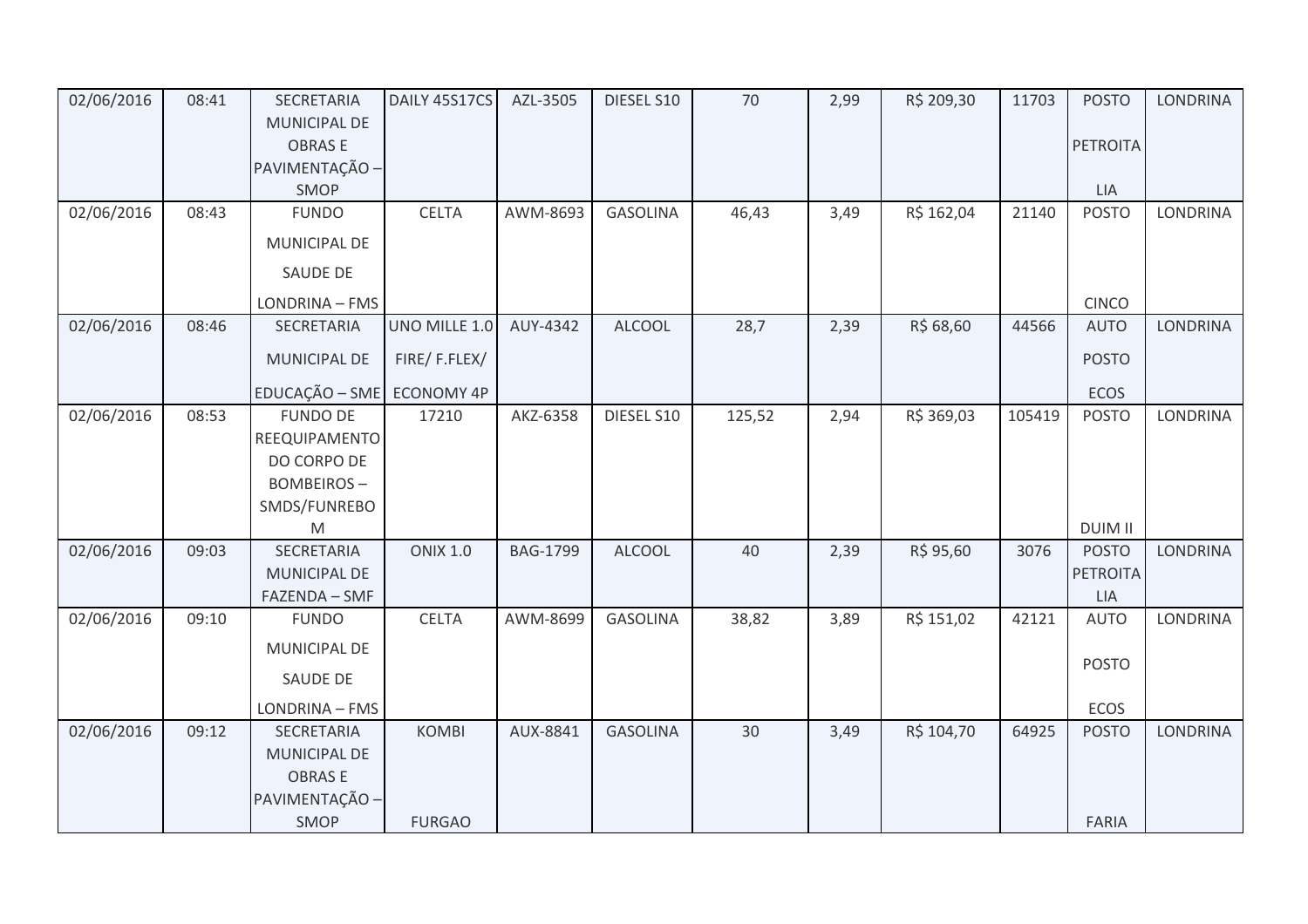| | | | | | | | | | | | |
|---|---|---|---|---|---|---|---|---|---|---|---|
| 02/06/2016 | 08:41 | SECRETARIA MUNICIPAL DE OBRAS E PAVIMENTAÇÃO – SMOP | DAILY 45S17CS | AZL-3505 | DIESEL S10 | 70 | 2,99 | R$ 209,30 | 11703 | POSTO PETROITALIA | LONDRINA |
| 02/06/2016 | 08:43 | FUNDO MUNICIPAL DE SAUDE DE LONDRINA – FMS | CELTA | AWM-8693 | GASOLINA | 46,43 | 3,49 | R$ 162,04 | 21140 | POSTO CINCO | LONDRINA |
| 02/06/2016 | 08:46 | SECRETARIA MUNICIPAL DE EDUCAÇÃO – SME | UNO MILLE 1.0 FIRE/ F.FLEX/ ECONOMY 4P | AUY-4342 | ALCOOL | 28,7 | 2,39 | R$ 68,60 | 44566 | AUTO POSTO ECOS | LONDRINA |
| 02/06/2016 | 08:53 | FUNDO DE REEQUIPAMENTO DO CORPO DE BOMBEIROS – SMDS/FUNREBOM | 17210 | AKZ-6358 | DIESEL S10 | 125,52 | 2,94 | R$ 369,03 | 105419 | POSTO DUIM II | LONDRINA |
| 02/06/2016 | 09:03 | SECRETARIA MUNICIPAL DE FAZENDA – SMF | ONIX 1.0 | BAG-1799 | ALCOOL | 40 | 2,39 | R$ 95,60 | 3076 | POSTO PETROITALIA | LONDRINA |
| 02/06/2016 | 09:10 | FUNDO MUNICIPAL DE SAUDE DE LONDRINA – FMS | CELTA | AWM-8699 | GASOLINA | 38,82 | 3,89 | R$ 151,02 | 42121 | AUTO POSTO ECOS | LONDRINA |
| 02/06/2016 | 09:12 | SECRETARIA MUNICIPAL DE OBRAS E PAVIMENTAÇÃO – SMOP | KOMBI FURGAO | AUX-8841 | GASOLINA | 30 | 3,49 | R$ 104,70 | 64925 | POSTO FARIA | LONDRINA |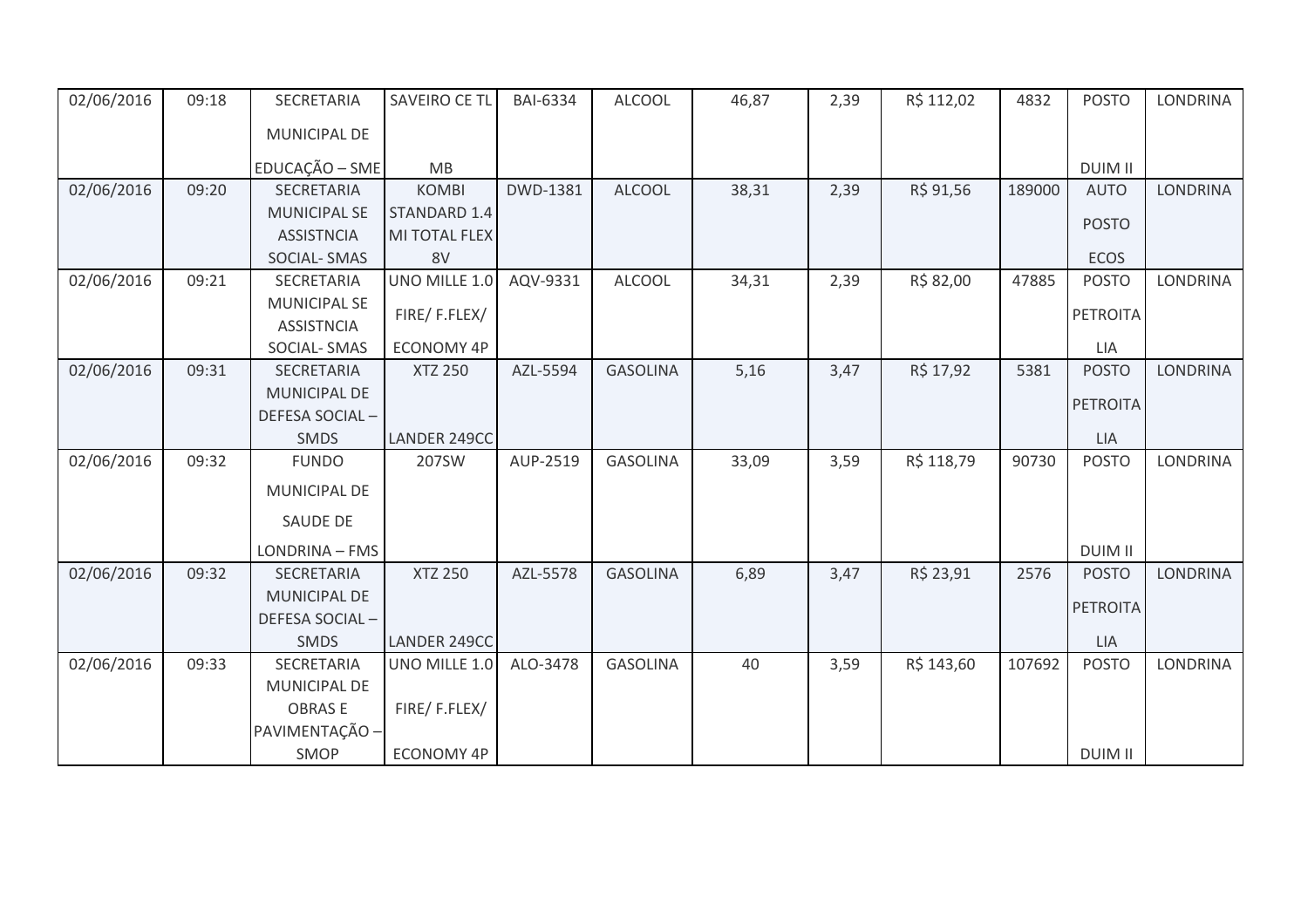| 02/06/2016 | 09:18 | SECRETARIA MUNICIPAL DE EDUCAÇÃO – SME | SAVEIRO CE TL MB | BAI-6334 | ALCOOL | 46,87 | 2,39 | R$ 112,02 | 4832 | POSTO DUIM II | LONDRINA |
|---|---|---|---|---|---|---|---|---|---|---|---|
| 02/06/2016 | 09:20 | SECRETARIA MUNICIPAL SE ASSISTNCIA SOCIAL- SMAS | KOMBI STANDARD 1.4 MI TOTAL FLEX 8V | DWD-1381 | ALCOOL | 38,31 | 2,39 | R$ 91,56 | 189000 | AUTO POSTO ECOS | LONDRINA |
| 02/06/2016 | 09:21 | SECRETARIA MUNICIPAL SE ASSISTNCIA SOCIAL- SMAS | UNO MILLE 1.0 FIRE/ F.FLEX/ ECONOMY 4P | AQV-9331 | ALCOOL | 34,31 | 2,39 | R$ 82,00 | 47885 | POSTO PETROITA LIA | LONDRINA |
| 02/06/2016 | 09:31 | SECRETARIA MUNICIPAL DE DEFESA SOCIAL – SMDS | XTZ 250 LANDER 249CC | AZL-5594 | GASOLINA | 5,16 | 3,47 | R$ 17,92 | 5381 | POSTO PETROITA LIA | LONDRINA |
| 02/06/2016 | 09:32 | FUNDO MUNICIPAL DE SAUDE DE LONDRINA – FMS | 207SW | AUP-2519 | GASOLINA | 33,09 | 3,59 | R$ 118,79 | 90730 | POSTO DUIM II | LONDRINA |
| 02/06/2016 | 09:32 | SECRETARIA MUNICIPAL DE DEFESA SOCIAL – SMDS | XTZ 250 LANDER 249CC | AZL-5578 | GASOLINA | 6,89 | 3,47 | R$ 23,91 | 2576 | POSTO PETROITA LIA | LONDRINA |
| 02/06/2016 | 09:33 | SECRETARIA MUNICIPAL DE OBRAS E PAVIMENTAÇÃO – SMOP | UNO MILLE 1.0 FIRE/ F.FLEX/ ECONOMY 4P | ALO-3478 | GASOLINA | 40 | 3,59 | R$ 143,60 | 107692 | POSTO DUIM II | LONDRINA |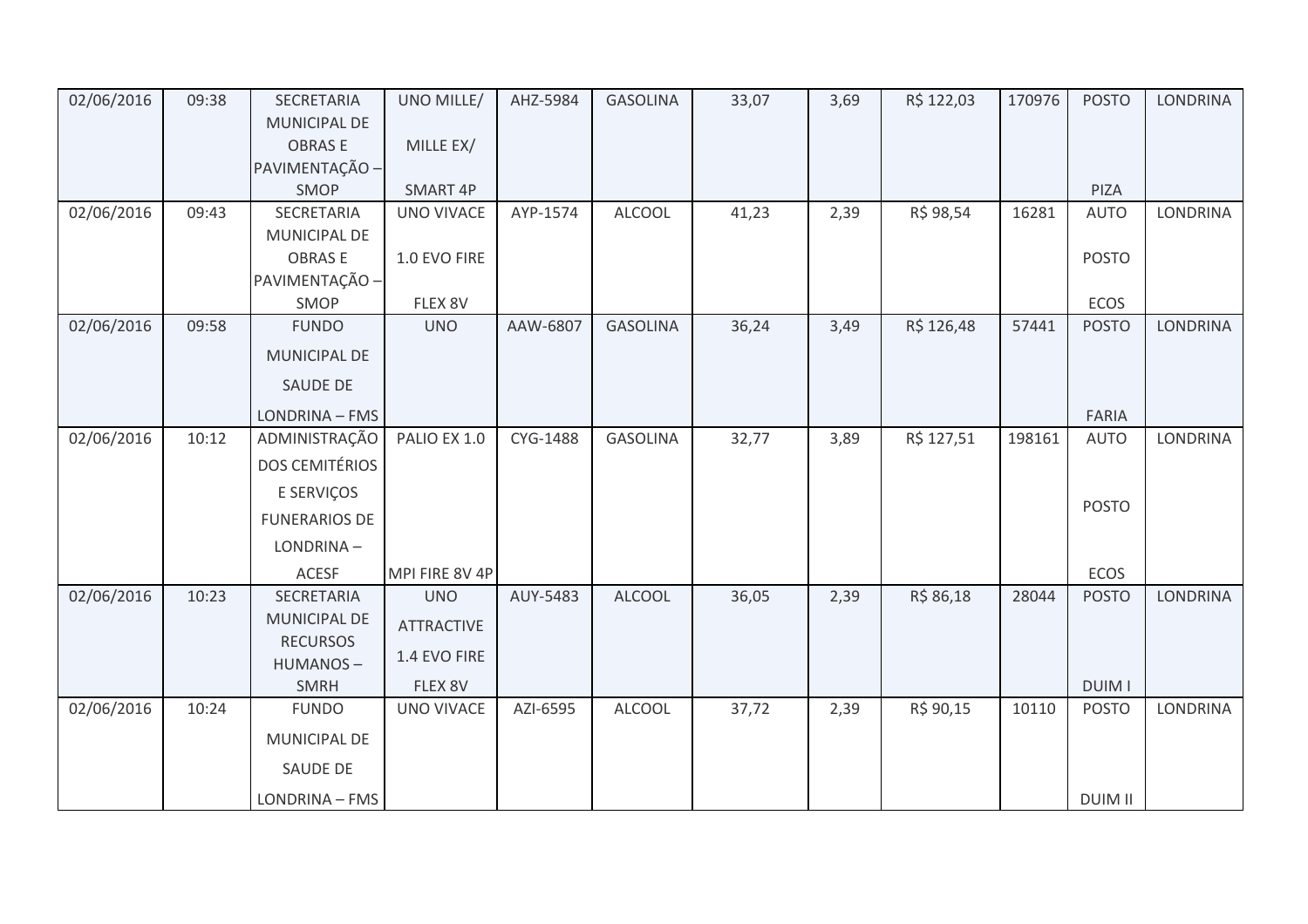| | | | | | | | | | | | |
|---|---|---|---|---|---|---|---|---|---|---|---|
| 02/06/2016 | 09:38 | SECRETARIA MUNICIPAL DE OBRAS E PAVIMENTAÇÃO – SMOP | UNO MILLE/ MILLE EX/ SMART 4P | AHZ-5984 | GASOLINA | 33,07 | 3,69 | R$ 122,03 | 170976 | POSTO PIZA | LONDRINA |
| 02/06/2016 | 09:43 | SECRETARIA MUNICIPAL DE OBRAS E PAVIMENTAÇÃO – SMOP | UNO VIVACE 1.0 EVO FIRE FLEX 8V | AYP-1574 | ALCOOL | 41,23 | 2,39 | R$ 98,54 | 16281 | AUTO POSTO ECOS | LONDRINA |
| 02/06/2016 | 09:58 | FUNDO MUNICIPAL DE SAUDE DE LONDRINA – FMS | UNO | AAW-6807 | GASOLINA | 36,24 | 3,49 | R$ 126,48 | 57441 | POSTO FARIA | LONDRINA |
| 02/06/2016 | 10:12 | ADMINISTRAÇÃO DOS CEMITÉRIOS E SERVIÇOS FUNERARIOS DE LONDRINA – ACESF | PALIO EX 1.0 MPI FIRE 8V 4P | CYG-1488 | GASOLINA | 32,77 | 3,89 | R$ 127,51 | 198161 | AUTO POSTO ECOS | LONDRINA |
| 02/06/2016 | 10:23 | SECRETARIA MUNICIPAL DE RECURSOS HUMANOS – SMRH | UNO ATTRACTIVE 1.4 EVO FIRE FLEX 8V | AUY-5483 | ALCOOL | 36,05 | 2,39 | R$ 86,18 | 28044 | POSTO DUIM I | LONDRINA |
| 02/06/2016 | 10:24 | FUNDO MUNICIPAL DE SAUDE DE LONDRINA – FMS | UNO VIVACE | AZI-6595 | ALCOOL | 37,72 | 2,39 | R$ 90,15 | 10110 | POSTO DUIM II | LONDRINA |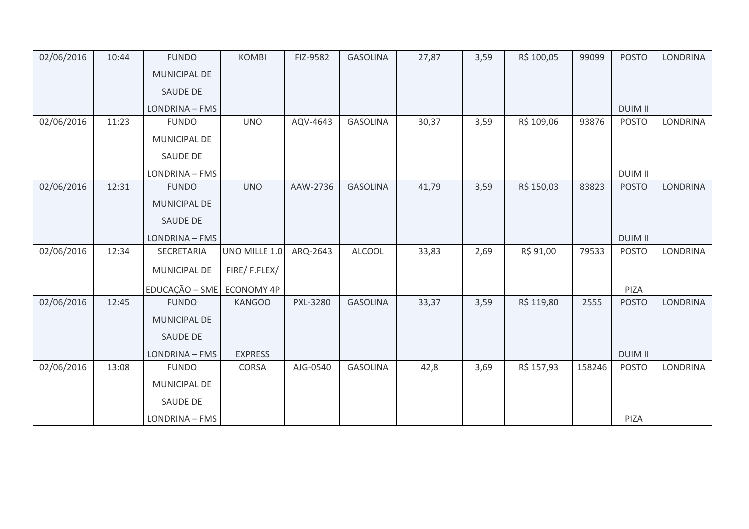| 02/06/2016 | 10:44 | FUNDO MUNICIPAL DE SAUDE DE LONDRINA – FMS | KOMBI | FIZ-9582 | GASOLINA | 27,87 | 3,59 | R$ 100,05 | 99099 | POSTO DUIM II | LONDRINA |
|---|---|---|---|---|---|---|---|---|---|---|---|
| 02/06/2016 | 11:23 | FUNDO MUNICIPAL DE SAUDE DE LONDRINA – FMS | UNO | AQV-4643 | GASOLINA | 30,37 | 3,59 | R$ 109,06 | 93876 | POSTO DUIM II | LONDRINA |
| 02/06/2016 | 12:31 | FUNDO MUNICIPAL DE SAUDE DE LONDRINA – FMS | UNO | AAW-2736 | GASOLINA | 41,79 | 3,59 | R$ 150,03 | 83823 | POSTO DUIM II | LONDRINA |
| 02/06/2016 | 12:34 | SECRETARIA MUNICIPAL DE EDUCAÇÃO – SME | UNO MILLE 1.0 FIRE/ F.FLEX/ ECONOMY 4P | ARQ-2643 | ALCOOL | 33,83 | 2,69 | R$ 91,00 | 79533 | POSTO PIZA | LONDRINA |
| 02/06/2016 | 12:45 | FUNDO MUNICIPAL DE SAUDE DE LONDRINA – FMS | KANGOO EXPRESS | PXL-3280 | GASOLINA | 33,37 | 3,59 | R$ 119,80 | 2555 | POSTO DUIM II | LONDRINA |
| 02/06/2016 | 13:08 | FUNDO MUNICIPAL DE SAUDE DE LONDRINA – FMS | CORSA | AJG-0540 | GASOLINA | 42,8 | 3,69 | R$ 157,93 | 158246 | POSTO PIZA | LONDRINA |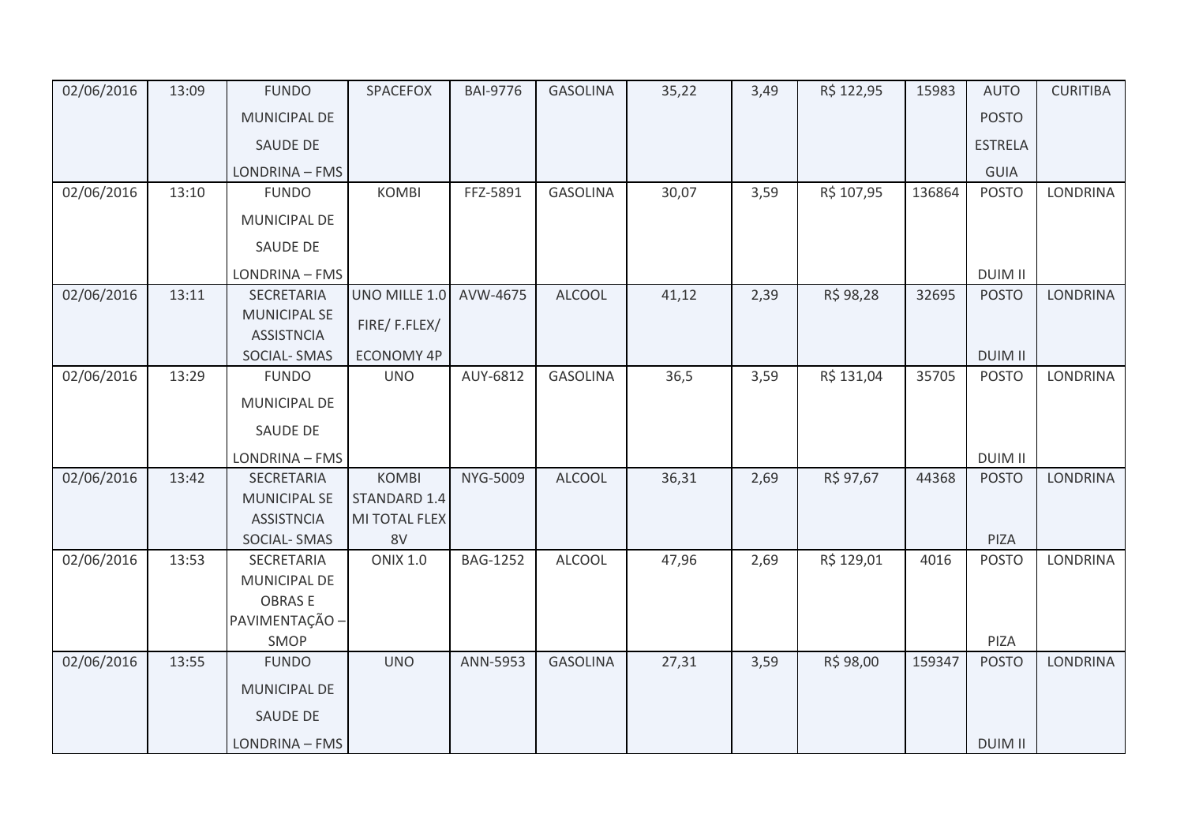| 02/06/2016 | 13:09 | FUNDO MUNICIPAL DE SAUDE DE LONDRINA – FMS | SPACEFOX | BAI-9776 | GASOLINA | 35,22 | 3,49 | R$ 122,95 | 15983 | AUTO POSTO ESTRELA GUIA | CURITIBA |
|---|---|---|---|---|---|---|---|---|---|---|---|
| 02/06/2016 | 13:10 | FUNDO MUNICIPAL DE SAUDE DE LONDRINA – FMS | KOMBI | FFZ-5891 | GASOLINA | 30,07 | 3,59 | R$ 107,95 | 136864 | POSTO DUIM II | LONDRINA |
| 02/06/2016 | 13:11 | SECRETARIA MUNICIPAL SE ASSISTNCIA SOCIAL- SMAS | UNO MILLE 1.0 FIRE/ F.FLEX/ ECONOMY 4P | AVW-4675 | ALCOOL | 41,12 | 2,39 | R$ 98,28 | 32695 | POSTO DUIM II | LONDRINA |
| 02/06/2016 | 13:29 | FUNDO MUNICIPAL DE SAUDE DE LONDRINA – FMS | UNO | AUY-6812 | GASOLINA | 36,5 | 3,59 | R$ 131,04 | 35705 | POSTO DUIM II | LONDRINA |
| 02/06/2016 | 13:42 | SECRETARIA MUNICIPAL SE ASSISTNCIA SOCIAL- SMAS | KOMBI STANDARD 1.4 MI TOTAL FLEX 8V | NYG-5009 | ALCOOL | 36,31 | 2,69 | R$ 97,67 | 44368 | POSTO PIZA | LONDRINA |
| 02/06/2016 | 13:53 | SECRETARIA MUNICIPAL DE OBRAS E PAVIMENTAÇÃO – SMOP | ONIX 1.0 | BAG-1252 | ALCOOL | 47,96 | 2,69 | R$ 129,01 | 4016 | POSTO PIZA | LONDRINA |
| 02/06/2016 | 13:55 | FUNDO MUNICIPAL DE SAUDE DE LONDRINA – FMS | UNO | ANN-5953 | GASOLINA | 27,31 | 3,59 | R$ 98,00 | 159347 | POSTO DUIM II | LONDRINA |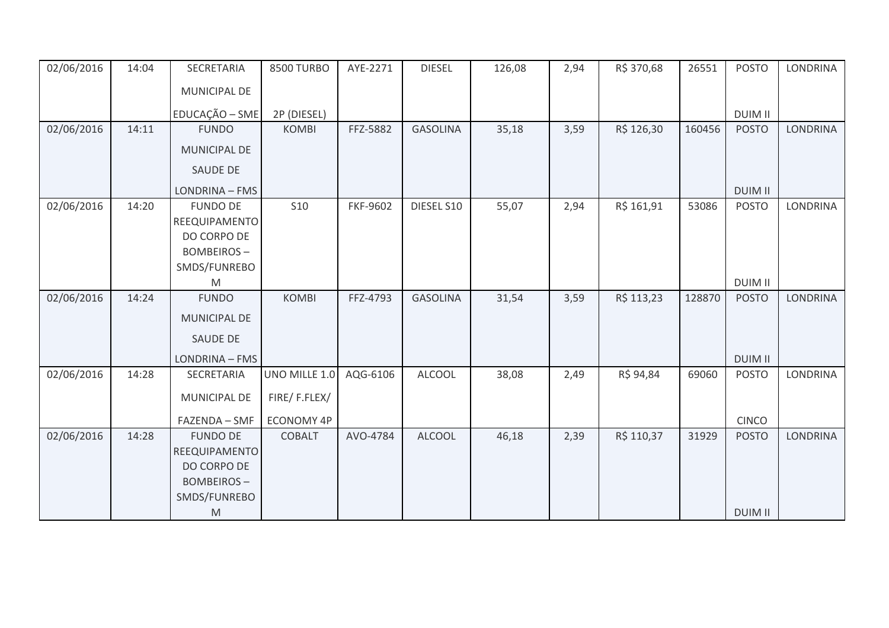| 02/06/2016 | 14:04 | SECRETARIA MUNICIPAL DE EDUCAÇÃO – SME | 8500 TURBO 2P (DIESEL) | AYE-2271 | DIESEL | 126,08 | 2,94 | R$ 370,68 | 26551 | POSTO DUIM II | LONDRINA |
|---|---|---|---|---|---|---|---|---|---|---|---|
| 02/06/2016 | 14:11 | FUNDO MUNICIPAL DE SAUDE DE LONDRINA – FMS | KOMBI | FFZ-5882 | GASOLINA | 35,18 | 3,59 | R$ 126,30 | 160456 | POSTO DUIM II | LONDRINA |
| 02/06/2016 | 14:20 | FUNDO DE REEQUIPAMENTO DO CORPO DE BOMBEIROS – SMDS/FUNREBOM | S10 | FKF-9602 | DIESEL S10 | 55,07 | 2,94 | R$ 161,91 | 53086 | POSTO DUIM II | LONDRINA |
| 02/06/2016 | 14:24 | FUNDO MUNICIPAL DE SAUDE DE LONDRINA – FMS | KOMBI | FFZ-4793 | GASOLINA | 31,54 | 3,59 | R$ 113,23 | 128870 | POSTO DUIM II | LONDRINA |
| 02/06/2016 | 14:28 | SECRETARIA MUNICIPAL DE FAZENDA – SMF | UNO MILLE 1.0 FIRE/ F.FLEX/ ECONOMY 4P | AQG-6106 | ALCOOL | 38,08 | 2,49 | R$ 94,84 | 69060 | POSTO CINCO | LONDRINA |
| 02/06/2016 | 14:28 | FUNDO DE REEQUIPAMENTO DO CORPO DE BOMBEIROS – SMDS/FUNREBOM | COBALT | AVO-4784 | ALCOOL | 46,18 | 2,39 | R$ 110,37 | 31929 | POSTO DUIM II | LONDRINA |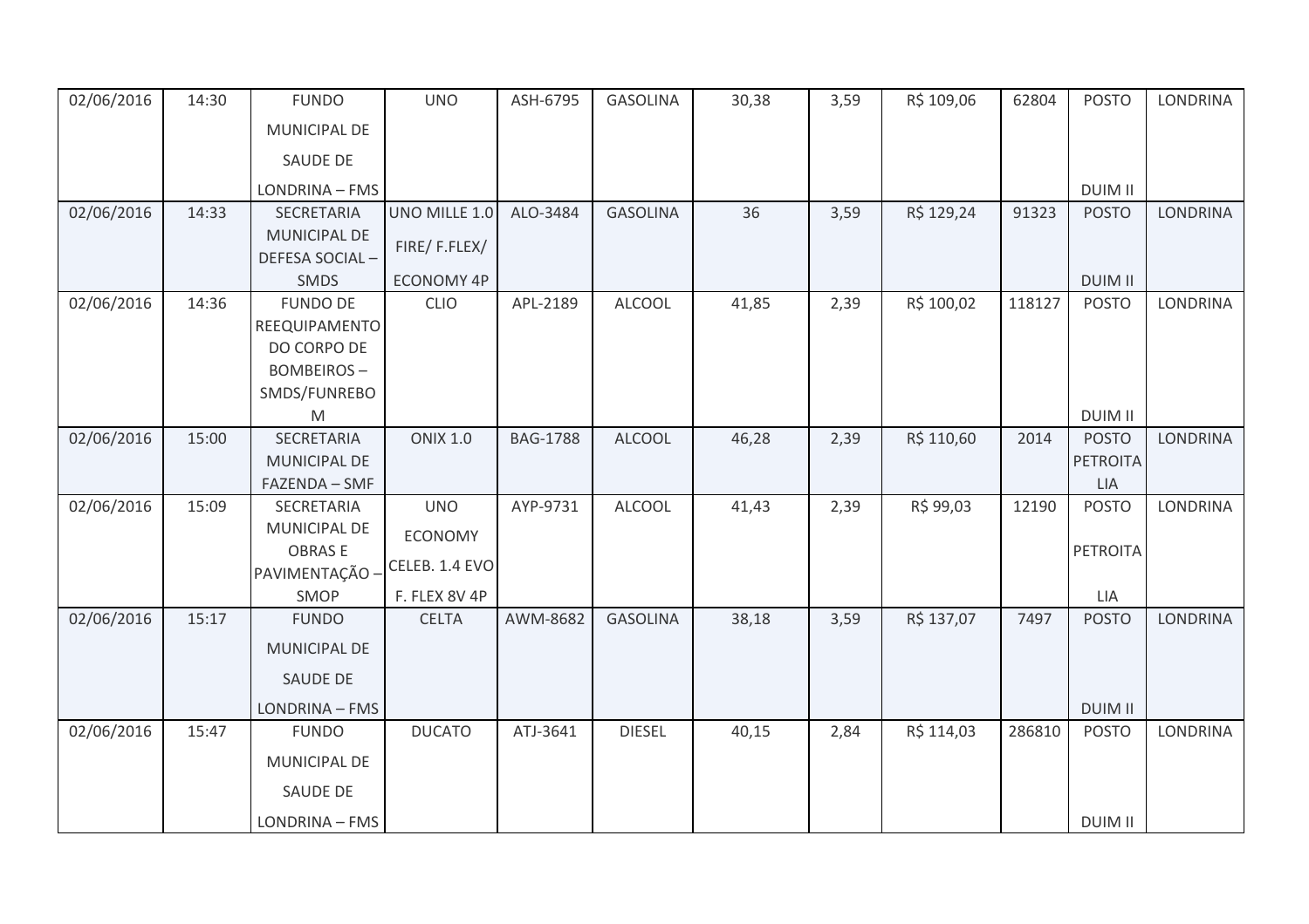| 02/06/2016 | 14:30 | FUNDO MUNICIPAL DE SAUDE DE LONDRINA – FMS | UNO | ASH-6795 | GASOLINA | 30,38 | 3,59 | R$ 109,06 | 62804 | POSTO DUIM II | LONDRINA |
|---|---|---|---|---|---|---|---|---|---|---|---|
| 02/06/2016 | 14:33 | SECRETARIA MUNICIPAL DE DEFESA SOCIAL – SMDS | UNO MILLE 1.0 FIRE/ F.FLEX/ ECONOMY 4P | ALO-3484 | GASOLINA | 36 | 3,59 | R$ 129,24 | 91323 | POSTO DUIM II | LONDRINA |
| 02/06/2016 | 14:36 | FUNDO DE REEQUIPAMENTO DO CORPO DE BOMBEIROS – SMDS/FUNREBOM | CLIO | APL-2189 | ALCOOL | 41,85 | 2,39 | R$ 100,02 | 118127 | POSTO DUIM II | LONDRINA |
| 02/06/2016 | 15:00 | SECRETARIA MUNICIPAL DE FAZENDA – SMF | ONIX 1.0 | BAG-1788 | ALCOOL | 46,28 | 2,39 | R$ 110,60 | 2014 | POSTO PETROITALIA | LONDRINA |
| 02/06/2016 | 15:09 | SECRETARIA MUNICIPAL DE OBRAS E PAVIMENTAÇÃO – SMOP | UNO ECONOMY CELEB. 1.4 EVO F. FLEX 8V 4P | AYP-9731 | ALCOOL | 41,43 | 2,39 | R$ 99,03 | 12190 | POSTO PETROITALIA | LONDRINA |
| 02/06/2016 | 15:17 | FUNDO MUNICIPAL DE SAUDE DE LONDRINA – FMS | CELTA | AWM-8682 | GASOLINA | 38,18 | 3,59 | R$ 137,07 | 7497 | POSTO DUIM II | LONDRINA |
| 02/06/2016 | 15:47 | FUNDO MUNICIPAL DE SAUDE DE LONDRINA – FMS | DUCATO | ATJ-3641 | DIESEL | 40,15 | 2,84 | R$ 114,03 | 286810 | POSTO DUIM II | LONDRINA |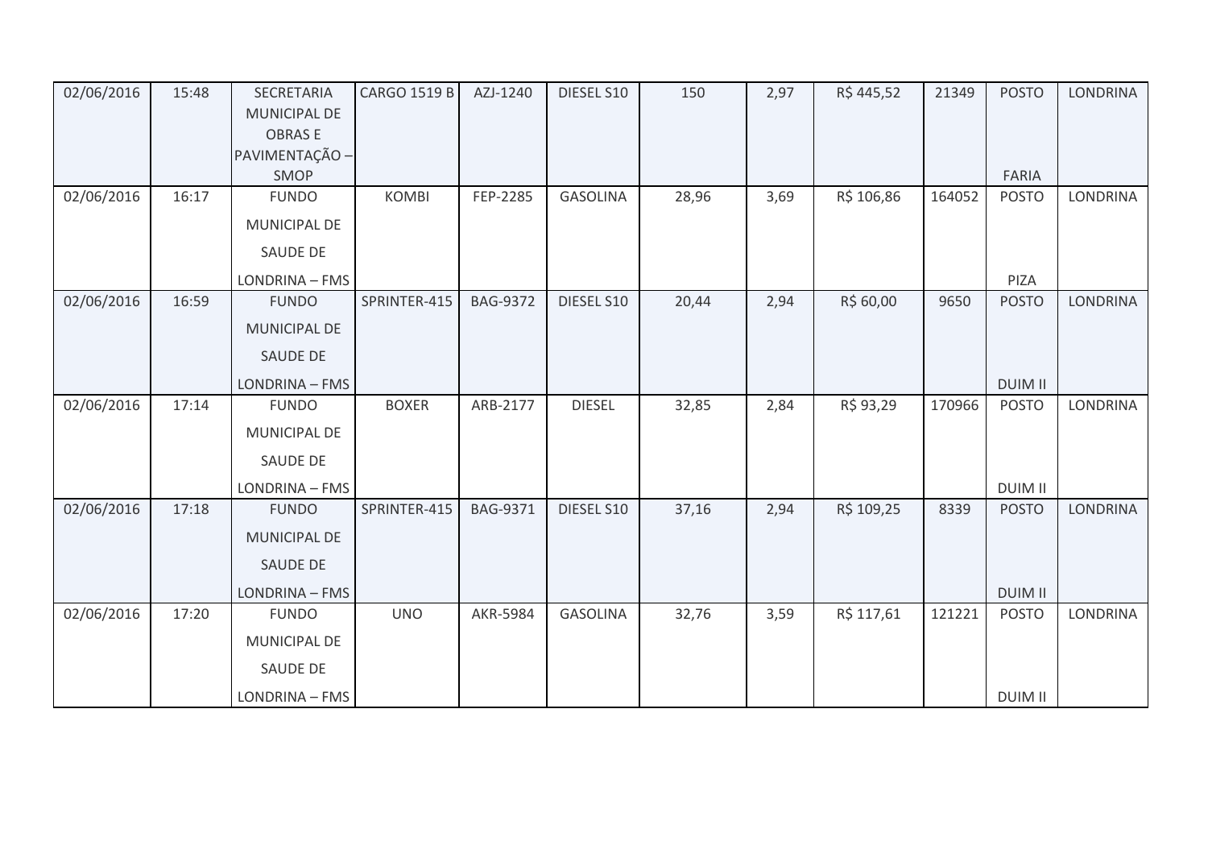| | | | | | | | | | | | |
|---|---|---|---|---|---|---|---|---|---|---|---|
| 02/06/2016 | 15:48 | SECRETARIA MUNICIPAL DE OBRAS E PAVIMENTAÇÃO – SMOP | CARGO 1519 B | AZJ-1240 | DIESEL S10 | 150 | 2,97 | R$ 445,52 | 21349 | POSTO FARIA | LONDRINA |
| 02/06/2016 | 16:17 | FUNDO MUNICIPAL DE SAUDE DE LONDRINA – FMS | KOMBI | FEP-2285 | GASOLINA | 28,96 | 3,69 | R$ 106,86 | 164052 | POSTO PIZA | LONDRINA |
| 02/06/2016 | 16:59 | FUNDO MUNICIPAL DE SAUDE DE LONDRINA – FMS | SPRINTER-415 | BAG-9372 | DIESEL S10 | 20,44 | 2,94 | R$ 60,00 | 9650 | POSTO DUIM II | LONDRINA |
| 02/06/2016 | 17:14 | FUNDO MUNICIPAL DE SAUDE DE LONDRINA – FMS | BOXER | ARB-2177 | DIESEL | 32,85 | 2,84 | R$ 93,29 | 170966 | POSTO DUIM II | LONDRINA |
| 02/06/2016 | 17:18 | FUNDO MUNICIPAL DE SAUDE DE LONDRINA – FMS | SPRINTER-415 | BAG-9371 | DIESEL S10 | 37,16 | 2,94 | R$ 109,25 | 8339 | POSTO DUIM II | LONDRINA |
| 02/06/2016 | 17:20 | FUNDO MUNICIPAL DE SAUDE DE LONDRINA – FMS | UNO | AKR-5984 | GASOLINA | 32,76 | 3,59 | R$ 117,61 | 121221 | POSTO DUIM II | LONDRINA |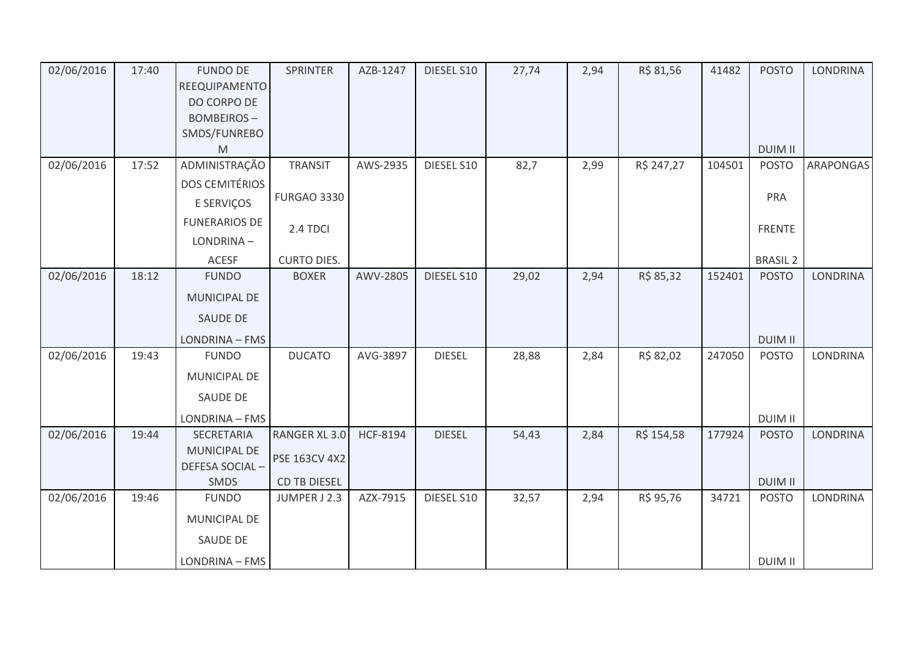| 02/06/2016 | 17:40 | FUNDO DE REEQUIPAMENTO DO CORPO DE BOMBEIROS – SMDS/FUNREBOM | SPRINTER | AZB-1247 | DIESEL S10 | 27,74 | 2,94 | R$ 81,56 | 41482 | POSTO DUIM II | LONDRINA |
|---|---|---|---|---|---|---|---|---|---|---|---|
| 02/06/2016 | 17:52 | ADMINISTRAÇÃO DOS CEMITÉRIOS E SERVIÇOS FUNERARIOS DE LONDRINA – ACESF | TRANSIT FURGAO 3330 2.4 TDCI CURTO DIES. | AWS-2935 | DIESEL S10 | 82,7 | 2,99 | R$ 247,27 | 104501 | POSTO PRA FRENTE BRASIL 2 | ARAPONGAS |
| 02/06/2016 | 18:12 | FUNDO MUNICIPAL DE SAUDE DE LONDRINA – FMS | BOXER | AWV-2805 | DIESEL S10 | 29,02 | 2,94 | R$ 85,32 | 152401 | POSTO DUIM II | LONDRINA |
| 02/06/2016 | 19:43 | FUNDO MUNICIPAL DE SAUDE DE LONDRINA – FMS | DUCATO | AVG-3897 | DIESEL | 28,88 | 2,84 | R$ 82,02 | 247050 | POSTO DUIM II | LONDRINA |
| 02/06/2016 | 19:44 | SECRETARIA MUNICIPAL DE DEFESA SOCIAL – SMDS | RANGER XL 3.0 PSE 163CV 4X2 CD TB DIESEL | HCF-8194 | DIESEL | 54,43 | 2,84 | R$ 154,58 | 177924 | POSTO DUIM II | LONDRINA |
| 02/06/2016 | 19:46 | FUNDO MUNICIPAL DE SAUDE DE LONDRINA – FMS | JUMPER J 2.3 | AZX-7915 | DIESEL S10 | 32,57 | 2,94 | R$ 95,76 | 34721 | POSTO DUIM II | LONDRINA |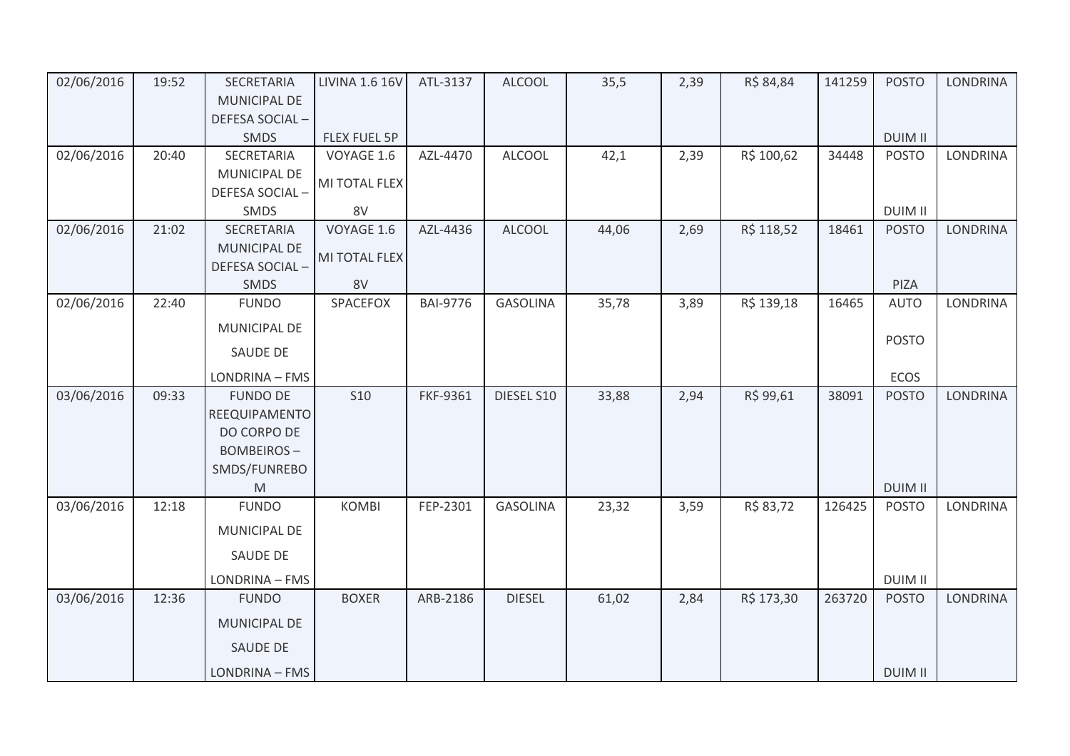| 02/06/2016 | 19:52 | SECRETARIA MUNICIPAL DE DEFESA SOCIAL – SMDS | LIVINA 1.6 16V FLEX FUEL 5P | ATL-3137 | ALCOOL | 35,5 | 2,39 | R$ 84,84 | 141259 | POSTO DUIM II | LONDRINA |
|---|---|---|---|---|---|---|---|---|---|---|---|
| 02/06/2016 | 20:40 | SECRETARIA MUNICIPAL DE DEFESA SOCIAL – SMDS | VOYAGE 1.6 MI TOTAL FLEX 8V | AZL-4470 | ALCOOL | 42,1 | 2,39 | R$ 100,62 | 34448 | POSTO DUIM II | LONDRINA |
| 02/06/2016 | 21:02 | SECRETARIA MUNICIPAL DE DEFESA SOCIAL – SMDS | VOYAGE 1.6 MI TOTAL FLEX 8V | AZL-4436 | ALCOOL | 44,06 | 2,69 | R$ 118,52 | 18461 | POSTO PIZA | LONDRINA |
| 02/06/2016 | 22:40 | FUNDO MUNICIPAL DE SAUDE DE LONDRINA – FMS | SPACEFOX | BAI-9776 | GASOLINA | 35,78 | 3,89 | R$ 139,18 | 16465 | AUTO POSTO ECOS | LONDRINA |
| 03/06/2016 | 09:33 | FUNDO DE REEQUIPAMENTO DO CORPO DE BOMBEIROS – SMDS/FUNREBOM | S10 | FKF-9361 | DIESEL S10 | 33,88 | 2,94 | R$ 99,61 | 38091 | POSTO DUIM II | LONDRINA |
| 03/06/2016 | 12:18 | FUNDO MUNICIPAL DE SAUDE DE LONDRINA – FMS | KOMBI | FEP-2301 | GASOLINA | 23,32 | 3,59 | R$ 83,72 | 126425 | POSTO DUIM II | LONDRINA |
| 03/06/2016 | 12:36 | FUNDO MUNICIPAL DE SAUDE DE LONDRINA – FMS | BOXER | ARB-2186 | DIESEL | 61,02 | 2,84 | R$ 173,30 | 263720 | POSTO DUIM II | LONDRINA |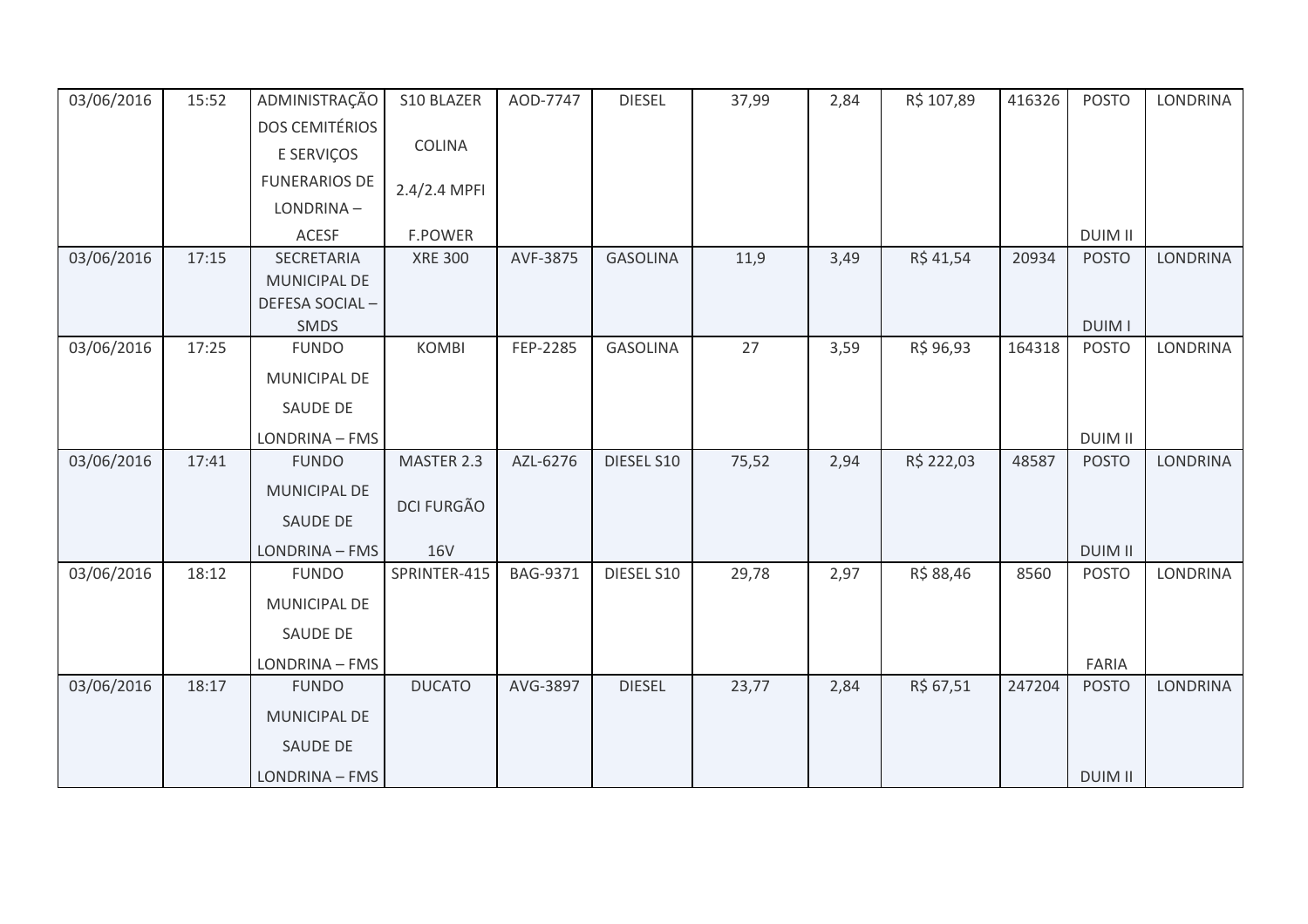| 03/06/2016 | 15:52 | ADMINISTRAÇÃO DOS CEMITÉRIOS E SERVIÇOS FUNERARIOS DE LONDRINA – ACESF | S10 BLAZER COLINA 2.4/2.4 MPFI F.POWER | AOD-7747 | DIESEL | 37,99 | 2,84 | R$ 107,89 | 416326 | POSTO DUIM II | LONDRINA |
|---|---|---|---|---|---|---|---|---|---|---|---|
| 03/06/2016 | 17:15 | SECRETARIA MUNICIPAL DE DEFESA SOCIAL – SMDS | XRE 300 | AVF-3875 | GASOLINA | 11,9 | 3,49 | R$ 41,54 | 20934 | POSTO DUIM I | LONDRINA |
| 03/06/2016 | 17:25 | FUNDO MUNICIPAL DE SAUDE DE LONDRINA – FMS | KOMBI | FEP-2285 | GASOLINA | 27 | 3,59 | R$ 96,93 | 164318 | POSTO DUIM II | LONDRINA |
| 03/06/2016 | 17:41 | FUNDO MUNICIPAL DE SAUDE DE LONDRINA – FMS | MASTER 2.3 DCI FURGÃO 16V | AZL-6276 | DIESEL S10 | 75,52 | 2,94 | R$ 222,03 | 48587 | POSTO DUIM II | LONDRINA |
| 03/06/2016 | 18:12 | FUNDO MUNICIPAL DE SAUDE DE LONDRINA – FMS | SPRINTER-415 | BAG-9371 | DIESEL S10 | 29,78 | 2,97 | R$ 88,46 | 8560 | POSTO FARIA | LONDRINA |
| 03/06/2016 | 18:17 | FUNDO MUNICIPAL DE SAUDE DE LONDRINA – FMS | DUCATO | AVG-3897 | DIESEL | 23,77 | 2,84 | R$ 67,51 | 247204 | POSTO DUIM II | LONDRINA |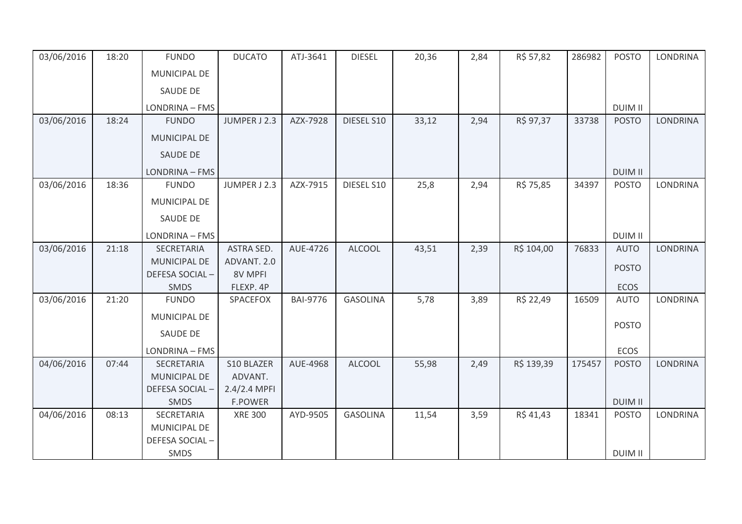| | | | | | | | | | | | |
|---|---|---|---|---|---|---|---|---|---|---|---|
| 03/06/2016 | 18:20 | FUNDO MUNICIPAL DE SAUDE DE LONDRINA – FMS | DUCATO | ATJ-3641 | DIESEL | 20,36 | 2,84 | R$ 57,82 | 286982 | POSTO DUIM II | LONDRINA |
| 03/06/2016 | 18:24 | FUNDO MUNICIPAL DE SAUDE DE LONDRINA – FMS | JUMPER J 2.3 | AZX-7928 | DIESEL S10 | 33,12 | 2,94 | R$ 97,37 | 33738 | POSTO DUIM II | LONDRINA |
| 03/06/2016 | 18:36 | FUNDO MUNICIPAL DE SAUDE DE LONDRINA – FMS | JUMPER J 2.3 | AZX-7915 | DIESEL S10 | 25,8 | 2,94 | R$ 75,85 | 34397 | POSTO DUIM II | LONDRINA |
| 03/06/2016 | 21:18 | SECRETARIA MUNICIPAL DE DEFESA SOCIAL – SMDS | ASTRA SED. ADVANT. 2.0 8V MPFI FLEXP. 4P | AUE-4726 | ALCOOL | 43,51 | 2,39 | R$ 104,00 | 76833 | AUTO POSTO ECOS | LONDRINA |
| 03/06/2016 | 21:20 | FUNDO MUNICIPAL DE SAUDE DE LONDRINA – FMS | SPACEFOX | BAI-9776 | GASOLINA | 5,78 | 3,89 | R$ 22,49 | 16509 | AUTO POSTO ECOS | LONDRINA |
| 04/06/2016 | 07:44 | SECRETARIA MUNICIPAL DE DEFESA SOCIAL – SMDS | S10 BLAZER ADVANT. 2.4/2.4 MPFI F.POWER | AUE-4968 | ALCOOL | 55,98 | 2,49 | R$ 139,39 | 175457 | POSTO DUIM II | LONDRINA |
| 04/06/2016 | 08:13 | SECRETARIA MUNICIPAL DE DEFESA SOCIAL – SMDS | XRE 300 | AYD-9505 | GASOLINA | 11,54 | 3,59 | R$ 41,43 | 18341 | POSTO DUIM II | LONDRINA |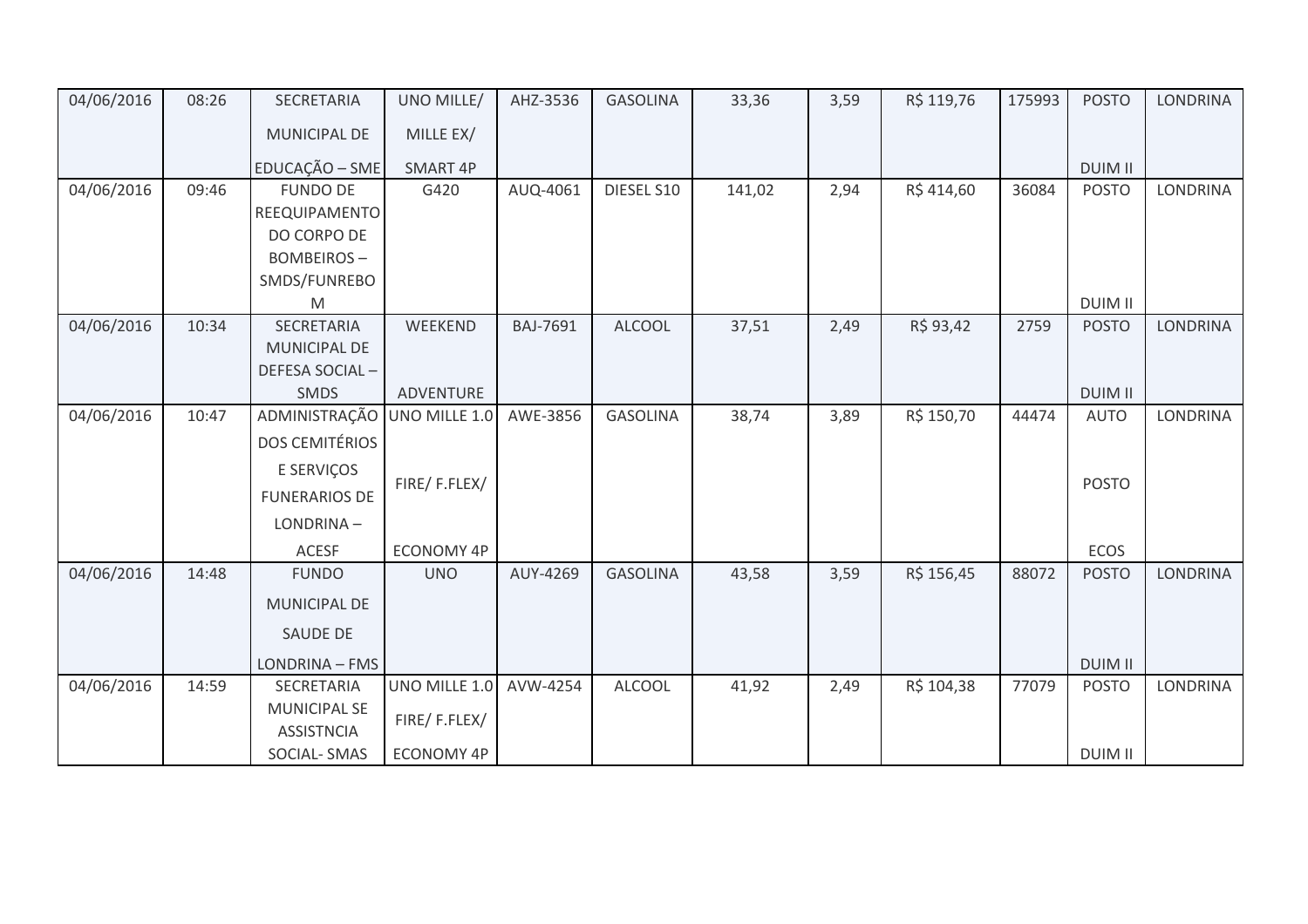| 04/06/2016 | 08:26 | SECRETARIA MUNICIPAL DE EDUCAÇÃO – SME | UNO MILLE/ MILLE EX/ SMART 4P | AHZ-3536 | GASOLINA | 33,36 | 3,59 | R$ 119,76 | 175993 | POSTO DUIM II | LONDRINA |
|---|---|---|---|---|---|---|---|---|---|---|---|
| 04/06/2016 | 09:46 | FUNDO DE REEQUIPAMENTO DO CORPO DE BOMBEIROS – SMDS/FUNREBOM | G420 | AUQ-4061 | DIESEL S10 | 141,02 | 2,94 | R$ 414,60 | 36084 | POSTO DUIM II | LONDRINA |
| 04/06/2016 | 10:34 | SECRETARIA MUNICIPAL DE DEFESA SOCIAL – SMDS | WEEKEND ADVENTURE | BAJ-7691 | ALCOOL | 37,51 | 2,49 | R$ 93,42 | 2759 | POSTO DUIM II | LONDRINA |
| 04/06/2016 | 10:47 | ADMINISTRAÇÃO DOS CEMITÉRIOS E SERVIÇOS FUNERARIOS DE LONDRINA – ACESF | UNO MILLE 1.0 FIRE/ F.FLEX/ ECONOMY 4P | AWE-3856 | GASOLINA | 38,74 | 3,89 | R$ 150,70 | 44474 | AUTO POSTO ECOS | LONDRINA |
| 04/06/2016 | 14:48 | FUNDO MUNICIPAL DE SAUDE DE LONDRINA – FMS | UNO | AUY-4269 | GASOLINA | 43,58 | 3,59 | R$ 156,45 | 88072 | POSTO DUIM II | LONDRINA |
| 04/06/2016 | 14:59 | SECRETARIA MUNICIPAL SE ASSISTNCIA SOCIAL- SMAS | UNO MILLE 1.0 FIRE/ F.FLEX/ ECONOMY 4P | AVW-4254 | ALCOOL | 41,92 | 2,49 | R$ 104,38 | 77079 | POSTO DUIM II | LONDRINA |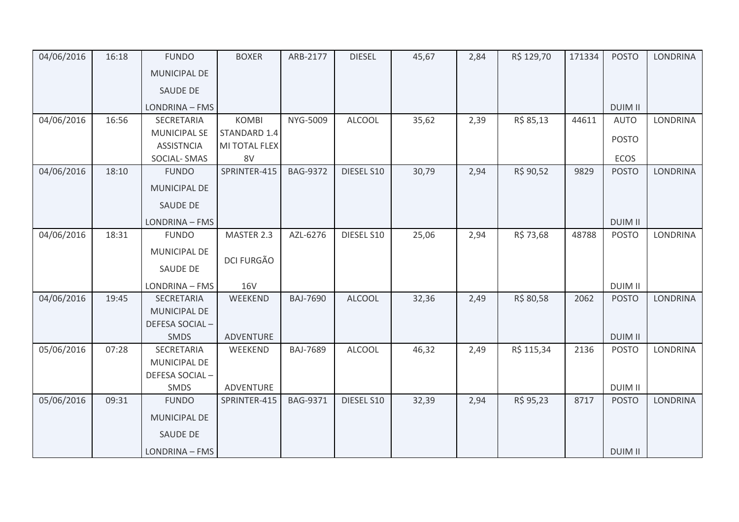| | | | | | | | | | | | |
|---|---|---|---|---|---|---|---|---|---|---|---|
| 04/06/2016 | 16:18 | FUNDO MUNICIPAL DE SAUDE DE LONDRINA – FMS | BOXER | ARB-2177 | DIESEL | 45,67 | 2,84 | R$ 129,70 | 171334 | POSTO DUIM II | LONDRINA |
| 04/06/2016 | 16:56 | SECRETARIA MUNICIPAL SE ASSISTNCIA SOCIAL- SMAS | KOMBI STANDARD 1.4 MI TOTAL FLEX 8V | NYG-5009 | ALCOOL | 35,62 | 2,39 | R$ 85,13 | 44611 | AUTO POSTO ECOS | LONDRINA |
| 04/06/2016 | 18:10 | FUNDO MUNICIPAL DE SAUDE DE LONDRINA – FMS | SPRINTER-415 | BAG-9372 | DIESEL S10 | 30,79 | 2,94 | R$ 90,52 | 9829 | POSTO DUIM II | LONDRINA |
| 04/06/2016 | 18:31 | FUNDO MUNICIPAL DE SAUDE DE LONDRINA – FMS | MASTER 2.3 DCI FURGÃO 16V | AZL-6276 | DIESEL S10 | 25,06 | 2,94 | R$ 73,68 | 48788 | POSTO DUIM II | LONDRINA |
| 04/06/2016 | 19:45 | SECRETARIA MUNICIPAL DE DEFESA SOCIAL – SMDS | WEEKEND ADVENTURE | BAJ-7690 | ALCOOL | 32,36 | 2,49 | R$ 80,58 | 2062 | POSTO DUIM II | LONDRINA |
| 05/06/2016 | 07:28 | SECRETARIA MUNICIPAL DE DEFESA SOCIAL – SMDS | WEEKEND ADVENTURE | BAJ-7689 | ALCOOL | 46,32 | 2,49 | R$ 115,34 | 2136 | POSTO DUIM II | LONDRINA |
| 05/06/2016 | 09:31 | FUNDO MUNICIPAL DE SAUDE DE LONDRINA – FMS | SPRINTER-415 | BAG-9371 | DIESEL S10 | 32,39 | 2,94 | R$ 95,23 | 8717 | POSTO DUIM II | LONDRINA |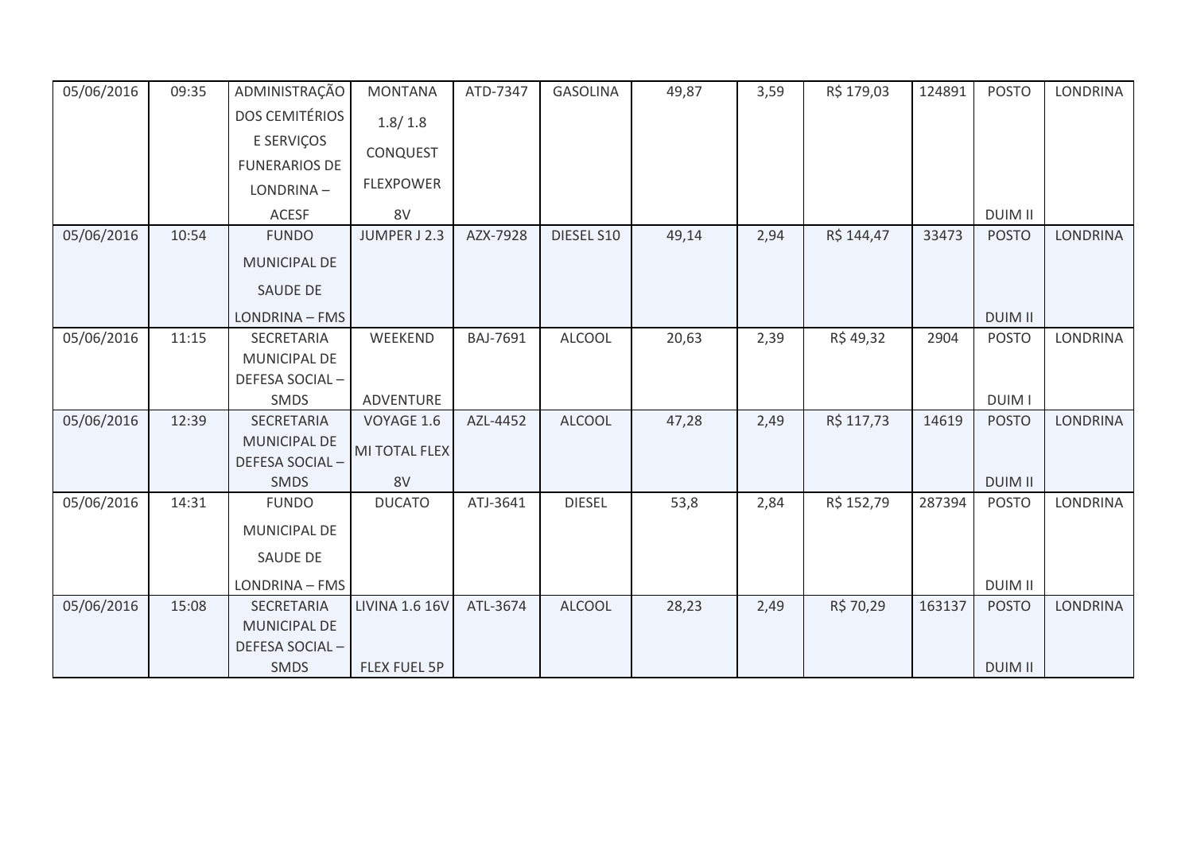| | | | | | | | | | | | |
|---|---|---|---|---|---|---|---|---|---|---|---|
| 05/06/2016 | 09:35 | ADMINISTRAÇÃO DOS CEMITÉRIOS E SERVIÇOS FUNERARIOS DE LONDRINA – ACESF | MONTANA 1.8/ 1.8 CONQUEST FLEXPOWER 8V | ATD-7347 | GASOLINA | 49,87 | 3,59 | R$ 179,03 | 124891 | POSTO DUIM II | LONDRINA |
| 05/06/2016 | 10:54 | FUNDO MUNICIPAL DE SAUDE DE LONDRINA – FMS | JUMPER J 2.3 | AZX-7928 | DIESEL S10 | 49,14 | 2,94 | R$ 144,47 | 33473 | POSTO DUIM II | LONDRINA |
| 05/06/2016 | 11:15 | SECRETARIA MUNICIPAL DE DEFESA SOCIAL – SMDS | WEEKEND ADVENTURE | BAJ-7691 | ALCOOL | 20,63 | 2,39 | R$ 49,32 | 2904 | POSTO DUIM I | LONDRINA |
| 05/06/2016 | 12:39 | SECRETARIA MUNICIPAL DE DEFESA SOCIAL – SMDS | VOYAGE 1.6 MI TOTAL FLEX 8V | AZL-4452 | ALCOOL | 47,28 | 2,49 | R$ 117,73 | 14619 | POSTO DUIM II | LONDRINA |
| 05/06/2016 | 14:31 | FUNDO MUNICIPAL DE SAUDE DE LONDRINA – FMS | DUCATO | ATJ-3641 | DIESEL | 53,8 | 2,84 | R$ 152,79 | 287394 | POSTO DUIM II | LONDRINA |
| 05/06/2016 | 15:08 | SECRETARIA MUNICIPAL DE DEFESA SOCIAL – SMDS | LIVINA 1.6 16V FLEX FUEL 5P | ATL-3674 | ALCOOL | 28,23 | 2,49 | R$ 70,29 | 163137 | POSTO DUIM II | LONDRINA |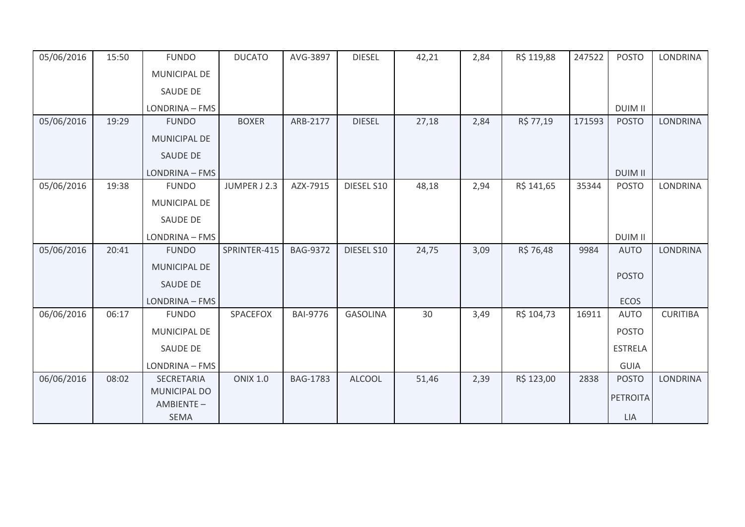| | | | | | | | | | | | |
|---|---|---|---|---|---|---|---|---|---|---|---|
| 05/06/2016 | 15:50 | FUNDO MUNICIPAL DE SAUDE DE LONDRINA – FMS | DUCATO | AVG-3897 | DIESEL | 42,21 | 2,84 | R$ 119,88 | 247522 | POSTO DUIM II | LONDRINA |
| 05/06/2016 | 19:29 | FUNDO MUNICIPAL DE SAUDE DE LONDRINA – FMS | BOXER | ARB-2177 | DIESEL | 27,18 | 2,84 | R$ 77,19 | 171593 | POSTO DUIM II | LONDRINA |
| 05/06/2016 | 19:38 | FUNDO MUNICIPAL DE SAUDE DE LONDRINA – FMS | JUMPER J 2.3 | AZX-7915 | DIESEL S10 | 48,18 | 2,94 | R$ 141,65 | 35344 | POSTO DUIM II | LONDRINA |
| 05/06/2016 | 20:41 | FUNDO MUNICIPAL DE SAUDE DE LONDRINA – FMS | SPRINTER-415 | BAG-9372 | DIESEL S10 | 24,75 | 3,09 | R$ 76,48 | 9984 | AUTO POSTO ECOS | LONDRINA |
| 06/06/2016 | 06:17 | FUNDO MUNICIPAL DE SAUDE DE LONDRINA – FMS | SPACEFOX | BAI-9776 | GASOLINA | 30 | 3,49 | R$ 104,73 | 16911 | AUTO POSTO ESTRELA GUIA | CURITIBA |
| 06/06/2016 | 08:02 | SECRETARIA MUNICIPAL DO AMBIENTE – SEMA | ONIX 1.0 | BAG-1783 | ALCOOL | 51,46 | 2,39 | R$ 123,00 | 2838 | POSTO PETROITA LIA | LONDRINA |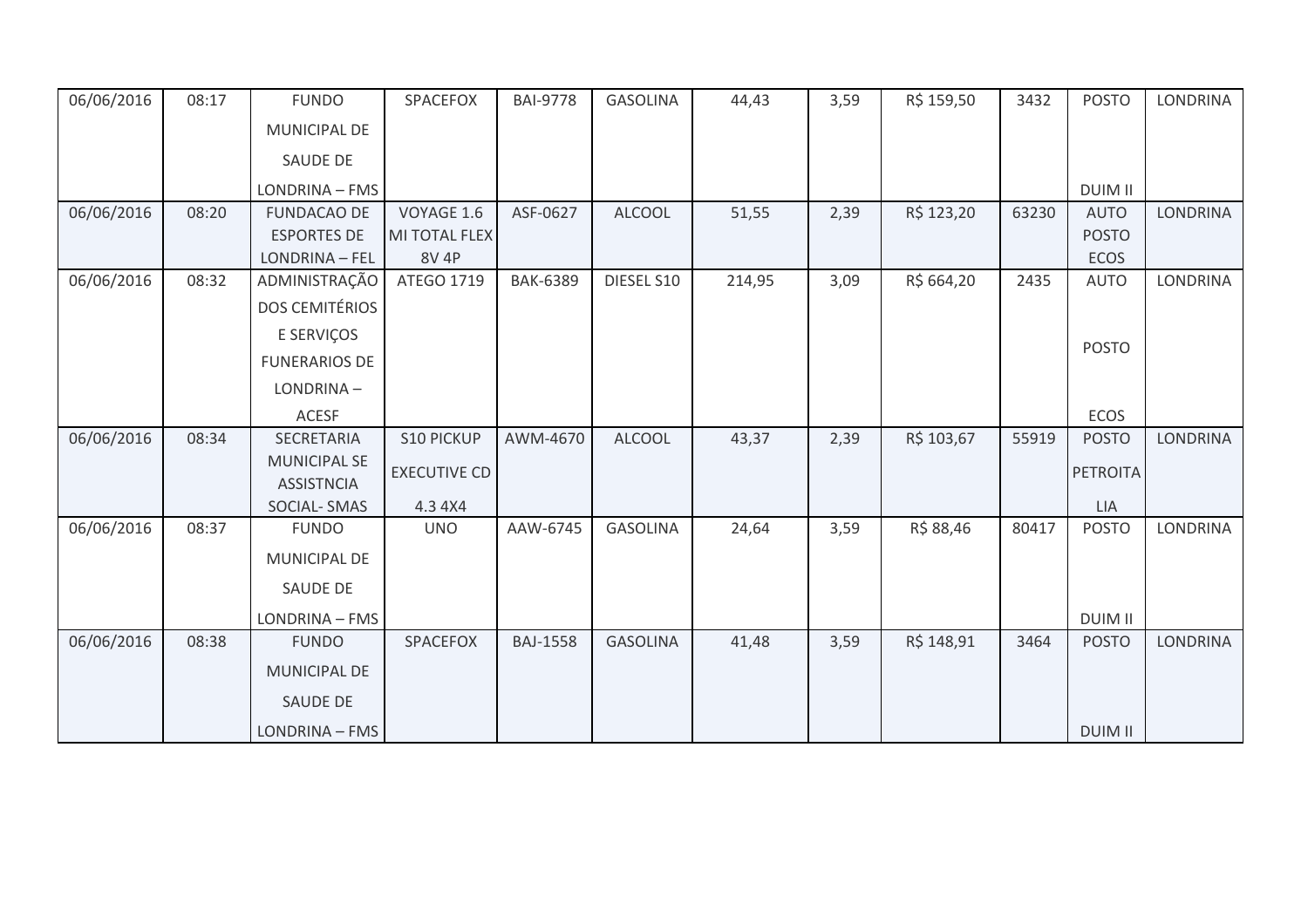| 06/06/2016 | 08:17 | FUNDO MUNICIPAL DE SAUDE DE LONDRINA – FMS | SPACEFOX | BAI-9778 | GASOLINA | 44,43 | 3,59 | R$ 159,50 | 3432 | POSTO DUIM II | LONDRINA |
|---|---|---|---|---|---|---|---|---|---|---|---|
| 06/06/2016 | 08:20 | FUNDACAO DE ESPORTES DE LONDRINA – FEL | VOYAGE 1.6 MI TOTAL FLEX 8V 4P | ASF-0627 | ALCOOL | 51,55 | 2,39 | R$ 123,20 | 63230 | AUTO POSTO ECOS | LONDRINA |
| 06/06/2016 | 08:32 | ADMINISTRAÇÃO DOS CEMITÉRIOS E SERVIÇOS FUNERARIOS DE LONDRINA – ACESF | ATEGO 1719 | BAK-6389 | DIESEL S10 | 214,95 | 3,09 | R$ 664,20 | 2435 | AUTO POSTO ECOS | LONDRINA |
| 06/06/2016 | 08:34 | SECRETARIA MUNICIPAL SE ASSISTNCIA SOCIAL- SMAS | S10 PICKUP EXECUTIVE CD 4.3 4X4 | AWM-4670 | ALCOOL | 43,37 | 2,39 | R$ 103,67 | 55919 | POSTO PETROITA LIA | LONDRINA |
| 06/06/2016 | 08:37 | FUNDO MUNICIPAL DE SAUDE DE LONDRINA – FMS | UNO | AAW-6745 | GASOLINA | 24,64 | 3,59 | R$ 88,46 | 80417 | POSTO DUIM II | LONDRINA |
| 06/06/2016 | 08:38 | FUNDO MUNICIPAL DE SAUDE DE LONDRINA – FMS | SPACEFOX | BAJ-1558 | GASOLINA | 41,48 | 3,59 | R$ 148,91 | 3464 | POSTO DUIM II | LONDRINA |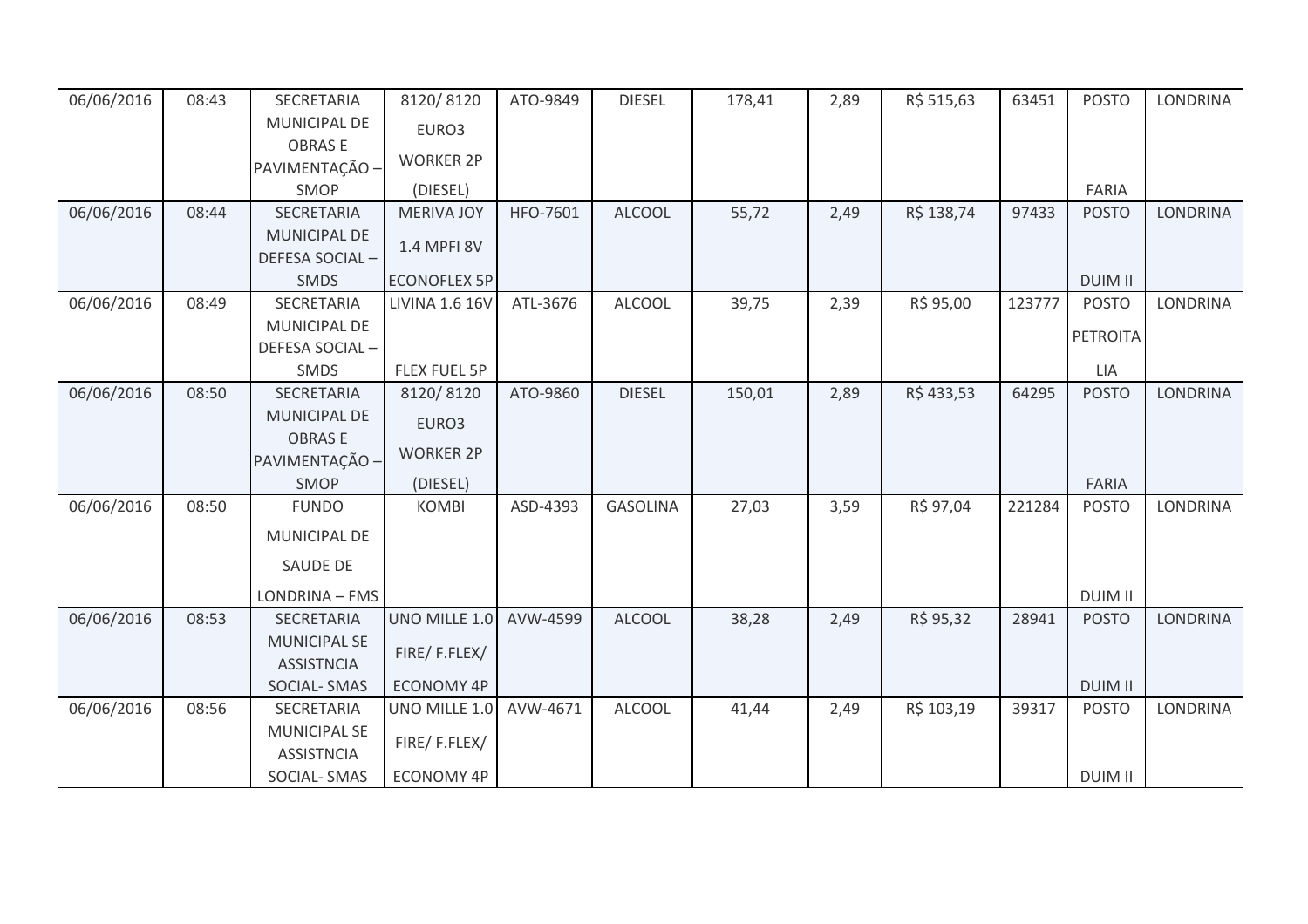| 06/06/2016 | 08:43 | SECRETARIA MUNICIPAL DE OBRAS E PAVIMENTAÇÃO – SMOP | 8120/ 8120 EURO3 WORKER 2P (DIESEL) | ATO-9849 | DIESEL | 178,41 | 2,89 | R$ 515,63 | 63451 | POSTO FARIA | LONDRINA |
|---|---|---|---|---|---|---|---|---|---|---|---|
| 06/06/2016 | 08:44 | SECRETARIA MUNICIPAL DE DEFESA SOCIAL – SMDS | MERIVA JOY 1.4 MPFI 8V ECONOFLEX 5P | HFO-7601 | ALCOOL | 55,72 | 2,49 | R$ 138,74 | 97433 | POSTO DUIM II | LONDRINA |
| 06/06/2016 | 08:49 | SECRETARIA MUNICIPAL DE DEFESA SOCIAL – SMDS | LIVINA 1.6 16V FLEX FUEL 5P | ATL-3676 | ALCOOL | 39,75 | 2,39 | R$ 95,00 | 123777 | POSTO PETROITA LIA | LONDRINA |
| 06/06/2016 | 08:50 | SECRETARIA MUNICIPAL DE OBRAS E PAVIMENTAÇÃO – SMOP | 8120/ 8120 EURO3 WORKER 2P (DIESEL) | ATO-9860 | DIESEL | 150,01 | 2,89 | R$ 433,53 | 64295 | POSTO FARIA | LONDRINA |
| 06/06/2016 | 08:50 | FUNDO MUNICIPAL DE SAUDE DE LONDRINA – FMS | KOMBI | ASD-4393 | GASOLINA | 27,03 | 3,59 | R$ 97,04 | 221284 | POSTO DUIM II | LONDRINA |
| 06/06/2016 | 08:53 | SECRETARIA MUNICIPAL SE ASSISTNCIA SOCIAL- SMAS | UNO MILLE 1.0 FIRE/ F.FLEX/ ECONOMY 4P | AVW-4599 | ALCOOL | 38,28 | 2,49 | R$ 95,32 | 28941 | POSTO DUIM II | LONDRINA |
| 06/06/2016 | 08:56 | SECRETARIA MUNICIPAL SE ASSISTNCIA SOCIAL- SMAS | UNO MILLE 1.0 FIRE/ F.FLEX/ ECONOMY 4P | AVW-4671 | ALCOOL | 41,44 | 2,49 | R$ 103,19 | 39317 | POSTO DUIM II | LONDRINA |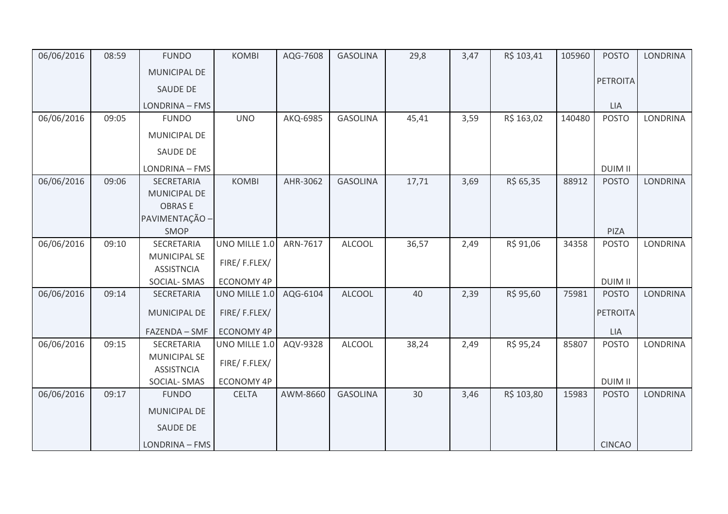| 06/06/2016 | 08:59 | FUNDO MUNICIPAL DE SAUDE DE LONDRINA – FMS | KOMBI | AQG-7608 | GASOLINA | 29,8 | 3,47 | R$ 103,41 | 105960 | POSTO PETROITA LIA | LONDRINA |
|---|---|---|---|---|---|---|---|---|---|---|---|
| 06/06/2016 | 09:05 | FUNDO MUNICIPAL DE SAUDE DE LONDRINA – FMS | UNO | AKQ-6985 | GASOLINA | 45,41 | 3,59 | R$ 163,02 | 140480 | POSTO DUIM II | LONDRINA |
| 06/06/2016 | 09:06 | SECRETARIA MUNICIPAL DE OBRAS E PAVIMENTAÇÃO – SMOP | KOMBI | AHR-3062 | GASOLINA | 17,71 | 3,69 | R$ 65,35 | 88912 | POSTO PIZA | LONDRINA |
| 06/06/2016 | 09:10 | SECRETARIA MUNICIPAL SE ASSISTNCIA SOCIAL- SMAS | UNO MILLE 1.0 FIRE/ F.FLEX/ ECONOMY 4P | ARN-7617 | ALCOOL | 36,57 | 2,49 | R$ 91,06 | 34358 | POSTO DUIM II | LONDRINA |
| 06/06/2016 | 09:14 | SECRETARIA MUNICIPAL DE FAZENDA – SMF | UNO MILLE 1.0 FIRE/ F.FLEX/ ECONOMY 4P | AQG-6104 | ALCOOL | 40 | 2,39 | R$ 95,60 | 75981 | POSTO PETROITA LIA | LONDRINA |
| 06/06/2016 | 09:15 | SECRETARIA MUNICIPAL SE ASSISTNCIA SOCIAL- SMAS | UNO MILLE 1.0 FIRE/ F.FLEX/ ECONOMY 4P | AQV-9328 | ALCOOL | 38,24 | 2,49 | R$ 95,24 | 85807 | POSTO DUIM II | LONDRINA |
| 06/06/2016 | 09:17 | FUNDO MUNICIPAL DE SAUDE DE LONDRINA – FMS | CELTA | AWM-8660 | GASOLINA | 30 | 3,46 | R$ 103,80 | 15983 | POSTO CINCAO | LONDRINA |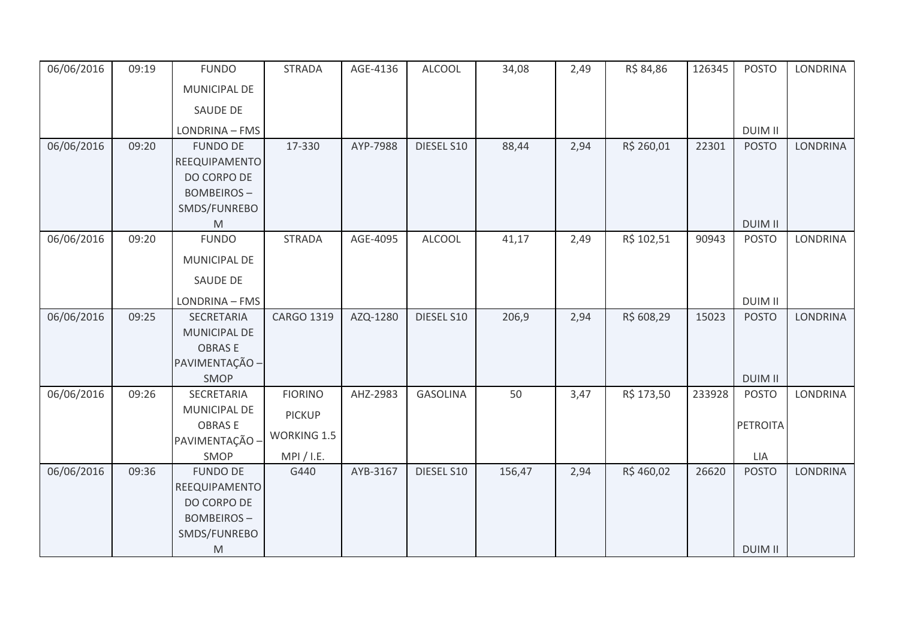| | | | | | | | | | | | |
|---|---|---|---|---|---|---|---|---|---|---|---|
| 06/06/2016 | 09:19 | FUNDO MUNICIPAL DE SAUDE DE LONDRINA – FMS | STRADA | AGE-4136 | ALCOOL | 34,08 | 2,49 | R$ 84,86 | 126345 | POSTO DUIM II | LONDRINA |
| 06/06/2016 | 09:20 | FUNDO DE REEQUIPAMENTO DO CORPO DE BOMBEIROS – SMDS/FUNREBOM | 17-330 | AYP-7988 | DIESEL S10 | 88,44 | 2,94 | R$ 260,01 | 22301 | POSTO DUIM II | LONDRINA |
| 06/06/2016 | 09:20 | FUNDO MUNICIPAL DE SAUDE DE LONDRINA – FMS | STRADA | AGE-4095 | ALCOOL | 41,17 | 2,49 | R$ 102,51 | 90943 | POSTO DUIM II | LONDRINA |
| 06/06/2016 | 09:25 | SECRETARIA MUNICIPAL DE OBRAS E PAVIMENTAÇÃO – SMOP | CARGO 1319 | AZQ-1280 | DIESEL S10 | 206,9 | 2,94 | R$ 608,29 | 15023 | POSTO DUIM II | LONDRINA |
| 06/06/2016 | 09:26 | SECRETARIA MUNICIPAL DE OBRAS E PAVIMENTAÇÃO – SMOP | FIORINO PICKUP WORKING 1.5 MPI / I.E. | AHZ-2983 | GASOLINA | 50 | 3,47 | R$ 173,50 | 233928 | POSTO PETROITALIA | LONDRINA |
| 06/06/2016 | 09:36 | FUNDO DE REEQUIPAMENTO DO CORPO DE BOMBEIROS – SMDS/FUNREBOM | G440 | AYB-3167 | DIESEL S10 | 156,47 | 2,94 | R$ 460,02 | 26620 | POSTO DUIM II | LONDRINA |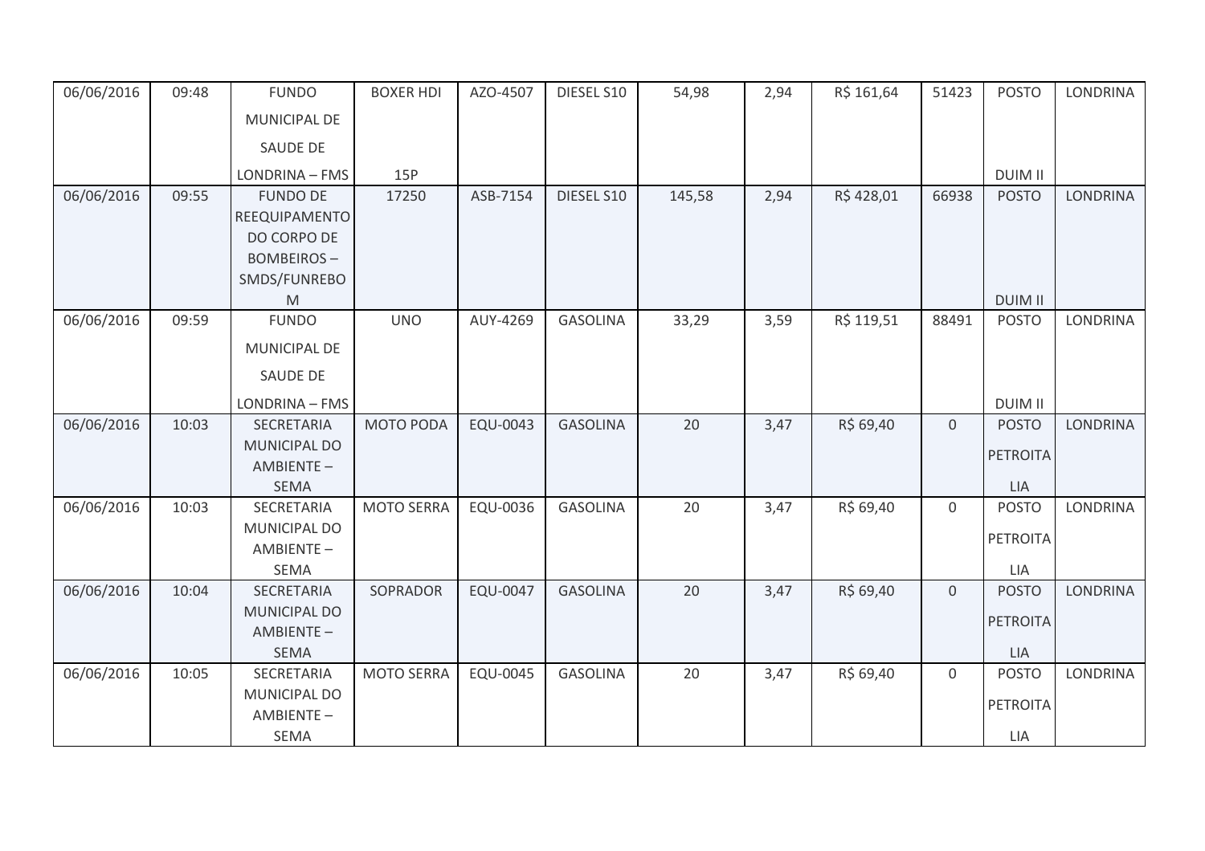| | | | | | | | | | | | |
|---|---|---|---|---|---|---|---|---|---|---|---|
| 06/06/2016 | 09:48 | FUNDO MUNICIPAL DE SAUDE DE LONDRINA – FMS | BOXER HDI 15P | AZO-4507 | DIESEL S10 | 54,98 | 2,94 | R$ 161,64 | 51423 | POSTO DUIM II | LONDRINA |
| 06/06/2016 | 09:55 | FUNDO DE REEQUIPAMENTO DO CORPO DE BOMBEIROS – SMDS/FUNREBOM | 17250 | ASB-7154 | DIESEL S10 | 145,58 | 2,94 | R$ 428,01 | 66938 | POSTO DUIM II | LONDRINA |
| 06/06/2016 | 09:59 | FUNDO MUNICIPAL DE SAUDE DE LONDRINA – FMS | UNO | AUY-4269 | GASOLINA | 33,29 | 3,59 | R$ 119,51 | 88491 | POSTO DUIM II | LONDRINA |
| 06/06/2016 | 10:03 | SECRETARIA MUNICIPAL DO AMBIENTE – SEMA | MOTO PODA | EQU-0043 | GASOLINA | 20 | 3,47 | R$ 69,40 | 0 | POSTO PETROITALIA | LONDRINA |
| 06/06/2016 | 10:03 | SECRETARIA MUNICIPAL DO AMBIENTE – SEMA | MOTO SERRA | EQU-0036 | GASOLINA | 20 | 3,47 | R$ 69,40 | 0 | POSTO PETROITALIA | LONDRINA |
| 06/06/2016 | 10:04 | SECRETARIA MUNICIPAL DO AMBIENTE – SEMA | SOPRADOR | EQU-0047 | GASOLINA | 20 | 3,47 | R$ 69,40 | 0 | POSTO PETROITALIA | LONDRINA |
| 06/06/2016 | 10:05 | SECRETARIA MUNICIPAL DO AMBIENTE – SEMA | MOTO SERRA | EQU-0045 | GASOLINA | 20 | 3,47 | R$ 69,40 | 0 | POSTO PETROITALIA | LONDRINA |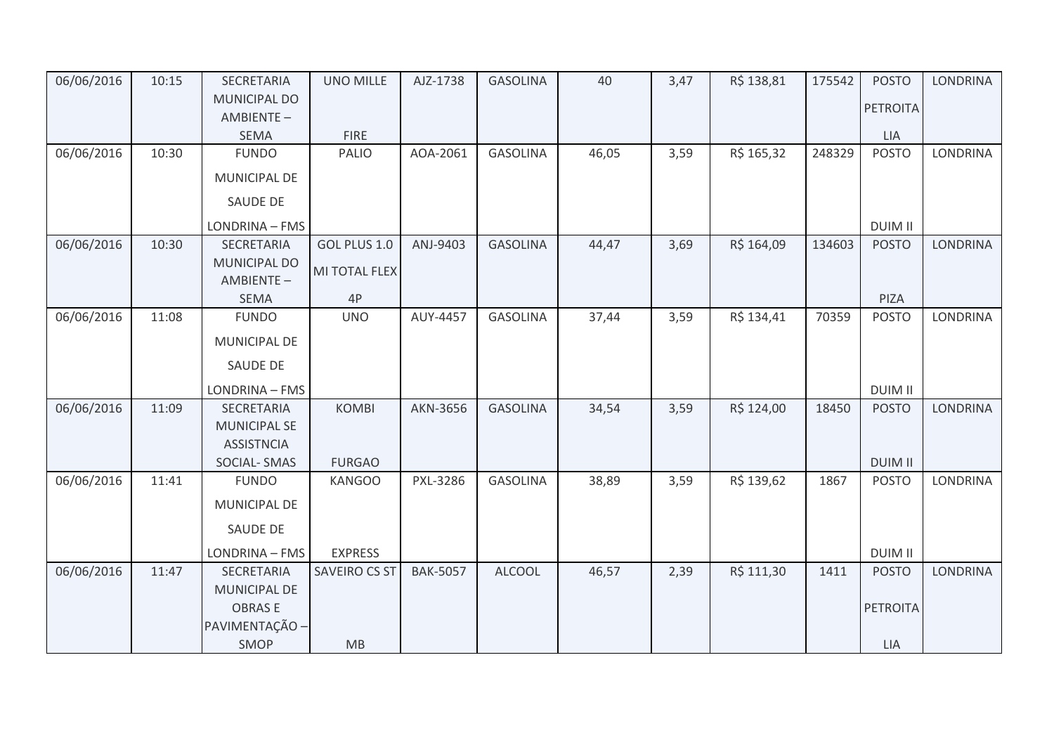| 06/06/2016 | 10:15 | SECRETARIA MUNICIPAL DO AMBIENTE – SEMA | UNO MILLE FIRE | AJZ-1738 | GASOLINA | 40 | 3,47 | R$ 138,81 | 175542 | POSTO PETROITALIA | LONDRINA |
|---|---|---|---|---|---|---|---|---|---|---|---|
| 06/06/2016 | 10:30 | FUNDO MUNICIPAL DE SAUDE DE LONDRINA – FMS | PALIO | AOA-2061 | GASOLINA | 46,05 | 3,59 | R$ 165,32 | 248329 | POSTO DUIM II | LONDRINA |
| 06/06/2016 | 10:30 | SECRETARIA MUNICIPAL DO AMBIENTE – SEMA | GOL PLUS 1.0 MI TOTAL FLEX 4P | ANJ-9403 | GASOLINA | 44,47 | 3,69 | R$ 164,09 | 134603 | POSTO PIZA | LONDRINA |
| 06/06/2016 | 11:08 | FUNDO MUNICIPAL DE SAUDE DE LONDRINA – FMS | UNO | AUY-4457 | GASOLINA | 37,44 | 3,59 | R$ 134,41 | 70359 | POSTO DUIM II | LONDRINA |
| 06/06/2016 | 11:09 | SECRETARIA MUNICIPAL SE ASSISTNCIA SOCIAL- SMAS | KOMBI FURGAO | AKN-3656 | GASOLINA | 34,54 | 3,59 | R$ 124,00 | 18450 | POSTO DUIM II | LONDRINA |
| 06/06/2016 | 11:41 | FUNDO MUNICIPAL DE SAUDE DE LONDRINA – FMS | KANGOO EXPRESS | PXL-3286 | GASOLINA | 38,89 | 3,59 | R$ 139,62 | 1867 | POSTO DUIM II | LONDRINA |
| 06/06/2016 | 11:47 | SECRETARIA MUNICIPAL DE OBRAS E PAVIMENTAÇÃO – SMOP | SAVEIRO CS ST MB | BAK-5057 | ALCOOL | 46,57 | 2,39 | R$ 111,30 | 1411 | POSTO PETROITALIA | LONDRINA |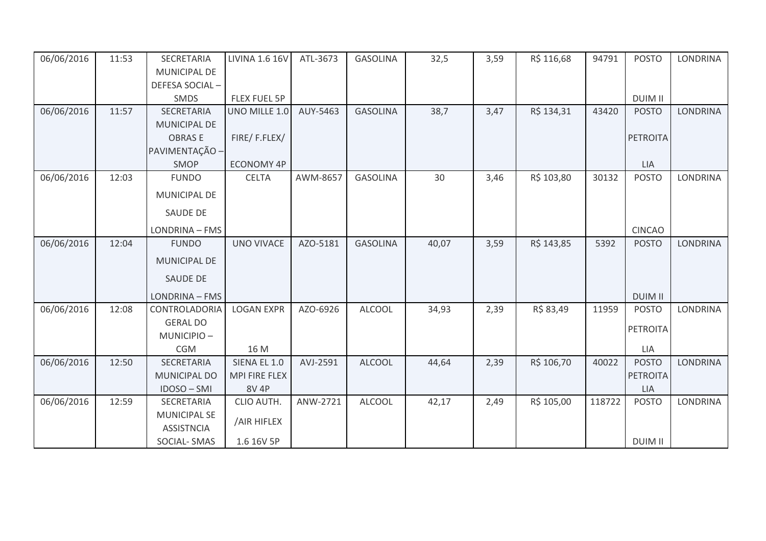| | | | | | | | | | | | |
|---|---|---|---|---|---|---|---|---|---|---|---|
| 06/06/2016 | 11:53 | SECRETARIA MUNICIPAL DE DEFESA SOCIAL – SMDS | LIVINA 1.6 16V FLEX FUEL 5P | ATL-3673 | GASOLINA | 32,5 | 3,59 | R$ 116,68 | 94791 | POSTO DUIM II | LONDRINA |
| 06/06/2016 | 11:57 | SECRETARIA MUNICIPAL DE OBRAS E PAVIMENTAÇÃO – SMOP | UNO MILLE 1.0 FIRE/ F.FLEX/ ECONOMY 4P | AUY-5463 | GASOLINA | 38,7 | 3,47 | R$ 134,31 | 43420 | POSTO PETROITA LIA | LONDRINA |
| 06/06/2016 | 12:03 | FUNDO MUNICIPAL DE SAUDE DE LONDRINA – FMS | CELTA | AWM-8657 | GASOLINA | 30 | 3,46 | R$ 103,80 | 30132 | POSTO CINCAO | LONDRINA |
| 06/06/2016 | 12:04 | FUNDO MUNICIPAL DE SAUDE DE LONDRINA – FMS | UNO VIVACE | AZO-5181 | GASOLINA | 40,07 | 3,59 | R$ 143,85 | 5392 | POSTO DUIM II | LONDRINA |
| 06/06/2016 | 12:08 | CONTROLADORIA GERAL DO MUNICIPIO – CGM | LOGAN EXPR 16 M | AZO-6926 | ALCOOL | 34,93 | 2,39 | R$ 83,49 | 11959 | POSTO PETROITA LIA | LONDRINA |
| 06/06/2016 | 12:50 | SECRETARIA MUNICIPAL DO IDOSO – SMI | SIENA EL 1.0 MPI FIRE FLEX 8V 4P | AVJ-2591 | ALCOOL | 44,64 | 2,39 | R$ 106,70 | 40022 | POSTO PETROITA LIA | LONDRINA |
| 06/06/2016 | 12:59 | SECRETARIA MUNICIPAL SE ASSISTNCIA SOCIAL- SMAS | CLIO AUTH. /AIR HIFLEX 1.6 16V 5P | ANW-2721 | ALCOOL | 42,17 | 2,49 | R$ 105,00 | 118722 | POSTO DUIM II | LONDRINA |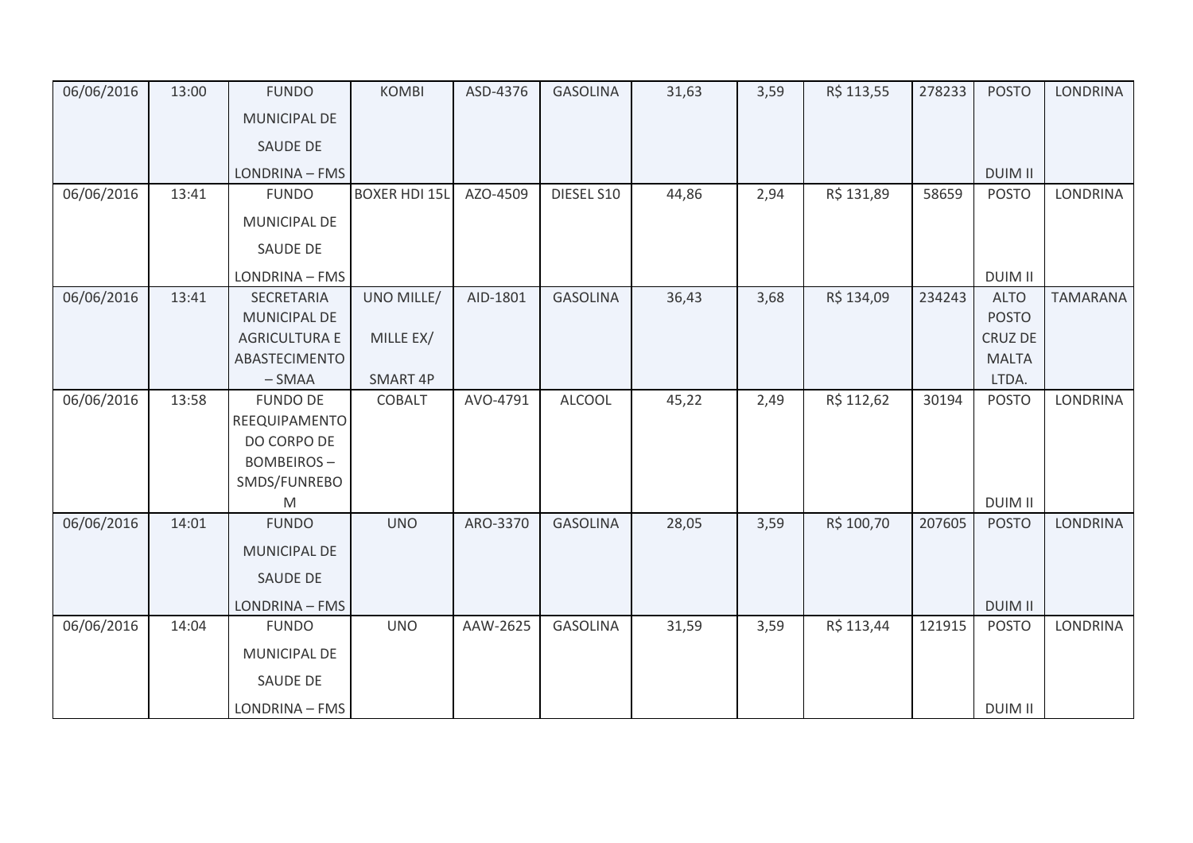| | | | | | | | | | | | |
|---|---|---|---|---|---|---|---|---|---|---|---|
| 06/06/2016 | 13:00 | FUNDO MUNICIPAL DE SAUDE DE LONDRINA – FMS | KOMBI | ASD-4376 | GASOLINA | 31,63 | 3,59 | R$ 113,55 | 278233 | POSTO DUIM II | LONDRINA |
| 06/06/2016 | 13:41 | FUNDO MUNICIPAL DE SAUDE DE LONDRINA – FMS | BOXER HDI 15L | AZO-4509 | DIESEL S10 | 44,86 | 2,94 | R$ 131,89 | 58659 | POSTO DUIM II | LONDRINA |
| 06/06/2016 | 13:41 | SECRETARIA MUNICIPAL DE AGRICULTURA E ABASTECIMENTO – SMAA | UNO MILLE/ MILLE EX/ SMART 4P | AID-1801 | GASOLINA | 36,43 | 3,68 | R$ 134,09 | 234243 | ALTO POSTO CRUZ DE MALTA LTDA. | TAMARANA |
| 06/06/2016 | 13:58 | FUNDO DE REEQUIPAMENTO DO CORPO DE BOMBEIROS – SMDS/FUNREBOM | COBALT | AVO-4791 | ALCOOL | 45,22 | 2,49 | R$ 112,62 | 30194 | POSTO DUIM II | LONDRINA |
| 06/06/2016 | 14:01 | FUNDO MUNICIPAL DE SAUDE DE LONDRINA – FMS | UNO | ARO-3370 | GASOLINA | 28,05 | 3,59 | R$ 100,70 | 207605 | POSTO DUIM II | LONDRINA |
| 06/06/2016 | 14:04 | FUNDO MUNICIPAL DE SAUDE DE LONDRINA – FMS | UNO | AAW-2625 | GASOLINA | 31,59 | 3,59 | R$ 113,44 | 121915 | POSTO DUIM II | LONDRINA |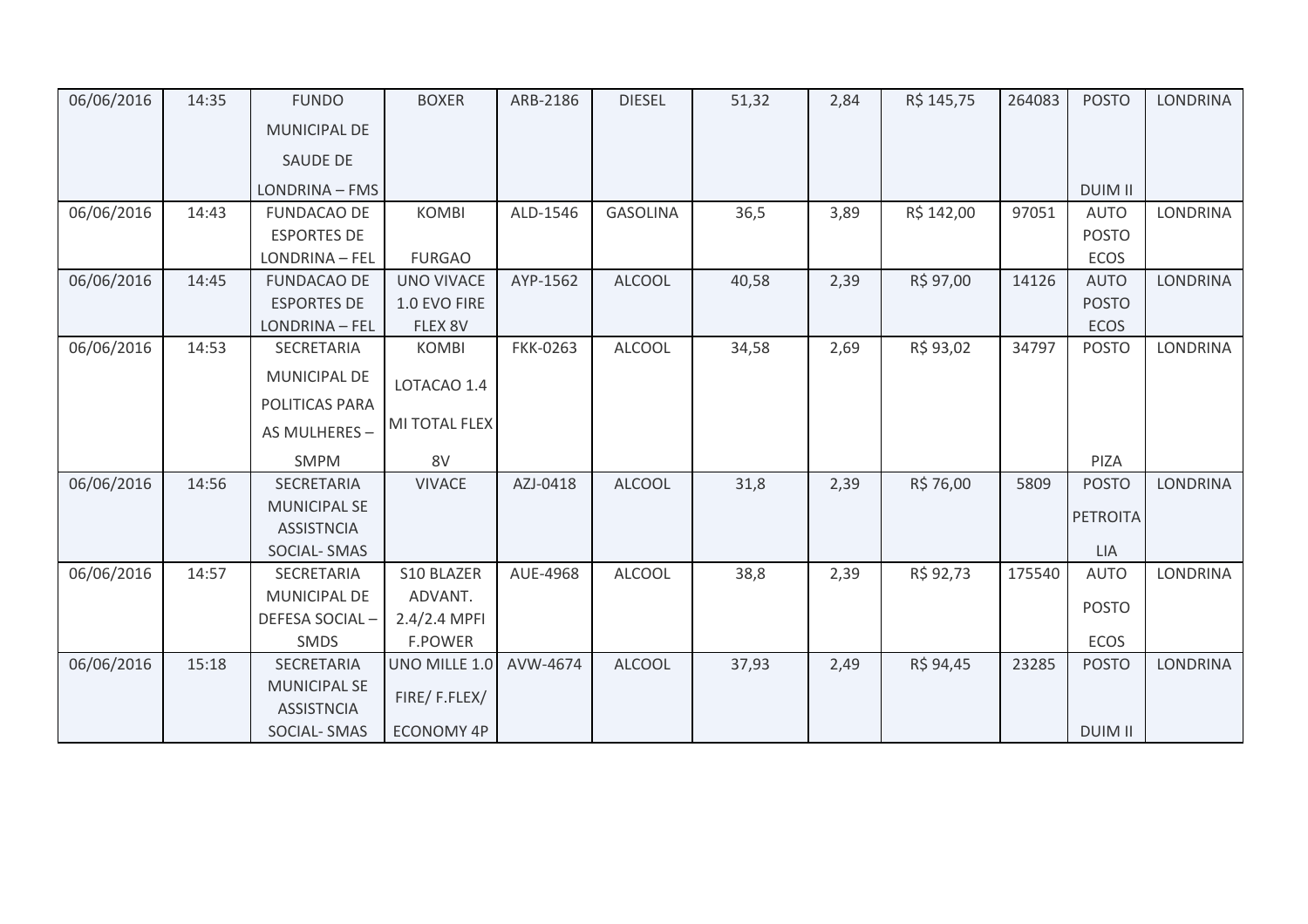| 06/06/2016 | 14:35 | FUNDO MUNICIPAL DE SAUDE DE LONDRINA – FMS | BOXER | ARB-2186 | DIESEL | 51,32 | 2,84 | R$ 145,75 | 264083 | POSTO DUIM II | LONDRINA |
|---|---|---|---|---|---|---|---|---|---|---|---|
| 06/06/2016 | 14:43 | FUNDACAO DE ESPORTES DE LONDRINA – FEL | KOMBI FURGAO | ALD-1546 | GASOLINA | 36,5 | 3,89 | R$ 142,00 | 97051 | AUTO POSTO ECOS | LONDRINA |
| 06/06/2016 | 14:45 | FUNDACAO DE ESPORTES DE LONDRINA – FEL | UNO VIVACE 1.0 EVO FIRE FLEX 8V | AYP-1562 | ALCOOL | 40,58 | 2,39 | R$ 97,00 | 14126 | AUTO POSTO ECOS | LONDRINA |
| 06/06/2016 | 14:53 | SECRETARIA MUNICIPAL DE POLITICAS PARA AS MULHERES – SMPM | KOMBI LOTACAO 1.4 MI TOTAL FLEX 8V | FKK-0263 | ALCOOL | 34,58 | 2,69 | R$ 93,02 | 34797 | POSTO PIZA | LONDRINA |
| 06/06/2016 | 14:56 | SECRETARIA MUNICIPAL SE ASSISTNCIA SOCIAL- SMAS | VIVACE | AZJ-0418 | ALCOOL | 31,8 | 2,39 | R$ 76,00 | 5809 | POSTO PETROITA LIA | LONDRINA |
| 06/06/2016 | 14:57 | SECRETARIA MUNICIPAL DE DEFESA SOCIAL – SMDS | S10 BLAZER ADVANT. 2.4/2.4 MPFI F.POWER | AUE-4968 | ALCOOL | 38,8 | 2,39 | R$ 92,73 | 175540 | AUTO POSTO ECOS | LONDRINA |
| 06/06/2016 | 15:18 | SECRETARIA MUNICIPAL SE ASSISTNCIA SOCIAL- SMAS | UNO MILLE 1.0 FIRE/ F.FLEX/ ECONOMY 4P | AVW-4674 | ALCOOL | 37,93 | 2,49 | R$ 94,45 | 23285 | POSTO DUIM II | LONDRINA |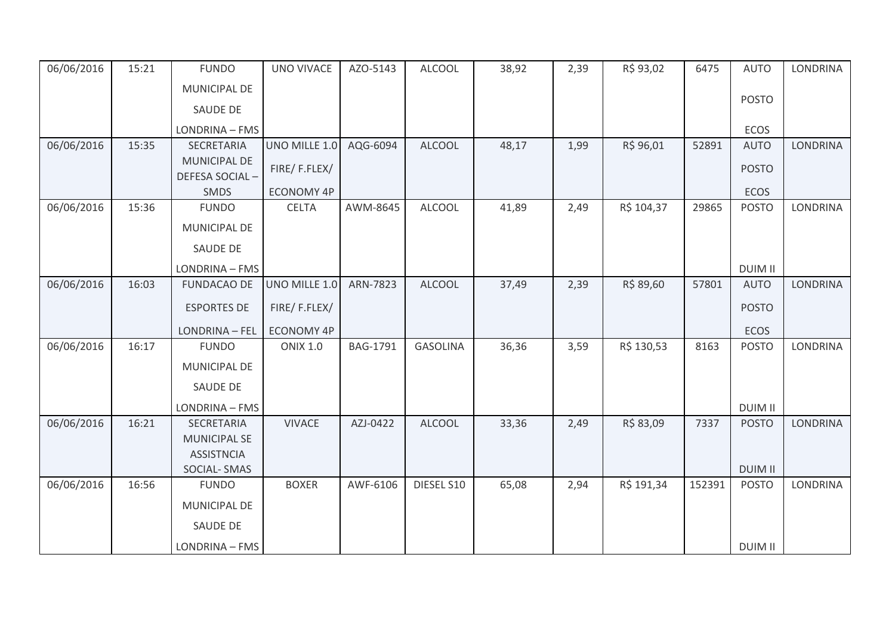| | | | | | | | | | | | |
|---|---|---|---|---|---|---|---|---|---|---|---|
| 06/06/2016 | 15:21 | FUNDO MUNICIPAL DE SAUDE DE LONDRINA – FMS | UNO VIVACE | AZO-5143 | ALCOOL | 38,92 | 2,39 | R$ 93,02 | 6475 | AUTO POSTO ECOS | LONDRINA |
| 06/06/2016 | 15:35 | SECRETARIA MUNICIPAL DE DEFESA SOCIAL – SMDS | UNO MILLE 1.0 FIRE/ F.FLEX/ ECONOMY 4P | AQG-6094 | ALCOOL | 48,17 | 1,99 | R$ 96,01 | 52891 | AUTO POSTO ECOS | LONDRINA |
| 06/06/2016 | 15:36 | FUNDO MUNICIPAL DE SAUDE DE LONDRINA – FMS | CELTA | AWM-8645 | ALCOOL | 41,89 | 2,49 | R$ 104,37 | 29865 | POSTO DUIM II | LONDRINA |
| 06/06/2016 | 16:03 | FUNDACAO DE ESPORTES DE LONDRINA – FEL | UNO MILLE 1.0 FIRE/ F.FLEX/ ECONOMY 4P | ARN-7823 | ALCOOL | 37,49 | 2,39 | R$ 89,60 | 57801 | AUTO POSTO ECOS | LONDRINA |
| 06/06/2016 | 16:17 | FUNDO MUNICIPAL DE SAUDE DE LONDRINA – FMS | ONIX 1.0 | BAG-1791 | GASOLINA | 36,36 | 3,59 | R$ 130,53 | 8163 | POSTO DUIM II | LONDRINA |
| 06/06/2016 | 16:21 | SECRETARIA MUNICIPAL SE ASSISTNCIA SOCIAL- SMAS | VIVACE | AZJ-0422 | ALCOOL | 33,36 | 2,49 | R$ 83,09 | 7337 | POSTO DUIM II | LONDRINA |
| 06/06/2016 | 16:56 | FUNDO MUNICIPAL DE SAUDE DE LONDRINA – FMS | BOXER | AWF-6106 | DIESEL S10 | 65,08 | 2,94 | R$ 191,34 | 152391 | POSTO DUIM II | LONDRINA |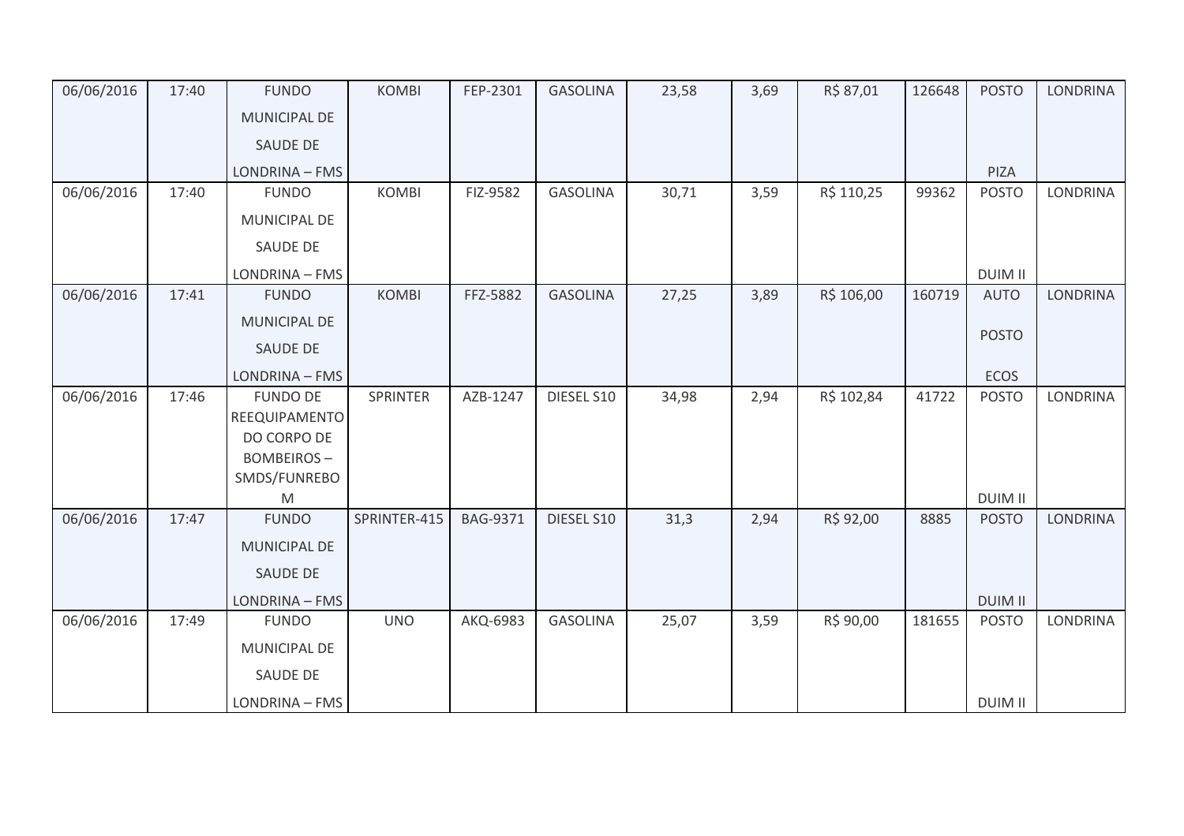| 06/06/2016 | 17:40 | FUNDO MUNICIPAL DE SAUDE DE LONDRINA – FMS | KOMBI | FEP-2301 | GASOLINA | 23,58 | 3,69 | R$ 87,01 | 126648 | POSTO PIZA | LONDRINA |
|---|---|---|---|---|---|---|---|---|---|---|---|
| 06/06/2016 | 17:40 | FUNDO MUNICIPAL DE SAUDE DE LONDRINA – FMS | KOMBI | FIZ-9582 | GASOLINA | 30,71 | 3,59 | R$ 110,25 | 99362 | POSTO DUIM II | LONDRINA |
| 06/06/2016 | 17:41 | FUNDO MUNICIPAL DE SAUDE DE LONDRINA – FMS | KOMBI | FFZ-5882 | GASOLINA | 27,25 | 3,89 | R$ 106,00 | 160719 | AUTO POSTO ECOS | LONDRINA |
| 06/06/2016 | 17:46 | FUNDO DE REEQUIPAMENTO DO CORPO DE BOMBEIROS – SMDS/FUNREBOM | SPRINTER | AZB-1247 | DIESEL S10 | 34,98 | 2,94 | R$ 102,84 | 41722 | POSTO DUIM II | LONDRINA |
| 06/06/2016 | 17:47 | FUNDO MUNICIPAL DE SAUDE DE LONDRINA – FMS | SPRINTER-415 | BAG-9371 | DIESEL S10 | 31,3 | 2,94 | R$ 92,00 | 8885 | POSTO DUIM II | LONDRINA |
| 06/06/2016 | 17:49 | FUNDO MUNICIPAL DE SAUDE DE LONDRINA – FMS | UNO | AKQ-6983 | GASOLINA | 25,07 | 3,59 | R$ 90,00 | 181655 | POSTO DUIM II | LONDRINA |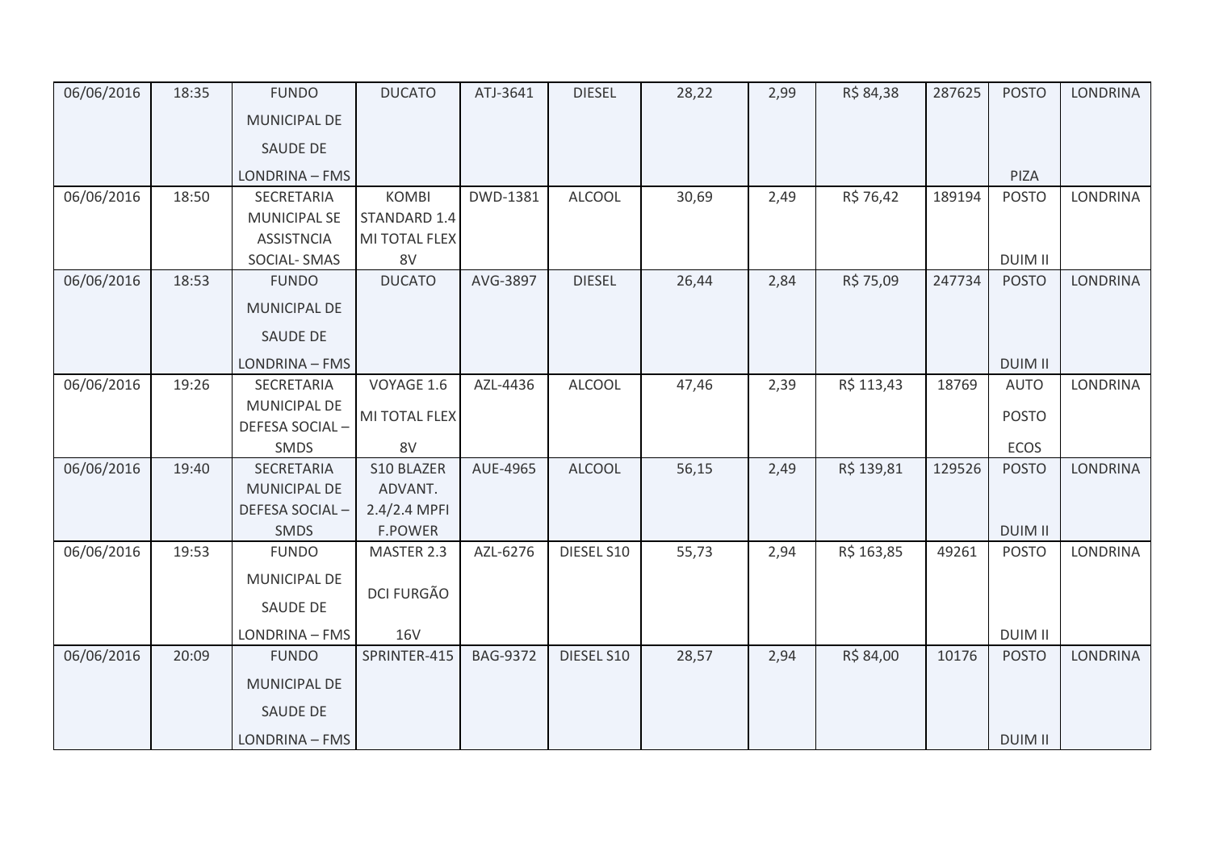| 06/06/2016 | 18:35 | FUNDO MUNICIPAL DE SAUDE DE LONDRINA – FMS | DUCATO | ATJ-3641 | DIESEL | 28,22 | 2,99 | R$ 84,38 | 287625 | POSTO PIZA | LONDRINA |
|---|---|---|---|---|---|---|---|---|---|---|---|
| 06/06/2016 | 18:50 | SECRETARIA MUNICIPAL SE ASSISTNCIA SOCIAL- SMAS | KOMBI STANDARD 1.4 MI TOTAL FLEX 8V | DWD-1381 | ALCOOL | 30,69 | 2,49 | R$ 76,42 | 189194 | POSTO DUIM II | LONDRINA |
| 06/06/2016 | 18:53 | FUNDO MUNICIPAL DE SAUDE DE LONDRINA – FMS | DUCATO | AVG-3897 | DIESEL | 26,44 | 2,84 | R$ 75,09 | 247734 | POSTO DUIM II | LONDRINA |
| 06/06/2016 | 19:26 | SECRETARIA MUNICIPAL DE DEFESA SOCIAL – SMDS | VOYAGE 1.6 MI TOTAL FLEX 8V | AZL-4436 | ALCOOL | 47,46 | 2,39 | R$ 113,43 | 18769 | AUTO POSTO ECOS | LONDRINA |
| 06/06/2016 | 19:40 | SECRETARIA MUNICIPAL DE DEFESA SOCIAL – SMDS | S10 BLAZER ADVANT. 2.4/2.4 MPFI F.POWER | AUE-4965 | ALCOOL | 56,15 | 2,49 | R$ 139,81 | 129526 | POSTO DUIM II | LONDRINA |
| 06/06/2016 | 19:53 | FUNDO MUNICIPAL DE SAUDE DE LONDRINA – FMS | MASTER 2.3 DCI FURGÃO 16V | AZL-6276 | DIESEL S10 | 55,73 | 2,94 | R$ 163,85 | 49261 | POSTO DUIM II | LONDRINA |
| 06/06/2016 | 20:09 | FUNDO MUNICIPAL DE SAUDE DE LONDRINA – FMS | SPRINTER-415 | BAG-9372 | DIESEL S10 | 28,57 | 2,94 | R$ 84,00 | 10176 | POSTO DUIM II | LONDRINA |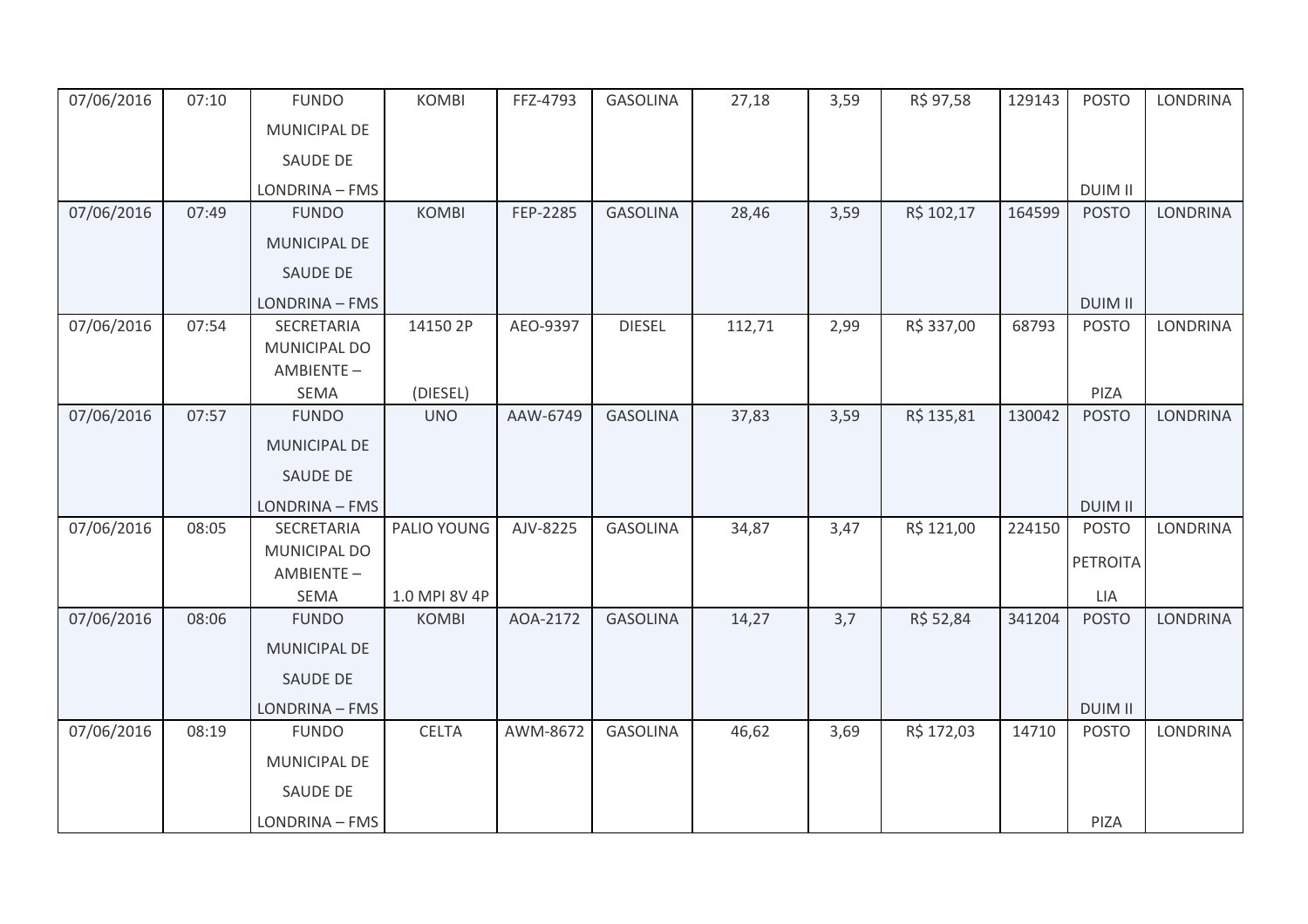| | | | | | | | | | | | |
|---|---|---|---|---|---|---|---|---|---|---|---|
| 07/06/2016 | 07:10 | FUNDO MUNICIPAL DE SAUDE DE LONDRINA – FMS | KOMBI | FFZ-4793 | GASOLINA | 27,18 | 3,59 | R$ 97,58 | 129143 | POSTO DUIM II | LONDRINA |
| 07/06/2016 | 07:49 | FUNDO MUNICIPAL DE SAUDE DE LONDRINA – FMS | KOMBI | FEP-2285 | GASOLINA | 28,46 | 3,59 | R$ 102,17 | 164599 | POSTO DUIM II | LONDRINA |
| 07/06/2016 | 07:54 | SECRETARIA MUNICIPAL DO AMBIENTE – SEMA | 14150 2P (DIESEL) | AEO-9397 | DIESEL | 112,71 | 2,99 | R$ 337,00 | 68793 | POSTO PIZA | LONDRINA |
| 07/06/2016 | 07:57 | FUNDO MUNICIPAL DE SAUDE DE LONDRINA – FMS | UNO | AAW-6749 | GASOLINA | 37,83 | 3,59 | R$ 135,81 | 130042 | POSTO DUIM II | LONDRINA |
| 07/06/2016 | 08:05 | SECRETARIA MUNICIPAL DO AMBIENTE – SEMA | PALIO YOUNG 1.0 MPI 8V 4P | AJV-8225 | GASOLINA | 34,87 | 3,47 | R$ 121,00 | 224150 | POSTO PETROITALIA | LONDRINA |
| 07/06/2016 | 08:06 | FUNDO MUNICIPAL DE SAUDE DE LONDRINA – FMS | KOMBI | AOA-2172 | GASOLINA | 14,27 | 3,7 | R$ 52,84 | 341204 | POSTO DUIM II | LONDRINA |
| 07/06/2016 | 08:19 | FUNDO MUNICIPAL DE SAUDE DE LONDRINA – FMS | CELTA | AWM-8672 | GASOLINA | 46,62 | 3,69 | R$ 172,03 | 14710 | POSTO PIZA | LONDRINA |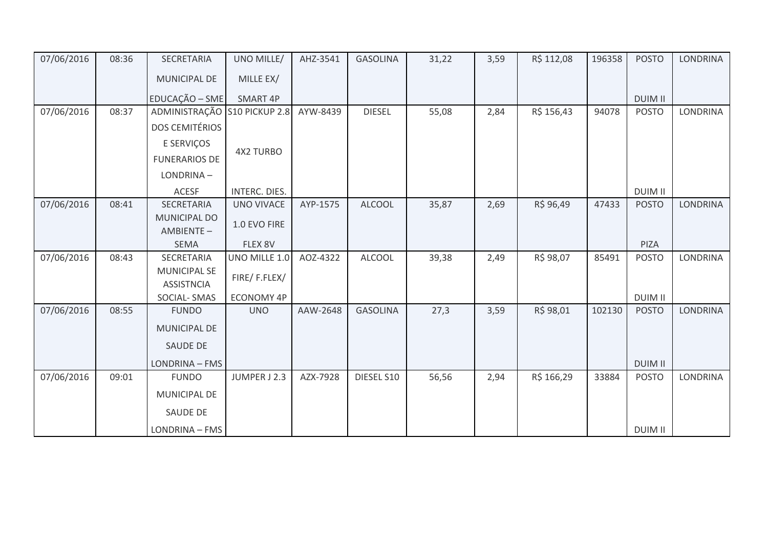| 07/06/2016 | 08:36 | SECRETARIA MUNICIPAL DE EDUCAÇÃO – SME | UNO MILLE/ MILLE EX/ SMART 4P | AHZ-3541 | GASOLINA | 31,22 | 3,59 | R$ 112,08 | 196358 | POSTO DUIM II | LONDRINA |
|---|---|---|---|---|---|---|---|---|---|---|---|
| 07/06/2016 | 08:37 | ADMINISTRAÇÃO DOS CEMITÉRIOS E SERVIÇOS FUNERARIOS DE LONDRINA – ACESF | S10 PICKUP 2.8 4X2 TURBO INTERC. DIES. | AYW-8439 | DIESEL | 55,08 | 2,84 | R$ 156,43 | 94078 | POSTO DUIM II | LONDRINA |
| 07/06/2016 | 08:41 | SECRETARIA MUNICIPAL DO AMBIENTE – SEMA | UNO VIVACE 1.0 EVO FIRE FLEX 8V | AYP-1575 | ALCOOL | 35,87 | 2,69 | R$ 96,49 | 47433 | POSTO PIZA | LONDRINA |
| 07/06/2016 | 08:43 | SECRETARIA MUNICIPAL SE ASSISTNCIA SOCIAL- SMAS | UNO MILLE 1.0 FIRE/ F.FLEX/ ECONOMY 4P | AOZ-4322 | ALCOOL | 39,38 | 2,49 | R$ 98,07 | 85491 | POSTO DUIM II | LONDRINA |
| 07/06/2016 | 08:55 | FUNDO MUNICIPAL DE SAUDE DE LONDRINA – FMS | UNO | AAW-2648 | GASOLINA | 27,3 | 3,59 | R$ 98,01 | 102130 | POSTO DUIM II | LONDRINA |
| 07/06/2016 | 09:01 | FUNDO MUNICIPAL DE SAUDE DE LONDRINA – FMS | JUMPER J 2.3 | AZX-7928 | DIESEL S10 | 56,56 | 2,94 | R$ 166,29 | 33884 | POSTO DUIM II | LONDRINA |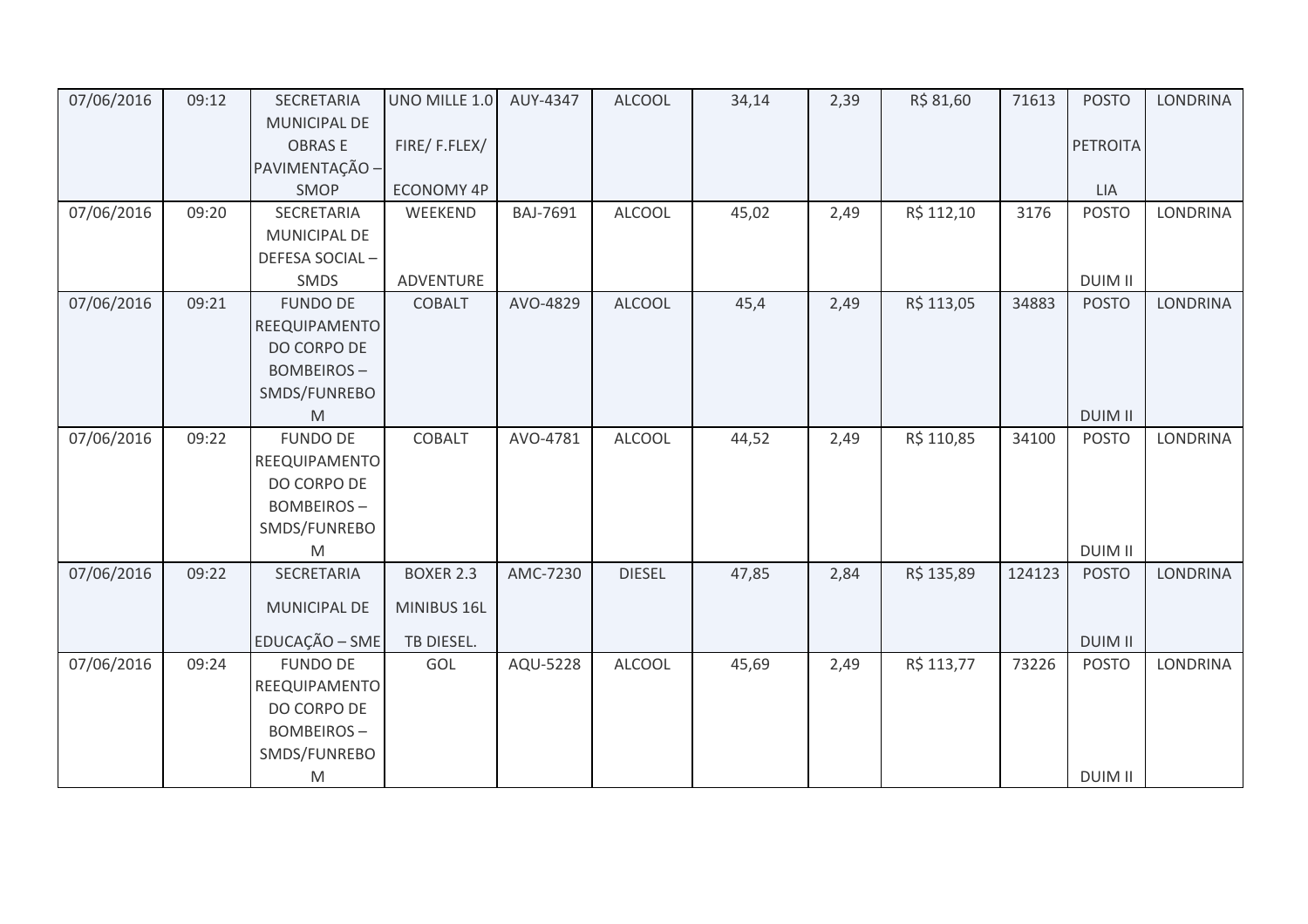| 07/06/2016 | 09:12 | SECRETARIA MUNICIPAL DE OBRAS E PAVIMENTAÇÃO – SMOP | UNO MILLE 1.0 FIRE/ F.FLEX/ ECONOMY 4P | AUY-4347 | ALCOOL | 34,14 | 2,39 | R$ 81,60 | 71613 | POSTO PETROITALIA | LONDRINA |
|---|---|---|---|---|---|---|---|---|---|---|---|
| 07/06/2016 | 09:20 | SECRETARIA MUNICIPAL DE DEFESA SOCIAL – SMDS | WEEKEND ADVENTURE | BAJ-7691 | ALCOOL | 45,02 | 2,49 | R$ 112,10 | 3176 | POSTO DUIM II | LONDRINA |
| 07/06/2016 | 09:21 | FUNDO DE REEQUIPAMENTO DO CORPO DE BOMBEIROS – SMDS/FUNREBOM | COBALT | AVO-4829 | ALCOOL | 45,4 | 2,49 | R$ 113,05 | 34883 | POSTO DUIM II | LONDRINA |
| 07/06/2016 | 09:22 | FUNDO DE REEQUIPAMENTO DO CORPO DE BOMBEIROS – SMDS/FUNREBOM | COBALT | AVO-4781 | ALCOOL | 44,52 | 2,49 | R$ 110,85 | 34100 | POSTO DUIM II | LONDRINA |
| 07/06/2016 | 09:22 | SECRETARIA MUNICIPAL DE EDUCAÇÃO – SME | BOXER 2.3 MINIBUS 16L TB DIESEL. | AMC-7230 | DIESEL | 47,85 | 2,84 | R$ 135,89 | 124123 | POSTO DUIM II | LONDRINA |
| 07/06/2016 | 09:24 | FUNDO DE REEQUIPAMENTO DO CORPO DE BOMBEIROS – SMDS/FUNREBOM | GOL | AQU-5228 | ALCOOL | 45,69 | 2,49 | R$ 113,77 | 73226 | POSTO DUIM II | LONDRINA |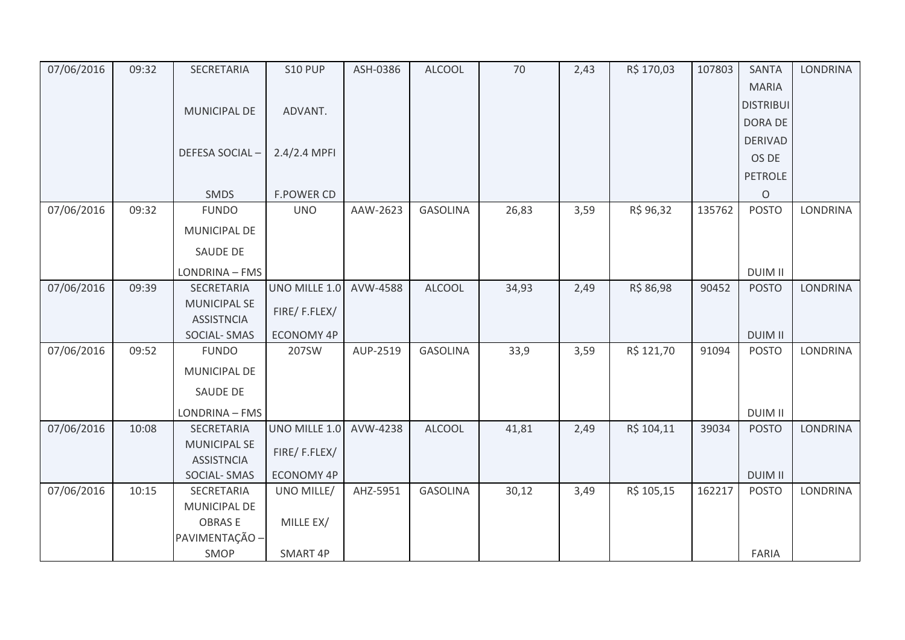| 07/06/2016 | 09:32 | SECRETARIA MUNICIPAL DE DEFESA SOCIAL – SMDS | S10 PUP ADVANT. 2.4/2.4 MPFI F.POWER CD | ASH-0386 | ALCOOL | 70 | 2,43 | R$ 170,03 | 107803 | SANTA MARIA DISTRIBUIDORA DE DERIVADOS DE PETROLEO | LONDRINA |
|---|---|---|---|---|---|---|---|---|---|---|---|
| 07/06/2016 | 09:32 | FUNDO MUNICIPAL DE SAUDE DE LONDRINA – FMS | UNO | AAW-2623 | GASOLINA | 26,83 | 3,59 | R$ 96,32 | 135762 | POSTO DUIM II | LONDRINA |
| 07/06/2016 | 09:39 | SECRETARIA MUNICIPAL SE ASSISTNCIA SOCIAL- SMAS | UNO MILLE 1.0 FIRE/ F.FLEX/ ECONOMY 4P | AVW-4588 | ALCOOL | 34,93 | 2,49 | R$ 86,98 | 90452 | POSTO DUIM II | LONDRINA |
| 07/06/2016 | 09:52 | FUNDO MUNICIPAL DE SAUDE DE LONDRINA – FMS | 207SW | AUP-2519 | GASOLINA | 33,9 | 3,59 | R$ 121,70 | 91094 | POSTO DUIM II | LONDRINA |
| 07/06/2016 | 10:08 | SECRETARIA MUNICIPAL SE ASSISTNCIA SOCIAL- SMAS | UNO MILLE 1.0 FIRE/ F.FLEX/ ECONOMY 4P | AVW-4238 | ALCOOL | 41,81 | 2,49 | R$ 104,11 | 39034 | POSTO DUIM II | LONDRINA |
| 07/06/2016 | 10:15 | SECRETARIA MUNICIPAL DE OBRAS E PAVIMENTAÇÃO – SMOP | UNO MILLE/ MILLE EX/ SMART 4P | AHZ-5951 | GASOLINA | 30,12 | 3,49 | R$ 105,15 | 162217 | POSTO FARIA | LONDRINA |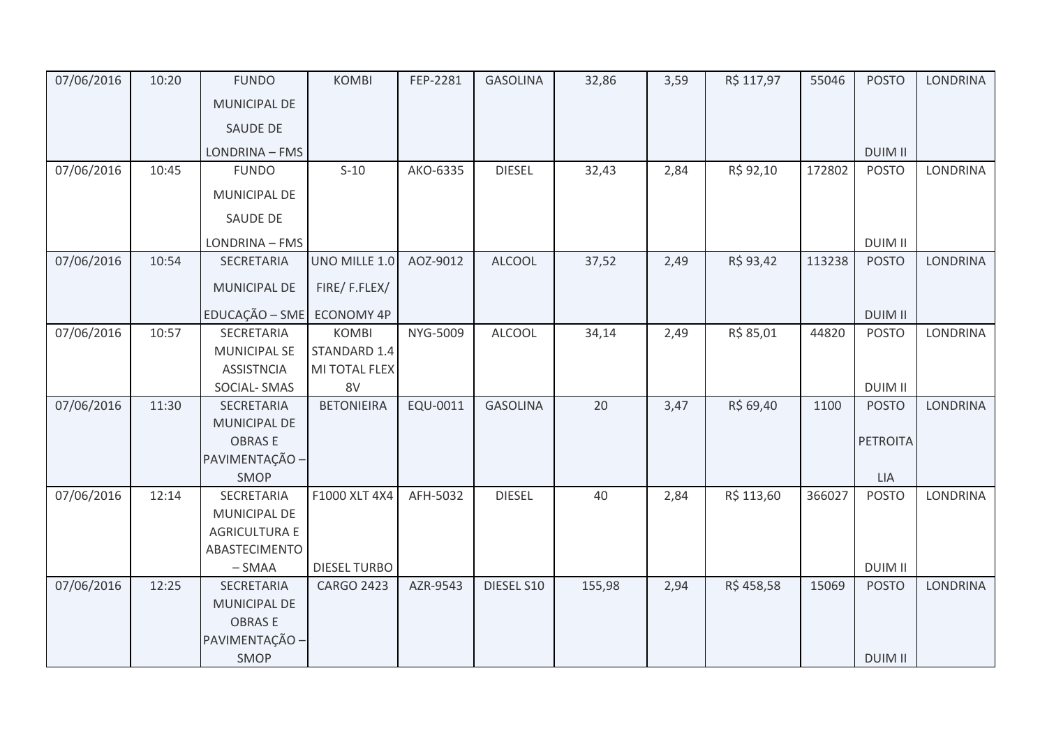| 07/06/2016 | 10:20 | FUNDO MUNICIPAL DE SAUDE DE LONDRINA – FMS | KOMBI | FEP-2281 | GASOLINA | 32,86 | 3,59 | R$ 117,97 | 55046 | POSTO DUIM II | LONDRINA |
|---|---|---|---|---|---|---|---|---|---|---|---|
| 07/06/2016 | 10:45 | FUNDO MUNICIPAL DE SAUDE DE LONDRINA – FMS | S-10 | AKO-6335 | DIESEL | 32,43 | 2,84 | R$ 92,10 | 172802 | POSTO DUIM II | LONDRINA |
| 07/06/2016 | 10:54 | SECRETARIA MUNICIPAL DE EDUCAÇÃO – SME | UNO MILLE 1.0 FIRE/ F.FLEX/ ECONOMY 4P | AOZ-9012 | ALCOOL | 37,52 | 2,49 | R$ 93,42 | 113238 | POSTO DUIM II | LONDRINA |
| 07/06/2016 | 10:57 | SECRETARIA MUNICIPAL SE ASSISTNCIA SOCIAL- SMAS | KOMBI STANDARD 1.4 MI TOTAL FLEX 8V | NYG-5009 | ALCOOL | 34,14 | 2,49 | R$ 85,01 | 44820 | POSTO DUIM II | LONDRINA |
| 07/06/2016 | 11:30 | SECRETARIA MUNICIPAL DE OBRAS E PAVIMENTAÇÃO – SMOP | BETONIEIRA | EQU-0011 | GASOLINA | 20 | 3,47 | R$ 69,40 | 1100 | POSTO PETROITA LIA | LONDRINA |
| 07/06/2016 | 12:14 | SECRETARIA MUNICIPAL DE AGRICULTURA E ABASTECIMENTO – SMAA | F1000 XLT 4X4 DIESEL TURBO | AFH-5032 | DIESEL | 40 | 2,84 | R$ 113,60 | 366027 | POSTO DUIM II | LONDRINA |
| 07/06/2016 | 12:25 | SECRETARIA MUNICIPAL DE OBRAS E PAVIMENTAÇÃO – SMOP | CARGO 2423 | AZR-9543 | DIESEL S10 | 155,98 | 2,94 | R$ 458,58 | 15069 | POSTO DUIM II | LONDRINA |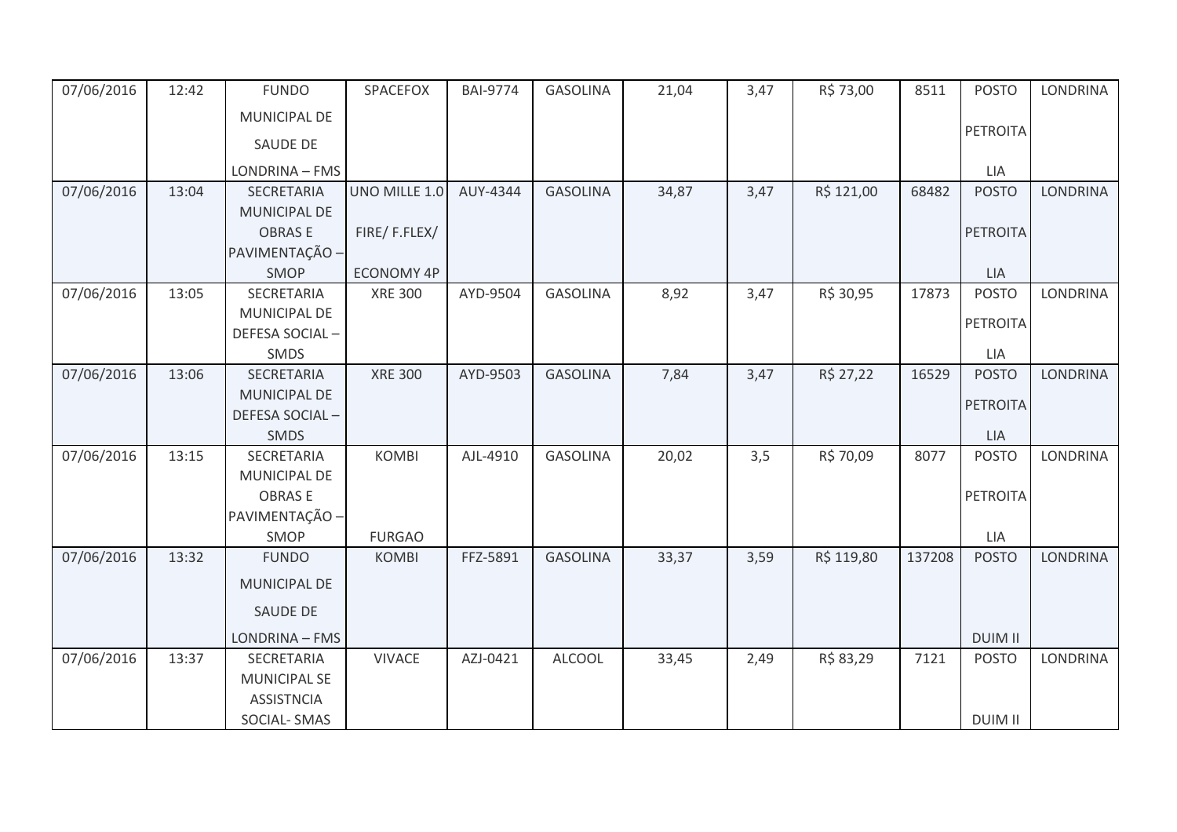| | | | | | | | | | | | |
|---|---|---|---|---|---|---|---|---|---|---|---|
| 07/06/2016 | 12:42 | FUNDO MUNICIPAL DE SAUDE DE LONDRINA – FMS | SPACEFOX | BAI-9774 | GASOLINA | 21,04 | 3,47 | R$ 73,00 | 8511 | POSTO PETROITA LIA | LONDRINA |
| 07/06/2016 | 13:04 | SECRETARIA MUNICIPAL DE OBRAS E PAVIMENTAÇÃO – SMOP | UNO MILLE 1.0 FIRE/ F.FLEX/ ECONOMY 4P | AUY-4344 | GASOLINA | 34,87 | 3,47 | R$ 121,00 | 68482 | POSTO PETROITA LIA | LONDRINA |
| 07/06/2016 | 13:05 | SECRETARIA MUNICIPAL DE DEFESA SOCIAL – SMDS | XRE 300 | AYD-9504 | GASOLINA | 8,92 | 3,47 | R$ 30,95 | 17873 | POSTO PETROITA LIA | LONDRINA |
| 07/06/2016 | 13:06 | SECRETARIA MUNICIPAL DE DEFESA SOCIAL – SMDS | XRE 300 | AYD-9503 | GASOLINA | 7,84 | 3,47 | R$ 27,22 | 16529 | POSTO PETROITA LIA | LONDRINA |
| 07/06/2016 | 13:15 | SECRETARIA MUNICIPAL DE OBRAS E PAVIMENTAÇÃO – SMOP | KOMBI FURGAO | AJL-4910 | GASOLINA | 20,02 | 3,5 | R$ 70,09 | 8077 | POSTO PETROITA LIA | LONDRINA |
| 07/06/2016 | 13:32 | FUNDO MUNICIPAL DE SAUDE DE LONDRINA – FMS | KOMBI | FFZ-5891 | GASOLINA | 33,37 | 3,59 | R$ 119,80 | 137208 | POSTO DUIM II | LONDRINA |
| 07/06/2016 | 13:37 | SECRETARIA MUNICIPAL SE ASSISTNCIA SOCIAL- SMAS | VIVACE | AZJ-0421 | ALCOOL | 33,45 | 2,49 | R$ 83,29 | 7121 | POSTO DUIM II | LONDRINA |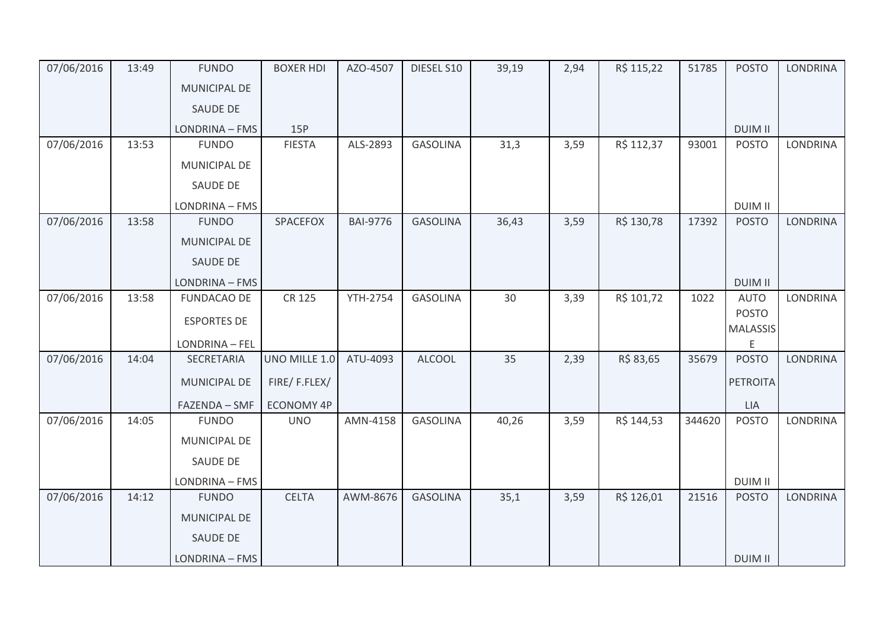| 07/06/2016 | 13:49 | FUNDO MUNICIPAL DE SAUDE DE LONDRINA – FMS | BOXER HDI 15P | AZO-4507 | DIESEL S10 | 39,19 | 2,94 | R$ 115,22 | 51785 | POSTO DUIM II | LONDRINA |
|---|---|---|---|---|---|---|---|---|---|---|---|
| 07/06/2016 | 13:53 | FUNDO MUNICIPAL DE SAUDE DE LONDRINA – FMS | FIESTA | ALS-2893 | GASOLINA | 31,3 | 3,59 | R$ 112,37 | 93001 | POSTO DUIM II | LONDRINA |
| 07/06/2016 | 13:58 | FUNDO MUNICIPAL DE SAUDE DE LONDRINA – FMS | SPACEFOX | BAI-9776 | GASOLINA | 36,43 | 3,59 | R$ 130,78 | 17392 | POSTO DUIM II | LONDRINA |
| 07/06/2016 | 13:58 | FUNDACAO DE ESPORTES DE LONDRINA – FEL | CR 125 | YTH-2754 | GASOLINA | 30 | 3,39 | R$ 101,72 | 1022 | AUTO POSTO MALASSIS E | LONDRINA |
| 07/06/2016 | 14:04 | SECRETARIA MUNICIPAL DE FAZENDA – SMF | UNO MILLE 1.0 FIRE/ F.FLEX/ ECONOMY 4P | ATU-4093 | ALCOOL | 35 | 2,39 | R$ 83,65 | 35679 | POSTO PETROITA LIA | LONDRINA |
| 07/06/2016 | 14:05 | FUNDO MUNICIPAL DE SAUDE DE LONDRINA – FMS | UNO | AMN-4158 | GASOLINA | 40,26 | 3,59 | R$ 144,53 | 344620 | POSTO DUIM II | LONDRINA |
| 07/06/2016 | 14:12 | FUNDO MUNICIPAL DE SAUDE DE LONDRINA – FMS | CELTA | AWM-8676 | GASOLINA | 35,1 | 3,59 | R$ 126,01 | 21516 | POSTO DUIM II | LONDRINA |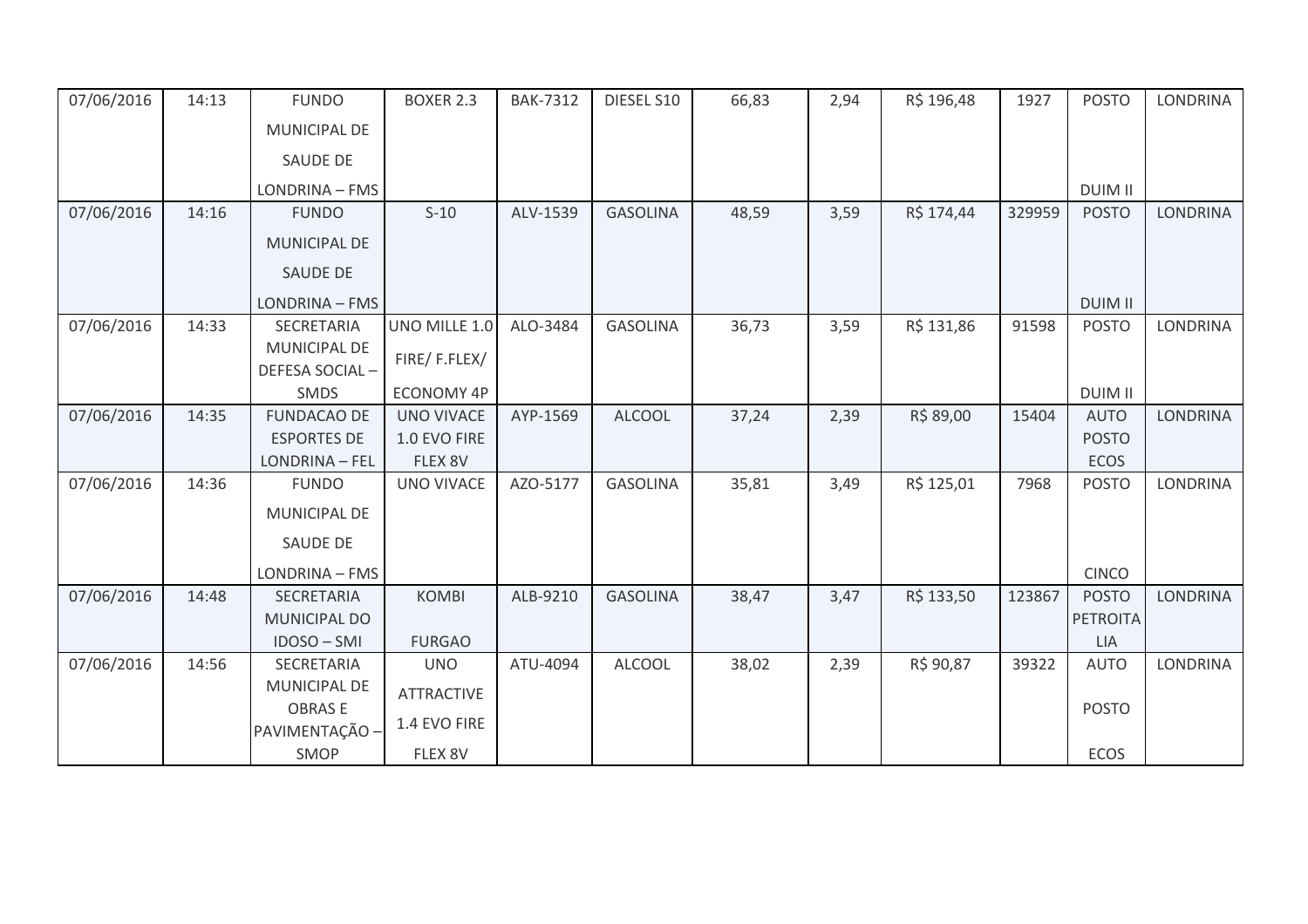| 07/06/2016 | 14:13 | FUNDO MUNICIPAL DE SAUDE DE LONDRINA – FMS | BOXER 2.3 | BAK-7312 | DIESEL S10 | 66,83 | 2,94 | R$ 196,48 | 1927 | POSTO DUIM II | LONDRINA |
|---|---|---|---|---|---|---|---|---|---|---|---|
| 07/06/2016 | 14:16 | FUNDO MUNICIPAL DE SAUDE DE LONDRINA – FMS | S-10 | ALV-1539 | GASOLINA | 48,59 | 3,59 | R$ 174,44 | 329959 | POSTO DUIM II | LONDRINA |
| 07/06/2016 | 14:33 | SECRETARIA MUNICIPAL DE DEFESA SOCIAL – SMDS | UNO MILLE 1.0 FIRE/ F.FLEX/ ECONOMY 4P | ALO-3484 | GASOLINA | 36,73 | 3,59 | R$ 131,86 | 91598 | POSTO DUIM II | LONDRINA |
| 07/06/2016 | 14:35 | FUNDACAO DE ESPORTES DE LONDRINA – FEL | UNO VIVACE 1.0 EVO FIRE FLEX 8V | AYP-1569 | ALCOOL | 37,24 | 2,39 | R$ 89,00 | 15404 | AUTO POSTO ECOS | LONDRINA |
| 07/06/2016 | 14:36 | FUNDO MUNICIPAL DE SAUDE DE LONDRINA – FMS | UNO VIVACE | AZO-5177 | GASOLINA | 35,81 | 3,49 | R$ 125,01 | 7968 | POSTO CINCO | LONDRINA |
| 07/06/2016 | 14:48 | SECRETARIA MUNICIPAL DO IDOSO – SMI | KOMBI FURGAO | ALB-9210 | GASOLINA | 38,47 | 3,47 | R$ 133,50 | 123867 | POSTO PETROITALIA | LONDRINA |
| 07/06/2016 | 14:56 | SECRETARIA MUNICIPAL DE OBRAS E PAVIMENTAÇÃO – SMOP | UNO ATTRACTIVE 1.4 EVO FIRE FLEX 8V | ATU-4094 | ALCOOL | 38,02 | 2,39 | R$ 90,87 | 39322 | AUTO POSTO ECOS | LONDRINA |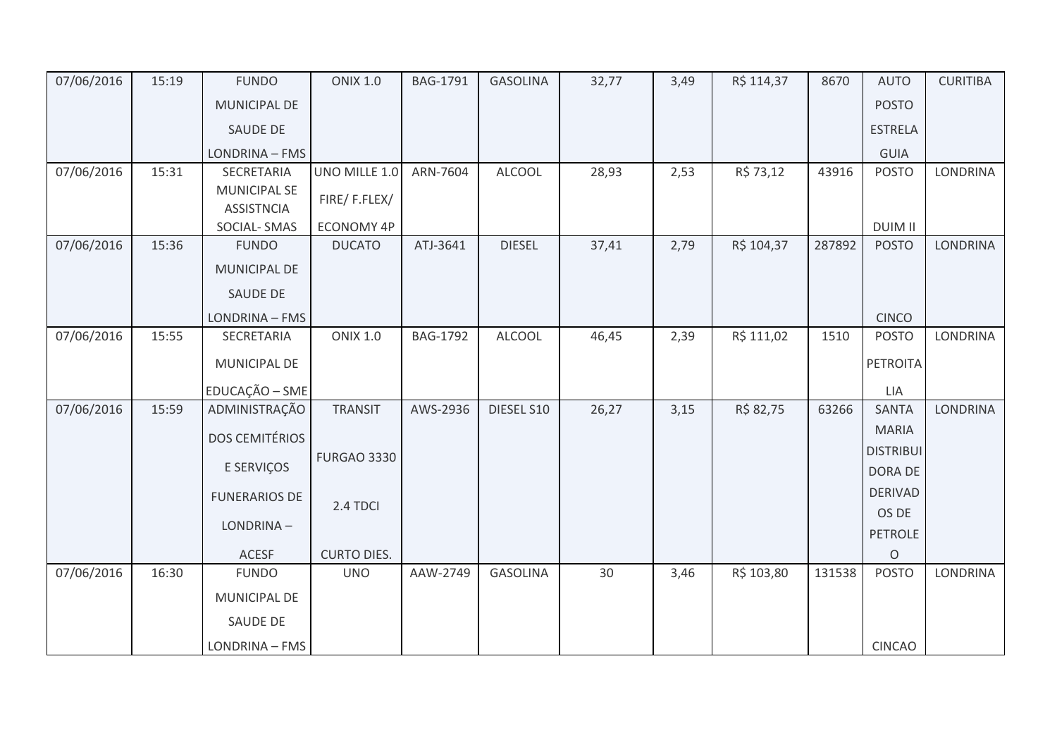| 07/06/2016 | 15:19 | FUNDO MUNICIPAL DE SAUDE DE LONDRINA – FMS | ONIX 1.0 | BAG-1791 | GASOLINA | 32,77 | 3,49 | R$ 114,37 | 8670 | AUTO POSTO ESTRELA GUIA | CURITIBA |
|---|---|---|---|---|---|---|---|---|---|---|---|
| 07/06/2016 | 15:31 | SECRETARIA MUNICIPAL SE ASSISTNCIA SOCIAL- SMAS | UNO MILLE 1.0 FIRE/ F.FLEX/ ECONOMY 4P | ARN-7604 | ALCOOL | 28,93 | 2,53 | R$ 73,12 | 43916 | POSTO DUIM II | LONDRINA |
| 07/06/2016 | 15:36 | FUNDO MUNICIPAL DE SAUDE DE LONDRINA – FMS | DUCATO | ATJ-3641 | DIESEL | 37,41 | 2,79 | R$ 104,37 | 287892 | POSTO CINCO | LONDRINA |
| 07/06/2016 | 15:55 | SECRETARIA MUNICIPAL DE EDUCAÇÃO – SME | ONIX 1.0 | BAG-1792 | ALCOOL | 46,45 | 2,39 | R$ 111,02 | 1510 | POSTO PETROITALIA | LONDRINA |
| 07/06/2016 | 15:59 | ADMINISTRAÇÃO DOS CEMITÉRIOS E SERVIÇOS FUNERARIOS DE LONDRINA – ACESF | TRANSIT FURGAO 3330 2.4 TDCI CURTO DIES. | AWS-2936 | DIESEL S10 | 26,27 | 3,15 | R$ 82,75 | 63266 | SANTA MARIA DISTRIBUIDORA DE DERIVADOS DE PETROLEO | LONDRINA |
| 07/06/2016 | 16:30 | FUNDO MUNICIPAL DE SAUDE DE LONDRINA – FMS | UNO | AAW-2749 | GASOLINA | 30 | 3,46 | R$ 103,80 | 131538 | POSTO CINCAO | LONDRINA |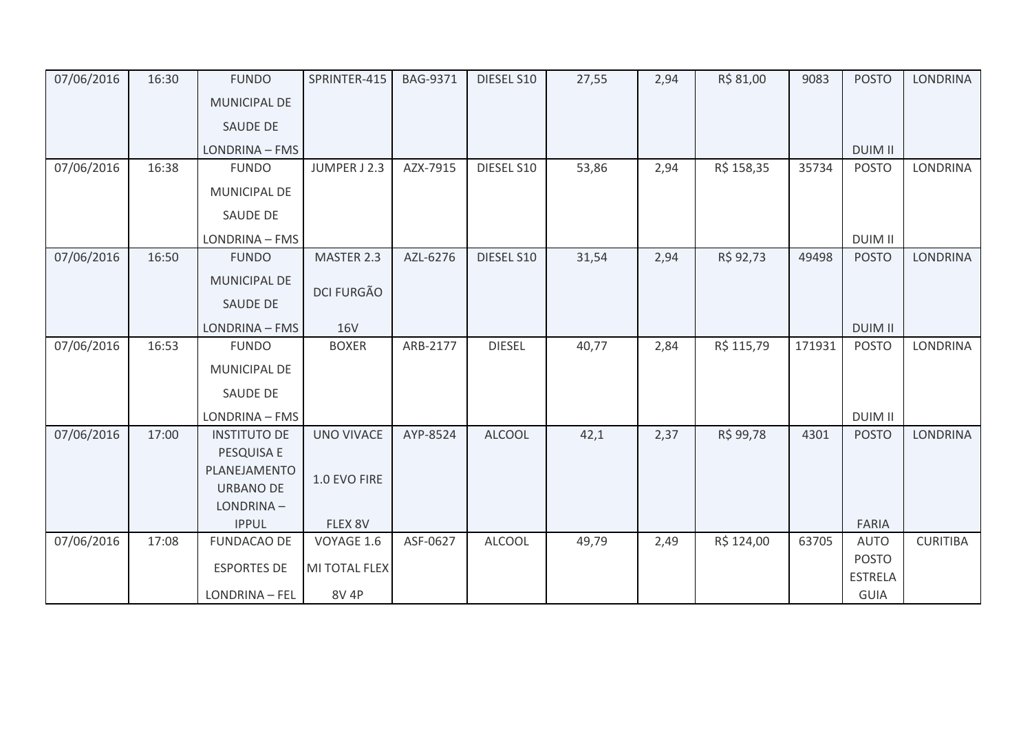| | | | | | | | | | | | |
|---|---|---|---|---|---|---|---|---|---|---|---|
| 07/06/2016 | 16:30 | FUNDO MUNICIPAL DE SAUDE DE LONDRINA – FMS | SPRINTER-415 | BAG-9371 | DIESEL S10 | 27,55 | 2,94 | R$ 81,00 | 9083 | POSTO DUIM II | LONDRINA |
| 07/06/2016 | 16:38 | FUNDO MUNICIPAL DE SAUDE DE LONDRINA – FMS | JUMPER J 2.3 | AZX-7915 | DIESEL S10 | 53,86 | 2,94 | R$ 158,35 | 35734 | POSTO DUIM II | LONDRINA |
| 07/06/2016 | 16:50 | FUNDO MUNICIPAL DE SAUDE DE LONDRINA – FMS | MASTER 2.3 DCI FURGÃO 16V | AZL-6276 | DIESEL S10 | 31,54 | 2,94 | R$ 92,73 | 49498 | POSTO DUIM II | LONDRINA |
| 07/06/2016 | 16:53 | FUNDO MUNICIPAL DE SAUDE DE LONDRINA – FMS | BOXER | ARB-2177 | DIESEL | 40,77 | 2,84 | R$ 115,79 | 171931 | POSTO DUIM II | LONDRINA |
| 07/06/2016 | 17:00 | INSTITUTO DE PESQUISA E PLANEJAMENTO URBANO DE LONDRINA – IPPUL | UNO VIVACE 1.0 EVO FIRE FLEX 8V | AYP-8524 | ALCOOL | 42,1 | 2,37 | R$ 99,78 | 4301 | POSTO FARIA | LONDRINA |
| 07/06/2016 | 17:08 | FUNDACAO DE ESPORTES DE LONDRINA – FEL | VOYAGE 1.6 MI TOTAL FLEX 8V 4P | ASF-0627 | ALCOOL | 49,79 | 2,49 | R$ 124,00 | 63705 | AUTO POSTO ESTRELA GUIA | CURITIBA |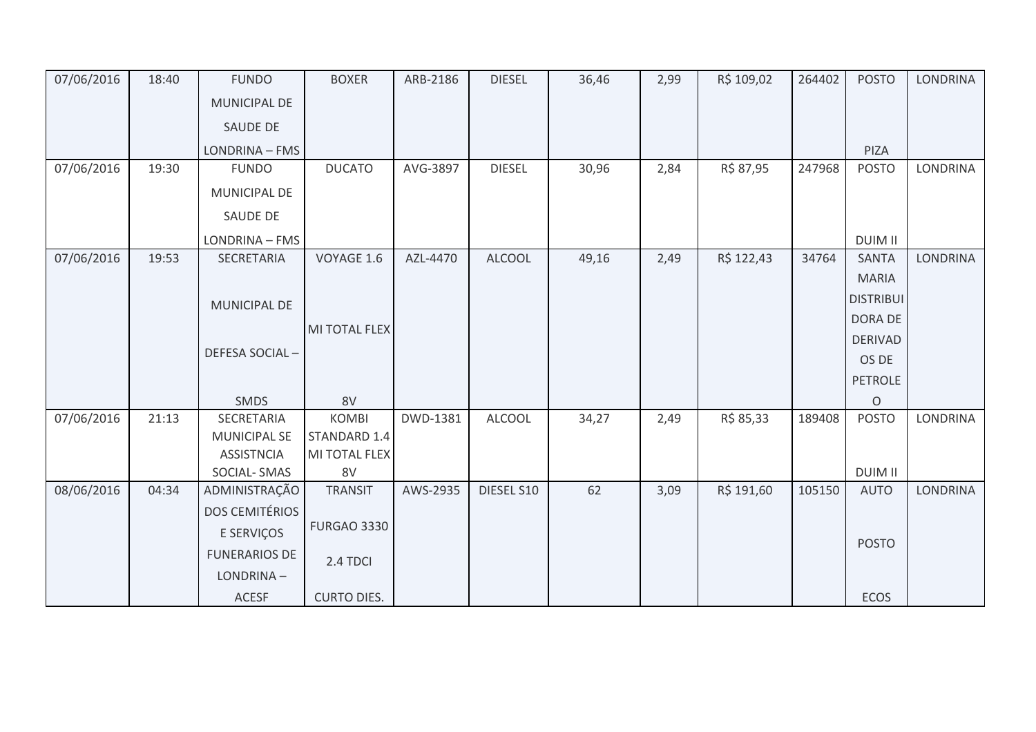| | | | | | | | | | | | |
|---|---|---|---|---|---|---|---|---|---|---|---|
| 07/06/2016 | 18:40 | FUNDO MUNICIPAL DE SAUDE DE LONDRINA – FMS | BOXER | ARB-2186 | DIESEL | 36,46 | 2,99 | R$ 109,02 | 264402 | POSTO PIZA | LONDRINA |
| 07/06/2016 | 19:30 | FUNDO MUNICIPAL DE SAUDE DE LONDRINA – FMS | DUCATO | AVG-3897 | DIESEL | 30,96 | 2,84 | R$ 87,95 | 247968 | POSTO DUIM II | LONDRINA |
| 07/06/2016 | 19:53 | SECRETARIA MUNICIPAL DE DEFESA SOCIAL – SMDS | VOYAGE 1.6 MI TOTAL FLEX 8V | AZL-4470 | ALCOOL | 49,16 | 2,49 | R$ 122,43 | 34764 | SANTA MARIA DISTRIBUIDORA DE DERIVADOS DE PETROLEO | LONDRINA |
| 07/06/2016 | 21:13 | SECRETARIA MUNICIPAL SE ASSISTNCIA SOCIAL- SMAS | KOMBI STANDARD 1.4 MI TOTAL FLEX 8V | DWD-1381 | ALCOOL | 34,27 | 2,49 | R$ 85,33 | 189408 | POSTO DUIM II | LONDRINA |
| 08/06/2016 | 04:34 | ADMINISTRAÇÃO DOS CEMITÉRIOS E SERVIÇOS FUNERARIOS DE LONDRINA – ACESF | TRANSIT FURGAO 3330 2.4 TDCI CURTO DIES. | AWS-2935 | DIESEL S10 | 62 | 3,09 | R$ 191,60 | 105150 | AUTO POSTO ECOS | LONDRINA |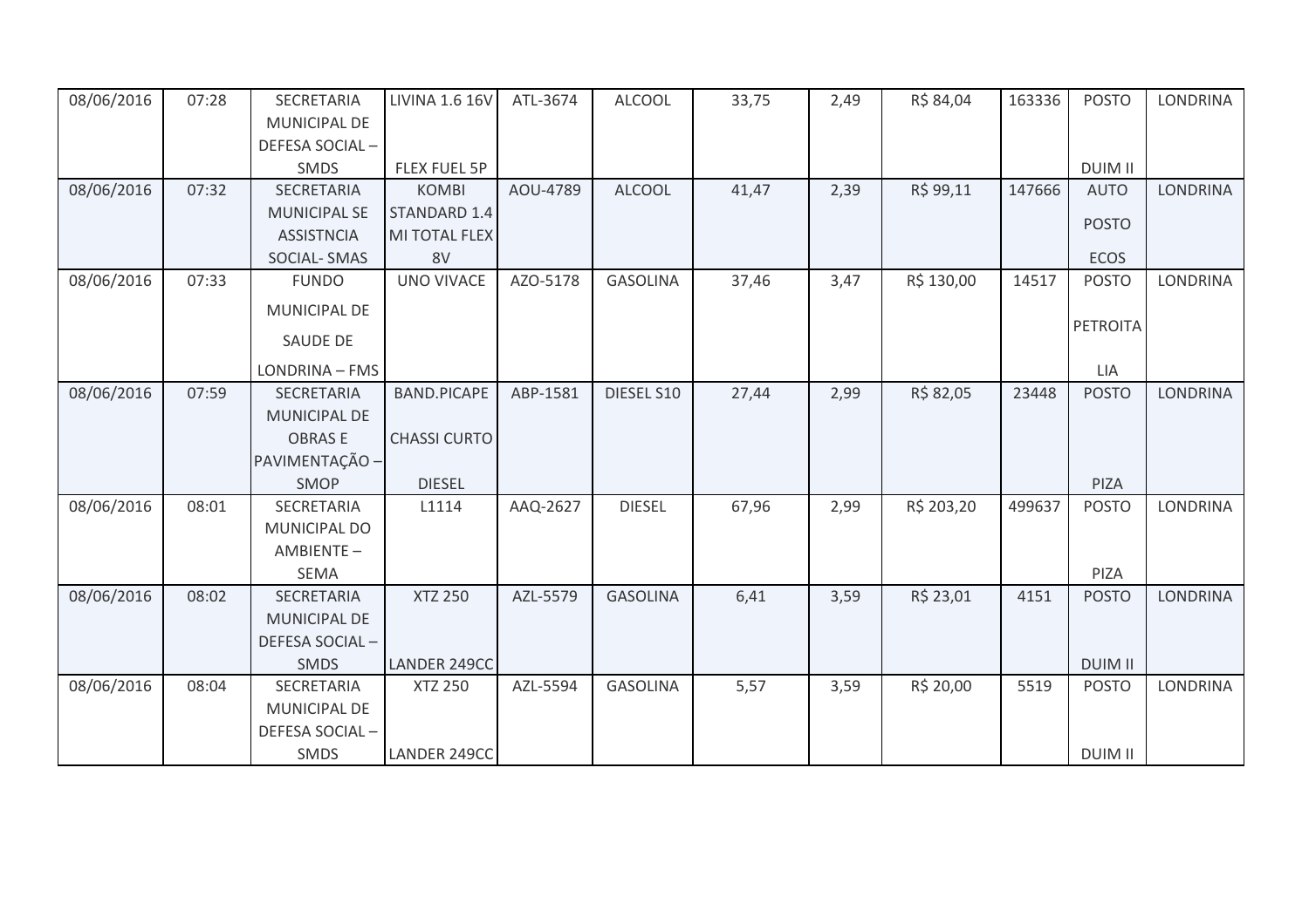| 08/06/2016 | 07:28 | SECRETARIA MUNICIPAL DE DEFESA SOCIAL – SMDS | LIVINA 1.6 16V FLEX FUEL 5P | ATL-3674 | ALCOOL | 33,75 | 2,49 | R$ 84,04 | 163336 | POSTO DUIM II | LONDRINA |
|---|---|---|---|---|---|---|---|---|---|---|---|
| 08/06/2016 | 07:32 | SECRETARIA MUNICIPAL SE ASSISTNCIA SOCIAL- SMAS | KOMBI STANDARD 1.4 MI TOTAL FLEX 8V | AOU-4789 | ALCOOL | 41,47 | 2,39 | R$ 99,11 | 147666 | AUTO POSTO ECOS | LONDRINA |
| 08/06/2016 | 07:33 | FUNDO MUNICIPAL DE SAUDE DE LONDRINA – FMS | UNO VIVACE | AZO-5178 | GASOLINA | 37,46 | 3,47 | R$ 130,00 | 14517 | POSTO PETROITA LIA | LONDRINA |
| 08/06/2016 | 07:59 | SECRETARIA MUNICIPAL DE OBRAS E PAVIMENTAÇÃO – SMOP | BAND.PICAPE CHASSI CURTO DIESEL | ABP-1581 | DIESEL S10 | 27,44 | 2,99 | R$ 82,05 | 23448 | POSTO PIZA | LONDRINA |
| 08/06/2016 | 08:01 | SECRETARIA MUNICIPAL DO AMBIENTE – SEMA | L1114 | AAQ-2627 | DIESEL | 67,96 | 2,99 | R$ 203,20 | 499637 | POSTO PIZA | LONDRINA |
| 08/06/2016 | 08:02 | SECRETARIA MUNICIPAL DE DEFESA SOCIAL – SMDS | XTZ 250 LANDER 249CC | AZL-5579 | GASOLINA | 6,41 | 3,59 | R$ 23,01 | 4151 | POSTO DUIM II | LONDRINA |
| 08/06/2016 | 08:04 | SECRETARIA MUNICIPAL DE DEFESA SOCIAL – SMDS | XTZ 250 LANDER 249CC | AZL-5594 | GASOLINA | 5,57 | 3,59 | R$ 20,00 | 5519 | POSTO DUIM II | LONDRINA |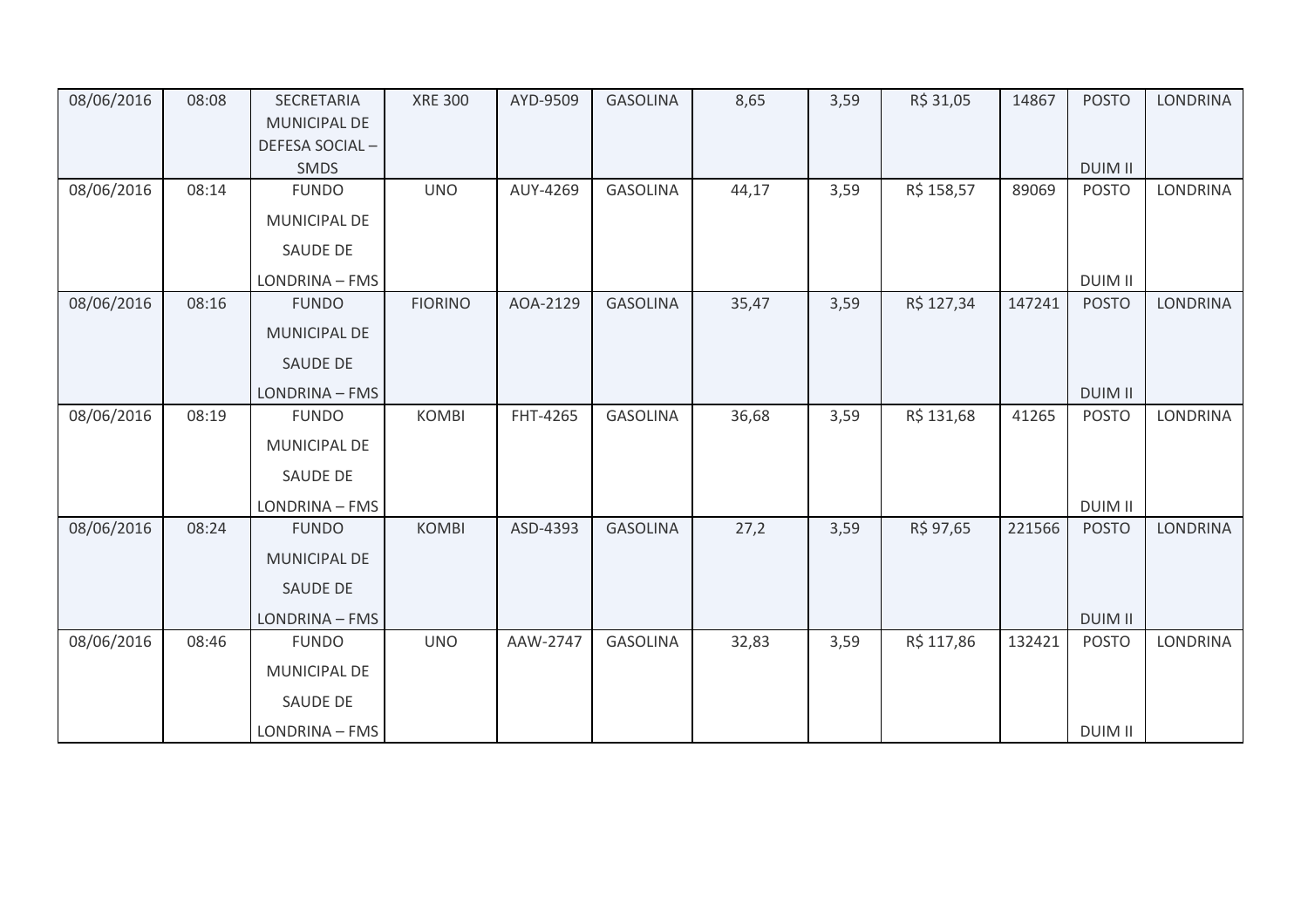| 08/06/2016 | 08:08 | SECRETARIA MUNICIPAL DE DEFESA SOCIAL – SMDS | XRE 300 | AYD-9509 | GASOLINA | 8,65 | 3,59 | R$ 31,05 | 14867 | POSTO DUIM II | LONDRINA |
|---|---|---|---|---|---|---|---|---|---|---|---|
| 08/06/2016 | 08:14 | FUNDO MUNICIPAL DE SAUDE DE LONDRINA – FMS | UNO | AUY-4269 | GASOLINA | 44,17 | 3,59 | R$ 158,57 | 89069 | POSTO DUIM II | LONDRINA |
| 08/06/2016 | 08:16 | FUNDO MUNICIPAL DE SAUDE DE LONDRINA – FMS | FIORINO | AOA-2129 | GASOLINA | 35,47 | 3,59 | R$ 127,34 | 147241 | POSTO DUIM II | LONDRINA |
| 08/06/2016 | 08:19 | FUNDO MUNICIPAL DE SAUDE DE LONDRINA – FMS | KOMBI | FHT-4265 | GASOLINA | 36,68 | 3,59 | R$ 131,68 | 41265 | POSTO DUIM II | LONDRINA |
| 08/06/2016 | 08:24 | FUNDO MUNICIPAL DE SAUDE DE LONDRINA – FMS | KOMBI | ASD-4393 | GASOLINA | 27,2 | 3,59 | R$ 97,65 | 221566 | POSTO DUIM II | LONDRINA |
| 08/06/2016 | 08:46 | FUNDO MUNICIPAL DE SAUDE DE LONDRINA – FMS | UNO | AAW-2747 | GASOLINA | 32,83 | 3,59 | R$ 117,86 | 132421 | POSTO DUIM II | LONDRINA |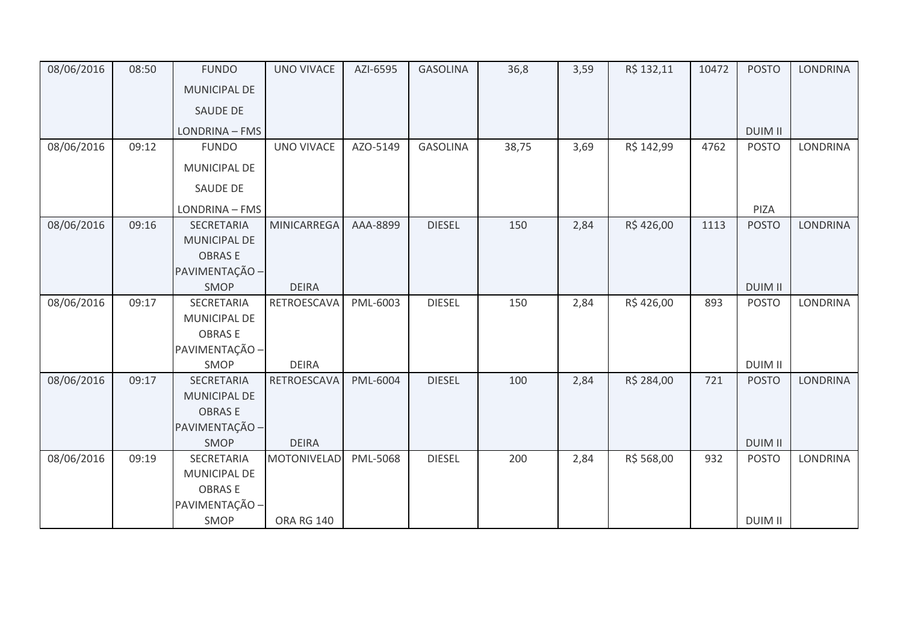| 08/06/2016 | 08:50 | FUNDO MUNICIPAL DE SAUDE DE LONDRINA – FMS | UNO VIVACE | AZI-6595 | GASOLINA | 36,8 | 3,59 | R$ 132,11 | 10472 | POSTO DUIM II | LONDRINA |
|---|---|---|---|---|---|---|---|---|---|---|---|
| 08/06/2016 | 09:12 | FUNDO MUNICIPAL DE SAUDE DE LONDRINA – FMS | UNO VIVACE | AZO-5149 | GASOLINA | 38,75 | 3,69 | R$ 142,99 | 4762 | POSTO PIZA | LONDRINA |
| 08/06/2016 | 09:16 | SECRETARIA MUNICIPAL DE OBRAS E PAVIMENTAÇÃO – SMOP | MINICARREGADEIRA | AAA-8899 | DIESEL | 150 | 2,84 | R$ 426,00 | 1113 | POSTO DUIM II | LONDRINA |
| 08/06/2016 | 09:17 | SECRETARIA MUNICIPAL DE OBRAS E PAVIMENTAÇÃO – SMOP | RETROESCAVADEIRA | PML-6003 | DIESEL | 150 | 2,84 | R$ 426,00 | 893 | POSTO DUIM II | LONDRINA |
| 08/06/2016 | 09:17 | SECRETARIA MUNICIPAL DE OBRAS E PAVIMENTAÇÃO – SMOP | RETROESCAVADEIRA | PML-6004 | DIESEL | 100 | 2,84 | R$ 284,00 | 721 | POSTO DUIM II | LONDRINA |
| 08/06/2016 | 09:19 | SECRETARIA MUNICIPAL DE OBRAS E PAVIMENTAÇÃO – SMOP | MOTONIVELADORA RG 140 | PML-5068 | DIESEL | 200 | 2,84 | R$ 568,00 | 932 | POSTO DUIM II | LONDRINA |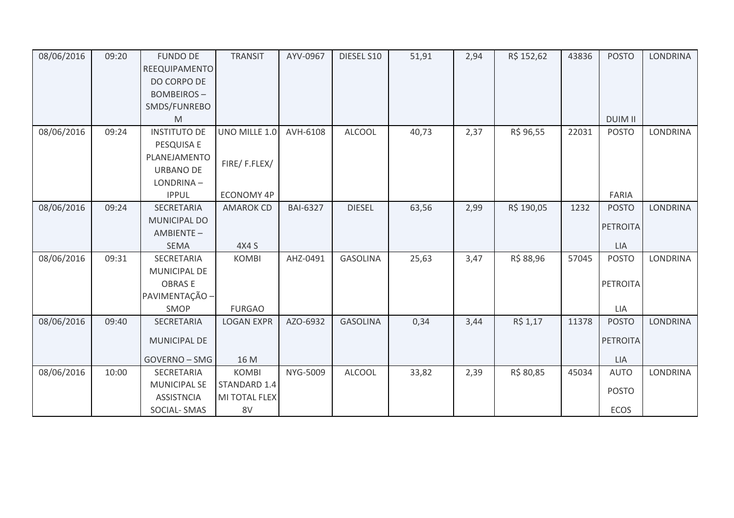| 08/06/2016 | 09:20 | FUNDO DE REEQUIPAMENTO DO CORPO DE BOMBEIROS – SMDS/FUNREBOM | TRANSIT | AYV-0967 | DIESEL S10 | 51,91 | 2,94 | R$ 152,62 | 43836 | POSTO DUIM II | LONDRINA |
|---|---|---|---|---|---|---|---|---|---|---|---|
| 08/06/2016 | 09:24 | INSTITUTO DE PESQUISA E PLANEJAMENTO URBANO DE LONDRINA – IPPUL | UNO MILLE 1.0 FIRE/ F.FLEX/ ECONOMY 4P | AVH-6108 | ALCOOL | 40,73 | 2,37 | R$ 96,55 | 22031 | POSTO FARIA | LONDRINA |
| 08/06/2016 | 09:24 | SECRETARIA MUNICIPAL DO AMBIENTE – SEMA | AMAROK CD 4X4 S | BAI-6327 | DIESEL | 63,56 | 2,99 | R$ 190,05 | 1232 | POSTO PETROITALIA | LONDRINA |
| 08/06/2016 | 09:31 | SECRETARIA MUNICIPAL DE OBRAS E PAVIMENTAÇÃO – SMOP | KOMBI FURGAO | AHZ-0491 | GASOLINA | 25,63 | 3,47 | R$ 88,96 | 57045 | POSTO PETROITALIA | LONDRINA |
| 08/06/2016 | 09:40 | SECRETARIA MUNICIPAL DE GOVERNO – SMG | LOGAN EXPR 16 M | AZO-6932 | GASOLINA | 0,34 | 3,44 | R$ 1,17 | 11378 | POSTO PETROITALIA | LONDRINA |
| 08/06/2016 | 10:00 | SECRETARIA MUNICIPAL SE ASSISTNCIA SOCIAL- SMAS | KOMBI STANDARD 1.4 MI TOTAL FLEX 8V | NYG-5009 | ALCOOL | 33,82 | 2,39 | R$ 80,85 | 45034 | AUTO POSTO ECOS | LONDRINA |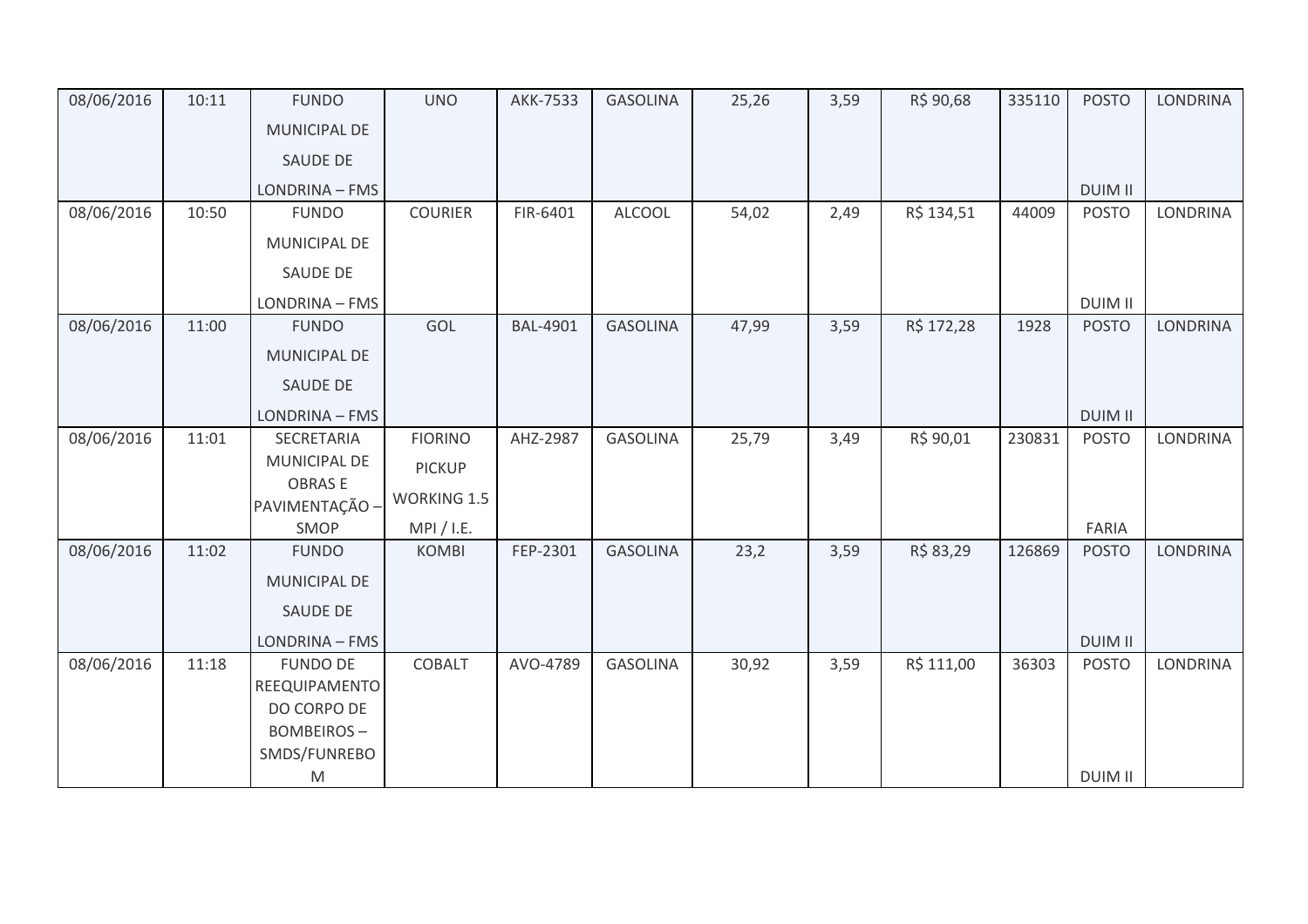| 08/06/2016 | 10:11 | FUNDO MUNICIPAL DE SAUDE DE LONDRINA – FMS | UNO | AKK-7533 | GASOLINA | 25,26 | 3,59 | R$ 90,68 | 335110 | POSTO DUIM II | LONDRINA |
|---|---|---|---|---|---|---|---|---|---|---|---|
| 08/06/2016 | 10:50 | FUNDO MUNICIPAL DE SAUDE DE LONDRINA – FMS | COURIER | FIR-6401 | ALCOOL | 54,02 | 2,49 | R$ 134,51 | 44009 | POSTO DUIM II | LONDRINA |
| 08/06/2016 | 11:00 | FUNDO MUNICIPAL DE SAUDE DE LONDRINA – FMS | GOL | BAL-4901 | GASOLINA | 47,99 | 3,59 | R$ 172,28 | 1928 | POSTO DUIM II | LONDRINA |
| 08/06/2016 | 11:01 | SECRETARIA MUNICIPAL DE OBRAS E PAVIMENTAÇÃO – SMOP | FIORINO PICKUP WORKING 1.5 MPI / I.E. | AHZ-2987 | GASOLINA | 25,79 | 3,49 | R$ 90,01 | 230831 | POSTO FARIA | LONDRINA |
| 08/06/2016 | 11:02 | FUNDO MUNICIPAL DE SAUDE DE LONDRINA – FMS | KOMBI | FEP-2301 | GASOLINA | 23,2 | 3,59 | R$ 83,29 | 126869 | POSTO DUIM II | LONDRINA |
| 08/06/2016 | 11:18 | FUNDO DE REEQUIPAMENTO DO CORPO DE BOMBEIROS – SMDS/FUNREBOM | COBALT | AVO-4789 | GASOLINA | 30,92 | 3,59 | R$ 111,00 | 36303 | POSTO DUIM II | LONDRINA |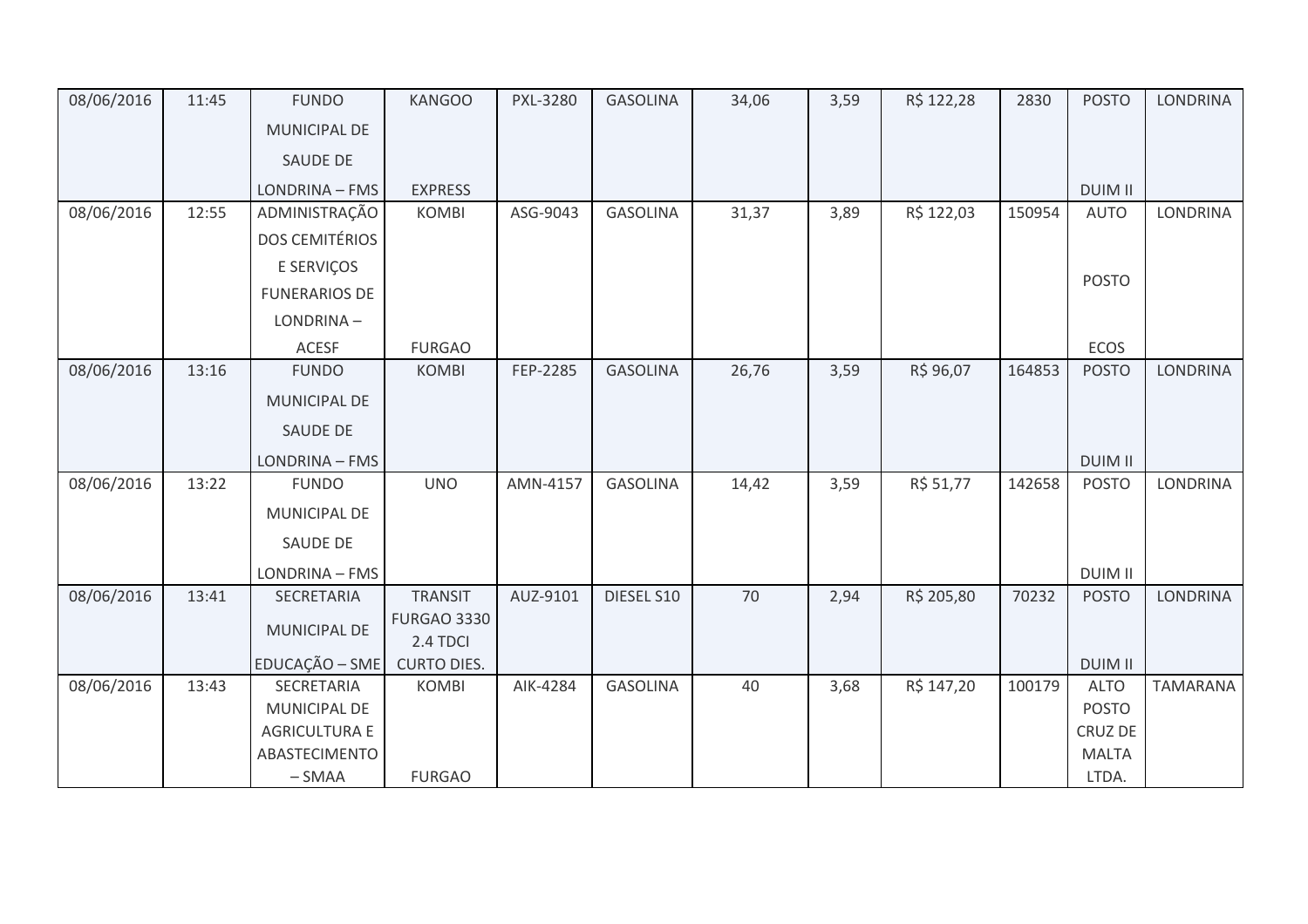| 08/06/2016 | 11:45 | FUNDO MUNICIPAL DE SAUDE DE LONDRINA – FMS | KANGOO EXPRESS | PXL-3280 | GASOLINA | 34,06 | 3,59 | R$ 122,28 | 2830 | POSTO DUIM II | LONDRINA |
|---|---|---|---|---|---|---|---|---|---|---|---|
| 08/06/2016 | 12:55 | ADMINISTRAÇÃO DOS CEMITÉRIOS E SERVIÇOS FUNERARIOS DE LONDRINA – ACESF | KOMBI FURGAO | ASG-9043 | GASOLINA | 31,37 | 3,89 | R$ 122,03 | 150954 | AUTO POSTO ECOS | LONDRINA |
| 08/06/2016 | 13:16 | FUNDO MUNICIPAL DE SAUDE DE LONDRINA – FMS | KOMBI | FEP-2285 | GASOLINA | 26,76 | 3,59 | R$ 96,07 | 164853 | POSTO DUIM II | LONDRINA |
| 08/06/2016 | 13:22 | FUNDO MUNICIPAL DE SAUDE DE LONDRINA – FMS | UNO | AMN-4157 | GASOLINA | 14,42 | 3,59 | R$ 51,77 | 142658 | POSTO DUIM II | LONDRINA |
| 08/06/2016 | 13:41 | SECRETARIA MUNICIPAL DE EDUCAÇÃO – SME | TRANSIT FURGAO 3330 2.4 TDCI CURTO DIES. | AUZ-9101 | DIESEL S10 | 70 | 2,94 | R$ 205,80 | 70232 | POSTO DUIM II | LONDRINA |
| 08/06/2016 | 13:43 | SECRETARIA MUNICIPAL DE AGRICULTURA E ABASTECIMENTO – SMAA | KOMBI FURGAO | AIK-4284 | GASOLINA | 40 | 3,68 | R$ 147,20 | 100179 | ALTO POSTO CRUZ DE MALTA LTDA. | TAMARANA |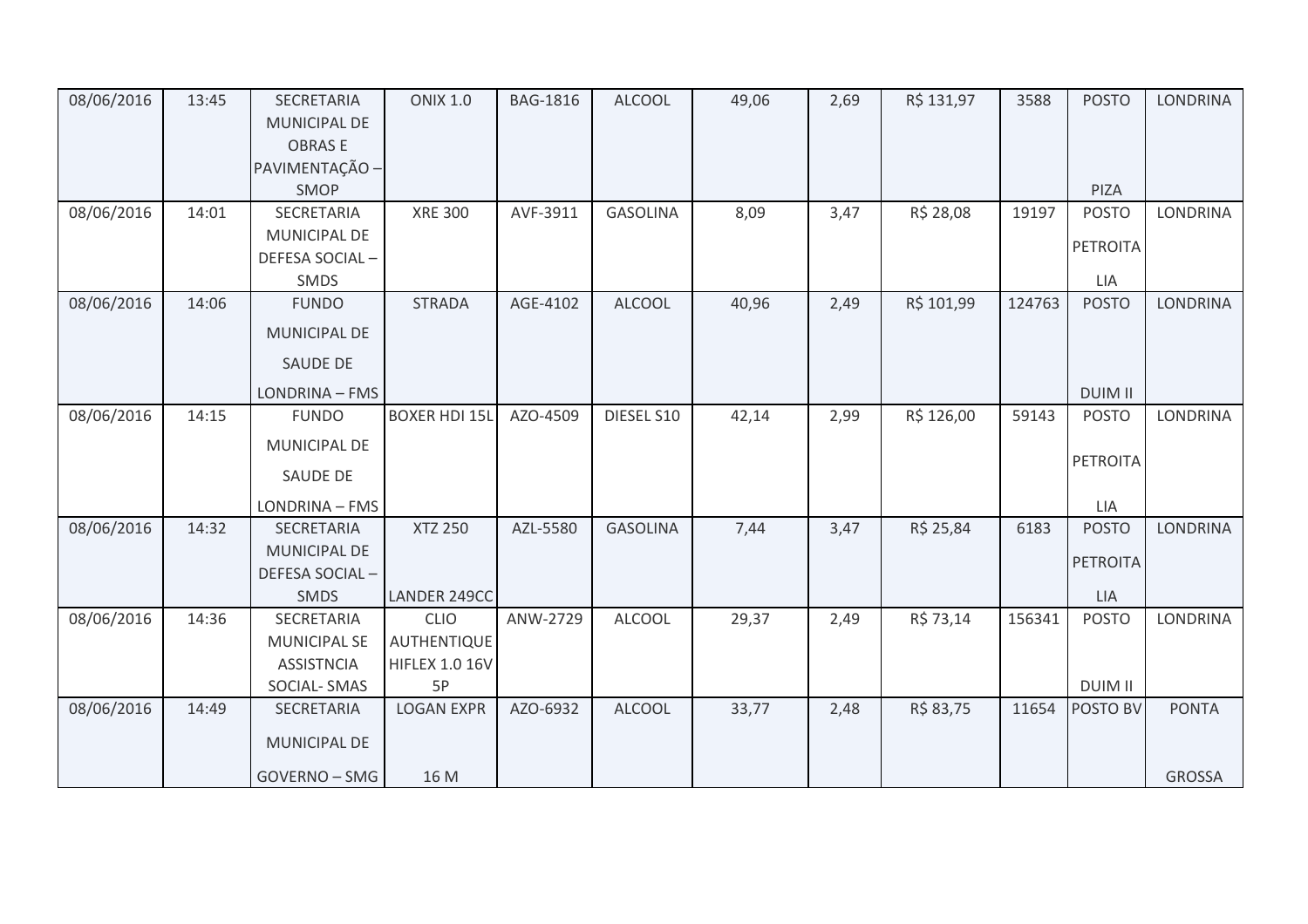| | | | | | | | | | | | |
|---|---|---|---|---|---|---|---|---|---|---|---|
| 08/06/2016 | 13:45 | SECRETARIA MUNICIPAL DE OBRAS E PAVIMENTAÇÃO – SMOP | ONIX 1.0 | BAG-1816 | ALCOOL | 49,06 | 2,69 | R$ 131,97 | 3588 | POSTO PIZA | LONDRINA |
| 08/06/2016 | 14:01 | SECRETARIA MUNICIPAL DE DEFESA SOCIAL – SMDS | XRE 300 | AVF-3911 | GASOLINA | 8,09 | 3,47 | R$ 28,08 | 19197 | POSTO PETROITALIA | LONDRINA |
| 08/06/2016 | 14:06 | FUNDO MUNICIPAL DE SAUDE DE LONDRINA – FMS | STRADA | AGE-4102 | ALCOOL | 40,96 | 2,49 | R$ 101,99 | 124763 | POSTO DUIM II | LONDRINA |
| 08/06/2016 | 14:15 | FUNDO MUNICIPAL DE SAUDE DE LONDRINA – FMS | BOXER HDI 15L | AZO-4509 | DIESEL S10 | 42,14 | 2,99 | R$ 126,00 | 59143 | POSTO PETROITALIA | LONDRINA |
| 08/06/2016 | 14:32 | SECRETARIA MUNICIPAL DE DEFESA SOCIAL – SMDS | XTZ 250 LANDER 249CC | AZL-5580 | GASOLINA | 7,44 | 3,47 | R$ 25,84 | 6183 | POSTO PETROITALIA | LONDRINA |
| 08/06/2016 | 14:36 | SECRETARIA MUNICIPAL SE ASSISTNCIA SOCIAL- SMAS | CLIO AUTHENTIQUE HIFLEX 1.0 16V 5P | ANW-2729 | ALCOOL | 29,37 | 2,49 | R$ 73,14 | 156341 | POSTO DUIM II | LONDRINA |
| 08/06/2016 | 14:49 | SECRETARIA MUNICIPAL DE GOVERNO – SMG | LOGAN EXPR 16 M | AZO-6932 | ALCOOL | 33,77 | 2,48 | R$ 83,75 | 11654 | POSTO BV | PONTA GROSSA |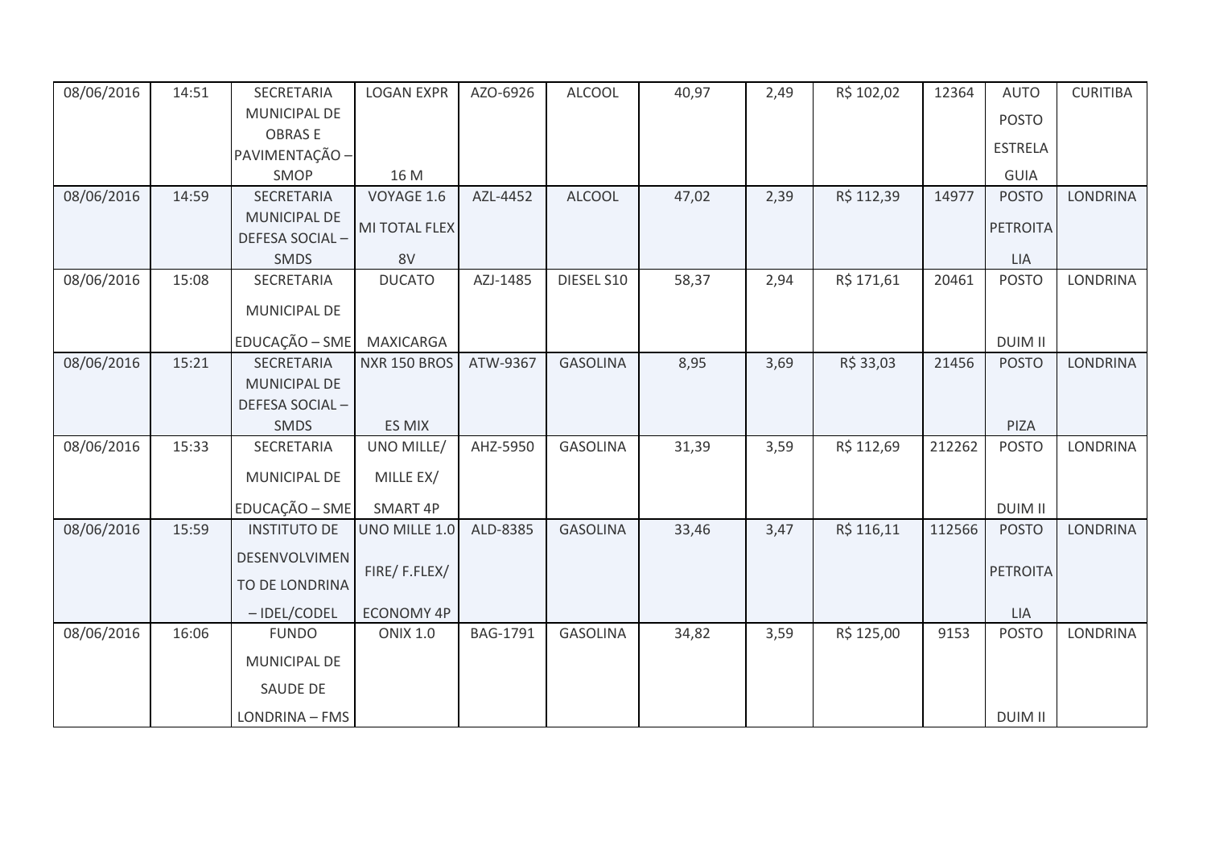| 08/06/2016 | 14:51 | SECRETARIA MUNICIPAL DE OBRAS E PAVIMENTAÇÃO – SMOP | LOGAN EXPR 16 M | AZO-6926 | ALCOOL | 40,97 | 2,49 | R$ 102,02 | 12364 | AUTO POSTO ESTRELA GUIA | CURITIBA |
|---|---|---|---|---|---|---|---|---|---|---|---|
| 08/06/2016 | 14:59 | SECRETARIA MUNICIPAL DE DEFESA SOCIAL – SMDS | VOYAGE 1.6 MI TOTAL FLEX 8V | AZL-4452 | ALCOOL | 47,02 | 2,39 | R$ 112,39 | 14977 | POSTO PETROITALIA | LONDRINA |
| 08/06/2016 | 15:08 | SECRETARIA MUNICIPAL DE EDUCAÇÃO – SME | DUCATO MAXICARGA | AZJ-1485 | DIESEL S10 | 58,37 | 2,94 | R$ 171,61 | 20461 | POSTO DUIM II | LONDRINA |
| 08/06/2016 | 15:21 | SECRETARIA MUNICIPAL DE DEFESA SOCIAL – SMDS | NXR 150 BROS ES MIX | ATW-9367 | GASOLINA | 8,95 | 3,69 | R$ 33,03 | 21456 | POSTO PIZA | LONDRINA |
| 08/06/2016 | 15:33 | SECRETARIA MUNICIPAL DE EDUCAÇÃO – SME | UNO MILLE/ MILLE EX/ SMART 4P | AHZ-5950 | GASOLINA | 31,39 | 3,59 | R$ 112,69 | 212262 | POSTO DUIM II | LONDRINA |
| 08/06/2016 | 15:59 | INSTITUTO DE DESENVOLVIMENTO DE LONDRINA – IDEL/CODEL | UNO MILLE 1.0 FIRE/ F.FLEX/ ECONOMY 4P | ALD-8385 | GASOLINA | 33,46 | 3,47 | R$ 116,11 | 112566 | POSTO PETROITALIA | LONDRINA |
| 08/06/2016 | 16:06 | FUNDO MUNICIPAL DE SAUDE DE LONDRINA – FMS | ONIX 1.0 | BAG-1791 | GASOLINA | 34,82 | 3,59 | R$ 125,00 | 9153 | POSTO DUIM II | LONDRINA |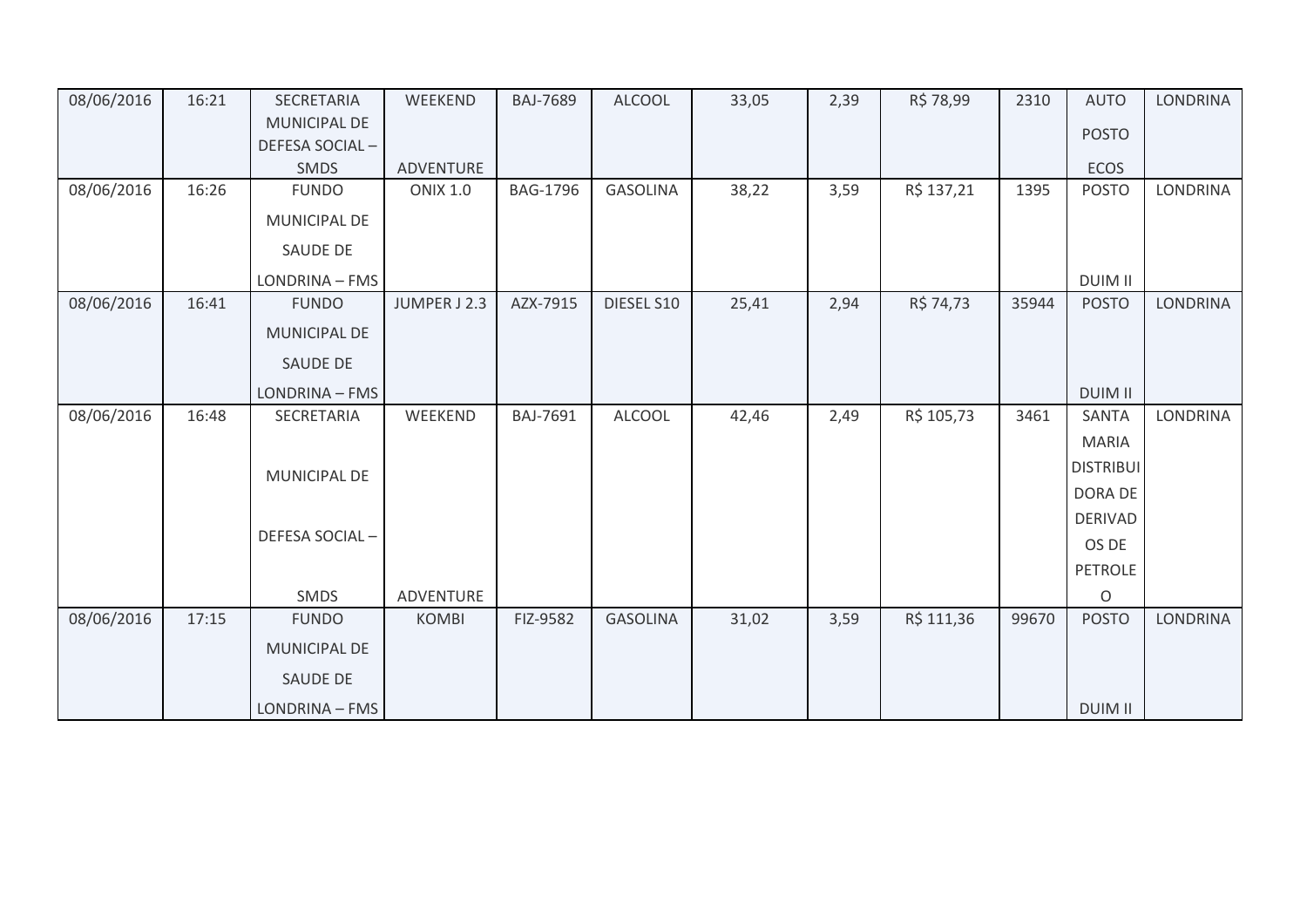| 08/06/2016 | 16:21 | SECRETARIA MUNICIPAL DE DEFESA SOCIAL – SMDS | WEEKEND ADVENTURE | BAJ-7689 | ALCOOL | 33,05 | 2,39 | R$ 78,99 | 2310 | AUTO POSTO ECOS | LONDRINA |
|---|---|---|---|---|---|---|---|---|---|---|---|
| 08/06/2016 | 16:26 | FUNDO MUNICIPAL DE SAUDE DE LONDRINA – FMS | ONIX 1.0 | BAG-1796 | GASOLINA | 38,22 | 3,59 | R$ 137,21 | 1395 | POSTO DUIM II | LONDRINA |
| 08/06/2016 | 16:41 | FUNDO MUNICIPAL DE SAUDE DE LONDRINA – FMS | JUMPER J 2.3 | AZX-7915 | DIESEL S10 | 25,41 | 2,94 | R$ 74,73 | 35944 | POSTO DUIM II | LONDRINA |
| 08/06/2016 | 16:48 | SECRETARIA MUNICIPAL DE DEFESA SOCIAL – SMDS | WEEKEND ADVENTURE | BAJ-7691 | ALCOOL | 42,46 | 2,49 | R$ 105,73 | 3461 | SANTA MARIA DISTRIBUIDORA DE DERIVADOS DE PETROLEO | LONDRINA |
| 08/06/2016 | 17:15 | FUNDO MUNICIPAL DE SAUDE DE LONDRINA – FMS | KOMBI | FIZ-9582 | GASOLINA | 31,02 | 3,59 | R$ 111,36 | 99670 | POSTO DUIM II | LONDRINA |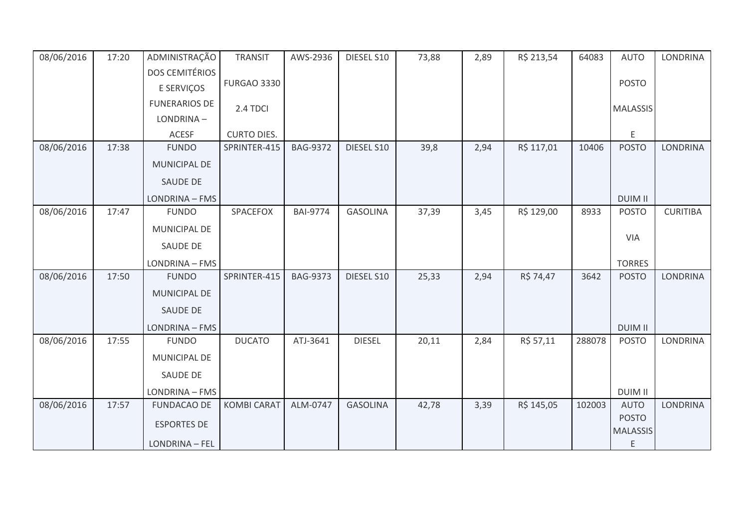| 08/06/2016 | 17:20 | ADMINISTRAÇÃO DOS CEMITÉRIOS E SERVIÇOS FUNERARIOS DE LONDRINA – ACESF | TRANSIT FURGAO 3330 2.4 TDCI CURTO DIES. | AWS-2936 | DIESEL S10 | 73,88 | 2,89 | R$ 213,54 | 64083 | AUTO POSTO MALASSIS E | LONDRINA |
|---|---|---|---|---|---|---|---|---|---|---|---|
| 08/06/2016 | 17:38 | FUNDO MUNICIPAL DE SAUDE DE LONDRINA – FMS | SPRINTER-415 | BAG-9372 | DIESEL S10 | 39,8 | 2,94 | R$ 117,01 | 10406 | POSTO DUIM II | LONDRINA |
| 08/06/2016 | 17:47 | FUNDO MUNICIPAL DE SAUDE DE LONDRINA – FMS | SPACEFOX | BAI-9774 | GASOLINA | 37,39 | 3,45 | R$ 129,00 | 8933 | POSTO VIA TORRES | CURITIBA |
| 08/06/2016 | 17:50 | FUNDO MUNICIPAL DE SAUDE DE LONDRINA – FMS | SPRINTER-415 | BAG-9373 | DIESEL S10 | 25,33 | 2,94 | R$ 74,47 | 3642 | POSTO DUIM II | LONDRINA |
| 08/06/2016 | 17:55 | FUNDO MUNICIPAL DE SAUDE DE LONDRINA – FMS | DUCATO | ATJ-3641 | DIESEL | 20,11 | 2,84 | R$ 57,11 | 288078 | POSTO DUIM II | LONDRINA |
| 08/06/2016 | 17:57 | FUNDACAO DE ESPORTES DE LONDRINA – FEL | KOMBI CARAT | ALM-0747 | GASOLINA | 42,78 | 3,39 | R$ 145,05 | 102003 | AUTO POSTO MALASSIS E | LONDRINA |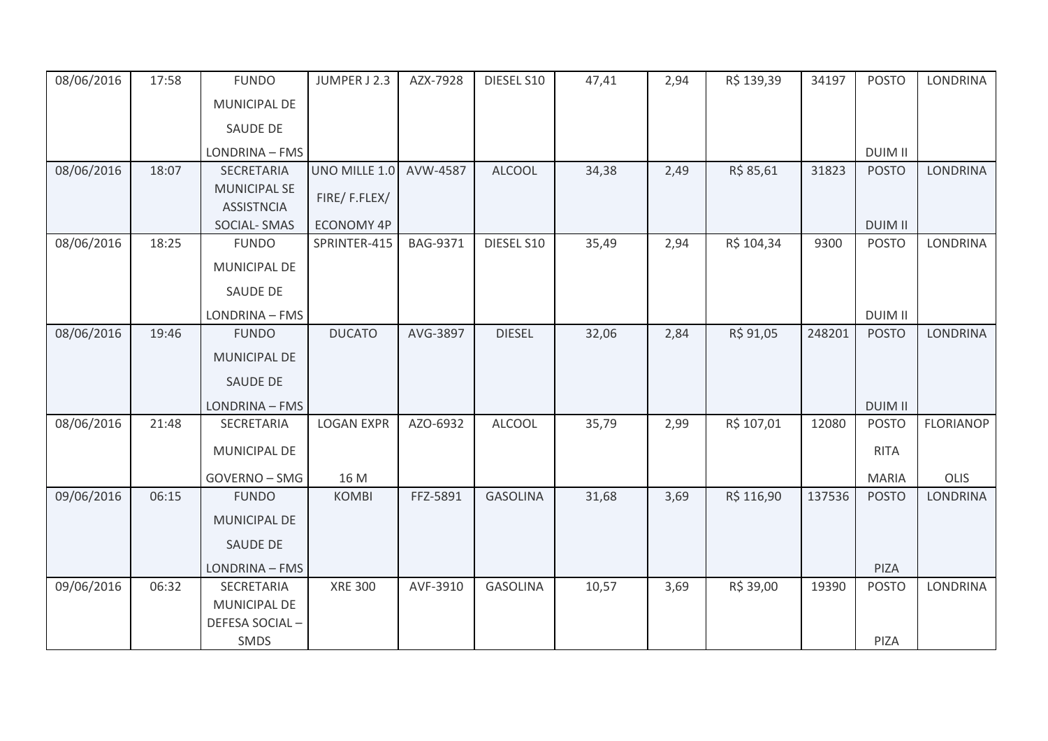| | | | | | | | | | | | |
|---|---|---|---|---|---|---|---|---|---|---|---|
| 08/06/2016 | 17:58 | FUNDO MUNICIPAL DE SAUDE DE LONDRINA – FMS | JUMPER J 2.3 | AZX-7928 | DIESEL S10 | 47,41 | 2,94 | R$ 139,39 | 34197 | POSTO DUIM II | LONDRINA |
| 08/06/2016 | 18:07 | SECRETARIA MUNICIPAL SE ASSISTNCIA SOCIAL- SMAS | UNO MILLE 1.0 FIRE/ F.FLEX/ ECONOMY 4P | AVW-4587 | ALCOOL | 34,38 | 2,49 | R$ 85,61 | 31823 | POSTO DUIM II | LONDRINA |
| 08/06/2016 | 18:25 | FUNDO MUNICIPAL DE SAUDE DE LONDRINA – FMS | SPRINTER-415 | BAG-9371 | DIESEL S10 | 35,49 | 2,94 | R$ 104,34 | 9300 | POSTO DUIM II | LONDRINA |
| 08/06/2016 | 19:46 | FUNDO MUNICIPAL DE SAUDE DE LONDRINA – FMS | DUCATO | AVG-3897 | DIESEL | 32,06 | 2,84 | R$ 91,05 | 248201 | POSTO DUIM II | LONDRINA |
| 08/06/2016 | 21:48 | SECRETARIA MUNICIPAL DE GOVERNO – SMG | LOGAN EXPR 16 M | AZO-6932 | ALCOOL | 35,79 | 2,99 | R$ 107,01 | 12080 | POSTO RITA MARIA | FLORIANOP OLIS |
| 09/06/2016 | 06:15 | FUNDO MUNICIPAL DE SAUDE DE LONDRINA – FMS | KOMBI | FFZ-5891 | GASOLINA | 31,68 | 3,69 | R$ 116,90 | 137536 | POSTO PIZA | LONDRINA |
| 09/06/2016 | 06:32 | SECRETARIA MUNICIPAL DE DEFESA SOCIAL – SMDS | XRE 300 | AVF-3910 | GASOLINA | 10,57 | 3,69 | R$ 39,00 | 19390 | POSTO PIZA | LONDRINA |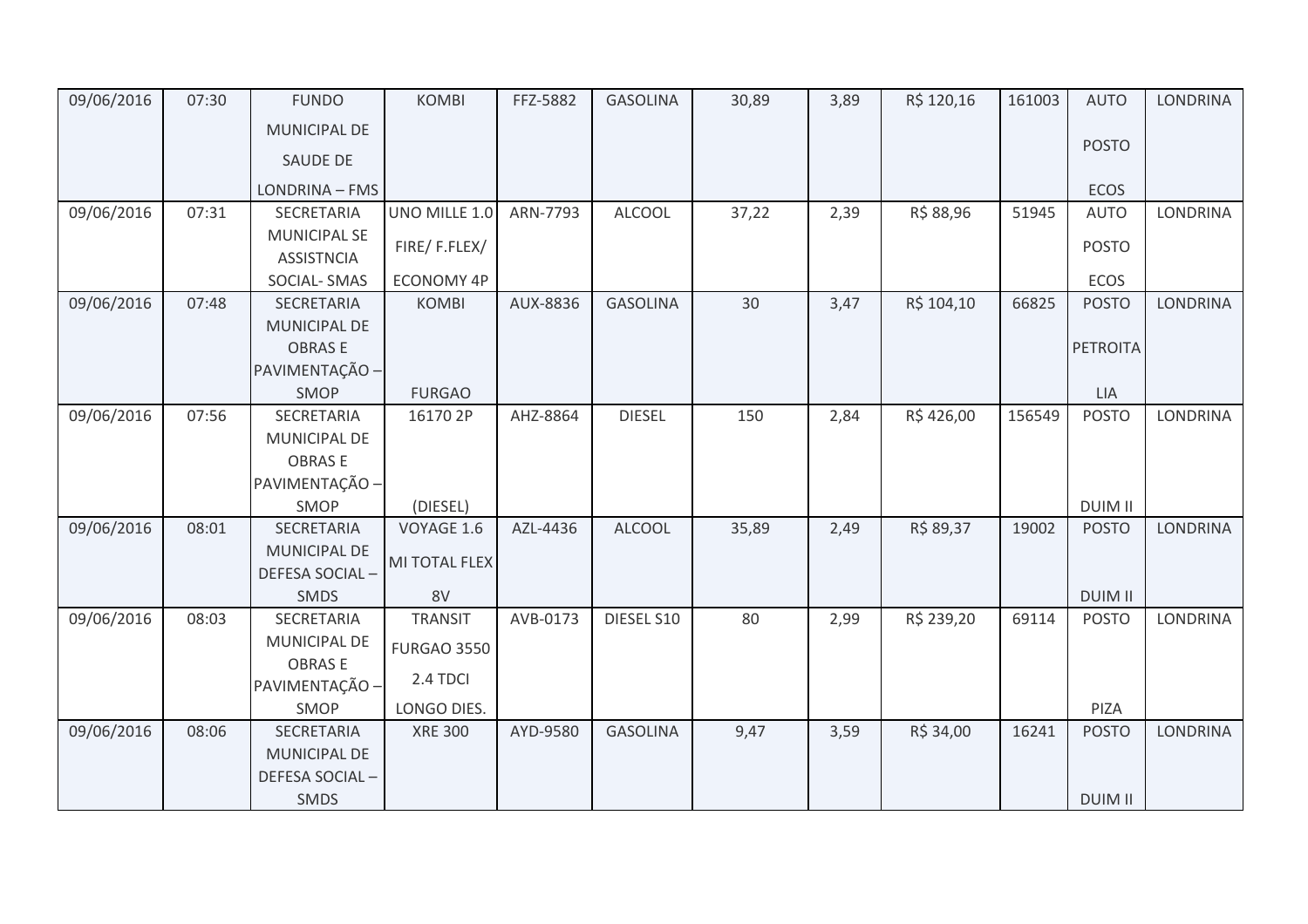| 09/06/2016 | 07:30 | FUNDO MUNICIPAL DE SAUDE DE LONDRINA – FMS | KOMBI | FFZ-5882 | GASOLINA | 30,89 | 3,89 | R$ 120,16 | 161003 | AUTO POSTO ECOS | LONDRINA |
|---|---|---|---|---|---|---|---|---|---|---|---|
| 09/06/2016 | 07:31 | SECRETARIA MUNICIPAL SE ASSISTNCIA SOCIAL- SMAS | UNO MILLE 1.0 FIRE/ F.FLEX/ ECONOMY 4P | ARN-7793 | ALCOOL | 37,22 | 2,39 | R$ 88,96 | 51945 | AUTO POSTO ECOS | LONDRINA |
| 09/06/2016 | 07:48 | SECRETARIA MUNICIPAL DE OBRAS E PAVIMENTAÇÃO – SMOP | KOMBI FURGAO | AUX-8836 | GASOLINA | 30 | 3,47 | R$ 104,10 | 66825 | POSTO PETROITA LIA | LONDRINA |
| 09/06/2016 | 07:56 | SECRETARIA MUNICIPAL DE OBRAS E PAVIMENTAÇÃO – SMOP | 16170 2P (DIESEL) | AHZ-8864 | DIESEL | 150 | 2,84 | R$ 426,00 | 156549 | POSTO DUIM II | LONDRINA |
| 09/06/2016 | 08:01 | SECRETARIA MUNICIPAL DE DEFESA SOCIAL – SMDS | VOYAGE 1.6 MI TOTAL FLEX 8V | AZL-4436 | ALCOOL | 35,89 | 2,49 | R$ 89,37 | 19002 | POSTO DUIM II | LONDRINA |
| 09/06/2016 | 08:03 | SECRETARIA MUNICIPAL DE OBRAS E PAVIMENTAÇÃO – SMOP | TRANSIT FURGAO 3550 2.4 TDCI LONGO DIES. | AVB-0173 | DIESEL S10 | 80 | 2,99 | R$ 239,20 | 69114 | POSTO PIZA | LONDRINA |
| 09/06/2016 | 08:06 | SECRETARIA MUNICIPAL DE DEFESA SOCIAL – SMDS | XRE 300 | AYD-9580 | GASOLINA | 9,47 | 3,59 | R$ 34,00 | 16241 | POSTO DUIM II | LONDRINA |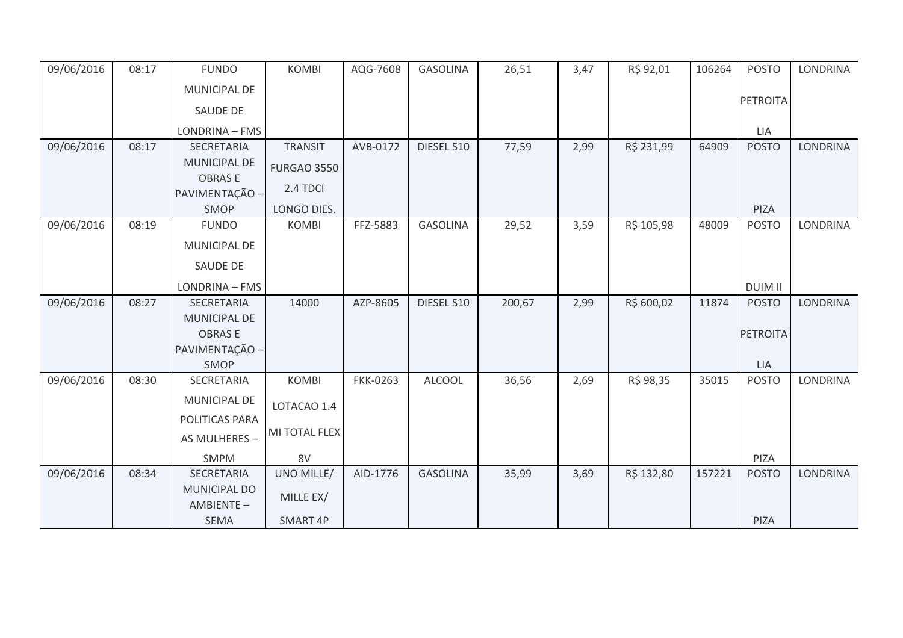| 09/06/2016 | 08:17 | FUNDO MUNICIPAL DE SAUDE DE LONDRINA – FMS | KOMBI | AQG-7608 | GASOLINA | 26,51 | 3,47 | R$ 92,01 | 106264 | POSTO PETROITA LIA | LONDRINA |
|---|---|---|---|---|---|---|---|---|---|---|---|
| 09/06/2016 | 08:17 | SECRETARIA MUNICIPAL DE OBRAS E PAVIMENTAÇÃO – SMOP | TRANSIT FURGAO 3550 2.4 TDCI LONGO DIES. | AVB-0172 | DIESEL S10 | 77,59 | 2,99 | R$ 231,99 | 64909 | POSTO PIZA | LONDRINA |
| 09/06/2016 | 08:19 | FUNDO MUNICIPAL DE SAUDE DE LONDRINA – FMS | KOMBI | FFZ-5883 | GASOLINA | 29,52 | 3,59 | R$ 105,98 | 48009 | POSTO DUIM II | LONDRINA |
| 09/06/2016 | 08:27 | SECRETARIA MUNICIPAL DE OBRAS E PAVIMENTAÇÃO – SMOP | 14000 | AZP-8605 | DIESEL S10 | 200,67 | 2,99 | R$ 600,02 | 11874 | POSTO PETROITA LIA | LONDRINA |
| 09/06/2016 | 08:30 | SECRETARIA MUNICIPAL DE POLITICAS PARA AS MULHERES – SMPM | KOMBI LOTACAO 1.4 MI TOTAL FLEX 8V | FKK-0263 | ALCOOL | 36,56 | 2,69 | R$ 98,35 | 35015 | POSTO PIZA | LONDRINA |
| 09/06/2016 | 08:34 | SECRETARIA MUNICIPAL DO AMBIENTE – SEMA | UNO MILLE/ MILLE EX/ SMART 4P | AID-1776 | GASOLINA | 35,99 | 3,69 | R$ 132,80 | 157221 | POSTO PIZA | LONDRINA |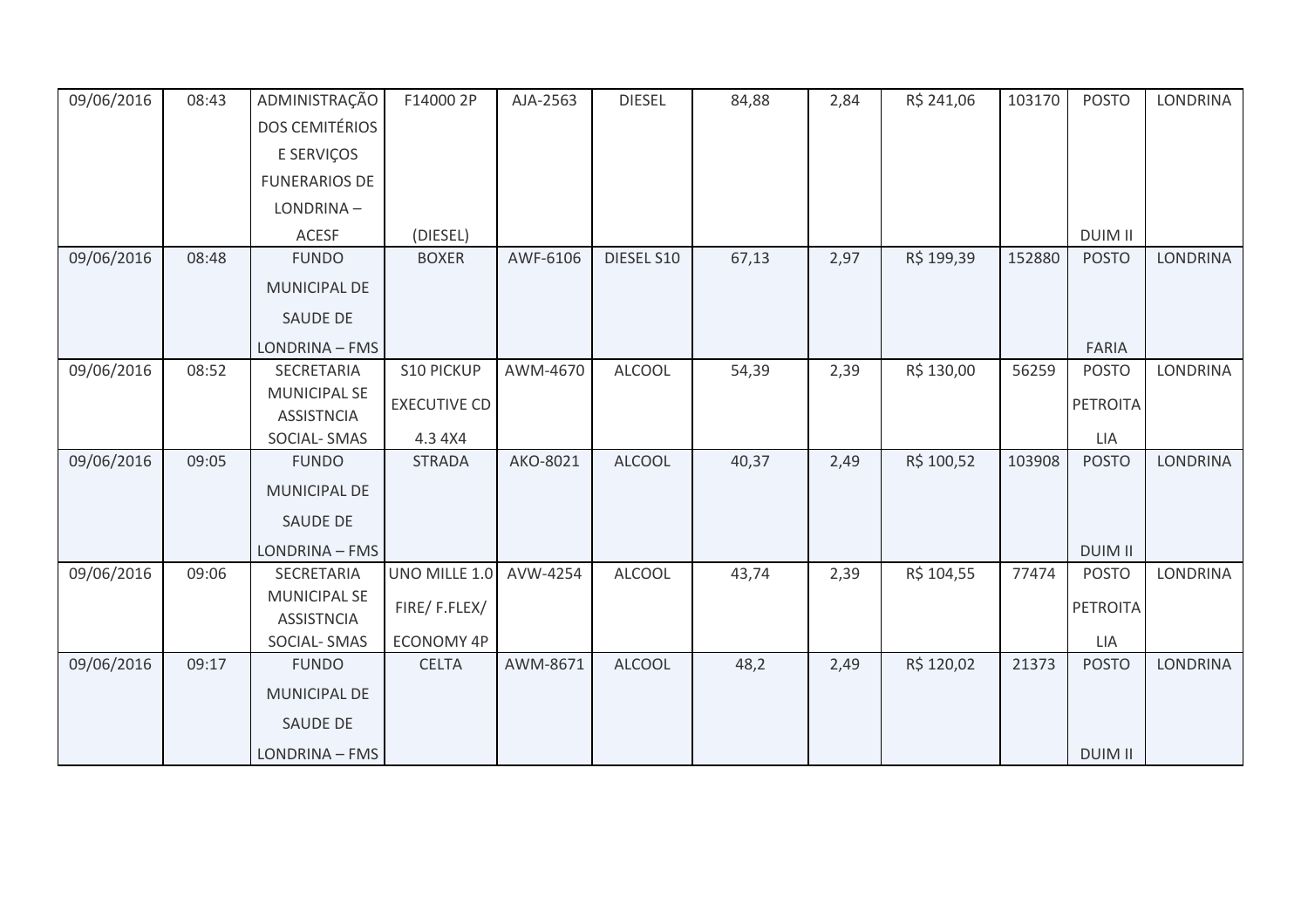| | | | | | | | | | | | |
|---|---|---|---|---|---|---|---|---|---|---|---|
| 09/06/2016 | 08:43 | ADMINISTRAÇÃO DOS CEMITÉRIOS E SERVIÇOS FUNERARIOS DE LONDRINA – ACESF | F14000 2P (DIESEL) | AJA-2563 | DIESEL | 84,88 | 2,84 | R$ 241,06 | 103170 | POSTO DUIM II | LONDRINA |
| 09/06/2016 | 08:48 | FUNDO MUNICIPAL DE SAUDE DE LONDRINA – FMS | BOXER | AWF-6106 | DIESEL S10 | 67,13 | 2,97 | R$ 199,39 | 152880 | POSTO FARIA | LONDRINA |
| 09/06/2016 | 08:52 | SECRETARIA MUNICIPAL SE ASSISTNCIA SOCIAL- SMAS | S10 PICKUP EXECUTIVE CD 4.3 4X4 | AWM-4670 | ALCOOL | 54,39 | 2,39 | R$ 130,00 | 56259 | POSTO PETROITA LIA | LONDRINA |
| 09/06/2016 | 09:05 | FUNDO MUNICIPAL DE SAUDE DE LONDRINA – FMS | STRADA | AKO-8021 | ALCOOL | 40,37 | 2,49 | R$ 100,52 | 103908 | POSTO DUIM II | LONDRINA |
| 09/06/2016 | 09:06 | SECRETARIA MUNICIPAL SE ASSISTNCIA SOCIAL- SMAS | UNO MILLE 1.0 FIRE/ F.FLEX/ ECONOMY 4P | AVW-4254 | ALCOOL | 43,74 | 2,39 | R$ 104,55 | 77474 | POSTO PETROITA LIA | LONDRINA |
| 09/06/2016 | 09:17 | FUNDO MUNICIPAL DE SAUDE DE LONDRINA – FMS | CELTA | AWM-8671 | ALCOOL | 48,2 | 2,49 | R$ 120,02 | 21373 | POSTO DUIM II | LONDRINA |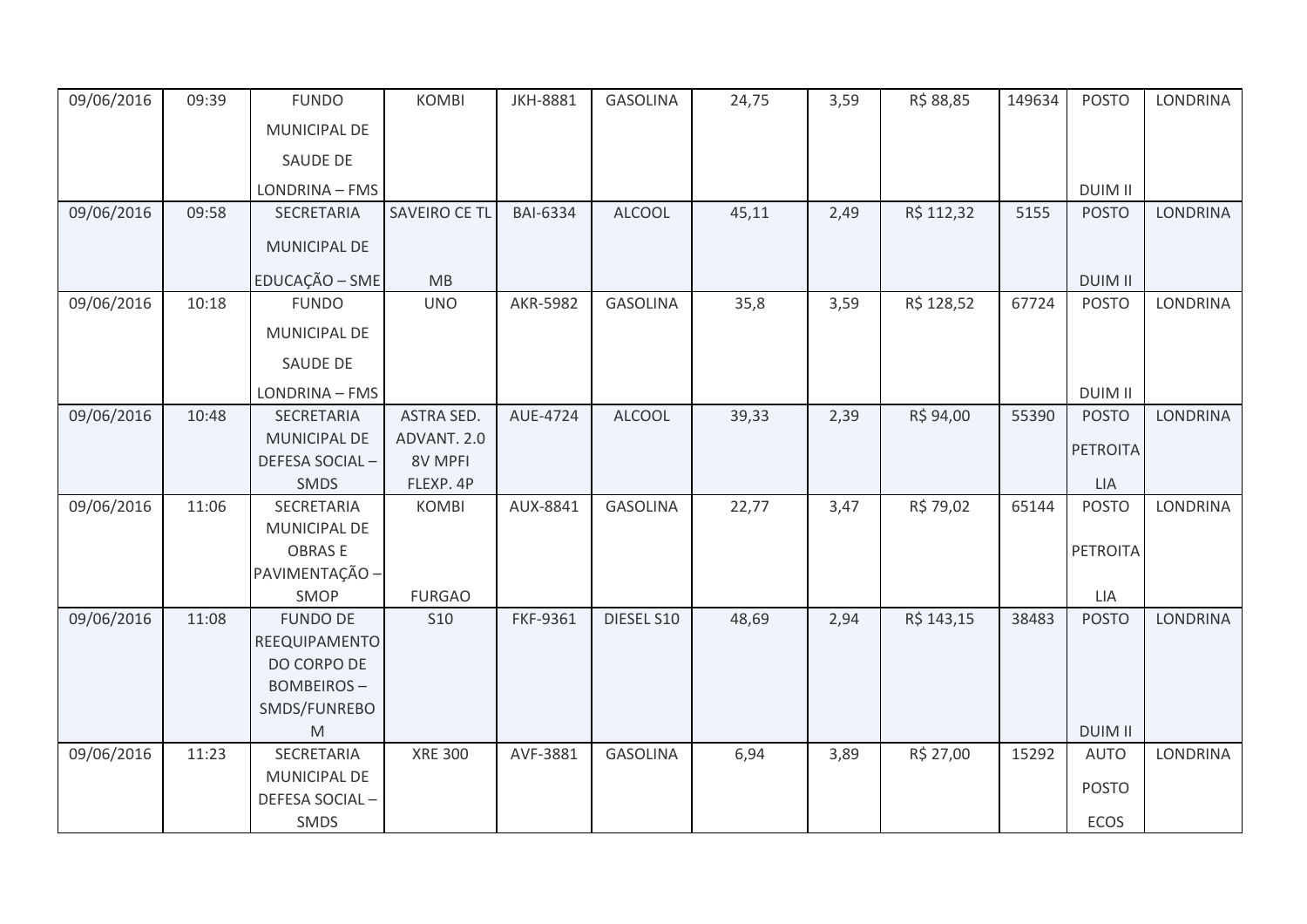| 09/06/2016 | 09:39 | FUNDO MUNICIPAL DE SAUDE DE LONDRINA – FMS | KOMBI | JKH-8881 | GASOLINA | 24,75 | 3,59 | R$ 88,85 | 149634 | POSTO DUIM II | LONDRINA |
|---|---|---|---|---|---|---|---|---|---|---|---|
| 09/06/2016 | 09:58 | SECRETARIA MUNICIPAL DE EDUCAÇÃO – SME | SAVEIRO CE TL MB | BAI-6334 | ALCOOL | 45,11 | 2,49 | R$ 112,32 | 5155 | POSTO DUIM II | LONDRINA |
| 09/06/2016 | 10:18 | FUNDO MUNICIPAL DE SAUDE DE LONDRINA – FMS | UNO | AKR-5982 | GASOLINA | 35,8 | 3,59 | R$ 128,52 | 67724 | POSTO DUIM II | LONDRINA |
| 09/06/2016 | 10:48 | SECRETARIA MUNICIPAL DE DEFESA SOCIAL – SMDS | ASTRA SED. ADVANT. 2.0 8V MPFI FLEXP. 4P | AUE-4724 | ALCOOL | 39,33 | 2,39 | R$ 94,00 | 55390 | POSTO PETROITALIA | LONDRINA |
| 09/06/2016 | 11:06 | SECRETARIA MUNICIPAL DE OBRAS E PAVIMENTAÇÃO – SMOP | KOMBI FURGAO | AUX-8841 | GASOLINA | 22,77 | 3,47 | R$ 79,02 | 65144 | POSTO PETROITALIA | LONDRINA |
| 09/06/2016 | 11:08 | FUNDO DE REEQUIPAMENTO DO CORPO DE BOMBEIROS – SMDS/FUNREBOM | S10 | FKF-9361 | DIESEL S10 | 48,69 | 2,94 | R$ 143,15 | 38483 | POSTO DUIM II | LONDRINA |
| 09/06/2016 | 11:23 | SECRETARIA MUNICIPAL DE DEFESA SOCIAL – SMDS | XRE 300 | AVF-3881 | GASOLINA | 6,94 | 3,89 | R$ 27,00 | 15292 | AUTO POSTO ECOS | LONDRINA |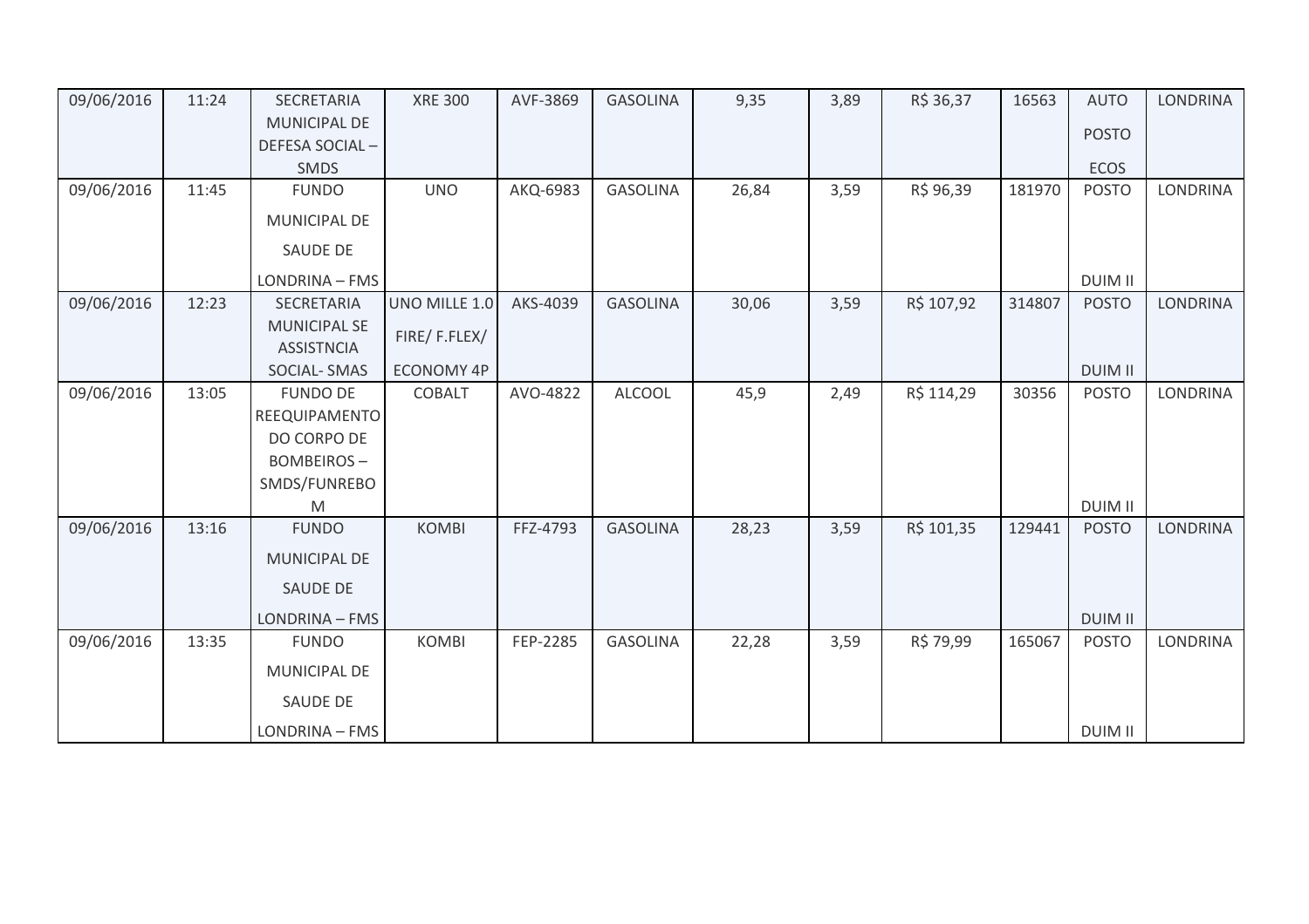| 09/06/2016 | 11:24 | SECRETARIA MUNICIPAL DE DEFESA SOCIAL – SMDS | XRE 300 | AVF-3869 | GASOLINA | 9,35 | 3,89 | R$ 36,37 | 16563 | AUTO POSTO ECOS | LONDRINA |
|---|---|---|---|---|---|---|---|---|---|---|---|
| 09/06/2016 | 11:45 | FUNDO MUNICIPAL DE SAUDE DE LONDRINA – FMS | UNO | AKQ-6983 | GASOLINA | 26,84 | 3,59 | R$ 96,39 | 181970 | POSTO DUIM II | LONDRINA |
| 09/06/2016 | 12:23 | SECRETARIA MUNICIPAL SE ASSISTNCIA SOCIAL- SMAS | UNO MILLE 1.0 FIRE/ F.FLEX/ ECONOMY 4P | AKS-4039 | GASOLINA | 30,06 | 3,59 | R$ 107,92 | 314807 | POSTO DUIM II | LONDRINA |
| 09/06/2016 | 13:05 | FUNDO DE REEQUIPAMENTO DO CORPO DE BOMBEIROS – SMDS/FUNREBOM | COBALT | AVO-4822 | ALCOOL | 45,9 | 2,49 | R$ 114,29 | 30356 | POSTO DUIM II | LONDRINA |
| 09/06/2016 | 13:16 | FUNDO MUNICIPAL DE SAUDE DE LONDRINA – FMS | KOMBI | FFZ-4793 | GASOLINA | 28,23 | 3,59 | R$ 101,35 | 129441 | POSTO DUIM II | LONDRINA |
| 09/06/2016 | 13:35 | FUNDO MUNICIPAL DE SAUDE DE LONDRINA – FMS | KOMBI | FEP-2285 | GASOLINA | 22,28 | 3,59 | R$ 79,99 | 165067 | POSTO DUIM II | LONDRINA |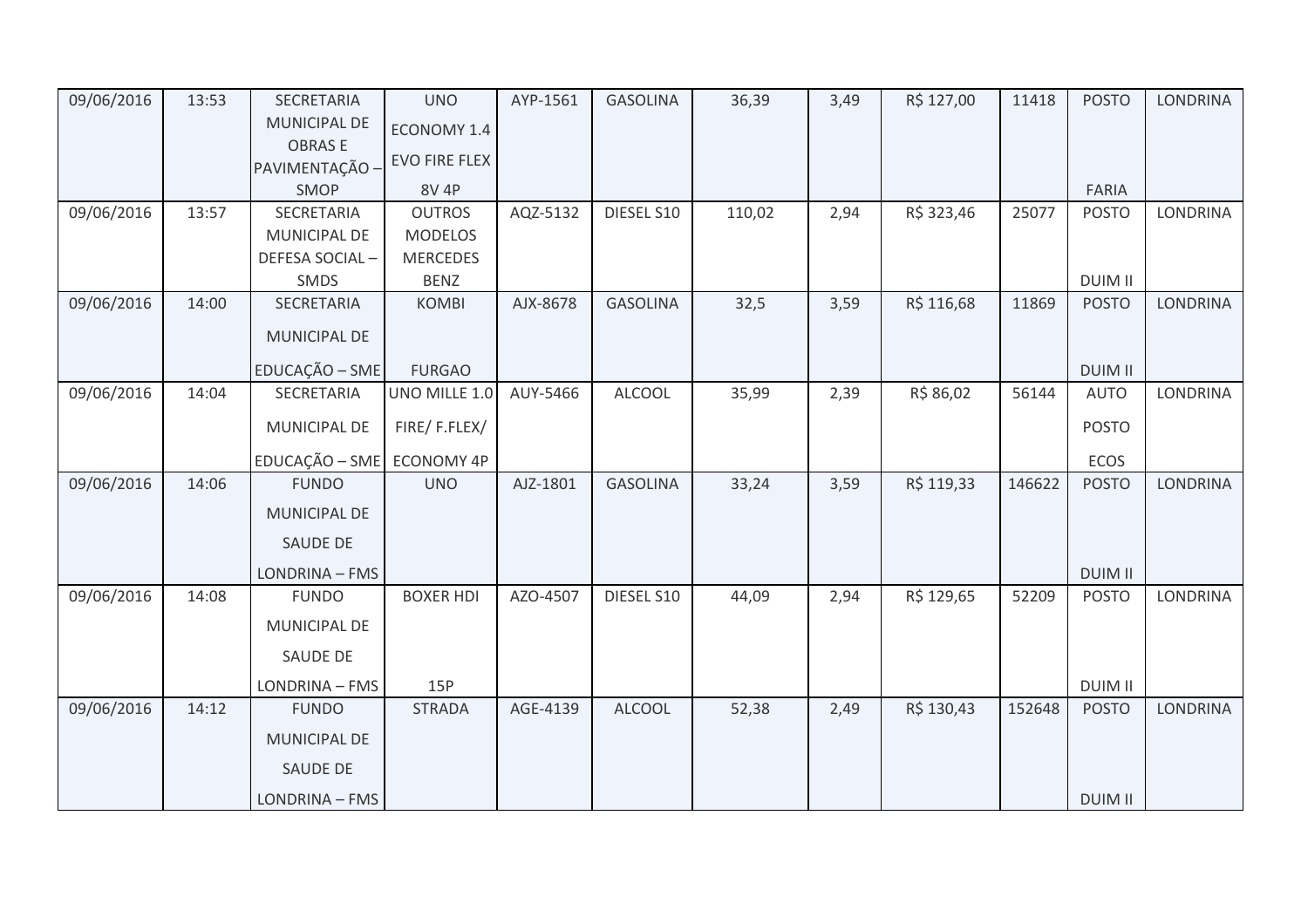| 09/06/2016 | 13:53 | SECRETARIA MUNICIPAL DE OBRAS E PAVIMENTAÇÃO – SMOP | UNO ECONOMY 1.4 EVO FIRE FLEX 8V 4P | AYP-1561 | GASOLINA | 36,39 | 3,49 | R$ 127,00 | 11418 | POSTO FARIA | LONDRINA |
|---|---|---|---|---|---|---|---|---|---|---|---|
| 09/06/2016 | 13:57 | SECRETARIA MUNICIPAL DE DEFESA SOCIAL – SMDS | OUTROS MODELOS MERCEDES BENZ | AQZ-5132 | DIESEL S10 | 110,02 | 2,94 | R$ 323,46 | 25077 | POSTO DUIM II | LONDRINA |
| 09/06/2016 | 14:00 | SECRETARIA MUNICIPAL DE EDUCAÇÃO – SME | KOMBI FURGAO | AJX-8678 | GASOLINA | 32,5 | 3,59 | R$ 116,68 | 11869 | POSTO DUIM II | LONDRINA |
| 09/06/2016 | 14:04 | SECRETARIA MUNICIPAL DE EDUCAÇÃO – SME | UNO MILLE 1.0 FIRE/ F.FLEX/ ECONOMY 4P | AUY-5466 | ALCOOL | 35,99 | 2,39 | R$ 86,02 | 56144 | AUTO POSTO ECOS | LONDRINA |
| 09/06/2016 | 14:06 | FUNDO MUNICIPAL DE SAUDE DE LONDRINA – FMS | UNO | AJZ-1801 | GASOLINA | 33,24 | 3,59 | R$ 119,33 | 146622 | POSTO DUIM II | LONDRINA |
| 09/06/2016 | 14:08 | FUNDO MUNICIPAL DE SAUDE DE LONDRINA – FMS | BOXER HDI 15P | AZO-4507 | DIESEL S10 | 44,09 | 2,94 | R$ 129,65 | 52209 | POSTO DUIM II | LONDRINA |
| 09/06/2016 | 14:12 | FUNDO MUNICIPAL DE SAUDE DE LONDRINA – FMS | STRADA | AGE-4139 | ALCOOL | 52,38 | 2,49 | R$ 130,43 | 152648 | POSTO DUIM II | LONDRINA |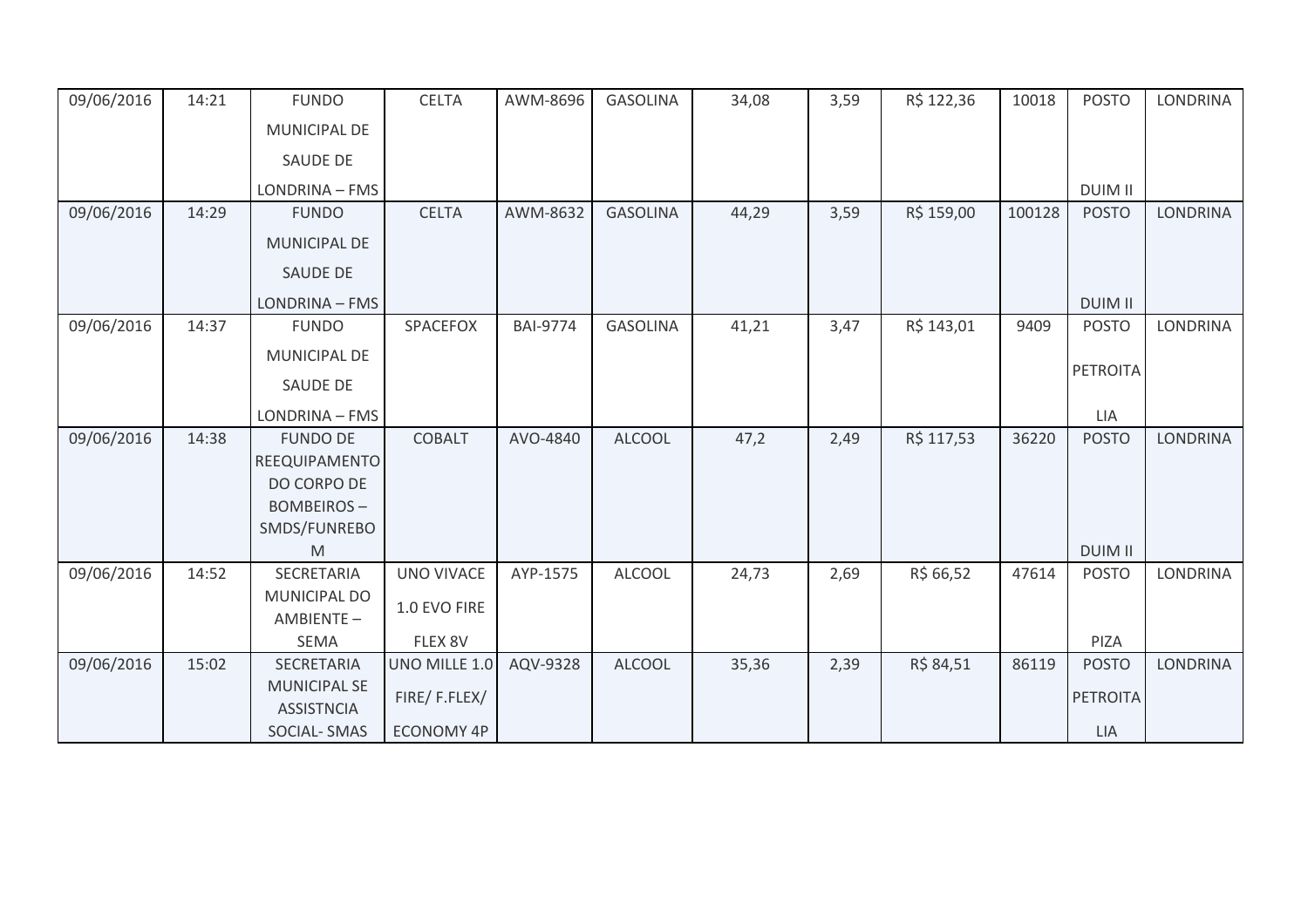| 09/06/2016 | 14:21 | FUNDO MUNICIPAL DE SAUDE DE LONDRINA – FMS | CELTA | AWM-8696 | GASOLINA | 34,08 | 3,59 | R$ 122,36 | 10018 | POSTO DUIM II | LONDRINA |
|---|---|---|---|---|---|---|---|---|---|---|---|
| 09/06/2016 | 14:29 | FUNDO MUNICIPAL DE SAUDE DE LONDRINA – FMS | CELTA | AWM-8632 | GASOLINA | 44,29 | 3,59 | R$ 159,00 | 100128 | POSTO DUIM II | LONDRINA |
| 09/06/2016 | 14:37 | FUNDO MUNICIPAL DE SAUDE DE LONDRINA – FMS | SPACEFOX | BAI-9774 | GASOLINA | 41,21 | 3,47 | R$ 143,01 | 9409 | POSTO PETROITA LIA | LONDRINA |
| 09/06/2016 | 14:38 | FUNDO DE REEQUIPAMENTO DO CORPO DE BOMBEIROS – SMDS/FUNREBO M | COBALT | AVO-4840 | ALCOOL | 47,2 | 2,49 | R$ 117,53 | 36220 | POSTO DUIM II | LONDRINA |
| 09/06/2016 | 14:52 | SECRETARIA MUNICIPAL DO AMBIENTE – SEMA | UNO VIVACE 1.0 EVO FIRE FLEX 8V | AYP-1575 | ALCOOL | 24,73 | 2,69 | R$ 66,52 | 47614 | POSTO PIZA | LONDRINA |
| 09/06/2016 | 15:02 | SECRETARIA MUNICIPAL SE ASSISTNCIA SOCIAL- SMAS | UNO MILLE 1.0 FIRE/ F.FLEX/ ECONOMY 4P | AQV-9328 | ALCOOL | 35,36 | 2,39 | R$ 84,51 | 86119 | POSTO PETROITA LIA | LONDRINA |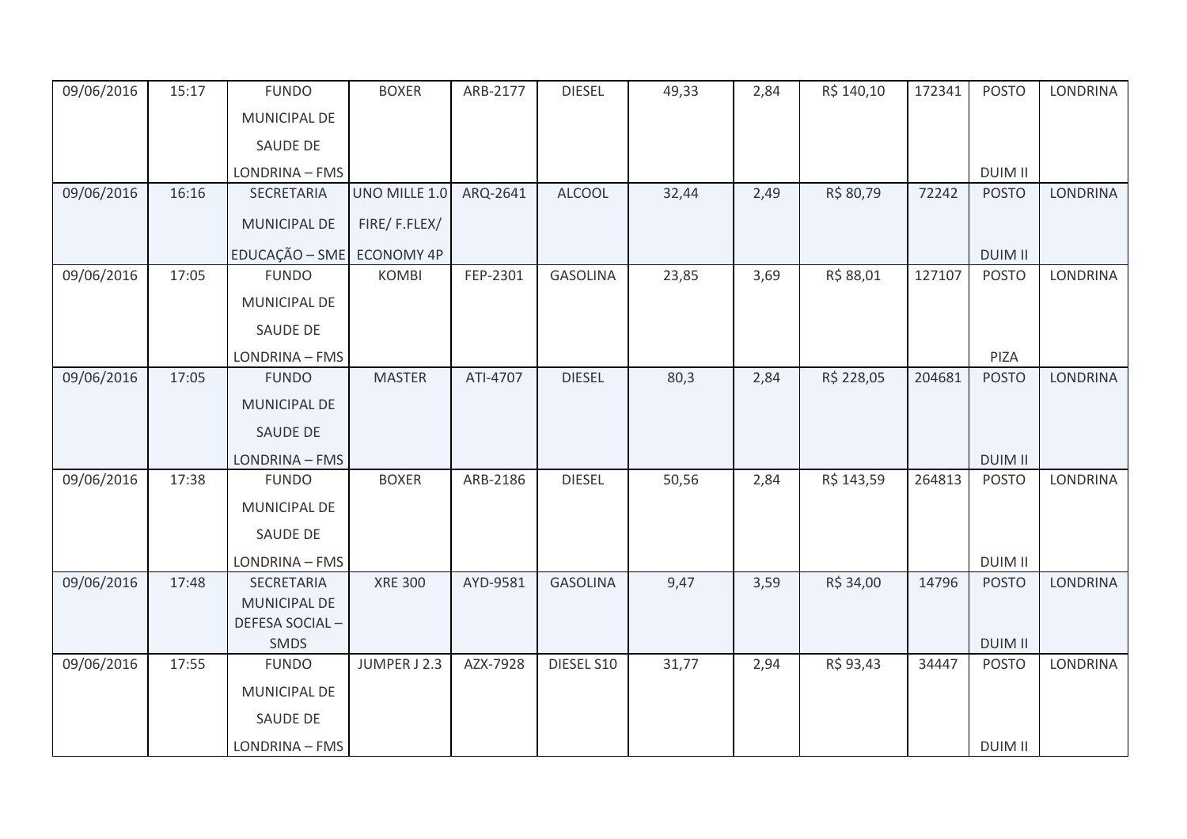| 09/06/2016 | 15:17 | FUNDO MUNICIPAL DE SAUDE DE LONDRINA – FMS | BOXER | ARB-2177 | DIESEL | 49,33 | 2,84 | R$ 140,10 | 172341 | POSTO DUIM II | LONDRINA |
|---|---|---|---|---|---|---|---|---|---|---|---|
| 09/06/2016 | 16:16 | SECRETARIA MUNICIPAL DE EDUCAÇÃO – SME | UNO MILLE 1.0 FIRE/ F.FLEX/ ECONOMY 4P | ARQ-2641 | ALCOOL | 32,44 | 2,49 | R$ 80,79 | 72242 | POSTO DUIM II | LONDRINA |
| 09/06/2016 | 17:05 | FUNDO MUNICIPAL DE SAUDE DE LONDRINA – FMS | KOMBI | FEP-2301 | GASOLINA | 23,85 | 3,69 | R$ 88,01 | 127107 | POSTO PIZA | LONDRINA |
| 09/06/2016 | 17:05 | FUNDO MUNICIPAL DE SAUDE DE LONDRINA – FMS | MASTER | ATI-4707 | DIESEL | 80,3 | 2,84 | R$ 228,05 | 204681 | POSTO DUIM II | LONDRINA |
| 09/06/2016 | 17:38 | FUNDO MUNICIPAL DE SAUDE DE LONDRINA – FMS | BOXER | ARB-2186 | DIESEL | 50,56 | 2,84 | R$ 143,59 | 264813 | POSTO DUIM II | LONDRINA |
| 09/06/2016 | 17:48 | SECRETARIA MUNICIPAL DE DEFESA SOCIAL – SMDS | XRE 300 | AYD-9581 | GASOLINA | 9,47 | 3,59 | R$ 34,00 | 14796 | POSTO DUIM II | LONDRINA |
| 09/06/2016 | 17:55 | FUNDO MUNICIPAL DE SAUDE DE LONDRINA – FMS | JUMPER J 2.3 | AZX-7928 | DIESEL S10 | 31,77 | 2,94 | R$ 93,43 | 34447 | POSTO DUIM II | LONDRINA |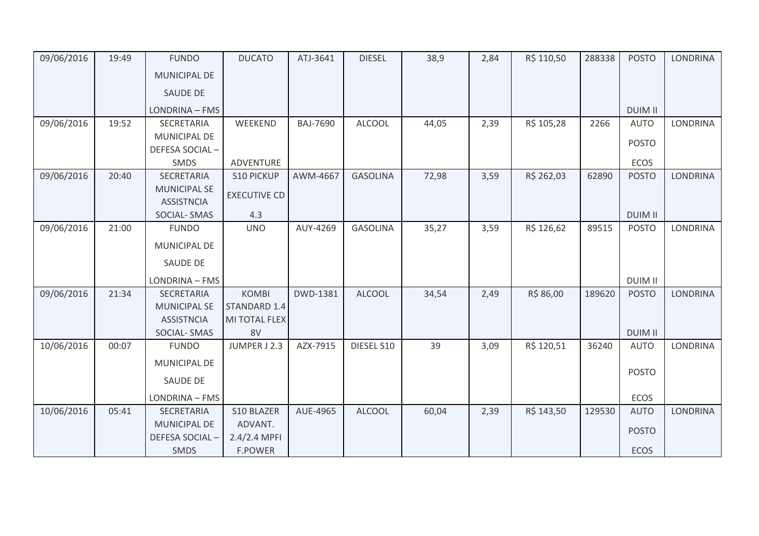| 09/06/2016 | 19:49 | FUNDO MUNICIPAL DE SAUDE DE LONDRINA – FMS | DUCATO | ATJ-3641 | DIESEL | 38,9 | 2,84 | R$ 110,50 | 288338 | POSTO DUIM II | LONDRINA |
|---|---|---|---|---|---|---|---|---|---|---|---|
| 09/06/2016 | 19:52 | SECRETARIA MUNICIPAL DE DEFESA SOCIAL – SMDS | WEEKEND ADVENTURE | BAJ-7690 | ALCOOL | 44,05 | 2,39 | R$ 105,28 | 2266 | AUTO POSTO ECOS | LONDRINA |
| 09/06/2016 | 20:40 | SECRETARIA MUNICIPAL SE ASSISTNCIA SOCIAL- SMAS | S10 PICKUP EXECUTIVE CD 4.3 | AWM-4667 | GASOLINA | 72,98 | 3,59 | R$ 262,03 | 62890 | POSTO DUIM II | LONDRINA |
| 09/06/2016 | 21:00 | FUNDO MUNICIPAL DE SAUDE DE LONDRINA – FMS | UNO | AUY-4269 | GASOLINA | 35,27 | 3,59 | R$ 126,62 | 89515 | POSTO DUIM II | LONDRINA |
| 09/06/2016 | 21:34 | SECRETARIA MUNICIPAL SE ASSISTNCIA SOCIAL- SMAS | KOMBI STANDARD 1.4 MI TOTAL FLEX 8V | DWD-1381 | ALCOOL | 34,54 | 2,49 | R$ 86,00 | 189620 | POSTO DUIM II | LONDRINA |
| 10/06/2016 | 00:07 | FUNDO MUNICIPAL DE SAUDE DE LONDRINA – FMS | JUMPER J 2.3 | AZX-7915 | DIESEL S10 | 39 | 3,09 | R$ 120,51 | 36240 | AUTO POSTO ECOS | LONDRINA |
| 10/06/2016 | 05:41 | SECRETARIA MUNICIPAL DE DEFESA SOCIAL – SMDS | S10 BLAZER ADVANT. 2.4/2.4 MPFI F.POWER | AUE-4965 | ALCOOL | 60,04 | 2,39 | R$ 143,50 | 129530 | AUTO POSTO ECOS | LONDRINA |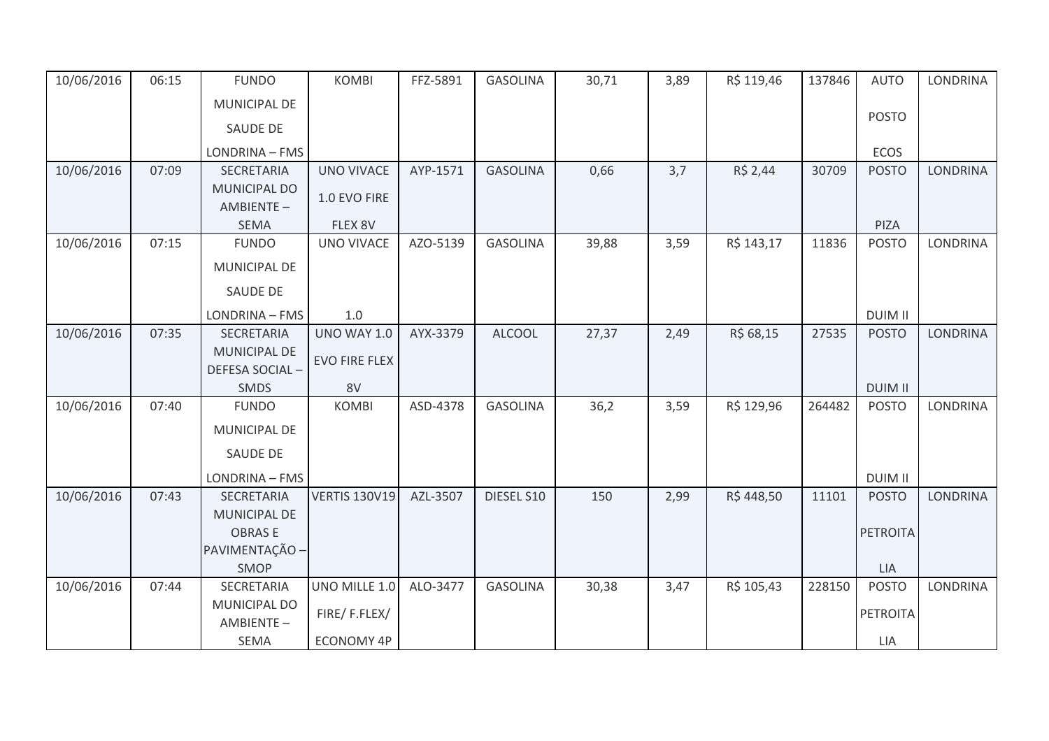| | | | | | | | | | | | |
|---|---|---|---|---|---|---|---|---|---|---|---|
| 10/06/2016 | 06:15 | FUNDO MUNICIPAL DE SAUDE DE LONDRINA – FMS | KOMBI | FFZ-5891 | GASOLINA | 30,71 | 3,89 | R$ 119,46 | 137846 | AUTO POSTO ECOS | LONDRINA |
| 10/06/2016 | 07:09 | SECRETARIA MUNICIPAL DO AMBIENTE – SEMA | UNO VIVACE 1.0 EVO FIRE FLEX 8V | AYP-1571 | GASOLINA | 0,66 | 3,7 | R$ 2,44 | 30709 | POSTO PIZA | LONDRINA |
| 10/06/2016 | 07:15 | FUNDO MUNICIPAL DE SAUDE DE LONDRINA – FMS | UNO VIVACE 1.0 | AZO-5139 | GASOLINA | 39,88 | 3,59 | R$ 143,17 | 11836 | POSTO DUIM II | LONDRINA |
| 10/06/2016 | 07:35 | SECRETARIA MUNICIPAL DE DEFESA SOCIAL – SMDS | UNO WAY 1.0 EVO FIRE FLEX 8V | AYX-3379 | ALCOOL | 27,37 | 2,49 | R$ 68,15 | 27535 | POSTO DUIM II | LONDRINA |
| 10/06/2016 | 07:40 | FUNDO MUNICIPAL DE SAUDE DE LONDRINA – FMS | KOMBI | ASD-4378 | GASOLINA | 36,2 | 3,59 | R$ 129,96 | 264482 | POSTO DUIM II | LONDRINA |
| 10/06/2016 | 07:43 | SECRETARIA MUNICIPAL DE OBRAS E PAVIMENTAÇÃO – SMOP | VERTIS 130V19 | AZL-3507 | DIESEL S10 | 150 | 2,99 | R$ 448,50 | 11101 | POSTO PETROITA LIA | LONDRINA |
| 10/06/2016 | 07:44 | SECRETARIA MUNICIPAL DO AMBIENTE – SEMA | UNO MILLE 1.0 FIRE/ F.FLEX/ ECONOMY 4P | ALO-3477 | GASOLINA | 30,38 | 3,47 | R$ 105,43 | 228150 | POSTO PETROITA LIA | LONDRINA |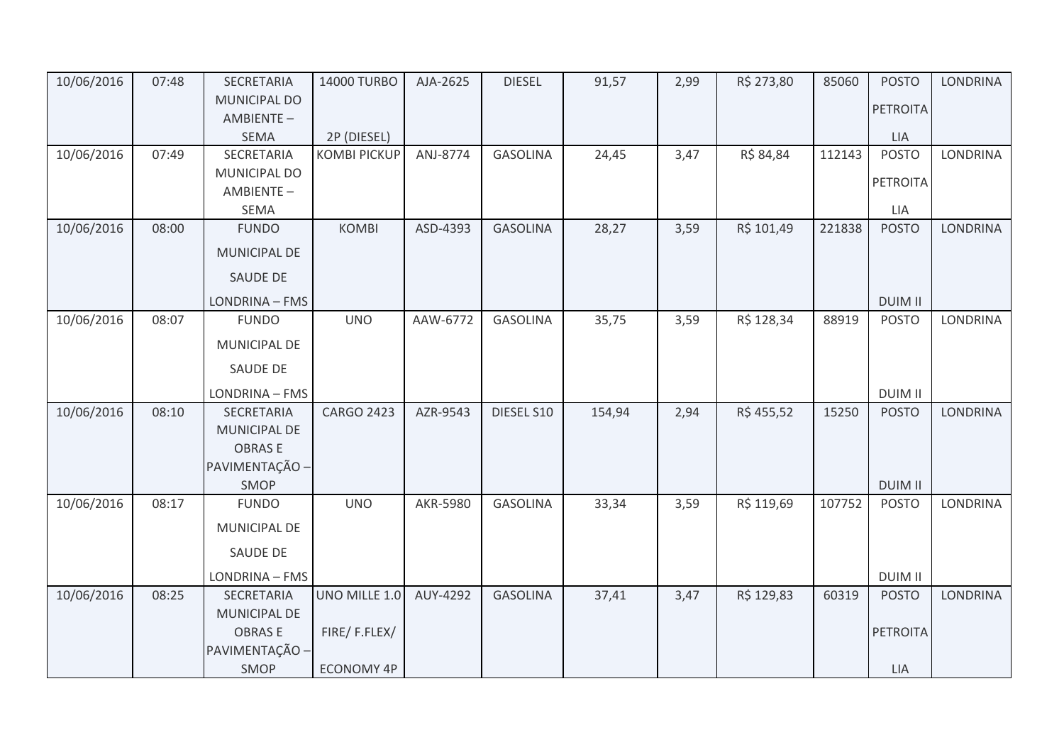| 10/06/2016 | 07:48 | SECRETARIA MUNICIPAL DO AMBIENTE – SEMA | 14000 TURBO 2P (DIESEL) | AJA-2625 | DIESEL | 91,57 | 2,99 | R$ 273,80 | 85060 | POSTO PETROITALIA | LONDRINA |
|---|---|---|---|---|---|---|---|---|---|---|---|
| 10/06/2016 | 07:49 | SECRETARIA MUNICIPAL DO AMBIENTE – SEMA | KOMBI PICKUP | ANJ-8774 | GASOLINA | 24,45 | 3,47 | R$ 84,84 | 112143 | POSTO PETROITALIA | LONDRINA |
| 10/06/2016 | 08:00 | FUNDO MUNICIPAL DE SAUDE DE LONDRINA – FMS | KOMBI | ASD-4393 | GASOLINA | 28,27 | 3,59 | R$ 101,49 | 221838 | POSTO DUIM II | LONDRINA |
| 10/06/2016 | 08:07 | FUNDO MUNICIPAL DE SAUDE DE LONDRINA – FMS | UNO | AAW-6772 | GASOLINA | 35,75 | 3,59 | R$ 128,34 | 88919 | POSTO DUIM II | LONDRINA |
| 10/06/2016 | 08:10 | SECRETARIA MUNICIPAL DE OBRAS E PAVIMENTAÇÃO – SMOP | CARGO 2423 | AZR-9543 | DIESEL S10 | 154,94 | 2,94 | R$ 455,52 | 15250 | POSTO DUIM II | LONDRINA |
| 10/06/2016 | 08:17 | FUNDO MUNICIPAL DE SAUDE DE LONDRINA – FMS | UNO | AKR-5980 | GASOLINA | 33,34 | 3,59 | R$ 119,69 | 107752 | POSTO DUIM II | LONDRINA |
| 10/06/2016 | 08:25 | SECRETARIA MUNICIPAL DE OBRAS E PAVIMENTAÇÃO – SMOP | UNO MILLE 1.0 FIRE/ F.FLEX/ ECONOMY 4P | AUY-4292 | GASOLINA | 37,41 | 3,47 | R$ 129,83 | 60319 | POSTO PETROITALIA | LONDRINA |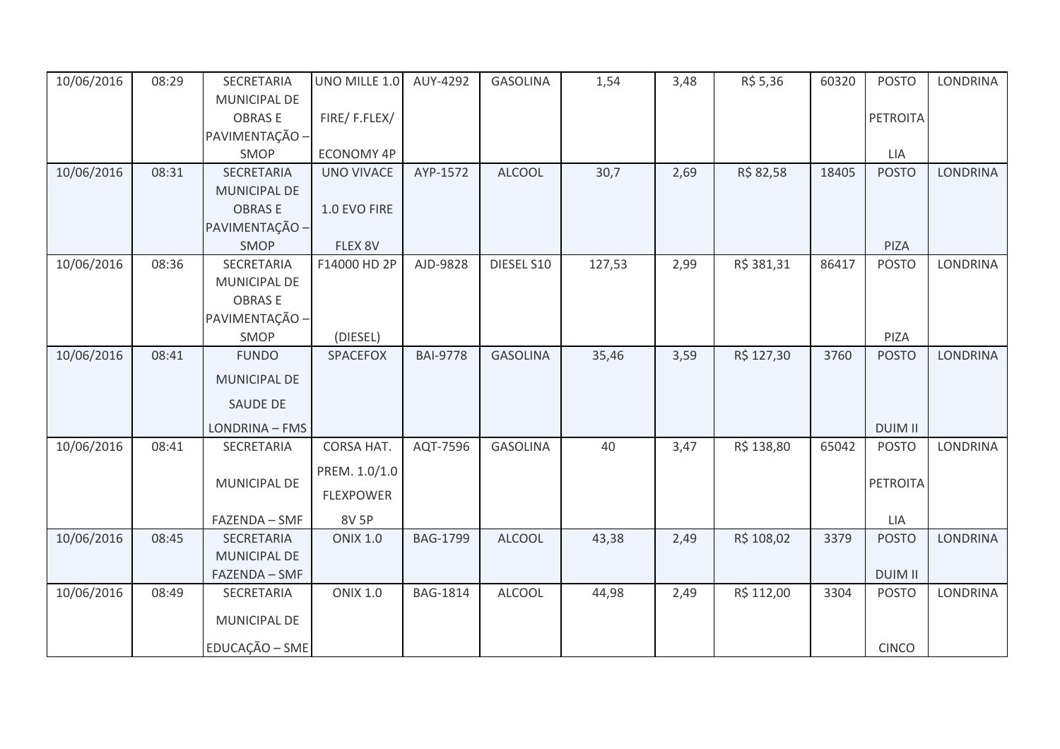| 10/06/2016 | 08:29 | SECRETARIA MUNICIPAL DE OBRAS E PAVIMENTAÇÃO – SMOP | UNO MILLE 1.0 FIRE/ F.FLEX/ ECONOMY 4P | AUY-4292 | GASOLINA | 1,54 | 3,48 | R$ 5,36 | 60320 | POSTO PETROITA LIA | LONDRINA |
|---|---|---|---|---|---|---|---|---|---|---|---|
| 10/06/2016 | 08:31 | SECRETARIA MUNICIPAL DE OBRAS E PAVIMENTAÇÃO – SMOP | UNO VIVACE 1.0 EVO FIRE FLEX 8V | AYP-1572 | ALCOOL | 30,7 | 2,69 | R$ 82,58 | 18405 | POSTO PIZA | LONDRINA |
| 10/06/2016 | 08:36 | SECRETARIA MUNICIPAL DE OBRAS E PAVIMENTAÇÃO – SMOP | F14000 HD 2P (DIESEL) | AJD-9828 | DIESEL S10 | 127,53 | 2,99 | R$ 381,31 | 86417 | POSTO PIZA | LONDRINA |
| 10/06/2016 | 08:41 | FUNDO MUNICIPAL DE SAUDE DE LONDRINA – FMS | SPACEFOX | BAI-9778 | GASOLINA | 35,46 | 3,59 | R$ 127,30 | 3760 | POSTO DUIM II | LONDRINA |
| 10/06/2016 | 08:41 | SECRETARIA MUNICIPAL DE FAZENDA – SMF | CORSA HAT. PREM. 1.0/1.0 FLEXPOWER 8V 5P | AQT-7596 | GASOLINA | 40 | 3,47 | R$ 138,80 | 65042 | POSTO PETROITA LIA | LONDRINA |
| 10/06/2016 | 08:45 | SECRETARIA MUNICIPAL DE FAZENDA – SMF | ONIX 1.0 | BAG-1799 | ALCOOL | 43,38 | 2,49 | R$ 108,02 | 3379 | POSTO DUIM II | LONDRINA |
| 10/06/2016 | 08:49 | SECRETARIA MUNICIPAL DE EDUCAÇÃO – SME | ONIX 1.0 | BAG-1814 | ALCOOL | 44,98 | 2,49 | R$ 112,00 | 3304 | POSTO CINCO | LONDRINA |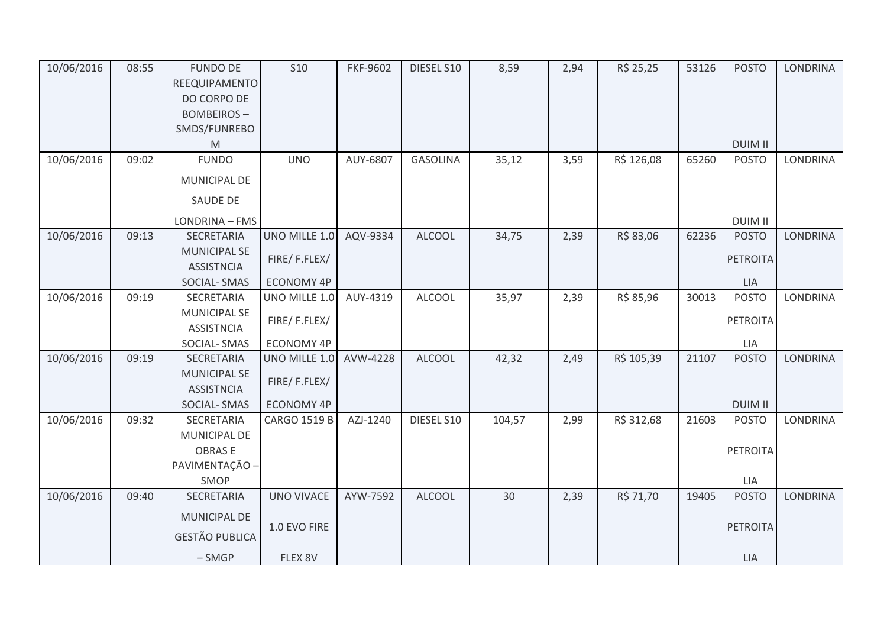| 10/06/2016 | 08:55 | FUNDO DE REEQUIPAMENTO DO CORPO DE BOMBEIROS – SMDS/FUNREBOM | S10 | FKF-9602 | DIESEL S10 | 8,59 | 2,94 | R$ 25,25 | 53126 | POSTO DUIM II | LONDRINA |
|---|---|---|---|---|---|---|---|---|---|---|---|
| 10/06/2016 | 09:02 | FUNDO MUNICIPAL DE SAUDE DE LONDRINA – FMS | UNO | AUY-6807 | GASOLINA | 35,12 | 3,59 | R$ 126,08 | 65260 | POSTO DUIM II | LONDRINA |
| 10/06/2016 | 09:13 | SECRETARIA MUNICIPAL SE ASSISTNCIA SOCIAL- SMAS | UNO MILLE 1.0 FIRE/ F.FLEX/ ECONOMY 4P | AQV-9334 | ALCOOL | 34,75 | 2,39 | R$ 83,06 | 62236 | POSTO PETROITALIA | LONDRINA |
| 10/06/2016 | 09:19 | SECRETARIA MUNICIPAL SE ASSISTNCIA SOCIAL- SMAS | UNO MILLE 1.0 FIRE/ F.FLEX/ ECONOMY 4P | AUY-4319 | ALCOOL | 35,97 | 2,39 | R$ 85,96 | 30013 | POSTO PETROITALIA | LONDRINA |
| 10/06/2016 | 09:19 | SECRETARIA MUNICIPAL SE ASSISTNCIA SOCIAL- SMAS | UNO MILLE 1.0 FIRE/ F.FLEX/ ECONOMY 4P | AVW-4228 | ALCOOL | 42,32 | 2,49 | R$ 105,39 | 21107 | POSTO DUIM II | LONDRINA |
| 10/06/2016 | 09:32 | SECRETARIA MUNICIPAL DE OBRAS E PAVIMENTAÇÃO – SMOP | CARGO 1519 B | AZJ-1240 | DIESEL S10 | 104,57 | 2,99 | R$ 312,68 | 21603 | POSTO PETROITALIA | LONDRINA |
| 10/06/2016 | 09:40 | SECRETARIA MUNICIPAL DE GESTÃO PUBLICA – SMGP | UNO VIVACE 1.0 EVO FIRE FLEX 8V | AYW-7592 | ALCOOL | 30 | 2,39 | R$ 71,70 | 19405 | POSTO PETROITALIA | LONDRINA |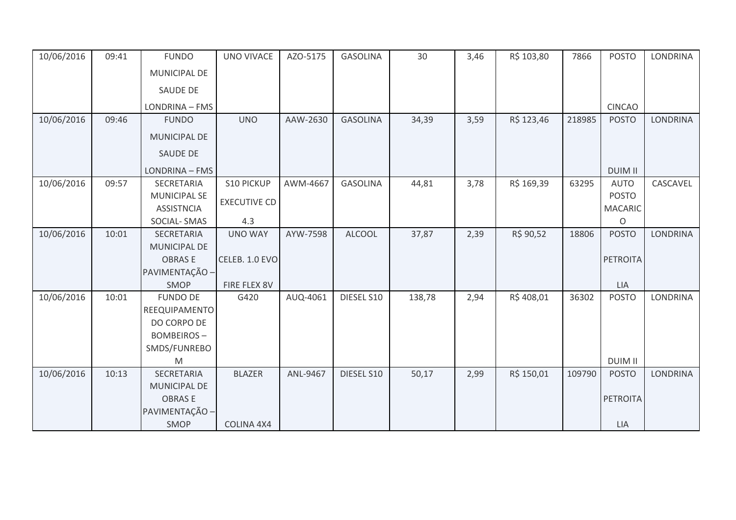| 10/06/2016 | 09:41 | FUNDO MUNICIPAL DE SAUDE DE LONDRINA – FMS | UNO VIVACE | AZO-5175 | GASOLINA | 30 | 3,46 | R$ 103,80 | 7866 | POSTO CINCAO | LONDRINA |
|---|---|---|---|---|---|---|---|---|---|---|---|
| 10/06/2016 | 09:46 | FUNDO MUNICIPAL DE SAUDE DE LONDRINA – FMS | UNO | AAW-2630 | GASOLINA | 34,39 | 3,59 | R$ 123,46 | 218985 | POSTO DUIM II | LONDRINA |
| 10/06/2016 | 09:57 | SECRETARIA MUNICIPAL SE ASSISTNCIA SOCIAL- SMAS | S10 PICKUP EXECUTIVE CD 4.3 | AWM-4667 | GASOLINA | 44,81 | 3,78 | R$ 169,39 | 63295 | AUTO POSTO MACARICO | CASCAVEL |
| 10/06/2016 | 10:01 | SECRETARIA MUNICIPAL DE OBRAS E PAVIMENTAÇÃO – SMOP | UNO WAY CELEB. 1.0 EVO FIRE FLEX 8V | AYW-7598 | ALCOOL | 37,87 | 2,39 | R$ 90,52 | 18806 | POSTO PETROITALIA | LONDRINA |
| 10/06/2016 | 10:01 | FUNDO DE REEQUIPAMENTO DO CORPO DE BOMBEIROS – SMDS/FUNREBOM | G420 | AUQ-4061 | DIESEL S10 | 138,78 | 2,94 | R$ 408,01 | 36302 | POSTO DUIM II | LONDRINA |
| 10/06/2016 | 10:13 | SECRETARIA MUNICIPAL DE OBRAS E PAVIMENTAÇÃO – SMOP | BLAZER COLINA 4X4 | ANL-9467 | DIESEL S10 | 50,17 | 2,99 | R$ 150,01 | 109790 | POSTO PETROITALIA | LONDRINA |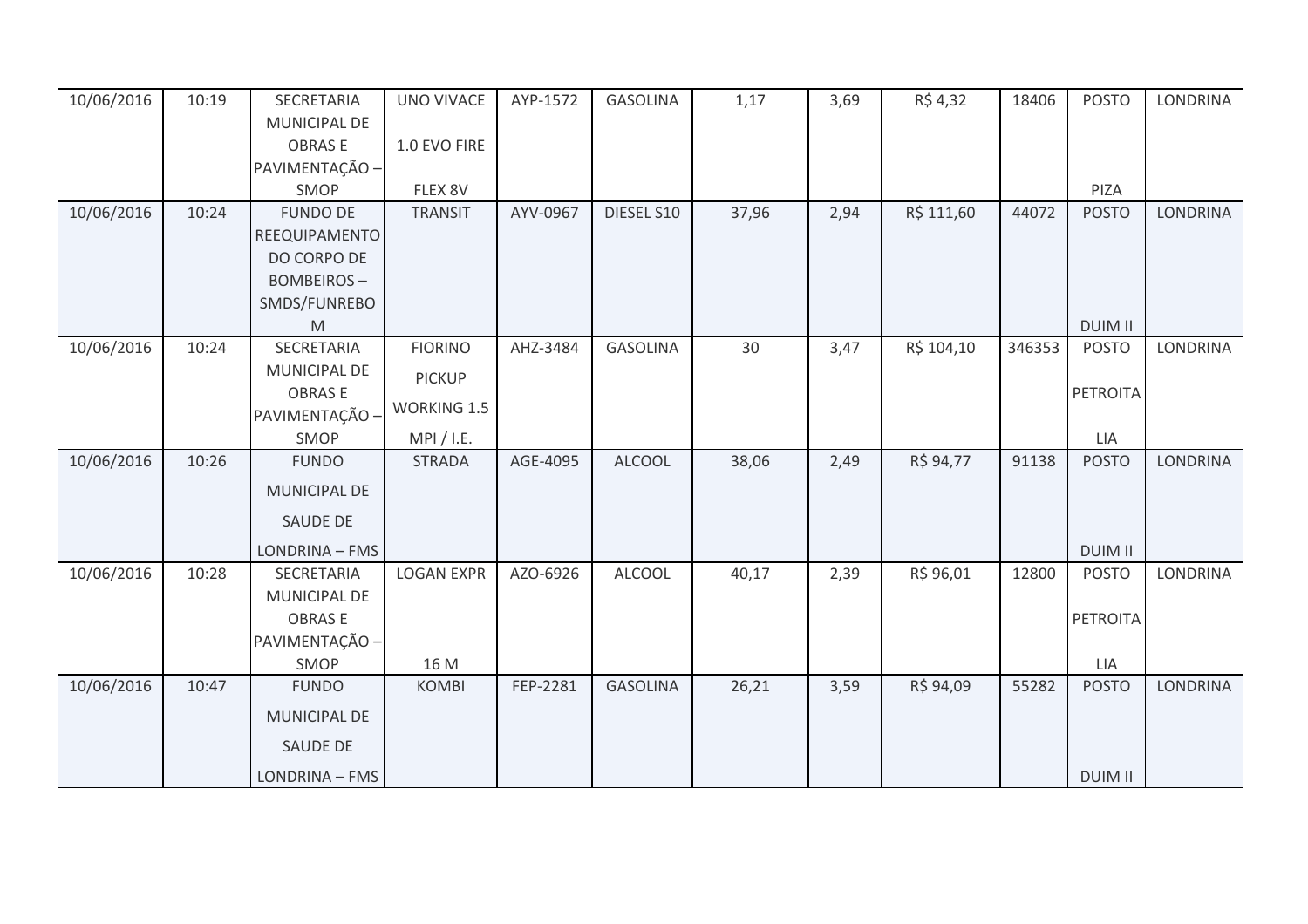| 10/06/2016 | 10:19 | SECRETARIA MUNICIPAL DE OBRAS E PAVIMENTAÇÃO – SMOP | UNO VIVACE 1.0 EVO FIRE FLEX 8V | AYP-1572 | GASOLINA | 1,17 | 3,69 | R$ 4,32 | 18406 | POSTO PIZA | LONDRINA |
|---|---|---|---|---|---|---|---|---|---|---|---|
| 10/06/2016 | 10:24 | FUNDO DE REEQUIPAMENTO DO CORPO DE BOMBEIROS – SMDS/FUNREBOM | TRANSIT | AYV-0967 | DIESEL S10 | 37,96 | 2,94 | R$ 111,60 | 44072 | POSTO DUIM II | LONDRINA |
| 10/06/2016 | 10:24 | SECRETARIA MUNICIPAL DE OBRAS E PAVIMENTAÇÃO – SMOP | FIORINO PICKUP WORKING 1.5 MPI / I.E. | AHZ-3484 | GASOLINA | 30 | 3,47 | R$ 104,10 | 346353 | POSTO PETROITALIA | LONDRINA |
| 10/06/2016 | 10:26 | FUNDO MUNICIPAL DE SAUDE DE LONDRINA – FMS | STRADA | AGE-4095 | ALCOOL | 38,06 | 2,49 | R$ 94,77 | 91138 | POSTO DUIM II | LONDRINA |
| 10/06/2016 | 10:28 | SECRETARIA MUNICIPAL DE OBRAS E PAVIMENTAÇÃO – SMOP | LOGAN EXPR 16 M | AZO-6926 | ALCOOL | 40,17 | 2,39 | R$ 96,01 | 12800 | POSTO PETROITALIA | LONDRINA |
| 10/06/2016 | 10:47 | FUNDO MUNICIPAL DE SAUDE DE LONDRINA – FMS | KOMBI | FEP-2281 | GASOLINA | 26,21 | 3,59 | R$ 94,09 | 55282 | POSTO DUIM II | LONDRINA |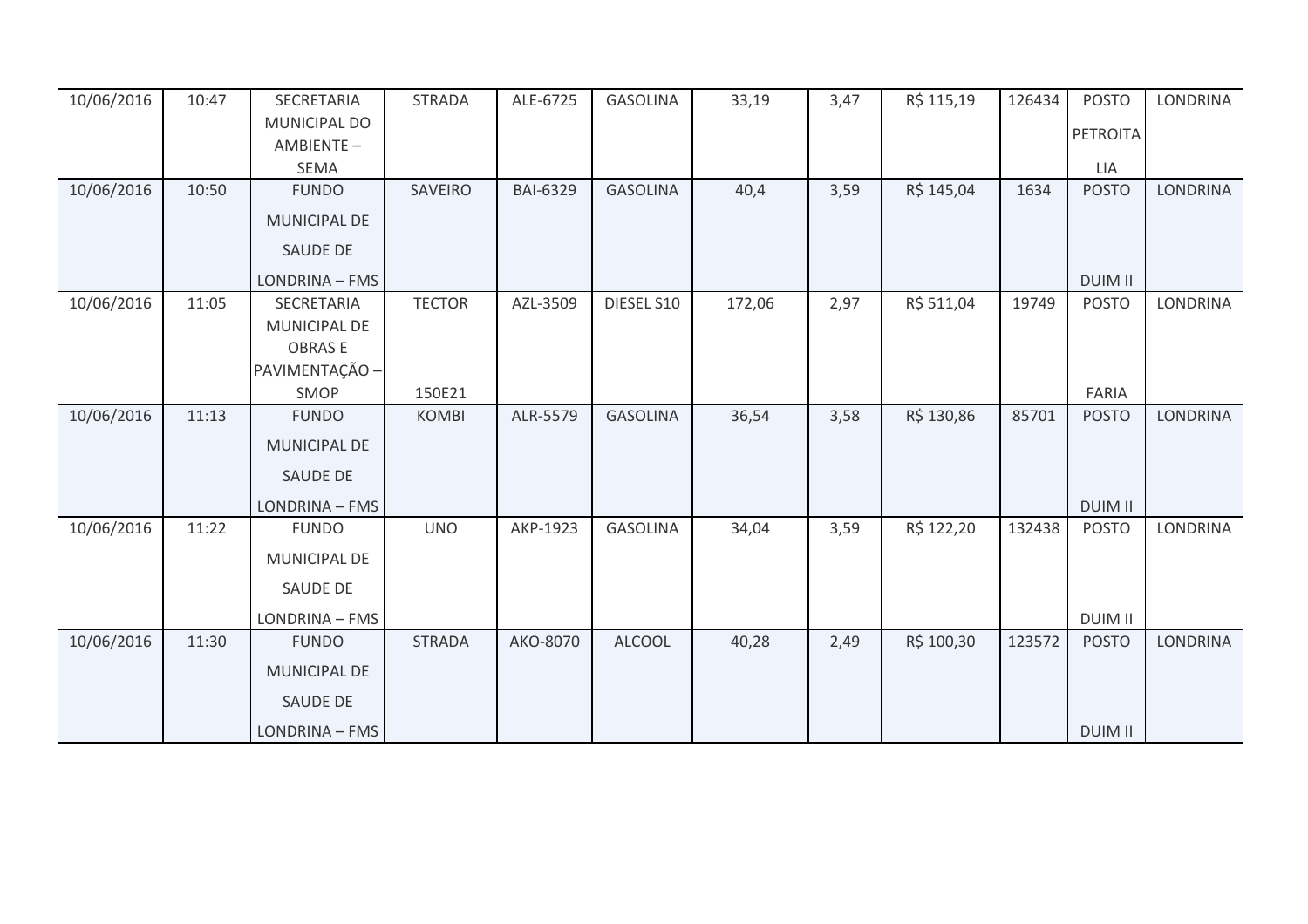| 10/06/2016 | 10:47 | SECRETARIA MUNICIPAL DO AMBIENTE – SEMA | STRADA | ALE-6725 | GASOLINA | 33,19 | 3,47 | R$ 115,19 | 126434 | POSTO PETROITA LIA | LONDRINA |
|---|---|---|---|---|---|---|---|---|---|---|---|
| 10/06/2016 | 10:50 | FUNDO MUNICIPAL DE SAUDE DE LONDRINA – FMS | SAVEIRO | BAI-6329 | GASOLINA | 40,4 | 3,59 | R$ 145,04 | 1634 | POSTO DUIM II | LONDRINA |
| 10/06/2016 | 11:05 | SECRETARIA MUNICIPAL DE OBRAS E PAVIMENTAÇÃO – SMOP | TECTOR 150E21 | AZL-3509 | DIESEL S10 | 172,06 | 2,97 | R$ 511,04 | 19749 | POSTO FARIA | LONDRINA |
| 10/06/2016 | 11:13 | FUNDO MUNICIPAL DE SAUDE DE LONDRINA – FMS | KOMBI | ALR-5579 | GASOLINA | 36,54 | 3,58 | R$ 130,86 | 85701 | POSTO DUIM II | LONDRINA |
| 10/06/2016 | 11:22 | FUNDO MUNICIPAL DE SAUDE DE LONDRINA – FMS | UNO | AKP-1923 | GASOLINA | 34,04 | 3,59 | R$ 122,20 | 132438 | POSTO DUIM II | LONDRINA |
| 10/06/2016 | 11:30 | FUNDO MUNICIPAL DE SAUDE DE LONDRINA – FMS | STRADA | AKO-8070 | ALCOOL | 40,28 | 2,49 | R$ 100,30 | 123572 | POSTO DUIM II | LONDRINA |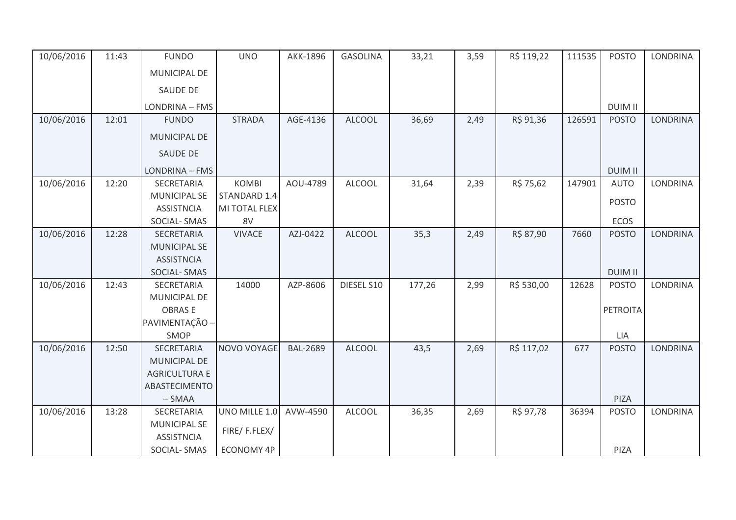| 10/06/2016 | 11:43 | FUNDO MUNICIPAL DE SAUDE DE LONDRINA – FMS | UNO | AKK-1896 | GASOLINA | 33,21 | 3,59 | R$ 119,22 | 111535 | POSTO DUIM II | LONDRINA |
|---|---|---|---|---|---|---|---|---|---|---|---|
| 10/06/2016 | 12:01 | FUNDO MUNICIPAL DE SAUDE DE LONDRINA – FMS | STRADA | AGE-4136 | ALCOOL | 36,69 | 2,49 | R$ 91,36 | 126591 | POSTO DUIM II | LONDRINA |
| 10/06/2016 | 12:20 | SECRETARIA MUNICIPAL SE ASSISTNCIA SOCIAL- SMAS | KOMBI STANDARD 1.4 MI TOTAL FLEX 8V | AOU-4789 | ALCOOL | 31,64 | 2,39 | R$ 75,62 | 147901 | AUTO POSTO ECOS | LONDRINA |
| 10/06/2016 | 12:28 | SECRETARIA MUNICIPAL SE ASSISTNCIA SOCIAL- SMAS | VIVACE | AZJ-0422 | ALCOOL | 35,3 | 2,49 | R$ 87,90 | 7660 | POSTO DUIM II | LONDRINA |
| 10/06/2016 | 12:43 | SECRETARIA MUNICIPAL DE OBRAS E PAVIMENTAÇÃO – SMOP | 14000 | AZP-8606 | DIESEL S10 | 177,26 | 2,99 | R$ 530,00 | 12628 | POSTO PETROITA LIA | LONDRINA |
| 10/06/2016 | 12:50 | SECRETARIA MUNICIPAL DE AGRICULTURA E ABASTECIMENTO – SMAA | NOVO VOYAGE | BAL-2689 | ALCOOL | 43,5 | 2,69 | R$ 117,02 | 677 | POSTO PIZA | LONDRINA |
| 10/06/2016 | 13:28 | SECRETARIA MUNICIPAL SE ASSISTNCIA SOCIAL- SMAS | UNO MILLE 1.0 FIRE/ F.FLEX/ ECONOMY 4P | AVW-4590 | ALCOOL | 36,35 | 2,69 | R$ 97,78 | 36394 | POSTO PIZA | LONDRINA |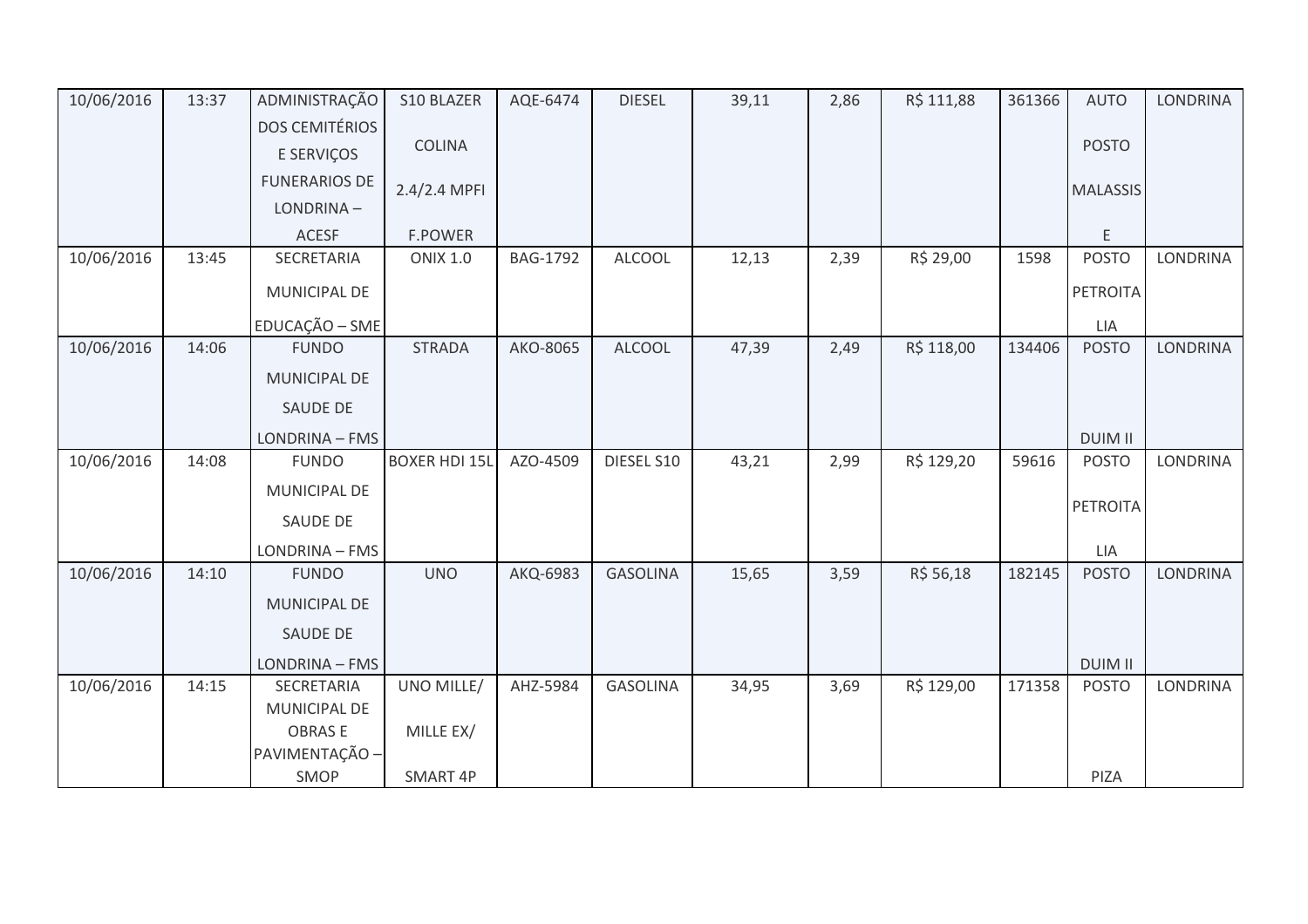| 10/06/2016 | 13:37 | ADMINISTRAÇÃO DOS CEMITÉRIOS E SERVIÇOS FUNERARIOS DE LONDRINA – ACESF | S10 BLAZER COLINA 2.4/2.4 MPFI F.POWER | AQE-6474 | DIESEL | 39,11 | 2,86 | R$ 111,88 | 361366 | AUTO POSTO MALASSIS E | LONDRINA |
|---|---|---|---|---|---|---|---|---|---|---|---|
| 10/06/2016 | 13:45 | SECRETARIA MUNICIPAL DE EDUCAÇÃO – SME | ONIX 1.0 | BAG-1792 | ALCOOL | 12,13 | 2,39 | R$ 29,00 | 1598 | POSTO PETROITA LIA | LONDRINA |
| 10/06/2016 | 14:06 | FUNDO MUNICIPAL DE SAUDE DE LONDRINA – FMS | STRADA | AKO-8065 | ALCOOL | 47,39 | 2,49 | R$ 118,00 | 134406 | POSTO DUIM II | LONDRINA |
| 10/06/2016 | 14:08 | FUNDO MUNICIPAL DE SAUDE DE LONDRINA – FMS | BOXER HDI 15L | AZO-4509 | DIESEL S10 | 43,21 | 2,99 | R$ 129,20 | 59616 | POSTO PETROITA LIA | LONDRINA |
| 10/06/2016 | 14:10 | FUNDO MUNICIPAL DE SAUDE DE LONDRINA – FMS | UNO | AKQ-6983 | GASOLINA | 15,65 | 3,59 | R$ 56,18 | 182145 | POSTO DUIM II | LONDRINA |
| 10/06/2016 | 14:15 | SECRETARIA MUNICIPAL DE OBRAS E PAVIMENTAÇÃO – SMOP | UNO MILLE/ MILLE EX/ SMART 4P | AHZ-5984 | GASOLINA | 34,95 | 3,69 | R$ 129,00 | 171358 | POSTO PIZA | LONDRINA |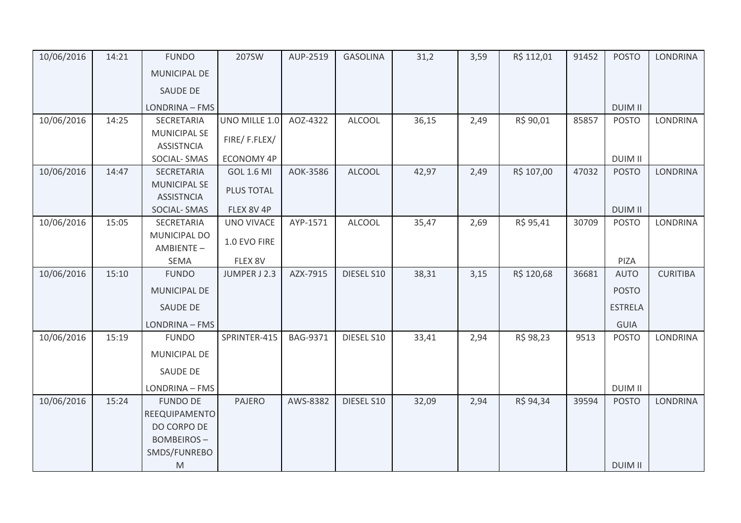| 10/06/2016 | 14:21 | FUNDO MUNICIPAL DE SAUDE DE LONDRINA – FMS | 207SW | AUP-2519 | GASOLINA | 31,2 | 3,59 | R$ 112,01 | 91452 | POSTO DUIM II | LONDRINA |
|---|---|---|---|---|---|---|---|---|---|---|---|
| 10/06/2016 | 14:25 | SECRETARIA MUNICIPAL SE ASSISTNCIA SOCIAL- SMAS | UNO MILLE 1.0 FIRE/ F.FLEX/ ECONOMY 4P | AOZ-4322 | ALCOOL | 36,15 | 2,49 | R$ 90,01 | 85857 | POSTO DUIM II | LONDRINA |
| 10/06/2016 | 14:47 | SECRETARIA MUNICIPAL SE ASSISTNCIA SOCIAL- SMAS | GOL 1.6 MI PLUS TOTAL FLEX 8V 4P | AOK-3586 | ALCOOL | 42,97 | 2,49 | R$ 107,00 | 47032 | POSTO DUIM II | LONDRINA |
| 10/06/2016 | 15:05 | SECRETARIA MUNICIPAL DO AMBIENTE – SEMA | UNO VIVACE 1.0 EVO FIRE FLEX 8V | AYP-1571 | ALCOOL | 35,47 | 2,69 | R$ 95,41 | 30709 | POSTO PIZA | LONDRINA |
| 10/06/2016 | 15:10 | FUNDO MUNICIPAL DE SAUDE DE LONDRINA – FMS | JUMPER J 2.3 | AZX-7915 | DIESEL S10 | 38,31 | 3,15 | R$ 120,68 | 36681 | AUTO POSTO ESTRELA GUIA | CURITIBA |
| 10/06/2016 | 15:19 | FUNDO MUNICIPAL DE SAUDE DE LONDRINA – FMS | SPRINTER-415 | BAG-9371 | DIESEL S10 | 33,41 | 2,94 | R$ 98,23 | 9513 | POSTO DUIM II | LONDRINA |
| 10/06/2016 | 15:24 | FUNDO DE REEQUIPAMENTO DO CORPO DE BOMBEIROS – SMDS/FUNREBOM | PAJERO | AWS-8382 | DIESEL S10 | 32,09 | 2,94 | R$ 94,34 | 39594 | POSTO DUIM II | LONDRINA |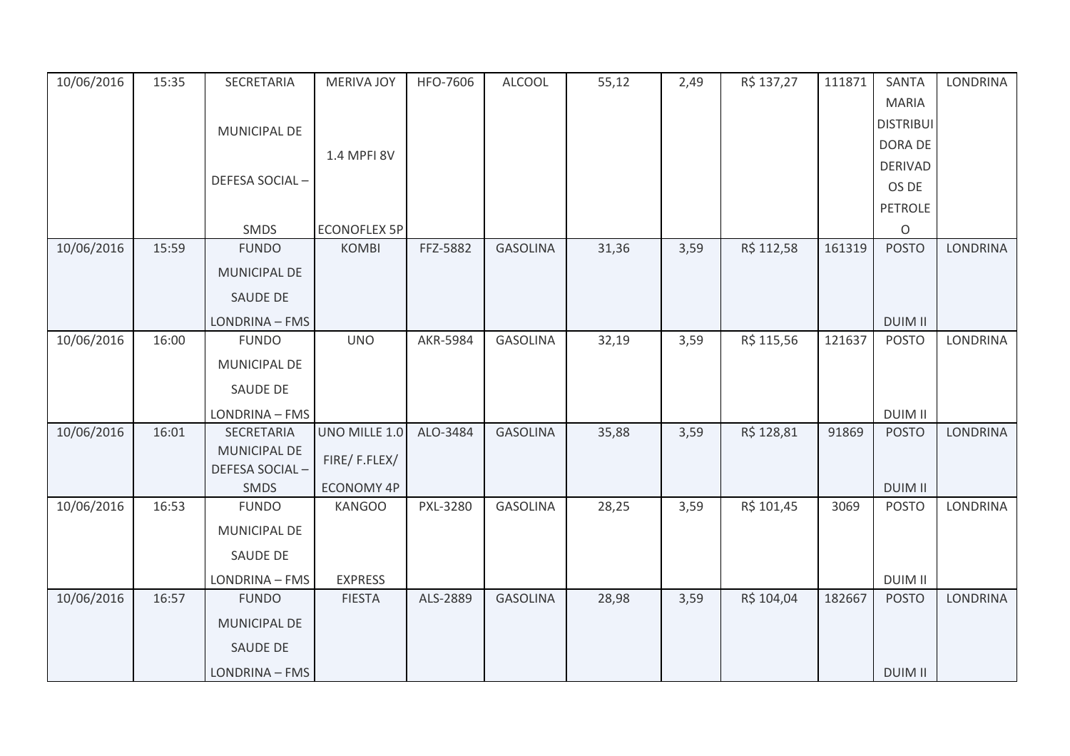| 10/06/2016 | 15:35 | SECRETARIA MUNICIPAL DE DEFESA SOCIAL – SMDS | MERIVA JOY 1.4 MPFI 8V ECONOFLEX 5P | HFO-7606 | ALCOOL | 55,12 | 2,49 | R$ 137,27 | 111871 | SANTA MARIA DISTRIBUIDORA DE DERIVADOS DE PETROLEO | LONDRINA |
|---|---|---|---|---|---|---|---|---|---|---|---|
| 10/06/2016 | 15:59 | FUNDO MUNICIPAL DE SAUDE DE LONDRINA – FMS | KOMBI | FFZ-5882 | GASOLINA | 31,36 | 3,59 | R$ 112,58 | 161319 | POSTO DUIM II | LONDRINA |
| 10/06/2016 | 16:00 | FUNDO MUNICIPAL DE SAUDE DE LONDRINA – FMS | UNO | AKR-5984 | GASOLINA | 32,19 | 3,59 | R$ 115,56 | 121637 | POSTO DUIM II | LONDRINA |
| 10/06/2016 | 16:01 | SECRETARIA MUNICIPAL DE DEFESA SOCIAL – SMDS | UNO MILLE 1.0 FIRE/ F.FLEX/ ECONOMY 4P | ALO-3484 | GASOLINA | 35,88 | 3,59 | R$ 128,81 | 91869 | POSTO DUIM II | LONDRINA |
| 10/06/2016 | 16:53 | FUNDO MUNICIPAL DE SAUDE DE LONDRINA – FMS | KANGOO EXPRESS | PXL-3280 | GASOLINA | 28,25 | 3,59 | R$ 101,45 | 3069 | POSTO DUIM II | LONDRINA |
| 10/06/2016 | 16:57 | FUNDO MUNICIPAL DE SAUDE DE LONDRINA – FMS | FIESTA | ALS-2889 | GASOLINA | 28,98 | 3,59 | R$ 104,04 | 182667 | POSTO DUIM II | LONDRINA |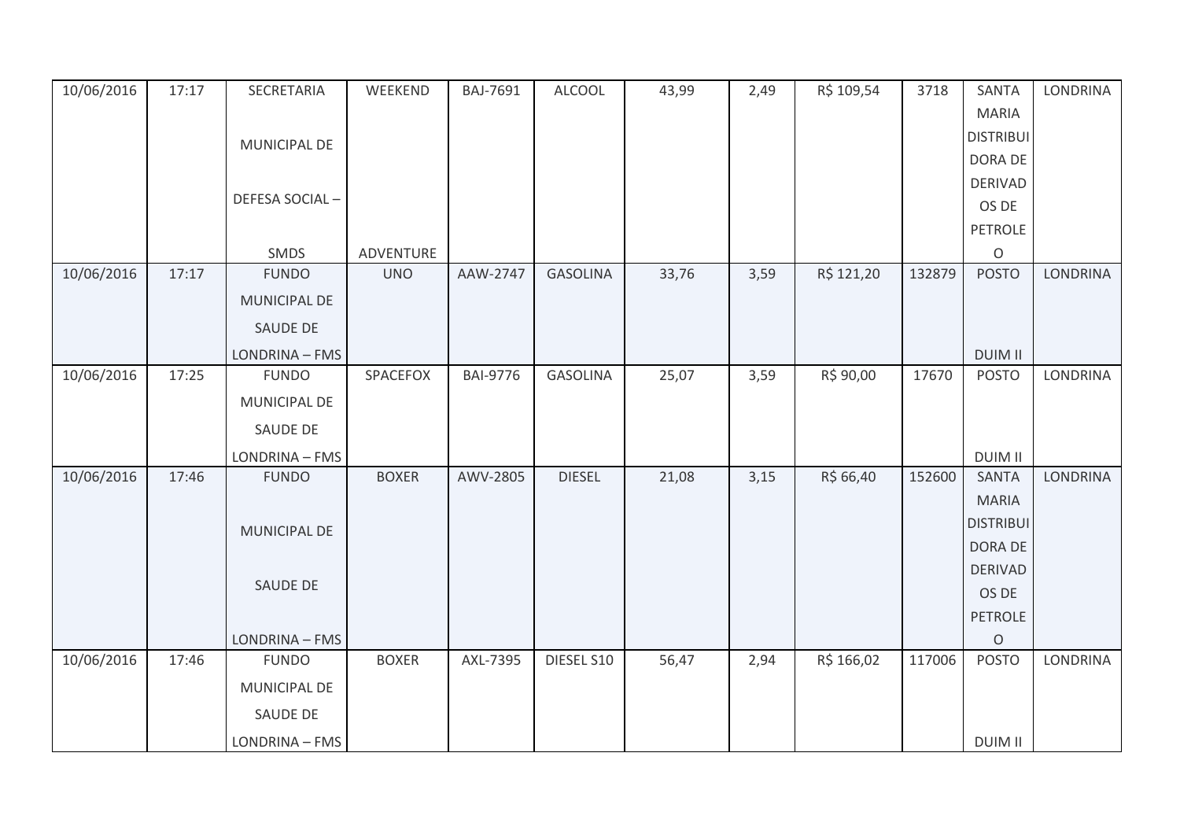| 10/06/2016 | 17:17 | SECRETARIA MUNICIPAL DE DEFESA SOCIAL – SMDS | WEEKEND ADVENTURE | BAJ-7691 | ALCOOL | 43,99 | 2,49 | R$ 109,54 | 3718 | SANTA MARIA DISTRIBUIDORA DE DERIVADOS DE PETROLEO | LONDRINA |
|---|---|---|---|---|---|---|---|---|---|---|---|
| 10/06/2016 | 17:17 | FUNDO MUNICIPAL DE SAUDE DE LONDRINA – FMS | UNO | AAW-2747 | GASOLINA | 33,76 | 3,59 | R$ 121,20 | 132879 | POSTO DUIM II | LONDRINA |
| 10/06/2016 | 17:25 | FUNDO MUNICIPAL DE SAUDE DE LONDRINA – FMS | SPACEFOX | BAI-9776 | GASOLINA | 25,07 | 3,59 | R$ 90,00 | 17670 | POSTO DUIM II | LONDRINA |
| 10/06/2016 | 17:46 | FUNDO MUNICIPAL DE SAUDE DE LONDRINA – FMS | BOXER | AWV-2805 | DIESEL | 21,08 | 3,15 | R$ 66,40 | 152600 | SANTA MARIA DISTRIBUIDORA DE DERIVADOS DE PETROLEO | LONDRINA |
| 10/06/2016 | 17:46 | FUNDO MUNICIPAL DE SAUDE DE LONDRINA – FMS | BOXER | AXL-7395 | DIESEL S10 | 56,47 | 2,94 | R$ 166,02 | 117006 | POSTO DUIM II | LONDRINA |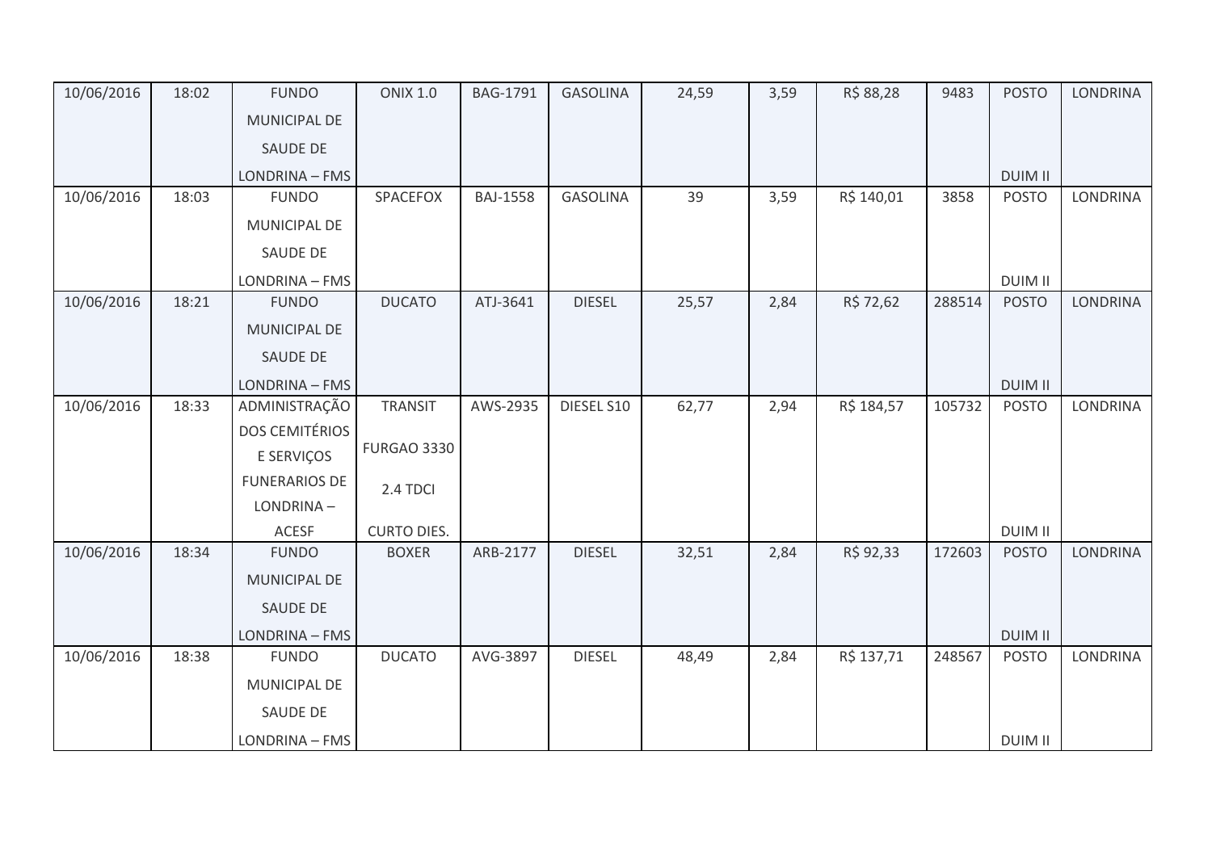| 10/06/2016 | 18:02 | FUNDO MUNICIPAL DE SAUDE DE LONDRINA – FMS | ONIX 1.0 | BAG-1791 | GASOLINA | 24,59 | 3,59 | R$ 88,28 | 9483 | POSTO DUIM II | LONDRINA |
|---|---|---|---|---|---|---|---|---|---|---|---|
| 10/06/2016 | 18:03 | FUNDO MUNICIPAL DE SAUDE DE LONDRINA – FMS | SPACEFOX | BAJ-1558 | GASOLINA | 39 | 3,59 | R$ 140,01 | 3858 | POSTO DUIM II | LONDRINA |
| 10/06/2016 | 18:21 | FUNDO MUNICIPAL DE SAUDE DE LONDRINA – FMS | DUCATO | ATJ-3641 | DIESEL | 25,57 | 2,84 | R$ 72,62 | 288514 | POSTO DUIM II | LONDRINA |
| 10/06/2016 | 18:33 | ADMINISTRAÇÃO DOS CEMITÉRIOS E SERVIÇOS FUNERARIOS DE LONDRINA – ACESF | TRANSIT FURGAO 3330 2.4 TDCI CURTO DIES. | AWS-2935 | DIESEL S10 | 62,77 | 2,94 | R$ 184,57 | 105732 | POSTO DUIM II | LONDRINA |
| 10/06/2016 | 18:34 | FUNDO MUNICIPAL DE SAUDE DE LONDRINA – FMS | BOXER | ARB-2177 | DIESEL | 32,51 | 2,84 | R$ 92,33 | 172603 | POSTO DUIM II | LONDRINA |
| 10/06/2016 | 18:38 | FUNDO MUNICIPAL DE SAUDE DE LONDRINA – FMS | DUCATO | AVG-3897 | DIESEL | 48,49 | 2,84 | R$ 137,71 | 248567 | POSTO DUIM II | LONDRINA |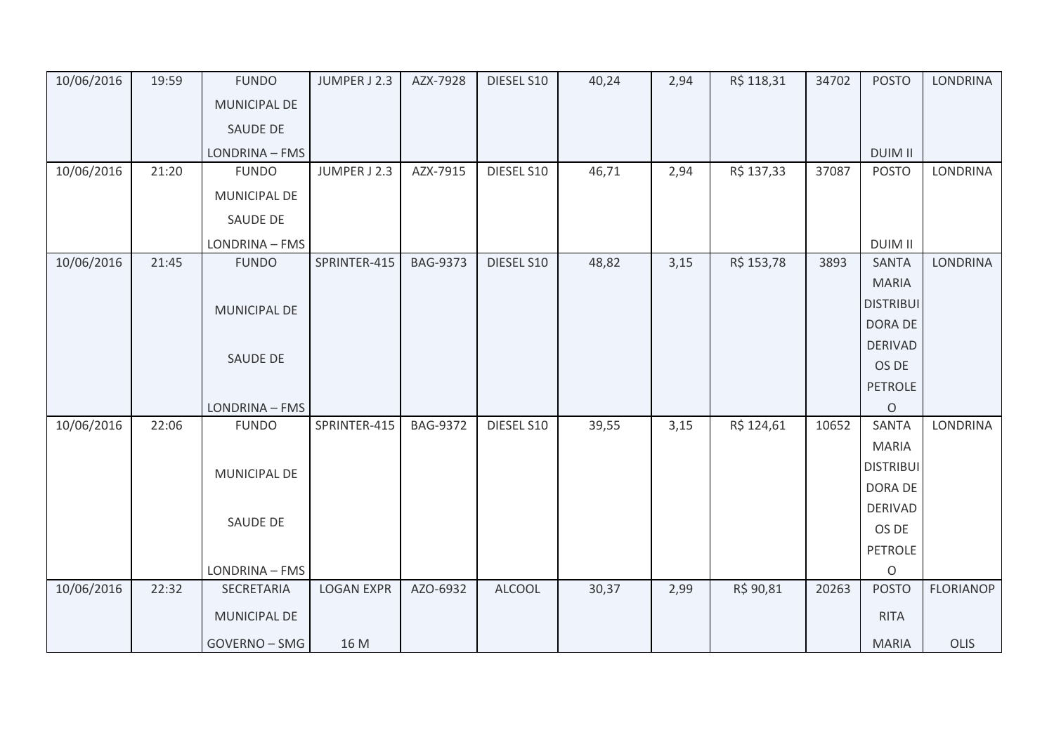| 10/06/2016 | 19:59 | FUNDO MUNICIPAL DE SAUDE DE LONDRINA – FMS | JUMPER J 2.3 | AZX-7928 | DIESEL S10 | 40,24 | 2,94 | R$ 118,31 | 34702 | POSTO DUIM II | LONDRINA |
|---|---|---|---|---|---|---|---|---|---|---|---|
| 10/06/2016 | 21:20 | FUNDO MUNICIPAL DE SAUDE DE LONDRINA – FMS | JUMPER J 2.3 | AZX-7915 | DIESEL S10 | 46,71 | 2,94 | R$ 137,33 | 37087 | POSTO DUIM II | LONDRINA |
| 10/06/2016 | 21:45 | FUNDO MUNICIPAL DE SAUDE DE LONDRINA – FMS | SPRINTER-415 | BAG-9373 | DIESEL S10 | 48,82 | 3,15 | R$ 153,78 | 3893 | SANTA MARIA DISTRIBUIDORA DE DERIVADOS DE PETROLEO | LONDRINA |
| 10/06/2016 | 22:06 | FUNDO MUNICIPAL DE SAUDE DE LONDRINA – FMS | SPRINTER-415 | BAG-9372 | DIESEL S10 | 39,55 | 3,15 | R$ 124,61 | 10652 | SANTA MARIA DISTRIBUIDORA DE DERIVADOS DE PETROLEO | LONDRINA |
| 10/06/2016 | 22:32 | SECRETARIA MUNICIPAL DE GOVERNO – SMG | LOGAN EXPR 16 M | AZO-6932 | ALCOOL | 30,37 | 2,99 | R$ 90,81 | 20263 | POSTO RITA MARIA | FLORIANOPOLIS |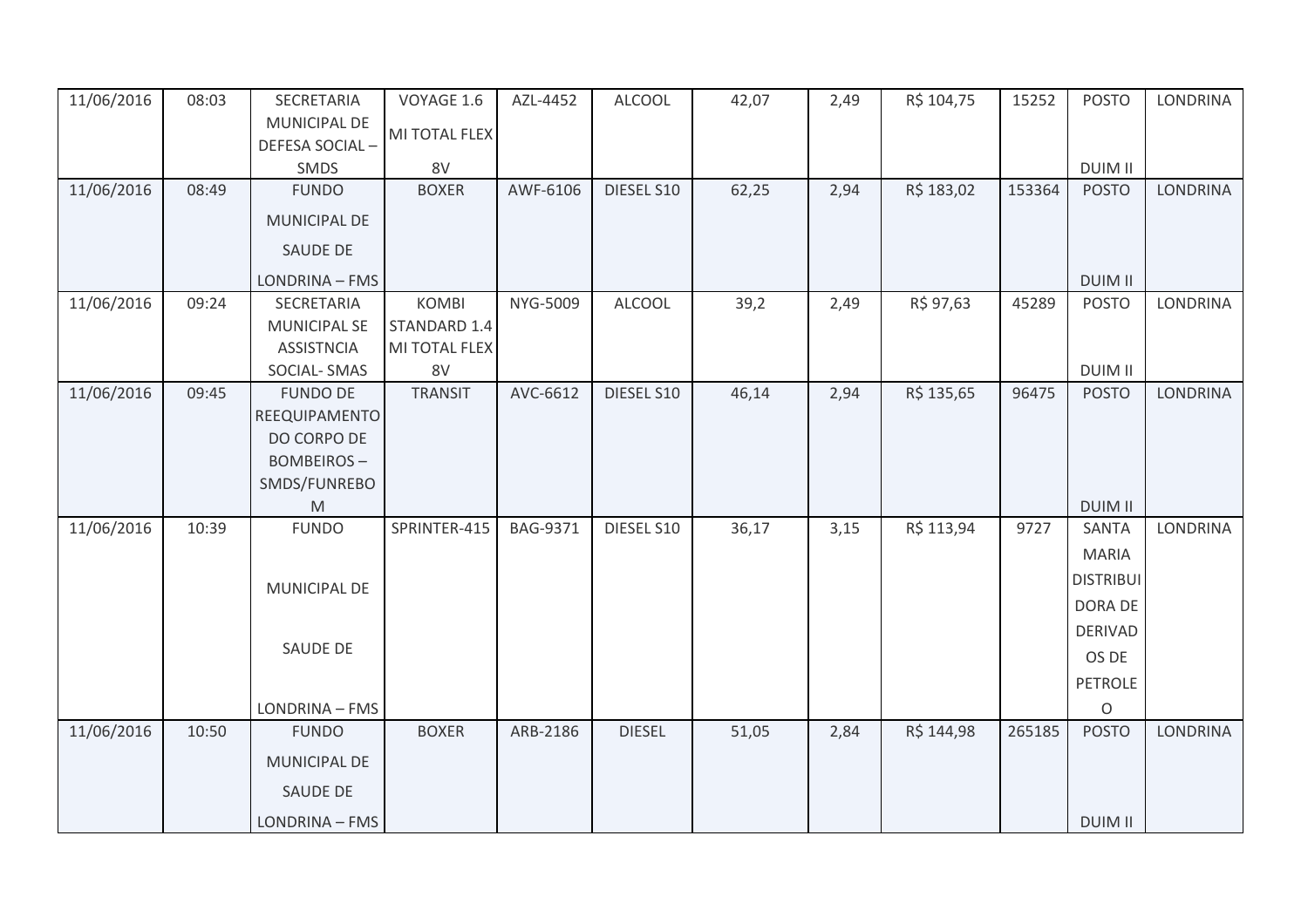| 11/06/2016 | 08:03 | SECRETARIA MUNICIPAL DE DEFESA SOCIAL – SMDS | VOYAGE 1.6 MI TOTAL FLEX 8V | AZL-4452 | ALCOOL | 42,07 | 2,49 | R$ 104,75 | 15252 | POSTO DUIM II | LONDRINA |
|---|---|---|---|---|---|---|---|---|---|---|---|
| 11/06/2016 | 08:49 | FUNDO MUNICIPAL DE SAUDE DE LONDRINA – FMS | BOXER | AWF-6106 | DIESEL S10 | 62,25 | 2,94 | R$ 183,02 | 153364 | POSTO DUIM II | LONDRINA |
| 11/06/2016 | 09:24 | SECRETARIA MUNICIPAL SE ASSISTNCIA SOCIAL- SMAS | KOMBI STANDARD 1.4 MI TOTAL FLEX 8V | NYG-5009 | ALCOOL | 39,2 | 2,49 | R$ 97,63 | 45289 | POSTO DUIM II | LONDRINA |
| 11/06/2016 | 09:45 | FUNDO DE REEQUIPAMENTO DO CORPO DE BOMBEIROS – SMDS/FUNREBOM | TRANSIT | AVC-6612 | DIESEL S10 | 46,14 | 2,94 | R$ 135,65 | 96475 | POSTO DUIM II | LONDRINA |
| 11/06/2016 | 10:39 | FUNDO MUNICIPAL DE SAUDE DE LONDRINA – FMS | SPRINTER-415 | BAG-9371 | DIESEL S10 | 36,17 | 3,15 | R$ 113,94 | 9727 | SANTA MARIA DISTRIBUIDORA DE DERIVADOS DE PETROLEO | LONDRINA |
| 11/06/2016 | 10:50 | FUNDO MUNICIPAL DE SAUDE DE LONDRINA – FMS | BOXER | ARB-2186 | DIESEL | 51,05 | 2,84 | R$ 144,98 | 265185 | POSTO DUIM II | LONDRINA |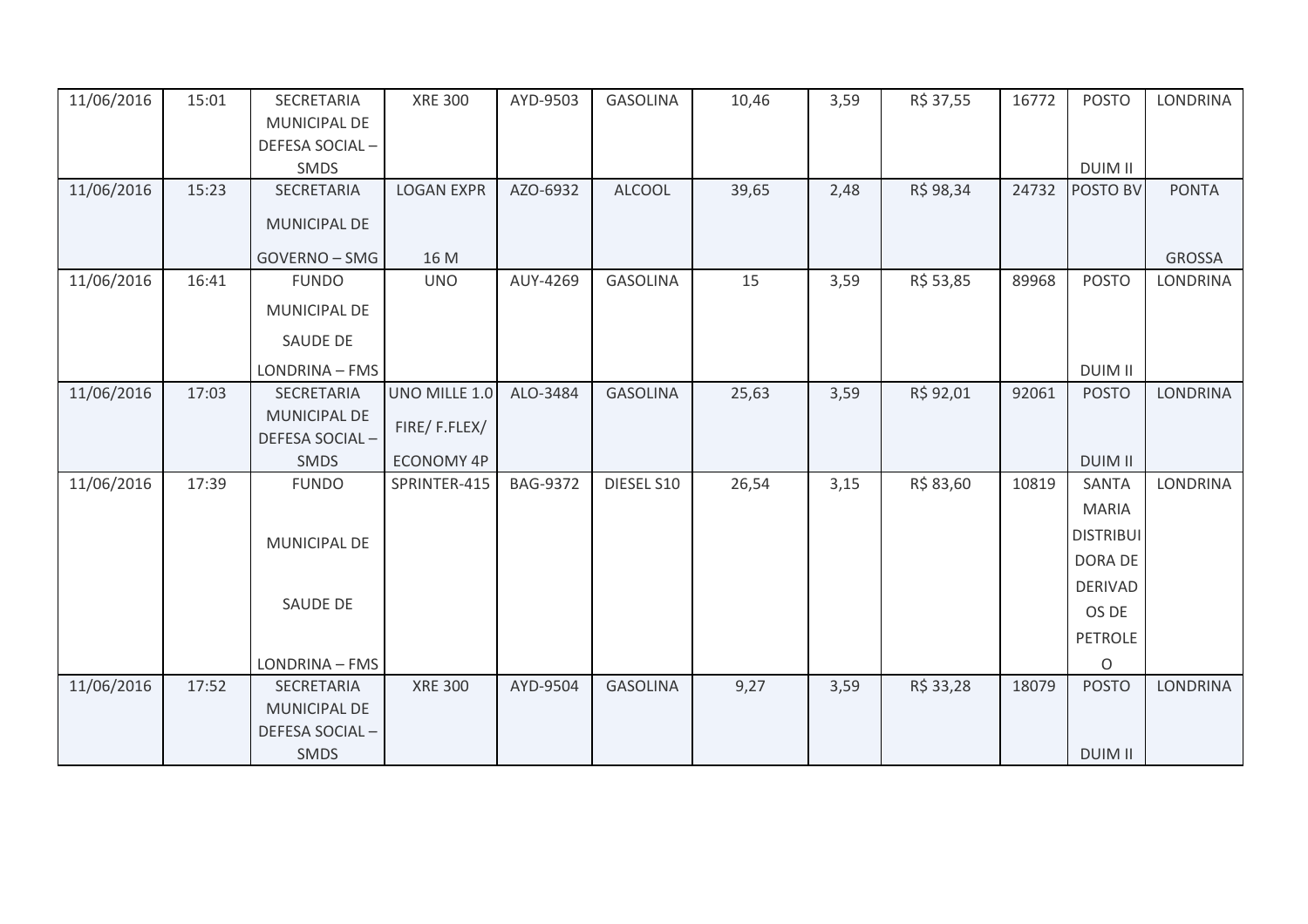| 11/06/2016 | 15:01 | SECRETARIA MUNICIPAL DE DEFESA SOCIAL – SMDS | XRE 300 | AYD-9503 | GASOLINA | 10,46 | 3,59 | R$ 37,55 | 16772 | POSTO DUIM II | LONDRINA |
|---|---|---|---|---|---|---|---|---|---|---|---|
| 11/06/2016 | 15:23 | SECRETARIA MUNICIPAL DE GOVERNO – SMG | LOGAN EXPR 16 M | AZO-6932 | ALCOOL | 39,65 | 2,48 | R$ 98,34 | 24732 | POSTO BV | PONTA GROSSA |
| 11/06/2016 | 16:41 | FUNDO MUNICIPAL DE SAUDE DE LONDRINA – FMS | UNO | AUY-4269 | GASOLINA | 15 | 3,59 | R$ 53,85 | 89968 | POSTO DUIM II | LONDRINA |
| 11/06/2016 | 17:03 | SECRETARIA MUNICIPAL DE DEFESA SOCIAL – SMDS | UNO MILLE 1.0 FIRE/ F.FLEX/ ECONOMY 4P | ALO-3484 | GASOLINA | 25,63 | 3,59 | R$ 92,01 | 92061 | POSTO DUIM II | LONDRINA |
| 11/06/2016 | 17:39 | FUNDO MUNICIPAL DE SAUDE DE LONDRINA – FMS | SPRINTER-415 | BAG-9372 | DIESEL S10 | 26,54 | 3,15 | R$ 83,60 | 10819 | SANTA MARIA DISTRIBUIDORA DE DERIVADOS DE PETROLEO | LONDRINA |
| 11/06/2016 | 17:52 | SECRETARIA MUNICIPAL DE DEFESA SOCIAL – SMDS | XRE 300 | AYD-9504 | GASOLINA | 9,27 | 3,59 | R$ 33,28 | 18079 | POSTO DUIM II | LONDRINA |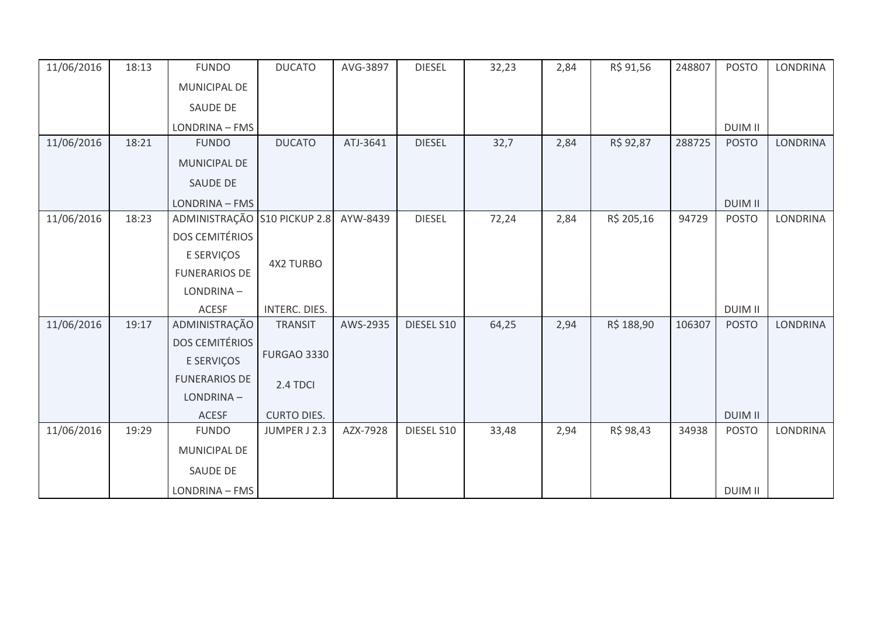| 11/06/2016 | 18:13 | FUNDO MUNICIPAL DE SAUDE DE LONDRINA – FMS | DUCATO | AVG-3897 | DIESEL | 32,23 | 2,84 | R$ 91,56 | 248807 | POSTO DUIM II | LONDRINA |
|---|---|---|---|---|---|---|---|---|---|---|---|
| 11/06/2016 | 18:21 | FUNDO MUNICIPAL DE SAUDE DE LONDRINA – FMS | DUCATO | ATJ-3641 | DIESEL | 32,7 | 2,84 | R$ 92,87 | 288725 | POSTO DUIM II | LONDRINA |
| 11/06/2016 | 18:23 | ADMINISTRAÇÃO DOS CEMITÉRIOS E SERVIÇOS FUNERARIOS DE LONDRINA – ACESF | S10 PICKUP 2.8 4X2 TURBO INTERC. DIES. | AYW-8439 | DIESEL | 72,24 | 2,84 | R$ 205,16 | 94729 | POSTO DUIM II | LONDRINA |
| 11/06/2016 | 19:17 | ADMINISTRAÇÃO DOS CEMITÉRIOS E SERVIÇOS FUNERARIOS DE LONDRINA – ACESF | TRANSIT FURGAO 3330 2.4 TDCI CURTO DIES. | AWS-2935 | DIESEL S10 | 64,25 | 2,94 | R$ 188,90 | 106307 | POSTO DUIM II | LONDRINA |
| 11/06/2016 | 19:29 | FUNDO MUNICIPAL DE SAUDE DE LONDRINA – FMS | JUMPER J 2.3 | AZX-7928 | DIESEL S10 | 33,48 | 2,94 | R$ 98,43 | 34938 | POSTO DUIM II | LONDRINA |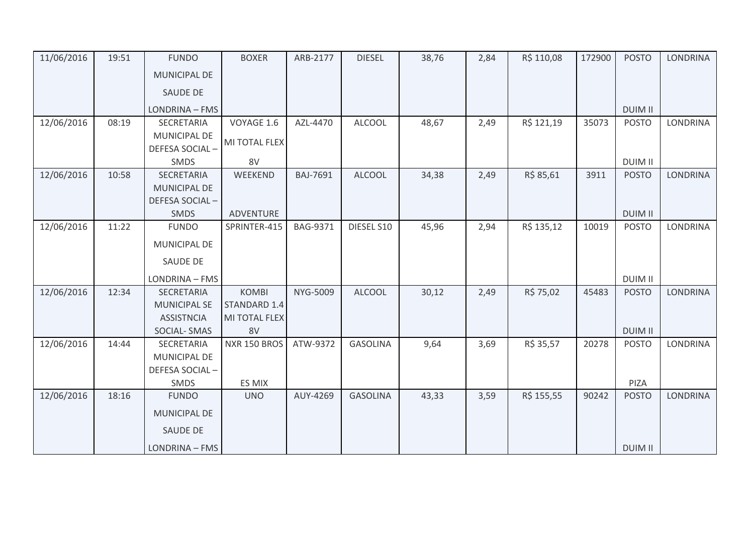| 11/06/2016 | 19:51 | FUNDO MUNICIPAL DE SAUDE DE LONDRINA – FMS | BOXER | ARB-2177 | DIESEL | 38,76 | 2,84 | R$ 110,08 | 172900 | POSTO DUIM II | LONDRINA |
|---|---|---|---|---|---|---|---|---|---|---|---|
| 12/06/2016 | 08:19 | SECRETARIA MUNICIPAL DE DEFESA SOCIAL – SMDS | VOYAGE 1.6 MI TOTAL FLEX 8V | AZL-4470 | ALCOOL | 48,67 | 2,49 | R$ 121,19 | 35073 | POSTO DUIM II | LONDRINA |
| 12/06/2016 | 10:58 | SECRETARIA MUNICIPAL DE DEFESA SOCIAL – SMDS | WEEKEND ADVENTURE | BAJ-7691 | ALCOOL | 34,38 | 2,49 | R$ 85,61 | 3911 | POSTO DUIM II | LONDRINA |
| 12/06/2016 | 11:22 | FUNDO MUNICIPAL DE SAUDE DE LONDRINA – FMS | SPRINTER-415 | BAG-9371 | DIESEL S10 | 45,96 | 2,94 | R$ 135,12 | 10019 | POSTO DUIM II | LONDRINA |
| 12/06/2016 | 12:34 | SECRETARIA MUNICIPAL SE ASSISTNCIA SOCIAL- SMAS | KOMBI STANDARD 1.4 MI TOTAL FLEX 8V | NYG-5009 | ALCOOL | 30,12 | 2,49 | R$ 75,02 | 45483 | POSTO DUIM II | LONDRINA |
| 12/06/2016 | 14:44 | SECRETARIA MUNICIPAL DE DEFESA SOCIAL – SMDS | NXR 150 BROS ES MIX | ATW-9372 | GASOLINA | 9,64 | 3,69 | R$ 35,57 | 20278 | POSTO PIZA | LONDRINA |
| 12/06/2016 | 18:16 | FUNDO MUNICIPAL DE SAUDE DE LONDRINA – FMS | UNO | AUY-4269 | GASOLINA | 43,33 | 3,59 | R$ 155,55 | 90242 | POSTO DUIM II | LONDRINA |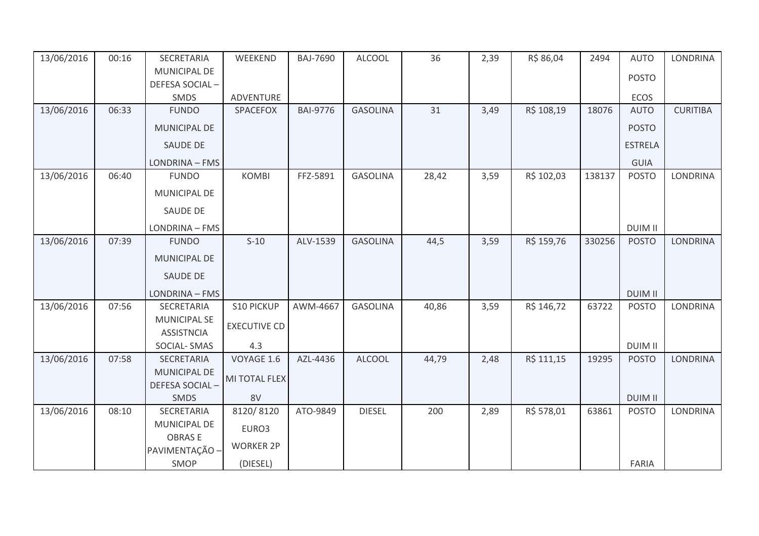| 13/06/2016 | 00:16 | SECRETARIA MUNICIPAL DE DEFESA SOCIAL – SMDS | WEEKEND ADVENTURE | BAJ-7690 | ALCOOL | 36 | 2,39 | R$ 86,04 | 2494 | AUTO POSTO ECOS | LONDRINA |
|---|---|---|---|---|---|---|---|---|---|---|---|
| 13/06/2016 | 06:33 | FUNDO MUNICIPAL DE SAUDE DE LONDRINA – FMS | SPACEFOX | BAI-9776 | GASOLINA | 31 | 3,49 | R$ 108,19 | 18076 | AUTO POSTO ESTRELA GUIA | CURITIBA |
| 13/06/2016 | 06:40 | FUNDO MUNICIPAL DE SAUDE DE LONDRINA – FMS | KOMBI | FFZ-5891 | GASOLINA | 28,42 | 3,59 | R$ 102,03 | 138137 | POSTO DUIM II | LONDRINA |
| 13/06/2016 | 07:39 | FUNDO MUNICIPAL DE SAUDE DE LONDRINA – FMS | S-10 | ALV-1539 | GASOLINA | 44,5 | 3,59 | R$ 159,76 | 330256 | POSTO DUIM II | LONDRINA |
| 13/06/2016 | 07:56 | SECRETARIA MUNICIPAL SE ASSISTNCIA SOCIAL- SMAS | S10 PICKUP EXECUTIVE CD 4.3 | AWM-4667 | GASOLINA | 40,86 | 3,59 | R$ 146,72 | 63722 | POSTO DUIM II | LONDRINA |
| 13/06/2016 | 07:58 | SECRETARIA MUNICIPAL DE DEFESA SOCIAL – SMDS | VOYAGE 1.6 MI TOTAL FLEX 8V | AZL-4436 | ALCOOL | 44,79 | 2,48 | R$ 111,15 | 19295 | POSTO DUIM II | LONDRINA |
| 13/06/2016 | 08:10 | SECRETARIA MUNICIPAL DE OBRAS E PAVIMENTAÇÃO – SMOP | 8120/ 8120 EURO3 WORKER 2P (DIESEL) | ATO-9849 | DIESEL | 200 | 2,89 | R$ 578,01 | 63861 | POSTO FARIA | LONDRINA |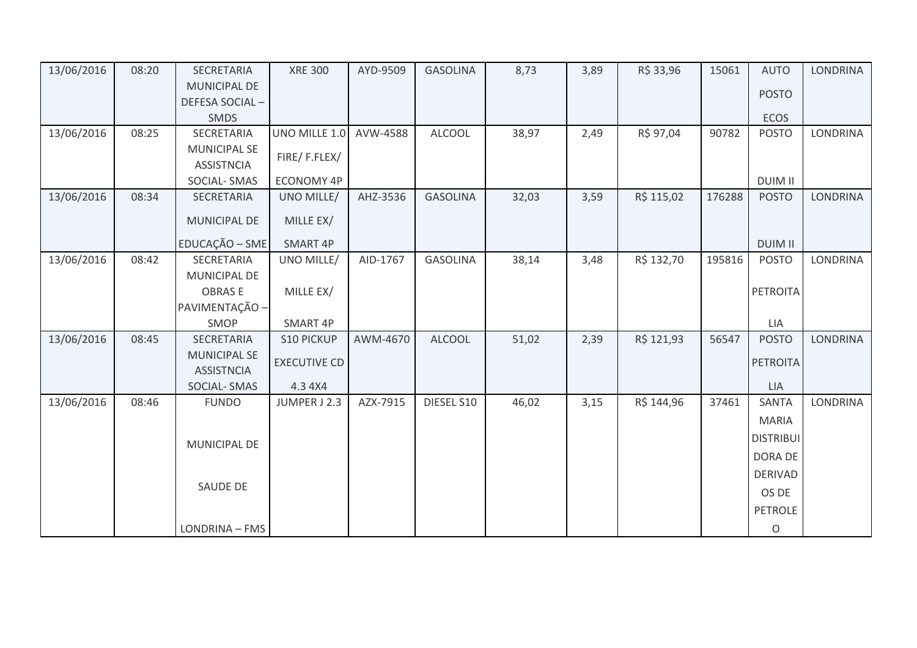| 13/06/2016 | 08:20 | SECRETARIA MUNICIPAL DE DEFESA SOCIAL – SMDS | XRE 300 | AYD-9509 | GASOLINA | 8,73 | 3,89 | R$ 33,96 | 15061 | AUTO POSTO ECOS | LONDRINA |
|---|---|---|---|---|---|---|---|---|---|---|---|
| 13/06/2016 | 08:25 | SECRETARIA MUNICIPAL SE ASSISTNCIA SOCIAL- SMAS | UNO MILLE 1.0 FIRE/ F.FLEX/ ECONOMY 4P | AVW-4588 | ALCOOL | 38,97 | 2,49 | R$ 97,04 | 90782 | POSTO DUIM II | LONDRINA |
| 13/06/2016 | 08:34 | SECRETARIA MUNICIPAL DE EDUCAÇÃO – SME | UNO MILLE/ MILLE EX/ SMART 4P | AHZ-3536 | GASOLINA | 32,03 | 3,59 | R$ 115,02 | 176288 | POSTO DUIM II | LONDRINA |
| 13/06/2016 | 08:42 | SECRETARIA MUNICIPAL DE OBRAS E PAVIMENTAÇÃO – SMOP | UNO MILLE/ MILLE EX/ SMART 4P | AID-1767 | GASOLINA | 38,14 | 3,48 | R$ 132,70 | 195816 | POSTO PETROITALIA | LONDRINA |
| 13/06/2016 | 08:45 | SECRETARIA MUNICIPAL SE ASSISTNCIA SOCIAL- SMAS | S10 PICKUP EXECUTIVE CD 4.3 4X4 | AWM-4670 | ALCOOL | 51,02 | 2,39 | R$ 121,93 | 56547 | POSTO PETROITALIA | LONDRINA |
| 13/06/2016 | 08:46 | FUNDO MUNICIPAL DE SAUDE DE LONDRINA – FMS | JUMPER J 2.3 | AZX-7915 | DIESEL S10 | 46,02 | 3,15 | R$ 144,96 | 37461 | SANTA MARIA DISTRIBUIDORA DE DERIVADOS DE PETROLEO | LONDRINA |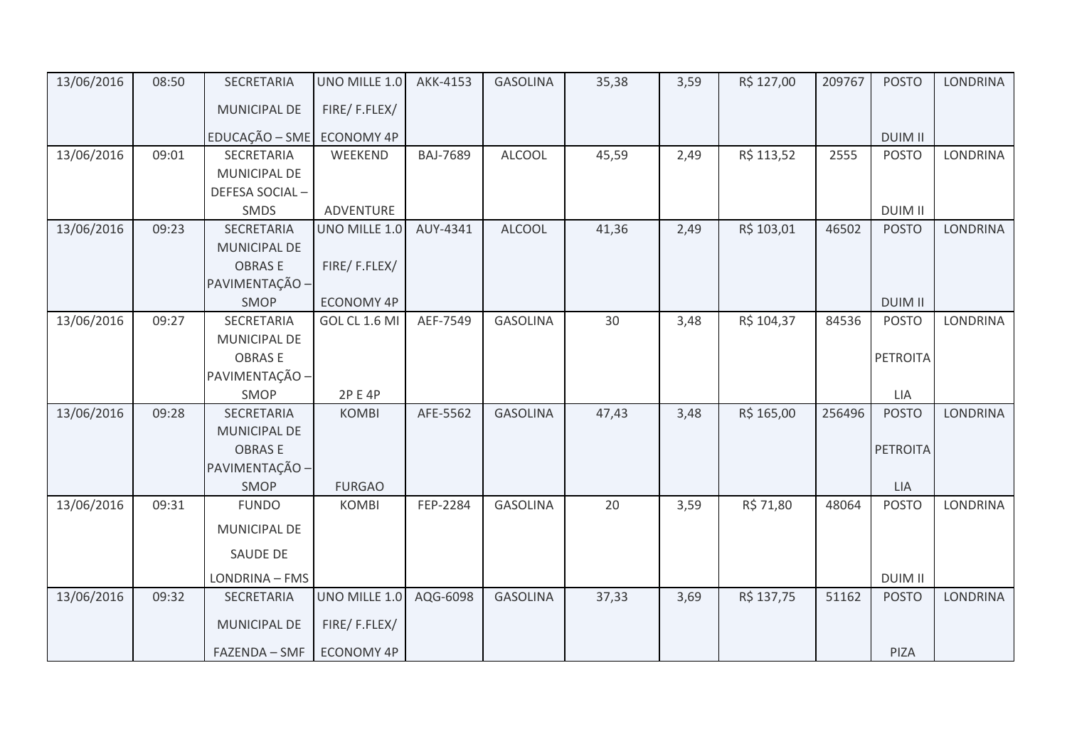| | | | | | | | | | | | |
|---|---|---|---|---|---|---|---|---|---|---|---|
| 13/06/2016 | 08:50 | SECRETARIA MUNICIPAL DE EDUCAÇÃO – SME | UNO MILLE 1.0 FIRE/ F.FLEX/ ECONOMY 4P | AKK-4153 | GASOLINA | 35,38 | 3,59 | R$ 127,00 | 209767 | POSTO DUIM II | LONDRINA |
| 13/06/2016 | 09:01 | SECRETARIA MUNICIPAL DE DEFESA SOCIAL – SMDS | WEEKEND ADVENTURE | BAJ-7689 | ALCOOL | 45,59 | 2,49 | R$ 113,52 | 2555 | POSTO DUIM II | LONDRINA |
| 13/06/2016 | 09:23 | SECRETARIA MUNICIPAL DE OBRAS E PAVIMENTAÇÃO – SMOP | UNO MILLE 1.0 FIRE/ F.FLEX/ ECONOMY 4P | AUY-4341 | ALCOOL | 41,36 | 2,49 | R$ 103,01 | 46502 | POSTO DUIM II | LONDRINA |
| 13/06/2016 | 09:27 | SECRETARIA MUNICIPAL DE OBRAS E PAVIMENTAÇÃO – SMOP | GOL CL 1.6 MI 2P E 4P | AEF-7549 | GASOLINA | 30 | 3,48 | R$ 104,37 | 84536 | POSTO PETROITA LIA | LONDRINA |
| 13/06/2016 | 09:28 | SECRETARIA MUNICIPAL DE OBRAS E PAVIMENTAÇÃO – SMOP | KOMBI FURGAO | AFE-5562 | GASOLINA | 47,43 | 3,48 | R$ 165,00 | 256496 | POSTO PETROITA LIA | LONDRINA |
| 13/06/2016 | 09:31 | FUNDO MUNICIPAL DE SAUDE DE LONDRINA – FMS | KOMBI | FEP-2284 | GASOLINA | 20 | 3,59 | R$ 71,80 | 48064 | POSTO DUIM II | LONDRINA |
| 13/06/2016 | 09:32 | SECRETARIA MUNICIPAL DE FAZENDA – SMF | UNO MILLE 1.0 FIRE/ F.FLEX/ ECONOMY 4P | AQG-6098 | GASOLINA | 37,33 | 3,69 | R$ 137,75 | 51162 | POSTO PIZA | LONDRINA |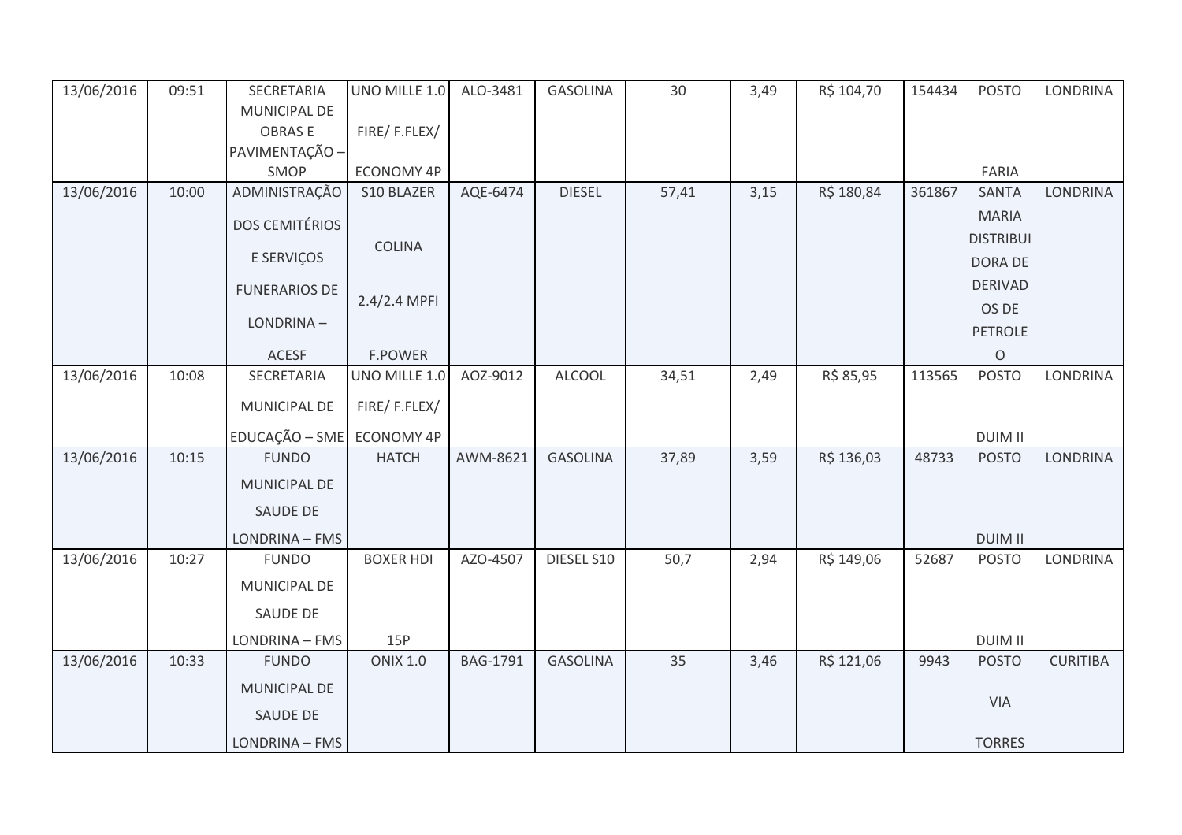| 13/06/2016 | 09:51 | SECRETARIA MUNICIPAL DE OBRAS E PAVIMENTAÇÃO – SMOP | UNO MILLE 1.0 FIRE/ F.FLEX/ ECONOMY 4P | ALO-3481 | GASOLINA | 30 | 3,49 | R$ 104,70 | 154434 | POSTO FARIA | LONDRINA |
|---|---|---|---|---|---|---|---|---|---|---|---|
| 13/06/2016 | 10:00 | ADMINISTRAÇÃO DOS CEMITÉRIOS E SERVIÇOS FUNERARIOS DE LONDRINA – ACESF | S10 BLAZER COLINA 2.4/2.4 MPFI F.POWER | AQE-6474 | DIESEL | 57,41 | 3,15 | R$ 180,84 | 361867 | SANTA MARIA DISTRIBUIDORA DE DERIVADOS DE PETROLEO | LONDRINA |
| 13/06/2016 | 10:08 | SECRETARIA MUNICIPAL DE EDUCAÇÃO – SME | UNO MILLE 1.0 FIRE/ F.FLEX/ ECONOMY 4P | AOZ-9012 | ALCOOL | 34,51 | 2,49 | R$ 85,95 | 113565 | POSTO DUIM II | LONDRINA |
| 13/06/2016 | 10:15 | FUNDO MUNICIPAL DE SAUDE DE LONDRINA – FMS | HATCH | AWM-8621 | GASOLINA | 37,89 | 3,59 | R$ 136,03 | 48733 | POSTO DUIM II | LONDRINA |
| 13/06/2016 | 10:27 | FUNDO MUNICIPAL DE SAUDE DE LONDRINA – FMS | BOXER HDI 15P | AZO-4507 | DIESEL S10 | 50,7 | 2,94 | R$ 149,06 | 52687 | POSTO DUIM II | LONDRINA |
| 13/06/2016 | 10:33 | FUNDO MUNICIPAL DE SAUDE DE LONDRINA – FMS | ONIX 1.0 | BAG-1791 | GASOLINA | 35 | 3,46 | R$ 121,06 | 9943 | POSTO VIA TORRES | CURITIBA |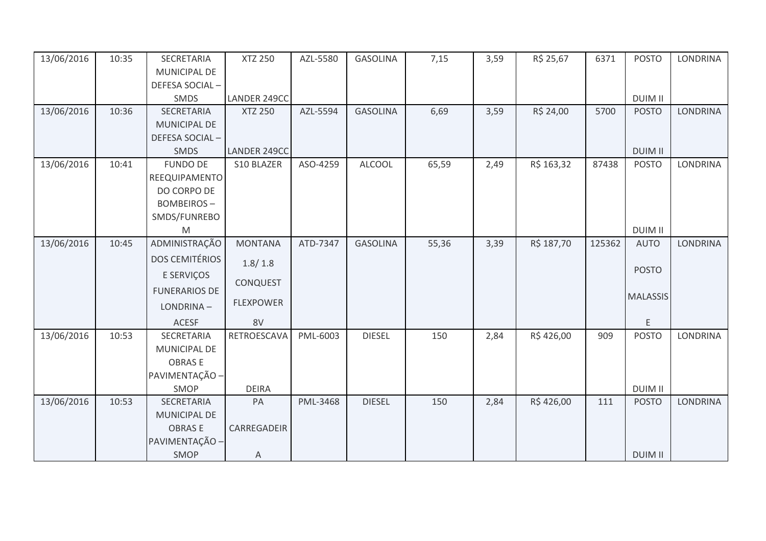| 13/06/2016 | 10:35 | SECRETARIA MUNICIPAL DE DEFESA SOCIAL – SMDS | XTZ 250 LANDER 249CC | AZL-5580 | GASOLINA | 7,15 | 3,59 | R$ 25,67 | 6371 | POSTO DUIM II | LONDRINA |
|---|---|---|---|---|---|---|---|---|---|---|---|
| 13/06/2016 | 10:36 | SECRETARIA MUNICIPAL DE DEFESA SOCIAL – SMDS | XTZ 250 LANDER 249CC | AZL-5594 | GASOLINA | 6,69 | 3,59 | R$ 24,00 | 5700 | POSTO DUIM II | LONDRINA |
| 13/06/2016 | 10:41 | FUNDO DE REEQUIPAMENTO DO CORPO DE BOMBEIROS – SMDS/FUNREBOM | S10 BLAZER | ASO-4259 | ALCOOL | 65,59 | 2,49 | R$ 163,32 | 87438 | POSTO DUIM II | LONDRINA |
| 13/06/2016 | 10:45 | ADMINISTRAÇÃO DOS CEMITÉRIOS E SERVIÇOS FUNERARIOS DE LONDRINA – ACESF | MONTANA 1.8/ 1.8 CONQUEST FLEXPOWER 8V | ATD-7347 | GASOLINA | 55,36 | 3,39 | R$ 187,70 | 125362 | AUTO POSTO MALASSIS E | LONDRINA |
| 13/06/2016 | 10:53 | SECRETARIA MUNICIPAL DE OBRAS E PAVIMENTAÇÃO – SMOP | RETROESCAVADEIRA | PML-6003 | DIESEL | 150 | 2,84 | R$ 426,00 | 909 | POSTO DUIM II | LONDRINA |
| 13/06/2016 | 10:53 | SECRETARIA MUNICIPAL DE OBRAS E PAVIMENTAÇÃO – SMOP | PA CARREGADEIRA | PML-3468 | DIESEL | 150 | 2,84 | R$ 426,00 | 111 | POSTO DUIM II | LONDRINA |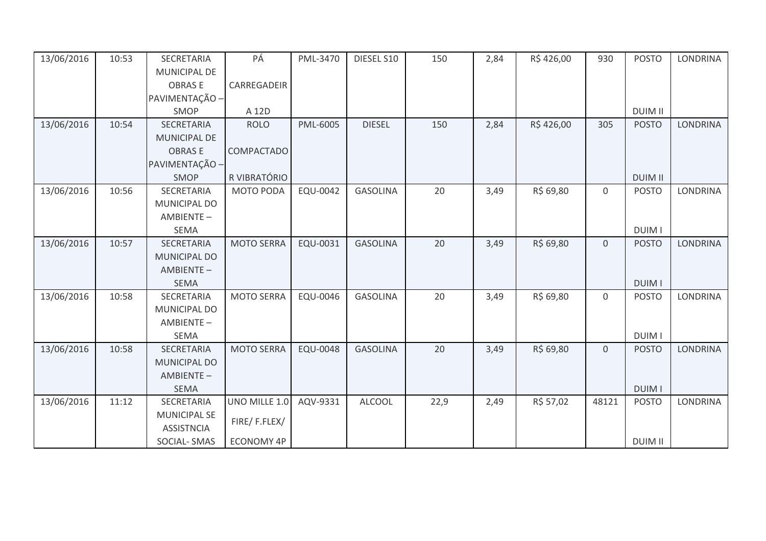| 13/06/2016 | 10:53 | SECRETARIA MUNICIPAL DE OBRAS E PAVIMENTAÇÃO – SMOP | PÁ CARREGADEIRA 12D | PML-3470 | DIESEL S10 | 150 | 2,84 | R$ 426,00 | 930 | POSTO DUIM II | LONDRINA |
|---|---|---|---|---|---|---|---|---|---|---|---|
| 13/06/2016 | 10:54 | SECRETARIA MUNICIPAL DE OBRAS E PAVIMENTAÇÃO – SMOP | ROLO COMPACTADOR VIBRATÓRIO | PML-6005 | DIESEL | 150 | 2,84 | R$ 426,00 | 305 | POSTO DUIM II | LONDRINA |
| 13/06/2016 | 10:56 | SECRETARIA MUNICIPAL DO AMBIENTE – SEMA | MOTO PODA | EQU-0042 | GASOLINA | 20 | 3,49 | R$ 69,80 | 0 | POSTO DUIM I | LONDRINA |
| 13/06/2016 | 10:57 | SECRETARIA MUNICIPAL DO AMBIENTE – SEMA | MOTO SERRA | EQU-0031 | GASOLINA | 20 | 3,49 | R$ 69,80 | 0 | POSTO DUIM I | LONDRINA |
| 13/06/2016 | 10:58 | SECRETARIA MUNICIPAL DO AMBIENTE – SEMA | MOTO SERRA | EQU-0046 | GASOLINA | 20 | 3,49 | R$ 69,80 | 0 | POSTO DUIM I | LONDRINA |
| 13/06/2016 | 10:58 | SECRETARIA MUNICIPAL DO AMBIENTE – SEMA | MOTO SERRA | EQU-0048 | GASOLINA | 20 | 3,49 | R$ 69,80 | 0 | POSTO DUIM I | LONDRINA |
| 13/06/2016 | 11:12 | SECRETARIA MUNICIPAL SE ASSISTNCIA SOCIAL- SMAS | UNO MILLE 1.0 FIRE/ F.FLEX/ ECONOMY 4P | AQV-9331 | ALCOOL | 22,9 | 2,49 | R$ 57,02 | 48121 | POSTO DUIM II | LONDRINA |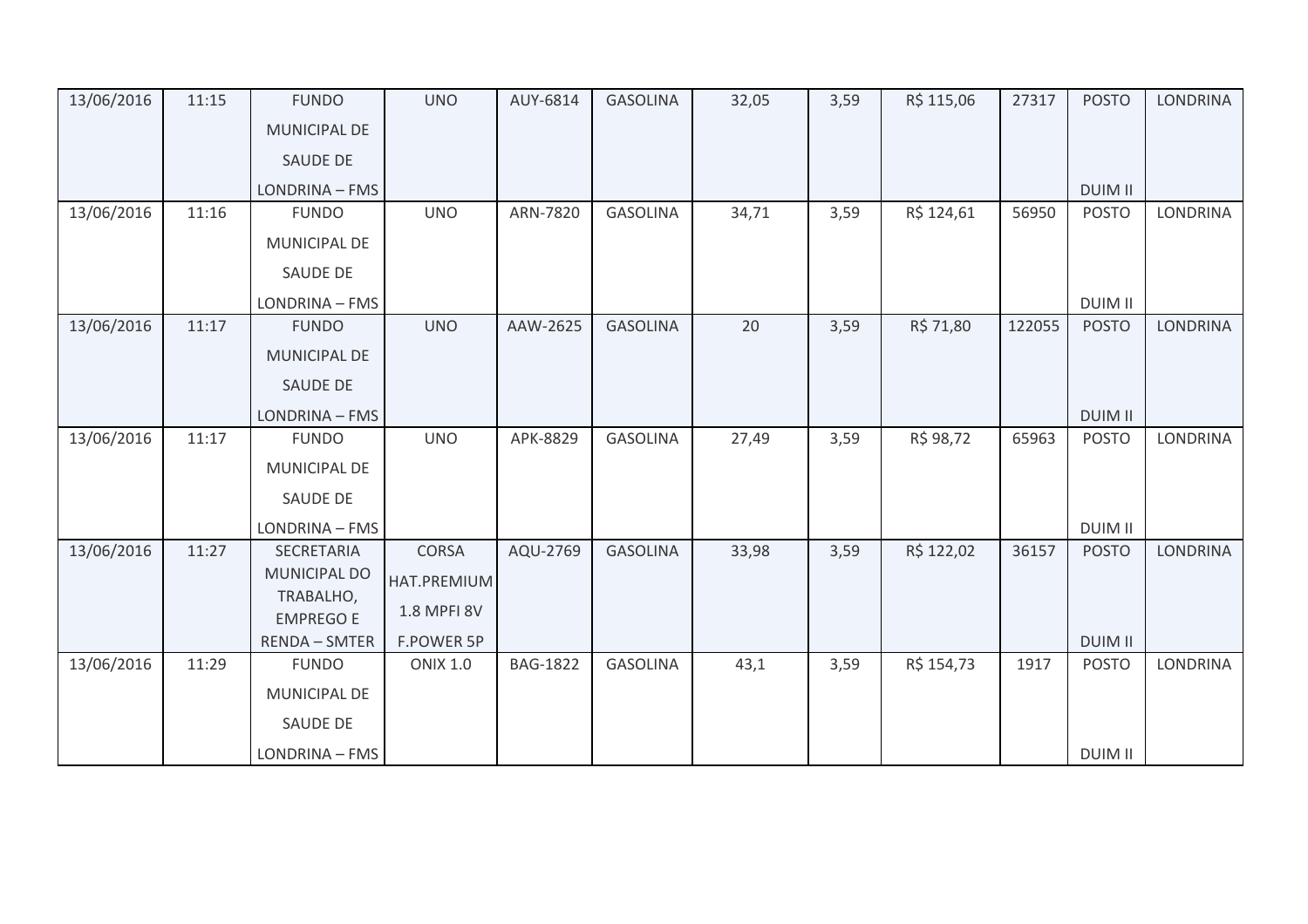| 13/06/2016 | 11:15 | FUNDO MUNICIPAL DE SAUDE DE LONDRINA – FMS | UNO | AUY-6814 | GASOLINA | 32,05 | 3,59 | R$ 115,06 | 27317 | POSTO DUIM II | LONDRINA |
|---|---|---|---|---|---|---|---|---|---|---|---|
| 13/06/2016 | 11:16 | FUNDO MUNICIPAL DE SAUDE DE LONDRINA – FMS | UNO | ARN-7820 | GASOLINA | 34,71 | 3,59 | R$ 124,61 | 56950 | POSTO DUIM II | LONDRINA |
| 13/06/2016 | 11:17 | FUNDO MUNICIPAL DE SAUDE DE LONDRINA – FMS | UNO | AAW-2625 | GASOLINA | 20 | 3,59 | R$ 71,80 | 122055 | POSTO DUIM II | LONDRINA |
| 13/06/2016 | 11:17 | FUNDO MUNICIPAL DE SAUDE DE LONDRINA – FMS | UNO | APK-8829 | GASOLINA | 27,49 | 3,59 | R$ 98,72 | 65963 | POSTO DUIM II | LONDRINA |
| 13/06/2016 | 11:27 | SECRETARIA MUNICIPAL DO TRABALHO, EMPREGO E RENDA – SMTER | CORSA HAT.PREMIUM 1.8 MPFI 8V F.POWER 5P | AQU-2769 | GASOLINA | 33,98 | 3,59 | R$ 122,02 | 36157 | POSTO DUIM II | LONDRINA |
| 13/06/2016 | 11:29 | FUNDO MUNICIPAL DE SAUDE DE LONDRINA – FMS | ONIX 1.0 | BAG-1822 | GASOLINA | 43,1 | 3,59 | R$ 154,73 | 1917 | POSTO DUIM II | LONDRINA |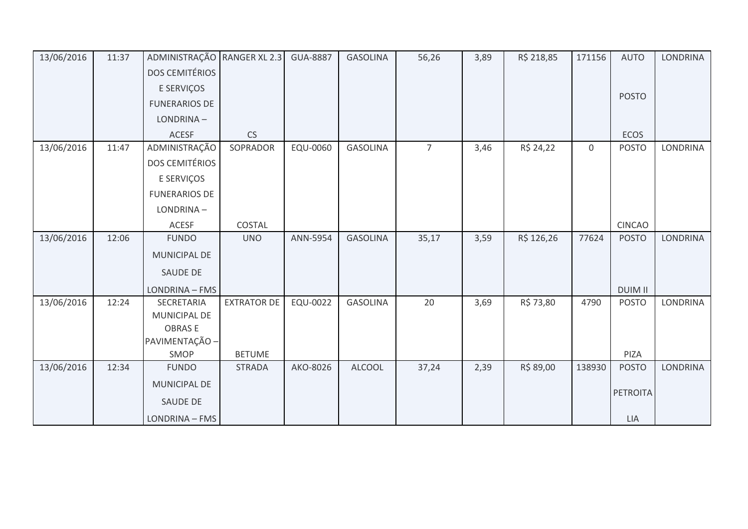| 13/06/2016 | 11:37 | ADMINISTRAÇÃO DOS CEMITÉRIOS E SERVIÇOS FUNERARIOS DE LONDRINA – ACESF | RANGER XL 2.3 CS | GUA-8887 | GASOLINA | 56,26 | 3,89 | R$ 218,85 | 171156 | AUTO POSTO ECOS | LONDRINA |
|---|---|---|---|---|---|---|---|---|---|---|---|
| 13/06/2016 | 11:47 | ADMINISTRAÇÃO DOS CEMITÉRIOS E SERVIÇOS FUNERARIOS DE LONDRINA – ACESF | SOPRADOR COSTAL | EQU-0060 | GASOLINA | 7 | 3,46 | R$ 24,22 | 0 | POSTO CINCAO | LONDRINA |
| 13/06/2016 | 12:06 | FUNDO MUNICIPAL DE SAUDE DE LONDRINA – FMS | UNO | ANN-5954 | GASOLINA | 35,17 | 3,59 | R$ 126,26 | 77624 | POSTO DUIM II | LONDRINA |
| 13/06/2016 | 12:24 | SECRETARIA MUNICIPAL DE OBRAS E PAVIMENTAÇÃO – SMOP | EXTRATOR DE BETUME | EQU-0022 | GASOLINA | 20 | 3,69 | R$ 73,80 | 4790 | POSTO PIZA | LONDRINA |
| 13/06/2016 | 12:34 | FUNDO MUNICIPAL DE SAUDE DE LONDRINA – FMS | STRADA | AKO-8026 | ALCOOL | 37,24 | 2,39 | R$ 89,00 | 138930 | POSTO PETROITA LIA | LONDRINA |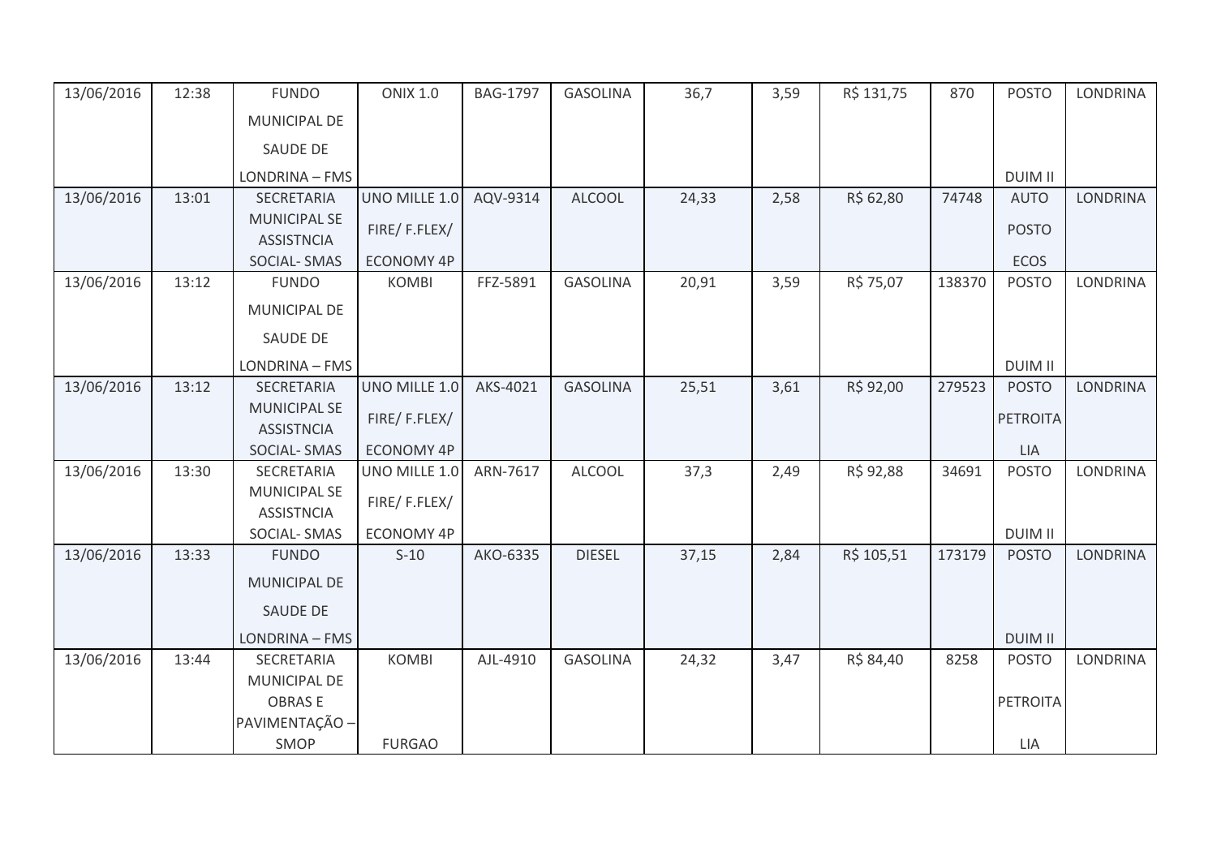| 13/06/2016 | 12:38 | FUNDO MUNICIPAL DE SAUDE DE LONDRINA – FMS | ONIX 1.0 | BAG-1797 | GASOLINA | 36,7 | 3,59 | R$ 131,75 | 870 | POSTO DUIM II | LONDRINA |
|---|---|---|---|---|---|---|---|---|---|---|---|
| 13/06/2016 | 13:01 | SECRETARIA MUNICIPAL SE ASSISTNCIA SOCIAL- SMAS | UNO MILLE 1.0 FIRE/ F.FLEX/ ECONOMY 4P | AQV-9314 | ALCOOL | 24,33 | 2,58 | R$ 62,80 | 74748 | AUTO POSTO ECOS | LONDRINA |
| 13/06/2016 | 13:12 | FUNDO MUNICIPAL DE SAUDE DE LONDRINA – FMS | KOMBI | FFZ-5891 | GASOLINA | 20,91 | 3,59 | R$ 75,07 | 138370 | POSTO DUIM II | LONDRINA |
| 13/06/2016 | 13:12 | SECRETARIA MUNICIPAL SE ASSISTNCIA SOCIAL- SMAS | UNO MILLE 1.0 FIRE/ F.FLEX/ ECONOMY 4P | AKS-4021 | GASOLINA | 25,51 | 3,61 | R$ 92,00 | 279523 | POSTO PETROITA LIA | LONDRINA |
| 13/06/2016 | 13:30 | SECRETARIA MUNICIPAL SE ASSISTNCIA SOCIAL- SMAS | UNO MILLE 1.0 FIRE/ F.FLEX/ ECONOMY 4P | ARN-7617 | ALCOOL | 37,3 | 2,49 | R$ 92,88 | 34691 | POSTO DUIM II | LONDRINA |
| 13/06/2016 | 13:33 | FUNDO MUNICIPAL DE SAUDE DE LONDRINA – FMS | S-10 | AKO-6335 | DIESEL | 37,15 | 2,84 | R$ 105,51 | 173179 | POSTO DUIM II | LONDRINA |
| 13/06/2016 | 13:44 | SECRETARIA MUNICIPAL DE OBRAS E PAVIMENTAÇÃO – SMOP | KOMBI FURGAO | AJL-4910 | GASOLINA | 24,32 | 3,47 | R$ 84,40 | 8258 | POSTO PETROITA LIA | LONDRINA |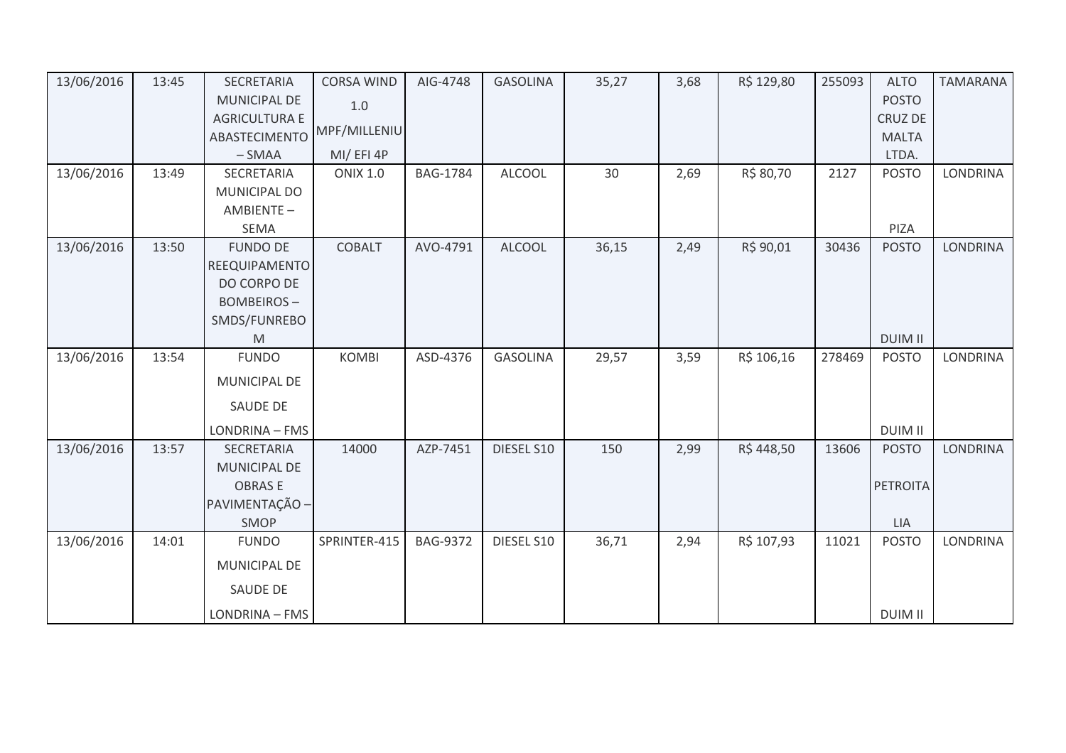| 13/06/2016 | 13:45 | SECRETARIA MUNICIPAL DE AGRICULTURA E ABASTECIMENTO – SMAA | CORSA WIND 1.0 MPF/MILLENIUMI/ EFI 4P | AIG-4748 | GASOLINA | 35,27 | 3,68 | R$ 129,80 | 255093 | ALTO POSTO CRUZ DE MALTA LTDA. | TAMARANA |
|---|---|---|---|---|---|---|---|---|---|---|---|
| 13/06/2016 | 13:49 | SECRETARIA MUNICIPAL DO AMBIENTE – SEMA | ONIX 1.0 | BAG-1784 | ALCOOL | 30 | 2,69 | R$ 80,70 | 2127 | POSTO PIZA | LONDRINA |
| 13/06/2016 | 13:50 | FUNDO DE REEQUIPAMENTO DO CORPO DE BOMBEIROS – SMDS/FUNREBOM | COBALT | AVO-4791 | ALCOOL | 36,15 | 2,49 | R$ 90,01 | 30436 | POSTO DUIM II | LONDRINA |
| 13/06/2016 | 13:54 | FUNDO MUNICIPAL DE SAUDE DE LONDRINA – FMS | KOMBI | ASD-4376 | GASOLINA | 29,57 | 3,59 | R$ 106,16 | 278469 | POSTO DUIM II | LONDRINA |
| 13/06/2016 | 13:57 | SECRETARIA MUNICIPAL DE OBRAS E PAVIMENTAÇÃO – SMOP | 14000 | AZP-7451 | DIESEL S10 | 150 | 2,99 | R$ 448,50 | 13606 | POSTO PETROITALIA | LONDRINA |
| 13/06/2016 | 14:01 | FUNDO MUNICIPAL DE SAUDE DE LONDRINA – FMS | SPRINTER-415 | BAG-9372 | DIESEL S10 | 36,71 | 2,94 | R$ 107,93 | 11021 | POSTO DUIM II | LONDRINA |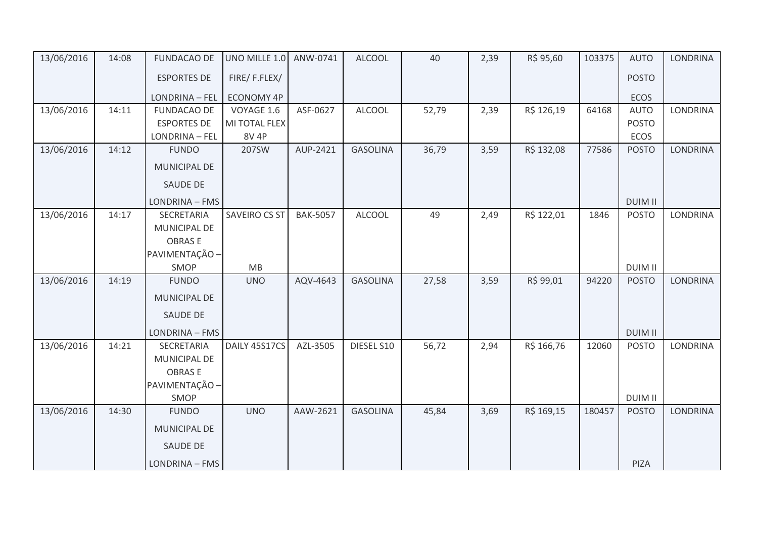| 13/06/2016 | 14:08 | FUNDACAO DE ESPORTES DE LONDRINA – FEL | UNO MILLE 1.0 FIRE/ F.FLEX/ ECONOMY 4P | ANW-0741 | ALCOOL | 40 | 2,39 | R$ 95,60 | 103375 | AUTO POSTO ECOS | LONDRINA |
|---|---|---|---|---|---|---|---|---|---|---|---|
| 13/06/2016 | 14:11 | FUNDACAO DE ESPORTES DE LONDRINA – FEL | VOYAGE 1.6 MI TOTAL FLEX 8V 4P | ASF-0627 | ALCOOL | 52,79 | 2,39 | R$ 126,19 | 64168 | AUTO POSTO ECOS | LONDRINA |
| 13/06/2016 | 14:12 | FUNDO MUNICIPAL DE SAUDE DE LONDRINA – FMS | 207SW | AUP-2421 | GASOLINA | 36,79 | 3,59 | R$ 132,08 | 77586 | POSTO DUIM II | LONDRINA |
| 13/06/2016 | 14:17 | SECRETARIA MUNICIPAL DE OBRAS E PAVIMENTAÇÃO – SMOP | SAVEIRO CS ST MB | BAK-5057 | ALCOOL | 49 | 2,49 | R$ 122,01 | 1846 | POSTO DUIM II | LONDRINA |
| 13/06/2016 | 14:19 | FUNDO MUNICIPAL DE SAUDE DE LONDRINA – FMS | UNO | AQV-4643 | GASOLINA | 27,58 | 3,59 | R$ 99,01 | 94220 | POSTO DUIM II | LONDRINA |
| 13/06/2016 | 14:21 | SECRETARIA MUNICIPAL DE OBRAS E PAVIMENTAÇÃO – SMOP | DAILY 45S17CS | AZL-3505 | DIESEL S10 | 56,72 | 2,94 | R$ 166,76 | 12060 | POSTO DUIM II | LONDRINA |
| 13/06/2016 | 14:30 | FUNDO MUNICIPAL DE SAUDE DE LONDRINA – FMS | UNO | AAW-2621 | GASOLINA | 45,84 | 3,69 | R$ 169,15 | 180457 | POSTO PIZA | LONDRINA |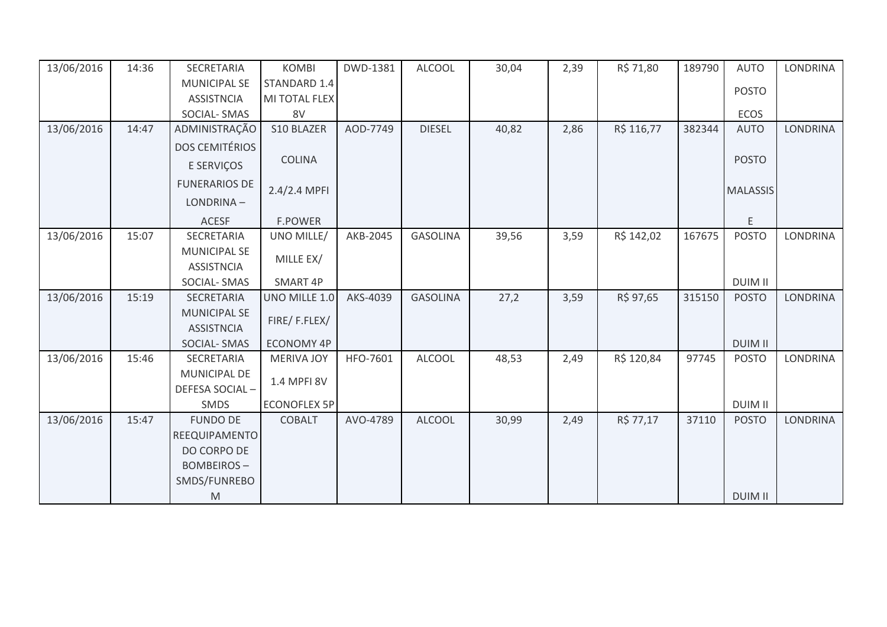| 13/06/2016 | 14:36 | SECRETARIA MUNICIPAL SE ASSISTNCIA SOCIAL- SMAS | KOMBI STANDARD 1.4 MI TOTAL FLEX 8V | DWD-1381 | ALCOOL | 30,04 | 2,39 | R$ 71,80 | 189790 | AUTO POSTO ECOS | LONDRINA |
|---|---|---|---|---|---|---|---|---|---|---|---|
| 13/06/2016 | 14:47 | ADMINISTRAÇÃO DOS CEMITÉRIOS E SERVIÇOS FUNERARIOS DE LONDRINA – ACESF | S10 BLAZER COLINA 2.4/2.4 MPFI F.POWER | AOD-7749 | DIESEL | 40,82 | 2,86 | R$ 116,77 | 382344 | AUTO POSTO MALASSIS E | LONDRINA |
| 13/06/2016 | 15:07 | SECRETARIA MUNICIPAL SE ASSISTNCIA SOCIAL- SMAS | UNO MILLE/ MILLE EX/ SMART 4P | AKB-2045 | GASOLINA | 39,56 | 3,59 | R$ 142,02 | 167675 | POSTO DUIM II | LONDRINA |
| 13/06/2016 | 15:19 | SECRETARIA MUNICIPAL SE ASSISTNCIA SOCIAL- SMAS | UNO MILLE 1.0 FIRE/ F.FLEX/ ECONOMY 4P | AKS-4039 | GASOLINA | 27,2 | 3,59 | R$ 97,65 | 315150 | POSTO DUIM II | LONDRINA |
| 13/06/2016 | 15:46 | SECRETARIA MUNICIPAL DE DEFESA SOCIAL – SMDS | MERIVA JOY 1.4 MPFI 8V ECONOFLEX 5P | HFO-7601 | ALCOOL | 48,53 | 2,49 | R$ 120,84 | 97745 | POSTO DUIM II | LONDRINA |
| 13/06/2016 | 15:47 | FUNDO DE REEQUIPAMENTO DO CORPO DE BOMBEIROS – SMDS/FUNREBO M | COBALT | AVO-4789 | ALCOOL | 30,99 | 2,49 | R$ 77,17 | 37110 | POSTO DUIM II | LONDRINA |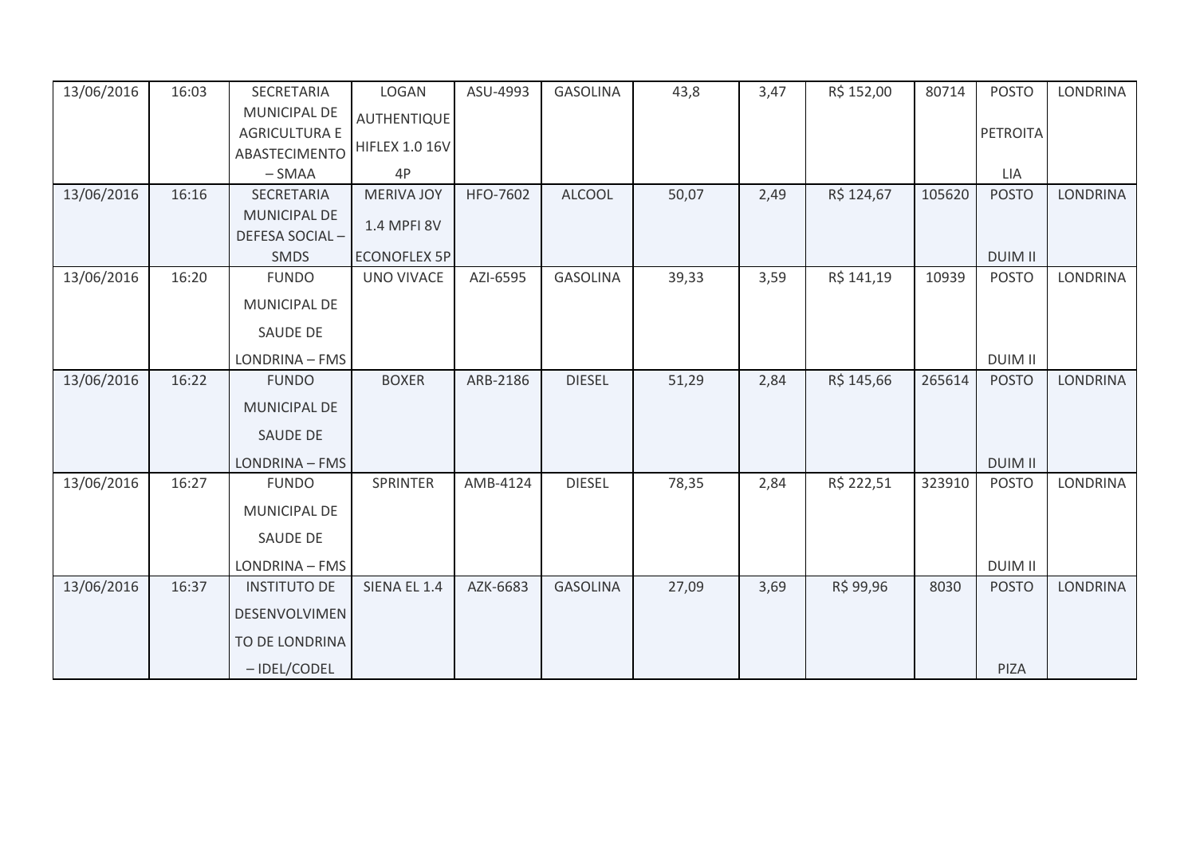| 13/06/2016 | 16:03 | SECRETARIA MUNICIPAL DE AGRICULTURA E ABASTECIMENTO – SMAA | LOGAN AUTHENTIQUE HIFLEX 1.0 16V 4P | ASU-4993 | GASOLINA | 43,8 | 3,47 | R$ 152,00 | 80714 | POSTO PETROITA LIA | LONDRINA |
|---|---|---|---|---|---|---|---|---|---|---|---|
| 13/06/2016 | 16:16 | SECRETARIA MUNICIPAL DE DEFESA SOCIAL – SMDS | MERIVA JOY 1.4 MPFI 8V ECONOFLEX 5P | HFO-7602 | ALCOOL | 50,07 | 2,49 | R$ 124,67 | 105620 | POSTO DUIM II | LONDRINA |
| 13/06/2016 | 16:20 | FUNDO MUNICIPAL DE SAUDE DE LONDRINA – FMS | UNO VIVACE | AZI-6595 | GASOLINA | 39,33 | 3,59 | R$ 141,19 | 10939 | POSTO DUIM II | LONDRINA |
| 13/06/2016 | 16:22 | FUNDO MUNICIPAL DE SAUDE DE LONDRINA – FMS | BOXER | ARB-2186 | DIESEL | 51,29 | 2,84 | R$ 145,66 | 265614 | POSTO DUIM II | LONDRINA |
| 13/06/2016 | 16:27 | FUNDO MUNICIPAL DE SAUDE DE LONDRINA – FMS | SPRINTER | AMB-4124 | DIESEL | 78,35 | 2,84 | R$ 222,51 | 323910 | POSTO DUIM II | LONDRINA |
| 13/06/2016 | 16:37 | INSTITUTO DE DESENVOLVIMENTO DE LONDRINA – IDEL/CODEL | SIENA EL 1.4 | AZK-6683 | GASOLINA | 27,09 | 3,69 | R$ 99,96 | 8030 | POSTO PIZA | LONDRINA |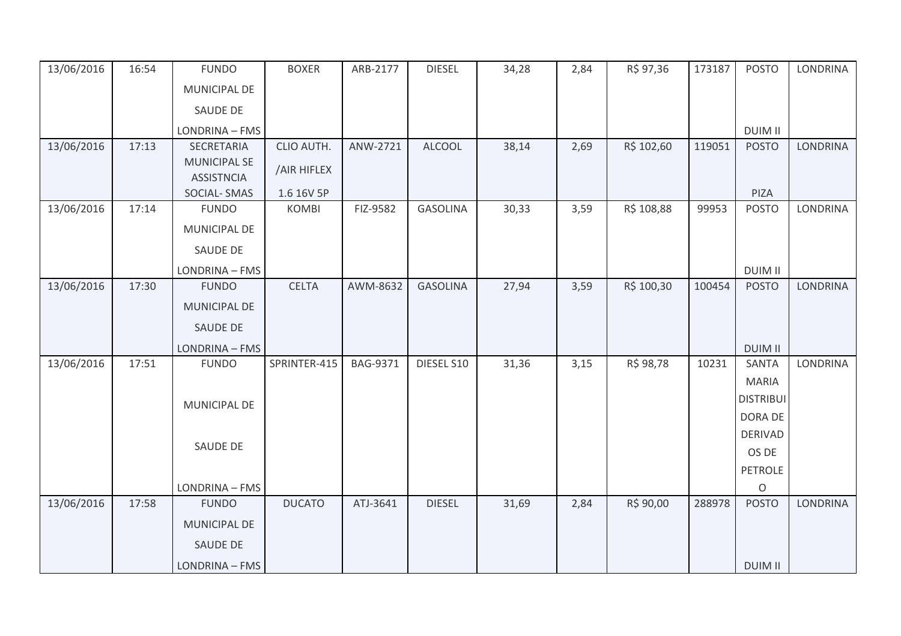| 13/06/2016 | 16:54 | FUNDO MUNICIPAL DE SAUDE DE LONDRINA – FMS | BOXER | ARB-2177 | DIESEL | 34,28 | 2,84 | R$ 97,36 | 173187 | POSTO DUIM II | LONDRINA |
|---|---|---|---|---|---|---|---|---|---|---|---|
| 13/06/2016 | 17:13 | SECRETARIA MUNICIPAL SE ASSISTNCIA SOCIAL- SMAS | CLIO AUTH. /AIR HIFLEX 1.6 16V 5P | ANW-2721 | ALCOOL | 38,14 | 2,69 | R$ 102,60 | 119051 | POSTO PIZA | LONDRINA |
| 13/06/2016 | 17:14 | FUNDO MUNICIPAL DE SAUDE DE LONDRINA – FMS | KOMBI | FIZ-9582 | GASOLINA | 30,33 | 3,59 | R$ 108,88 | 99953 | POSTO DUIM II | LONDRINA |
| 13/06/2016 | 17:30 | FUNDO MUNICIPAL DE SAUDE DE LONDRINA – FMS | CELTA | AWM-8632 | GASOLINA | 27,94 | 3,59 | R$ 100,30 | 100454 | POSTO DUIM II | LONDRINA |
| 13/06/2016 | 17:51 | FUNDO MUNICIPAL DE SAUDE DE LONDRINA – FMS | SPRINTER-415 | BAG-9371 | DIESEL S10 | 31,36 | 3,15 | R$ 98,78 | 10231 | SANTA MARIA DISTRIBUIDORA DE DERIVADOS DE PETROLEO | LONDRINA |
| 13/06/2016 | 17:58 | FUNDO MUNICIPAL DE SAUDE DE LONDRINA – FMS | DUCATO | ATJ-3641 | DIESEL | 31,69 | 2,84 | R$ 90,00 | 288978 | POSTO DUIM II | LONDRINA |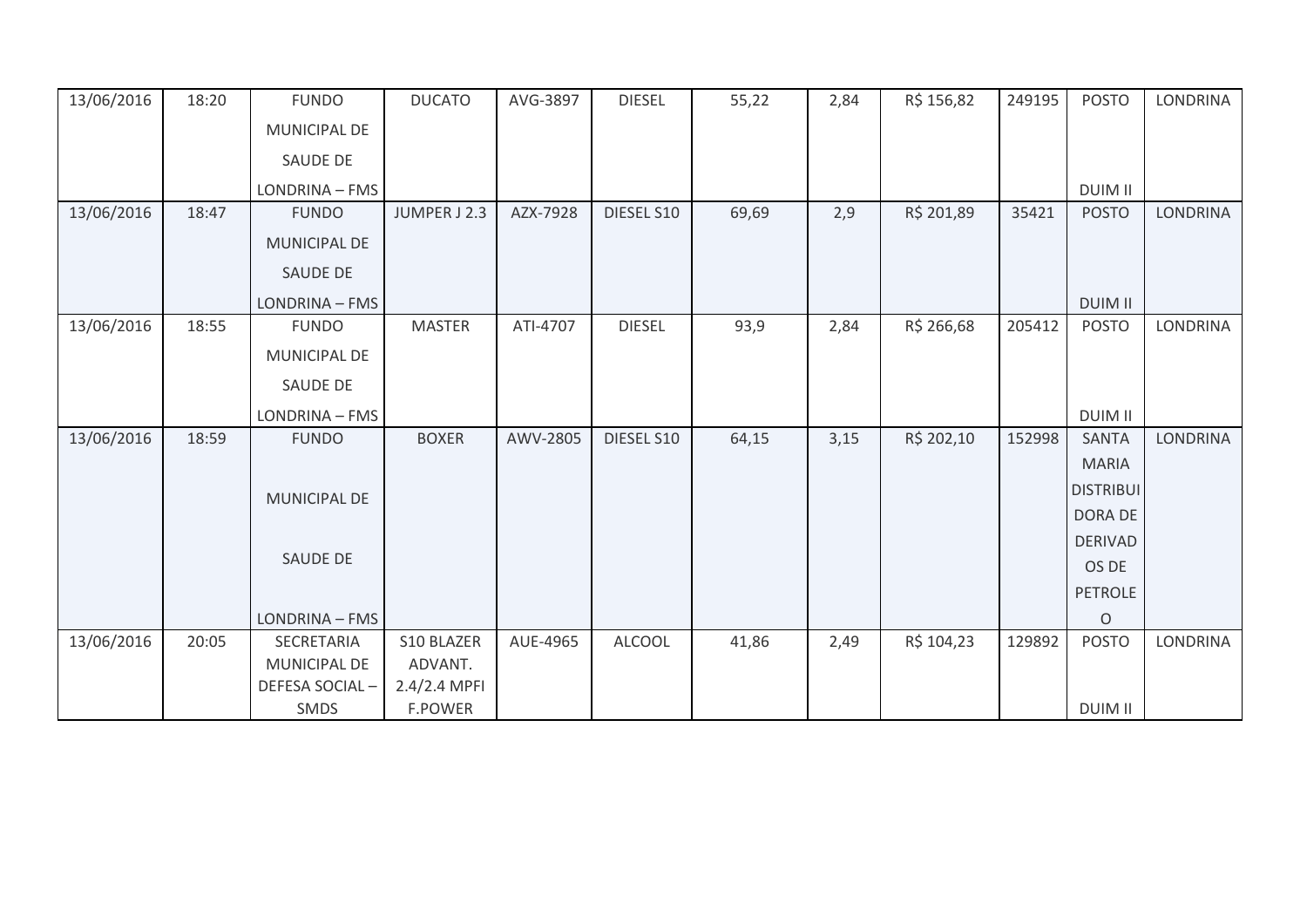| 13/06/2016 | 18:20 | FUNDO MUNICIPAL DE SAUDE DE LONDRINA – FMS | DUCATO | AVG-3897 | DIESEL | 55,22 | 2,84 | R$ 156,82 | 249195 | POSTO DUIM II | LONDRINA |
|---|---|---|---|---|---|---|---|---|---|---|---|
| 13/06/2016 | 18:47 | FUNDO MUNICIPAL DE SAUDE DE LONDRINA – FMS | JUMPER J 2.3 | AZX-7928 | DIESEL S10 | 69,69 | 2,9 | R$ 201,89 | 35421 | POSTO DUIM II | LONDRINA |
| 13/06/2016 | 18:55 | FUNDO MUNICIPAL DE SAUDE DE LONDRINA – FMS | MASTER | ATI-4707 | DIESEL | 93,9 | 2,84 | R$ 266,68 | 205412 | POSTO DUIM II | LONDRINA |
| 13/06/2016 | 18:59 | FUNDO MUNICIPAL DE SAUDE DE LONDRINA – FMS | BOXER | AWV-2805 | DIESEL S10 | 64,15 | 3,15 | R$ 202,10 | 152998 | SANTA MARIA DISTRIBUIDORA DE DERIVADOS DE PETROLEO | LONDRINA |
| 13/06/2016 | 20:05 | SECRETARIA MUNICIPAL DE DEFESA SOCIAL – SMDS | S10 BLAZER ADVANT. 2.4/2.4 MPFI F.POWER | AUE-4965 | ALCOOL | 41,86 | 2,49 | R$ 104,23 | 129892 | POSTO DUIM II | LONDRINA |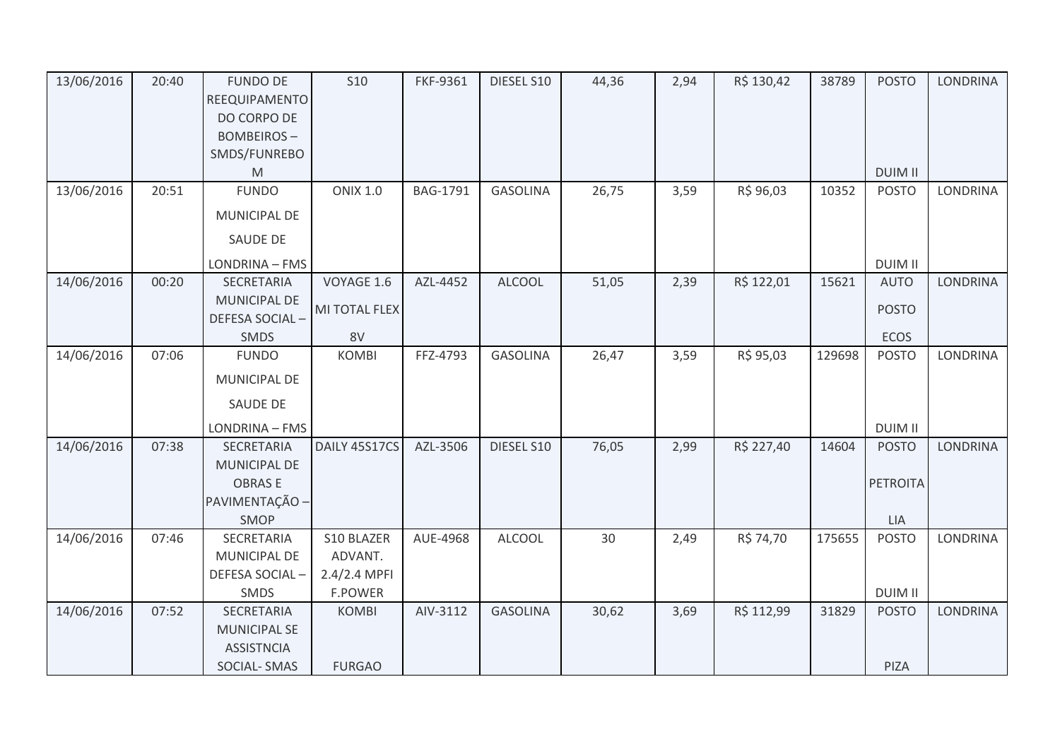| 13/06/2016 | 20:40 | FUNDO DE REEQUIPAMENTO DO CORPO DE BOMBEIROS – SMDS/FUNREBOM | S10 | FKF-9361 | DIESEL S10 | 44,36 | 2,94 | R$ 130,42 | 38789 | POSTO DUIM II | LONDRINA |
|---|---|---|---|---|---|---|---|---|---|---|---|
| 13/06/2016 | 20:51 | FUNDO MUNICIPAL DE SAUDE DE LONDRINA – FMS | ONIX 1.0 | BAG-1791 | GASOLINA | 26,75 | 3,59 | R$ 96,03 | 10352 | POSTO DUIM II | LONDRINA |
| 14/06/2016 | 00:20 | SECRETARIA MUNICIPAL DE DEFESA SOCIAL – SMDS | VOYAGE 1.6 MI TOTAL FLEX 8V | AZL-4452 | ALCOOL | 51,05 | 2,39 | R$ 122,01 | 15621 | AUTO POSTO ECOS | LONDRINA |
| 14/06/2016 | 07:06 | FUNDO MUNICIPAL DE SAUDE DE LONDRINA – FMS | KOMBI | FFZ-4793 | GASOLINA | 26,47 | 3,59 | R$ 95,03 | 129698 | POSTO DUIM II | LONDRINA |
| 14/06/2016 | 07:38 | SECRETARIA MUNICIPAL DE OBRAS E PAVIMENTAÇÃO – SMOP | DAILY 45S17CS | AZL-3506 | DIESEL S10 | 76,05 | 2,99 | R$ 227,40 | 14604 | POSTO PETROITALIA | LONDRINA |
| 14/06/2016 | 07:46 | SECRETARIA MUNICIPAL DE DEFESA SOCIAL – SMDS | S10 BLAZER ADVANT. 2.4/2.4 MPFI F.POWER | AUE-4968 | ALCOOL | 30 | 2,49 | R$ 74,70 | 175655 | POSTO DUIM II | LONDRINA |
| 14/06/2016 | 07:52 | SECRETARIA MUNICIPAL SE ASSISTNCIA SOCIAL- SMAS | KOMBI FURGAO | AIV-3112 | GASOLINA | 30,62 | 3,69 | R$ 112,99 | 31829 | POSTO PIZA | LONDRINA |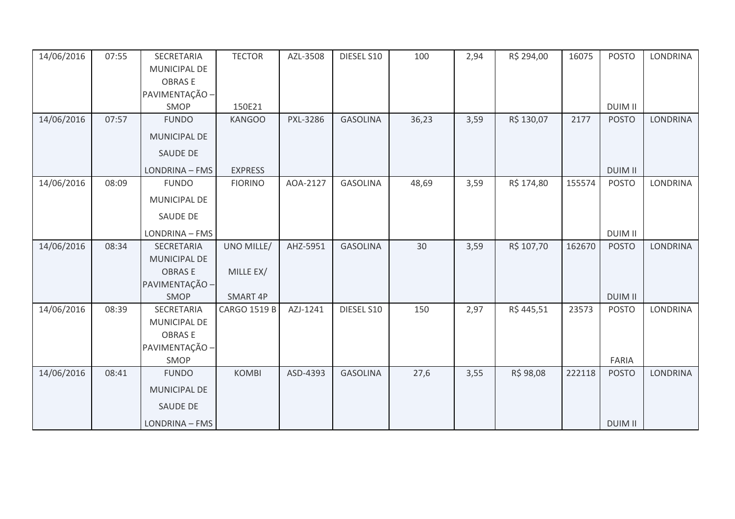| 14/06/2016 | 07:55 | SECRETARIA MUNICIPAL DE OBRAS E PAVIMENTAÇÃO – SMOP | TECTOR 150E21 | AZL-3508 | DIESEL S10 | 100 | 2,94 | R$ 294,00 | 16075 | POSTO DUIM II | LONDRINA |
|---|---|---|---|---|---|---|---|---|---|---|---|
| 14/06/2016 | 07:57 | FUNDO MUNICIPAL DE SAUDE DE LONDRINA – FMS | KANGOO EXPRESS | PXL-3286 | GASOLINA | 36,23 | 3,59 | R$ 130,07 | 2177 | POSTO DUIM II | LONDRINA |
| 14/06/2016 | 08:09 | FUNDO MUNICIPAL DE SAUDE DE LONDRINA – FMS | FIORINO | AOA-2127 | GASOLINA | 48,69 | 3,59 | R$ 174,80 | 155574 | POSTO DUIM II | LONDRINA |
| 14/06/2016 | 08:34 | SECRETARIA MUNICIPAL DE OBRAS E PAVIMENTAÇÃO – SMOP | UNO MILLE/ MILLE EX/ SMART 4P | AHZ-5951 | GASOLINA | 30 | 3,59 | R$ 107,70 | 162670 | POSTO DUIM II | LONDRINA |
| 14/06/2016 | 08:39 | SECRETARIA MUNICIPAL DE OBRAS E PAVIMENTAÇÃO – SMOP | CARGO 1519 B | AZJ-1241 | DIESEL S10 | 150 | 2,97 | R$ 445,51 | 23573 | POSTO FARIA | LONDRINA |
| 14/06/2016 | 08:41 | FUNDO MUNICIPAL DE SAUDE DE LONDRINA – FMS | KOMBI | ASD-4393 | GASOLINA | 27,6 | 3,55 | R$ 98,08 | 222118 | POSTO DUIM II | LONDRINA |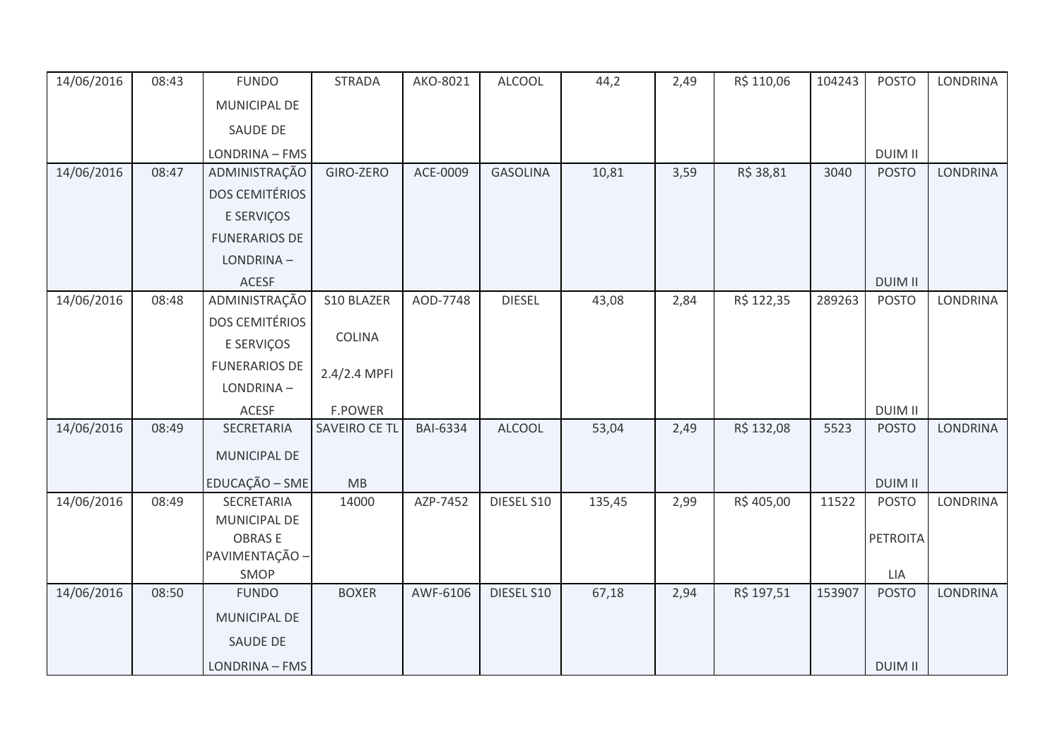| | | | | | | | | | | | |
|---|---|---|---|---|---|---|---|---|---|---|---|
| 14/06/2016 | 08:43 | FUNDO MUNICIPAL DE SAUDE DE LONDRINA – FMS | STRADA | AKO-8021 | ALCOOL | 44,2 | 2,49 | R$ 110,06 | 104243 | POSTO DUIM II | LONDRINA |
| 14/06/2016 | 08:47 | ADMINISTRAÇÃO DOS CEMITÉRIOS E SERVIÇOS FUNERARIOS DE LONDRINA – ACESF | GIRO-ZERO | ACE-0009 | GASOLINA | 10,81 | 3,59 | R$ 38,81 | 3040 | POSTO DUIM II | LONDRINA |
| 14/06/2016 | 08:48 | ADMINISTRAÇÃO DOS CEMITÉRIOS E SERVIÇOS FUNERARIOS DE LONDRINA – ACESF | S10 BLAZER COLINA 2.4/2.4 MPFI F.POWER | AOD-7748 | DIESEL | 43,08 | 2,84 | R$ 122,35 | 289263 | POSTO DUIM II | LONDRINA |
| 14/06/2016 | 08:49 | SECRETARIA MUNICIPAL DE EDUCAÇÃO – SME | SAVEIRO CE TL MB | BAI-6334 | ALCOOL | 53,04 | 2,49 | R$ 132,08 | 5523 | POSTO DUIM II | LONDRINA |
| 14/06/2016 | 08:49 | SECRETARIA MUNICIPAL DE OBRAS E PAVIMENTAÇÃO – SMOP | 14000 | AZP-7452 | DIESEL S10 | 135,45 | 2,99 | R$ 405,00 | 11522 | POSTO PETROITALIA | LONDRINA |
| 14/06/2016 | 08:50 | FUNDO MUNICIPAL DE SAUDE DE LONDRINA – FMS | BOXER | AWF-6106 | DIESEL S10 | 67,18 | 2,94 | R$ 197,51 | 153907 | POSTO DUIM II | LONDRINA |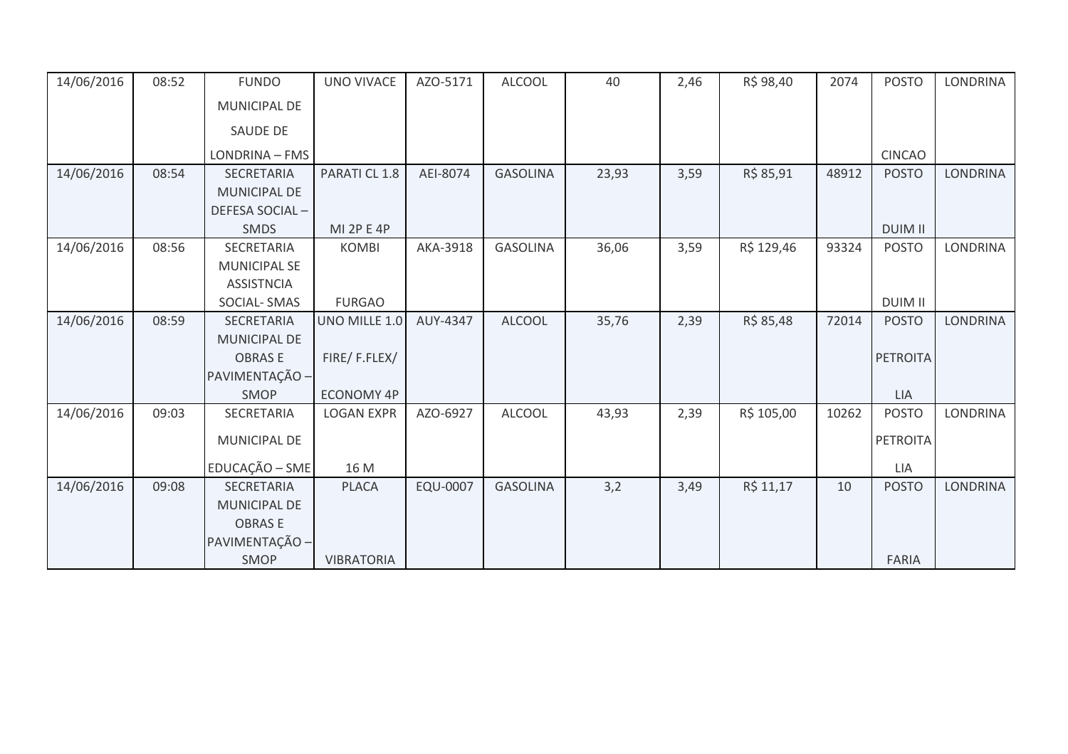| 14/06/2016 | 08:52 | FUNDO MUNICIPAL DE SAUDE DE LONDRINA – FMS | UNO VIVACE | AZO-5171 | ALCOOL | 40 | 2,46 | R$ 98,40 | 2074 | POSTO CINCAO | LONDRINA |
|---|---|---|---|---|---|---|---|---|---|---|---|
| 14/06/2016 | 08:54 | SECRETARIA MUNICIPAL DE DEFESA SOCIAL – SMDS | PARATI CL 1.8 MI 2P E 4P | AEI-8074 | GASOLINA | 23,93 | 3,59 | R$ 85,91 | 48912 | POSTO DUIM II | LONDRINA |
| 14/06/2016 | 08:56 | SECRETARIA MUNICIPAL SE ASSISTNCIA SOCIAL- SMAS | KOMBI FURGAO | AKA-3918 | GASOLINA | 36,06 | 3,59 | R$ 129,46 | 93324 | POSTO DUIM II | LONDRINA |
| 14/06/2016 | 08:59 | SECRETARIA MUNICIPAL DE OBRAS E PAVIMENTAÇÃO – SMOP | UNO MILLE 1.0 FIRE/ F.FLEX/ ECONOMY 4P | AUY-4347 | ALCOOL | 35,76 | 2,39 | R$ 85,48 | 72014 | POSTO PETROITA LIA | LONDRINA |
| 14/06/2016 | 09:03 | SECRETARIA MUNICIPAL DE EDUCAÇÃO – SME | LOGAN EXPR 16 M | AZO-6927 | ALCOOL | 43,93 | 2,39 | R$ 105,00 | 10262 | POSTO PETROITA LIA | LONDRINA |
| 14/06/2016 | 09:08 | SECRETARIA MUNICIPAL DE OBRAS E PAVIMENTAÇÃO – SMOP | PLACA VIBRATORIA | EQU-0007 | GASOLINA | 3,2 | 3,49 | R$ 11,17 | 10 | POSTO FARIA | LONDRINA |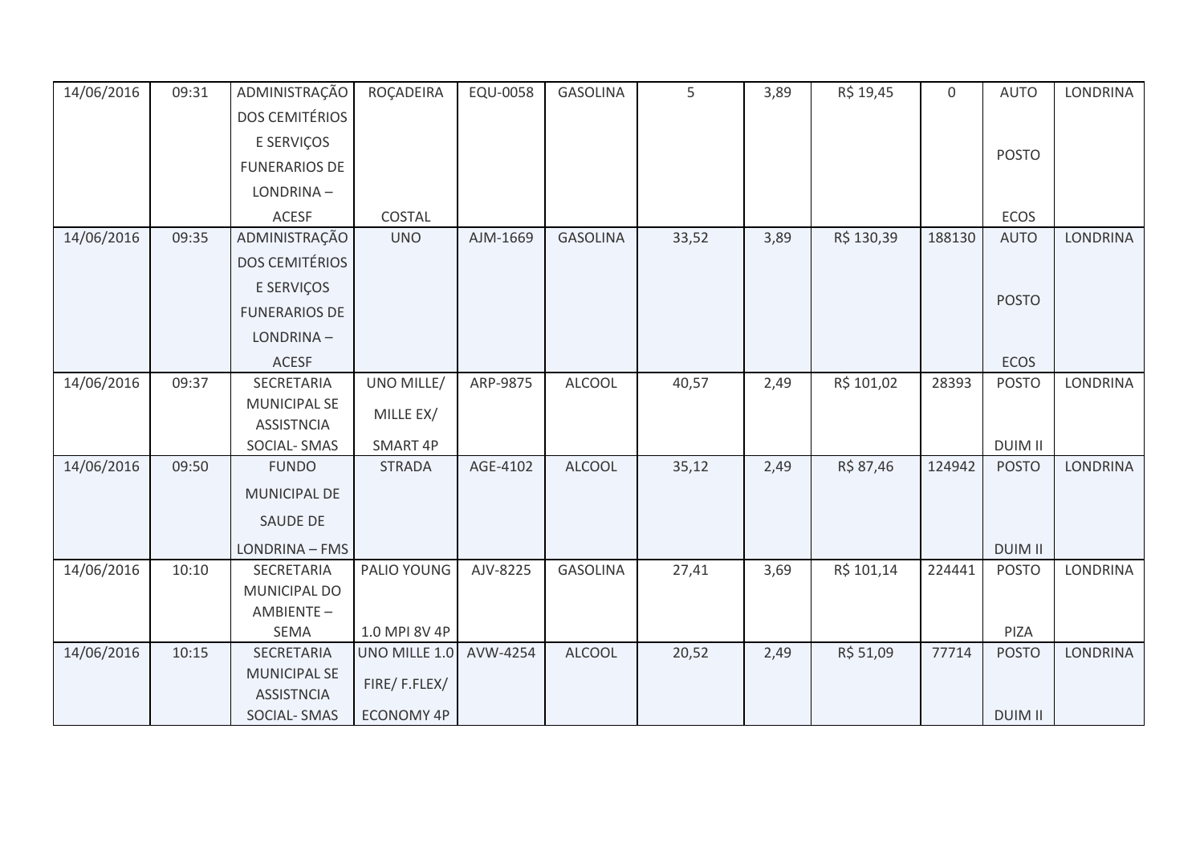| | | | | | | | | | | | |
|---|---|---|---|---|---|---|---|---|---|---|---|
| 14/06/2016 | 09:31 | ADMINISTRAÇÃO DOS CEMITÉRIOS E SERVIÇOS FUNERARIOS DE LONDRINA – ACESF | ROÇADEIRA COSTAL | EQU-0058 | GASOLINA | 5 | 3,89 | R$ 19,45 | 0 | AUTO POSTO ECOS | LONDRINA |
| 14/06/2016 | 09:35 | ADMINISTRAÇÃO DOS CEMITÉRIOS E SERVIÇOS FUNERARIOS DE LONDRINA – ACESF | UNO | AJM-1669 | GASOLINA | 33,52 | 3,89 | R$ 130,39 | 188130 | AUTO POSTO ECOS | LONDRINA |
| 14/06/2016 | 09:37 | SECRETARIA MUNICIPAL SE ASSISTNCIA SOCIAL- SMAS | UNO MILLE/ MILLE EX/ SMART 4P | ARP-9875 | ALCOOL | 40,57 | 2,49 | R$ 101,02 | 28393 | POSTO DUIM II | LONDRINA |
| 14/06/2016 | 09:50 | FUNDO MUNICIPAL DE SAUDE DE LONDRINA – FMS | STRADA | AGE-4102 | ALCOOL | 35,12 | 2,49 | R$ 87,46 | 124942 | POSTO DUIM II | LONDRINA |
| 14/06/2016 | 10:10 | SECRETARIA MUNICIPAL DO AMBIENTE – SEMA | PALIO YOUNG 1.0 MPI 8V 4P | AJV-8225 | GASOLINA | 27,41 | 3,69 | R$ 101,14 | 224441 | POSTO PIZA | LONDRINA |
| 14/06/2016 | 10:15 | SECRETARIA MUNICIPAL SE ASSISTNCIA SOCIAL- SMAS | UNO MILLE 1.0 FIRE/ F.FLEX/ ECONOMY 4P | AVW-4254 | ALCOOL | 20,52 | 2,49 | R$ 51,09 | 77714 | POSTO DUIM II | LONDRINA |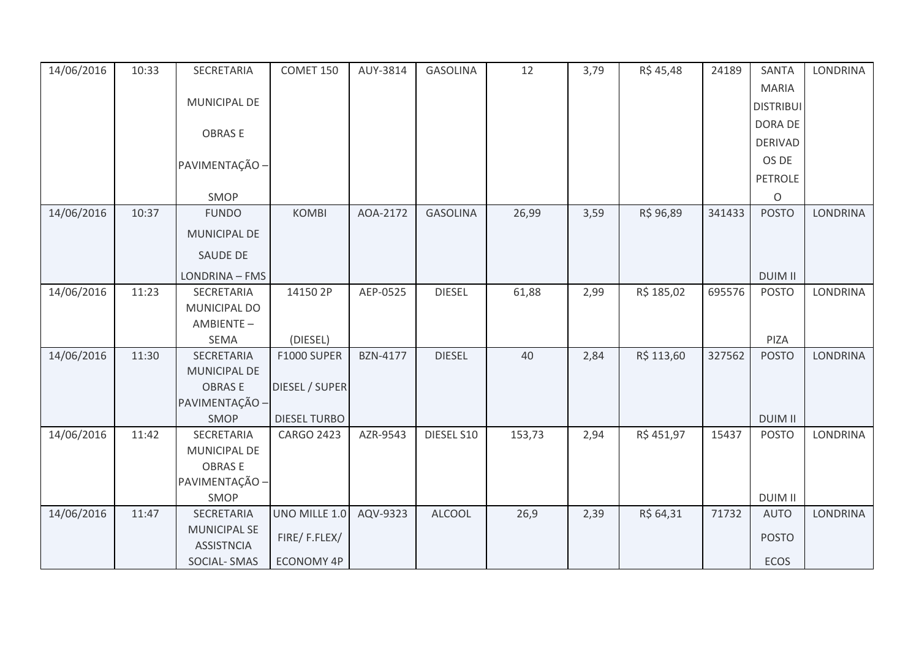| 14/06/2016 | 10:33 | SECRETARIA MUNICIPAL DE OBRAS E PAVIMENTAÇÃO – SMOP | COMET 150 | AUY-3814 | GASOLINA | 12 | 3,79 | R$ 45,48 | 24189 | SANTA MARIA DISTRIBUIDORA DE DERIVADOS DE PETROLEO | LONDRINA |
|---|---|---|---|---|---|---|---|---|---|---|---|
| 14/06/2016 | 10:37 | FUNDO MUNICIPAL DE SAUDE DE LONDRINA – FMS | KOMBI | AOA-2172 | GASOLINA | 26,99 | 3,59 | R$ 96,89 | 341433 | POSTO DUIM II | LONDRINA |
| 14/06/2016 | 11:23 | SECRETARIA MUNICIPAL DO AMBIENTE – SEMA | 14150 2P (DIESEL) | AEP-0525 | DIESEL | 61,88 | 2,99 | R$ 185,02 | 695576 | POSTO PIZA | LONDRINA |
| 14/06/2016 | 11:30 | SECRETARIA MUNICIPAL DE OBRAS E PAVIMENTAÇÃO – SMOP | F1000 SUPER DIESEL / SUPER DIESEL TURBO | BZN-4177 | DIESEL | 40 | 2,84 | R$ 113,60 | 327562 | POSTO DUIM II | LONDRINA |
| 14/06/2016 | 11:42 | SECRETARIA MUNICIPAL DE OBRAS E PAVIMENTAÇÃO – SMOP | CARGO 2423 | AZR-9543 | DIESEL S10 | 153,73 | 2,94 | R$ 451,97 | 15437 | POSTO DUIM II | LONDRINA |
| 14/06/2016 | 11:47 | SECRETARIA MUNICIPAL SE ASSISTNCIA SOCIAL- SMAS | UNO MILLE 1.0 FIRE/ F.FLEX/ ECONOMY 4P | AQV-9323 | ALCOOL | 26,9 | 2,39 | R$ 64,31 | 71732 | AUTO POSTO ECOS | LONDRINA |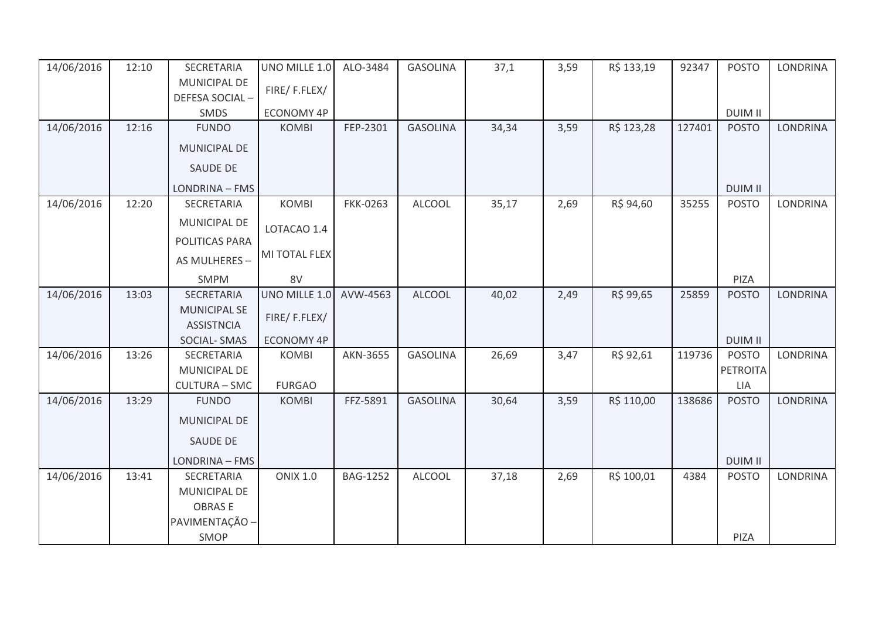| 14/06/2016 | 12:10 | SECRETARIA MUNICIPAL DE DEFESA SOCIAL – SMDS | UNO MILLE 1.0 FIRE/ F.FLEX/ ECONOMY 4P | ALO-3484 | GASOLINA | 37,1 | 3,59 | R$ 133,19 | 92347 | POSTO DUIM II | LONDRINA |
|---|---|---|---|---|---|---|---|---|---|---|---|
| 14/06/2016 | 12:16 | FUNDO MUNICIPAL DE SAUDE DE LONDRINA – FMS | KOMBI | FEP-2301 | GASOLINA | 34,34 | 3,59 | R$ 123,28 | 127401 | POSTO DUIM II | LONDRINA |
| 14/06/2016 | 12:20 | SECRETARIA MUNICIPAL DE POLITICAS PARA AS MULHERES – SMPM | KOMBI LOTACAO 1.4 MI TOTAL FLEX 8V | FKK-0263 | ALCOOL | 35,17 | 2,69 | R$ 94,60 | 35255 | POSTO PIZA | LONDRINA |
| 14/06/2016 | 13:03 | SECRETARIA MUNICIPAL SE ASSISTNCIA SOCIAL- SMAS | UNO MILLE 1.0 FIRE/ F.FLEX/ ECONOMY 4P | AVW-4563 | ALCOOL | 40,02 | 2,49 | R$ 99,65 | 25859 | POSTO DUIM II | LONDRINA |
| 14/06/2016 | 13:26 | SECRETARIA MUNICIPAL DE CULTURA – SMC | KOMBI FURGAO | AKN-3655 | GASOLINA | 26,69 | 3,47 | R$ 92,61 | 119736 | POSTO PETROITA LIA | LONDRINA |
| 14/06/2016 | 13:29 | FUNDO MUNICIPAL DE SAUDE DE LONDRINA – FMS | KOMBI | FFZ-5891 | GASOLINA | 30,64 | 3,59 | R$ 110,00 | 138686 | POSTO DUIM II | LONDRINA |
| 14/06/2016 | 13:41 | SECRETARIA MUNICIPAL DE OBRAS E PAVIMENTAÇÃO – SMOP | ONIX 1.0 | BAG-1252 | ALCOOL | 37,18 | 2,69 | R$ 100,01 | 4384 | POSTO PIZA | LONDRINA |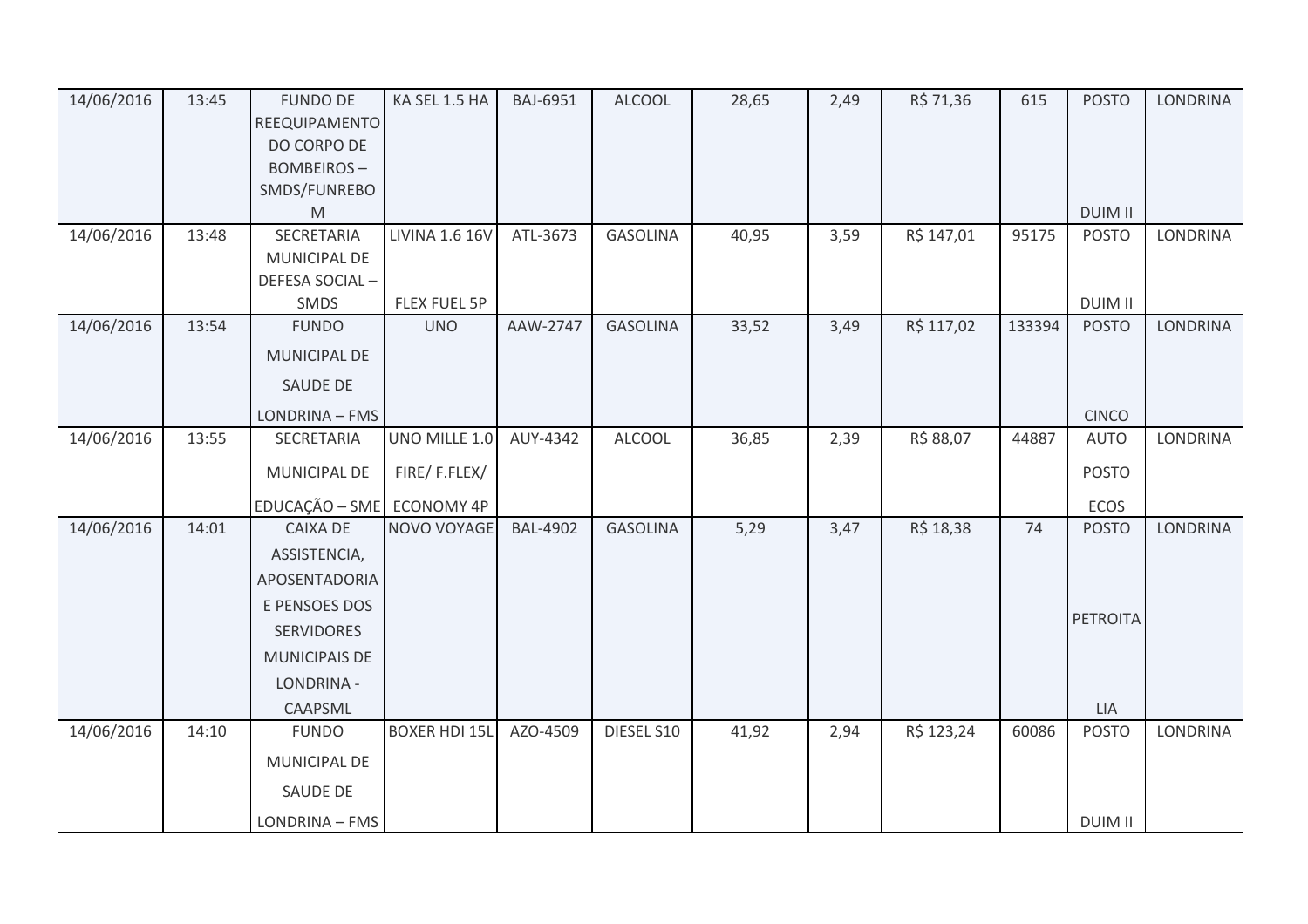| 14/06/2016 | 13:45 | FUNDO DE REEQUIPAMENTO DO CORPO DE BOMBEIROS – SMDS/FUNREBOM | KA SEL 1.5 HA | BAJ-6951 | ALCOOL | 28,65 | 2,49 | R$ 71,36 | 615 | POSTO DUIM II | LONDRINA |
|---|---|---|---|---|---|---|---|---|---|---|---|
| 14/06/2016 | 13:48 | SECRETARIA MUNICIPAL DE DEFESA SOCIAL – SMDS | LIVINA 1.6 16V FLEX FUEL 5P | ATL-3673 | GASOLINA | 40,95 | 3,59 | R$ 147,01 | 95175 | POSTO DUIM II | LONDRINA |
| 14/06/2016 | 13:54 | FUNDO MUNICIPAL DE SAUDE DE LONDRINA – FMS | UNO | AAW-2747 | GASOLINA | 33,52 | 3,49 | R$ 117,02 | 133394 | POSTO CINCO | LONDRINA |
| 14/06/2016 | 13:55 | SECRETARIA MUNICIPAL DE EDUCAÇÃO – SME | UNO MILLE 1.0 FIRE/ F.FLEX/ ECONOMY 4P | AUY-4342 | ALCOOL | 36,85 | 2,39 | R$ 88,07 | 44887 | AUTO POSTO ECOS | LONDRINA |
| 14/06/2016 | 14:01 | CAIXA DE ASSISTENCIA, APOSENTADORIA E PENSOES DOS SERVIDORES MUNICIPAIS DE LONDRINA - CAAPSML | NOVO VOYAGE | BAL-4902 | GASOLINA | 5,29 | 3,47 | R$ 18,38 | 74 | POSTO PETROITALIA | LONDRINA |
| 14/06/2016 | 14:10 | FUNDO MUNICIPAL DE SAUDE DE LONDRINA – FMS | BOXER HDI 15L | AZO-4509 | DIESEL S10 | 41,92 | 2,94 | R$ 123,24 | 60086 | POSTO DUIM II | LONDRINA |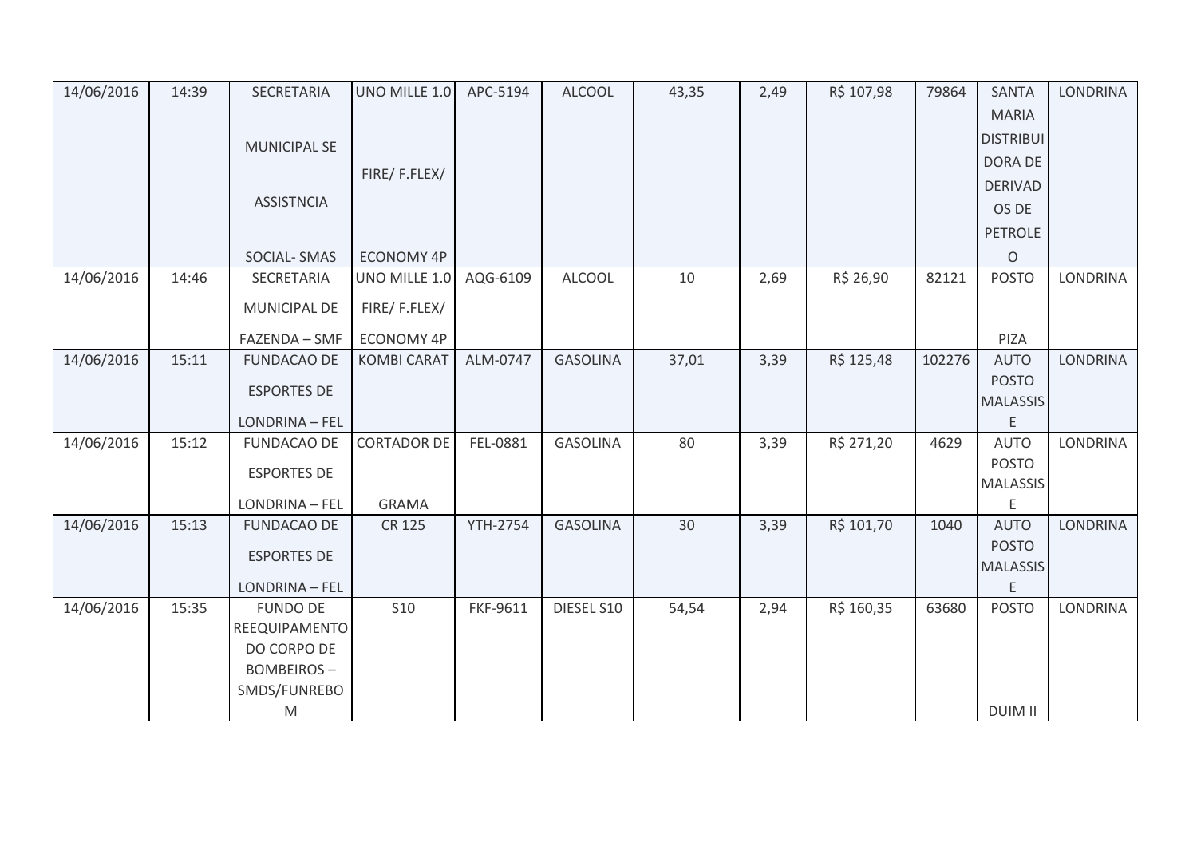| 14/06/2016 | 14:39 | SECRETARIA MUNICIPAL SE ASSISTNCIA SOCIAL- SMAS | UNO MILLE 1.0 FIRE/ F.FLEX/ ECONOMY 4P | APC-5194 | ALCOOL | 43,35 | 2,49 | R$ 107,98 | 79864 | SANTA MARIA DISTRIBUIDORA DE DERIVADOS DE PETROLEO | LONDRINA |
|---|---|---|---|---|---|---|---|---|---|---|---|
| 14/06/2016 | 14:46 | SECRETARIA MUNICIPAL DE FAZENDA – SMF | UNO MILLE 1.0 FIRE/ F.FLEX/ ECONOMY 4P | AQG-6109 | ALCOOL | 10 | 2,69 | R$ 26,90 | 82121 | POSTO PIZA | LONDRINA |
| 14/06/2016 | 15:11 | FUNDACAO DE ESPORTES DE LONDRINA – FEL | KOMBI CARAT | ALM-0747 | GASOLINA | 37,01 | 3,39 | R$ 125,48 | 102276 | AUTO POSTO MALASSISE | LONDRINA |
| 14/06/2016 | 15:12 | FUNDACAO DE ESPORTES DE LONDRINA – FEL | CORTADOR DE GRAMA | FEL-0881 | GASOLINA | 80 | 3,39 | R$ 271,20 | 4629 | AUTO POSTO MALASSISE | LONDRINA |
| 14/06/2016 | 15:13 | FUNDACAO DE ESPORTES DE LONDRINA – FEL | CR 125 | YTH-2754 | GASOLINA | 30 | 3,39 | R$ 101,70 | 1040 | AUTO POSTO MALASSISE | LONDRINA |
| 14/06/2016 | 15:35 | FUNDO DE REEQUIPAMENTO DO CORPO DE BOMBEIROS – SMDS/FUNREBOM | S10 | FKF-9611 | DIESEL S10 | 54,54 | 2,94 | R$ 160,35 | 63680 | POSTO DUIM II | LONDRINA |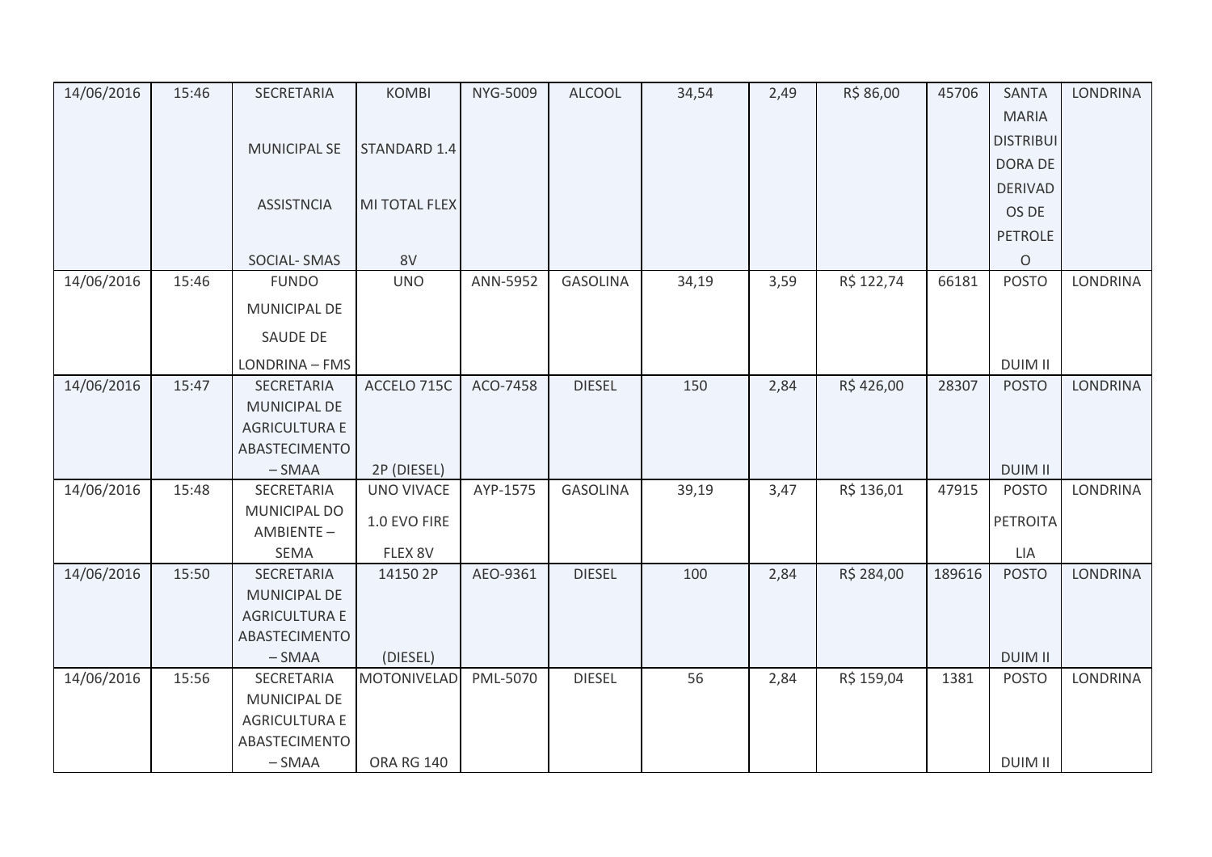| 14/06/2016 | 15:46 | SECRETARIA MUNICIPAL SE ASSISTNCIA SOCIAL- SMAS | KOMBI STANDARD 1.4 MI TOTAL FLEX 8V | NYG-5009 | ALCOOL | 34,54 | 2,49 | R$ 86,00 | 45706 | SANTA MARIA DISTRIBUIDORA DE DERIVADOS DE PETROLEO | LONDRINA |
|---|---|---|---|---|---|---|---|---|---|---|---|
| 14/06/2016 | 15:46 | FUNDO MUNICIPAL DE SAUDE DE LONDRINA – FMS | UNO | ANN-5952 | GASOLINA | 34,19 | 3,59 | R$ 122,74 | 66181 | POSTO DUIM II | LONDRINA |
| 14/06/2016 | 15:47 | SECRETARIA MUNICIPAL DE AGRICULTURA E ABASTECIMENTO – SMAA | ACCELO 715C 2P (DIESEL) | ACO-7458 | DIESEL | 150 | 2,84 | R$ 426,00 | 28307 | POSTO DUIM II | LONDRINA |
| 14/06/2016 | 15:48 | SECRETARIA MUNICIPAL DO AMBIENTE – SEMA | UNO VIVACE 1.0 EVO FIRE FLEX 8V | AYP-1575 | GASOLINA | 39,19 | 3,47 | R$ 136,01 | 47915 | POSTO PETROITALIA | LONDRINA |
| 14/06/2016 | 15:50 | SECRETARIA MUNICIPAL DE AGRICULTURA E ABASTECIMENTO – SMAA | 14150 2P (DIESEL) | AEO-9361 | DIESEL | 100 | 2,84 | R$ 284,00 | 189616 | POSTO DUIM II | LONDRINA |
| 14/06/2016 | 15:56 | SECRETARIA MUNICIPAL DE AGRICULTURA E ABASTECIMENTO – SMAA | MOTONIVELADORA RG 140 | PML-5070 | DIESEL | 56 | 2,84 | R$ 159,04 | 1381 | POSTO DUIM II | LONDRINA |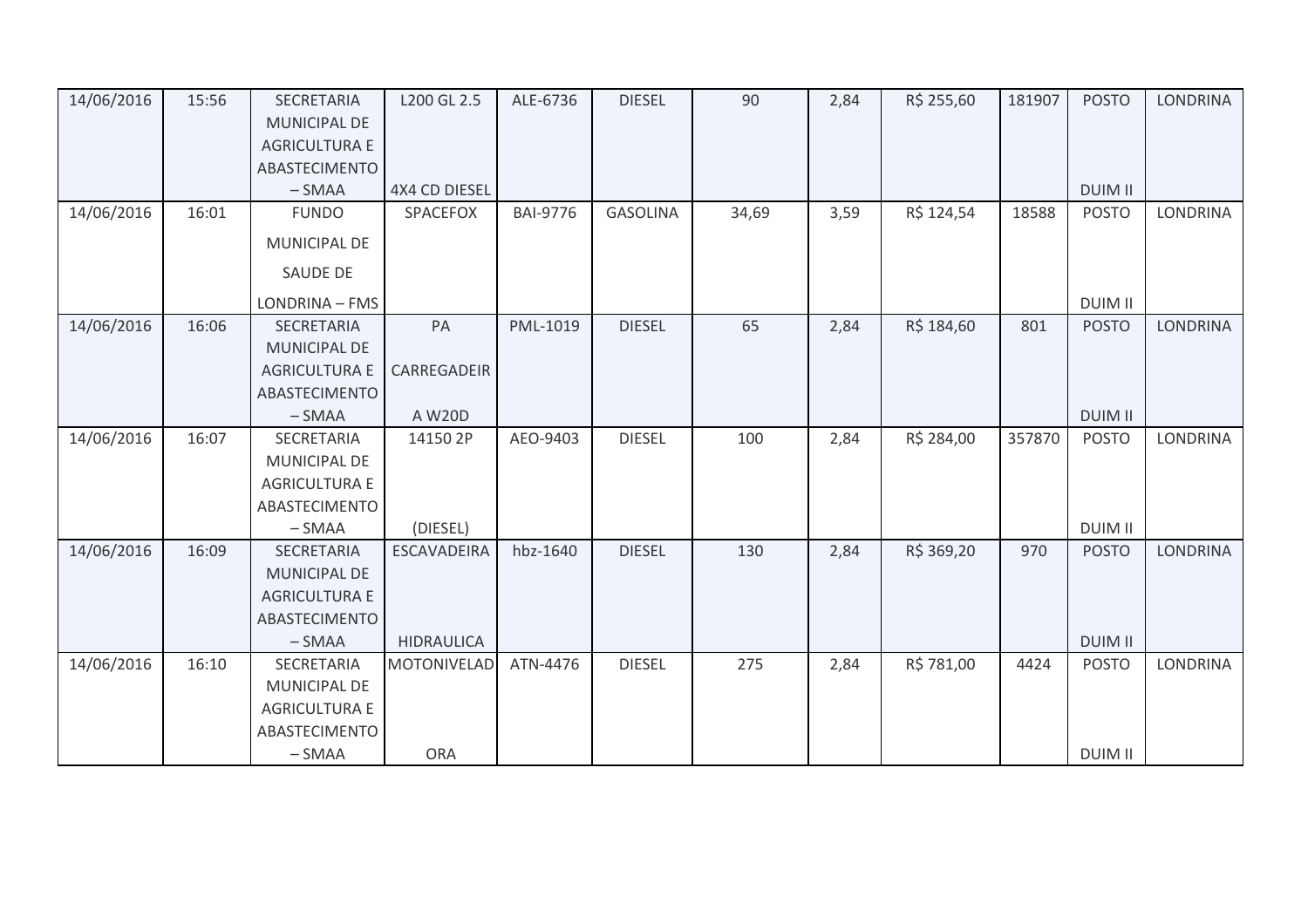| | | | | | | | | | | | |
|---|---|---|---|---|---|---|---|---|---|---|---|
| 14/06/2016 | 15:56 | SECRETARIA MUNICIPAL DE AGRICULTURA E ABASTECIMENTO – SMAA | L200 GL 2.5 4X4 CD DIESEL | ALE-6736 | DIESEL | 90 | 2,84 | R$ 255,60 | 181907 | POSTO DUIM II | LONDRINA |
| 14/06/2016 | 16:01 | FUNDO MUNICIPAL DE SAUDE DE LONDRINA – FMS | SPACEFOX | BAI-9776 | GASOLINA | 34,69 | 3,59 | R$ 124,54 | 18588 | POSTO DUIM II | LONDRINA |
| 14/06/2016 | 16:06 | SECRETARIA MUNICIPAL DE AGRICULTURA E ABASTECIMENTO – SMAA | PA CARREGADEIR A W20D | PML-1019 | DIESEL | 65 | 2,84 | R$ 184,60 | 801 | POSTO DUIM II | LONDRINA |
| 14/06/2016 | 16:07 | SECRETARIA MUNICIPAL DE AGRICULTURA E ABASTECIMENTO – SMAA | 14150 2P (DIESEL) | AEO-9403 | DIESEL | 100 | 2,84 | R$ 284,00 | 357870 | POSTO DUIM II | LONDRINA |
| 14/06/2016 | 16:09 | SECRETARIA MUNICIPAL DE AGRICULTURA E ABASTECIMENTO – SMAA | ESCAVADEIRA HIDRAULICA | hbz-1640 | DIESEL | 130 | 2,84 | R$ 369,20 | 970 | POSTO DUIM II | LONDRINA |
| 14/06/2016 | 16:10 | SECRETARIA MUNICIPAL DE AGRICULTURA E ABASTECIMENTO – SMAA | MOTONIVELAD ORA | ATN-4476 | DIESEL | 275 | 2,84 | R$ 781,00 | 4424 | POSTO DUIM II | LONDRINA |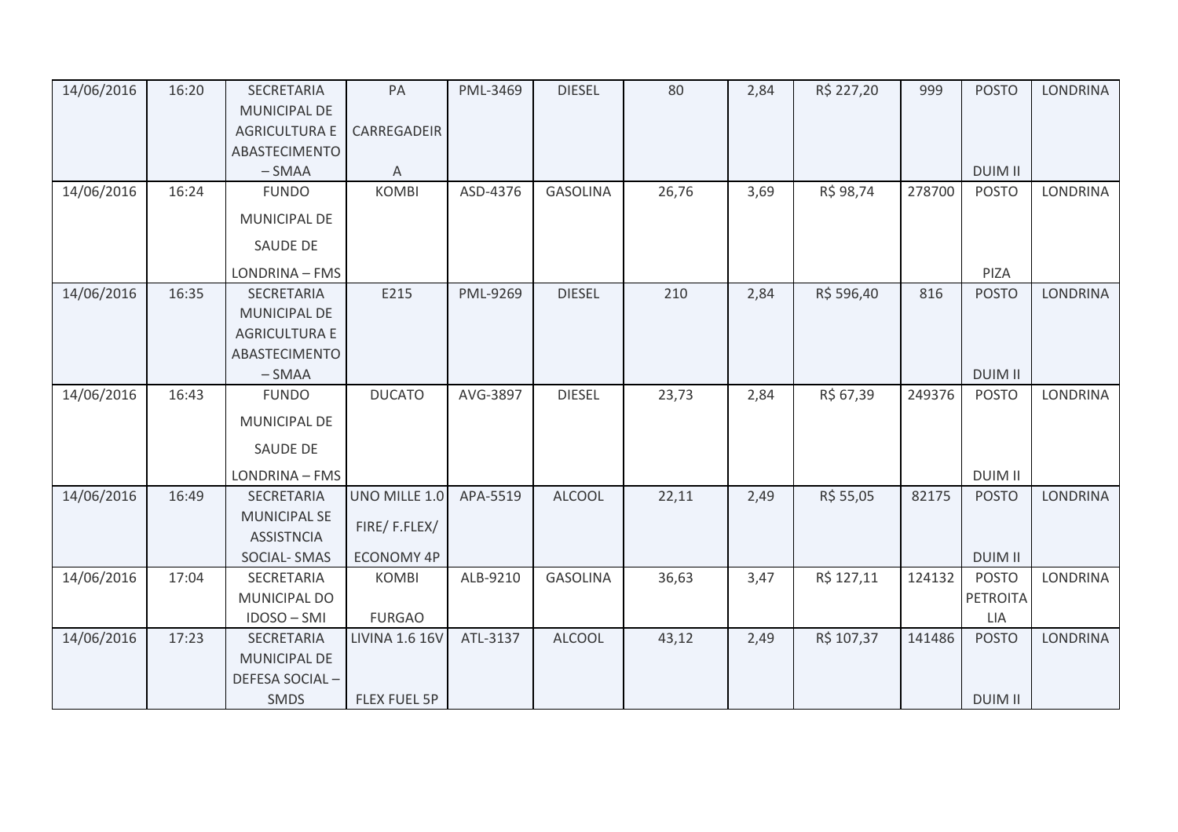| | | | | | | | | | | | |
|---|---|---|---|---|---|---|---|---|---|---|---|
| 14/06/2016 | 16:20 | SECRETARIA MUNICIPAL DE AGRICULTURA E ABASTECIMENTO – SMAA | PA CARREGADEIRA | PML-3469 | DIESEL | 80 | 2,84 | R$ 227,20 | 999 | POSTO DUIM II | LONDRINA |
| 14/06/2016 | 16:24 | FUNDO MUNICIPAL DE SAUDE DE LONDRINA – FMS | KOMBI | ASD-4376 | GASOLINA | 26,76 | 3,69 | R$ 98,74 | 278700 | POSTO PIZA | LONDRINA |
| 14/06/2016 | 16:35 | SECRETARIA MUNICIPAL DE AGRICULTURA E ABASTECIMENTO – SMAA | E215 | PML-9269 | DIESEL | 210 | 2,84 | R$ 596,40 | 816 | POSTO DUIM II | LONDRINA |
| 14/06/2016 | 16:43 | FUNDO MUNICIPAL DE SAUDE DE LONDRINA – FMS | DUCATO | AVG-3897 | DIESEL | 23,73 | 2,84 | R$ 67,39 | 249376 | POSTO DUIM II | LONDRINA |
| 14/06/2016 | 16:49 | SECRETARIA MUNICIPAL SE ASSISTNCIA SOCIAL- SMAS | UNO MILLE 1.0 FIRE/ F.FLEX/ ECONOMY 4P | APA-5519 | ALCOOL | 22,11 | 2,49 | R$ 55,05 | 82175 | POSTO DUIM II | LONDRINA |
| 14/06/2016 | 17:04 | SECRETARIA MUNICIPAL DO IDOSO – SMI | KOMBI FURGAO | ALB-9210 | GASOLINA | 36,63 | 3,47 | R$ 127,11 | 124132 | POSTO PETROITALIA | LONDRINA |
| 14/06/2016 | 17:23 | SECRETARIA MUNICIPAL DE DEFESA SOCIAL – SMDS | LIVINA 1.6 16V FLEX FUEL 5P | ATL-3137 | ALCOOL | 43,12 | 2,49 | R$ 107,37 | 141486 | POSTO DUIM II | LONDRINA |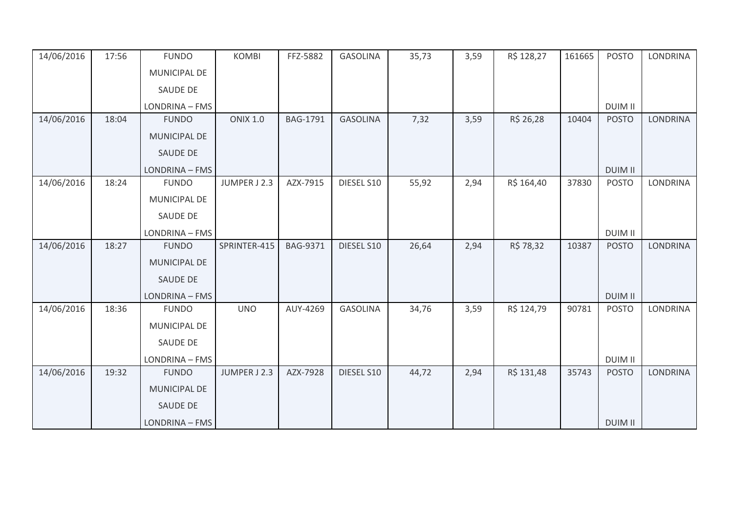| 14/06/2016 | 17:56 | FUNDO MUNICIPAL DE SAUDE DE LONDRINA – FMS | KOMBI | FFZ-5882 | GASOLINA | 35,73 | 3,59 | R$ 128,27 | 161665 | POSTO DUIM II | LONDRINA |
|---|---|---|---|---|---|---|---|---|---|---|---|
| 14/06/2016 | 18:04 | FUNDO MUNICIPAL DE SAUDE DE LONDRINA – FMS | ONIX 1.0 | BAG-1791 | GASOLINA | 7,32 | 3,59 | R$ 26,28 | 10404 | POSTO DUIM II | LONDRINA |
| 14/06/2016 | 18:24 | FUNDO MUNICIPAL DE SAUDE DE LONDRINA – FMS | JUMPER J 2.3 | AZX-7915 | DIESEL S10 | 55,92 | 2,94 | R$ 164,40 | 37830 | POSTO DUIM II | LONDRINA |
| 14/06/2016 | 18:27 | FUNDO MUNICIPAL DE SAUDE DE LONDRINA – FMS | SPRINTER-415 | BAG-9371 | DIESEL S10 | 26,64 | 2,94 | R$ 78,32 | 10387 | POSTO DUIM II | LONDRINA |
| 14/06/2016 | 18:36 | FUNDO MUNICIPAL DE SAUDE DE LONDRINA – FMS | UNO | AUY-4269 | GASOLINA | 34,76 | 3,59 | R$ 124,79 | 90781 | POSTO DUIM II | LONDRINA |
| 14/06/2016 | 19:32 | FUNDO MUNICIPAL DE SAUDE DE LONDRINA – FMS | JUMPER J 2.3 | AZX-7928 | DIESEL S10 | 44,72 | 2,94 | R$ 131,48 | 35743 | POSTO DUIM II | LONDRINA |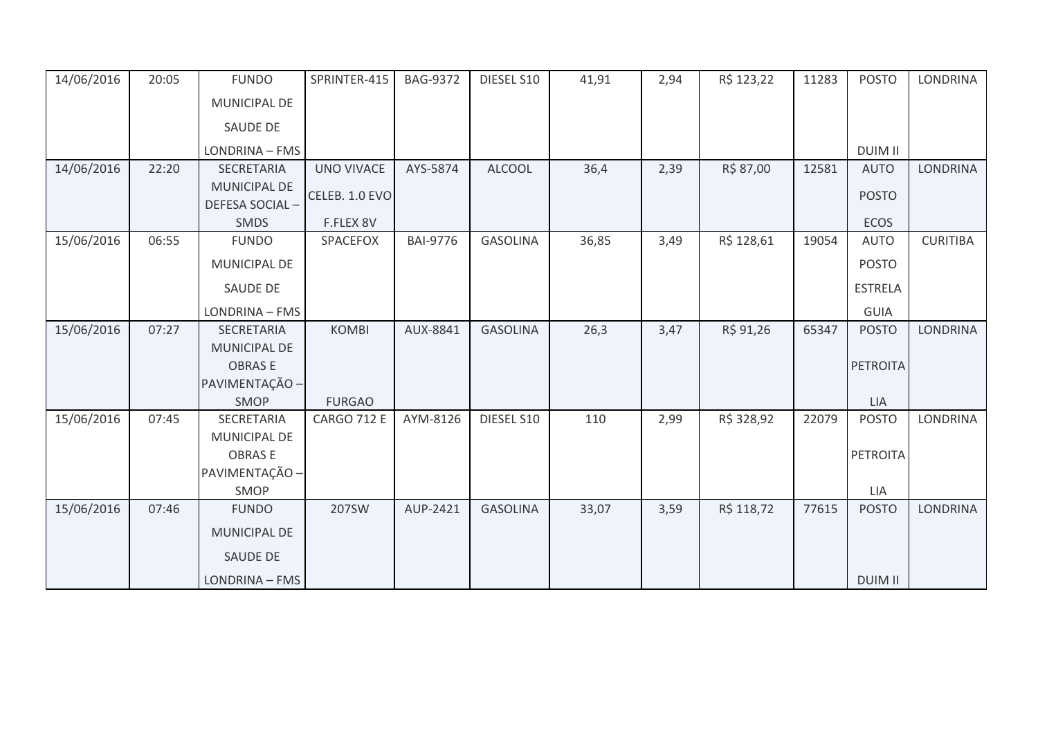| | | | | | | | | | | | |
|---|---|---|---|---|---|---|---|---|---|---|---|
| 14/06/2016 | 20:05 | FUNDO MUNICIPAL DE SAUDE DE LONDRINA – FMS | SPRINTER-415 | BAG-9372 | DIESEL S10 | 41,91 | 2,94 | R$ 123,22 | 11283 | POSTO DUIM II | LONDRINA |
| 14/06/2016 | 22:20 | SECRETARIA MUNICIPAL DE DEFESA SOCIAL – SMDS | UNO VIVACE CELEB. 1.0 EVO F.FLEX 8V | AYS-5874 | ALCOOL | 36,4 | 2,39 | R$ 87,00 | 12581 | AUTO POSTO ECOS | LONDRINA |
| 15/06/2016 | 06:55 | FUNDO MUNICIPAL DE SAUDE DE LONDRINA – FMS | SPACEFOX | BAI-9776 | GASOLINA | 36,85 | 3,49 | R$ 128,61 | 19054 | AUTO POSTO ESTRELA GUIA | CURITIBA |
| 15/06/2016 | 07:27 | SECRETARIA MUNICIPAL DE OBRAS E PAVIMENTAÇÃO – SMOP | KOMBI FURGAO | AUX-8841 | GASOLINA | 26,3 | 3,47 | R$ 91,26 | 65347 | POSTO PETROITA LIA | LONDRINA |
| 15/06/2016 | 07:45 | SECRETARIA MUNICIPAL DE OBRAS E PAVIMENTAÇÃO – SMOP | CARGO 712 E | AYM-8126 | DIESEL S10 | 110 | 2,99 | R$ 328,92 | 22079 | POSTO PETROITA LIA | LONDRINA |
| 15/06/2016 | 07:46 | FUNDO MUNICIPAL DE SAUDE DE LONDRINA – FMS | 207SW | AUP-2421 | GASOLINA | 33,07 | 3,59 | R$ 118,72 | 77615 | POSTO DUIM II | LONDRINA |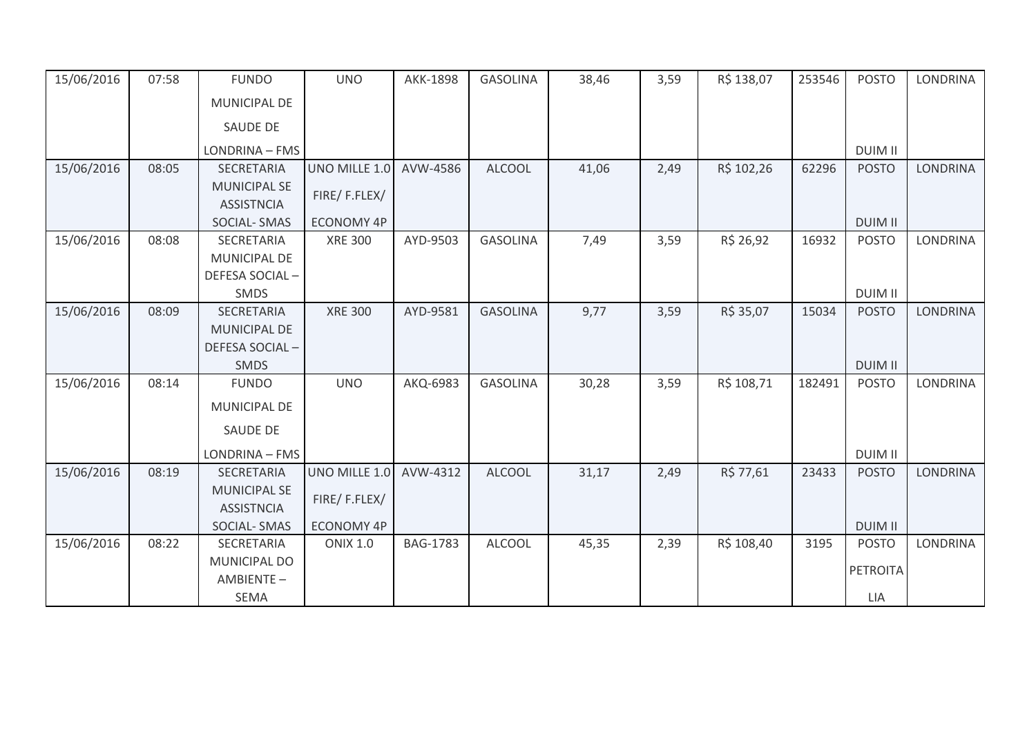| 15/06/2016 | 07:58 | FUNDO MUNICIPAL DE SAUDE DE LONDRINA – FMS | UNO | AKK-1898 | GASOLINA | 38,46 | 3,59 | R$ 138,07 | 253546 | POSTO DUIM II | LONDRINA |
|---|---|---|---|---|---|---|---|---|---|---|---|
| 15/06/2016 | 08:05 | SECRETARIA MUNICIPAL SE ASSISTNCIA SOCIAL- SMAS | UNO MILLE 1.0 FIRE/ F.FLEX/ ECONOMY 4P | AVW-4586 | ALCOOL | 41,06 | 2,49 | R$ 102,26 | 62296 | POSTO DUIM II | LONDRINA |
| 15/06/2016 | 08:08 | SECRETARIA MUNICIPAL DE DEFESA SOCIAL – SMDS | XRE 300 | AYD-9503 | GASOLINA | 7,49 | 3,59 | R$ 26,92 | 16932 | POSTO DUIM II | LONDRINA |
| 15/06/2016 | 08:09 | SECRETARIA MUNICIPAL DE DEFESA SOCIAL – SMDS | XRE 300 | AYD-9581 | GASOLINA | 9,77 | 3,59 | R$ 35,07 | 15034 | POSTO DUIM II | LONDRINA |
| 15/06/2016 | 08:14 | FUNDO MUNICIPAL DE SAUDE DE LONDRINA – FMS | UNO | AKQ-6983 | GASOLINA | 30,28 | 3,59 | R$ 108,71 | 182491 | POSTO DUIM II | LONDRINA |
| 15/06/2016 | 08:19 | SECRETARIA MUNICIPAL SE ASSISTNCIA SOCIAL- SMAS | UNO MILLE 1.0 FIRE/ F.FLEX/ ECONOMY 4P | AVW-4312 | ALCOOL | 31,17 | 2,49 | R$ 77,61 | 23433 | POSTO DUIM II | LONDRINA |
| 15/06/2016 | 08:22 | SECRETARIA MUNICIPAL DO AMBIENTE – SEMA | ONIX 1.0 | BAG-1783 | ALCOOL | 45,35 | 2,39 | R$ 108,40 | 3195 | POSTO PETROITA LIA | LONDRINA |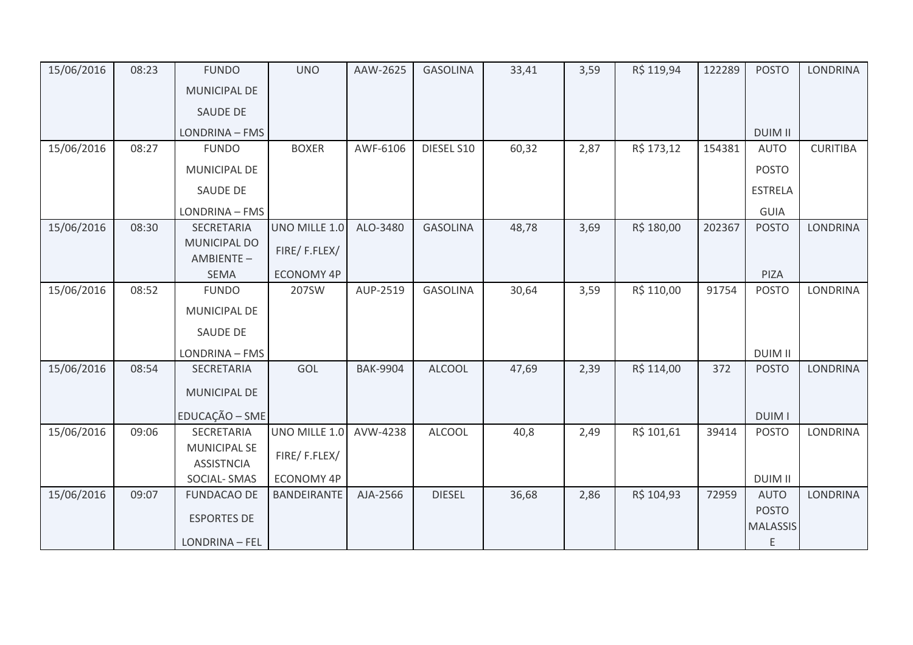| 15/06/2016 | 08:23 | FUNDO MUNICIPAL DE SAUDE DE LONDRINA – FMS | UNO | AAW-2625 | GASOLINA | 33,41 | 3,59 | R$ 119,94 | 122289 | POSTO DUIM II | LONDRINA |
|---|---|---|---|---|---|---|---|---|---|---|---|
| 15/06/2016 | 08:27 | FUNDO MUNICIPAL DE SAUDE DE LONDRINA – FMS | BOXER | AWF-6106 | DIESEL S10 | 60,32 | 2,87 | R$ 173,12 | 154381 | AUTO POSTO ESTRELA GUIA | CURITIBA |
| 15/06/2016 | 08:30 | SECRETARIA MUNICIPAL DO AMBIENTE – SEMA | UNO MILLE 1.0 FIRE/ F.FLEX/ ECONOMY 4P | ALO-3480 | GASOLINA | 48,78 | 3,69 | R$ 180,00 | 202367 | POSTO PIZA | LONDRINA |
| 15/06/2016 | 08:52 | FUNDO MUNICIPAL DE SAUDE DE LONDRINA – FMS | 207SW | AUP-2519 | GASOLINA | 30,64 | 3,59 | R$ 110,00 | 91754 | POSTO DUIM II | LONDRINA |
| 15/06/2016 | 08:54 | SECRETARIA MUNICIPAL DE EDUCAÇÃO – SME | GOL | BAK-9904 | ALCOOL | 47,69 | 2,39 | R$ 114,00 | 372 | POSTO DUIM I | LONDRINA |
| 15/06/2016 | 09:06 | SECRETARIA MUNICIPAL SE ASSISTNCIA SOCIAL- SMAS | UNO MILLE 1.0 FIRE/ F.FLEX/ ECONOMY 4P | AVW-4238 | ALCOOL | 40,8 | 2,49 | R$ 101,61 | 39414 | POSTO DUIM II | LONDRINA |
| 15/06/2016 | 09:07 | FUNDACAO DE ESPORTES DE LONDRINA – FEL | BANDEIRANTE | AJA-2566 | DIESEL | 36,68 | 2,86 | R$ 104,93 | 72959 | AUTO POSTO MALASSIS E | LONDRINA |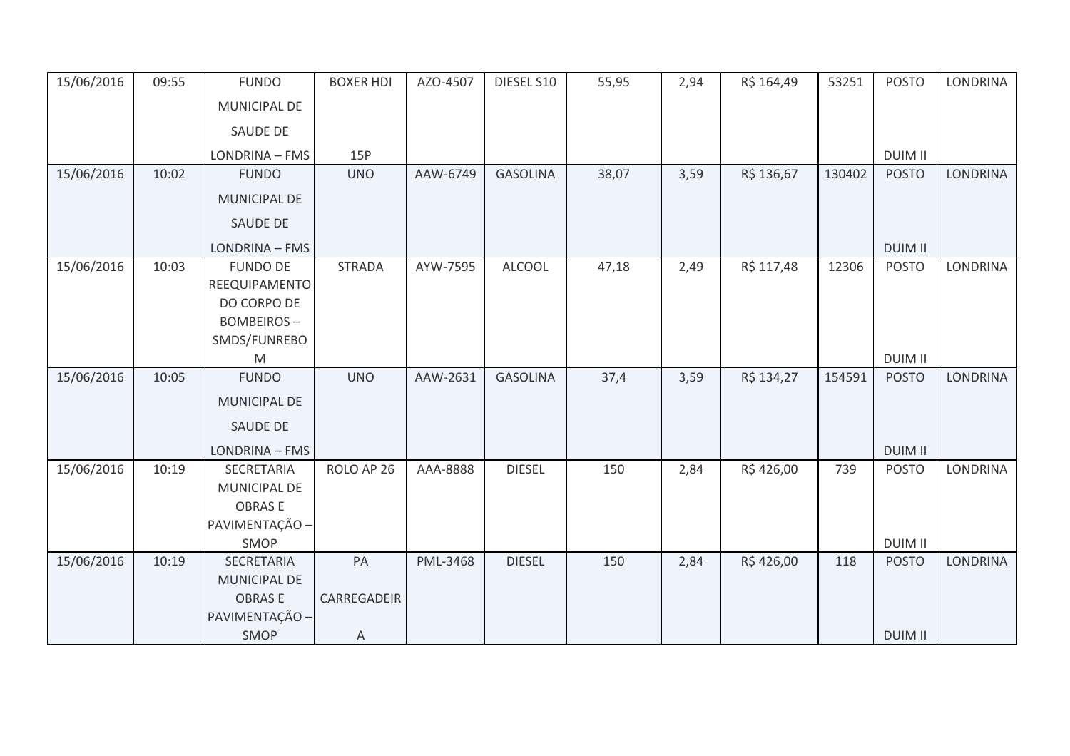| 15/06/2016 | 09:55 | FUNDO MUNICIPAL DE SAUDE DE LONDRINA – FMS | BOXER HDI 15P | AZO-4507 | DIESEL S10 | 55,95 | 2,94 | R$ 164,49 | 53251 | POSTO DUIM II | LONDRINA |
|---|---|---|---|---|---|---|---|---|---|---|---|
| 15/06/2016 | 10:02 | FUNDO MUNICIPAL DE SAUDE DE LONDRINA – FMS | UNO | AAW-6749 | GASOLINA | 38,07 | 3,59 | R$ 136,67 | 130402 | POSTO DUIM II | LONDRINA |
| 15/06/2016 | 10:03 | FUNDO DE REEQUIPAMENTO DO CORPO DE BOMBEIROS – SMDS/FUNREBOM | STRADA | AYW-7595 | ALCOOL | 47,18 | 2,49 | R$ 117,48 | 12306 | POSTO DUIM II | LONDRINA |
| 15/06/2016 | 10:05 | FUNDO MUNICIPAL DE SAUDE DE LONDRINA – FMS | UNO | AAW-2631 | GASOLINA | 37,4 | 3,59 | R$ 134,27 | 154591 | POSTO DUIM II | LONDRINA |
| 15/06/2016 | 10:19 | SECRETARIA MUNICIPAL DE OBRAS E PAVIMENTAÇÃO – SMOP | ROLO AP 26 | AAA-8888 | DIESEL | 150 | 2,84 | R$ 426,00 | 739 | POSTO DUIM II | LONDRINA |
| 15/06/2016 | 10:19 | SECRETARIA MUNICIPAL DE OBRAS E PAVIMENTAÇÃO – SMOP | PA CARREGADEIRA | PML-3468 | DIESEL | 150 | 2,84 | R$ 426,00 | 118 | POSTO DUIM II | LONDRINA |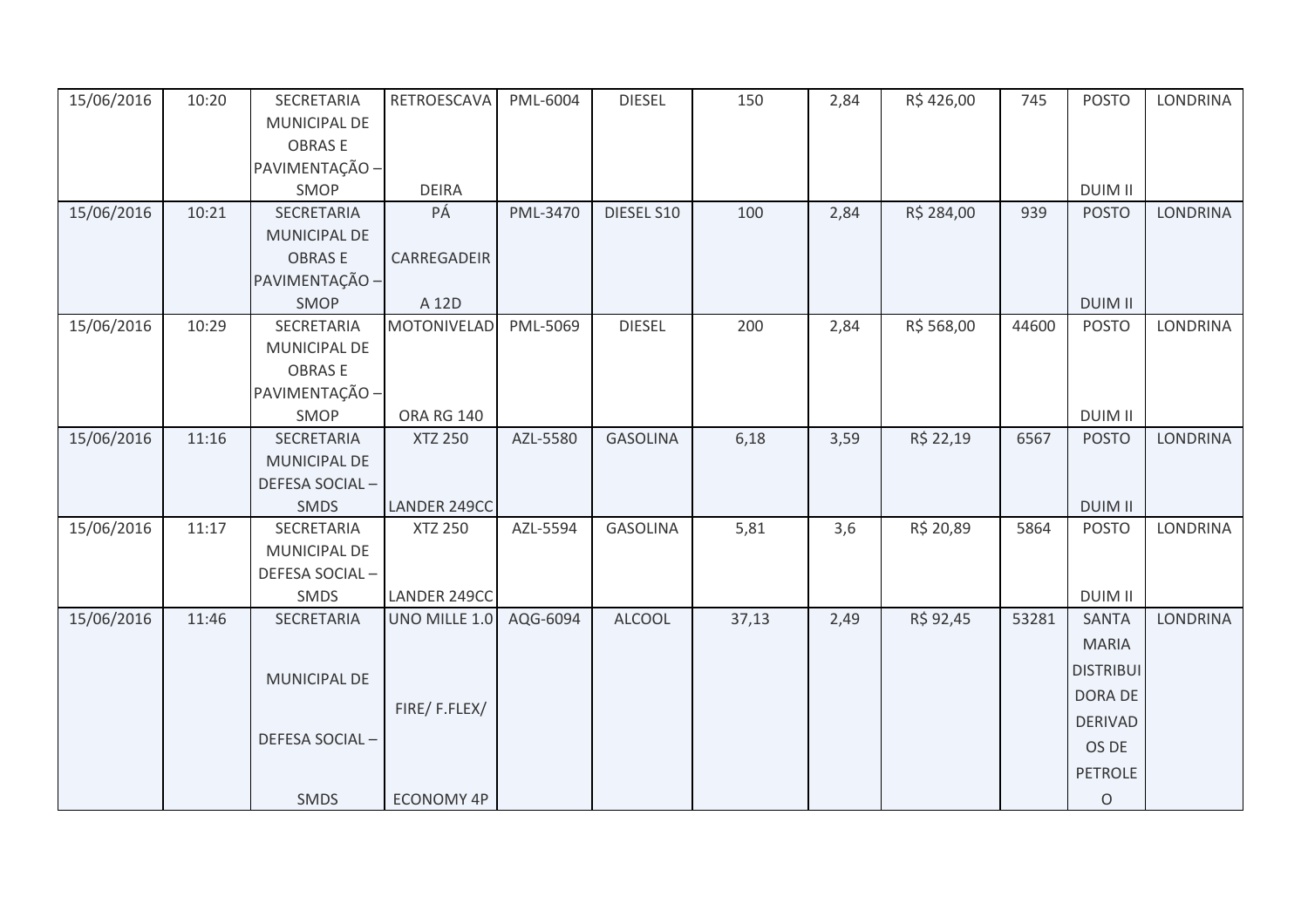| 15/06/2016 | 10:20 | SECRETARIA MUNICIPAL DE OBRAS E PAVIMENTAÇÃO – SMOP | RETROESCAVADEIRA | PML-6004 | DIESEL | 150 | 2,84 | R$ 426,00 | 745 | POSTO DUIM II | LONDRINA |
|---|---|---|---|---|---|---|---|---|---|---|---|
| 15/06/2016 | 10:21 | SECRETARIA MUNICIPAL DE OBRAS E PAVIMENTAÇÃO – SMOP | PÁ CARREGADEIRA 12D | PML-3470 | DIESEL S10 | 100 | 2,84 | R$ 284,00 | 939 | POSTO DUIM II | LONDRINA |
| 15/06/2016 | 10:29 | SECRETARIA MUNICIPAL DE OBRAS E PAVIMENTAÇÃO – SMOP | MOTONIVELADORA RG 140 | PML-5069 | DIESEL | 200 | 2,84 | R$ 568,00 | 44600 | POSTO DUIM II | LONDRINA |
| 15/06/2016 | 11:16 | SECRETARIA MUNICIPAL DE DEFESA SOCIAL – SMDS | XTZ 250 LANDER 249CC | AZL-5580 | GASOLINA | 6,18 | 3,59 | R$ 22,19 | 6567 | POSTO DUIM II | LONDRINA |
| 15/06/2016 | 11:17 | SECRETARIA MUNICIPAL DE DEFESA SOCIAL – SMDS | XTZ 250 LANDER 249CC | AZL-5594 | GASOLINA | 5,81 | 3,6 | R$ 20,89 | 5864 | POSTO DUIM II | LONDRINA |
| 15/06/2016 | 11:46 | SECRETARIA MUNICIPAL DE DEFESA SOCIAL – SMDS | UNO MILLE 1.0 FIRE/ F.FLEX/ ECONOMY 4P | AQG-6094 | ALCOOL | 37,13 | 2,49 | R$ 92,45 | 53281 | SANTA MARIA DISTRIBUIDORA DE DERIVADOS DE PETROLEO | LONDRINA |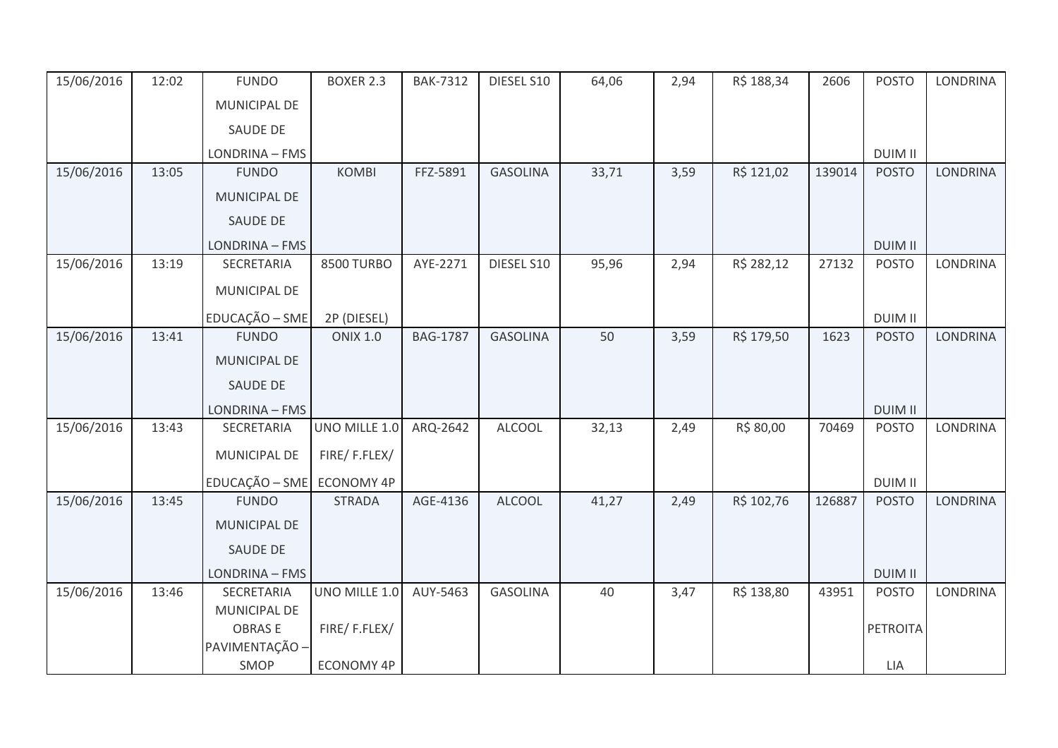| | | | | | | | | | | | |
|---|---|---|---|---|---|---|---|---|---|---|---|
| 15/06/2016 | 12:02 | FUNDO MUNICIPAL DE SAUDE DE LONDRINA – FMS | BOXER 2.3 | BAK-7312 | DIESEL S10 | 64,06 | 2,94 | R$ 188,34 | 2606 | POSTO DUIM II | LONDRINA |
| 15/06/2016 | 13:05 | FUNDO MUNICIPAL DE SAUDE DE LONDRINA – FMS | KOMBI | FFZ-5891 | GASOLINA | 33,71 | 3,59 | R$ 121,02 | 139014 | POSTO DUIM II | LONDRINA |
| 15/06/2016 | 13:19 | SECRETARIA MUNICIPAL DE EDUCAÇÃO – SME | 8500 TURBO 2P (DIESEL) | AYE-2271 | DIESEL S10 | 95,96 | 2,94 | R$ 282,12 | 27132 | POSTO DUIM II | LONDRINA |
| 15/06/2016 | 13:41 | FUNDO MUNICIPAL DE SAUDE DE LONDRINA – FMS | ONIX 1.0 | BAG-1787 | GASOLINA | 50 | 3,59 | R$ 179,50 | 1623 | POSTO DUIM II | LONDRINA |
| 15/06/2016 | 13:43 | SECRETARIA MUNICIPAL DE EDUCAÇÃO – SME | UNO MILLE 1.0 FIRE/ F.FLEX/ ECONOMY 4P | ARQ-2642 | ALCOOL | 32,13 | 2,49 | R$ 80,00 | 70469 | POSTO DUIM II | LONDRINA |
| 15/06/2016 | 13:45 | FUNDO MUNICIPAL DE SAUDE DE LONDRINA – FMS | STRADA | AGE-4136 | ALCOOL | 41,27 | 2,49 | R$ 102,76 | 126887 | POSTO DUIM II | LONDRINA |
| 15/06/2016 | 13:46 | SECRETARIA MUNICIPAL DE OBRAS E PAVIMENTAÇÃO – SMOP | UNO MILLE 1.0 FIRE/ F.FLEX/ ECONOMY 4P | AUY-5463 | GASOLINA | 40 | 3,47 | R$ 138,80 | 43951 | POSTO PETROITALIA | LONDRINA |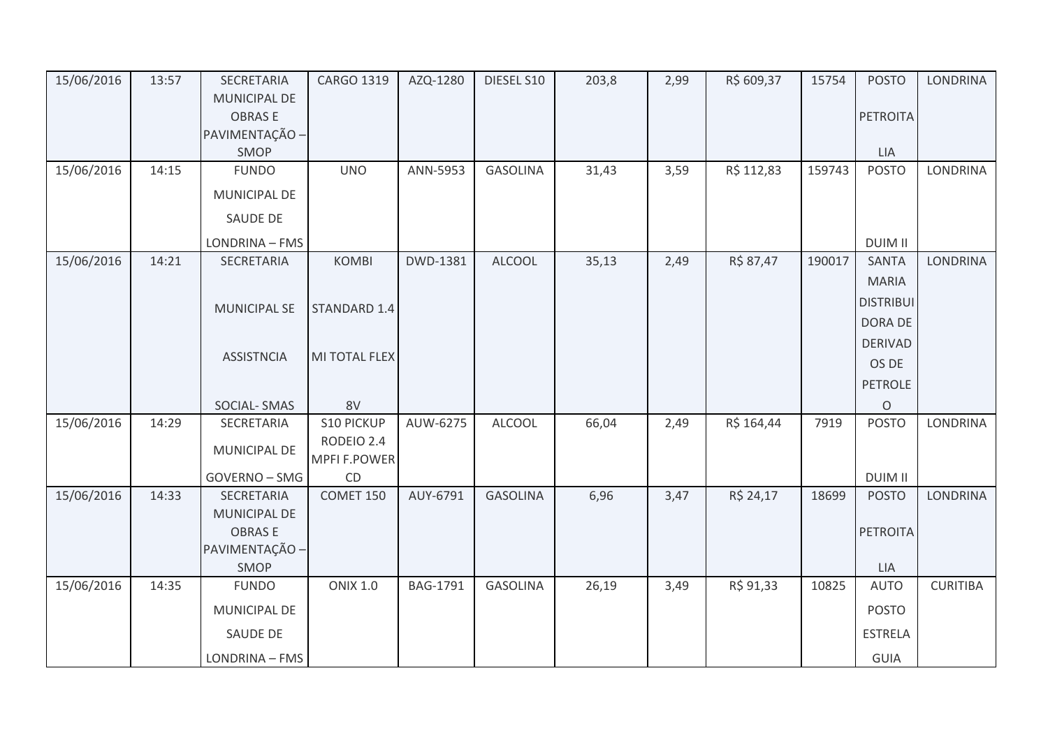| | | | | | | | | | | | |
|---|---|---|---|---|---|---|---|---|---|---|---|
| 15/06/2016 | 13:57 | SECRETARIA MUNICIPAL DE OBRAS E PAVIMENTAÇÃO – SMOP | CARGO 1319 | AZQ-1280 | DIESEL S10 | 203,8 | 2,99 | R$ 609,37 | 15754 | POSTO PETROITALIA | LONDRINA |
| 15/06/2016 | 14:15 | FUNDO MUNICIPAL DE SAUDE DE LONDRINA – FMS | UNO | ANN-5953 | GASOLINA | 31,43 | 3,59 | R$ 112,83 | 159743 | POSTO DUIM II | LONDRINA |
| 15/06/2016 | 14:21 | SECRETARIA MUNICIPAL SE ASSISTNCIA SOCIAL- SMAS | KOMBI STANDARD 1.4 MI TOTAL FLEX 8V | DWD-1381 | ALCOOL | 35,13 | 2,49 | R$ 87,47 | 190017 | SANTA MARIA DISTRIBUIDORA DE DERIVADOS DE PETROLEO | LONDRINA |
| 15/06/2016 | 14:29 | SECRETARIA MUNICIPAL DE GOVERNO – SMG | S10 PICKUP RODEIO 2.4 MPFI F.POWER CD | AUW-6275 | ALCOOL | 66,04 | 2,49 | R$ 164,44 | 7919 | POSTO DUIM II | LONDRINA |
| 15/06/2016 | 14:33 | SECRETARIA MUNICIPAL DE OBRAS E PAVIMENTAÇÃO – SMOP | COMET 150 | AUY-6791 | GASOLINA | 6,96 | 3,47 | R$ 24,17 | 18699 | POSTO PETROITALIA | LONDRINA |
| 15/06/2016 | 14:35 | FUNDO MUNICIPAL DE SAUDE DE LONDRINA – FMS | ONIX 1.0 | BAG-1791 | GASOLINA | 26,19 | 3,49 | R$ 91,33 | 10825 | AUTO POSTO ESTRELA GUIA | CURITIBA |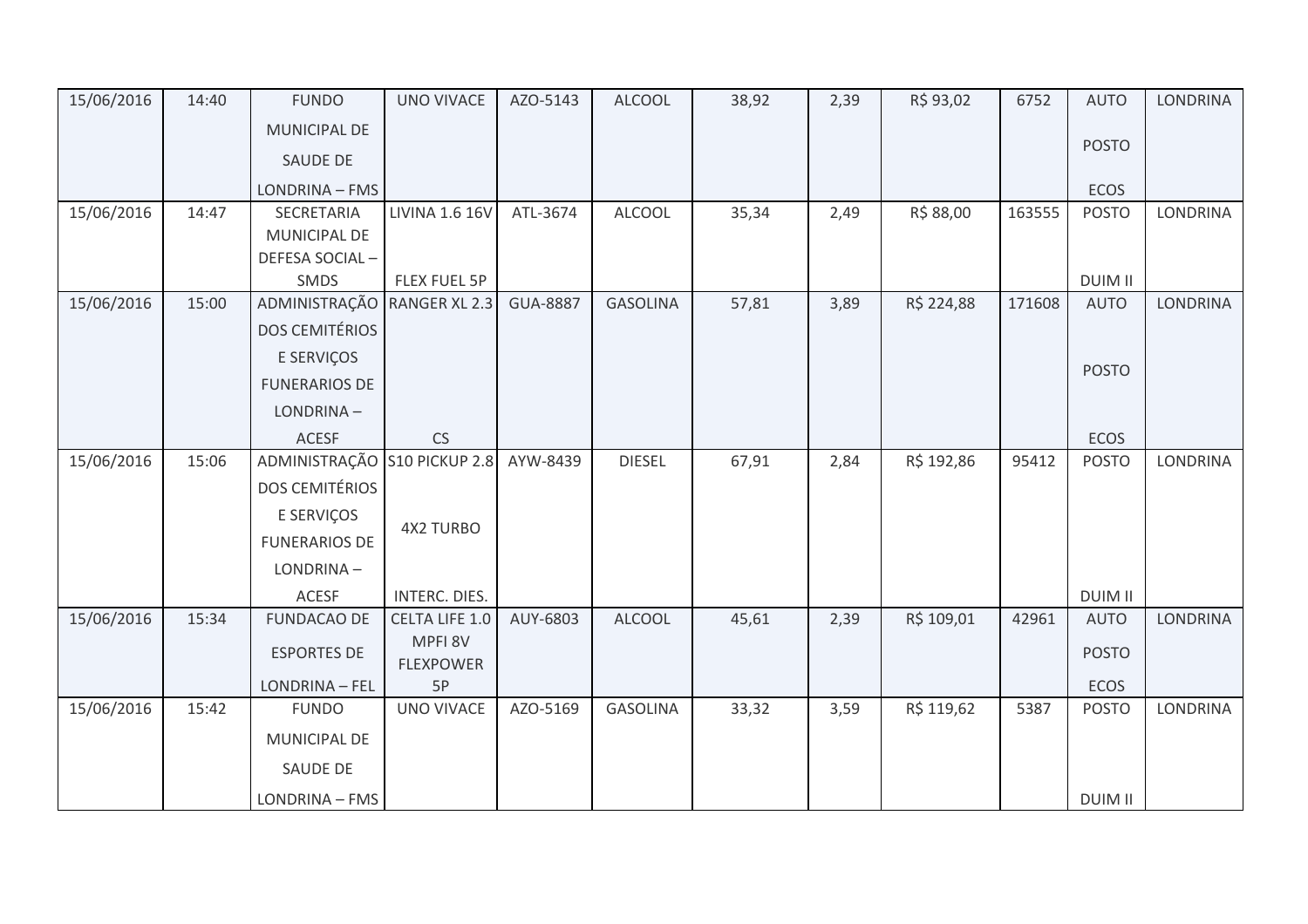| 15/06/2016 | 14:40 | FUNDO MUNICIPAL DE SAUDE DE LONDRINA – FMS | UNO VIVACE | AZO-5143 | ALCOOL | 38,92 | 2,39 | R$ 93,02 | 6752 | AUTO POSTO ECOS | LONDRINA |
|---|---|---|---|---|---|---|---|---|---|---|---|
| 15/06/2016 | 14:47 | SECRETARIA MUNICIPAL DE DEFESA SOCIAL – SMDS | LIVINA 1.6 16V FLEX FUEL 5P | ATL-3674 | ALCOOL | 35,34 | 2,49 | R$ 88,00 | 163555 | POSTO DUIM II | LONDRINA |
| 15/06/2016 | 15:00 | ADMINISTRAÇÃO DOS CEMITÉRIOS E SERVIÇOS FUNERARIOS DE LONDRINA – ACESF | RANGER XL 2.3 CS | GUA-8887 | GASOLINA | 57,81 | 3,89 | R$ 224,88 | 171608 | AUTO POSTO ECOS | LONDRINA |
| 15/06/2016 | 15:06 | ADMINISTRAÇÃO DOS CEMITÉRIOS E SERVIÇOS FUNERARIOS DE LONDRINA – ACESF | S10 PICKUP 2.8 4X2 TURBO INTERC. DIES. | AYW-8439 | DIESEL | 67,91 | 2,84 | R$ 192,86 | 95412 | POSTO DUIM II | LONDRINA |
| 15/06/2016 | 15:34 | FUNDACAO DE ESPORTES DE LONDRINA – FEL | CELTA LIFE 1.0 MPFI 8V FLEXPOWER 5P | AUY-6803 | ALCOOL | 45,61 | 2,39 | R$ 109,01 | 42961 | AUTO POSTO ECOS | LONDRINA |
| 15/06/2016 | 15:42 | FUNDO MUNICIPAL DE SAUDE DE LONDRINA – FMS | UNO VIVACE | AZO-5169 | GASOLINA | 33,32 | 3,59 | R$ 119,62 | 5387 | POSTO DUIM II | LONDRINA |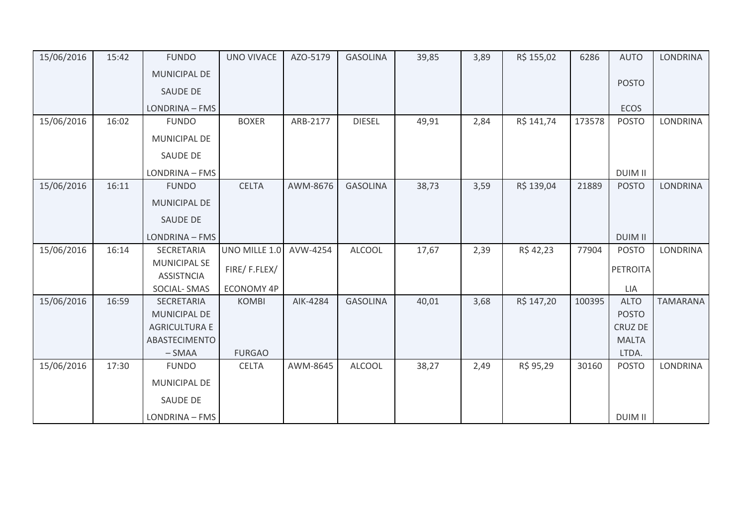| 15/06/2016 | 15:42 | FUNDO MUNICIPAL DE SAUDE DE LONDRINA – FMS | UNO VIVACE | AZO-5179 | GASOLINA | 39,85 | 3,89 | R$ 155,02 | 6286 | AUTO POSTO ECOS | LONDRINA |
|---|---|---|---|---|---|---|---|---|---|---|---|
| 15/06/2016 | 16:02 | FUNDO MUNICIPAL DE SAUDE DE LONDRINA – FMS | BOXER | ARB-2177 | DIESEL | 49,91 | 2,84 | R$ 141,74 | 173578 | POSTO DUIM II | LONDRINA |
| 15/06/2016 | 16:11 | FUNDO MUNICIPAL DE SAUDE DE LONDRINA – FMS | CELTA | AWM-8676 | GASOLINA | 38,73 | 3,59 | R$ 139,04 | 21889 | POSTO DUIM II | LONDRINA |
| 15/06/2016 | 16:14 | SECRETARIA MUNICIPAL SE ASSISTNCIA SOCIAL- SMAS | UNO MILLE 1.0 FIRE/ F.FLEX/ ECONOMY 4P | AVW-4254 | ALCOOL | 17,67 | 2,39 | R$ 42,23 | 77904 | POSTO PETROITA LIA | LONDRINA |
| 15/06/2016 | 16:59 | SECRETARIA MUNICIPAL DE AGRICULTURA E ABASTECIMENTO – SMAA | KOMBI FURGAO | AIK-4284 | GASOLINA | 40,01 | 3,68 | R$ 147,20 | 100395 | ALTO POSTO CRUZ DE MALTA LTDA. | TAMARANA |
| 15/06/2016 | 17:30 | FUNDO MUNICIPAL DE SAUDE DE LONDRINA – FMS | CELTA | AWM-8645 | ALCOOL | 38,27 | 2,49 | R$ 95,29 | 30160 | POSTO DUIM II | LONDRINA |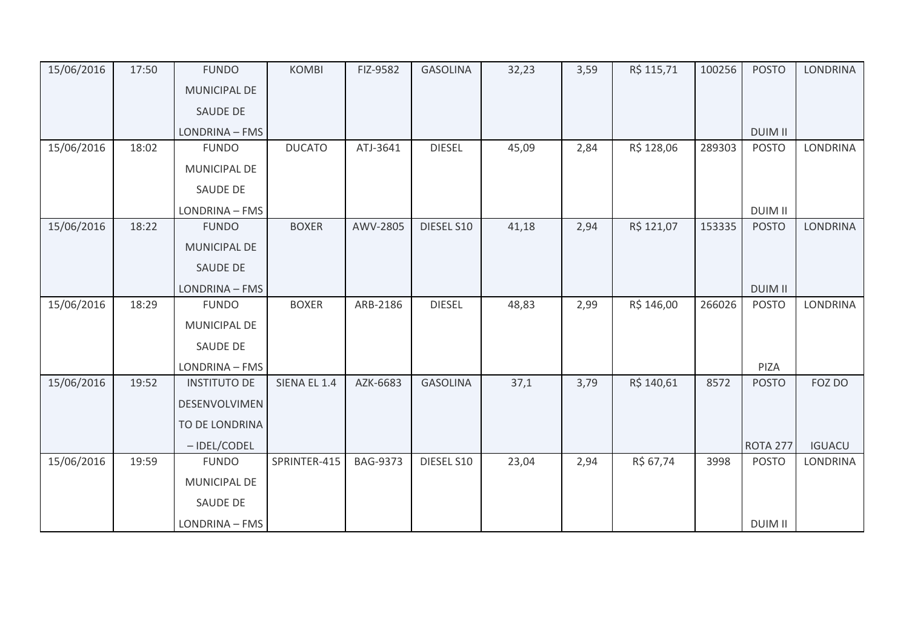| | | | | | | | | | | | |
|---|---|---|---|---|---|---|---|---|---|---|---|
| 15/06/2016 | 17:50 | FUNDO MUNICIPAL DE SAUDE DE LONDRINA – FMS | KOMBI | FIZ-9582 | GASOLINA | 32,23 | 3,59 | R$ 115,71 | 100256 | POSTO DUIM II | LONDRINA |
| 15/06/2016 | 18:02 | FUNDO MUNICIPAL DE SAUDE DE LONDRINA – FMS | DUCATO | ATJ-3641 | DIESEL | 45,09 | 2,84 | R$ 128,06 | 289303 | POSTO DUIM II | LONDRINA |
| 15/06/2016 | 18:22 | FUNDO MUNICIPAL DE SAUDE DE LONDRINA – FMS | BOXER | AWV-2805 | DIESEL S10 | 41,18 | 2,94 | R$ 121,07 | 153335 | POSTO DUIM II | LONDRINA |
| 15/06/2016 | 18:29 | FUNDO MUNICIPAL DE SAUDE DE LONDRINA – FMS | BOXER | ARB-2186 | DIESEL | 48,83 | 2,99 | R$ 146,00 | 266026 | POSTO PIZA | LONDRINA |
| 15/06/2016 | 19:52 | INSTITUTO DE DESENVOLVIMENTO DE LONDRINA – IDEL/CODEL | SIENA EL 1.4 | AZK-6683 | GASOLINA | 37,1 | 3,79 | R$ 140,61 | 8572 | POSTO ROTA 277 | FOZ DO IGUACU |
| 15/06/2016 | 19:59 | FUNDO MUNICIPAL DE SAUDE DE LONDRINA – FMS | SPRINTER-415 | BAG-9373 | DIESEL S10 | 23,04 | 2,94 | R$ 67,74 | 3998 | POSTO DUIM II | LONDRINA |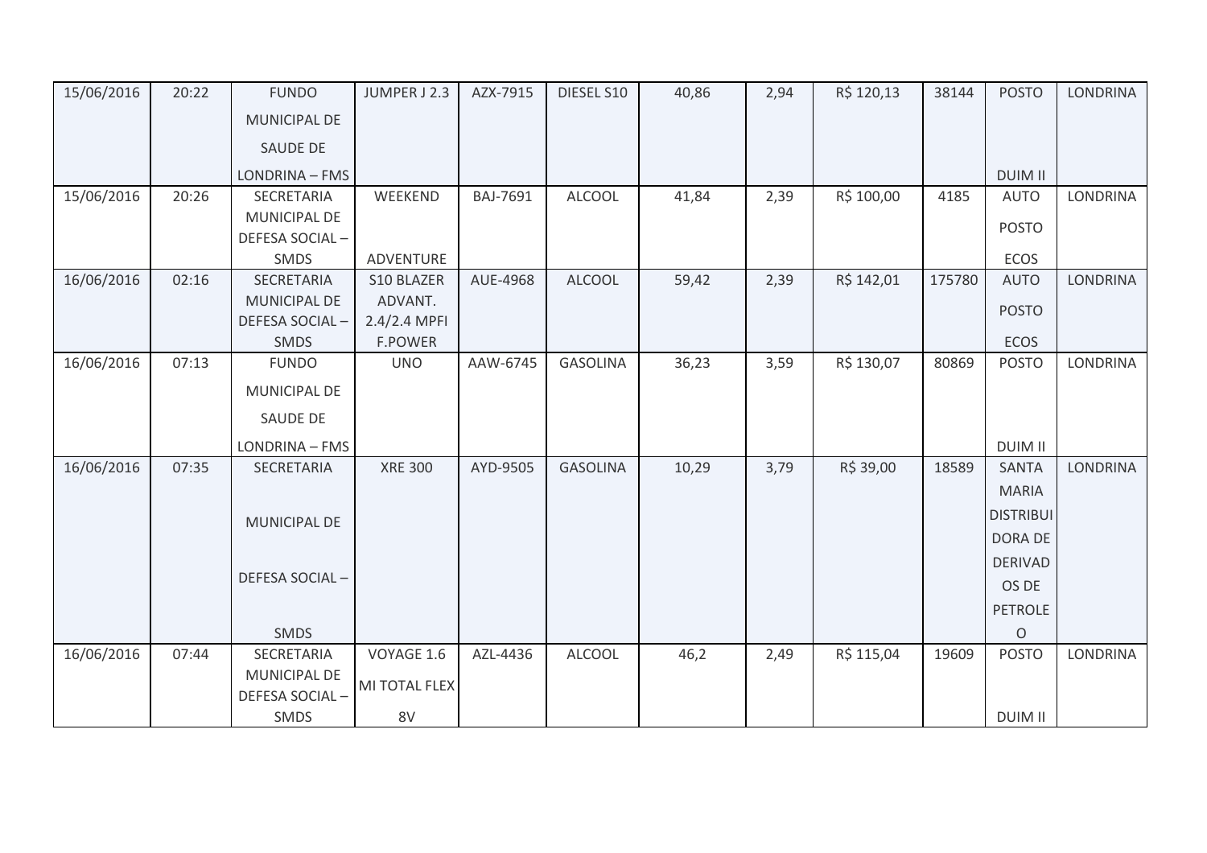| 15/06/2016 | 20:22 | FUNDO MUNICIPAL DE SAUDE DE LONDRINA – FMS | JUMPER J 2.3 | AZX-7915 | DIESEL S10 | 40,86 | 2,94 | R$ 120,13 | 38144 | POSTO DUIM II | LONDRINA |
|---|---|---|---|---|---|---|---|---|---|---|---|
| 15/06/2016 | 20:26 | SECRETARIA MUNICIPAL DE DEFESA SOCIAL – SMDS | WEEKEND ADVENTURE | BAJ-7691 | ALCOOL | 41,84 | 2,39 | R$ 100,00 | 4185 | AUTO POSTO ECOS | LONDRINA |
| 16/06/2016 | 02:16 | SECRETARIA MUNICIPAL DE DEFESA SOCIAL – SMDS | S10 BLAZER ADVANT. 2.4/2.4 MPFI F.POWER | AUE-4968 | ALCOOL | 59,42 | 2,39 | R$ 142,01 | 175780 | AUTO POSTO ECOS | LONDRINA |
| 16/06/2016 | 07:13 | FUNDO MUNICIPAL DE SAUDE DE LONDRINA – FMS | UNO | AAW-6745 | GASOLINA | 36,23 | 3,59 | R$ 130,07 | 80869 | POSTO DUIM II | LONDRINA |
| 16/06/2016 | 07:35 | SECRETARIA MUNICIPAL DE DEFESA SOCIAL – SMDS | XRE 300 | AYD-9505 | GASOLINA | 10,29 | 3,79 | R$ 39,00 | 18589 | SANTA MARIA DISTRIBUIDORA DE DERIVADOS DE PETROLEO | LONDRINA |
| 16/06/2016 | 07:44 | SECRETARIA MUNICIPAL DE DEFESA SOCIAL – SMDS | VOYAGE 1.6 MI TOTAL FLEX 8V | AZL-4436 | ALCOOL | 46,2 | 2,49 | R$ 115,04 | 19609 | POSTO DUIM II | LONDRINA |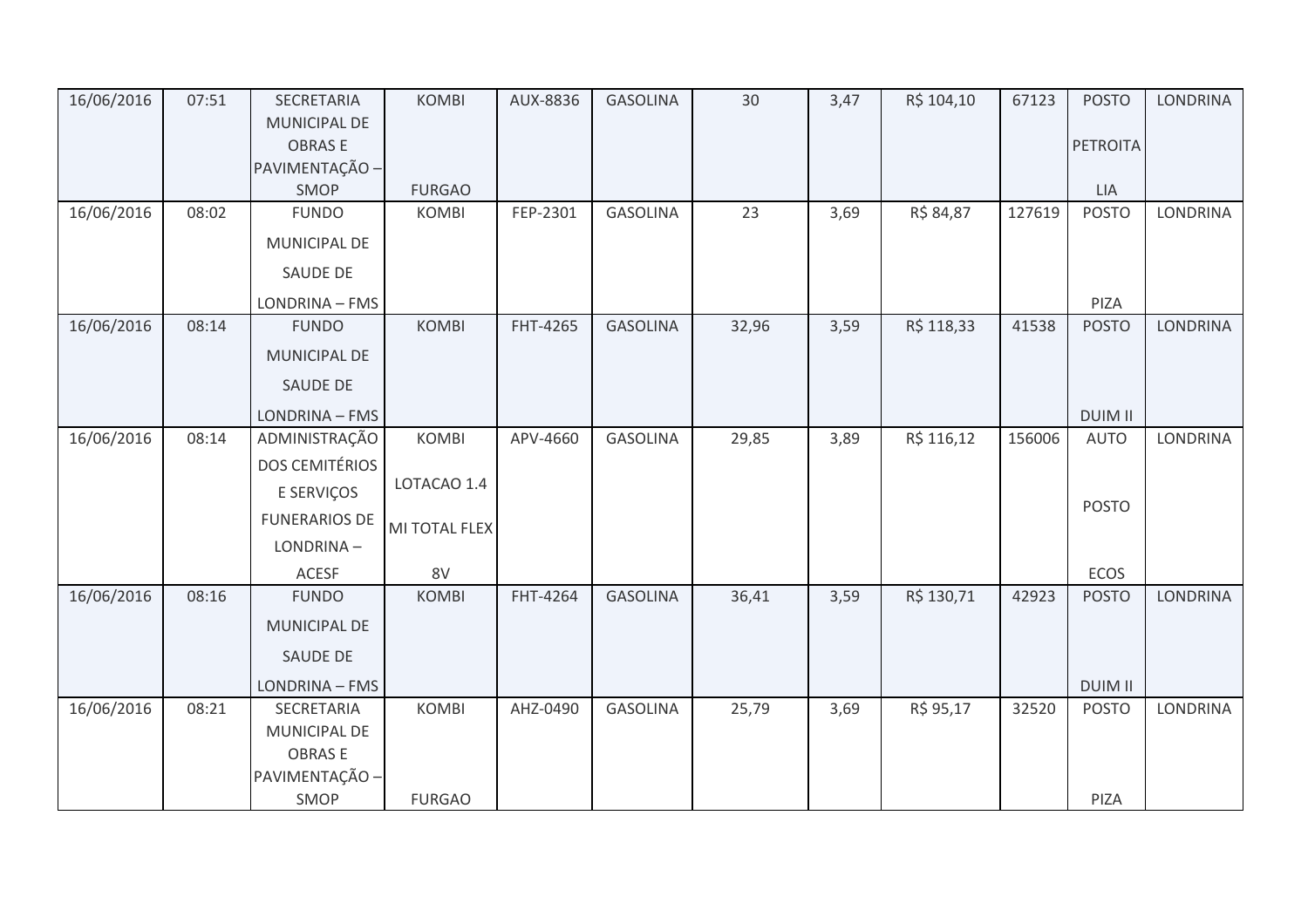| 16/06/2016 | 07:51 | SECRETARIA MUNICIPAL DE OBRAS E PAVIMENTAÇÃO – SMOP | KOMBI FURGAO | AUX-8836 | GASOLINA | 30 | 3,47 | R$ 104,10 | 67123 | POSTO PETROITALIA | LONDRINA |
|---|---|---|---|---|---|---|---|---|---|---|---|
| 16/06/2016 | 08:02 | FUNDO MUNICIPAL DE SAUDE DE LONDRINA – FMS | KOMBI | FEP-2301 | GASOLINA | 23 | 3,69 | R$ 84,87 | 127619 | POSTO PIZA | LONDRINA |
| 16/06/2016 | 08:14 | FUNDO MUNICIPAL DE SAUDE DE LONDRINA – FMS | KOMBI | FHT-4265 | GASOLINA | 32,96 | 3,59 | R$ 118,33 | 41538 | POSTO DUIM II | LONDRINA |
| 16/06/2016 | 08:14 | ADMINISTRAÇÃO DOS CEMITÉRIOS E SERVIÇOS FUNERARIOS DE LONDRINA – ACESF | KOMBI LOTACAO 1.4 MI TOTAL FLEX 8V | APV-4660 | GASOLINA | 29,85 | 3,89 | R$ 116,12 | 156006 | AUTO POSTO ECOS | LONDRINA |
| 16/06/2016 | 08:16 | FUNDO MUNICIPAL DE SAUDE DE LONDRINA – FMS | KOMBI | FHT-4264 | GASOLINA | 36,41 | 3,59 | R$ 130,71 | 42923 | POSTO DUIM II | LONDRINA |
| 16/06/2016 | 08:21 | SECRETARIA MUNICIPAL DE OBRAS E PAVIMENTAÇÃO – SMOP | KOMBI FURGAO | AHZ-0490 | GASOLINA | 25,79 | 3,69 | R$ 95,17 | 32520 | POSTO PIZA | LONDRINA |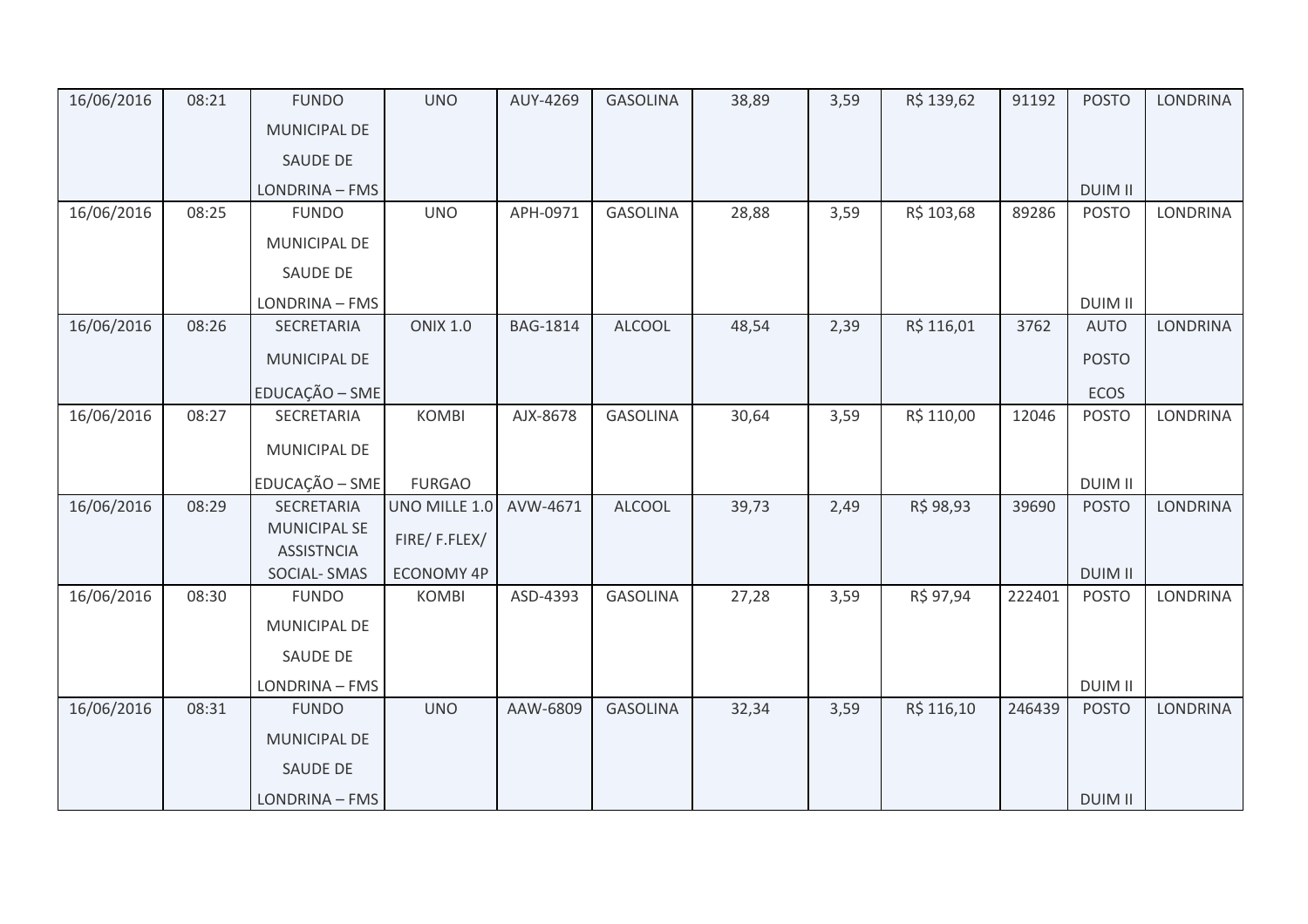| | | | | | | | | | | | |
|---|---|---|---|---|---|---|---|---|---|---|---|
| 16/06/2016 | 08:21 | FUNDO MUNICIPAL DE SAUDE DE LONDRINA – FMS | UNO | AUY-4269 | GASOLINA | 38,89 | 3,59 | R$ 139,62 | 91192 | POSTO DUIM II | LONDRINA |
| 16/06/2016 | 08:25 | FUNDO MUNICIPAL DE SAUDE DE LONDRINA – FMS | UNO | APH-0971 | GASOLINA | 28,88 | 3,59 | R$ 103,68 | 89286 | POSTO DUIM II | LONDRINA |
| 16/06/2016 | 08:26 | SECRETARIA MUNICIPAL DE EDUCAÇÃO – SME | ONIX 1.0 | BAG-1814 | ALCOOL | 48,54 | 2,39 | R$ 116,01 | 3762 | AUTO POSTO ECOS | LONDRINA |
| 16/06/2016 | 08:27 | SECRETARIA MUNICIPAL DE EDUCAÇÃO – SME | KOMBI FURGAO | AJX-8678 | GASOLINA | 30,64 | 3,59 | R$ 110,00 | 12046 | POSTO DUIM II | LONDRINA |
| 16/06/2016 | 08:29 | SECRETARIA MUNICIPAL SE ASSISTNCIA SOCIAL- SMAS | UNO MILLE 1.0 FIRE/ F.FLEX/ ECONOMY 4P | AVW-4671 | ALCOOL | 39,73 | 2,49 | R$ 98,93 | 39690 | POSTO DUIM II | LONDRINA |
| 16/06/2016 | 08:30 | FUNDO MUNICIPAL DE SAUDE DE LONDRINA – FMS | KOMBI | ASD-4393 | GASOLINA | 27,28 | 3,59 | R$ 97,94 | 222401 | POSTO DUIM II | LONDRINA |
| 16/06/2016 | 08:31 | FUNDO MUNICIPAL DE SAUDE DE LONDRINA – FMS | UNO | AAW-6809 | GASOLINA | 32,34 | 3,59 | R$ 116,10 | 246439 | POSTO DUIM II | LONDRINA |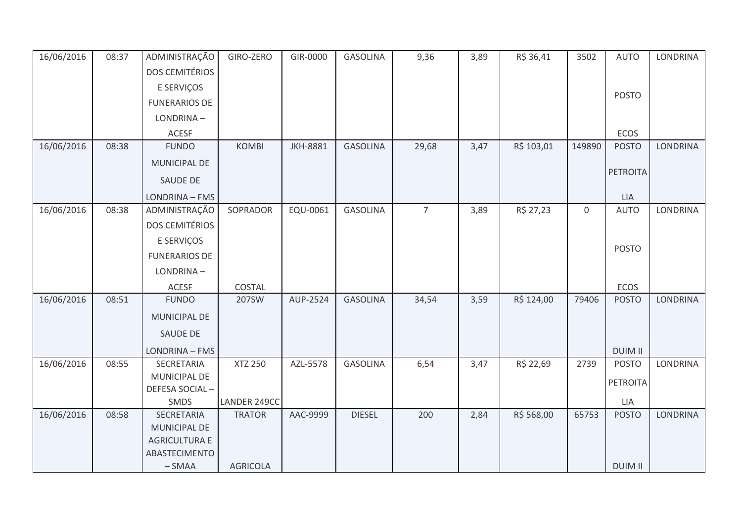| 16/06/2016 | 08:37 | ADMINISTRAÇÃO DOS CEMITÉRIOS E SERVIÇOS FUNERARIOS DE LONDRINA – ACESF | GIRO-ZERO | GIR-0000 | GASOLINA | 9,36 | 3,89 | R$ 36,41 | 3502 | AUTO POSTO ECOS | LONDRINA |
|---|---|---|---|---|---|---|---|---|---|---|---|
| 16/06/2016 | 08:38 | FUNDO MUNICIPAL DE SAUDE DE LONDRINA – FMS | KOMBI | JKH-8881 | GASOLINA | 29,68 | 3,47 | R$ 103,01 | 149890 | POSTO PETROITALIA | LONDRINA |
| 16/06/2016 | 08:38 | ADMINISTRAÇÃO DOS CEMITÉRIOS E SERVIÇOS FUNERARIOS DE LONDRINA – ACESF | SOPRADOR COSTAL | EQU-0061 | GASOLINA | 7 | 3,89 | R$ 27,23 | 0 | AUTO POSTO ECOS | LONDRINA |
| 16/06/2016 | 08:51 | FUNDO MUNICIPAL DE SAUDE DE LONDRINA – FMS | 207SW | AUP-2524 | GASOLINA | 34,54 | 3,59 | R$ 124,00 | 79406 | POSTO DUIM II | LONDRINA |
| 16/06/2016 | 08:55 | SECRETARIA MUNICIPAL DE DEFESA SOCIAL – SMDS | XTZ 250 LANDER 249CC | AZL-5578 | GASOLINA | 6,54 | 3,47 | R$ 22,69 | 2739 | POSTO PETROITALIA | LONDRINA |
| 16/06/2016 | 08:58 | SECRETARIA MUNICIPAL DE AGRICULTURA E ABASTECIMENTO – SMAA | TRATOR AGRICOLA | AAC-9999 | DIESEL | 200 | 2,84 | R$ 568,00 | 65753 | POSTO DUIM II | LONDRINA |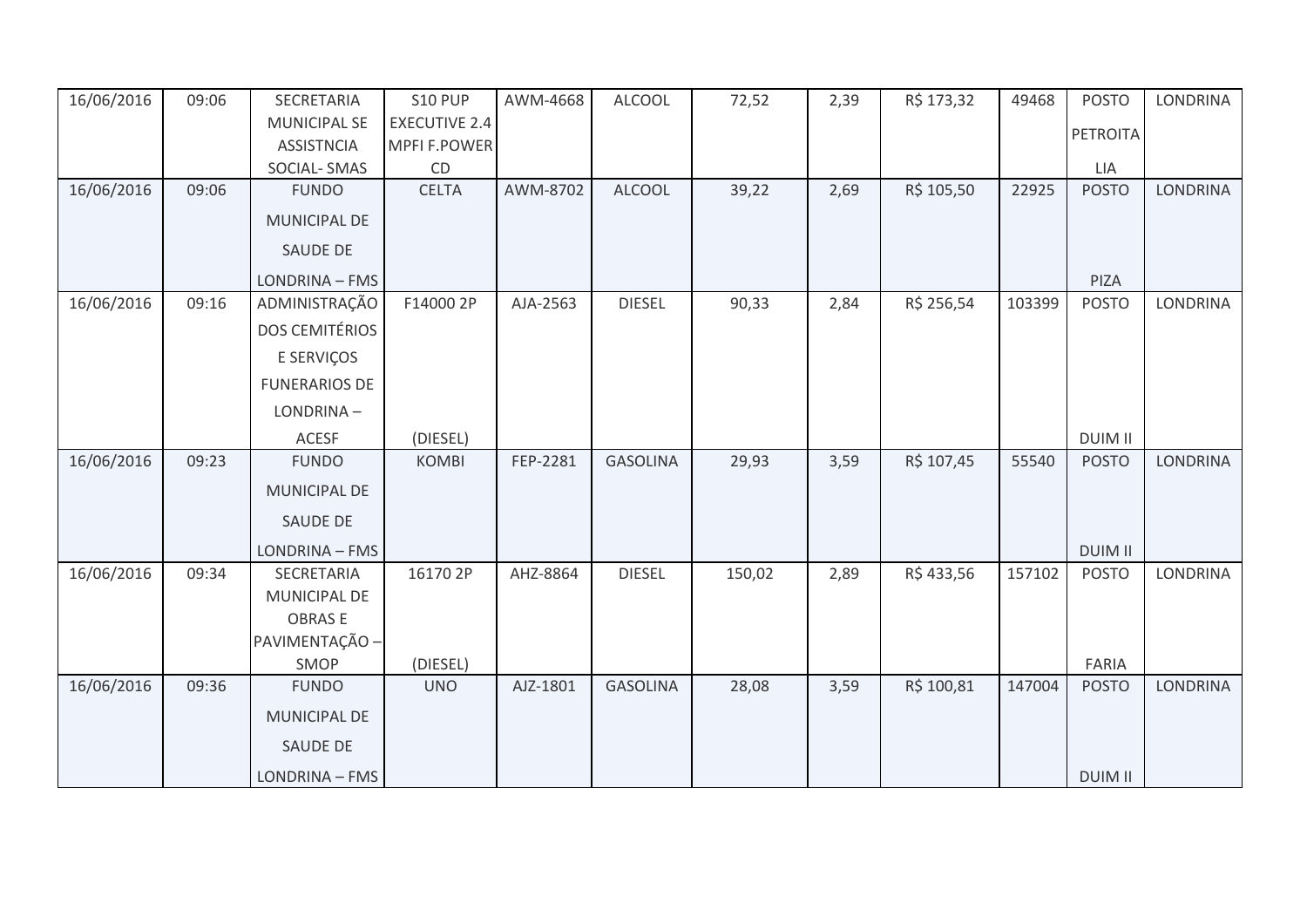| | | | | | | | | | | | |
|---|---|---|---|---|---|---|---|---|---|---|---|
| 16/06/2016 | 09:06 | SECRETARIA MUNICIPAL SE ASSISTNCIA SOCIAL- SMAS | S10 PUP EXECUTIVE 2.4 MPFI F.POWER CD | AWM-4668 | ALCOOL | 72,52 | 2,39 | R$ 173,32 | 49468 | POSTO PETROITA LIA | LONDRINA |
| 16/06/2016 | 09:06 | FUNDO MUNICIPAL DE SAUDE DE LONDRINA – FMS | CELTA | AWM-8702 | ALCOOL | 39,22 | 2,69 | R$ 105,50 | 22925 | POSTO PIZA | LONDRINA |
| 16/06/2016 | 09:16 | ADMINISTRAÇÃO DOS CEMITÉRIOS E SERVIÇOS FUNERARIOS DE LONDRINA – ACESF | F14000 2P (DIESEL) | AJA-2563 | DIESEL | 90,33 | 2,84 | R$ 256,54 | 103399 | POSTO DUIM II | LONDRINA |
| 16/06/2016 | 09:23 | FUNDO MUNICIPAL DE SAUDE DE LONDRINA – FMS | KOMBI | FEP-2281 | GASOLINA | 29,93 | 3,59 | R$ 107,45 | 55540 | POSTO DUIM II | LONDRINA |
| 16/06/2016 | 09:34 | SECRETARIA MUNICIPAL DE OBRAS E PAVIMENTAÇÃO – SMOP | 16170 2P (DIESEL) | AHZ-8864 | DIESEL | 150,02 | 2,89 | R$ 433,56 | 157102 | POSTO FARIA | LONDRINA |
| 16/06/2016 | 09:36 | FUNDO MUNICIPAL DE SAUDE DE LONDRINA – FMS | UNO | AJZ-1801 | GASOLINA | 28,08 | 3,59 | R$ 100,81 | 147004 | POSTO DUIM II | LONDRINA |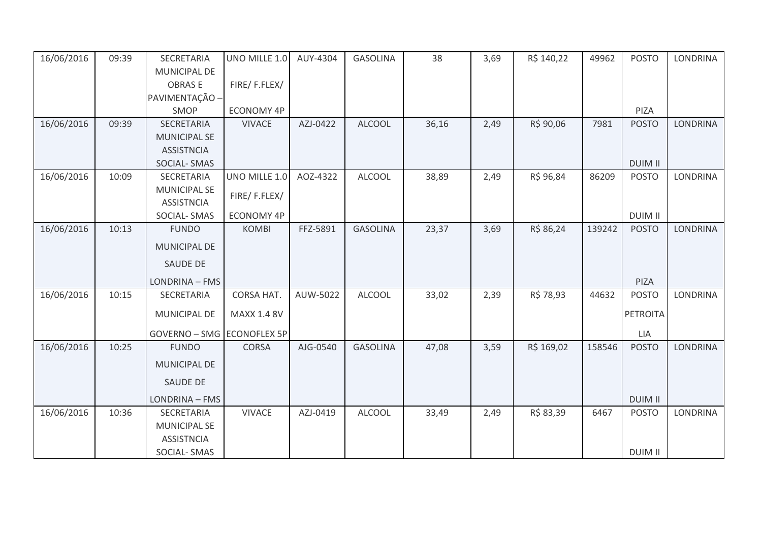| 16/06/2016 | 09:39 | SECRETARIA MUNICIPAL DE OBRAS E PAVIMENTAÇÃO – SMOP | UNO MILLE 1.0 FIRE/ F.FLEX/ ECONOMY 4P | AUY-4304 | GASOLINA | 38 | 3,69 | R$ 140,22 | 49962 | POSTO PIZA | LONDRINA |
|---|---|---|---|---|---|---|---|---|---|---|---|
| 16/06/2016 | 09:39 | SECRETARIA MUNICIPAL SE ASSISTNCIA SOCIAL- SMAS | VIVACE | AZJ-0422 | ALCOOL | 36,16 | 2,49 | R$ 90,06 | 7981 | POSTO DUIM II | LONDRINA |
| 16/06/2016 | 10:09 | SECRETARIA MUNICIPAL SE ASSISTNCIA SOCIAL- SMAS | UNO MILLE 1.0 FIRE/ F.FLEX/ ECONOMY 4P | AOZ-4322 | ALCOOL | 38,89 | 2,49 | R$ 96,84 | 86209 | POSTO DUIM II | LONDRINA |
| 16/06/2016 | 10:13 | FUNDO MUNICIPAL DE SAUDE DE LONDRINA – FMS | KOMBI | FFZ-5891 | GASOLINA | 23,37 | 3,69 | R$ 86,24 | 139242 | POSTO PIZA | LONDRINA |
| 16/06/2016 | 10:15 | SECRETARIA MUNICIPAL DE GOVERNO – SMG | CORSA HAT. MAXX 1.4 8V ECONOFLEX 5P | AUW-5022 | ALCOOL | 33,02 | 2,39 | R$ 78,93 | 44632 | POSTO PETROITA LIA | LONDRINA |
| 16/06/2016 | 10:25 | FUNDO MUNICIPAL DE SAUDE DE LONDRINA – FMS | CORSA | AJG-0540 | GASOLINA | 47,08 | 3,59 | R$ 169,02 | 158546 | POSTO DUIM II | LONDRINA |
| 16/06/2016 | 10:36 | SECRETARIA MUNICIPAL SE ASSISTNCIA SOCIAL- SMAS | VIVACE | AZJ-0419 | ALCOOL | 33,49 | 2,49 | R$ 83,39 | 6467 | POSTO DUIM II | LONDRINA |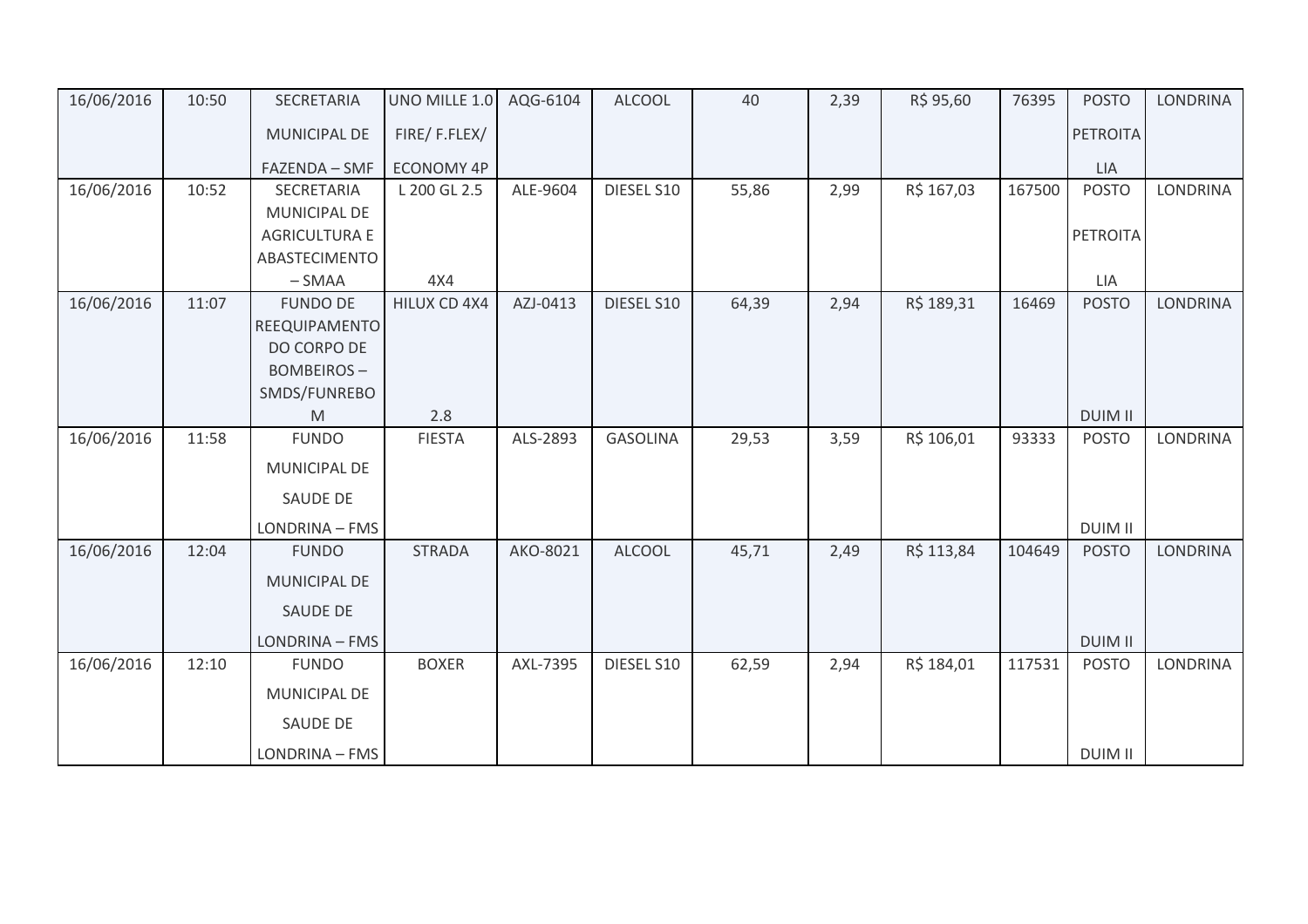| | | | | | | | | | | | |
|---|---|---|---|---|---|---|---|---|---|---|---|
| 16/06/2016 | 10:50 | SECRETARIA MUNICIPAL DE FAZENDA – SMF | UNO MILLE 1.0 FIRE/ F.FLEX/ ECONOMY 4P | AQG-6104 | ALCOOL | 40 | 2,39 | R$ 95,60 | 76395 | POSTO PETROITALIA | LONDRINA |
| 16/06/2016 | 10:52 | SECRETARIA MUNICIPAL DE AGRICULTURA E ABASTECIMENTO – SMAA | L 200 GL 2.5 4X4 | ALE-9604 | DIESEL S10 | 55,86 | 2,99 | R$ 167,03 | 167500 | POSTO PETROITALIA | LONDRINA |
| 16/06/2016 | 11:07 | FUNDO DE REEQUIPAMENTO DO CORPO DE BOMBEIROS – SMDS/FUNREBOM | HILUX CD 4X4 2.8 | AZJ-0413 | DIESEL S10 | 64,39 | 2,94 | R$ 189,31 | 16469 | POSTO DUIM II | LONDRINA |
| 16/06/2016 | 11:58 | FUNDO MUNICIPAL DE SAUDE DE LONDRINA – FMS | FIESTA | ALS-2893 | GASOLINA | 29,53 | 3,59 | R$ 106,01 | 93333 | POSTO DUIM II | LONDRINA |
| 16/06/2016 | 12:04 | FUNDO MUNICIPAL DE SAUDE DE LONDRINA – FMS | STRADA | AKO-8021 | ALCOOL | 45,71 | 2,49 | R$ 113,84 | 104649 | POSTO DUIM II | LONDRINA |
| 16/06/2016 | 12:10 | FUNDO MUNICIPAL DE SAUDE DE LONDRINA – FMS | BOXER | AXL-7395 | DIESEL S10 | 62,59 | 2,94 | R$ 184,01 | 117531 | POSTO DUIM II | LONDRINA |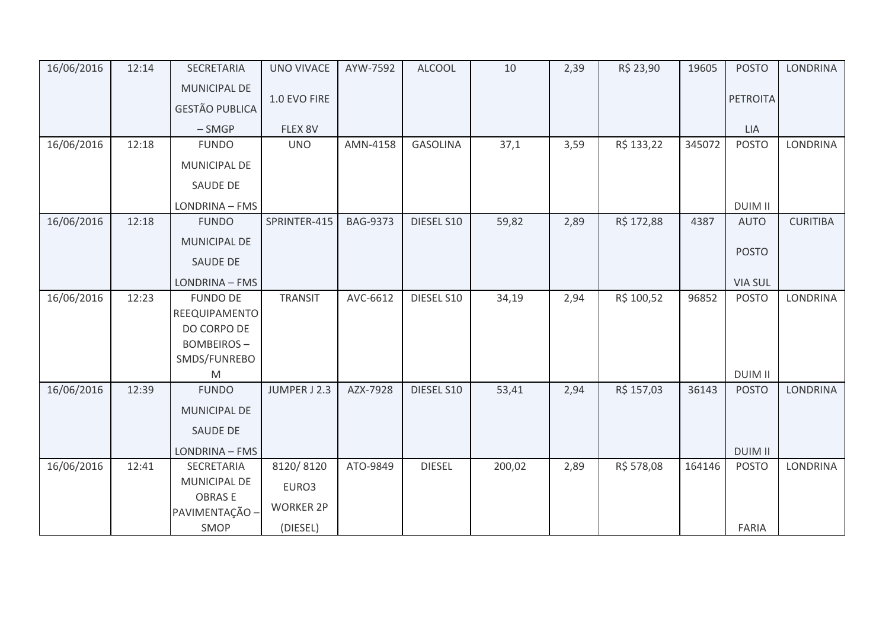| | | | | | | | | | | | |
|---|---|---|---|---|---|---|---|---|---|---|---|
| 16/06/2016 | 12:14 | SECRETARIA MUNICIPAL DE GESTÃO PUBLICA – SMGP | UNO VIVACE 1.0 EVO FIRE FLEX 8V | AYW-7592 | ALCOOL | 10 | 2,39 | R$ 23,90 | 19605 | POSTO PETROITALIA | LONDRINA |
| 16/06/2016 | 12:18 | FUNDO MUNICIPAL DE SAUDE DE LONDRINA – FMS | UNO | AMN-4158 | GASOLINA | 37,1 | 3,59 | R$ 133,22 | 345072 | POSTO DUIM II | LONDRINA |
| 16/06/2016 | 12:18 | FUNDO MUNICIPAL DE SAUDE DE LONDRINA – FMS | SPRINTER-415 | BAG-9373 | DIESEL S10 | 59,82 | 2,89 | R$ 172,88 | 4387 | AUTO POSTO VIA SUL | CURITIBA |
| 16/06/2016 | 12:23 | FUNDO DE REEQUIPAMENTO DO CORPO DE BOMBEIROS – SMDS/FUNREBOM | TRANSIT | AVC-6612 | DIESEL S10 | 34,19 | 2,94 | R$ 100,52 | 96852 | POSTO DUIM II | LONDRINA |
| 16/06/2016 | 12:39 | FUNDO MUNICIPAL DE SAUDE DE LONDRINA – FMS | JUMPER J 2.3 | AZX-7928 | DIESEL S10 | 53,41 | 2,94 | R$ 157,03 | 36143 | POSTO DUIM II | LONDRINA |
| 16/06/2016 | 12:41 | SECRETARIA MUNICIPAL DE OBRAS E PAVIMENTAÇÃO – SMOP | 8120/ 8120 EURO3 WORKER 2P (DIESEL) | ATO-9849 | DIESEL | 200,02 | 2,89 | R$ 578,08 | 164146 | POSTO FARIA | LONDRINA |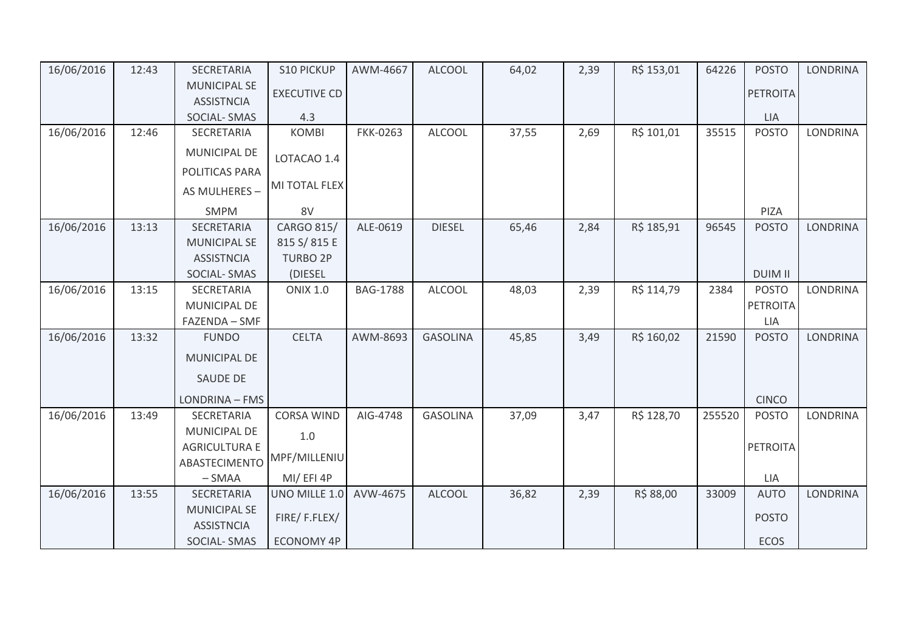| 16/06/2016 | 12:43 | SECRETARIA MUNICIPAL SE ASSISTNCIA SOCIAL- SMAS | S10 PICKUP EXECUTIVE CD 4.3 | AWM-4667 | ALCOOL | 64,02 | 2,39 | R$ 153,01 | 64226 | POSTO PETROITA LIA | LONDRINA |
|---|---|---|---|---|---|---|---|---|---|---|---|
| 16/06/2016 | 12:46 | SECRETARIA MUNICIPAL DE POLITICAS PARA AS MULHERES – SMPM | KOMBI LOTACAO 1.4 MI TOTAL FLEX 8V | FKK-0263 | ALCOOL | 37,55 | 2,69 | R$ 101,01 | 35515 | POSTO PIZA | LONDRINA |
| 16/06/2016 | 13:13 | SECRETARIA MUNICIPAL SE ASSISTNCIA SOCIAL- SMAS | CARGO 815/ 815 S/ 815 E TURBO 2P (DIESEL | ALE-0619 | DIESEL | 65,46 | 2,84 | R$ 185,91 | 96545 | POSTO DUIM II | LONDRINA |
| 16/06/2016 | 13:15 | SECRETARIA MUNICIPAL DE FAZENDA – SMF | ONIX 1.0 | BAG-1788 | ALCOOL | 48,03 | 2,39 | R$ 114,79 | 2384 | POSTO PETROITA LIA | LONDRINA |
| 16/06/2016 | 13:32 | FUNDO MUNICIPAL DE SAUDE DE LONDRINA – FMS | CELTA | AWM-8693 | GASOLINA | 45,85 | 3,49 | R$ 160,02 | 21590 | POSTO CINCO | LONDRINA |
| 16/06/2016 | 13:49 | SECRETARIA MUNICIPAL DE AGRICULTURA E ABASTECIMENTO – SMAA | CORSA WIND 1.0 MPF/MILLENIU MI/ EFI 4P | AIG-4748 | GASOLINA | 37,09 | 3,47 | R$ 128,70 | 255520 | POSTO PETROITA LIA | LONDRINA |
| 16/06/2016 | 13:55 | SECRETARIA MUNICIPAL SE ASSISTNCIA SOCIAL- SMAS | UNO MILLE 1.0 FIRE/ F.FLEX/ ECONOMY 4P | AVW-4675 | ALCOOL | 36,82 | 2,39 | R$ 88,00 | 33009 | AUTO POSTO ECOS | LONDRINA |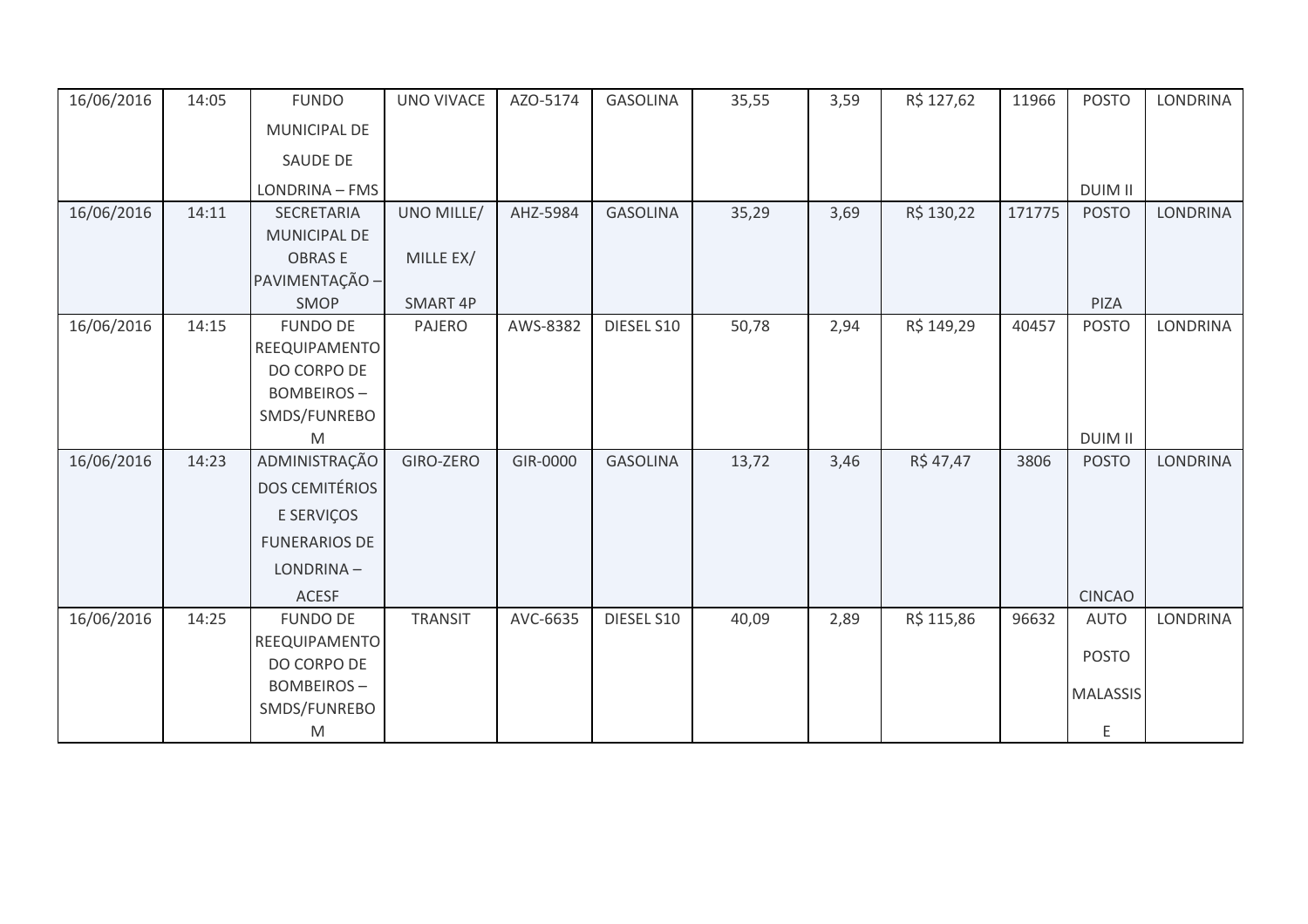| | | | | | | | | | | | |
|---|---|---|---|---|---|---|---|---|---|---|---|
| 16/06/2016 | 14:05 | FUNDO MUNICIPAL DE SAUDE DE LONDRINA – FMS | UNO VIVACE | AZO-5174 | GASOLINA | 35,55 | 3,59 | R$ 127,62 | 11966 | POSTO DUIM II | LONDRINA |
| 16/06/2016 | 14:11 | SECRETARIA MUNICIPAL DE OBRAS E PAVIMENTAÇÃO – SMOP | UNO MILLE/ MILLE EX/ SMART 4P | AHZ-5984 | GASOLINA | 35,29 | 3,69 | R$ 130,22 | 171775 | POSTO PIZA | LONDRINA |
| 16/06/2016 | 14:15 | FUNDO DE REEQUIPAMENTO DO CORPO DE BOMBEIROS – SMDS/FUNREBOM | PAJERO | AWS-8382 | DIESEL S10 | 50,78 | 2,94 | R$ 149,29 | 40457 | POSTO DUIM II | LONDRINA |
| 16/06/2016 | 14:23 | ADMINISTRAÇÃO DOS CEMITÉRIOS E SERVIÇOS FUNERARIOS DE LONDRINA – ACESF | GIRO-ZERO | GIR-0000 | GASOLINA | 13,72 | 3,46 | R$ 47,47 | 3806 | POSTO CINCAO | LONDRINA |
| 16/06/2016 | 14:25 | FUNDO DE REEQUIPAMENTO DO CORPO DE BOMBEIROS – SMDS/FUNREBOM | TRANSIT | AVC-6635 | DIESEL S10 | 40,09 | 2,89 | R$ 115,86 | 96632 | AUTO POSTO MALASSISE | LONDRINA |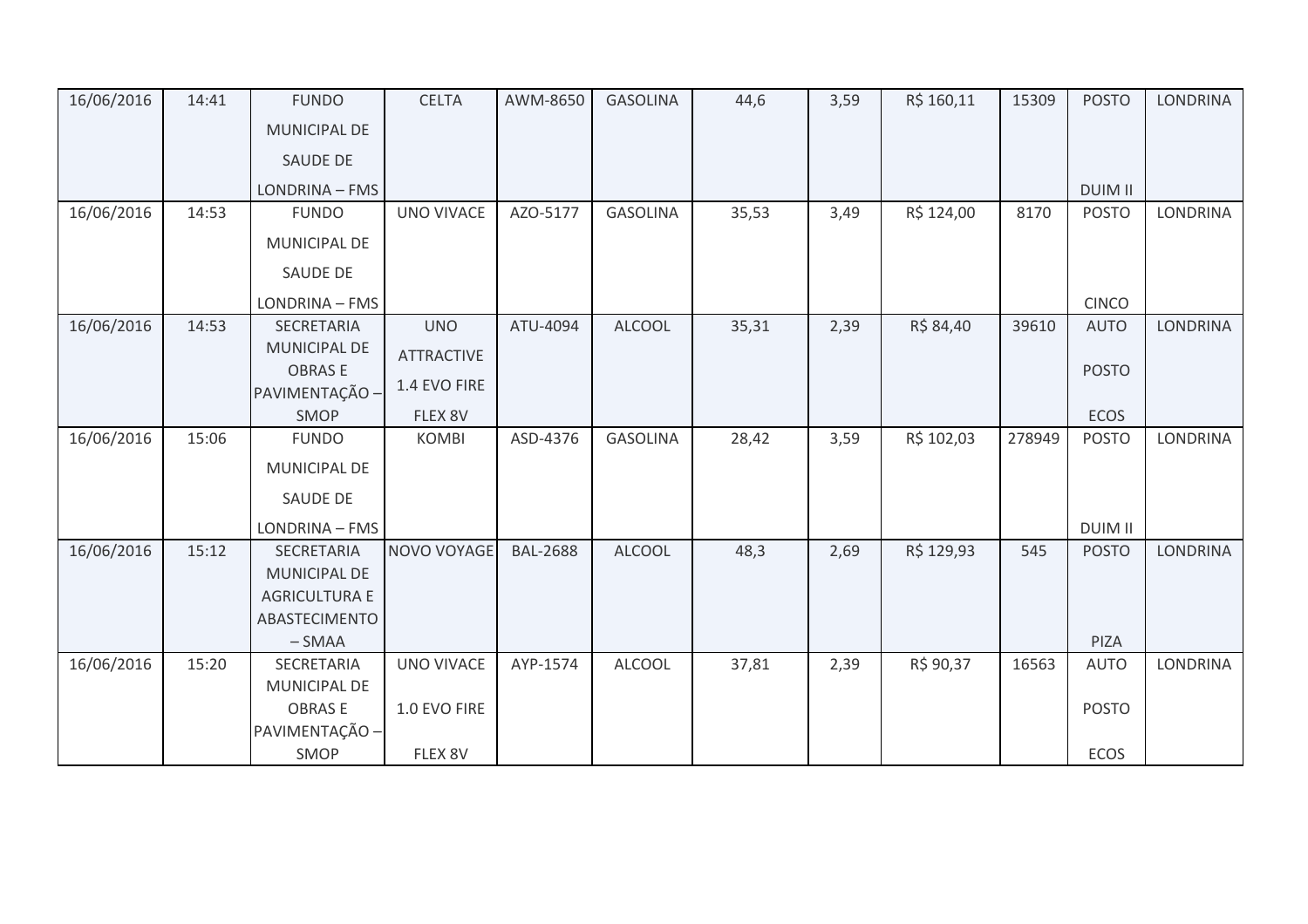| 16/06/2016 | 14:41 | FUNDO MUNICIPAL DE SAUDE DE LONDRINA – FMS | CELTA | AWM-8650 | GASOLINA | 44,6 | 3,59 | R$ 160,11 | 15309 | POSTO DUIM II | LONDRINA |
|---|---|---|---|---|---|---|---|---|---|---|---|
| 16/06/2016 | 14:53 | FUNDO MUNICIPAL DE SAUDE DE LONDRINA – FMS | UNO VIVACE | AZO-5177 | GASOLINA | 35,53 | 3,49 | R$ 124,00 | 8170 | POSTO CINCO | LONDRINA |
| 16/06/2016 | 14:53 | SECRETARIA MUNICIPAL DE OBRAS E PAVIMENTAÇÃO – SMOP | UNO ATTRACTIVE 1.4 EVO FIRE FLEX 8V | ATU-4094 | ALCOOL | 35,31 | 2,39 | R$ 84,40 | 39610 | AUTO POSTO ECOS | LONDRINA |
| 16/06/2016 | 15:06 | FUNDO MUNICIPAL DE SAUDE DE LONDRINA – FMS | KOMBI | ASD-4376 | GASOLINA | 28,42 | 3,59 | R$ 102,03 | 278949 | POSTO DUIM II | LONDRINA |
| 16/06/2016 | 15:12 | SECRETARIA MUNICIPAL DE AGRICULTURA E ABASTECIMENTO – SMAA | NOVO VOYAGE | BAL-2688 | ALCOOL | 48,3 | 2,69 | R$ 129,93 | 545 | POSTO PIZA | LONDRINA |
| 16/06/2016 | 15:20 | SECRETARIA MUNICIPAL DE OBRAS E PAVIMENTAÇÃO – SMOP | UNO VIVACE 1.0 EVO FIRE FLEX 8V | AYP-1574 | ALCOOL | 37,81 | 2,39 | R$ 90,37 | 16563 | AUTO POSTO ECOS | LONDRINA |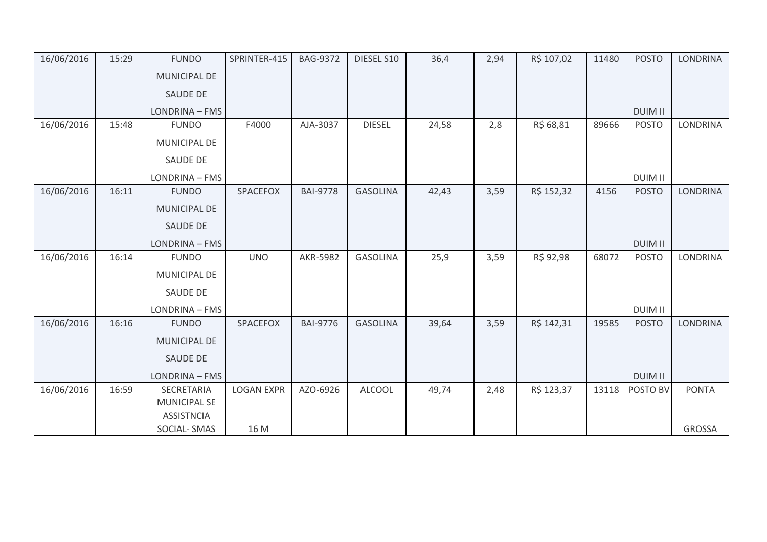| | | | | | | | | | | | |
|---|---|---|---|---|---|---|---|---|---|---|---|
| 16/06/2016 | 15:29 | FUNDO MUNICIPAL DE SAUDE DE LONDRINA – FMS | SPRINTER-415 | BAG-9372 | DIESEL S10 | 36,4 | 2,94 | R$ 107,02 | 11480 | POSTO DUIM II | LONDRINA |
| 16/06/2016 | 15:48 | FUNDO MUNICIPAL DE SAUDE DE LONDRINA – FMS | F4000 | AJA-3037 | DIESEL | 24,58 | 2,8 | R$ 68,81 | 89666 | POSTO DUIM II | LONDRINA |
| 16/06/2016 | 16:11 | FUNDO MUNICIPAL DE SAUDE DE LONDRINA – FMS | SPACEFOX | BAI-9778 | GASOLINA | 42,43 | 3,59 | R$ 152,32 | 4156 | POSTO DUIM II | LONDRINA |
| 16/06/2016 | 16:14 | FUNDO MUNICIPAL DE SAUDE DE LONDRINA – FMS | UNO | AKR-5982 | GASOLINA | 25,9 | 3,59 | R$ 92,98 | 68072 | POSTO DUIM II | LONDRINA |
| 16/06/2016 | 16:16 | FUNDO MUNICIPAL DE SAUDE DE LONDRINA – FMS | SPACEFOX | BAI-9776 | GASOLINA | 39,64 | 3,59 | R$ 142,31 | 19585 | POSTO DUIM II | LONDRINA |
| 16/06/2016 | 16:59 | SECRETARIA MUNICIPAL SE ASSISTNCIA SOCIAL- SMAS | LOGAN EXPR 16 M | AZO-6926 | ALCOOL | 49,74 | 2,48 | R$ 123,37 | 13118 | POSTO BV | PONTA GROSSA |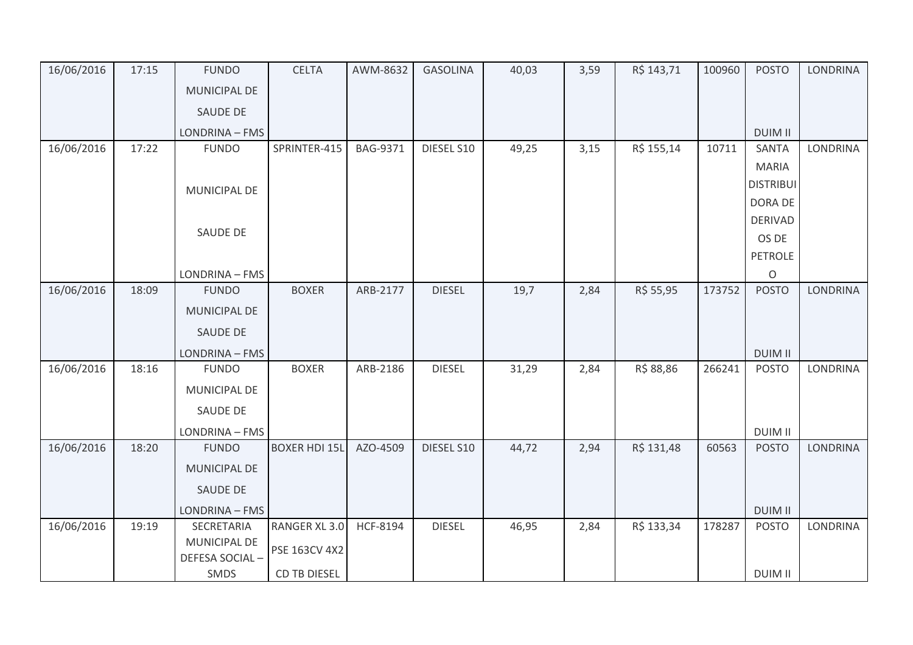| 16/06/2016 | 17:15 | FUNDO MUNICIPAL DE SAUDE DE LONDRINA – FMS | CELTA | AWM-8632 | GASOLINA | 40,03 | 3,59 | R$ 143,71 | 100960 | POSTO DUIM II | LONDRINA |
|---|---|---|---|---|---|---|---|---|---|---|---|
| 16/06/2016 | 17:22 | FUNDO MUNICIPAL DE SAUDE DE LONDRINA – FMS | SPRINTER-415 | BAG-9371 | DIESEL S10 | 49,25 | 3,15 | R$ 155,14 | 10711 | SANTA MARIA DISTRIBUIDORA DE DERIVADOS DE PETROLEO | LONDRINA |
| 16/06/2016 | 18:09 | FUNDO MUNICIPAL DE SAUDE DE LONDRINA – FMS | BOXER | ARB-2177 | DIESEL | 19,7 | 2,84 | R$ 55,95 | 173752 | POSTO DUIM II | LONDRINA |
| 16/06/2016 | 18:16 | FUNDO MUNICIPAL DE SAUDE DE LONDRINA – FMS | BOXER | ARB-2186 | DIESEL | 31,29 | 2,84 | R$ 88,86 | 266241 | POSTO DUIM II | LONDRINA |
| 16/06/2016 | 18:20 | FUNDO MUNICIPAL DE SAUDE DE LONDRINA – FMS | BOXER HDI 15L | AZO-4509 | DIESEL S10 | 44,72 | 2,94 | R$ 131,48 | 60563 | POSTO DUIM II | LONDRINA |
| 16/06/2016 | 19:19 | SECRETARIA MUNICIPAL DE DEFESA SOCIAL – SMDS | RANGER XL 3.0 PSE 163CV 4X2 CD TB DIESEL | HCF-8194 | DIESEL | 46,95 | 2,84 | R$ 133,34 | 178287 | POSTO DUIM II | LONDRINA |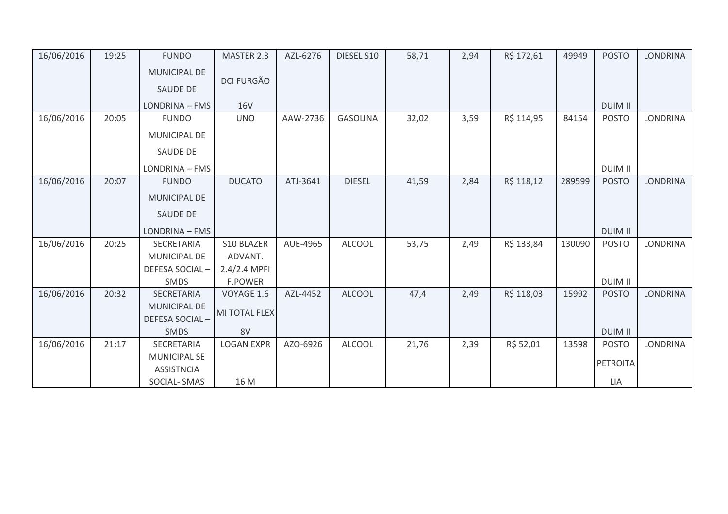| 16/06/2016 | 19:25 | FUNDO MUNICIPAL DE SAUDE DE LONDRINA – FMS | MASTER 2.3 DCI FURGÃO 16V | AZL-6276 | DIESEL S10 | 58,71 | 2,94 | R$ 172,61 | 49949 | POSTO DUIM II | LONDRINA |
|---|---|---|---|---|---|---|---|---|---|---|---|
| 16/06/2016 | 20:05 | FUNDO MUNICIPAL DE SAUDE DE LONDRINA – FMS | UNO | AAW-2736 | GASOLINA | 32,02 | 3,59 | R$ 114,95 | 84154 | POSTO DUIM II | LONDRINA |
| 16/06/2016 | 20:07 | FUNDO MUNICIPAL DE SAUDE DE LONDRINA – FMS | DUCATO | ATJ-3641 | DIESEL | 41,59 | 2,84 | R$ 118,12 | 289599 | POSTO DUIM II | LONDRINA |
| 16/06/2016 | 20:25 | SECRETARIA MUNICIPAL DE DEFESA SOCIAL – SMDS | S10 BLAZER ADVANT. 2.4/2.4 MPFI F.POWER | AUE-4965 | ALCOOL | 53,75 | 2,49 | R$ 133,84 | 130090 | POSTO DUIM II | LONDRINA |
| 16/06/2016 | 20:32 | SECRETARIA MUNICIPAL DE DEFESA SOCIAL – SMDS | VOYAGE 1.6 MI TOTAL FLEX 8V | AZL-4452 | ALCOOL | 47,4 | 2,49 | R$ 118,03 | 15992 | POSTO DUIM II | LONDRINA |
| 16/06/2016 | 21:17 | SECRETARIA MUNICIPAL SE ASSISTNCIA SOCIAL- SMAS | LOGAN EXPR 16 M | AZO-6926 | ALCOOL | 21,76 | 2,39 | R$ 52,01 | 13598 | POSTO PETROITALIA | LONDRINA |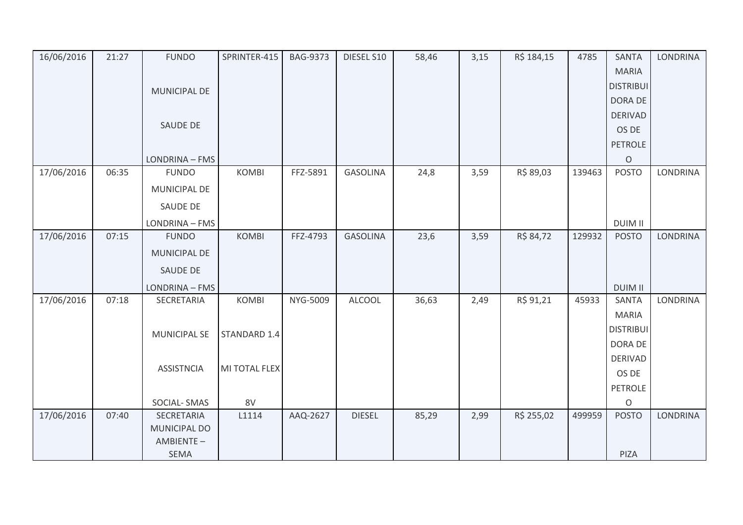| 16/06/2016 | 21:27 | FUNDO MUNICIPAL DE SAUDE DE LONDRINA – FMS | SPRINTER-415 | BAG-9373 | DIESEL S10 | 58,46 | 3,15 | R$ 184,15 | 4785 | SANTA MARIA DISTRIBUIDORA DE DERIVADOS DE PETROLEO | LONDRINA |
|---|---|---|---|---|---|---|---|---|---|---|---|
| 17/06/2016 | 06:35 | FUNDO MUNICIPAL DE SAUDE DE LONDRINA – FMS | KOMBI | FFZ-5891 | GASOLINA | 24,8 | 3,59 | R$ 89,03 | 139463 | POSTO DUIM II | LONDRINA |
| 17/06/2016 | 07:15 | FUNDO MUNICIPAL DE SAUDE DE LONDRINA – FMS | KOMBI | FFZ-4793 | GASOLINA | 23,6 | 3,59 | R$ 84,72 | 129932 | POSTO DUIM II | LONDRINA |
| 17/06/2016 | 07:18 | SECRETARIA MUNICIPAL SE ASSISTNCIA SOCIAL- SMAS | KOMBI STANDARD 1.4 MI TOTAL FLEX 8V | NYG-5009 | ALCOOL | 36,63 | 2,49 | R$ 91,21 | 45933 | SANTA MARIA DISTRIBUIDORA DE DERIVADOS DE PETROLEO | LONDRINA |
| 17/06/2016 | 07:40 | SECRETARIA MUNICIPAL DO AMBIENTE – SEMA | L1114 | AAQ-2627 | DIESEL | 85,29 | 2,99 | R$ 255,02 | 499959 | POSTO PIZA | LONDRINA |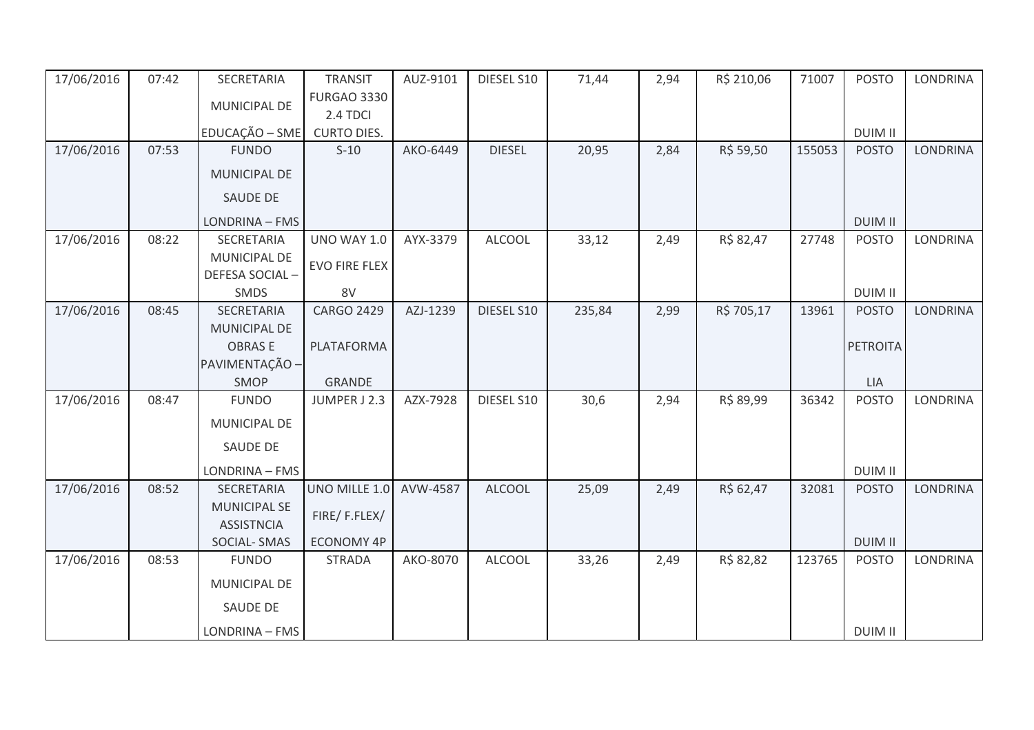| 17/06/2016 | 07:42 | SECRETARIA MUNICIPAL DE EDUCAÇÃO – SME | TRANSIT FURGAO 3330 2.4 TDCI CURTO DIES. | AUZ-9101 | DIESEL S10 | 71,44 | 2,94 | R$ 210,06 | 71007 | POSTO DUIM II | LONDRINA |
|---|---|---|---|---|---|---|---|---|---|---|---|
| 17/06/2016 | 07:53 | FUNDO MUNICIPAL DE SAUDE DE LONDRINA – FMS | S-10 | AKO-6449 | DIESEL | 20,95 | 2,84 | R$ 59,50 | 155053 | POSTO DUIM II | LONDRINA |
| 17/06/2016 | 08:22 | SECRETARIA MUNICIPAL DE DEFESA SOCIAL – SMDS | UNO WAY 1.0 EVO FIRE FLEX 8V | AYX-3379 | ALCOOL | 33,12 | 2,49 | R$ 82,47 | 27748 | POSTO DUIM II | LONDRINA |
| 17/06/2016 | 08:45 | SECRETARIA MUNICIPAL DE OBRAS E PAVIMENTAÇÃO – SMOP | CARGO 2429 PLATAFORMA GRANDE | AZJ-1239 | DIESEL S10 | 235,84 | 2,99 | R$ 705,17 | 13961 | POSTO PETROITA LIA | LONDRINA |
| 17/06/2016 | 08:47 | FUNDO MUNICIPAL DE SAUDE DE LONDRINA – FMS | JUMPER J 2.3 | AZX-7928 | DIESEL S10 | 30,6 | 2,94 | R$ 89,99 | 36342 | POSTO DUIM II | LONDRINA |
| 17/06/2016 | 08:52 | SECRETARIA MUNICIPAL SE ASSISTNCIA SOCIAL- SMAS | UNO MILLE 1.0 FIRE/ F.FLEX/ ECONOMY 4P | AVW-4587 | ALCOOL | 25,09 | 2,49 | R$ 62,47 | 32081 | POSTO DUIM II | LONDRINA |
| 17/06/2016 | 08:53 | FUNDO MUNICIPAL DE SAUDE DE LONDRINA – FMS | STRADA | AKO-8070 | ALCOOL | 33,26 | 2,49 | R$ 82,82 | 123765 | POSTO DUIM II | LONDRINA |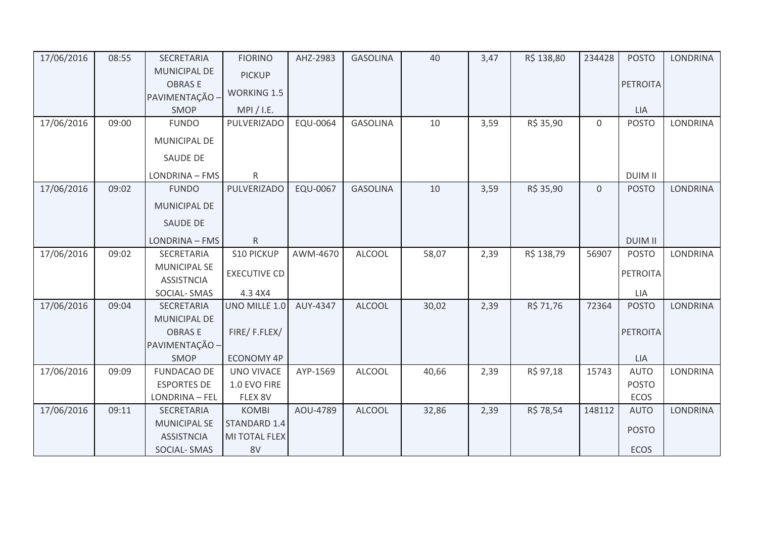| 17/06/2016 | 08:55 | SECRETARIA MUNICIPAL DE OBRAS E PAVIMENTAÇÃO – SMOP | FIORINO PICKUP WORKING 1.5 MPI / I.E. | AHZ-2983 | GASOLINA | 40 | 3,47 | R$ 138,80 | 234428 | POSTO PETROITA LIA | LONDRINA |
|---|---|---|---|---|---|---|---|---|---|---|---|
| 17/06/2016 | 09:00 | FUNDO MUNICIPAL DE SAUDE DE LONDRINA – FMS | PULVERIZADO R | EQU-0064 | GASOLINA | 10 | 3,59 | R$ 35,90 | 0 | POSTO DUIM II | LONDRINA |
| 17/06/2016 | 09:02 | FUNDO MUNICIPAL DE SAUDE DE LONDRINA – FMS | PULVERIZADO R | EQU-0067 | GASOLINA | 10 | 3,59 | R$ 35,90 | 0 | POSTO DUIM II | LONDRINA |
| 17/06/2016 | 09:02 | SECRETARIA MUNICIPAL SE ASSISTNCIA SOCIAL- SMAS | S10 PICKUP EXECUTIVE CD 4.3 4X4 | AWM-4670 | ALCOOL | 58,07 | 2,39 | R$ 138,79 | 56907 | POSTO PETROITA LIA | LONDRINA |
| 17/06/2016 | 09:04 | SECRETARIA MUNICIPAL DE OBRAS E PAVIMENTAÇÃO – SMOP | UNO MILLE 1.0 FIRE/ F.FLEX/ ECONOMY 4P | AUY-4347 | ALCOOL | 30,02 | 2,39 | R$ 71,76 | 72364 | POSTO PETROITA LIA | LONDRINA |
| 17/06/2016 | 09:09 | FUNDACAO DE ESPORTES DE LONDRINA – FEL | UNO VIVACE 1.0 EVO FIRE FLEX 8V | AYP-1569 | ALCOOL | 40,66 | 2,39 | R$ 97,18 | 15743 | AUTO POSTO ECOS | LONDRINA |
| 17/06/2016 | 09:11 | SECRETARIA MUNICIPAL SE ASSISTNCIA SOCIAL- SMAS | KOMBI STANDARD 1.4 MI TOTAL FLEX 8V | AOU-4789 | ALCOOL | 32,86 | 2,39 | R$ 78,54 | 148112 | AUTO POSTO ECOS | LONDRINA |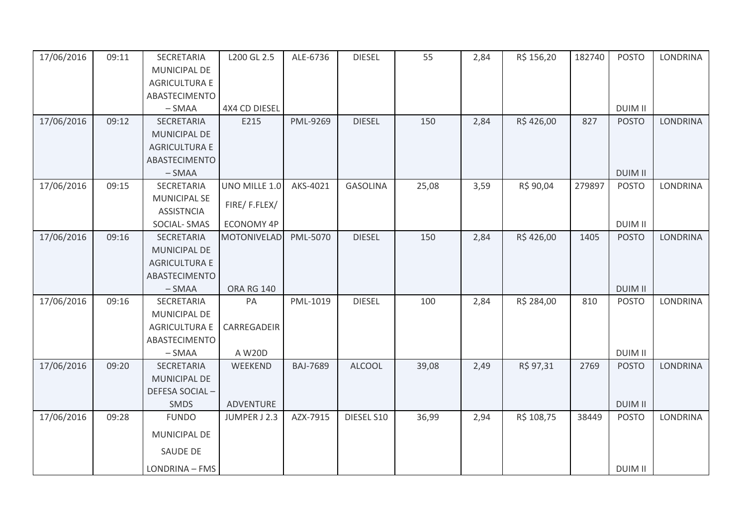| 17/06/2016 | 09:11 | SECRETARIA MUNICIPAL DE AGRICULTURA E ABASTECIMENTO – SMAA | L200 GL 2.5 4X4 CD DIESEL | ALE-6736 | DIESEL | 55 | 2,84 | R$ 156,20 | 182740 | POSTO DUIM II | LONDRINA |
|---|---|---|---|---|---|---|---|---|---|---|---|
| 17/06/2016 | 09:12 | SECRETARIA MUNICIPAL DE AGRICULTURA E ABASTECIMENTO – SMAA | E215 | PML-9269 | DIESEL | 150 | 2,84 | R$ 426,00 | 827 | POSTO DUIM II | LONDRINA |
| 17/06/2016 | 09:15 | SECRETARIA MUNICIPAL SE ASSISTNCIA SOCIAL- SMAS | UNO MILLE 1.0 FIRE/ F.FLEX/ ECONOMY 4P | AKS-4021 | GASOLINA | 25,08 | 3,59 | R$ 90,04 | 279897 | POSTO DUIM II | LONDRINA |
| 17/06/2016 | 09:16 | SECRETARIA MUNICIPAL DE AGRICULTURA E ABASTECIMENTO – SMAA | MOTONIVELAD ORA RG 140 | PML-5070 | DIESEL | 150 | 2,84 | R$ 426,00 | 1405 | POSTO DUIM II | LONDRINA |
| 17/06/2016 | 09:16 | SECRETARIA MUNICIPAL DE AGRICULTURA E ABASTECIMENTO – SMAA | PA CARREGADEIR A W20D | PML-1019 | DIESEL | 100 | 2,84 | R$ 284,00 | 810 | POSTO DUIM II | LONDRINA |
| 17/06/2016 | 09:20 | SECRETARIA MUNICIPAL DE DEFESA SOCIAL – SMDS | WEEKEND ADVENTURE | BAJ-7689 | ALCOOL | 39,08 | 2,49 | R$ 97,31 | 2769 | POSTO DUIM II | LONDRINA |
| 17/06/2016 | 09:28 | FUNDO MUNICIPAL DE SAUDE DE LONDRINA – FMS | JUMPER J 2.3 | AZX-7915 | DIESEL S10 | 36,99 | 2,94 | R$ 108,75 | 38449 | POSTO DUIM II | LONDRINA |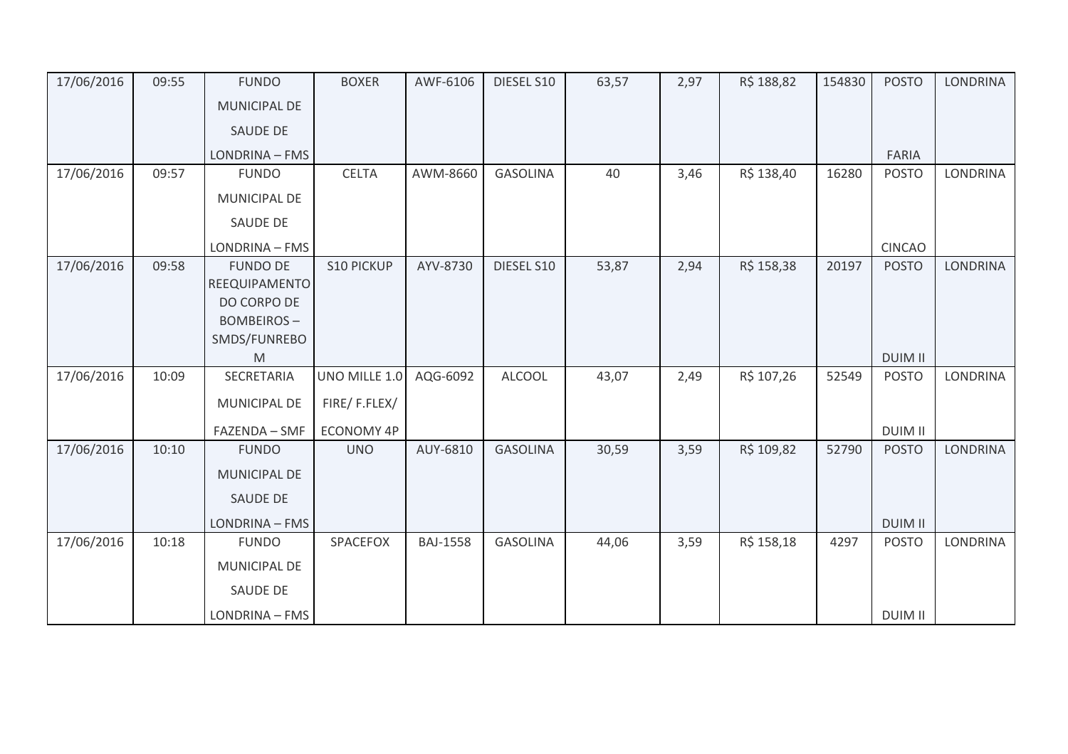| 17/06/2016 | 09:55 | FUNDO MUNICIPAL DE SAUDE DE LONDRINA – FMS | BOXER | AWF-6106 | DIESEL S10 | 63,57 | 2,97 | R$ 188,82 | 154830 | POSTO FARIA | LONDRINA |
|---|---|---|---|---|---|---|---|---|---|---|---|
| 17/06/2016 | 09:57 | FUNDO MUNICIPAL DE SAUDE DE LONDRINA – FMS | CELTA | AWM-8660 | GASOLINA | 40 | 3,46 | R$ 138,40 | 16280 | POSTO CINCAO | LONDRINA |
| 17/06/2016 | 09:58 | FUNDO DE REEQUIPAMENTO DO CORPO DE BOMBEIROS – SMDS/FUNREBOM | S10 PICKUP | AYV-8730 | DIESEL S10 | 53,87 | 2,94 | R$ 158,38 | 20197 | POSTO DUIM II | LONDRINA |
| 17/06/2016 | 10:09 | SECRETARIA MUNICIPAL DE FAZENDA – SMF | UNO MILLE 1.0 FIRE/ F.FLEX/ ECONOMY 4P | AQG-6092 | ALCOOL | 43,07 | 2,49 | R$ 107,26 | 52549 | POSTO DUIM II | LONDRINA |
| 17/06/2016 | 10:10 | FUNDO MUNICIPAL DE SAUDE DE LONDRINA – FMS | UNO | AUY-6810 | GASOLINA | 30,59 | 3,59 | R$ 109,82 | 52790 | POSTO DUIM II | LONDRINA |
| 17/06/2016 | 10:18 | FUNDO MUNICIPAL DE SAUDE DE LONDRINA – FMS | SPACEFOX | BAJ-1558 | GASOLINA | 44,06 | 3,59 | R$ 158,18 | 4297 | POSTO DUIM II | LONDRINA |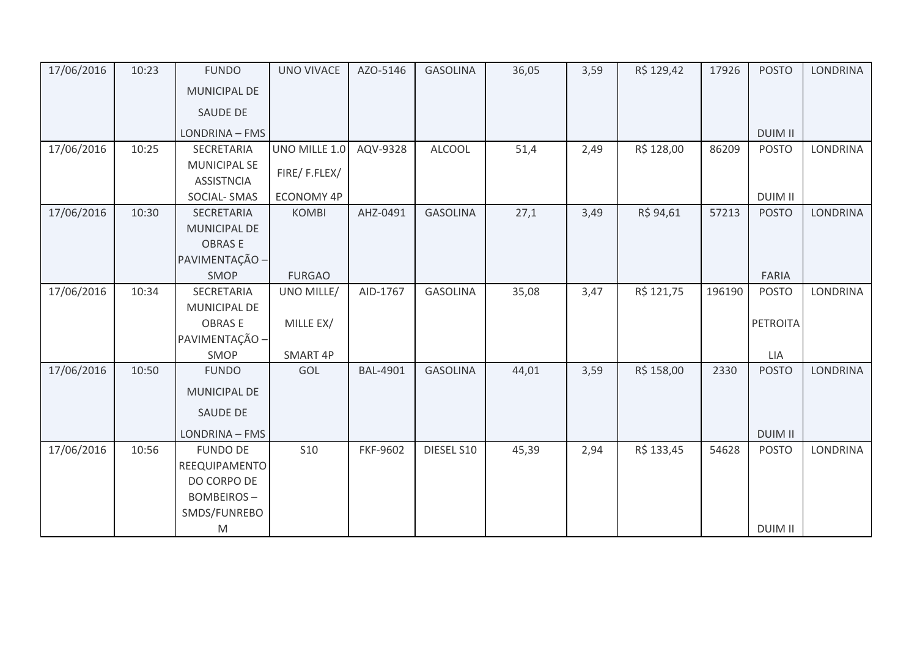| | | | | | | | | | | | |
|---|---|---|---|---|---|---|---|---|---|---|---|
| 17/06/2016 | 10:23 | FUNDO MUNICIPAL DE SAUDE DE LONDRINA – FMS | UNO VIVACE | AZO-5146 | GASOLINA | 36,05 | 3,59 | R$ 129,42 | 17926 | POSTO DUIM II | LONDRINA |
| 17/06/2016 | 10:25 | SECRETARIA MUNICIPAL SE ASSISTNCIA SOCIAL- SMAS | UNO MILLE 1.0 FIRE/ F.FLEX/ ECONOMY 4P | AQV-9328 | ALCOOL | 51,4 | 2,49 | R$ 128,00 | 86209 | POSTO DUIM II | LONDRINA |
| 17/06/2016 | 10:30 | SECRETARIA MUNICIPAL DE OBRAS E PAVIMENTAÇÃO – SMOP | KOMBI FURGAO | AHZ-0491 | GASOLINA | 27,1 | 3,49 | R$ 94,61 | 57213 | POSTO FARIA | LONDRINA |
| 17/06/2016 | 10:34 | SECRETARIA MUNICIPAL DE OBRAS E PAVIMENTAÇÃO – SMOP | UNO MILLE/ MILLE EX/ SMART 4P | AID-1767 | GASOLINA | 35,08 | 3,47 | R$ 121,75 | 196190 | POSTO PETROITA LIA | LONDRINA |
| 17/06/2016 | 10:50 | FUNDO MUNICIPAL DE SAUDE DE LONDRINA – FMS | GOL | BAL-4901 | GASOLINA | 44,01 | 3,59 | R$ 158,00 | 2330 | POSTO DUIM II | LONDRINA |
| 17/06/2016 | 10:56 | FUNDO DE REEQUIPAMENTO DO CORPO DE BOMBEIROS – SMDS/FUNREBO M | S10 | FKF-9602 | DIESEL S10 | 45,39 | 2,94 | R$ 133,45 | 54628 | POSTO DUIM II | LONDRINA |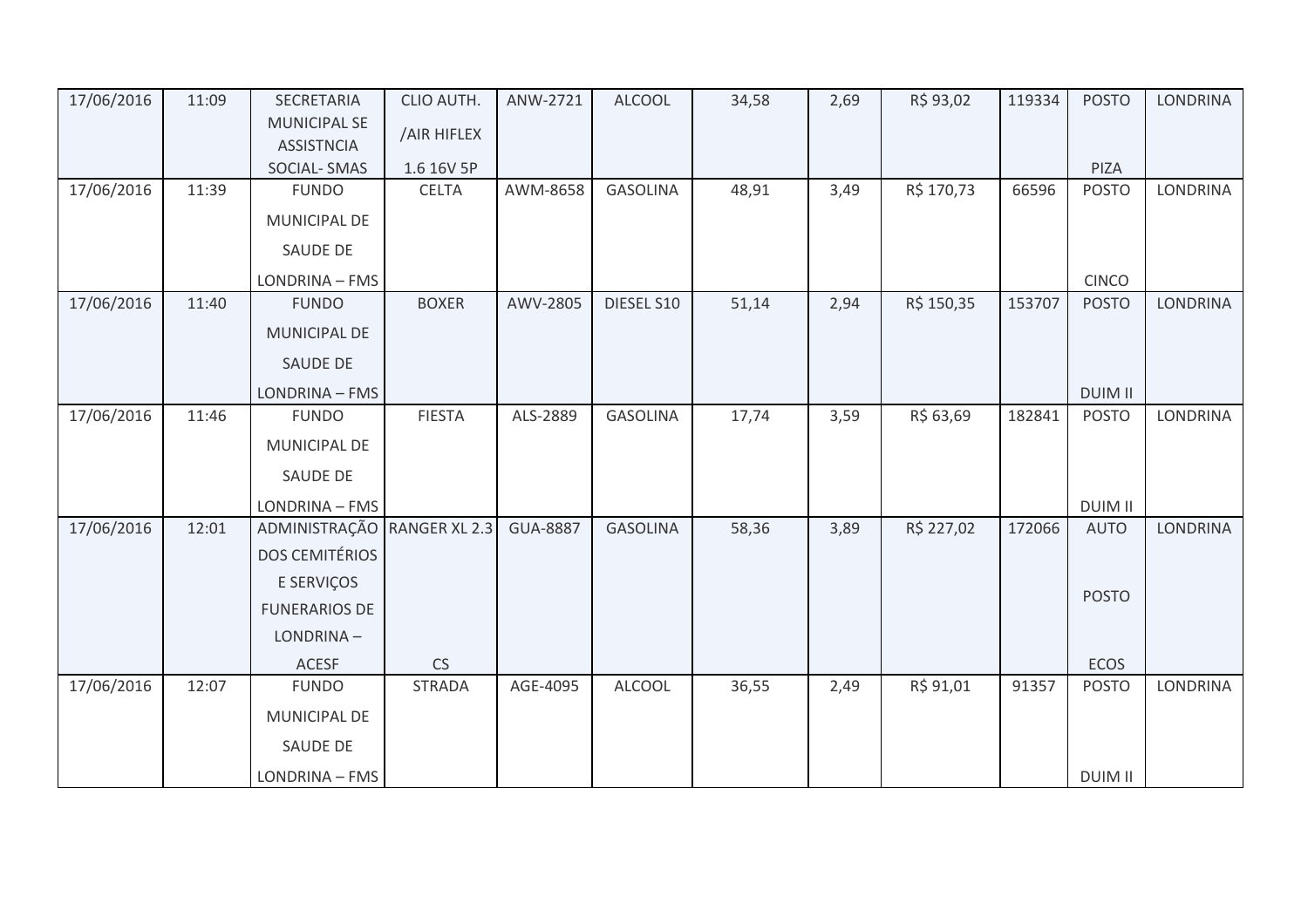| 17/06/2016 | 11:09 | SECRETARIA MUNICIPAL SE ASSISTNCIA SOCIAL- SMAS | CLIO AUTH. /AIR HIFLEX 1.6 16V 5P | ANW-2721 | ALCOOL | 34,58 | 2,69 | R$ 93,02 | 119334 | POSTO PIZA | LONDRINA |
|---|---|---|---|---|---|---|---|---|---|---|---|
| 17/06/2016 | 11:39 | FUNDO MUNICIPAL DE SAUDE DE LONDRINA – FMS | CELTA | AWM-8658 | GASOLINA | 48,91 | 3,49 | R$ 170,73 | 66596 | POSTO CINCO | LONDRINA |
| 17/06/2016 | 11:40 | FUNDO MUNICIPAL DE SAUDE DE LONDRINA – FMS | BOXER | AWV-2805 | DIESEL S10 | 51,14 | 2,94 | R$ 150,35 | 153707 | POSTO DUIM II | LONDRINA |
| 17/06/2016 | 11:46 | FUNDO MUNICIPAL DE SAUDE DE LONDRINA – FMS | FIESTA | ALS-2889 | GASOLINA | 17,74 | 3,59 | R$ 63,69 | 182841 | POSTO DUIM II | LONDRINA |
| 17/06/2016 | 12:01 | ADMINISTRAÇÃO DOS CEMITÉRIOS E SERVIÇOS FUNERARIOS DE LONDRINA – ACESF | RANGER XL 2.3 CS | GUA-8887 | GASOLINA | 58,36 | 3,89 | R$ 227,02 | 172066 | AUTO POSTO ECOS | LONDRINA |
| 17/06/2016 | 12:07 | FUNDO MUNICIPAL DE SAUDE DE LONDRINA – FMS | STRADA | AGE-4095 | ALCOOL | 36,55 | 2,49 | R$ 91,01 | 91357 | POSTO DUIM II | LONDRINA |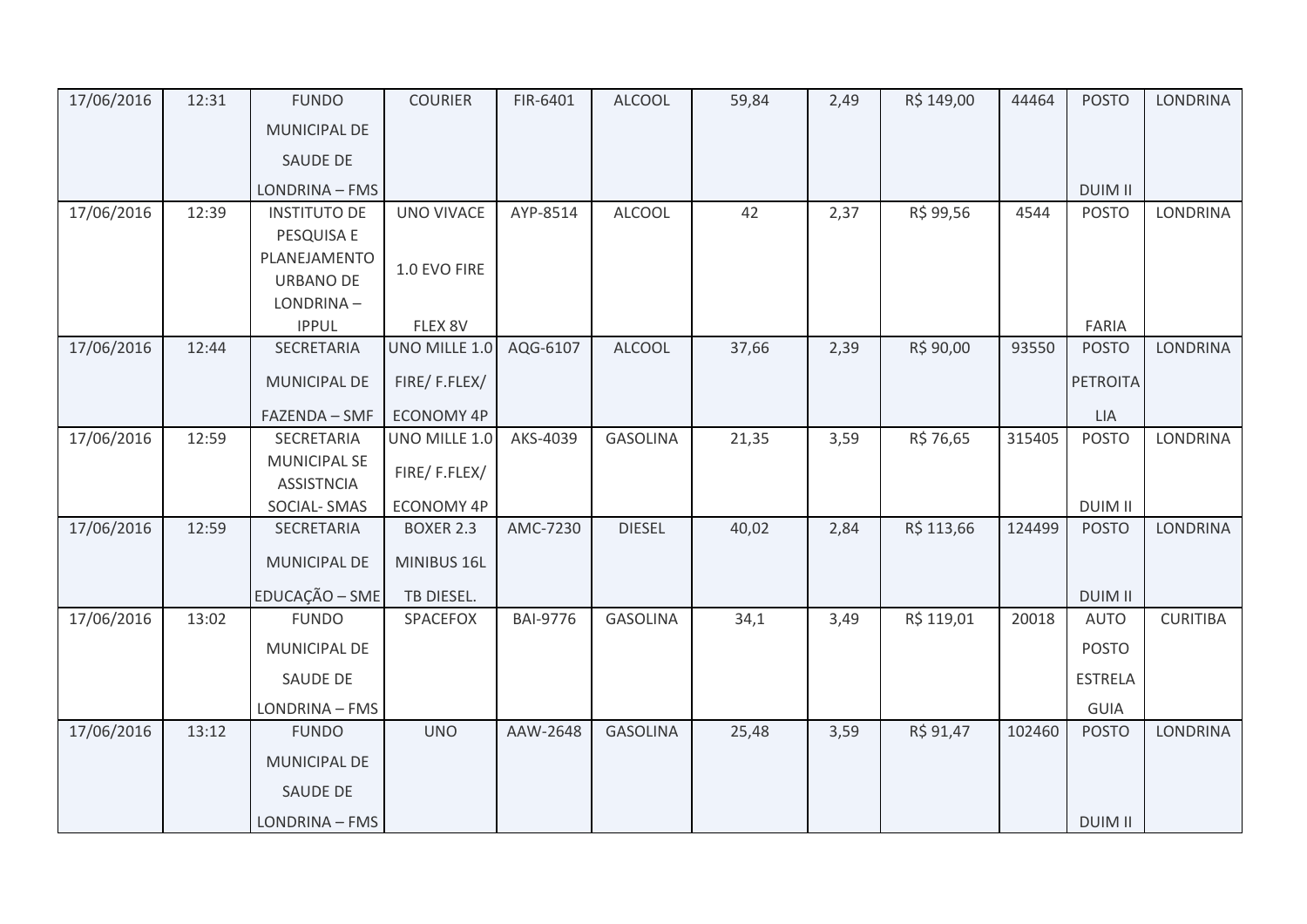| | | | | | | | | | | | |
|---|---|---|---|---|---|---|---|---|---|---|---|
| 17/06/2016 | 12:31 | FUNDO MUNICIPAL DE SAUDE DE LONDRINA – FMS | COURIER | FIR-6401 | ALCOOL | 59,84 | 2,49 | R$ 149,00 | 44464 | POSTO DUIM II | LONDRINA |
| 17/06/2016 | 12:39 | INSTITUTO DE PESQUISA E PLANEJAMENTO URBANO DE LONDRINA – IPPUL | UNO VIVACE 1.0 EVO FIRE FLEX 8V | AYP-8514 | ALCOOL | 42 | 2,37 | R$ 99,56 | 4544 | POSTO FARIA | LONDRINA |
| 17/06/2016 | 12:44 | SECRETARIA MUNICIPAL DE FAZENDA – SMF | UNO MILLE 1.0 FIRE/ F.FLEX/ ECONOMY 4P | AQG-6107 | ALCOOL | 37,66 | 2,39 | R$ 90,00 | 93550 | POSTO PETROITALIA | LONDRINA |
| 17/06/2016 | 12:59 | SECRETARIA MUNICIPAL SE ASSISTNCIA SOCIAL- SMAS | UNO MILLE 1.0 FIRE/ F.FLEX/ ECONOMY 4P | AKS-4039 | GASOLINA | 21,35 | 3,59 | R$ 76,65 | 315405 | POSTO DUIM II | LONDRINA |
| 17/06/2016 | 12:59 | SECRETARIA MUNICIPAL DE EDUCAÇÃO – SME | BOXER 2.3 MINIBUS 16L TB DIESEL. | AMC-7230 | DIESEL | 40,02 | 2,84 | R$ 113,66 | 124499 | POSTO DUIM II | LONDRINA |
| 17/06/2016 | 13:02 | FUNDO MUNICIPAL DE SAUDE DE LONDRINA – FMS | SPACEFOX | BAI-9776 | GASOLINA | 34,1 | 3,49 | R$ 119,01 | 20018 | AUTO POSTO ESTRELA GUIA | CURITIBA |
| 17/06/2016 | 13:12 | FUNDO MUNICIPAL DE SAUDE DE LONDRINA – FMS | UNO | AAW-2648 | GASOLINA | 25,48 | 3,59 | R$ 91,47 | 102460 | POSTO DUIM II | LONDRINA |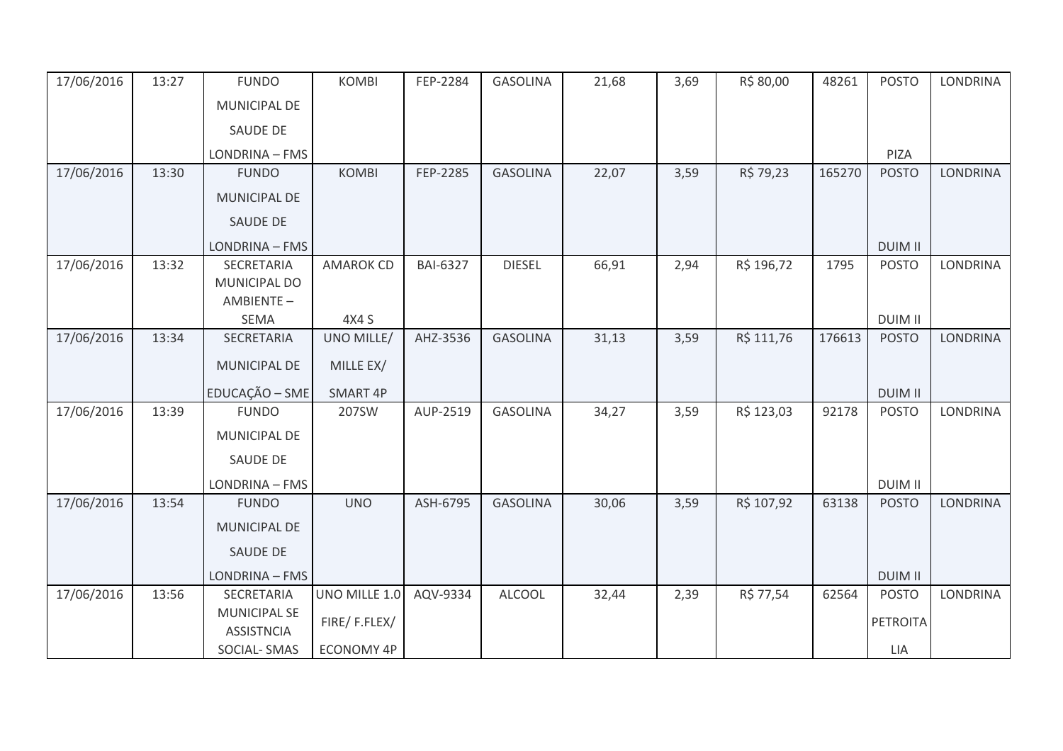| 17/06/2016 | 13:27 | FUNDO MUNICIPAL DE SAUDE DE LONDRINA – FMS | KOMBI | FEP-2284 | GASOLINA | 21,68 | 3,69 | R$ 80,00 | 48261 | POSTO PIZA | LONDRINA |
|---|---|---|---|---|---|---|---|---|---|---|---|
| 17/06/2016 | 13:30 | FUNDO MUNICIPAL DE SAUDE DE LONDRINA – FMS | KOMBI | FEP-2285 | GASOLINA | 22,07 | 3,59 | R$ 79,23 | 165270 | POSTO DUIM II | LONDRINA |
| 17/06/2016 | 13:32 | SECRETARIA MUNICIPAL DO AMBIENTE – SEMA | AMAROK CD 4X4 S | BAI-6327 | DIESEL | 66,91 | 2,94 | R$ 196,72 | 1795 | POSTO DUIM II | LONDRINA |
| 17/06/2016 | 13:34 | SECRETARIA MUNICIPAL DE EDUCAÇÃO – SME | UNO MILLE/ MILLE EX/ SMART 4P | AHZ-3536 | GASOLINA | 31,13 | 3,59 | R$ 111,76 | 176613 | POSTO DUIM II | LONDRINA |
| 17/06/2016 | 13:39 | FUNDO MUNICIPAL DE SAUDE DE LONDRINA – FMS | 207SW | AUP-2519 | GASOLINA | 34,27 | 3,59 | R$ 123,03 | 92178 | POSTO DUIM II | LONDRINA |
| 17/06/2016 | 13:54 | FUNDO MUNICIPAL DE SAUDE DE LONDRINA – FMS | UNO | ASH-6795 | GASOLINA | 30,06 | 3,59 | R$ 107,92 | 63138 | POSTO DUIM II | LONDRINA |
| 17/06/2016 | 13:56 | SECRETARIA MUNICIPAL SE ASSISTNCIA SOCIAL- SMAS | UNO MILLE 1.0 FIRE/ F.FLEX/ ECONOMY 4P | AQV-9334 | ALCOOL | 32,44 | 2,39 | R$ 77,54 | 62564 | POSTO PETROITA LIA | LONDRINA |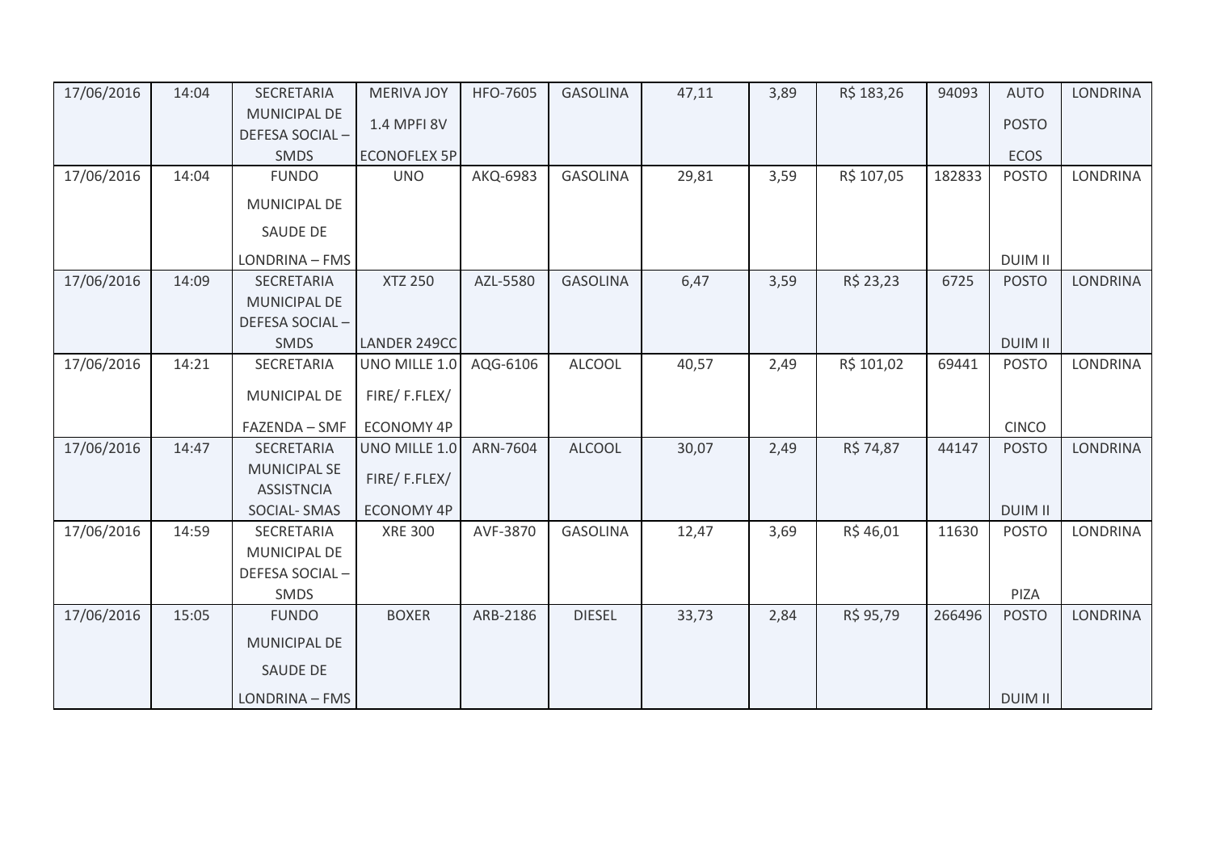| | | | | | | | | | | | |
|---|---|---|---|---|---|---|---|---|---|---|---|
| 17/06/2016 | 14:04 | SECRETARIA MUNICIPAL DE DEFESA SOCIAL – SMDS | MERIVA JOY 1.4 MPFI 8V ECONOFLEX 5P | HFO-7605 | GASOLINA | 47,11 | 3,89 | R$ 183,26 | 94093 | AUTO POSTO ECOS | LONDRINA |
| 17/06/2016 | 14:04 | FUNDO MUNICIPAL DE SAUDE DE LONDRINA – FMS | UNO | AKQ-6983 | GASOLINA | 29,81 | 3,59 | R$ 107,05 | 182833 | POSTO DUIM II | LONDRINA |
| 17/06/2016 | 14:09 | SECRETARIA MUNICIPAL DE DEFESA SOCIAL – SMDS | XTZ 250 LANDER 249CC | AZL-5580 | GASOLINA | 6,47 | 3,59 | R$ 23,23 | 6725 | POSTO DUIM II | LONDRINA |
| 17/06/2016 | 14:21 | SECRETARIA MUNICIPAL DE FAZENDA – SMF | UNO MILLE 1.0 FIRE/ F.FLEX/ ECONOMY 4P | AQG-6106 | ALCOOL | 40,57 | 2,49 | R$ 101,02 | 69441 | POSTO CINCO | LONDRINA |
| 17/06/2016 | 14:47 | SECRETARIA MUNICIPAL SE ASSISTNCIA SOCIAL- SMAS | UNO MILLE 1.0 FIRE/ F.FLEX/ ECONOMY 4P | ARN-7604 | ALCOOL | 30,07 | 2,49 | R$ 74,87 | 44147 | POSTO DUIM II | LONDRINA |
| 17/06/2016 | 14:59 | SECRETARIA MUNICIPAL DE DEFESA SOCIAL – SMDS | XRE 300 | AVF-3870 | GASOLINA | 12,47 | 3,69 | R$ 46,01 | 11630 | POSTO PIZA | LONDRINA |
| 17/06/2016 | 15:05 | FUNDO MUNICIPAL DE SAUDE DE LONDRINA – FMS | BOXER | ARB-2186 | DIESEL | 33,73 | 2,84 | R$ 95,79 | 266496 | POSTO DUIM II | LONDRINA |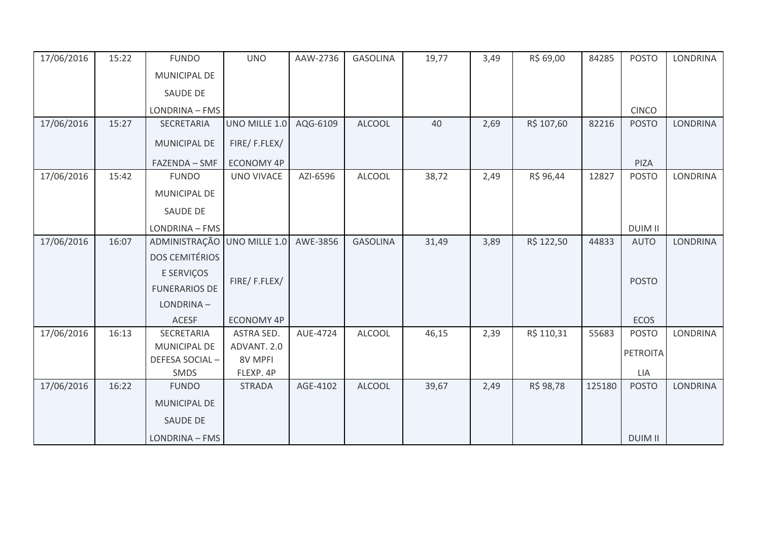| 17/06/2016 | 15:22 | FUNDO MUNICIPAL DE SAUDE DE LONDRINA – FMS | UNO | AAW-2736 | GASOLINA | 19,77 | 3,49 | R$ 69,00 | 84285 | POSTO CINCO | LONDRINA |
|---|---|---|---|---|---|---|---|---|---|---|---|
| 17/06/2016 | 15:27 | SECRETARIA MUNICIPAL DE FAZENDA – SMF | UNO MILLE 1.0 FIRE/ F.FLEX/ ECONOMY 4P | AQG-6109 | ALCOOL | 40 | 2,69 | R$ 107,60 | 82216 | POSTO PIZA | LONDRINA |
| 17/06/2016 | 15:42 | FUNDO MUNICIPAL DE SAUDE DE LONDRINA – FMS | UNO VIVACE | AZI-6596 | ALCOOL | 38,72 | 2,49 | R$ 96,44 | 12827 | POSTO DUIM II | LONDRINA |
| 17/06/2016 | 16:07 | ADMINISTRAÇÃO DOS CEMITÉRIOS E SERVIÇOS FUNERARIOS DE LONDRINA – ACESF | UNO MILLE 1.0 FIRE/ F.FLEX/ ECONOMY 4P | AWE-3856 | GASOLINA | 31,49 | 3,89 | R$ 122,50 | 44833 | AUTO POSTO ECOS | LONDRINA |
| 17/06/2016 | 16:13 | SECRETARIA MUNICIPAL DE DEFESA SOCIAL – SMDS | ASTRA SED. ADVANT. 2.0 8V MPFI FLEXP. 4P | AUE-4724 | ALCOOL | 46,15 | 2,39 | R$ 110,31 | 55683 | POSTO PETROITA LIA | LONDRINA |
| 17/06/2016 | 16:22 | FUNDO MUNICIPAL DE SAUDE DE LONDRINA – FMS | STRADA | AGE-4102 | ALCOOL | 39,67 | 2,49 | R$ 98,78 | 125180 | POSTO DUIM II | LONDRINA |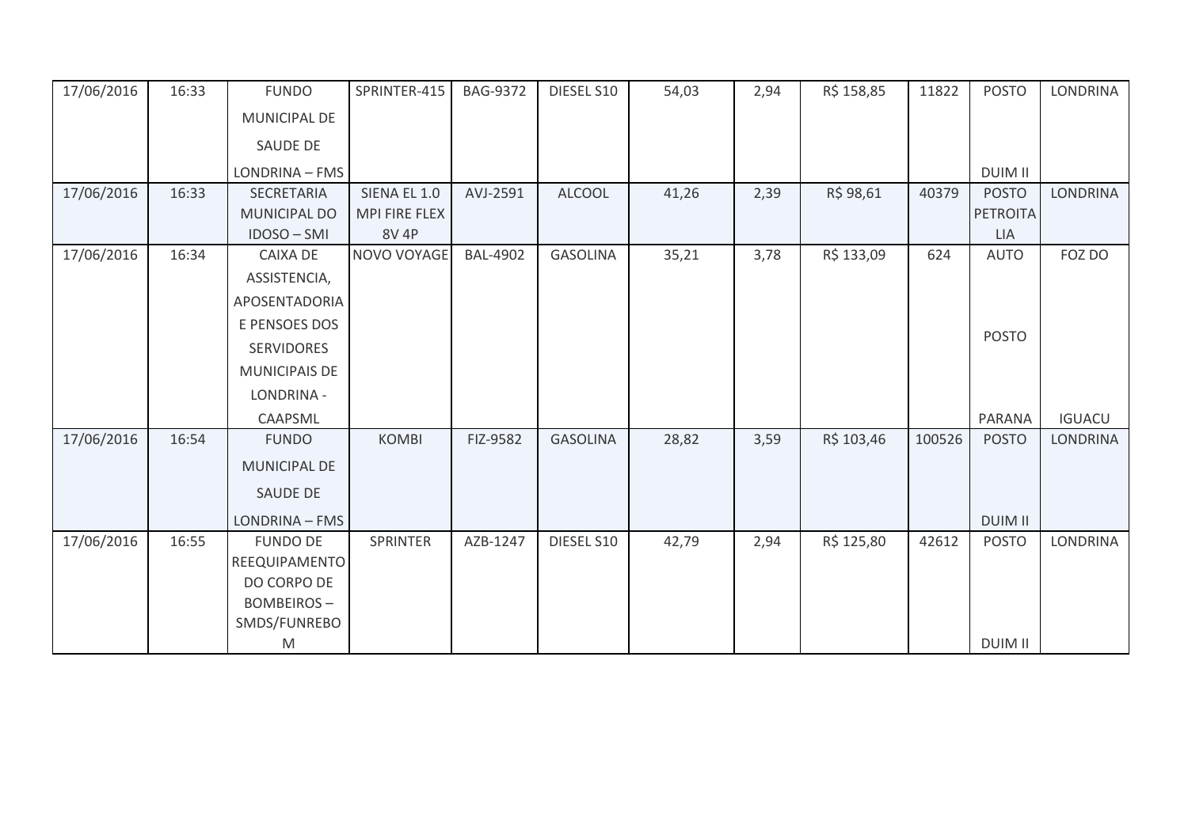| 17/06/2016 | 16:33 | FUNDO MUNICIPAL DE SAUDE DE LONDRINA – FMS | SPRINTER-415 | BAG-9372 | DIESEL S10 | 54,03 | 2,94 | R$ 158,85 | 11822 | POSTO DUIM II | LONDRINA |
|---|---|---|---|---|---|---|---|---|---|---|---|
| 17/06/2016 | 16:33 | SECRETARIA MUNICIPAL DO IDOSO – SMI | SIENA EL 1.0 MPI FIRE FLEX 8V 4P | AVJ-2591 | ALCOOL | 41,26 | 2,39 | R$ 98,61 | 40379 | POSTO PETROITALIA | LONDRINA |
| 17/06/2016 | 16:34 | CAIXA DE ASSISTENCIA, APOSENTADORIA E PENSOES DOS SERVIDORES MUNICIPAIS DE LONDRINA - CAAPSML | NOVO VOYAGE | BAL-4902 | GASOLINA | 35,21 | 3,78 | R$ 133,09 | 624 | AUTO POSTO PARANA | FOZ DO IGUACU |
| 17/06/2016 | 16:54 | FUNDO MUNICIPAL DE SAUDE DE LONDRINA – FMS | KOMBI | FIZ-9582 | GASOLINA | 28,82 | 3,59 | R$ 103,46 | 100526 | POSTO DUIM II | LONDRINA |
| 17/06/2016 | 16:55 | FUNDO DE REEQUIPAMENTO DO CORPO DE BOMBEIROS – SMDS/FUNREBOM | SPRINTER | AZB-1247 | DIESEL S10 | 42,79 | 2,94 | R$ 125,80 | 42612 | POSTO DUIM II | LONDRINA |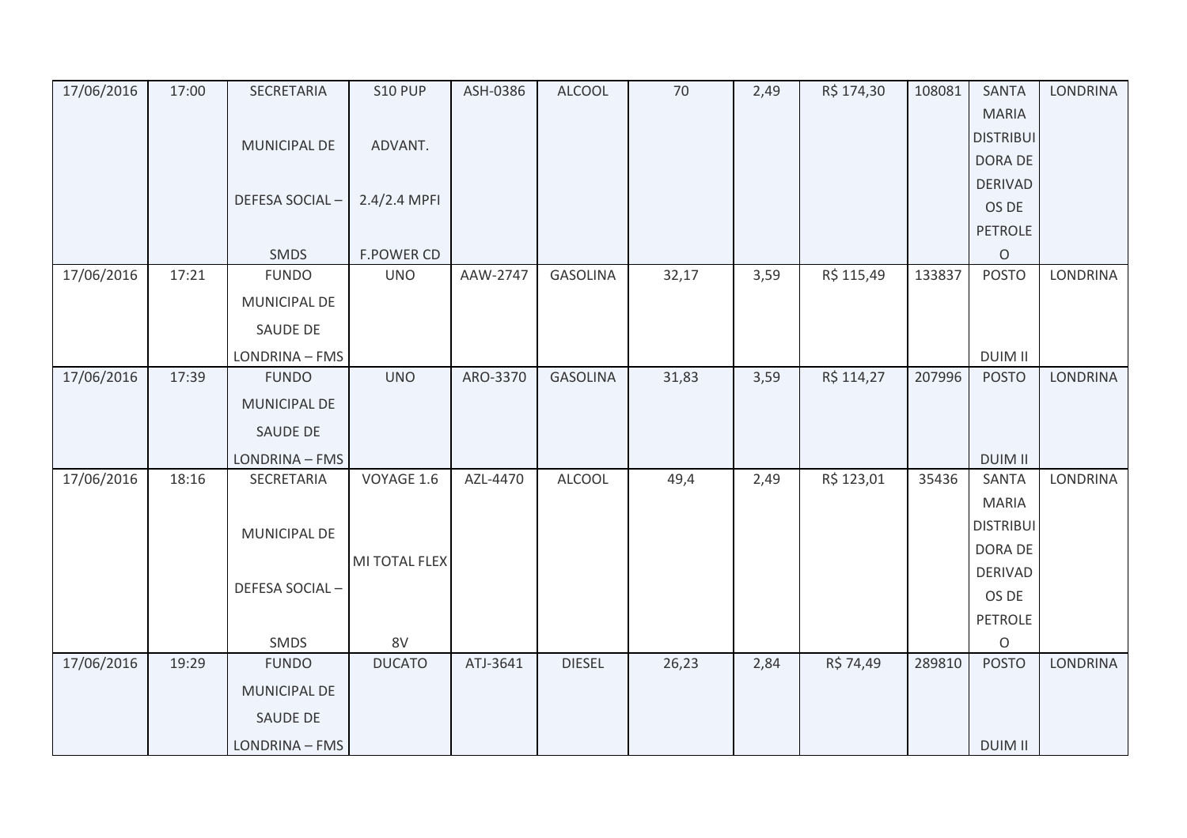| 17/06/2016 | 17:00 | SECRETARIA MUNICIPAL DE DEFESA SOCIAL – SMDS | S10 PUP ADVANT. 2.4/2.4 MPFI F.POWER CD | ASH-0386 | ALCOOL | 70 | 2,49 | R$ 174,30 | 108081 | SANTA MARIA DISTRIBUIDORA DE DERIVADOS DE PETROLEO | LONDRINA |
|---|---|---|---|---|---|---|---|---|---|---|---|
| 17/06/2016 | 17:21 | FUNDO MUNICIPAL DE SAUDE DE LONDRINA – FMS | UNO | AAW-2747 | GASOLINA | 32,17 | 3,59 | R$ 115,49 | 133837 | POSTO DUIM II | LONDRINA |
| 17/06/2016 | 17:39 | FUNDO MUNICIPAL DE SAUDE DE LONDRINA – FMS | UNO | ARO-3370 | GASOLINA | 31,83 | 3,59 | R$ 114,27 | 207996 | POSTO DUIM II | LONDRINA |
| 17/06/2016 | 18:16 | SECRETARIA MUNICIPAL DE DEFESA SOCIAL – SMDS | VOYAGE 1.6 MI TOTAL FLEX 8V | AZL-4470 | ALCOOL | 49,4 | 2,49 | R$ 123,01 | 35436 | SANTA MARIA DISTRIBUIDORA DE DERIVADOS DE PETROLEO | LONDRINA |
| 17/06/2016 | 19:29 | FUNDO MUNICIPAL DE SAUDE DE LONDRINA – FMS | DUCATO | ATJ-3641 | DIESEL | 26,23 | 2,84 | R$ 74,49 | 289810 | POSTO DUIM II | LONDRINA |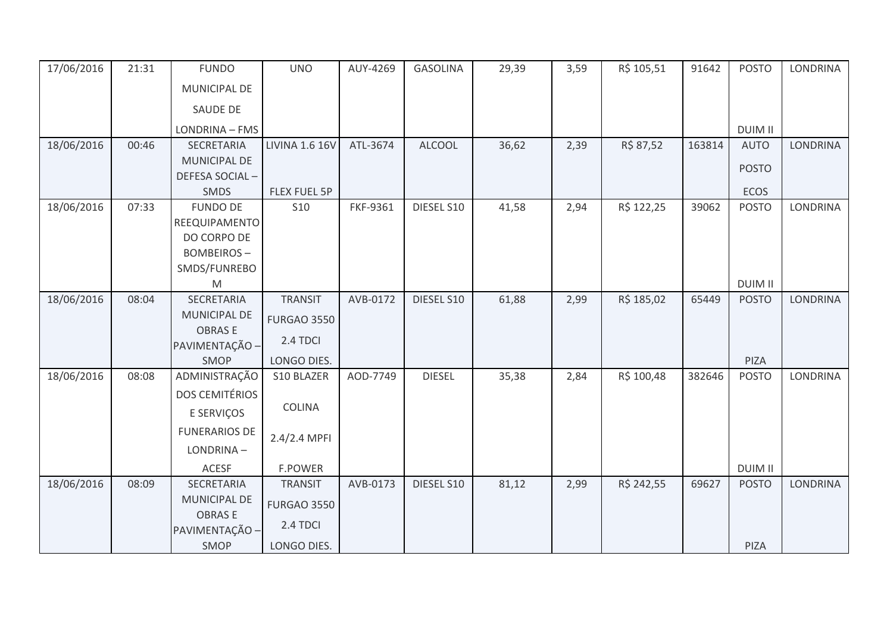| 17/06/2016 | 21:31 | FUNDO MUNICIPAL DE SAUDE DE LONDRINA – FMS | UNO | AUY-4269 | GASOLINA | 29,39 | 3,59 | R$ 105,51 | 91642 | POSTO DUIM II | LONDRINA |
|---|---|---|---|---|---|---|---|---|---|---|---|
| 18/06/2016 | 00:46 | SECRETARIA MUNICIPAL DE DEFESA SOCIAL – SMDS | LIVINA 1.6 16V FLEX FUEL 5P | ATL-3674 | ALCOOL | 36,62 | 2,39 | R$ 87,52 | 163814 | AUTO POSTO ECOS | LONDRINA |
| 18/06/2016 | 07:33 | FUNDO DE REEQUIPAMENTO DO CORPO DE BOMBEIROS – SMDS/FUNREBOM | S10 | FKF-9361 | DIESEL S10 | 41,58 | 2,94 | R$ 122,25 | 39062 | POSTO DUIM II | LONDRINA |
| 18/06/2016 | 08:04 | SECRETARIA MUNICIPAL DE OBRAS E PAVIMENTAÇÃO – SMOP | TRANSIT FURGAO 3550 2.4 TDCI LONGO DIES. | AVB-0172 | DIESEL S10 | 61,88 | 2,99 | R$ 185,02 | 65449 | POSTO PIZA | LONDRINA |
| 18/06/2016 | 08:08 | ADMINISTRAÇÃO DOS CEMITÉRIOS E SERVIÇOS FUNERARIOS DE LONDRINA – ACESF | S10 BLAZER COLINA 2.4/2.4 MPFI F.POWER | AOD-7749 | DIESEL | 35,38 | 2,84 | R$ 100,48 | 382646 | POSTO DUIM II | LONDRINA |
| 18/06/2016 | 08:09 | SECRETARIA MUNICIPAL DE OBRAS E PAVIMENTAÇÃO – SMOP | TRANSIT FURGAO 3550 2.4 TDCI LONGO DIES. | AVB-0173 | DIESEL S10 | 81,12 | 2,99 | R$ 242,55 | 69627 | POSTO PIZA | LONDRINA |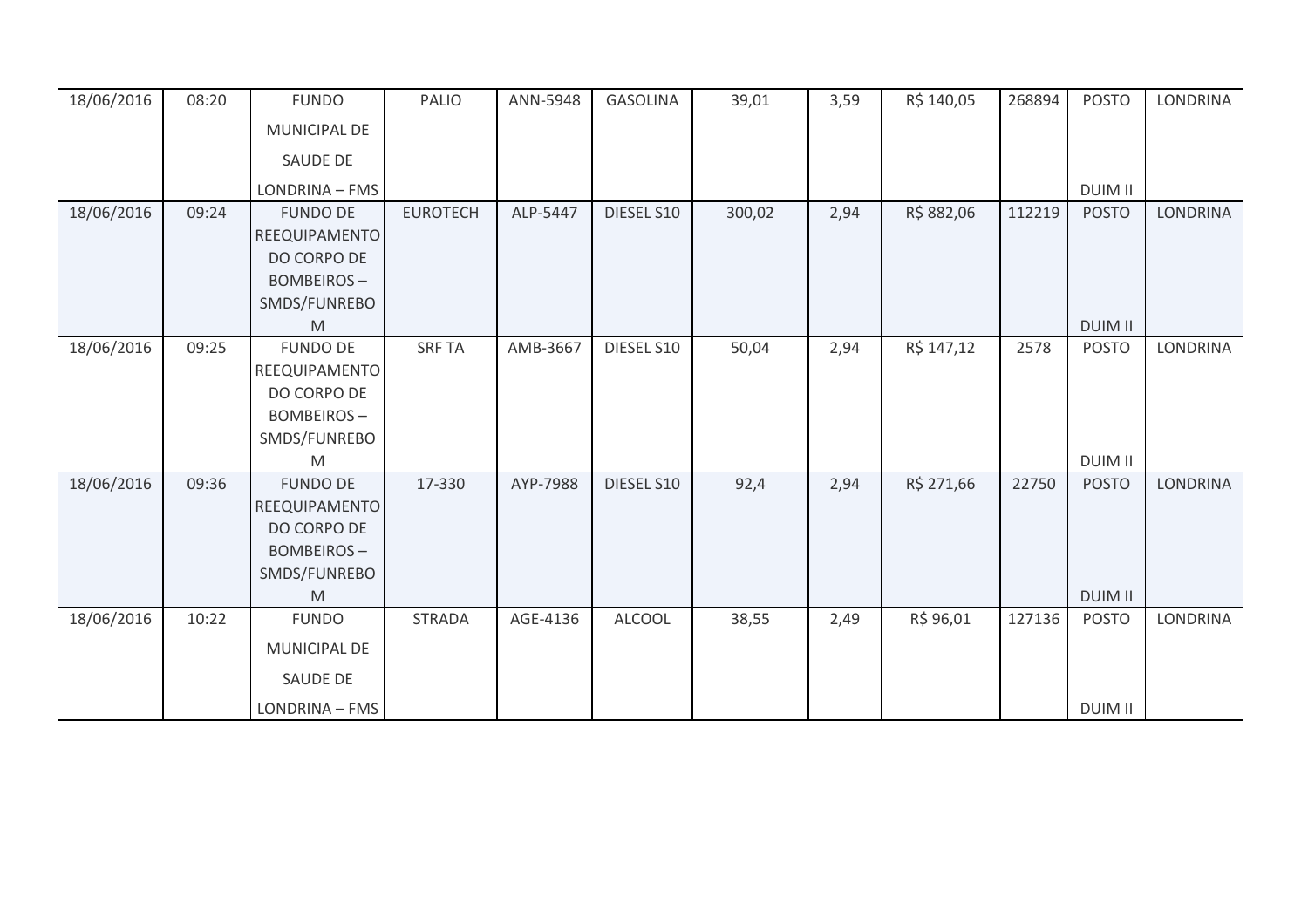| 18/06/2016 | 08:20 | FUNDO MUNICIPAL DE SAUDE DE LONDRINA – FMS | PALIO | ANN-5948 | GASOLINA | 39,01 | 3,59 | R$ 140,05 | 268894 | POSTO DUIM II | LONDRINA |
|---|---|---|---|---|---|---|---|---|---|---|---|
| 18/06/2016 | 09:24 | FUNDO DE REEQUIPAMENTO DO CORPO DE BOMBEIROS – SMDS/FUNREBOM | EUROTECH | ALP-5447 | DIESEL S10 | 300,02 | 2,94 | R$ 882,06 | 112219 | POSTO DUIM II | LONDRINA |
| 18/06/2016 | 09:25 | FUNDO DE REEQUIPAMENTO DO CORPO DE BOMBEIROS – SMDS/FUNREBOM | SRF TA | AMB-3667 | DIESEL S10 | 50,04 | 2,94 | R$ 147,12 | 2578 | POSTO DUIM II | LONDRINA |
| 18/06/2016 | 09:36 | FUNDO DE REEQUIPAMENTO DO CORPO DE BOMBEIROS – SMDS/FUNREBOM | 17-330 | AYP-7988 | DIESEL S10 | 92,4 | 2,94 | R$ 271,66 | 22750 | POSTO DUIM II | LONDRINA |
| 18/06/2016 | 10:22 | FUNDO MUNICIPAL DE SAUDE DE LONDRINA – FMS | STRADA | AGE-4136 | ALCOOL | 38,55 | 2,49 | R$ 96,01 | 127136 | POSTO DUIM II | LONDRINA |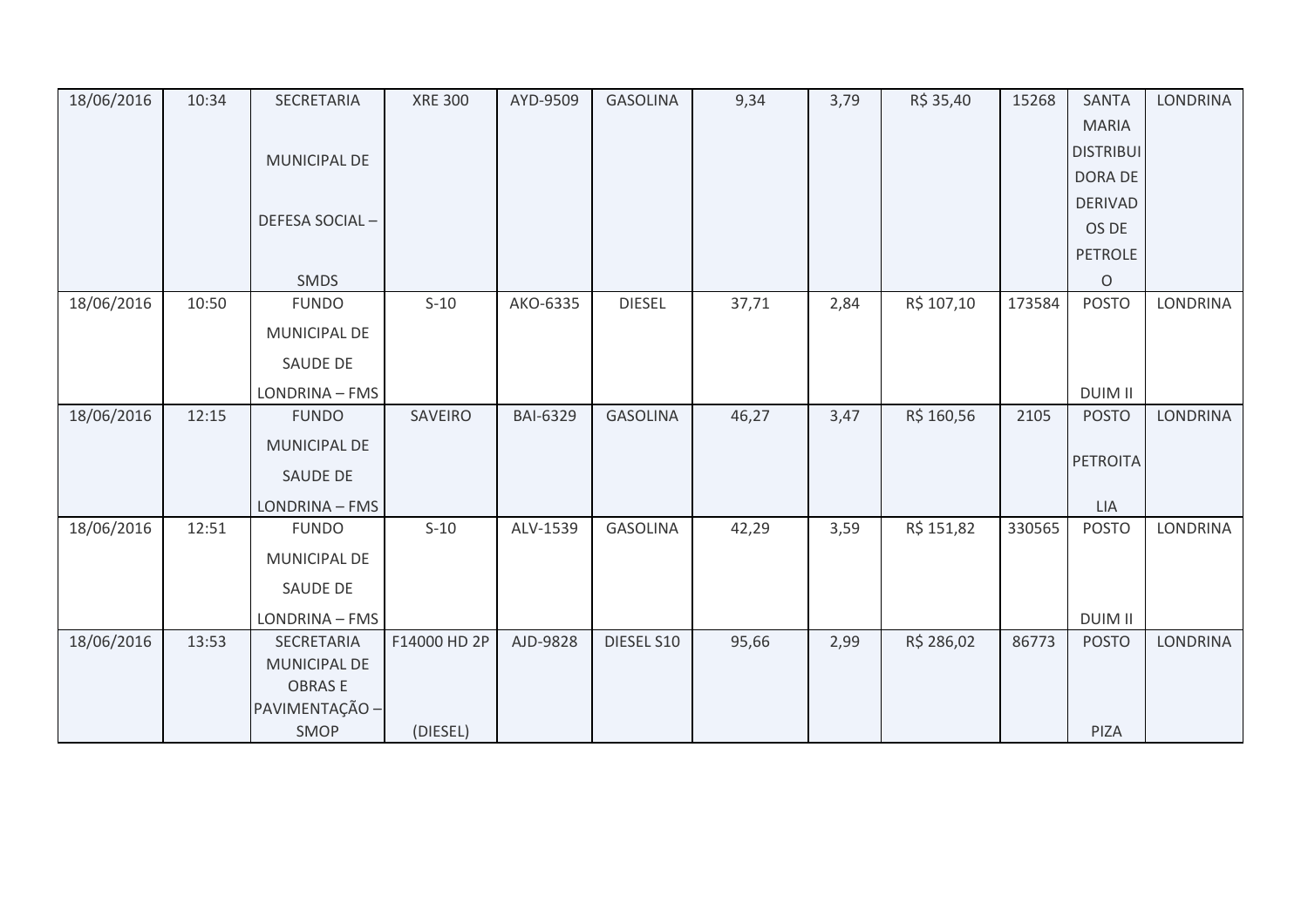| 18/06/2016 | 10:34 | SECRETARIA MUNICIPAL DE DEFESA SOCIAL – SMDS | XRE 300 | AYD-9509 | GASOLINA | 9,34 | 3,79 | R$ 35,40 | 15268 | SANTA MARIA DISTRIBUIDORA DE DERIVADOS DE PETROLEO | LONDRINA |
|---|---|---|---|---|---|---|---|---|---|---|---|
| 18/06/2016 | 10:50 | FUNDO MUNICIPAL DE SAUDE DE LONDRINA – FMS | S-10 | AKO-6335 | DIESEL | 37,71 | 2,84 | R$ 107,10 | 173584 | POSTO DUIM II | LONDRINA |
| 18/06/2016 | 12:15 | FUNDO MUNICIPAL DE SAUDE DE LONDRINA – FMS | SAVEIRO | BAI-6329 | GASOLINA | 46,27 | 3,47 | R$ 160,56 | 2105 | POSTO PETROITALIA | LONDRINA |
| 18/06/2016 | 12:51 | FUNDO MUNICIPAL DE SAUDE DE LONDRINA – FMS | S-10 | ALV-1539 | GASOLINA | 42,29 | 3,59 | R$ 151,82 | 330565 | POSTO DUIM II | LONDRINA |
| 18/06/2016 | 13:53 | SECRETARIA MUNICIPAL DE OBRAS E PAVIMENTAÇÃO – SMOP | F14000 HD 2P (DIESEL) | AJD-9828 | DIESEL S10 | 95,66 | 2,99 | R$ 286,02 | 86773 | POSTO PIZA | LONDRINA |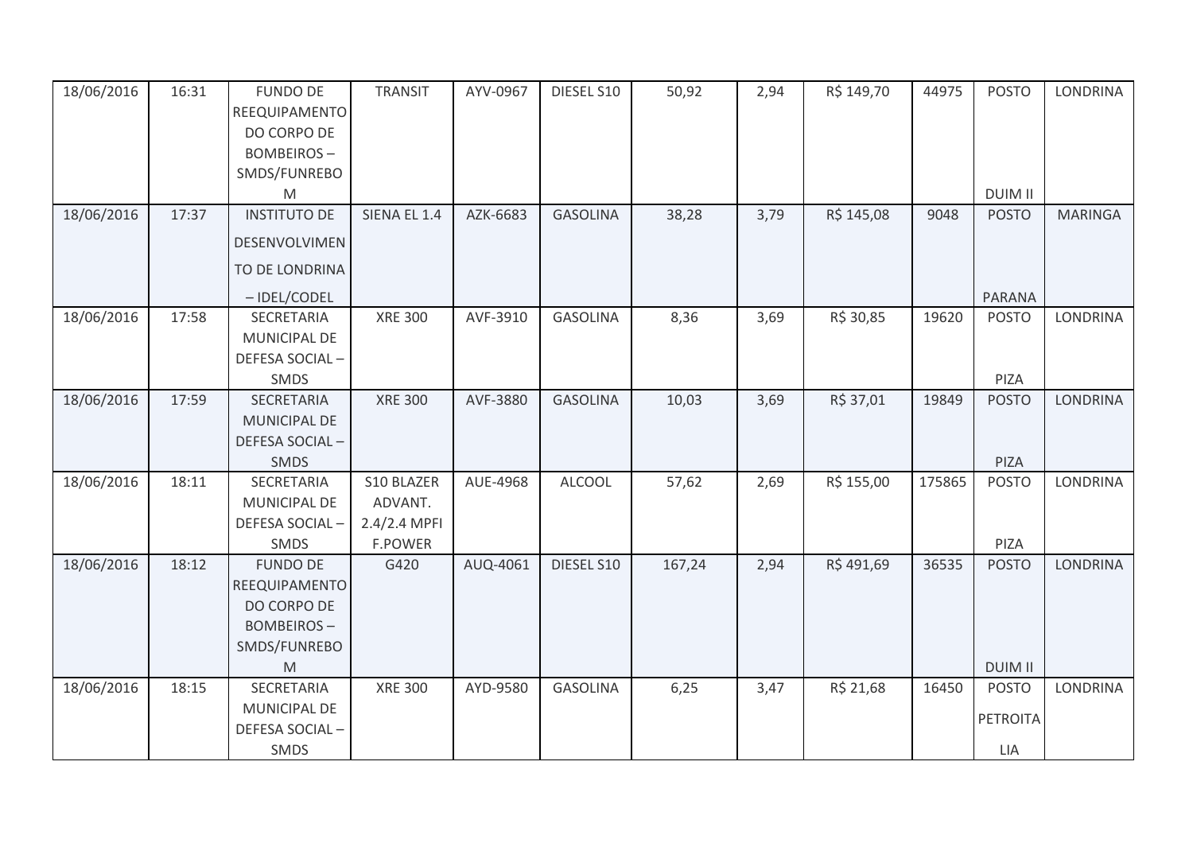| 18/06/2016 | 16:31 | FUNDO DE REEQUIPAMENTO DO CORPO DE BOMBEIROS – SMDS/FUNREBOM | TRANSIT | AYV-0967 | DIESEL S10 | 50,92 | 2,94 | R$ 149,70 | 44975 | POSTO DUIM II | LONDRINA |
|---|---|---|---|---|---|---|---|---|---|---|---|
| 18/06/2016 | 17:37 | INSTITUTO DE DESENVOLVIMENTO DE LONDRINA – IDEL/CODEL | SIENA EL 1.4 | AZK-6683 | GASOLINA | 38,28 | 3,79 | R$ 145,08 | 9048 | POSTO PARANA | MARINGA |
| 18/06/2016 | 17:58 | SECRETARIA MUNICIPAL DE DEFESA SOCIAL – SMDS | XRE 300 | AVF-3910 | GASOLINA | 8,36 | 3,69 | R$ 30,85 | 19620 | POSTO PIZA | LONDRINA |
| 18/06/2016 | 17:59 | SECRETARIA MUNICIPAL DE DEFESA SOCIAL – SMDS | XRE 300 | AVF-3880 | GASOLINA | 10,03 | 3,69 | R$ 37,01 | 19849 | POSTO PIZA | LONDRINA |
| 18/06/2016 | 18:11 | SECRETARIA MUNICIPAL DE DEFESA SOCIAL – SMDS | S10 BLAZER ADVANT. 2.4/2.4 MPFI F.POWER | AUE-4968 | ALCOOL | 57,62 | 2,69 | R$ 155,00 | 175865 | POSTO PIZA | LONDRINA |
| 18/06/2016 | 18:12 | FUNDO DE REEQUIPAMENTO DO CORPO DE BOMBEIROS – SMDS/FUNREBOM | G420 | AUQ-4061 | DIESEL S10 | 167,24 | 2,94 | R$ 491,69 | 36535 | POSTO DUIM II | LONDRINA |
| 18/06/2016 | 18:15 | SECRETARIA MUNICIPAL DE DEFESA SOCIAL – SMDS | XRE 300 | AYD-9580 | GASOLINA | 6,25 | 3,47 | R$ 21,68 | 16450 | POSTO PETROITALIA | LONDRINA |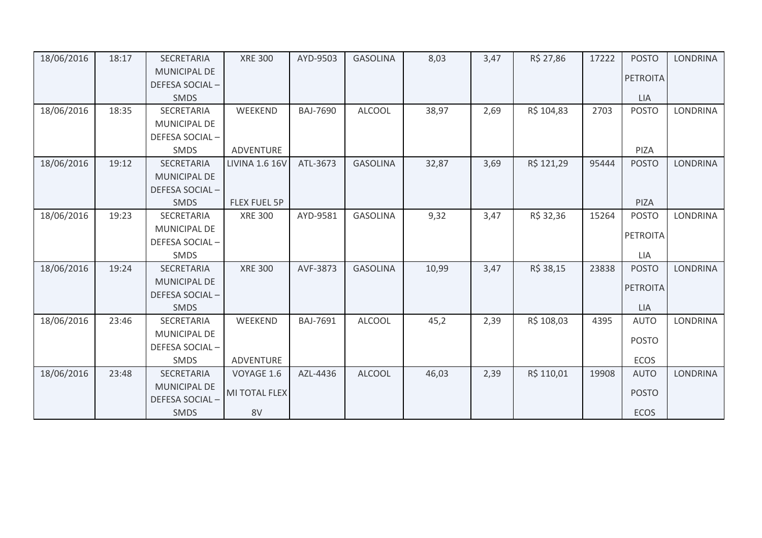| | | | | | | | | | | | |
|---|---|---|---|---|---|---|---|---|---|---|---|
| 18/06/2016 | 18:17 | SECRETARIA MUNICIPAL DE DEFESA SOCIAL – SMDS | XRE 300 | AYD-9503 | GASOLINA | 8,03 | 3,47 | R$ 27,86 | 17222 | POSTO PETROITALIA | LONDRINA |
| 18/06/2016 | 18:35 | SECRETARIA MUNICIPAL DE DEFESA SOCIAL – SMDS | WEEKEND ADVENTURE | BAJ-7690 | ALCOOL | 38,97 | 2,69 | R$ 104,83 | 2703 | POSTO PIZA | LONDRINA |
| 18/06/2016 | 19:12 | SECRETARIA MUNICIPAL DE DEFESA SOCIAL – SMDS | LIVINA 1.6 16V FLEX FUEL 5P | ATL-3673 | GASOLINA | 32,87 | 3,69 | R$ 121,29 | 95444 | POSTO PIZA | LONDRINA |
| 18/06/2016 | 19:23 | SECRETARIA MUNICIPAL DE DEFESA SOCIAL – SMDS | XRE 300 | AYD-9581 | GASOLINA | 9,32 | 3,47 | R$ 32,36 | 15264 | POSTO PETROITALIA | LONDRINA |
| 18/06/2016 | 19:24 | SECRETARIA MUNICIPAL DE DEFESA SOCIAL – SMDS | XRE 300 | AVF-3873 | GASOLINA | 10,99 | 3,47 | R$ 38,15 | 23838 | POSTO PETROITALIA | LONDRINA |
| 18/06/2016 | 23:46 | SECRETARIA MUNICIPAL DE DEFESA SOCIAL – SMDS | WEEKEND ADVENTURE | BAJ-7691 | ALCOOL | 45,2 | 2,39 | R$ 108,03 | 4395 | AUTO POSTO ECOS | LONDRINA |
| 18/06/2016 | 23:48 | SECRETARIA MUNICIPAL DE DEFESA SOCIAL – SMDS | VOYAGE 1.6 MI TOTAL FLEX 8V | AZL-4436 | ALCOOL | 46,03 | 2,39 | R$ 110,01 | 19908 | AUTO POSTO ECOS | LONDRINA |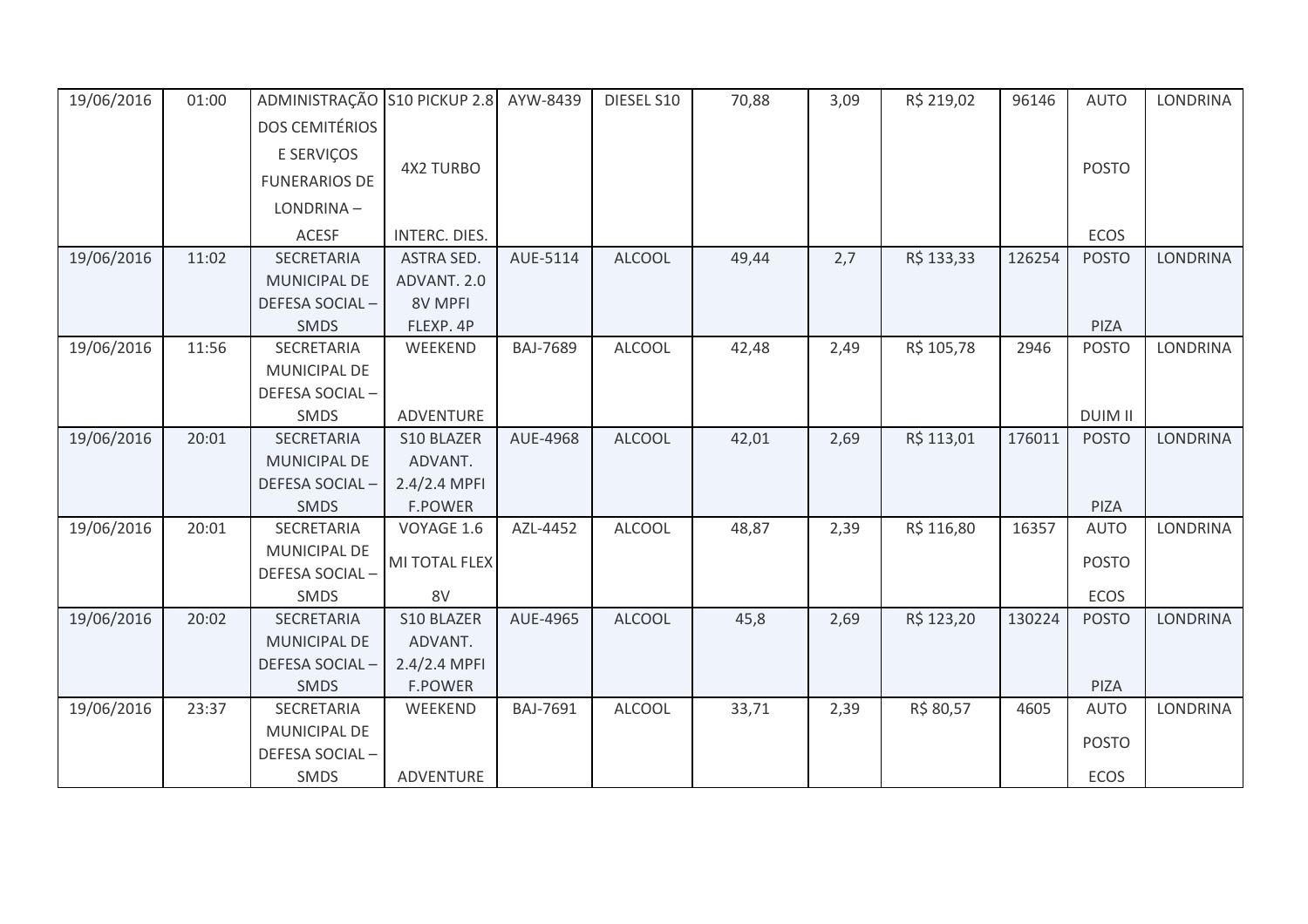| 19/06/2016 | 01:00 | ADMINISTRAÇÃO DOS CEMITÉRIOS E SERVIÇOS FUNERARIOS DE LONDRINA – ACESF | S10 PICKUP 2.8 4X2 TURBO INTERC. DIES. | AYW-8439 | DIESEL S10 | 70,88 | 3,09 | R$ 219,02 | 96146 | AUTO POSTO ECOS | LONDRINA |
|---|---|---|---|---|---|---|---|---|---|---|---|
| 19/06/2016 | 11:02 | SECRETARIA MUNICIPAL DE DEFESA SOCIAL – SMDS | ASTRA SED. ADVANT. 2.0 8V MPFI FLEXP. 4P | AUE-5114 | ALCOOL | 49,44 | 2,7 | R$ 133,33 | 126254 | POSTO PIZA | LONDRINA |
| 19/06/2016 | 11:56 | SECRETARIA MUNICIPAL DE DEFESA SOCIAL – SMDS | WEEKEND ADVENTURE | BAJ-7689 | ALCOOL | 42,48 | 2,49 | R$ 105,78 | 2946 | POSTO DUIM II | LONDRINA |
| 19/06/2016 | 20:01 | SECRETARIA MUNICIPAL DE DEFESA SOCIAL – SMDS | S10 BLAZER ADVANT. 2.4/2.4 MPFI F.POWER | AUE-4968 | ALCOOL | 42,01 | 2,69 | R$ 113,01 | 176011 | POSTO PIZA | LONDRINA |
| 19/06/2016 | 20:01 | SECRETARIA MUNICIPAL DE DEFESA SOCIAL – SMDS | VOYAGE 1.6 MI TOTAL FLEX 8V | AZL-4452 | ALCOOL | 48,87 | 2,39 | R$ 116,80 | 16357 | AUTO POSTO ECOS | LONDRINA |
| 19/06/2016 | 20:02 | SECRETARIA MUNICIPAL DE DEFESA SOCIAL – SMDS | S10 BLAZER ADVANT. 2.4/2.4 MPFI F.POWER | AUE-4965 | ALCOOL | 45,8 | 2,69 | R$ 123,20 | 130224 | POSTO PIZA | LONDRINA |
| 19/06/2016 | 23:37 | SECRETARIA MUNICIPAL DE DEFESA SOCIAL – SMDS | WEEKEND ADVENTURE | BAJ-7691 | ALCOOL | 33,71 | 2,39 | R$ 80,57 | 4605 | AUTO POSTO ECOS | LONDRINA |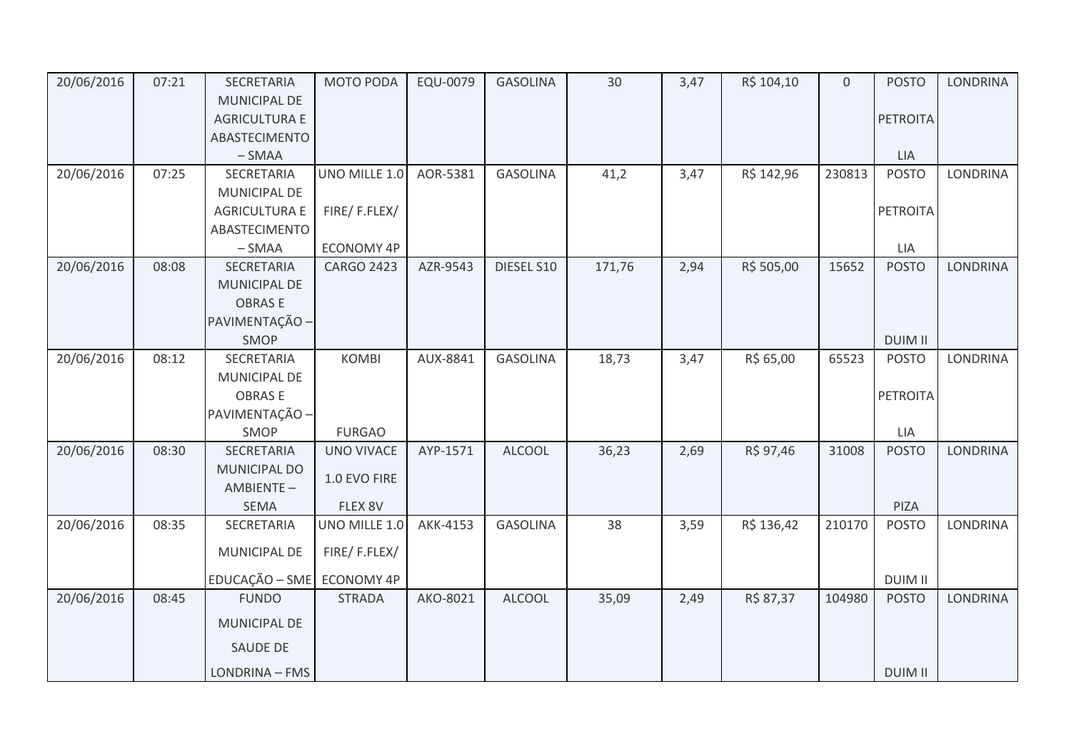| 20/06/2016 | 07:21 | SECRETARIA MUNICIPAL DE AGRICULTURA E ABASTECIMENTO – SMAA | MOTO PODA | EQU-0079 | GASOLINA | 30 | 3,47 | R$ 104,10 | 0 | POSTO PETROITA LIA | LONDRINA |
|---|---|---|---|---|---|---|---|---|---|---|---|
| 20/06/2016 | 07:25 | SECRETARIA MUNICIPAL DE AGRICULTURA E ABASTECIMENTO – SMAA | UNO MILLE 1.0 FIRE/ F.FLEX/ ECONOMY 4P | AOR-5381 | GASOLINA | 41,2 | 3,47 | R$ 142,96 | 230813 | POSTO PETROITA LIA | LONDRINA |
| 20/06/2016 | 08:08 | SECRETARIA MUNICIPAL DE OBRAS E PAVIMENTAÇÃO – SMOP | CARGO 2423 | AZR-9543 | DIESEL S10 | 171,76 | 2,94 | R$ 505,00 | 15652 | POSTO DUIM II | LONDRINA |
| 20/06/2016 | 08:12 | SECRETARIA MUNICIPAL DE OBRAS E PAVIMENTAÇÃO – SMOP | KOMBI FURGAO | AUX-8841 | GASOLINA | 18,73 | 3,47 | R$ 65,00 | 65523 | POSTO PETROITA LIA | LONDRINA |
| 20/06/2016 | 08:30 | SECRETARIA MUNICIPAL DO AMBIENTE – SEMA | UNO VIVACE 1.0 EVO FIRE FLEX 8V | AYP-1571 | ALCOOL | 36,23 | 2,69 | R$ 97,46 | 31008 | POSTO PIZA | LONDRINA |
| 20/06/2016 | 08:35 | SECRETARIA MUNICIPAL DE EDUCAÇÃO – SME | UNO MILLE 1.0 FIRE/ F.FLEX/ ECONOMY 4P | AKK-4153 | GASOLINA | 38 | 3,59 | R$ 136,42 | 210170 | POSTO DUIM II | LONDRINA |
| 20/06/2016 | 08:45 | FUNDO MUNICIPAL DE SAUDE DE LONDRINA – FMS | STRADA | AKO-8021 | ALCOOL | 35,09 | 2,49 | R$ 87,37 | 104980 | POSTO DUIM II | LONDRINA |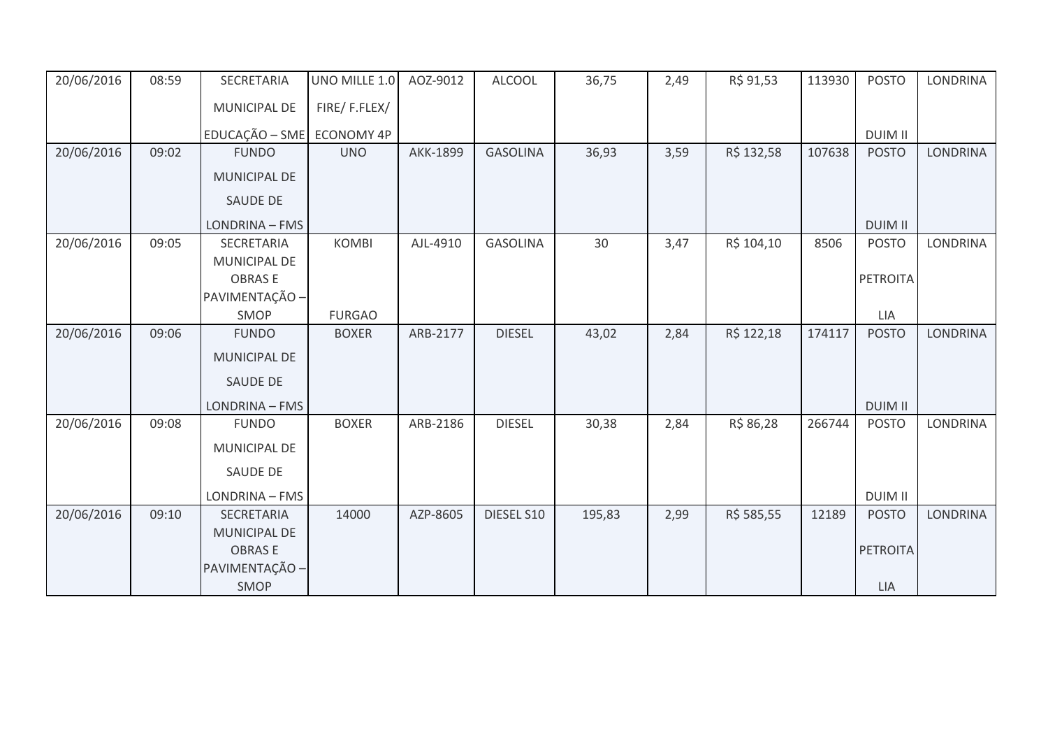| 20/06/2016 | 08:59 | SECRETARIA MUNICIPAL DE EDUCAÇÃO – SME | UNO MILLE 1.0 FIRE/ F.FLEX/ ECONOMY 4P | AOZ-9012 | ALCOOL | 36,75 | 2,49 | R$ 91,53 | 113930 | POSTO DUIM II | LONDRINA |
|---|---|---|---|---|---|---|---|---|---|---|---|
| 20/06/2016 | 09:02 | FUNDO MUNICIPAL DE SAUDE DE LONDRINA – FMS | UNO | AKK-1899 | GASOLINA | 36,93 | 3,59 | R$ 132,58 | 107638 | POSTO DUIM II | LONDRINA |
| 20/06/2016 | 09:05 | SECRETARIA MUNICIPAL DE OBRAS E PAVIMENTAÇÃO – SMOP | KOMBI FURGAO | AJL-4910 | GASOLINA | 30 | 3,47 | R$ 104,10 | 8506 | POSTO PETROITALIA | LONDRINA |
| 20/06/2016 | 09:06 | FUNDO MUNICIPAL DE SAUDE DE LONDRINA – FMS | BOXER | ARB-2177 | DIESEL | 43,02 | 2,84 | R$ 122,18 | 174117 | POSTO DUIM II | LONDRINA |
| 20/06/2016 | 09:08 | FUNDO MUNICIPAL DE SAUDE DE LONDRINA – FMS | BOXER | ARB-2186 | DIESEL | 30,38 | 2,84 | R$ 86,28 | 266744 | POSTO DUIM II | LONDRINA |
| 20/06/2016 | 09:10 | SECRETARIA MUNICIPAL DE OBRAS E PAVIMENTAÇÃO – SMOP | 14000 | AZP-8605 | DIESEL S10 | 195,83 | 2,99 | R$ 585,55 | 12189 | POSTO PETROITALIA | LONDRINA |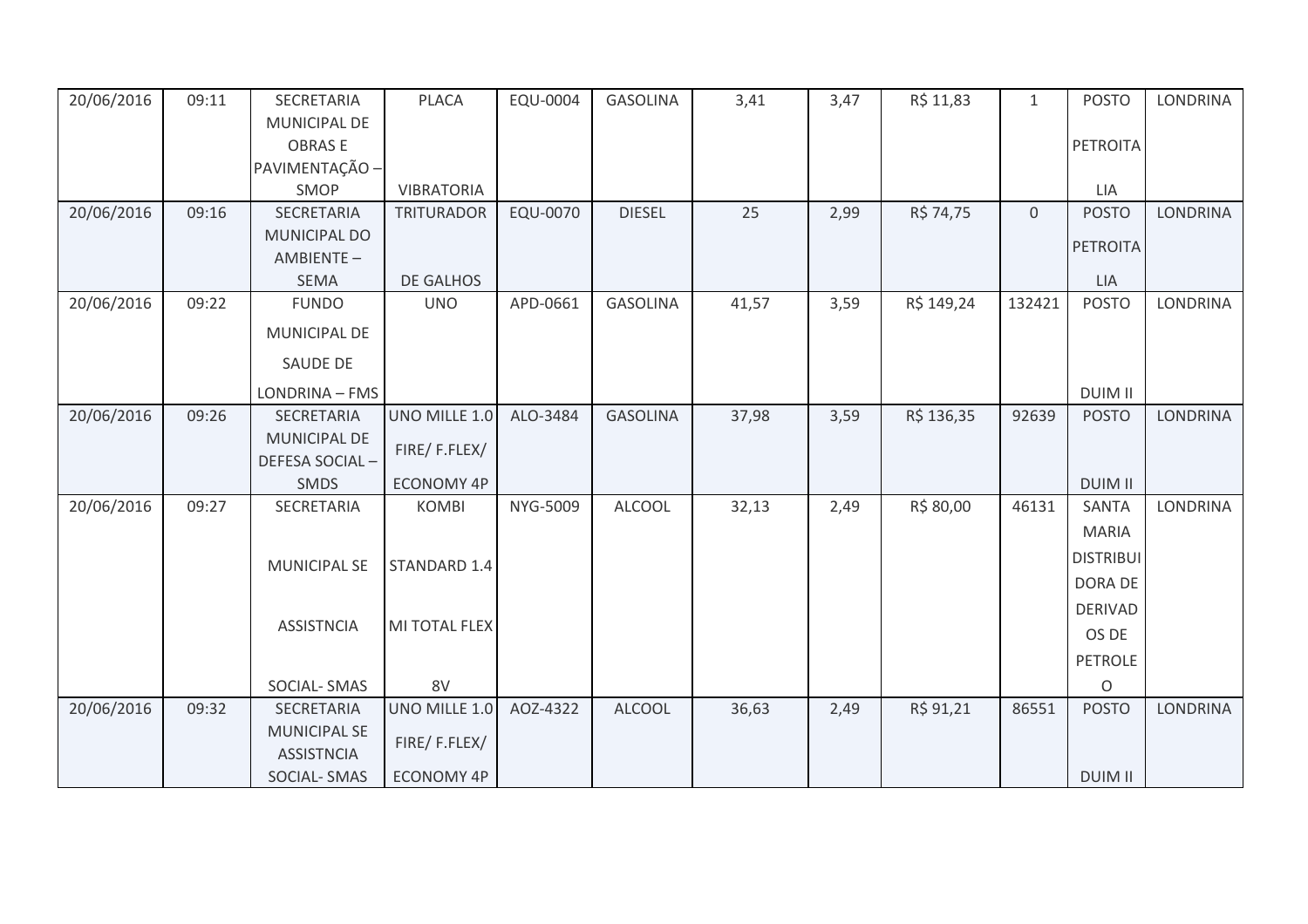| | | | | | | | | | | | |
|---|---|---|---|---|---|---|---|---|---|---|---|
| 20/06/2016 | 09:11 | SECRETARIA MUNICIPAL DE OBRAS E PAVIMENTAÇÃO – SMOP | PLACA VIBRATORIA | EQU-0004 | GASOLINA | 3,41 | 3,47 | R$ 11,83 | 1 | POSTO PETROITALIA | LONDRINA |
| 20/06/2016 | 09:16 | SECRETARIA MUNICIPAL DO AMBIENTE – SEMA | TRITURADOR DE GALHOS | EQU-0070 | DIESEL | 25 | 2,99 | R$ 74,75 | 0 | POSTO PETROITALIA | LONDRINA |
| 20/06/2016 | 09:22 | FUNDO MUNICIPAL DE SAUDE DE LONDRINA – FMS | UNO | APD-0661 | GASOLINA | 41,57 | 3,59 | R$ 149,24 | 132421 | POSTO DUIM II | LONDRINA |
| 20/06/2016 | 09:26 | SECRETARIA MUNICIPAL DE DEFESA SOCIAL – SMDS | UNO MILLE 1.0 FIRE/ F.FLEX/ ECONOMY 4P | ALO-3484 | GASOLINA | 37,98 | 3,59 | R$ 136,35 | 92639 | POSTO DUIM II | LONDRINA |
| 20/06/2016 | 09:27 | SECRETARIA MUNICIPAL SE ASSISTNCIA SOCIAL- SMAS | KOMBI STANDARD 1.4 MI TOTAL FLEX 8V | NYG-5009 | ALCOOL | 32,13 | 2,49 | R$ 80,00 | 46131 | SANTA MARIA DISTRIBUIDORA DE DERIVADOS DE PETROLEO | LONDRINA |
| 20/06/2016 | 09:32 | SECRETARIA MUNICIPAL SE ASSISTNCIA SOCIAL- SMAS | UNO MILLE 1.0 FIRE/ F.FLEX/ ECONOMY 4P | AOZ-4322 | ALCOOL | 36,63 | 2,49 | R$ 91,21 | 86551 | POSTO DUIM II | LONDRINA |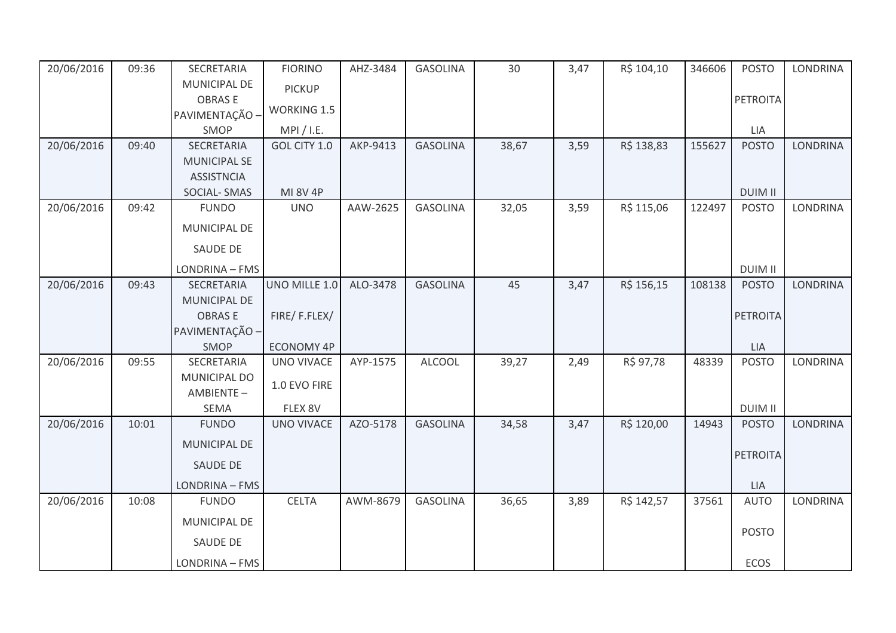| | | | | | | | | | | | |
|---|---|---|---|---|---|---|---|---|---|---|---|
| 20/06/2016 | 09:36 | SECRETARIA MUNICIPAL DE OBRAS E PAVIMENTAÇÃO – SMOP | FIORINO PICKUP WORKING 1.5 MPI / I.E. | AHZ-3484 | GASOLINA | 30 | 3,47 | R$ 104,10 | 346606 | POSTO PETROITA LIA | LONDRINA |
| 20/06/2016 | 09:40 | SECRETARIA MUNICIPAL SE ASSISTNCIA SOCIAL- SMAS | GOL CITY 1.0 MI 8V 4P | AKP-9413 | GASOLINA | 38,67 | 3,59 | R$ 138,83 | 155627 | POSTO DUIM II | LONDRINA |
| 20/06/2016 | 09:42 | FUNDO MUNICIPAL DE SAUDE DE LONDRINA – FMS | UNO | AAW-2625 | GASOLINA | 32,05 | 3,59 | R$ 115,06 | 122497 | POSTO DUIM II | LONDRINA |
| 20/06/2016 | 09:43 | SECRETARIA MUNICIPAL DE OBRAS E PAVIMENTAÇÃO – SMOP | UNO MILLE 1.0 FIRE/ F.FLEX/ ECONOMY 4P | ALO-3478 | GASOLINA | 45 | 3,47 | R$ 156,15 | 108138 | POSTO PETROITA LIA | LONDRINA |
| 20/06/2016 | 09:55 | SECRETARIA MUNICIPAL DO AMBIENTE – SEMA | UNO VIVACE 1.0 EVO FIRE FLEX 8V | AYP-1575 | ALCOOL | 39,27 | 2,49 | R$ 97,78 | 48339 | POSTO DUIM II | LONDRINA |
| 20/06/2016 | 10:01 | FUNDO MUNICIPAL DE SAUDE DE LONDRINA – FMS | UNO VIVACE | AZO-5178 | GASOLINA | 34,58 | 3,47 | R$ 120,00 | 14943 | POSTO PETROITA LIA | LONDRINA |
| 20/06/2016 | 10:08 | FUNDO MUNICIPAL DE SAUDE DE LONDRINA – FMS | CELTA | AWM-8679 | GASOLINA | 36,65 | 3,89 | R$ 142,57 | 37561 | AUTO POSTO ECOS | LONDRINA |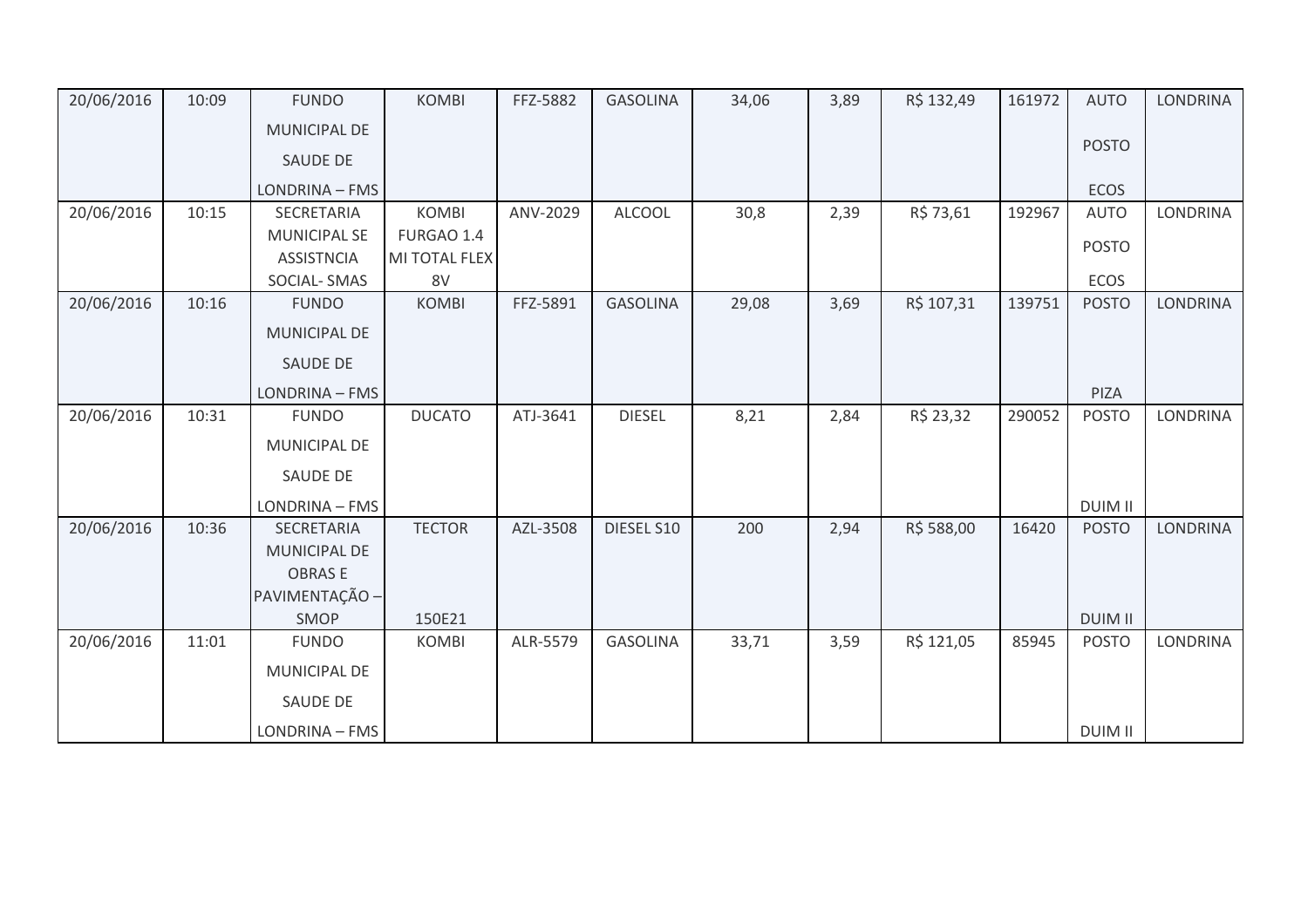| 20/06/2016 | 10:09 | FUNDO MUNICIPAL DE SAUDE DE LONDRINA – FMS | KOMBI | FFZ-5882 | GASOLINA | 34,06 | 3,89 | R$ 132,49 | 161972 | AUTO POSTO ECOS | LONDRINA |
|---|---|---|---|---|---|---|---|---|---|---|---|
| 20/06/2016 | 10:15 | SECRETARIA MUNICIPAL SE ASSISTNCIA SOCIAL- SMAS | KOMBI FURGAO 1.4 MI TOTAL FLEX 8V | ANV-2029 | ALCOOL | 30,8 | 2,39 | R$ 73,61 | 192967 | AUTO POSTO ECOS | LONDRINA |
| 20/06/2016 | 10:16 | FUNDO MUNICIPAL DE SAUDE DE LONDRINA – FMS | KOMBI | FFZ-5891 | GASOLINA | 29,08 | 3,69 | R$ 107,31 | 139751 | POSTO PIZA | LONDRINA |
| 20/06/2016 | 10:31 | FUNDO MUNICIPAL DE SAUDE DE LONDRINA – FMS | DUCATO | ATJ-3641 | DIESEL | 8,21 | 2,84 | R$ 23,32 | 290052 | POSTO DUIM II | LONDRINA |
| 20/06/2016 | 10:36 | SECRETARIA MUNICIPAL DE OBRAS E PAVIMENTAÇÃO – SMOP | TECTOR 150E21 | AZL-3508 | DIESEL S10 | 200 | 2,94 | R$ 588,00 | 16420 | POSTO DUIM II | LONDRINA |
| 20/06/2016 | 11:01 | FUNDO MUNICIPAL DE SAUDE DE LONDRINA – FMS | KOMBI | ALR-5579 | GASOLINA | 33,71 | 3,59 | R$ 121,05 | 85945 | POSTO DUIM II | LONDRINA |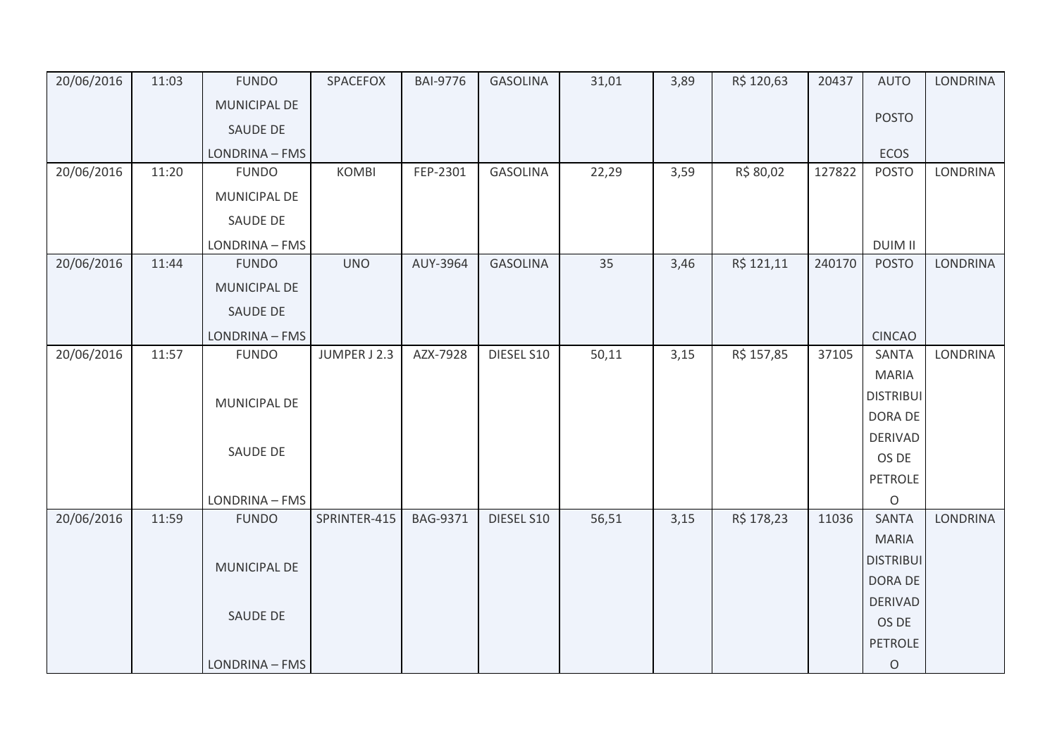| 20/06/2016 | 11:03 | FUNDO MUNICIPAL DE SAUDE DE LONDRINA – FMS | SPACEFOX | BAI-9776 | GASOLINA | 31,01 | 3,89 | R$ 120,63 | 20437 | AUTO POSTO ECOS | LONDRINA |
|---|---|---|---|---|---|---|---|---|---|---|---|
| 20/06/2016 | 11:20 | FUNDO MUNICIPAL DE SAUDE DE LONDRINA – FMS | KOMBI | FEP-2301 | GASOLINA | 22,29 | 3,59 | R$ 80,02 | 127822 | POSTO DUIM II | LONDRINA |
| 20/06/2016 | 11:44 | FUNDO MUNICIPAL DE SAUDE DE LONDRINA – FMS | UNO | AUY-3964 | GASOLINA | 35 | 3,46 | R$ 121,11 | 240170 | POSTO CINCAO | LONDRINA |
| 20/06/2016 | 11:57 | FUNDO MUNICIPAL DE SAUDE DE LONDRINA – FMS | JUMPER J 2.3 | AZX-7928 | DIESEL S10 | 50,11 | 3,15 | R$ 157,85 | 37105 | SANTA MARIA DISTRIBUIDORA DE DERIVADOS DE PETROLEO | LONDRINA |
| 20/06/2016 | 11:59 | FUNDO MUNICIPAL DE SAUDE DE LONDRINA – FMS | SPRINTER-415 | BAG-9371 | DIESEL S10 | 56,51 | 3,15 | R$ 178,23 | 11036 | SANTA MARIA DISTRIBUIDORA DE DERIVADOS DE PETROLEO | LONDRINA |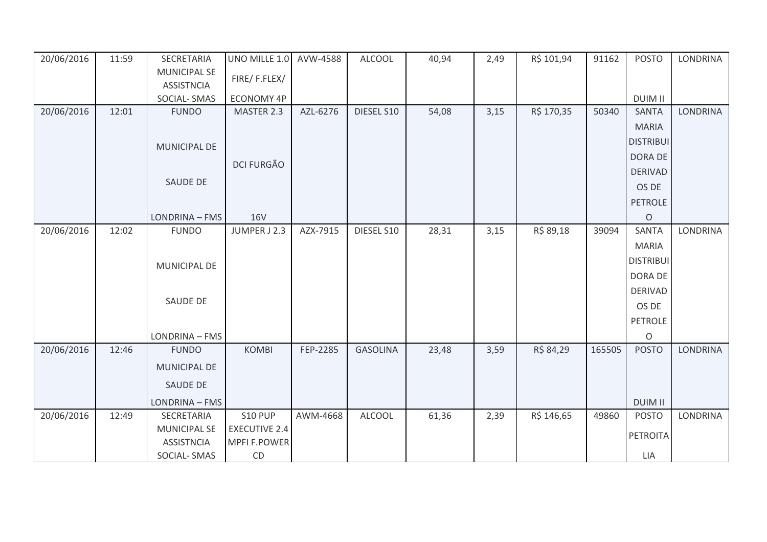| | | | | | | | | | | | |
|---|---|---|---|---|---|---|---|---|---|---|---|
| 20/06/2016 | 11:59 | SECRETARIA MUNICIPAL SE ASSISTNCIA SOCIAL- SMAS | UNO MILLE 1.0 FIRE/ F.FLEX/ ECONOMY 4P | AVW-4588 | ALCOOL | 40,94 | 2,49 | R$ 101,94 | 91162 | POSTO DUIM II | LONDRINA |
| 20/06/2016 | 12:01 | FUNDO MUNICIPAL DE SAUDE DE LONDRINA – FMS | MASTER 2.3 DCI FURGÃO 16V | AZL-6276 | DIESEL S10 | 54,08 | 3,15 | R$ 170,35 | 50340 | SANTA MARIA DISTRIBUIDORA DE DERIVADOS DE PETROLEO | LONDRINA |
| 20/06/2016 | 12:02 | FUNDO MUNICIPAL DE SAUDE DE LONDRINA – FMS | JUMPER J 2.3 | AZX-7915 | DIESEL S10 | 28,31 | 3,15 | R$ 89,18 | 39094 | SANTA MARIA DISTRIBUIDORA DE DERIVADOS DE PETROLEO | LONDRINA |
| 20/06/2016 | 12:46 | FUNDO MUNICIPAL DE SAUDE DE LONDRINA – FMS | KOMBI | FEP-2285 | GASOLINA | 23,48 | 3,59 | R$ 84,29 | 165505 | POSTO DUIM II | LONDRINA |
| 20/06/2016 | 12:49 | SECRETARIA MUNICIPAL SE ASSISTNCIA SOCIAL- SMAS | S10 PUP EXECUTIVE 2.4 MPFI F.POWER CD | AWM-4668 | ALCOOL | 61,36 | 2,39 | R$ 146,65 | 49860 | POSTO PETROITALIA | LONDRINA |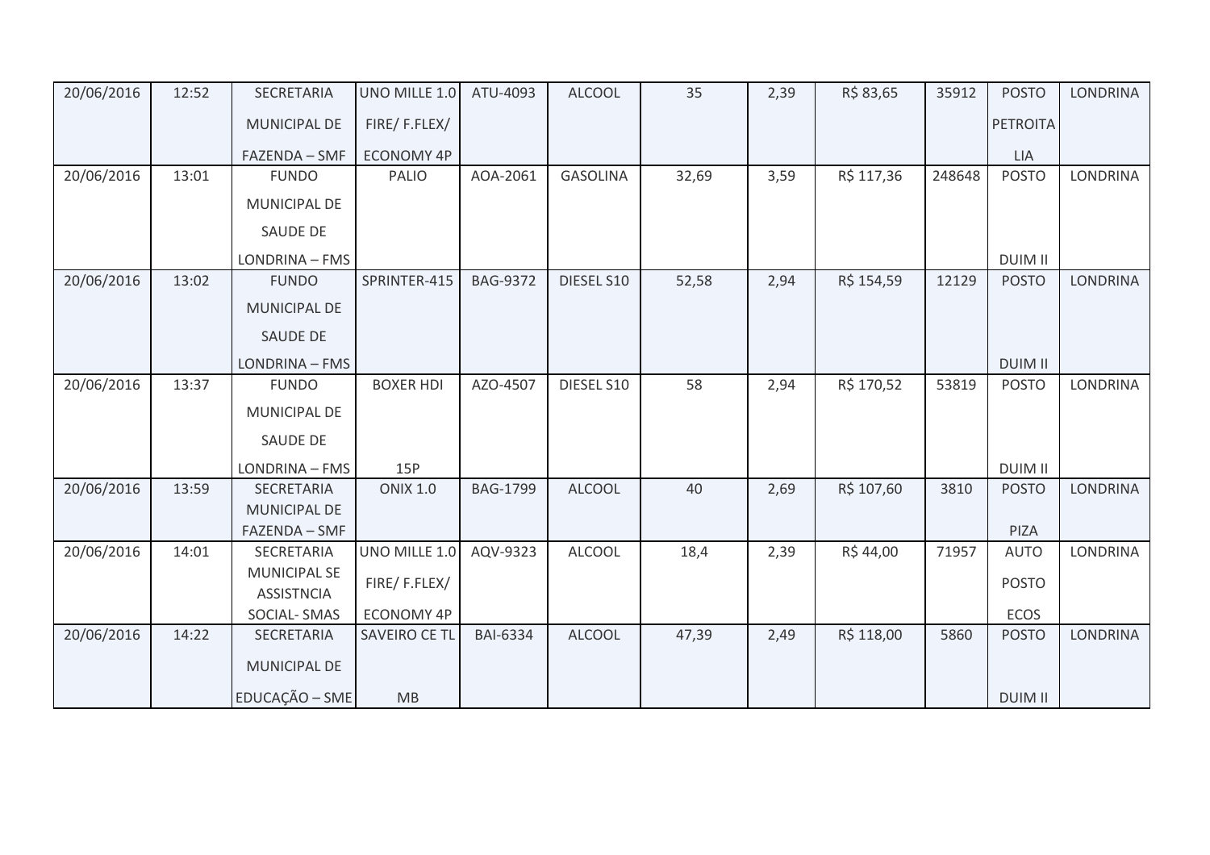| 20/06/2016 | 12:52 | SECRETARIA MUNICIPAL DE FAZENDA – SMF | UNO MILLE 1.0 FIRE/ F.FLEX/ ECONOMY 4P | ATU-4093 | ALCOOL | 35 | 2,39 | R$ 83,65 | 35912 | POSTO PETROITALIA | LONDRINA |
|---|---|---|---|---|---|---|---|---|---|---|---|
| 20/06/2016 | 13:01 | FUNDO MUNICIPAL DE SAUDE DE LONDRINA – FMS | PALIO | AOA-2061 | GASOLINA | 32,69 | 3,59 | R$ 117,36 | 248648 | POSTO DUIM II | LONDRINA |
| 20/06/2016 | 13:02 | FUNDO MUNICIPAL DE SAUDE DE LONDRINA – FMS | SPRINTER-415 | BAG-9372 | DIESEL S10 | 52,58 | 2,94 | R$ 154,59 | 12129 | POSTO DUIM II | LONDRINA |
| 20/06/2016 | 13:37 | FUNDO MUNICIPAL DE SAUDE DE LONDRINA – FMS | BOXER HDI 15P | AZO-4507 | DIESEL S10 | 58 | 2,94 | R$ 170,52 | 53819 | POSTO DUIM II | LONDRINA |
| 20/06/2016 | 13:59 | SECRETARIA MUNICIPAL DE FAZENDA – SMF | ONIX 1.0 | BAG-1799 | ALCOOL | 40 | 2,69 | R$ 107,60 | 3810 | POSTO PIZA | LONDRINA |
| 20/06/2016 | 14:01 | SECRETARIA MUNICIPAL SE ASSISTNCIA SOCIAL- SMAS | UNO MILLE 1.0 FIRE/ F.FLEX/ ECONOMY 4P | AQV-9323 | ALCOOL | 18,4 | 2,39 | R$ 44,00 | 71957 | AUTO POSTO ECOS | LONDRINA |
| 20/06/2016 | 14:22 | SECRETARIA MUNICIPAL DE EDUCAÇÃO – SME | SAVEIRO CE TL MB | BAI-6334 | ALCOOL | 47,39 | 2,49 | R$ 118,00 | 5860 | POSTO DUIM II | LONDRINA |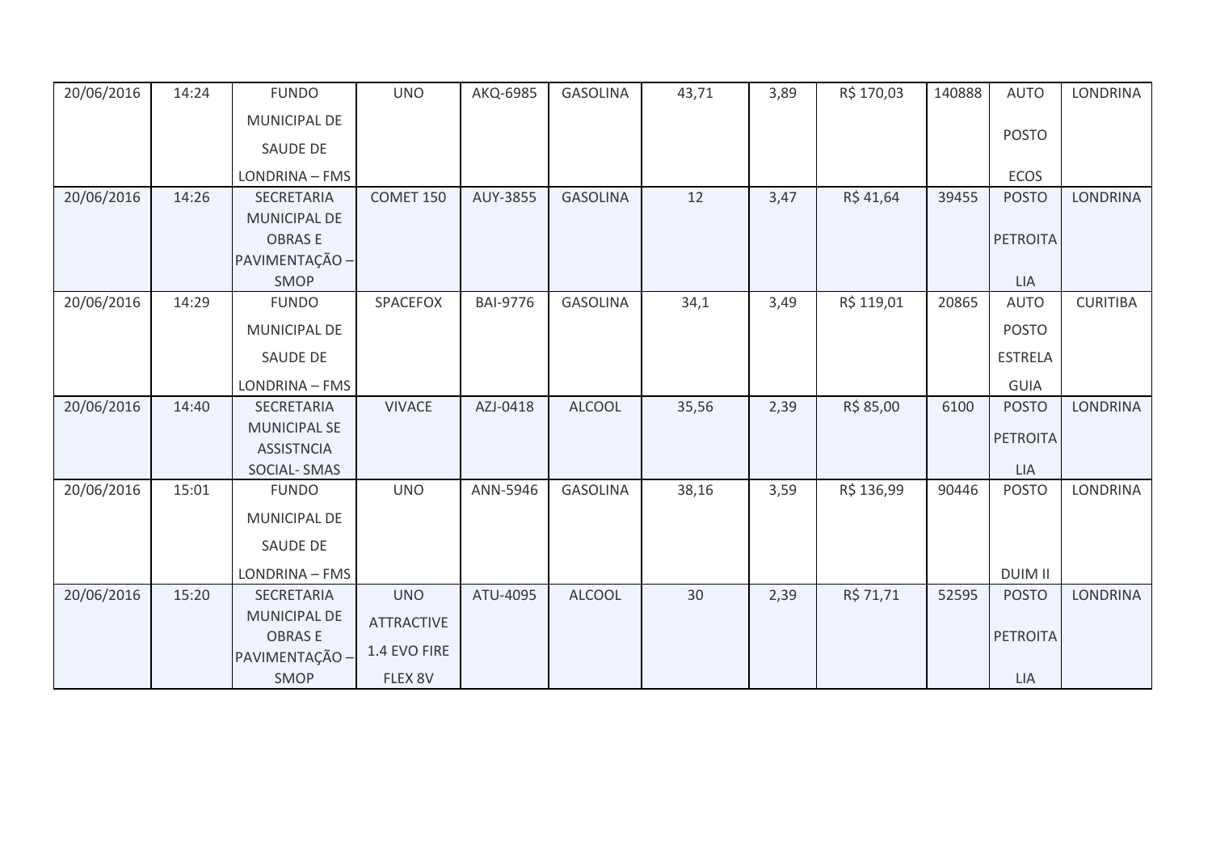| 20/06/2016 | 14:24 | FUNDO MUNICIPAL DE SAUDE DE LONDRINA – FMS | UNO | AKQ-6985 | GASOLINA | 43,71 | 3,89 | R$ 170,03 | 140888 | AUTO POSTO ECOS | LONDRINA |
|---|---|---|---|---|---|---|---|---|---|---|---|
| 20/06/2016 | 14:26 | SECRETARIA MUNICIPAL DE OBRAS E PAVIMENTAÇÃO – SMOP | COMET 150 | AUY-3855 | GASOLINA | 12 | 3,47 | R$ 41,64 | 39455 | POSTO PETROITA LIA | LONDRINA |
| 20/06/2016 | 14:29 | FUNDO MUNICIPAL DE SAUDE DE LONDRINA – FMS | SPACEFOX | BAI-9776 | GASOLINA | 34,1 | 3,49 | R$ 119,01 | 20865 | AUTO POSTO ESTRELA GUIA | CURITIBA |
| 20/06/2016 | 14:40 | SECRETARIA MUNICIPAL SE ASSISTNCIA SOCIAL- SMAS | VIVACE | AZJ-0418 | ALCOOL | 35,56 | 2,39 | R$ 85,00 | 6100 | POSTO PETROITA LIA | LONDRINA |
| 20/06/2016 | 15:01 | FUNDO MUNICIPAL DE SAUDE DE LONDRINA – FMS | UNO | ANN-5946 | GASOLINA | 38,16 | 3,59 | R$ 136,99 | 90446 | POSTO DUIM II | LONDRINA |
| 20/06/2016 | 15:20 | SECRETARIA MUNICIPAL DE OBRAS E PAVIMENTAÇÃO – SMOP | UNO ATTRACTIVE 1.4 EVO FIRE FLEX 8V | ATU-4095 | ALCOOL | 30 | 2,39 | R$ 71,71 | 52595 | POSTO PETROITA LIA | LONDRINA |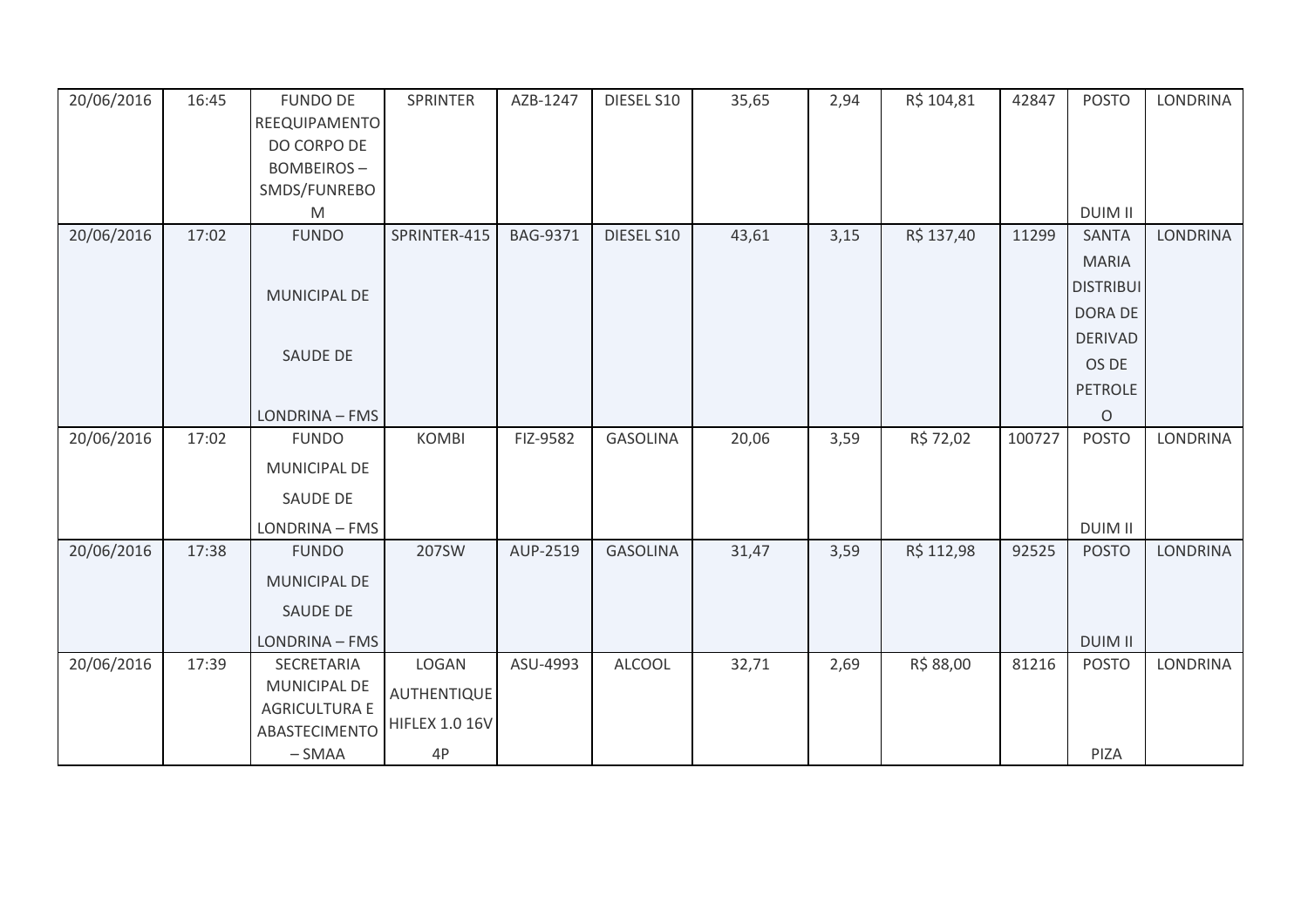| 20/06/2016 | 16:45 | FUNDO DE REEQUIPAMENTO DO CORPO DE BOMBEIROS – SMDS/FUNREBOM | SPRINTER | AZB-1247 | DIESEL S10 | 35,65 | 2,94 | R$ 104,81 | 42847 | POSTO DUIM II | LONDRINA |
|---|---|---|---|---|---|---|---|---|---|---|---|
| 20/06/2016 | 17:02 | FUNDO MUNICIPAL DE SAUDE DE LONDRINA – FMS | SPRINTER-415 | BAG-9371 | DIESEL S10 | 43,61 | 3,15 | R$ 137,40 | 11299 | SANTA MARIA DISTRIBUIDORA DE DERIVADOS DE PETROLEO | LONDRINA |
| 20/06/2016 | 17:02 | FUNDO MUNICIPAL DE SAUDE DE LONDRINA – FMS | KOMBI | FIZ-9582 | GASOLINA | 20,06 | 3,59 | R$ 72,02 | 100727 | POSTO DUIM II | LONDRINA |
| 20/06/2016 | 17:38 | FUNDO MUNICIPAL DE SAUDE DE LONDRINA – FMS | 207SW | AUP-2519 | GASOLINA | 31,47 | 3,59 | R$ 112,98 | 92525 | POSTO DUIM II | LONDRINA |
| 20/06/2016 | 17:39 | SECRETARIA MUNICIPAL DE AGRICULTURA E ABASTECIMENTO – SMAA | LOGAN AUTHENTIQUE HIFLEX 1.0 16V 4P | ASU-4993 | ALCOOL | 32,71 | 2,69 | R$ 88,00 | 81216 | POSTO PIZA | LONDRINA |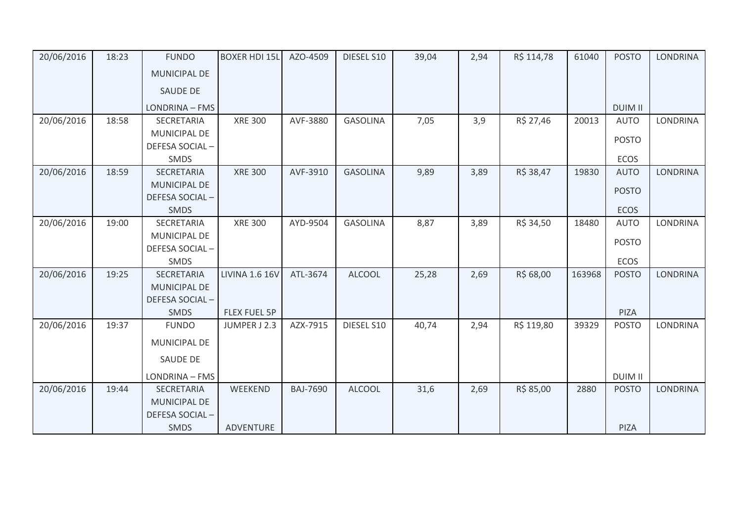| 20/06/2016 | 18:23 | FUNDO MUNICIPAL DE SAUDE DE LONDRINA – FMS | BOXER HDI 15L | AZO-4509 | DIESEL S10 | 39,04 | 2,94 | R$ 114,78 | 61040 | POSTO DUIM II | LONDRINA |
|---|---|---|---|---|---|---|---|---|---|---|---|
| 20/06/2016 | 18:58 | SECRETARIA MUNICIPAL DE DEFESA SOCIAL – SMDS | XRE 300 | AVF-3880 | GASOLINA | 7,05 | 3,9 | R$ 27,46 | 20013 | AUTO POSTO ECOS | LONDRINA |
| 20/06/2016 | 18:59 | SECRETARIA MUNICIPAL DE DEFESA SOCIAL – SMDS | XRE 300 | AVF-3910 | GASOLINA | 9,89 | 3,89 | R$ 38,47 | 19830 | AUTO POSTO ECOS | LONDRINA |
| 20/06/2016 | 19:00 | SECRETARIA MUNICIPAL DE DEFESA SOCIAL – SMDS | XRE 300 | AYD-9504 | GASOLINA | 8,87 | 3,89 | R$ 34,50 | 18480 | AUTO POSTO ECOS | LONDRINA |
| 20/06/2016 | 19:25 | SECRETARIA MUNICIPAL DE DEFESA SOCIAL – SMDS | LIVINA 1.6 16V FLEX FUEL 5P | ATL-3674 | ALCOOL | 25,28 | 2,69 | R$ 68,00 | 163968 | POSTO PIZA | LONDRINA |
| 20/06/2016 | 19:37 | FUNDO MUNICIPAL DE SAUDE DE LONDRINA – FMS | JUMPER J 2.3 | AZX-7915 | DIESEL S10 | 40,74 | 2,94 | R$ 119,80 | 39329 | POSTO DUIM II | LONDRINA |
| 20/06/2016 | 19:44 | SECRETARIA MUNICIPAL DE DEFESA SOCIAL – SMDS | WEEKEND ADVENTURE | BAJ-7690 | ALCOOL | 31,6 | 2,69 | R$ 85,00 | 2880 | POSTO PIZA | LONDRINA |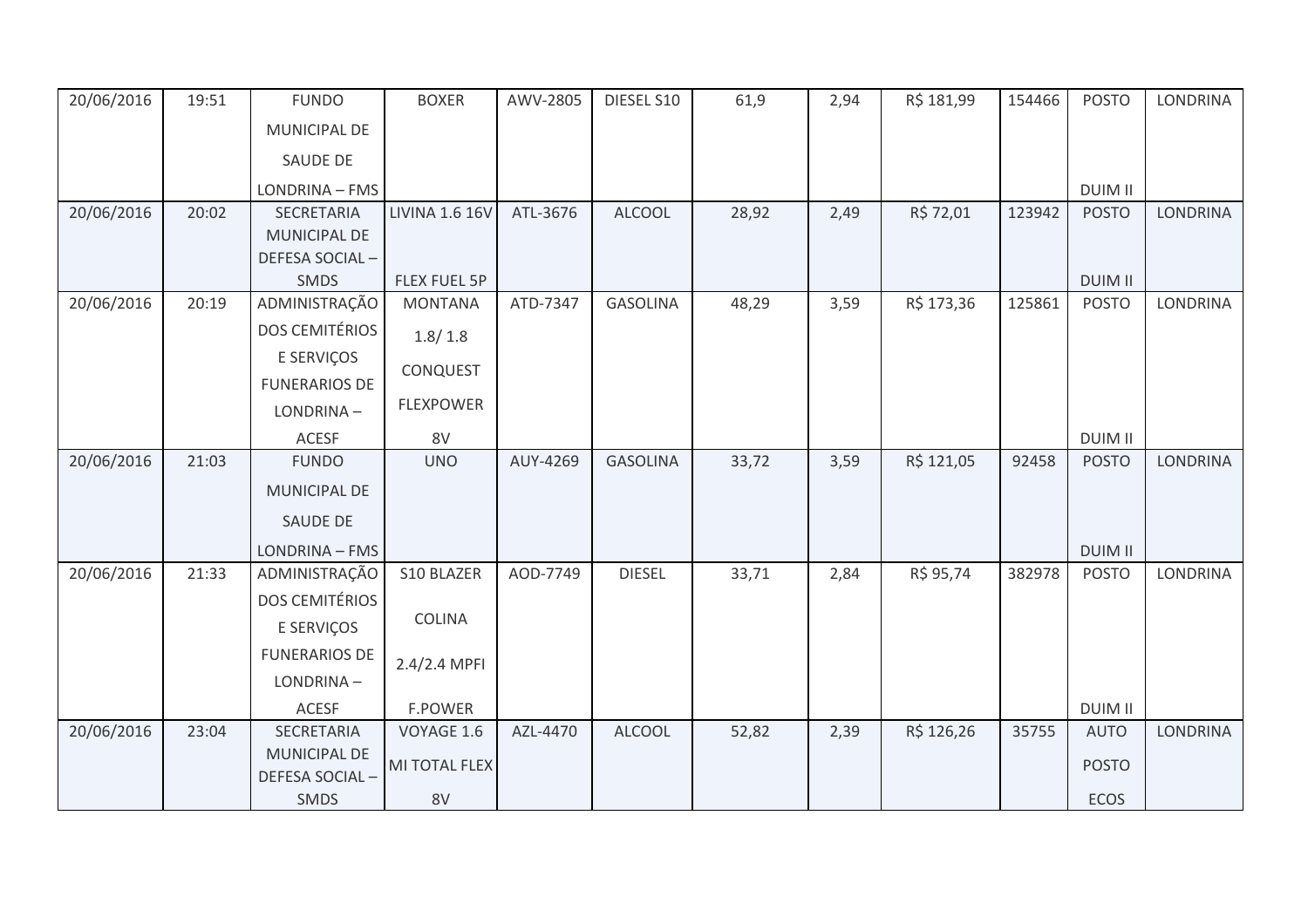| 20/06/2016 | 19:51 | FUNDO MUNICIPAL DE SAUDE DE LONDRINA – FMS | BOXER | AWV-2805 | DIESEL S10 | 61,9 | 2,94 | R$ 181,99 | 154466 | POSTO DUIM II | LONDRINA |
|---|---|---|---|---|---|---|---|---|---|---|---|
| 20/06/2016 | 20:02 | SECRETARIA MUNICIPAL DE DEFESA SOCIAL – SMDS | LIVINA 1.6 16V FLEX FUEL 5P | ATL-3676 | ALCOOL | 28,92 | 2,49 | R$ 72,01 | 123942 | POSTO DUIM II | LONDRINA |
| 20/06/2016 | 20:19 | ADMINISTRAÇÃO DOS CEMITÉRIOS E SERVIÇOS FUNERARIOS DE LONDRINA – ACESF | MONTANA 1.8/ 1.8 CONQUEST FLEXPOWER 8V | ATD-7347 | GASOLINA | 48,29 | 3,59 | R$ 173,36 | 125861 | POSTO DUIM II | LONDRINA |
| 20/06/2016 | 21:03 | FUNDO MUNICIPAL DE SAUDE DE LONDRINA – FMS | UNO | AUY-4269 | GASOLINA | 33,72 | 3,59 | R$ 121,05 | 92458 | POSTO DUIM II | LONDRINA |
| 20/06/2016 | 21:33 | ADMINISTRAÇÃO DOS CEMITÉRIOS E SERVIÇOS FUNERARIOS DE LONDRINA – ACESF | S10 BLAZER COLINA 2.4/2.4 MPFI F.POWER | AOD-7749 | DIESEL | 33,71 | 2,84 | R$ 95,74 | 382978 | POSTO DUIM II | LONDRINA |
| 20/06/2016 | 23:04 | SECRETARIA MUNICIPAL DE DEFESA SOCIAL – SMDS | VOYAGE 1.6 MI TOTAL FLEX 8V | AZL-4470 | ALCOOL | 52,82 | 2,39 | R$ 126,26 | 35755 | AUTO POSTO ECOS | LONDRINA |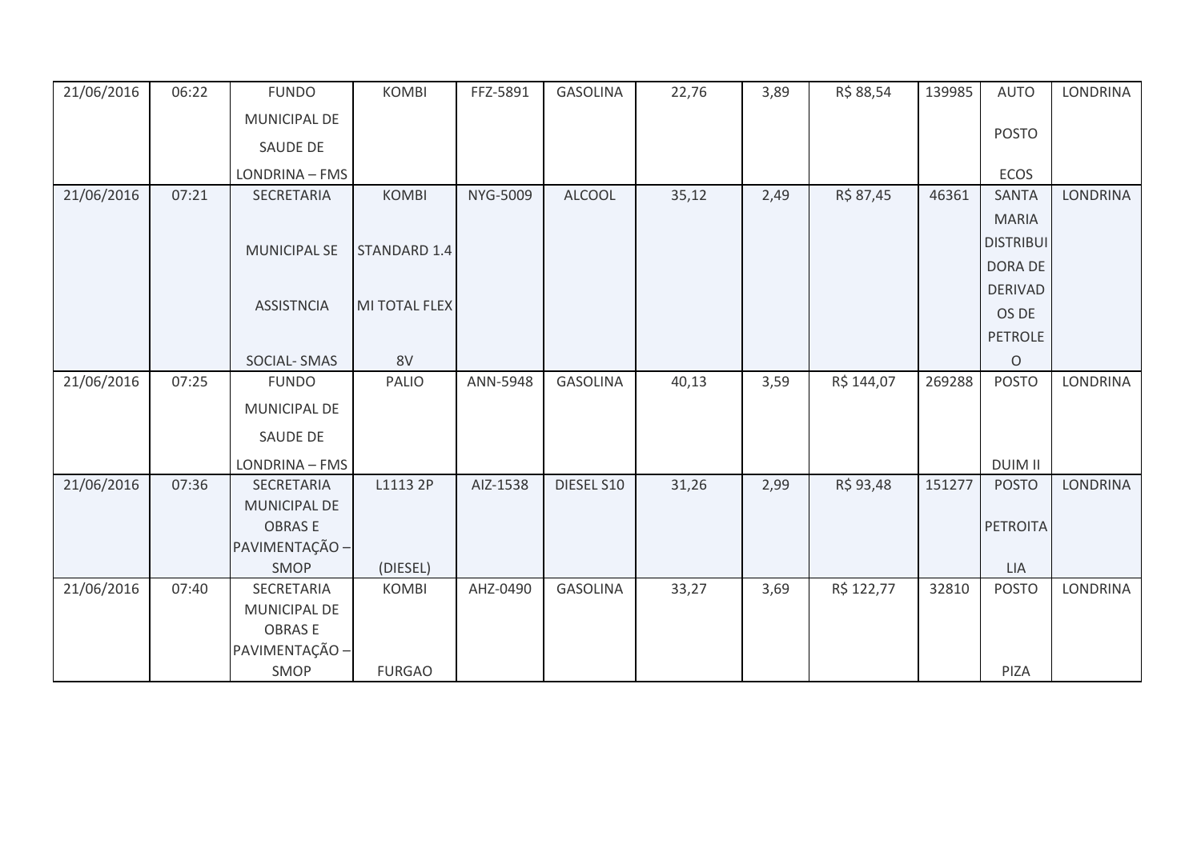| 21/06/2016 | 06:22 | FUNDO MUNICIPAL DE SAUDE DE LONDRINA – FMS | KOMBI | FFZ-5891 | GASOLINA | 22,76 | 3,89 | R$ 88,54 | 139985 | AUTO POSTO ECOS | LONDRINA |
|---|---|---|---|---|---|---|---|---|---|---|---|
| 21/06/2016 | 07:21 | SECRETARIA MUNICIPAL SE ASSISTNCIA SOCIAL- SMAS | KOMBI STANDARD 1.4 MI TOTAL FLEX 8V | NYG-5009 | ALCOOL | 35,12 | 2,49 | R$ 87,45 | 46361 | SANTA MARIA DISTRIBUIDORA DE DERIVADOS DE PETROLEO | LONDRINA |
| 21/06/2016 | 07:25 | FUNDO MUNICIPAL DE SAUDE DE LONDRINA – FMS | PALIO | ANN-5948 | GASOLINA | 40,13 | 3,59 | R$ 144,07 | 269288 | POSTO DUIM II | LONDRINA |
| 21/06/2016 | 07:36 | SECRETARIA MUNICIPAL DE OBRAS E PAVIMENTAÇÃO – SMOP | L1113 2P (DIESEL) | AIZ-1538 | DIESEL S10 | 31,26 | 2,99 | R$ 93,48 | 151277 | POSTO PETROITALIA | LONDRINA |
| 21/06/2016 | 07:40 | SECRETARIA MUNICIPAL DE OBRAS E PAVIMENTAÇÃO – SMOP | KOMBI FURGAO | AHZ-0490 | GASOLINA | 33,27 | 3,69 | R$ 122,77 | 32810 | POSTO PIZA | LONDRINA |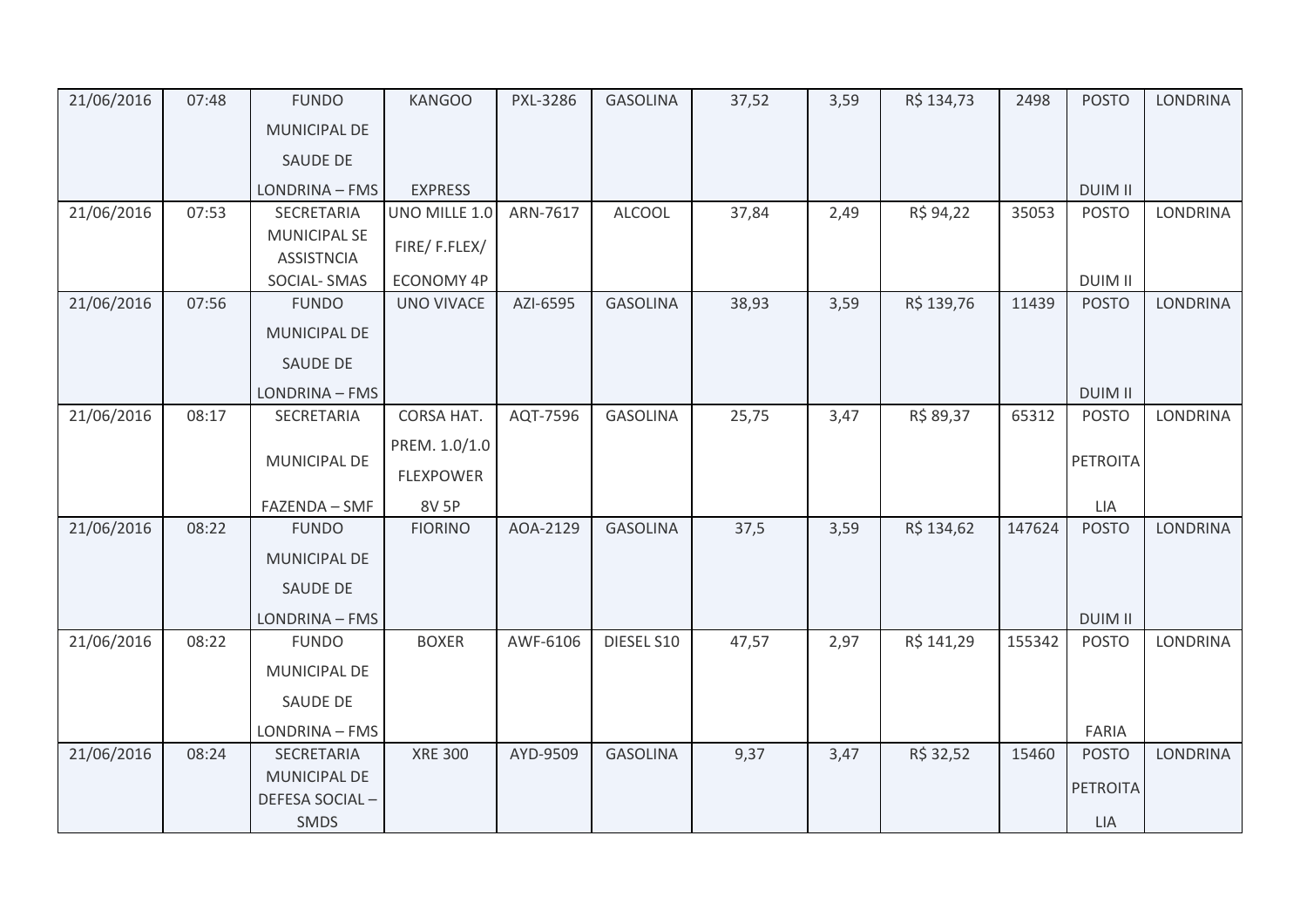| | | | | | | | | | | | |
|---|---|---|---|---|---|---|---|---|---|---|---|
| 21/06/2016 | 07:48 | FUNDO MUNICIPAL DE SAUDE DE LONDRINA – FMS | KANGOO EXPRESS | PXL-3286 | GASOLINA | 37,52 | 3,59 | R$ 134,73 | 2498 | POSTO DUIM II | LONDRINA |
| 21/06/2016 | 07:53 | SECRETARIA MUNICIPAL SE ASSISTNCIA SOCIAL- SMAS | UNO MILLE 1.0 FIRE/ F.FLEX/ ECONOMY 4P | ARN-7617 | ALCOOL | 37,84 | 2,49 | R$ 94,22 | 35053 | POSTO DUIM II | LONDRINA |
| 21/06/2016 | 07:56 | FUNDO MUNICIPAL DE SAUDE DE LONDRINA – FMS | UNO VIVACE | AZI-6595 | GASOLINA | 38,93 | 3,59 | R$ 139,76 | 11439 | POSTO DUIM II | LONDRINA |
| 21/06/2016 | 08:17 | SECRETARIA MUNICIPAL DE FAZENDA – SMF | CORSA HAT. PREM. 1.0/1.0 FLEXPOWER 8V 5P | AQT-7596 | GASOLINA | 25,75 | 3,47 | R$ 89,37 | 65312 | POSTO PETROITA LIA | LONDRINA |
| 21/06/2016 | 08:22 | FUNDO MUNICIPAL DE SAUDE DE LONDRINA – FMS | FIORINO | AOA-2129 | GASOLINA | 37,5 | 3,59 | R$ 134,62 | 147624 | POSTO DUIM II | LONDRINA |
| 21/06/2016 | 08:22 | FUNDO MUNICIPAL DE SAUDE DE LONDRINA – FMS | BOXER | AWF-6106 | DIESEL S10 | 47,57 | 2,97 | R$ 141,29 | 155342 | POSTO FARIA | LONDRINA |
| 21/06/2016 | 08:24 | SECRETARIA MUNICIPAL DE DEFESA SOCIAL – SMDS | XRE 300 | AYD-9509 | GASOLINA | 9,37 | 3,47 | R$ 32,52 | 15460 | POSTO PETROITA LIA | LONDRINA |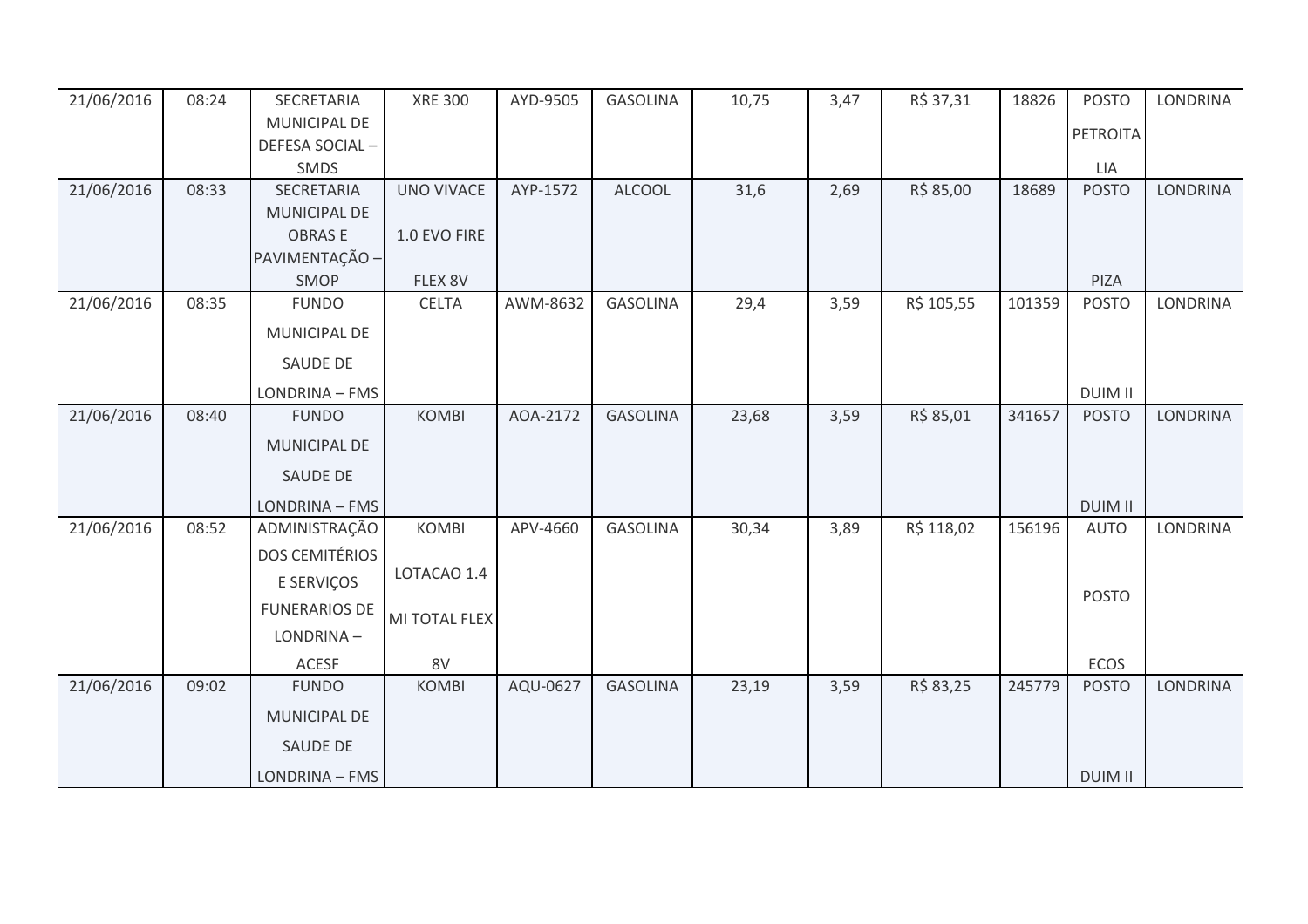| 21/06/2016 | 08:24 | SECRETARIA MUNICIPAL DE DEFESA SOCIAL – SMDS | XRE 300 | AYD-9505 | GASOLINA | 10,75 | 3,47 | R$ 37,31 | 18826 | POSTO PETROITA LIA | LONDRINA |
|---|---|---|---|---|---|---|---|---|---|---|---|
| 21/06/2016 | 08:33 | SECRETARIA MUNICIPAL DE OBRAS E PAVIMENTAÇÃO – SMOP | UNO VIVACE 1.0 EVO FIRE FLEX 8V | AYP-1572 | ALCOOL | 31,6 | 2,69 | R$ 85,00 | 18689 | POSTO PIZA | LONDRINA |
| 21/06/2016 | 08:35 | FUNDO MUNICIPAL DE SAUDE DE LONDRINA – FMS | CELTA | AWM-8632 | GASOLINA | 29,4 | 3,59 | R$ 105,55 | 101359 | POSTO DUIM II | LONDRINA |
| 21/06/2016 | 08:40 | FUNDO MUNICIPAL DE SAUDE DE LONDRINA – FMS | KOMBI | AOA-2172 | GASOLINA | 23,68 | 3,59 | R$ 85,01 | 341657 | POSTO DUIM II | LONDRINA |
| 21/06/2016 | 08:52 | ADMINISTRAÇÃO DOS CEMITÉRIOS E SERVIÇOS FUNERARIOS DE LONDRINA – ACESF | KOMBI LOTACAO 1.4 MI TOTAL FLEX 8V | APV-4660 | GASOLINA | 30,34 | 3,89 | R$ 118,02 | 156196 | AUTO POSTO ECOS | LONDRINA |
| 21/06/2016 | 09:02 | FUNDO MUNICIPAL DE SAUDE DE LONDRINA – FMS | KOMBI | AQU-0627 | GASOLINA | 23,19 | 3,59 | R$ 83,25 | 245779 | POSTO DUIM II | LONDRINA |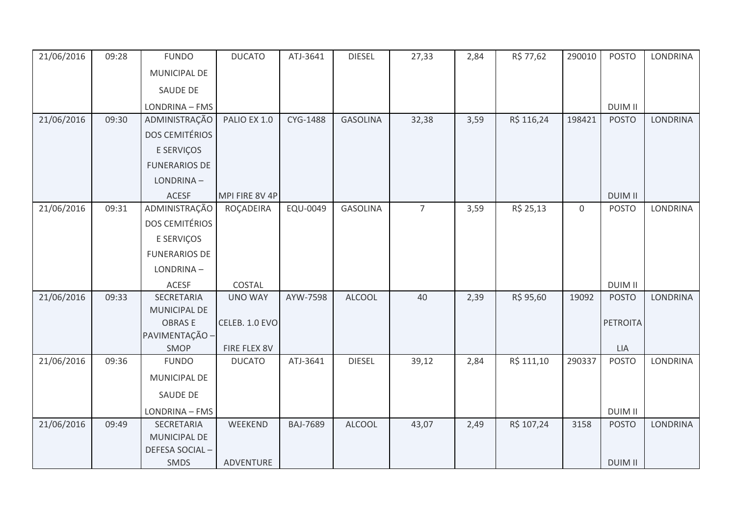| 21/06/2016 | 09:28 | FUNDO MUNICIPAL DE SAUDE DE LONDRINA – FMS | DUCATO | ATJ-3641 | DIESEL | 27,33 | 2,84 | R$ 77,62 | 290010 | POSTO DUIM II | LONDRINA |
|---|---|---|---|---|---|---|---|---|---|---|---|
| 21/06/2016 | 09:30 | ADMINISTRAÇÃO DOS CEMITÉRIOS E SERVIÇOS FUNERARIOS DE LONDRINA – ACESF | PALIO EX 1.0 MPI FIRE 8V 4P | CYG-1488 | GASOLINA | 32,38 | 3,59 | R$ 116,24 | 198421 | POSTO DUIM II | LONDRINA |
| 21/06/2016 | 09:31 | ADMINISTRAÇÃO DOS CEMITÉRIOS E SERVIÇOS FUNERARIOS DE LONDRINA – ACESF | ROÇADEIRA COSTAL | EQU-0049 | GASOLINA | 7 | 3,59 | R$ 25,13 | 0 | POSTO DUIM II | LONDRINA |
| 21/06/2016 | 09:33 | SECRETARIA MUNICIPAL DE OBRAS E PAVIMENTAÇÃO – SMOP | UNO WAY CELEB. 1.0 EVO FIRE FLEX 8V | AYW-7598 | ALCOOL | 40 | 2,39 | R$ 95,60 | 19092 | POSTO PETROITA LIA | LONDRINA |
| 21/06/2016 | 09:36 | FUNDO MUNICIPAL DE SAUDE DE LONDRINA – FMS | DUCATO | ATJ-3641 | DIESEL | 39,12 | 2,84 | R$ 111,10 | 290337 | POSTO DUIM II | LONDRINA |
| 21/06/2016 | 09:49 | SECRETARIA MUNICIPAL DE DEFESA SOCIAL – SMDS | WEEKEND ADVENTURE | BAJ-7689 | ALCOOL | 43,07 | 2,49 | R$ 107,24 | 3158 | POSTO DUIM II | LONDRINA |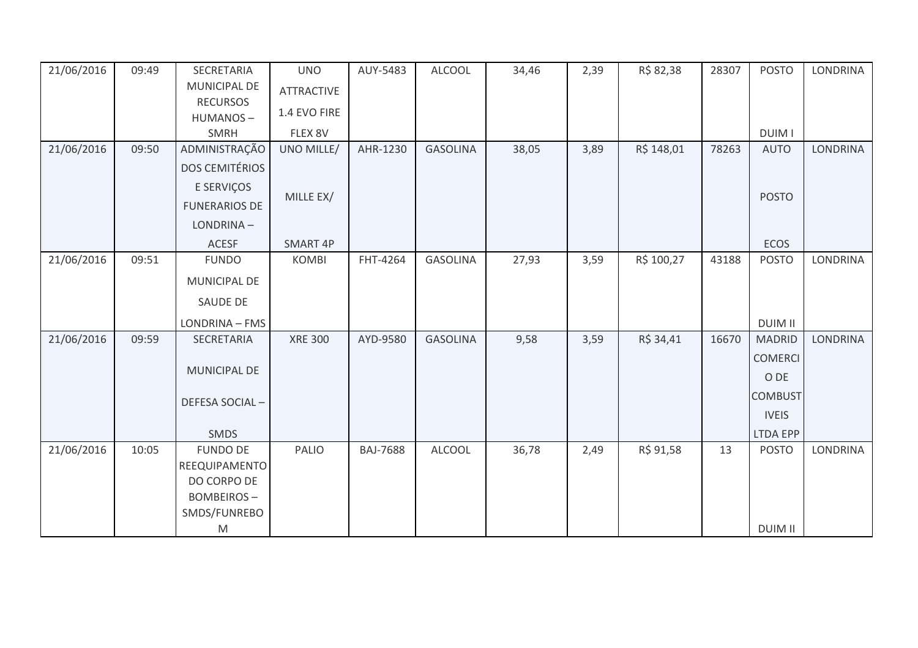| | | | | | | | | | | | |
|---|---|---|---|---|---|---|---|---|---|---|---|
| 21/06/2016 | 09:49 | SECRETARIA MUNICIPAL DE RECURSOS HUMANOS – SMRH | UNO ATTRACTIVE 1.4 EVO FIRE FLEX 8V | AUY-5483 | ALCOOL | 34,46 | 2,39 | R$ 82,38 | 28307 | POSTO DUIM I | LONDRINA |
| 21/06/2016 | 09:50 | ADMINISTRAÇÃO DOS CEMITÉRIOS E SERVIÇOS FUNERARIOS DE LONDRINA – ACESF | UNO MILLE/ MILLE EX/ SMART 4P | AHR-1230 | GASOLINA | 38,05 | 3,89 | R$ 148,01 | 78263 | AUTO POSTO ECOS | LONDRINA |
| 21/06/2016 | 09:51 | FUNDO MUNICIPAL DE SAUDE DE LONDRINA – FMS | KOMBI | FHT-4264 | GASOLINA | 27,93 | 3,59 | R$ 100,27 | 43188 | POSTO DUIM II | LONDRINA |
| 21/06/2016 | 09:59 | SECRETARIA MUNICIPAL DE DEFESA SOCIAL – SMDS | XRE 300 | AYD-9580 | GASOLINA | 9,58 | 3,59 | R$ 34,41 | 16670 | MADRID COMERCIO DE COMBUSTIVEIS LTDA EPP | LONDRINA |
| 21/06/2016 | 10:05 | FUNDO DE REEQUIPAMENTO DO CORPO DE BOMBEIROS – SMDS/FUNREBOM | PALIO | BAJ-7688 | ALCOOL | 36,78 | 2,49 | R$ 91,58 | 13 | POSTO DUIM II | LONDRINA |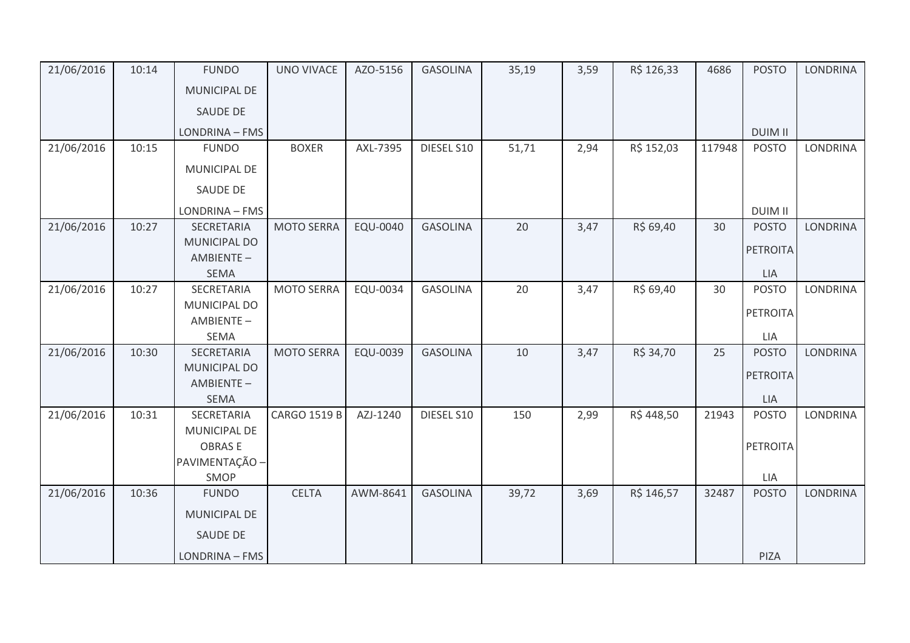| | | | | | | | | | | | |
|---|---|---|---|---|---|---|---|---|---|---|---|
| 21/06/2016 | 10:14 | FUNDO MUNICIPAL DE SAUDE DE LONDRINA – FMS | UNO VIVACE | AZO-5156 | GASOLINA | 35,19 | 3,59 | R$ 126,33 | 4686 | POSTO DUIM II | LONDRINA |
| 21/06/2016 | 10:15 | FUNDO MUNICIPAL DE SAUDE DE LONDRINA – FMS | BOXER | AXL-7395 | DIESEL S10 | 51,71 | 2,94 | R$ 152,03 | 117948 | POSTO DUIM II | LONDRINA |
| 21/06/2016 | 10:27 | SECRETARIA MUNICIPAL DO AMBIENTE – SEMA | MOTO SERRA | EQU-0040 | GASOLINA | 20 | 3,47 | R$ 69,40 | 30 | POSTO PETROITA LIA | LONDRINA |
| 21/06/2016 | 10:27 | SECRETARIA MUNICIPAL DO AMBIENTE – SEMA | MOTO SERRA | EQU-0034 | GASOLINA | 20 | 3,47 | R$ 69,40 | 30 | POSTO PETROITA LIA | LONDRINA |
| 21/06/2016 | 10:30 | SECRETARIA MUNICIPAL DO AMBIENTE – SEMA | MOTO SERRA | EQU-0039 | GASOLINA | 10 | 3,47 | R$ 34,70 | 25 | POSTO PETROITA LIA | LONDRINA |
| 21/06/2016 | 10:31 | SECRETARIA MUNICIPAL DE OBRAS E PAVIMENTAÇÃO – SMOP | CARGO 1519 B | AZJ-1240 | DIESEL S10 | 150 | 2,99 | R$ 448,50 | 21943 | POSTO PETROITA LIA | LONDRINA |
| 21/06/2016 | 10:36 | FUNDO MUNICIPAL DE SAUDE DE LONDRINA – FMS | CELTA | AWM-8641 | GASOLINA | 39,72 | 3,69 | R$ 146,57 | 32487 | POSTO PIZA | LONDRINA |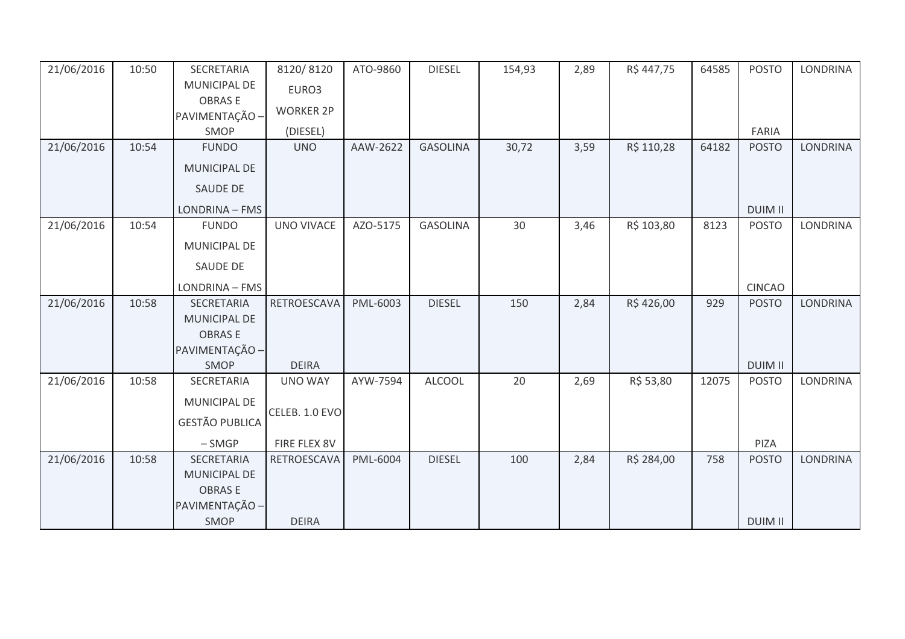| 21/06/2016 | 10:50 | SECRETARIA MUNICIPAL DE OBRAS E PAVIMENTAÇÃO – SMOP | 8120/ 8120 EURO3 WORKER 2P (DIESEL) | ATO-9860 | DIESEL | 154,93 | 2,89 | R$ 447,75 | 64585 | POSTO FARIA | LONDRINA |
|---|---|---|---|---|---|---|---|---|---|---|---|
| 21/06/2016 | 10:54 | FUNDO MUNICIPAL DE SAUDE DE LONDRINA – FMS | UNO | AAW-2622 | GASOLINA | 30,72 | 3,59 | R$ 110,28 | 64182 | POSTO DUIM II | LONDRINA |
| 21/06/2016 | 10:54 | FUNDO MUNICIPAL DE SAUDE DE LONDRINA – FMS | UNO VIVACE | AZO-5175 | GASOLINA | 30 | 3,46 | R$ 103,80 | 8123 | POSTO CINCAO | LONDRINA |
| 21/06/2016 | 10:58 | SECRETARIA MUNICIPAL DE OBRAS E PAVIMENTAÇÃO – SMOP | RETROESCAVA DEIRA | PML-6003 | DIESEL | 150 | 2,84 | R$ 426,00 | 929 | POSTO DUIM II | LONDRINA |
| 21/06/2016 | 10:58 | SECRETARIA MUNICIPAL DE GESTÃO PUBLICA – SMGP | UNO WAY CELEB. 1.0 EVO FIRE FLEX 8V | AYW-7594 | ALCOOL | 20 | 2,69 | R$ 53,80 | 12075 | POSTO PIZA | LONDRINA |
| 21/06/2016 | 10:58 | SECRETARIA MUNICIPAL DE OBRAS E PAVIMENTAÇÃO – SMOP | RETROESCAVA DEIRA | PML-6004 | DIESEL | 100 | 2,84 | R$ 284,00 | 758 | POSTO DUIM II | LONDRINA |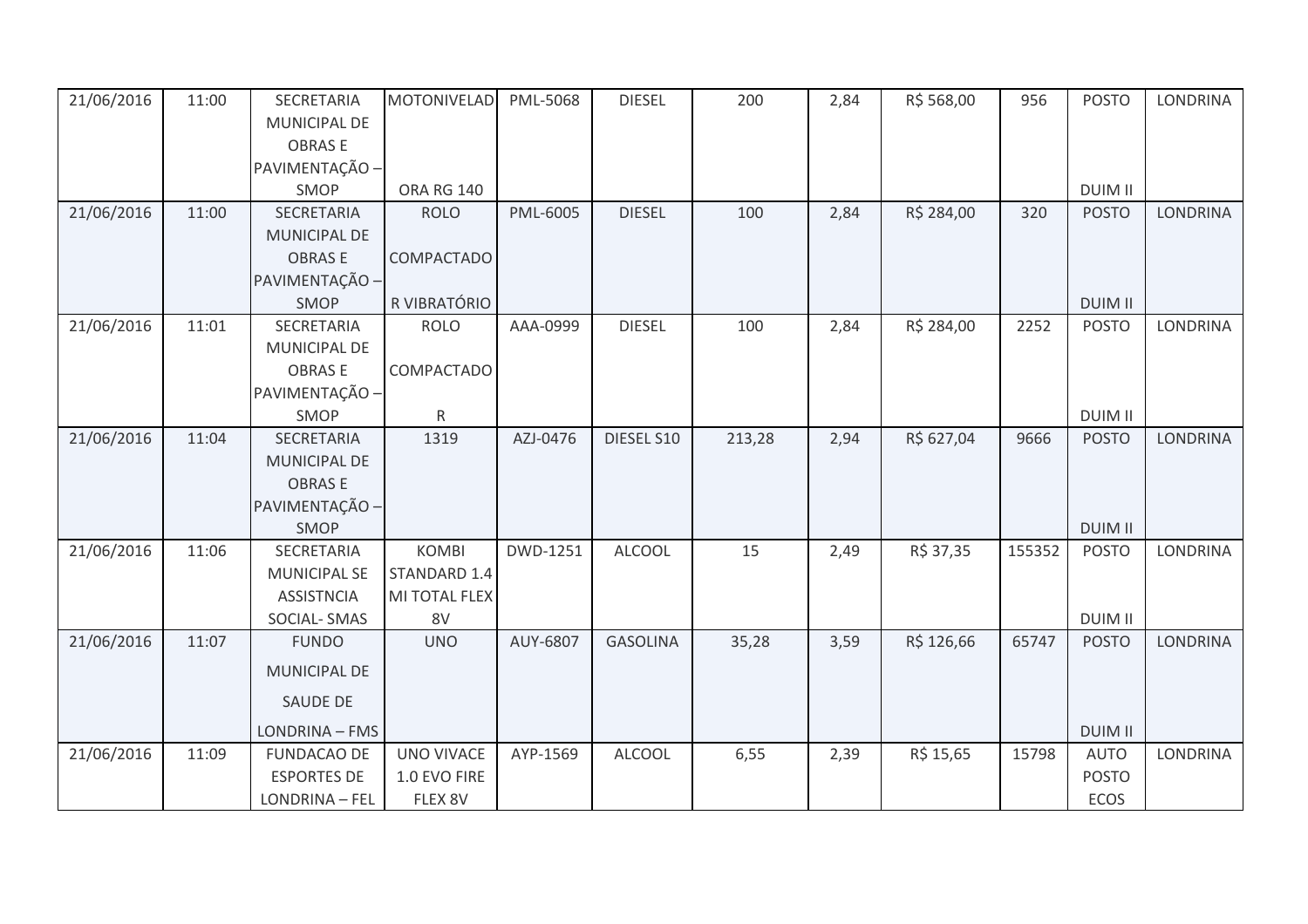| | | | | | | | | | | | |
|---|---|---|---|---|---|---|---|---|---|---|---|
| 21/06/2016 | 11:00 | SECRETARIA MUNICIPAL DE OBRAS E PAVIMENTAÇÃO – SMOP | MOTONIVELADORA RG 140 | PML-5068 | DIESEL | 200 | 2,84 | R$ 568,00 | 956 | POSTO DUIM II | LONDRINA |
| 21/06/2016 | 11:00 | SECRETARIA MUNICIPAL DE OBRAS E PAVIMENTAÇÃO – SMOP | ROLO COMPACTADOR VIBRATÓRIO | PML-6005 | DIESEL | 100 | 2,84 | R$ 284,00 | 320 | POSTO DUIM II | LONDRINA |
| 21/06/2016 | 11:01 | SECRETARIA MUNICIPAL DE OBRAS E PAVIMENTAÇÃO – SMOP | ROLO COMPACTADOR | AAA-0999 | DIESEL | 100 | 2,84 | R$ 284,00 | 2252 | POSTO DUIM II | LONDRINA |
| 21/06/2016 | 11:04 | SECRETARIA MUNICIPAL DE OBRAS E PAVIMENTAÇÃO – SMOP | 1319 | AZJ-0476 | DIESEL S10 | 213,28 | 2,94 | R$ 627,04 | 9666 | POSTO DUIM II | LONDRINA |
| 21/06/2016 | 11:06 | SECRETARIA MUNICIPAL SE ASSISTNCIA SOCIAL- SMAS | KOMBI STANDARD 1.4 MI TOTAL FLEX 8V | DWD-1251 | ALCOOL | 15 | 2,49 | R$ 37,35 | 155352 | POSTO DUIM II | LONDRINA |
| 21/06/2016 | 11:07 | FUNDO MUNICIPAL DE SAUDE DE LONDRINA – FMS | UNO | AUY-6807 | GASOLINA | 35,28 | 3,59 | R$ 126,66 | 65747 | POSTO DUIM II | LONDRINA |
| 21/06/2016 | 11:09 | FUNDACAO DE ESPORTES DE LONDRINA – FEL | UNO VIVACE 1.0 EVO FIRE FLEX 8V | AYP-1569 | ALCOOL | 6,55 | 2,39 | R$ 15,65 | 15798 | AUTO POSTO ECOS | LONDRINA |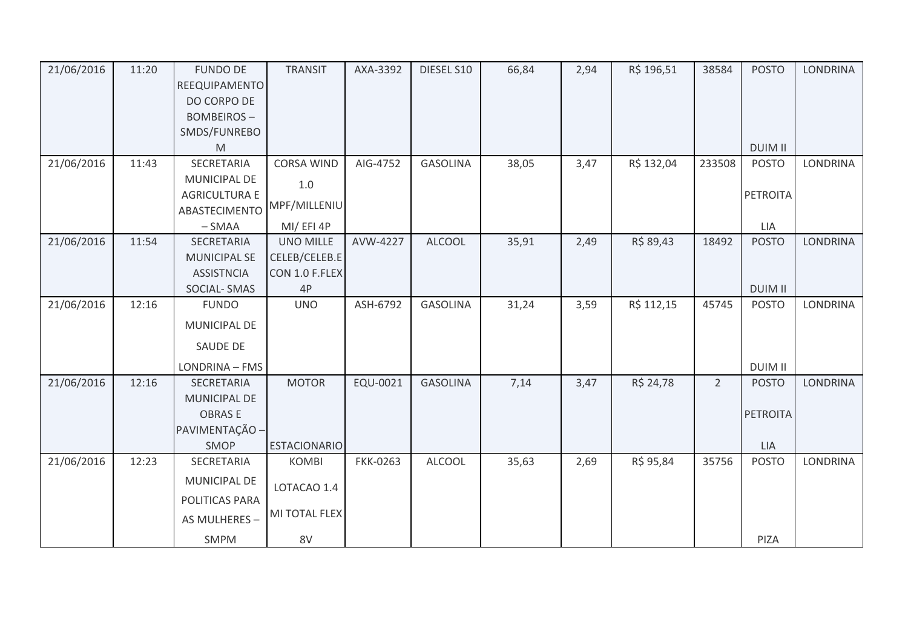| 21/06/2016 | 11:20 | FUNDO DE REEQUIPAMENTO DO CORPO DE BOMBEIROS – SMDS/FUNREBOM | TRANSIT | AXA-3392 | DIESEL S10 | 66,84 | 2,94 | R$ 196,51 | 38584 | POSTO DUIM II | LONDRINA |
|---|---|---|---|---|---|---|---|---|---|---|---|
| 21/06/2016 | 11:43 | SECRETARIA MUNICIPAL DE AGRICULTURA E ABASTECIMENTO – SMAA | CORSA WIND 1.0 MPF/MILLENIUMI/ EFI 4P | AIG-4752 | GASOLINA | 38,05 | 3,47 | R$ 132,04 | 233508 | POSTO PETROITALIA | LONDRINA |
| 21/06/2016 | 11:54 | SECRETARIA MUNICIPAL SE ASSISTNCIA SOCIAL- SMAS | UNO MILLE CELEB/CELEB.ECON 1.0 F.FLEX 4P | AVW-4227 | ALCOOL | 35,91 | 2,49 | R$ 89,43 | 18492 | POSTO DUIM II | LONDRINA |
| 21/06/2016 | 12:16 | FUNDO MUNICIPAL DE SAUDE DE LONDRINA – FMS | UNO | ASH-6792 | GASOLINA | 31,24 | 3,59 | R$ 112,15 | 45745 | POSTO DUIM II | LONDRINA |
| 21/06/2016 | 12:16 | SECRETARIA MUNICIPAL DE OBRAS E PAVIMENTAÇÃO – SMOP | MOTOR ESTACIONARIO | EQU-0021 | GASOLINA | 7,14 | 3,47 | R$ 24,78 | 2 | POSTO PETROITALIA | LONDRINA |
| 21/06/2016 | 12:23 | SECRETARIA MUNICIPAL DE POLITICAS PARA AS MULHERES – SMPM | KOMBI LOTACAO 1.4 MI TOTAL FLEX 8V | FKK-0263 | ALCOOL | 35,63 | 2,69 | R$ 95,84 | 35756 | POSTO PIZA | LONDRINA |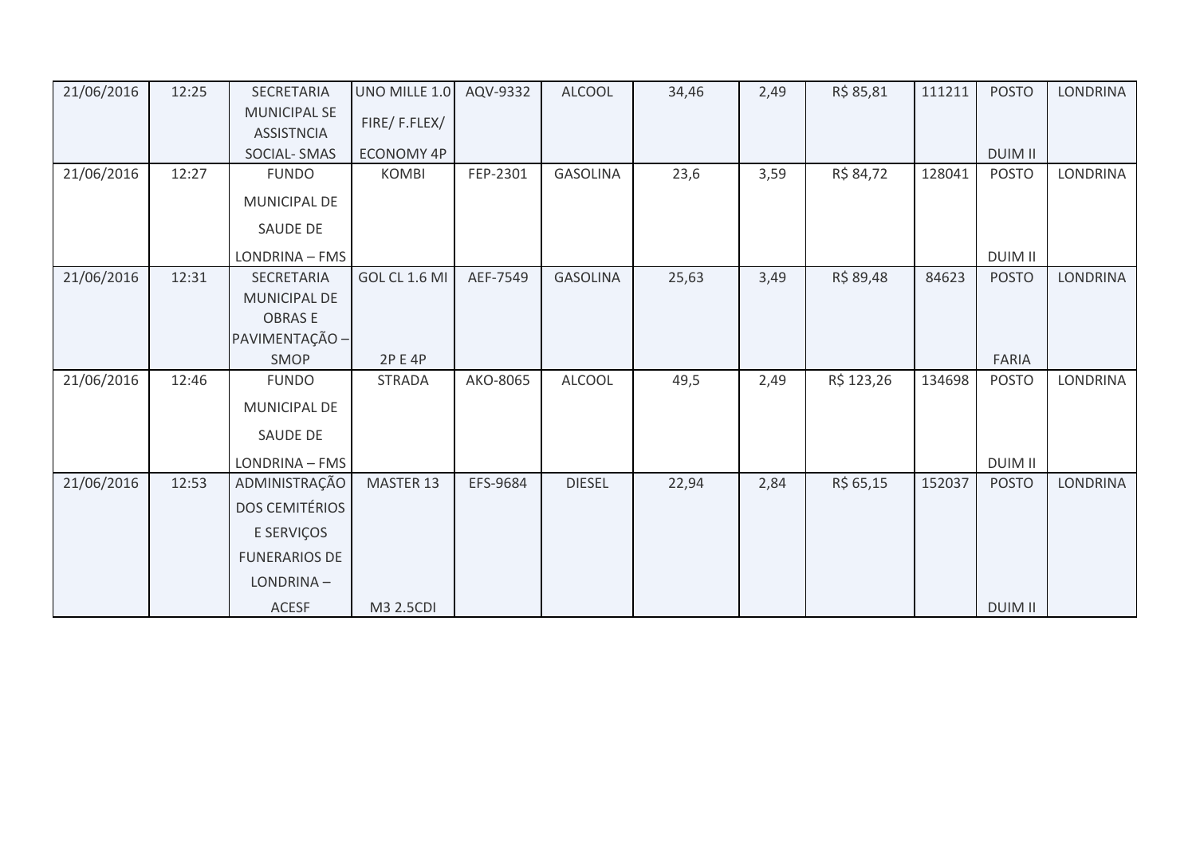| 21/06/2016 | 12:25 | SECRETARIA MUNICIPAL SE ASSISTNCIA SOCIAL- SMAS | UNO MILLE 1.0 FIRE/ F.FLEX/ ECONOMY 4P | AQV-9332 | ALCOOL | 34,46 | 2,49 | R$ 85,81 | 111211 | POSTO DUIM II | LONDRINA |
|---|---|---|---|---|---|---|---|---|---|---|---|
| 21/06/2016 | 12:27 | FUNDO MUNICIPAL DE SAUDE DE LONDRINA – FMS | KOMBI | FEP-2301 | GASOLINA | 23,6 | 3,59 | R$ 84,72 | 128041 | POSTO DUIM II | LONDRINA |
| 21/06/2016 | 12:31 | SECRETARIA MUNICIPAL DE OBRAS E PAVIMENTAÇÃO – SMOP | GOL CL 1.6 MI 2P E 4P | AEF-7549 | GASOLINA | 25,63 | 3,49 | R$ 89,48 | 84623 | POSTO FARIA | LONDRINA |
| 21/06/2016 | 12:46 | FUNDO MUNICIPAL DE SAUDE DE LONDRINA – FMS | STRADA | AKO-8065 | ALCOOL | 49,5 | 2,49 | R$ 123,26 | 134698 | POSTO DUIM II | LONDRINA |
| 21/06/2016 | 12:53 | ADMINISTRAÇÃO DOS CEMITÉRIOS E SERVIÇOS FUNERARIOS DE LONDRINA – ACESF | MASTER 13 M3 2.5CDI | EFS-9684 | DIESEL | 22,94 | 2,84 | R$ 65,15 | 152037 | POSTO DUIM II | LONDRINA |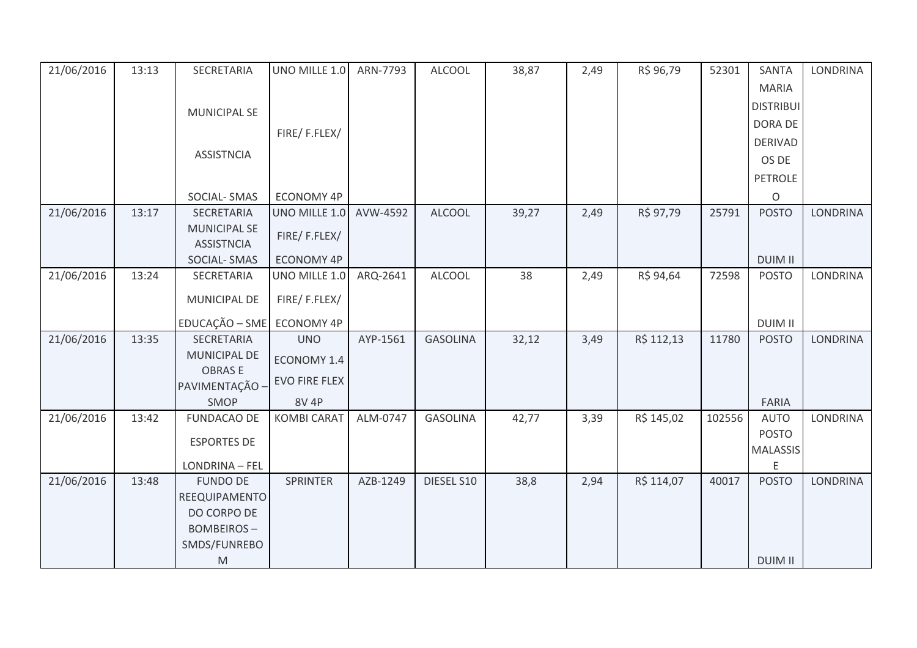| 21/06/2016 | 13:13 | SECRETARIA MUNICIPAL SE ASSISTNCIA SOCIAL- SMAS | UNO MILLE 1.0 FIRE/ F.FLEX/ ECONOMY 4P | ARN-7793 | ALCOOL | 38,87 | 2,49 | R$ 96,79 | 52301 | SANTA MARIA DISTRIBUIDORA DE DERIVADOS DE PETROLEO | LONDRINA |
|---|---|---|---|---|---|---|---|---|---|---|---|
| 21/06/2016 | 13:17 | SECRETARIA MUNICIPAL SE ASSISTNCIA SOCIAL- SMAS | UNO MILLE 1.0 FIRE/ F.FLEX/ ECONOMY 4P | AVW-4592 | ALCOOL | 39,27 | 2,49 | R$ 97,79 | 25791 | POSTO DUIM II | LONDRINA |
| 21/06/2016 | 13:24 | SECRETARIA MUNICIPAL DE EDUCAÇÃO – SME | UNO MILLE 1.0 FIRE/ F.FLEX/ ECONOMY 4P | ARQ-2641 | ALCOOL | 38 | 2,49 | R$ 94,64 | 72598 | POSTO DUIM II | LONDRINA |
| 21/06/2016 | 13:35 | SECRETARIA MUNICIPAL DE OBRAS E PAVIMENTAÇÃO – SMOP | UNO ECONOMY 1.4 EVO FIRE FLEX 8V 4P | AYP-1561 | GASOLINA | 32,12 | 3,49 | R$ 112,13 | 11780 | POSTO FARIA | LONDRINA |
| 21/06/2016 | 13:42 | FUNDACAO DE ESPORTES DE LONDRINA – FEL | KOMBI CARAT | ALM-0747 | GASOLINA | 42,77 | 3,39 | R$ 145,02 | 102556 | AUTO POSTO MALASSIS E | LONDRINA |
| 21/06/2016 | 13:48 | FUNDO DE REEQUIPAMENTO DO CORPO DE BOMBEIROS – SMDS/FUNREBOM | SPRINTER | AZB-1249 | DIESEL S10 | 38,8 | 2,94 | R$ 114,07 | 40017 | POSTO DUIM II | LONDRINA |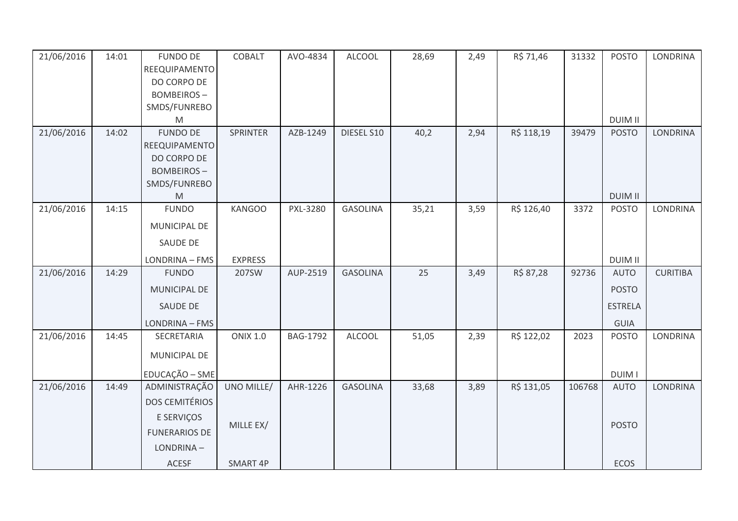| 21/06/2016 | 14:01 | FUNDO DE REEQUIPAMENTO DO CORPO DE BOMBEIROS – SMDS/FUNREBOM | COBALT | AVO-4834 | ALCOOL | 28,69 | 2,49 | R$ 71,46 | 31332 | POSTO DUIM II | LONDRINA |
|---|---|---|---|---|---|---|---|---|---|---|---|
| 21/06/2016 | 14:02 | FUNDO DE REEQUIPAMENTO DO CORPO DE BOMBEIROS – SMDS/FUNREBOM | SPRINTER | AZB-1249 | DIESEL S10 | 40,2 | 2,94 | R$ 118,19 | 39479 | POSTO DUIM II | LONDRINA |
| 21/06/2016 | 14:15 | FUNDO MUNICIPAL DE SAUDE DE LONDRINA – FMS | KANGOO EXPRESS | PXL-3280 | GASOLINA | 35,21 | 3,59 | R$ 126,40 | 3372 | POSTO DUIM II | LONDRINA |
| 21/06/2016 | 14:29 | FUNDO MUNICIPAL DE SAUDE DE LONDRINA – FMS | 207SW | AUP-2519 | GASOLINA | 25 | 3,49 | R$ 87,28 | 92736 | AUTO POSTO ESTRELA GUIA | CURITIBA |
| 21/06/2016 | 14:45 | SECRETARIA MUNICIPAL DE EDUCAÇÃO – SME | ONIX 1.0 | BAG-1792 | ALCOOL | 51,05 | 2,39 | R$ 122,02 | 2023 | POSTO DUIM I | LONDRINA |
| 21/06/2016 | 14:49 | ADMINISTRAÇÃO DOS CEMITÉRIOS E SERVIÇOS FUNERARIOS DE LONDRINA – ACESF | UNO MILLE/ MILLE EX/ SMART 4P | AHR-1226 | GASOLINA | 33,68 | 3,89 | R$ 131,05 | 106768 | AUTO POSTO ECOS | LONDRINA |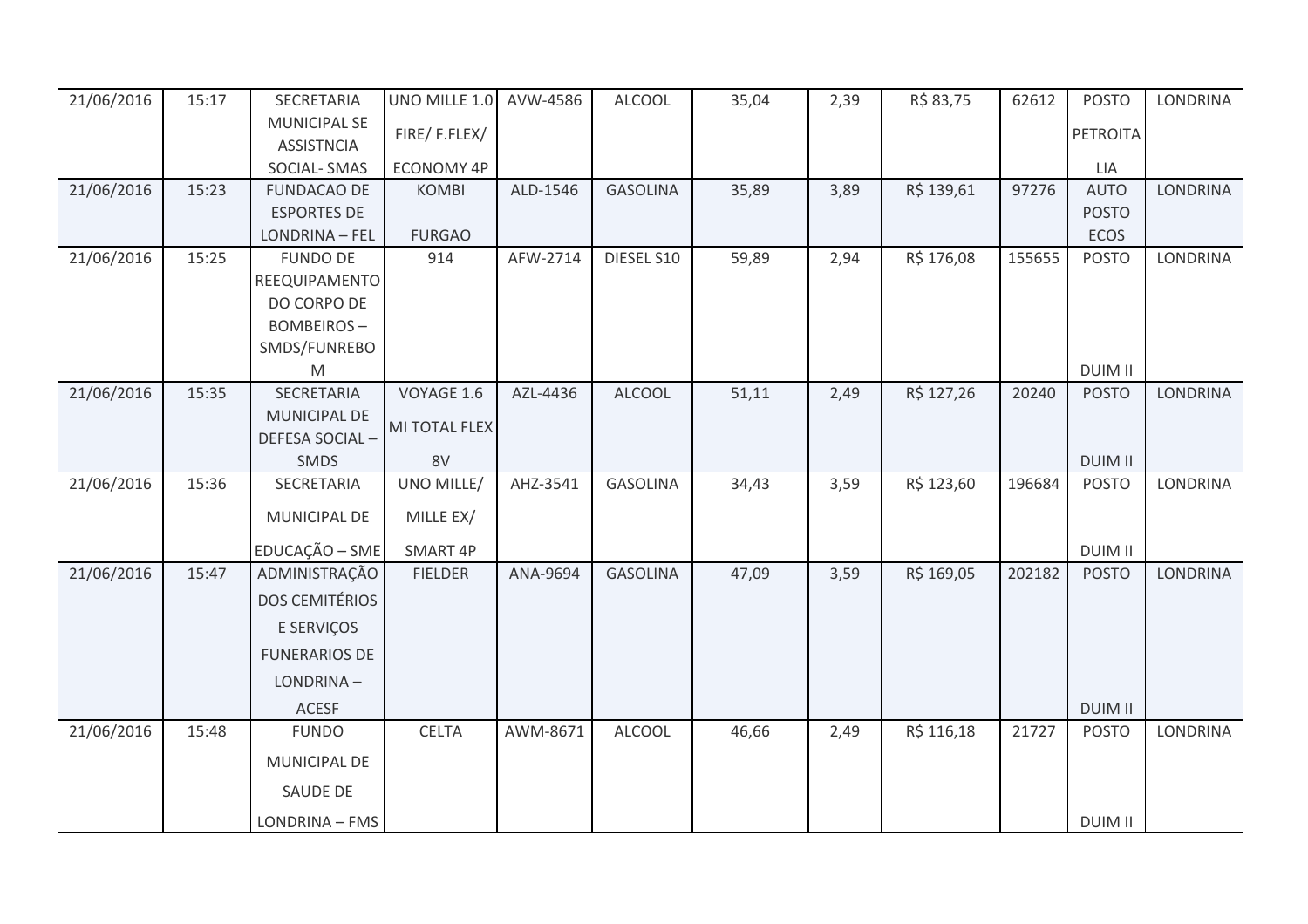| 21/06/2016 | 15:17 | SECRETARIA MUNICIPAL SE ASSISTNCIA SOCIAL- SMAS | UNO MILLE 1.0 FIRE/ F.FLEX/ ECONOMY 4P | AVW-4586 | ALCOOL | 35,04 | 2,39 | R$ 83,75 | 62612 | POSTO PETROITA LIA | LONDRINA |
|---|---|---|---|---|---|---|---|---|---|---|---|
| 21/06/2016 | 15:23 | FUNDACAO DE ESPORTES DE LONDRINA – FEL | KOMBI FURGAO | ALD-1546 | GASOLINA | 35,89 | 3,89 | R$ 139,61 | 97276 | AUTO POSTO ECOS | LONDRINA |
| 21/06/2016 | 15:25 | FUNDO DE REEQUIPAMENTO DO CORPO DE BOMBEIROS – SMDS/FUNREBO M | 914 | AFW-2714 | DIESEL S10 | 59,89 | 2,94 | R$ 176,08 | 155655 | POSTO DUIM II | LONDRINA |
| 21/06/2016 | 15:35 | SECRETARIA MUNICIPAL DE DEFESA SOCIAL – SMDS | VOYAGE 1.6 MI TOTAL FLEX 8V | AZL-4436 | ALCOOL | 51,11 | 2,49 | R$ 127,26 | 20240 | POSTO DUIM II | LONDRINA |
| 21/06/2016 | 15:36 | SECRETARIA MUNICIPAL DE EDUCAÇÃO – SME | UNO MILLE/ MILLE EX/ SMART 4P | AHZ-3541 | GASOLINA | 34,43 | 3,59 | R$ 123,60 | 196684 | POSTO DUIM II | LONDRINA |
| 21/06/2016 | 15:47 | ADMINISTRAÇÃO DOS CEMITÉRIOS E SERVIÇOS FUNERARIOS DE LONDRINA – ACESF | FIELDER | ANA-9694 | GASOLINA | 47,09 | 3,59 | R$ 169,05 | 202182 | POSTO DUIM II | LONDRINA |
| 21/06/2016 | 15:48 | FUNDO MUNICIPAL DE SAUDE DE LONDRINA – FMS | CELTA | AWM-8671 | ALCOOL | 46,66 | 2,49 | R$ 116,18 | 21727 | POSTO DUIM II | LONDRINA |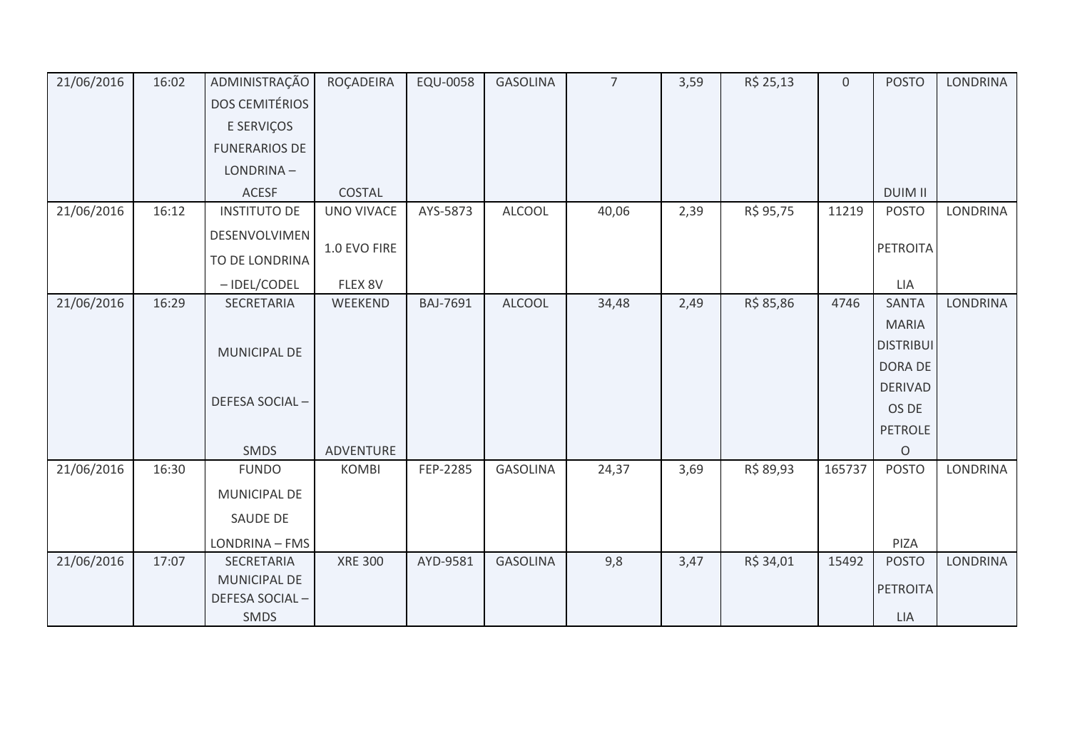| 21/06/2016 | 16:02 | ADMINISTRAÇÃO DOS CEMITÉRIOS E SERVIÇOS FUNERARIOS DE LONDRINA – ACESF | ROÇADEIRA COSTAL | EQU-0058 | GASOLINA | 7 | 3,59 | R$ 25,13 | 0 | POSTO DUIM II | LONDRINA |
|---|---|---|---|---|---|---|---|---|---|---|---|
| 21/06/2016 | 16:12 | INSTITUTO DE DESENVOLVIMENTO DE LONDRINA – IDEL/CODEL | UNO VIVACE 1.0 EVO FIRE FLEX 8V | AYS-5873 | ALCOOL | 40,06 | 2,39 | R$ 95,75 | 11219 | POSTO PETROITALIA | LONDRINA |
| 21/06/2016 | 16:29 | SECRETARIA MUNICIPAL DE DEFESA SOCIAL – SMDS | WEEKEND ADVENTURE | BAJ-7691 | ALCOOL | 34,48 | 2,49 | R$ 85,86 | 4746 | SANTA MARIA DISTRIBUIDORA DE DERIVADOS DE PETROLEO | LONDRINA |
| 21/06/2016 | 16:30 | FUNDO MUNICIPAL DE SAUDE DE LONDRINA – FMS | KOMBI | FEP-2285 | GASOLINA | 24,37 | 3,69 | R$ 89,93 | 165737 | POSTO PIZA | LONDRINA |
| 21/06/2016 | 17:07 | SECRETARIA MUNICIPAL DE DEFESA SOCIAL – SMDS | XRE 300 | AYD-9581 | GASOLINA | 9,8 | 3,47 | R$ 34,01 | 15492 | POSTO PETROITALIA | LONDRINA |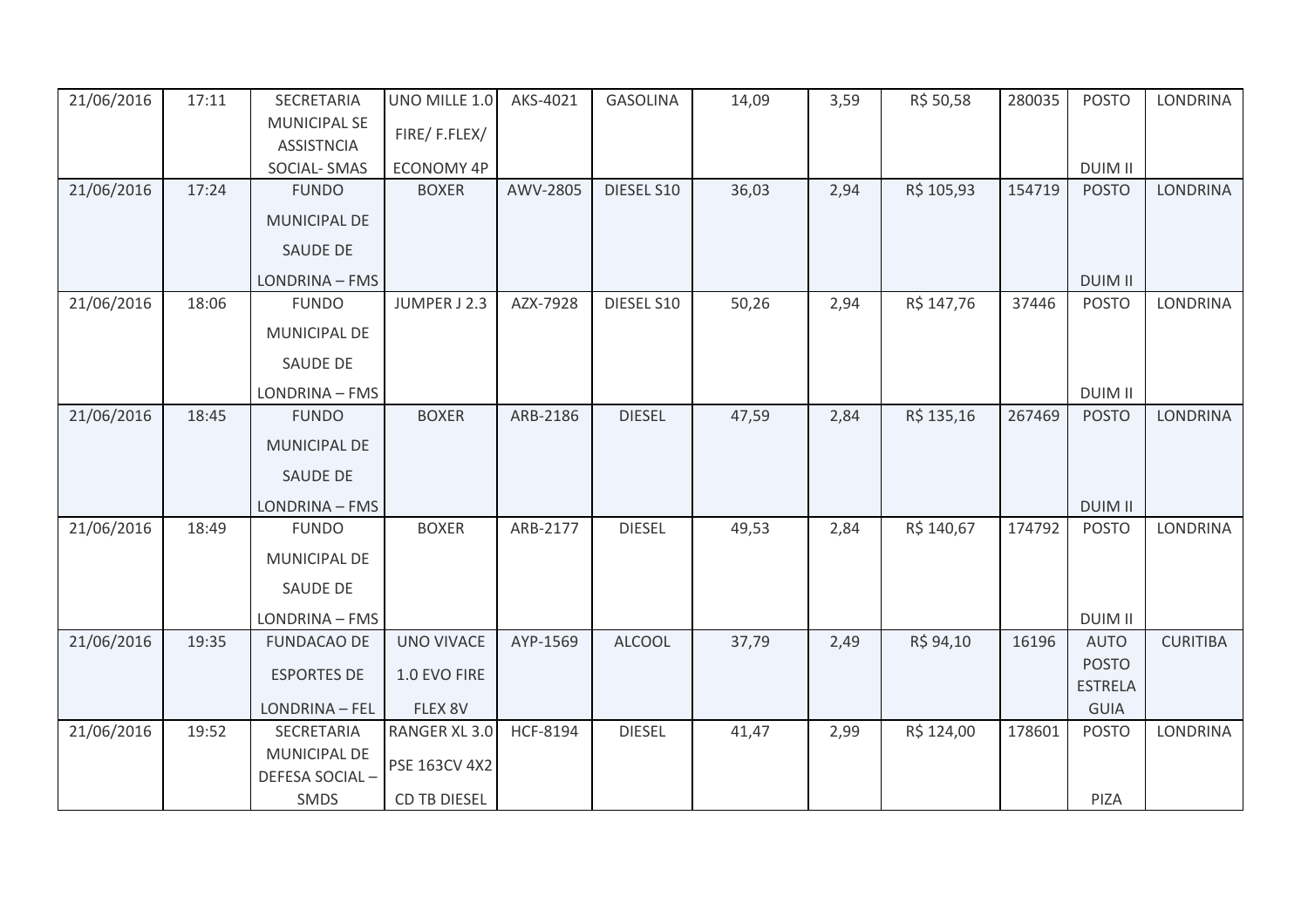| 21/06/2016 | 17:11 | SECRETARIA MUNICIPAL SE ASSISTNCIA SOCIAL- SMAS | UNO MILLE 1.0 FIRE/ F.FLEX/ ECONOMY 4P | AKS-4021 | GASOLINA | 14,09 | 3,59 | R$ 50,58 | 280035 | POSTO DUIM II | LONDRINA |
|---|---|---|---|---|---|---|---|---|---|---|---|
| 21/06/2016 | 17:24 | FUNDO MUNICIPAL DE SAUDE DE LONDRINA – FMS | BOXER | AWV-2805 | DIESEL S10 | 36,03 | 2,94 | R$ 105,93 | 154719 | POSTO DUIM II | LONDRINA |
| 21/06/2016 | 18:06 | FUNDO MUNICIPAL DE SAUDE DE LONDRINA – FMS | JUMPER J 2.3 | AZX-7928 | DIESEL S10 | 50,26 | 2,94 | R$ 147,76 | 37446 | POSTO DUIM II | LONDRINA |
| 21/06/2016 | 18:45 | FUNDO MUNICIPAL DE SAUDE DE LONDRINA – FMS | BOXER | ARB-2186 | DIESEL | 47,59 | 2,84 | R$ 135,16 | 267469 | POSTO DUIM II | LONDRINA |
| 21/06/2016 | 18:49 | FUNDO MUNICIPAL DE SAUDE DE LONDRINA – FMS | BOXER | ARB-2177 | DIESEL | 49,53 | 2,84 | R$ 140,67 | 174792 | POSTO DUIM II | LONDRINA |
| 21/06/2016 | 19:35 | FUNDACAO DE ESPORTES DE LONDRINA – FEL | UNO VIVACE 1.0 EVO FIRE FLEX 8V | AYP-1569 | ALCOOL | 37,79 | 2,49 | R$ 94,10 | 16196 | AUTO POSTO ESTRELA GUIA | CURITIBA |
| 21/06/2016 | 19:52 | SECRETARIA MUNICIPAL DE DEFESA SOCIAL – SMDS | RANGER XL 3.0 PSE 163CV 4X2 CD TB DIESEL | HCF-8194 | DIESEL | 41,47 | 2,99 | R$ 124,00 | 178601 | POSTO PIZA | LONDRINA |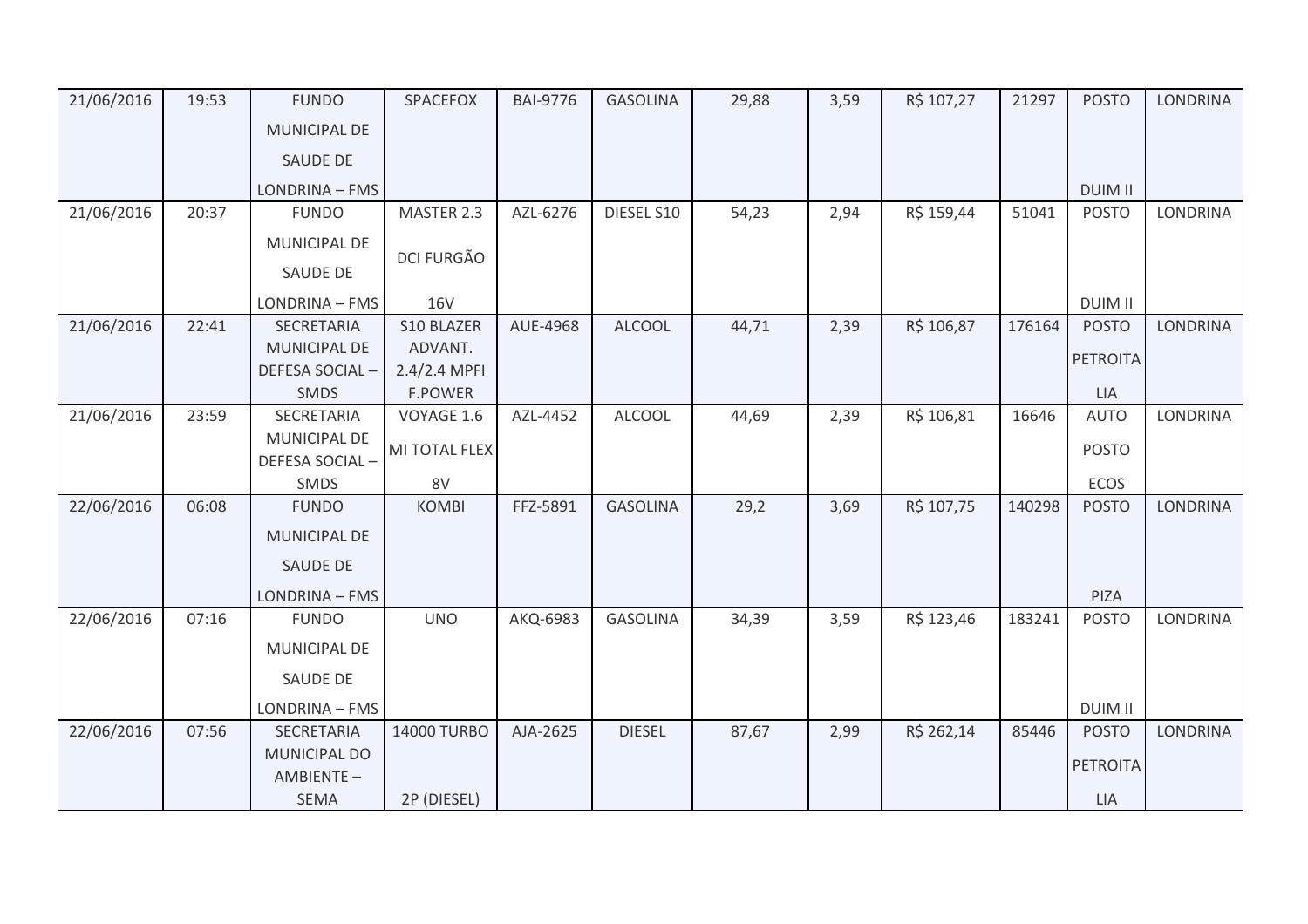| 21/06/2016 | 19:53 | FUNDO MUNICIPAL DE SAUDE DE LONDRINA – FMS | SPACEFOX | BAI-9776 | GASOLINA | 29,88 | 3,59 | R$ 107,27 | 21297 | POSTO DUIM II | LONDRINA |
|---|---|---|---|---|---|---|---|---|---|---|---|
| 21/06/2016 | 20:37 | FUNDO MUNICIPAL DE SAUDE DE LONDRINA – FMS | MASTER 2.3 DCI FURGÃO 16V | AZL-6276 | DIESEL S10 | 54,23 | 2,94 | R$ 159,44 | 51041 | POSTO DUIM II | LONDRINA |
| 21/06/2016 | 22:41 | SECRETARIA MUNICIPAL DE DEFESA SOCIAL – SMDS | S10 BLAZER ADVANT. 2.4/2.4 MPFI F.POWER | AUE-4968 | ALCOOL | 44,71 | 2,39 | R$ 106,87 | 176164 | POSTO PETROITA LIA | LONDRINA |
| 21/06/2016 | 23:59 | SECRETARIA MUNICIPAL DE DEFESA SOCIAL – SMDS | VOYAGE 1.6 MI TOTAL FLEX 8V | AZL-4452 | ALCOOL | 44,69 | 2,39 | R$ 106,81 | 16646 | AUTO POSTO ECOS | LONDRINA |
| 22/06/2016 | 06:08 | FUNDO MUNICIPAL DE SAUDE DE LONDRINA – FMS | KOMBI | FFZ-5891 | GASOLINA | 29,2 | 3,69 | R$ 107,75 | 140298 | POSTO PIZA | LONDRINA |
| 22/06/2016 | 07:16 | FUNDO MUNICIPAL DE SAUDE DE LONDRINA – FMS | UNO | AKQ-6983 | GASOLINA | 34,39 | 3,59 | R$ 123,46 | 183241 | POSTO DUIM II | LONDRINA |
| 22/06/2016 | 07:56 | SECRETARIA MUNICIPAL DO AMBIENTE – SEMA | 14000 TURBO 2P (DIESEL) | AJA-2625 | DIESEL | 87,67 | 2,99 | R$ 262,14 | 85446 | POSTO PETROITA LIA | LONDRINA |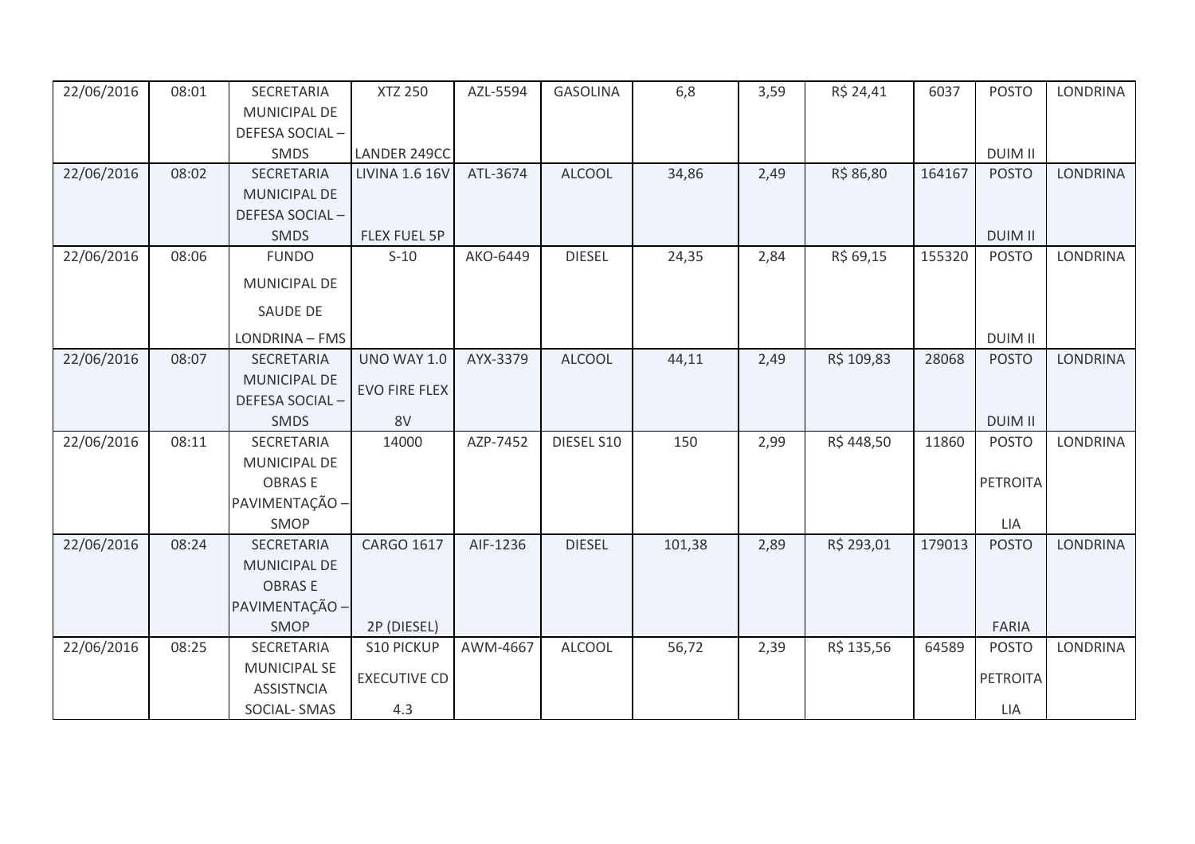| 22/06/2016 | 08:01 | SECRETARIA MUNICIPAL DE DEFESA SOCIAL – SMDS | XTZ 250 LANDER 249CC | AZL-5594 | GASOLINA | 6,8 | 3,59 | R$ 24,41 | 6037 | POSTO DUIM II | LONDRINA |
|---|---|---|---|---|---|---|---|---|---|---|---|
| 22/06/2016 | 08:02 | SECRETARIA MUNICIPAL DE DEFESA SOCIAL – SMDS | LIVINA 1.6 16V FLEX FUEL 5P | ATL-3674 | ALCOOL | 34,86 | 2,49 | R$ 86,80 | 164167 | POSTO DUIM II | LONDRINA |
| 22/06/2016 | 08:06 | FUNDO MUNICIPAL DE SAUDE DE LONDRINA – FMS | S-10 | AKO-6449 | DIESEL | 24,35 | 2,84 | R$ 69,15 | 155320 | POSTO DUIM II | LONDRINA |
| 22/06/2016 | 08:07 | SECRETARIA MUNICIPAL DE DEFESA SOCIAL – SMDS | UNO WAY 1.0 EVO FIRE FLEX 8V | AYX-3379 | ALCOOL | 44,11 | 2,49 | R$ 109,83 | 28068 | POSTO DUIM II | LONDRINA |
| 22/06/2016 | 08:11 | SECRETARIA MUNICIPAL DE OBRAS E PAVIMENTAÇÃO – SMOP | 14000 | AZP-7452 | DIESEL S10 | 150 | 2,99 | R$ 448,50 | 11860 | POSTO PETROITA LIA | LONDRINA |
| 22/06/2016 | 08:24 | SECRETARIA MUNICIPAL DE OBRAS E PAVIMENTAÇÃO – SMOP | CARGO 1617 2P (DIESEL) | AIF-1236 | DIESEL | 101,38 | 2,89 | R$ 293,01 | 179013 | POSTO FARIA | LONDRINA |
| 22/06/2016 | 08:25 | SECRETARIA MUNICIPAL SE ASSISTNCIA SOCIAL- SMAS | S10 PICKUP EXECUTIVE CD 4.3 | AWM-4667 | ALCOOL | 56,72 | 2,39 | R$ 135,56 | 64589 | POSTO PETROITA LIA | LONDRINA |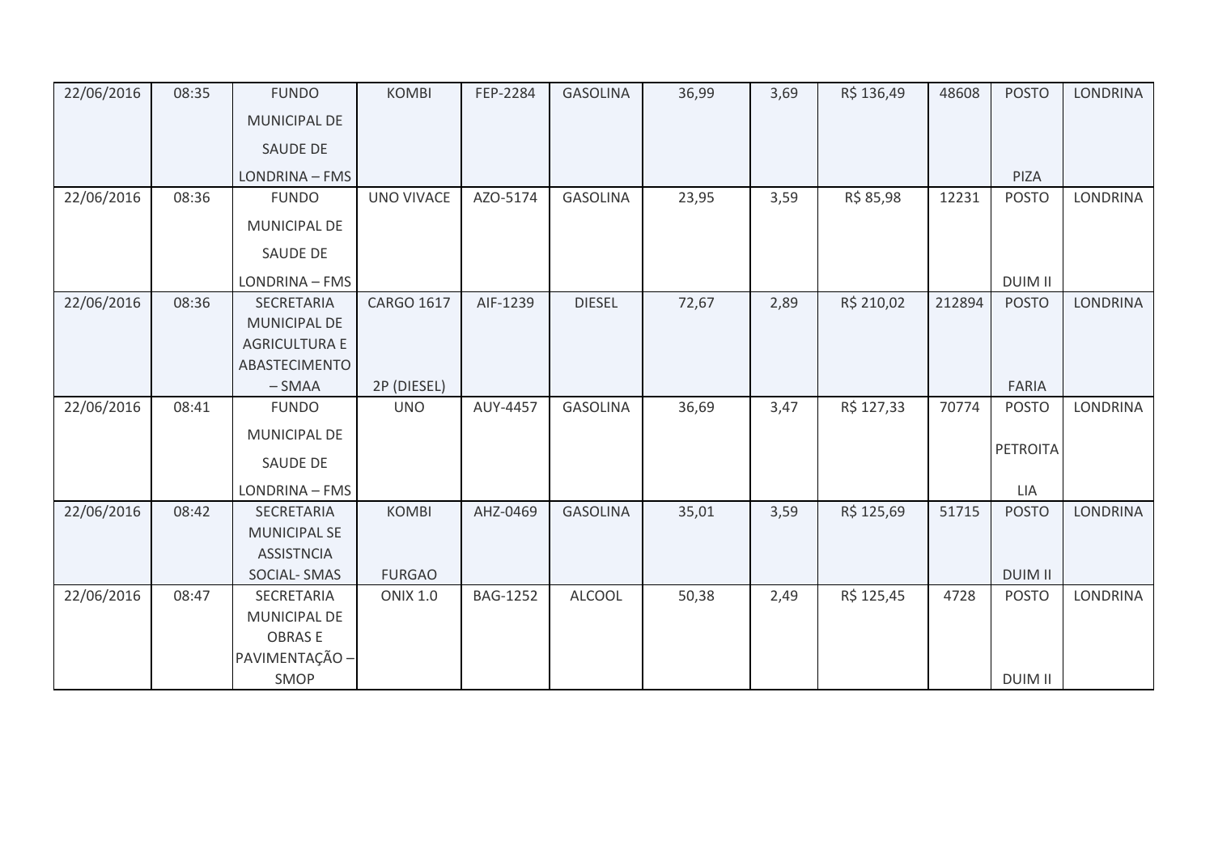| 22/06/2016 | 08:35 | FUNDO MUNICIPAL DE SAUDE DE LONDRINA – FMS | KOMBI | FEP-2284 | GASOLINA | 36,99 | 3,69 | R$ 136,49 | 48608 | POSTO PIZA | LONDRINA |
|---|---|---|---|---|---|---|---|---|---|---|---|
| 22/06/2016 | 08:36 | FUNDO MUNICIPAL DE SAUDE DE LONDRINA – FMS | UNO VIVACE | AZO-5174 | GASOLINA | 23,95 | 3,59 | R$ 85,98 | 12231 | POSTO DUIM II | LONDRINA |
| 22/06/2016 | 08:36 | SECRETARIA MUNICIPAL DE AGRICULTURA E ABASTECIMENTO – SMAA | CARGO 1617 2P (DIESEL) | AIF-1239 | DIESEL | 72,67 | 2,89 | R$ 210,02 | 212894 | POSTO FARIA | LONDRINA |
| 22/06/2016 | 08:41 | FUNDO MUNICIPAL DE SAUDE DE LONDRINA – FMS | UNO | AUY-4457 | GASOLINA | 36,69 | 3,47 | R$ 127,33 | 70774 | POSTO PETROITA LIA | LONDRINA |
| 22/06/2016 | 08:42 | SECRETARIA MUNICIPAL SE ASSISTNCIA SOCIAL- SMAS | KOMBI FURGAO | AHZ-0469 | GASOLINA | 35,01 | 3,59 | R$ 125,69 | 51715 | POSTO DUIM II | LONDRINA |
| 22/06/2016 | 08:47 | SECRETARIA MUNICIPAL DE OBRAS E PAVIMENTAÇÃO – SMOP | ONIX 1.0 | BAG-1252 | ALCOOL | 50,38 | 2,49 | R$ 125,45 | 4728 | POSTO DUIM II | LONDRINA |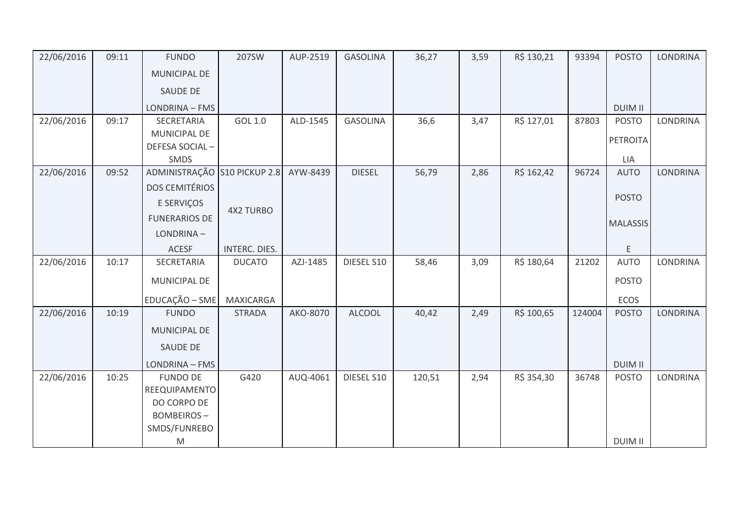| 22/06/2016 | 09:11 | FUNDO MUNICIPAL DE SAUDE DE LONDRINA – FMS | 207SW | AUP-2519 | GASOLINA | 36,27 | 3,59 | R$ 130,21 | 93394 | POSTO DUIM II | LONDRINA |
|---|---|---|---|---|---|---|---|---|---|---|---|
| 22/06/2016 | 09:17 | SECRETARIA MUNICIPAL DE DEFESA SOCIAL – SMDS | GOL 1.0 | ALD-1545 | GASOLINA | 36,6 | 3,47 | R$ 127,01 | 87803 | POSTO PETROITALIA | LONDRINA |
| 22/06/2016 | 09:52 | ADMINISTRAÇÃO DOS CEMITÉRIOS E SERVIÇOS FUNERARIOS DE LONDRINA – ACESF | S10 PICKUP 2.8 4X2 TURBO INTERC. DIES. | AYW-8439 | DIESEL | 56,79 | 2,86 | R$ 162,42 | 96724 | AUTO POSTO MALASSISE | LONDRINA |
| 22/06/2016 | 10:17 | SECRETARIA MUNICIPAL DE EDUCAÇÃO – SME | DUCATO MAXICARGA | AZJ-1485 | DIESEL S10 | 58,46 | 3,09 | R$ 180,64 | 21202 | AUTO POSTO ECOS | LONDRINA |
| 22/06/2016 | 10:19 | FUNDO MUNICIPAL DE SAUDE DE LONDRINA – FMS | STRADA | AKO-8070 | ALCOOL | 40,42 | 2,49 | R$ 100,65 | 124004 | POSTO DUIM II | LONDRINA |
| 22/06/2016 | 10:25 | FUNDO DE REEQUIPAMENTO DO CORPO DE BOMBEIROS – SMDS/FUNREBOM | G420 | AUQ-4061 | DIESEL S10 | 120,51 | 2,94 | R$ 354,30 | 36748 | POSTO DUIM II | LONDRINA |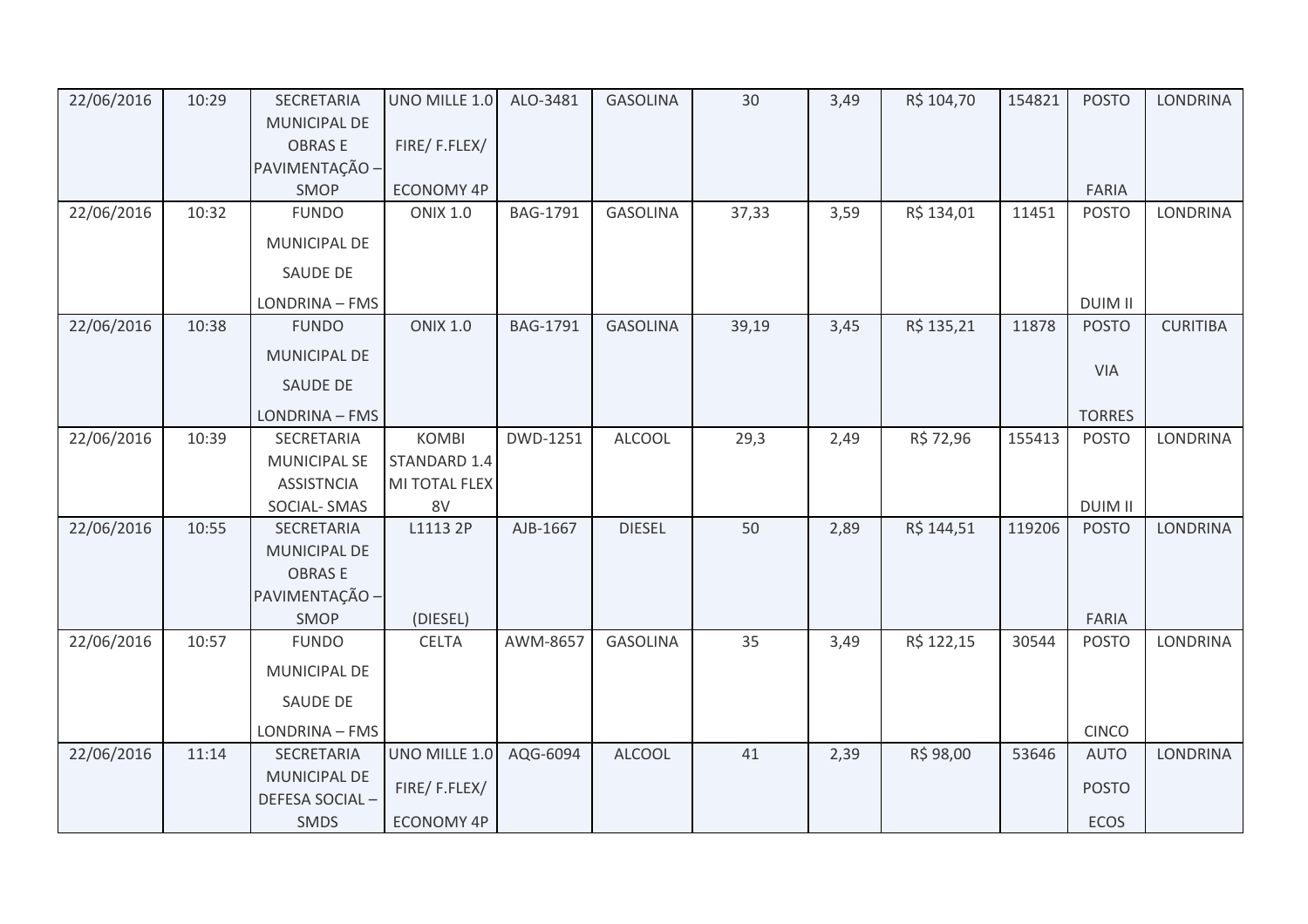| | | | | | | | | | | | |
|---|---|---|---|---|---|---|---|---|---|---|---|
| 22/06/2016 | 10:29 | SECRETARIA MUNICIPAL DE OBRAS E PAVIMENTAÇÃO – SMOP | UNO MILLE 1.0 FIRE/ F.FLEX/ ECONOMY 4P | ALO-3481 | GASOLINA | 30 | 3,49 | R$ 104,70 | 154821 | POSTO FARIA | LONDRINA |
| 22/06/2016 | 10:32 | FUNDO MUNICIPAL DE SAUDE DE LONDRINA – FMS | ONIX 1.0 | BAG-1791 | GASOLINA | 37,33 | 3,59 | R$ 134,01 | 11451 | POSTO DUIM II | LONDRINA |
| 22/06/2016 | 10:38 | FUNDO MUNICIPAL DE SAUDE DE LONDRINA – FMS | ONIX 1.0 | BAG-1791 | GASOLINA | 39,19 | 3,45 | R$ 135,21 | 11878 | POSTO VIA TORRES | CURITIBA |
| 22/06/2016 | 10:39 | SECRETARIA MUNICIPAL SE ASSISTNCIA SOCIAL- SMAS | KOMBI STANDARD 1.4 MI TOTAL FLEX 8V | DWD-1251 | ALCOOL | 29,3 | 2,49 | R$ 72,96 | 155413 | POSTO DUIM II | LONDRINA |
| 22/06/2016 | 10:55 | SECRETARIA MUNICIPAL DE OBRAS E PAVIMENTAÇÃO – SMOP | L1113 2P (DIESEL) | AJB-1667 | DIESEL | 50 | 2,89 | R$ 144,51 | 119206 | POSTO FARIA | LONDRINA |
| 22/06/2016 | 10:57 | FUNDO MUNICIPAL DE SAUDE DE LONDRINA – FMS | CELTA | AWM-8657 | GASOLINA | 35 | 3,49 | R$ 122,15 | 30544 | POSTO CINCO | LONDRINA |
| 22/06/2016 | 11:14 | SECRETARIA MUNICIPAL DE DEFESA SOCIAL – SMDS | UNO MILLE 1.0 FIRE/ F.FLEX/ ECONOMY 4P | AQG-6094 | ALCOOL | 41 | 2,39 | R$ 98,00 | 53646 | AUTO POSTO ECOS | LONDRINA |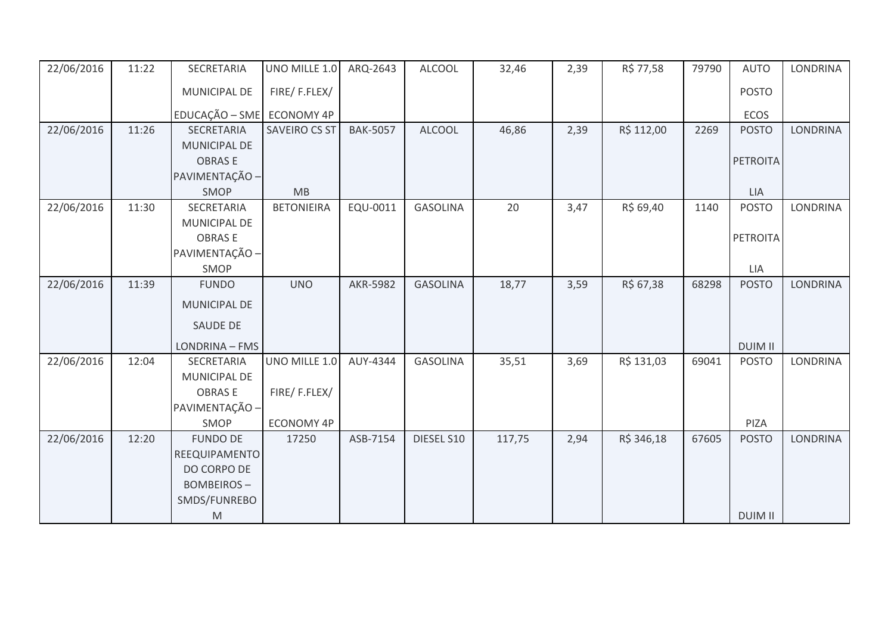| 22/06/2016 | 11:22 | SECRETARIA MUNICIPAL DE EDUCAÇÃO – SME | UNO MILLE 1.0 FIRE/ F.FLEX/ ECONOMY 4P | ARQ-2643 | ALCOOL | 32,46 | 2,39 | R$ 77,58 | 79790 | AUTO POSTO ECOS | LONDRINA |
|---|---|---|---|---|---|---|---|---|---|---|---|
| 22/06/2016 | 11:26 | SECRETARIA MUNICIPAL DE OBRAS E PAVIMENTAÇÃO – SMOP | SAVEIRO CS ST MB | BAK-5057 | ALCOOL | 46,86 | 2,39 | R$ 112,00 | 2269 | POSTO PETROITA LIA | LONDRINA |
| 22/06/2016 | 11:30 | SECRETARIA MUNICIPAL DE OBRAS E PAVIMENTAÇÃO – SMOP | BETONIEIRA | EQU-0011 | GASOLINA | 20 | 3,47 | R$ 69,40 | 1140 | POSTO PETROITA LIA | LONDRINA |
| 22/06/2016 | 11:39 | FUNDO MUNICIPAL DE SAUDE DE LONDRINA – FMS | UNO | AKR-5982 | GASOLINA | 18,77 | 3,59 | R$ 67,38 | 68298 | POSTO DUIM II | LONDRINA |
| 22/06/2016 | 12:04 | SECRETARIA MUNICIPAL DE OBRAS E PAVIMENTAÇÃO – SMOP | UNO MILLE 1.0 FIRE/ F.FLEX/ ECONOMY 4P | AUY-4344 | GASOLINA | 35,51 | 3,69 | R$ 131,03 | 69041 | POSTO PIZA | LONDRINA |
| 22/06/2016 | 12:20 | FUNDO DE REEQUIPAMENTO DO CORPO DE BOMBEIROS – SMDS/FUNREBOM | 17250 | ASB-7154 | DIESEL S10 | 117,75 | 2,94 | R$ 346,18 | 67605 | POSTO DUIM II | LONDRINA |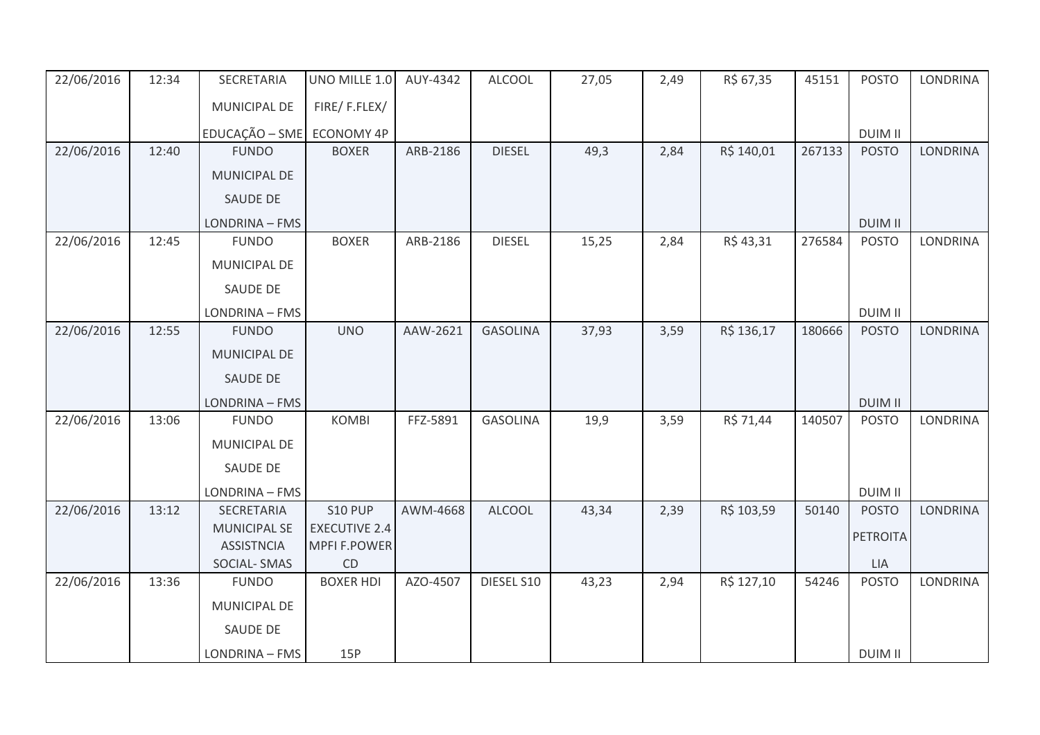| | | | | | | | | | | | |
|---|---|---|---|---|---|---|---|---|---|---|---|
| 22/06/2016 | 12:34 | SECRETARIA MUNICIPAL DE EDUCAÇÃO – SME | UNO MILLE 1.0 FIRE/ F.FLEX/ ECONOMY 4P | AUY-4342 | ALCOOL | 27,05 | 2,49 | R$ 67,35 | 45151 | POSTO DUIM II | LONDRINA |
| 22/06/2016 | 12:40 | FUNDO MUNICIPAL DE SAUDE DE LONDRINA – FMS | BOXER | ARB-2186 | DIESEL | 49,3 | 2,84 | R$ 140,01 | 267133 | POSTO DUIM II | LONDRINA |
| 22/06/2016 | 12:45 | FUNDO MUNICIPAL DE SAUDE DE LONDRINA – FMS | BOXER | ARB-2186 | DIESEL | 15,25 | 2,84 | R$ 43,31 | 276584 | POSTO DUIM II | LONDRINA |
| 22/06/2016 | 12:55 | FUNDO MUNICIPAL DE SAUDE DE LONDRINA – FMS | UNO | AAW-2621 | GASOLINA | 37,93 | 3,59 | R$ 136,17 | 180666 | POSTO DUIM II | LONDRINA |
| 22/06/2016 | 13:06 | FUNDO MUNICIPAL DE SAUDE DE LONDRINA – FMS | KOMBI | FFZ-5891 | GASOLINA | 19,9 | 3,59 | R$ 71,44 | 140507 | POSTO DUIM II | LONDRINA |
| 22/06/2016 | 13:12 | SECRETARIA MUNICIPAL SE ASSISTNCIA SOCIAL- SMAS | S10 PUP EXECUTIVE 2.4 MPFI F.POWER CD | AWM-4668 | ALCOOL | 43,34 | 2,39 | R$ 103,59 | 50140 | POSTO PETROITA LIA | LONDRINA |
| 22/06/2016 | 13:36 | FUNDO MUNICIPAL DE SAUDE DE LONDRINA – FMS | BOXER HDI 15P | AZO-4507 | DIESEL S10 | 43,23 | 2,94 | R$ 127,10 | 54246 | POSTO DUIM II | LONDRINA |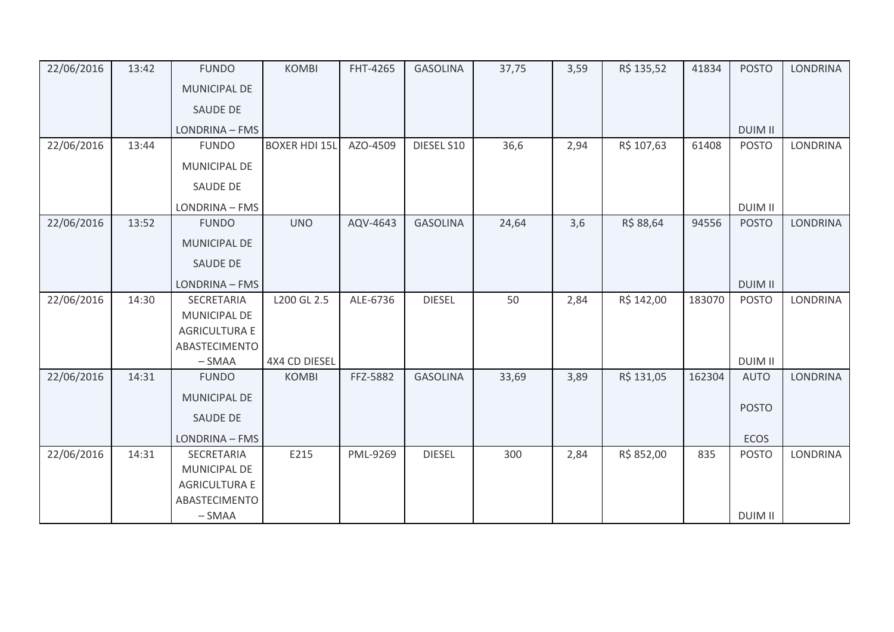| 22/06/2016 | 13:42 | FUNDO MUNICIPAL DE SAUDE DE LONDRINA – FMS | KOMBI | FHT-4265 | GASOLINA | 37,75 | 3,59 | R$ 135,52 | 41834 | POSTO DUIM II | LONDRINA |
|---|---|---|---|---|---|---|---|---|---|---|---|
| 22/06/2016 | 13:44 | FUNDO MUNICIPAL DE SAUDE DE LONDRINA – FMS | BOXER HDI 15L | AZO-4509 | DIESEL S10 | 36,6 | 2,94 | R$ 107,63 | 61408 | POSTO DUIM II | LONDRINA |
| 22/06/2016 | 13:52 | FUNDO MUNICIPAL DE SAUDE DE LONDRINA – FMS | UNO | AQV-4643 | GASOLINA | 24,64 | 3,6 | R$ 88,64 | 94556 | POSTO DUIM II | LONDRINA |
| 22/06/2016 | 14:30 | SECRETARIA MUNICIPAL DE AGRICULTURA E ABASTECIMENTO – SMAA | L200 GL 2.5 4X4 CD DIESEL | ALE-6736 | DIESEL | 50 | 2,84 | R$ 142,00 | 183070 | POSTO DUIM II | LONDRINA |
| 22/06/2016 | 14:31 | FUNDO MUNICIPAL DE SAUDE DE LONDRINA – FMS | KOMBI | FFZ-5882 | GASOLINA | 33,69 | 3,89 | R$ 131,05 | 162304 | AUTO POSTO ECOS | LONDRINA |
| 22/06/2016 | 14:31 | SECRETARIA MUNICIPAL DE AGRICULTURA E ABASTECIMENTO – SMAA | E215 | PML-9269 | DIESEL | 300 | 2,84 | R$ 852,00 | 835 | POSTO DUIM II | LONDRINA |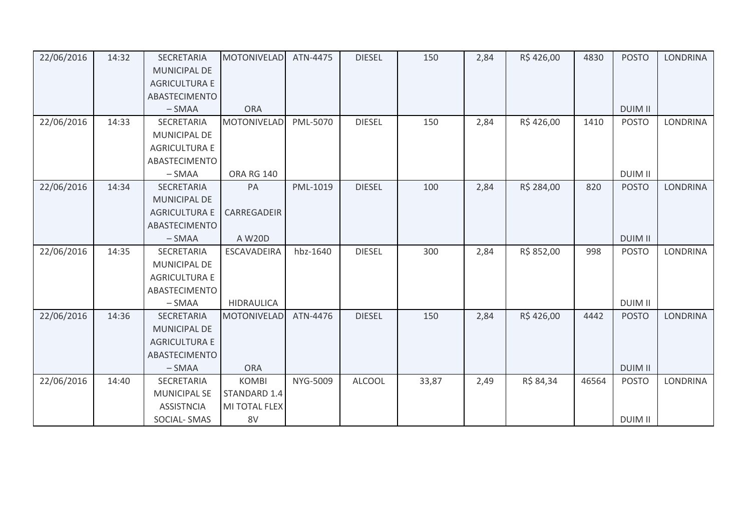| 22/06/2016 | 14:32 | SECRETARIA MUNICIPAL DE AGRICULTURA E ABASTECIMENTO – SMAA | MOTONIVELADORA | ATN-4475 | DIESEL | 150 | 2,84 | R$ 426,00 | 4830 | POSTO DUIM II | LONDRINA |
|---|---|---|---|---|---|---|---|---|---|---|---|
| 22/06/2016 | 14:33 | SECRETARIA MUNICIPAL DE AGRICULTURA E ABASTECIMENTO – SMAA | MOTONIVELADORA RG 140 | PML-5070 | DIESEL | 150 | 2,84 | R$ 426,00 | 1410 | POSTO DUIM II | LONDRINA |
| 22/06/2016 | 14:34 | SECRETARIA MUNICIPAL DE AGRICULTURA E ABASTECIMENTO – SMAA | PA CARREGADEIRA W20D | PML-1019 | DIESEL | 100 | 2,84 | R$ 284,00 | 820 | POSTO DUIM II | LONDRINA |
| 22/06/2016 | 14:35 | SECRETARIA MUNICIPAL DE AGRICULTURA E ABASTECIMENTO – SMAA | ESCAVADEIRA HIDRAULICA | hbz-1640 | DIESEL | 300 | 2,84 | R$ 852,00 | 998 | POSTO DUIM II | LONDRINA |
| 22/06/2016 | 14:36 | SECRETARIA MUNICIPAL DE AGRICULTURA E ABASTECIMENTO – SMAA | MOTONIVELADORA | ATN-4476 | DIESEL | 150 | 2,84 | R$ 426,00 | 4442 | POSTO DUIM II | LONDRINA |
| 22/06/2016 | 14:40 | SECRETARIA MUNICIPAL SE ASSISTNCIA SOCIAL- SMAS | KOMBI STANDARD 1.4 MI TOTAL FLEX 8V | NYG-5009 | ALCOOL | 33,87 | 2,49 | R$ 84,34 | 46564 | POSTO DUIM II | LONDRINA |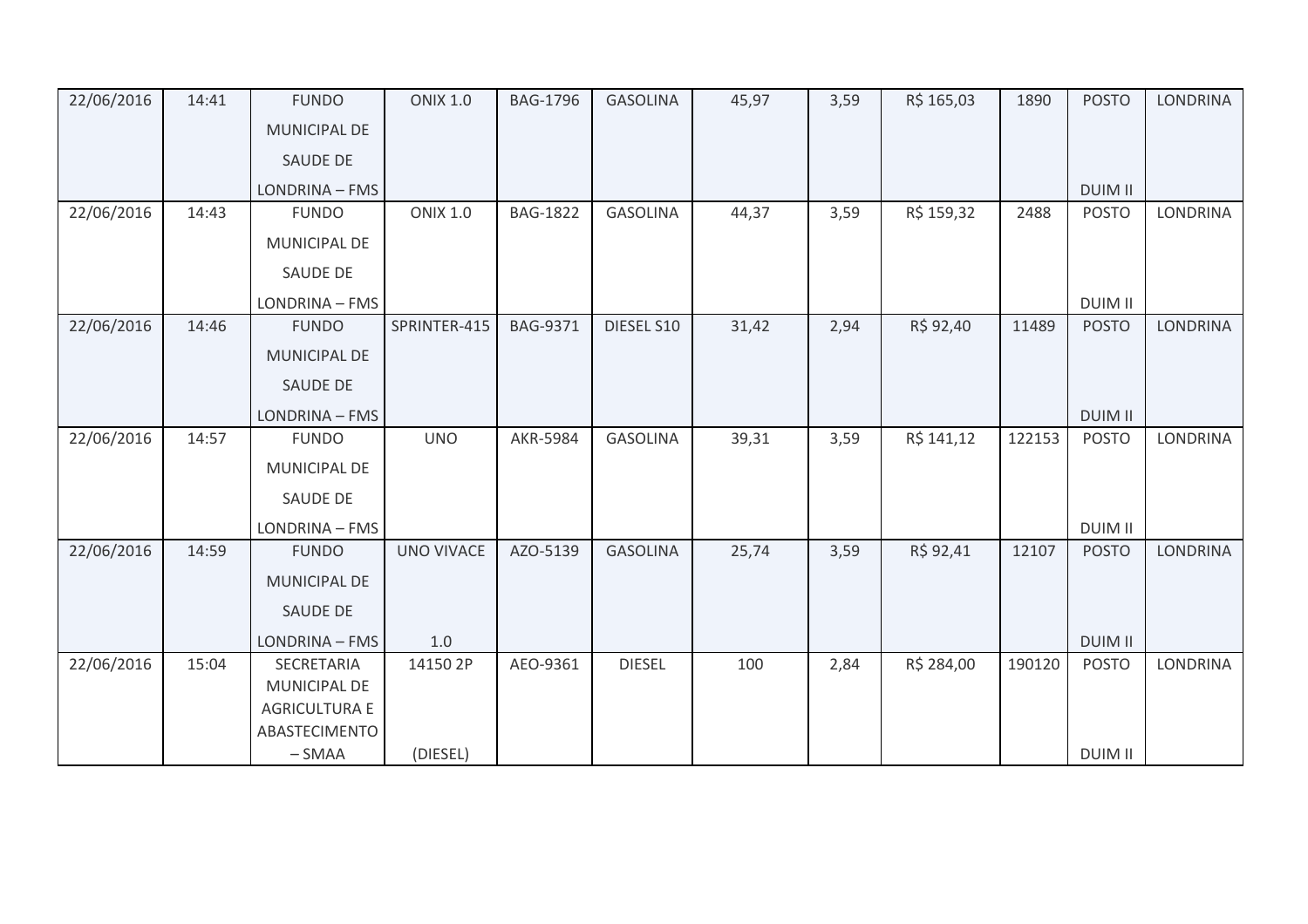| 22/06/2016 | 14:41 | FUNDO MUNICIPAL DE SAUDE DE LONDRINA – FMS | ONIX 1.0 | BAG-1796 | GASOLINA | 45,97 | 3,59 | R$ 165,03 | 1890 | POSTO DUIM II | LONDRINA |
|---|---|---|---|---|---|---|---|---|---|---|---|
| 22/06/2016 | 14:43 | FUNDO MUNICIPAL DE SAUDE DE LONDRINA – FMS | ONIX 1.0 | BAG-1822 | GASOLINA | 44,37 | 3,59 | R$ 159,32 | 2488 | POSTO DUIM II | LONDRINA |
| 22/06/2016 | 14:46 | FUNDO MUNICIPAL DE SAUDE DE LONDRINA – FMS | SPRINTER-415 | BAG-9371 | DIESEL S10 | 31,42 | 2,94 | R$ 92,40 | 11489 | POSTO DUIM II | LONDRINA |
| 22/06/2016 | 14:57 | FUNDO MUNICIPAL DE SAUDE DE LONDRINA – FMS | UNO | AKR-5984 | GASOLINA | 39,31 | 3,59 | R$ 141,12 | 122153 | POSTO DUIM II | LONDRINA |
| 22/06/2016 | 14:59 | FUNDO MUNICIPAL DE SAUDE DE LONDRINA – FMS | UNO VIVACE 1.0 | AZO-5139 | GASOLINA | 25,74 | 3,59 | R$ 92,41 | 12107 | POSTO DUIM II | LONDRINA |
| 22/06/2016 | 15:04 | SECRETARIA MUNICIPAL DE AGRICULTURA E ABASTECIMENTO – SMAA | 14150 2P (DIESEL) | AEO-9361 | DIESEL | 100 | 2,84 | R$ 284,00 | 190120 | POSTO DUIM II | LONDRINA |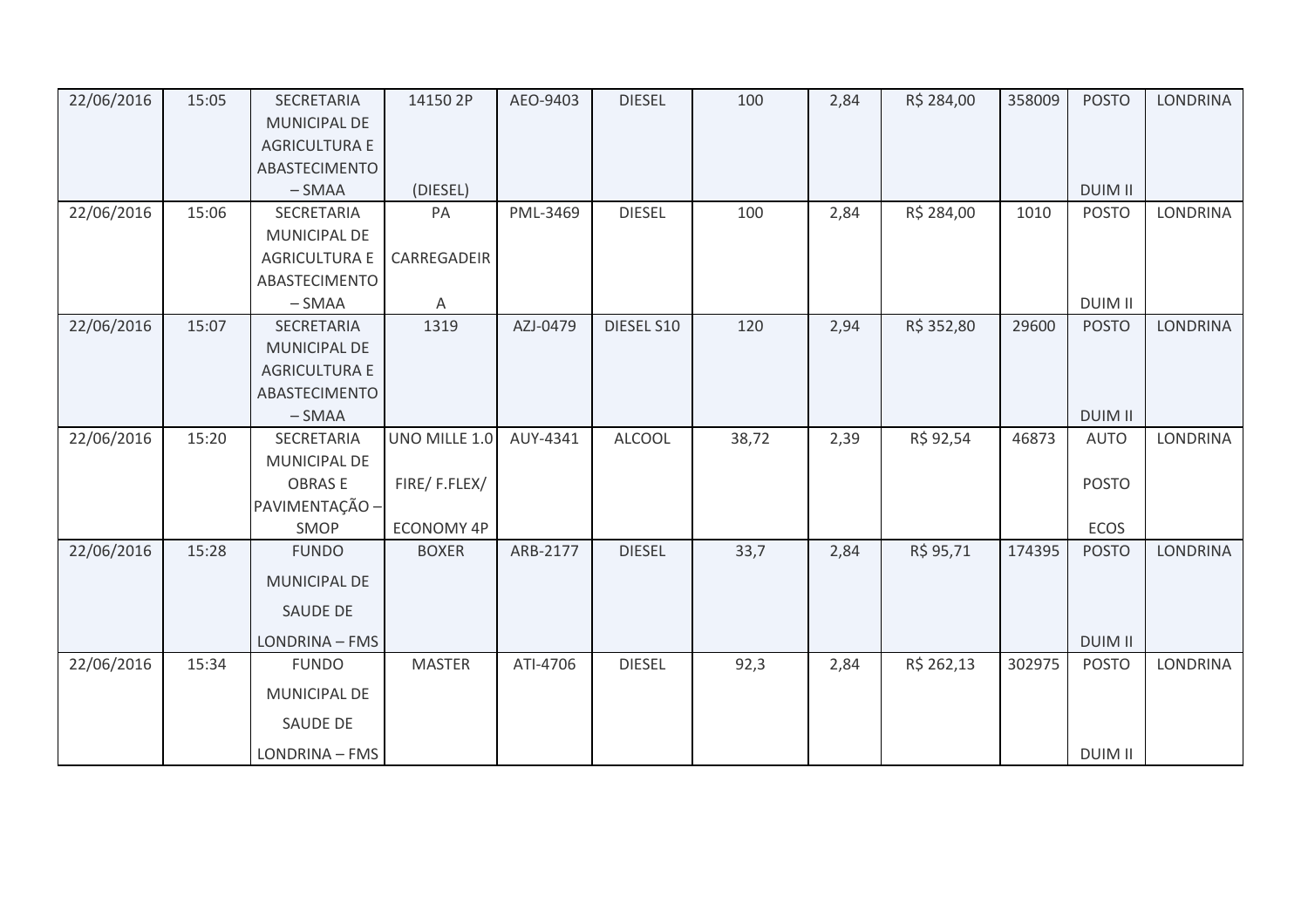| 22/06/2016 | 15:05 | SECRETARIA MUNICIPAL DE AGRICULTURA E ABASTECIMENTO – SMAA | 14150 2P (DIESEL) | AEO-9403 | DIESEL | 100 | 2,84 | R$ 284,00 | 358009 | POSTO DUIM II | LONDRINA |
|---|---|---|---|---|---|---|---|---|---|---|---|
| 22/06/2016 | 15:06 | SECRETARIA MUNICIPAL DE AGRICULTURA E ABASTECIMENTO – SMAA | PA CARREGADEIRA | PML-3469 | DIESEL | 100 | 2,84 | R$ 284,00 | 1010 | POSTO DUIM II | LONDRINA |
| 22/06/2016 | 15:07 | SECRETARIA MUNICIPAL DE AGRICULTURA E ABASTECIMENTO – SMAA | 1319 | AZJ-0479 | DIESEL S10 | 120 | 2,94 | R$ 352,80 | 29600 | POSTO DUIM II | LONDRINA |
| 22/06/2016 | 15:20 | SECRETARIA MUNICIPAL DE OBRAS E PAVIMENTAÇÃO – SMOP | UNO MILLE 1.0 FIRE/ F.FLEX/ ECONOMY 4P | AUY-4341 | ALCOOL | 38,72 | 2,39 | R$ 92,54 | 46873 | AUTO POSTO ECOS | LONDRINA |
| 22/06/2016 | 15:28 | FUNDO MUNICIPAL DE SAUDE DE LONDRINA – FMS | BOXER | ARB-2177 | DIESEL | 33,7 | 2,84 | R$ 95,71 | 174395 | POSTO DUIM II | LONDRINA |
| 22/06/2016 | 15:34 | FUNDO MUNICIPAL DE SAUDE DE LONDRINA – FMS | MASTER | ATI-4706 | DIESEL | 92,3 | 2,84 | R$ 262,13 | 302975 | POSTO DUIM II | LONDRINA |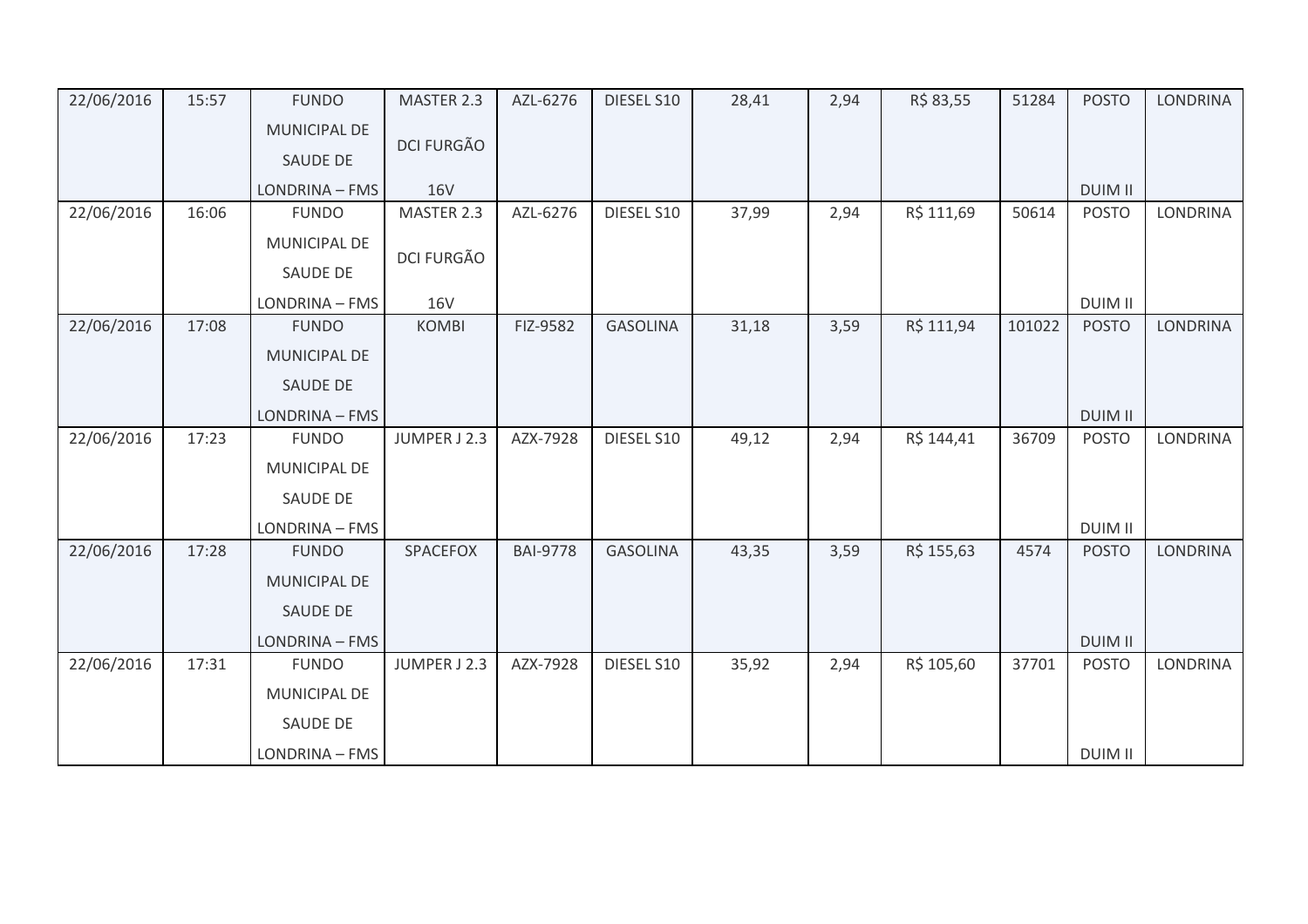| 22/06/2016 | 15:57 | FUNDO MUNICIPAL DE SAUDE DE LONDRINA – FMS | MASTER 2.3 DCI FURGÃO 16V | AZL-6276 | DIESEL S10 | 28,41 | 2,94 | R$ 83,55 | 51284 | POSTO DUIM II | LONDRINA |
|---|---|---|---|---|---|---|---|---|---|---|---|
| 22/06/2016 | 16:06 | FUNDO MUNICIPAL DE SAUDE DE LONDRINA – FMS | MASTER 2.3 DCI FURGÃO 16V | AZL-6276 | DIESEL S10 | 37,99 | 2,94 | R$ 111,69 | 50614 | POSTO DUIM II | LONDRINA |
| 22/06/2016 | 17:08 | FUNDO MUNICIPAL DE SAUDE DE LONDRINA – FMS | KOMBI | FIZ-9582 | GASOLINA | 31,18 | 3,59 | R$ 111,94 | 101022 | POSTO DUIM II | LONDRINA |
| 22/06/2016 | 17:23 | FUNDO MUNICIPAL DE SAUDE DE LONDRINA – FMS | JUMPER J 2.3 | AZX-7928 | DIESEL S10 | 49,12 | 2,94 | R$ 144,41 | 36709 | POSTO DUIM II | LONDRINA |
| 22/06/2016 | 17:28 | FUNDO MUNICIPAL DE SAUDE DE LONDRINA – FMS | SPACEFOX | BAI-9778 | GASOLINA | 43,35 | 3,59 | R$ 155,63 | 4574 | POSTO DUIM II | LONDRINA |
| 22/06/2016 | 17:31 | FUNDO MUNICIPAL DE SAUDE DE LONDRINA – FMS | JUMPER J 2.3 | AZX-7928 | DIESEL S10 | 35,92 | 2,94 | R$ 105,60 | 37701 | POSTO DUIM II | LONDRINA |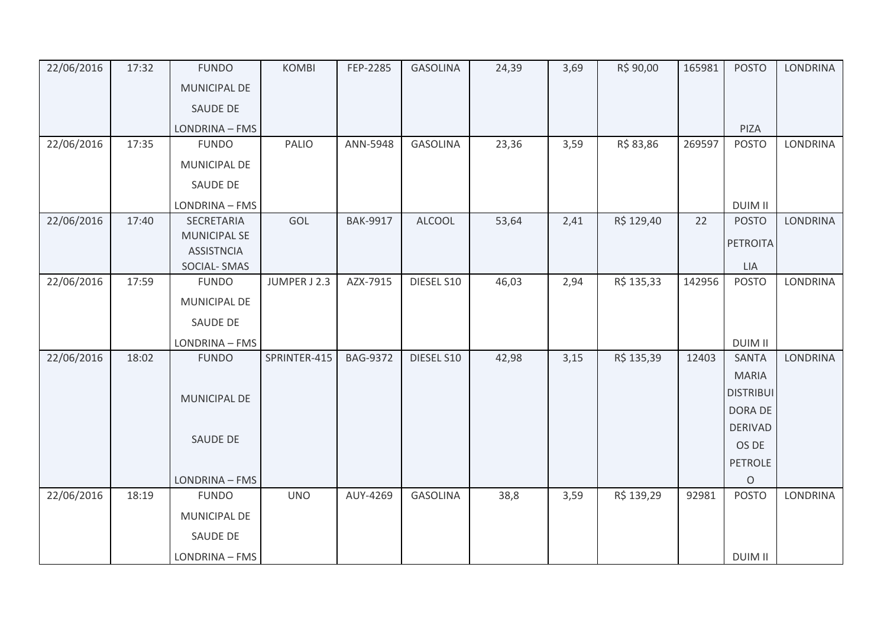| 22/06/2016 | 17:32 | FUNDO MUNICIPAL DE SAUDE DE LONDRINA – FMS | KOMBI | FEP-2285 | GASOLINA | 24,39 | 3,69 | R$ 90,00 | 165981 | POSTO PIZA | LONDRINA |
|---|---|---|---|---|---|---|---|---|---|---|---|
| 22/06/2016 | 17:35 | FUNDO MUNICIPAL DE SAUDE DE LONDRINA – FMS | PALIO | ANN-5948 | GASOLINA | 23,36 | 3,59 | R$ 83,86 | 269597 | POSTO DUIM II | LONDRINA |
| 22/06/2016 | 17:40 | SECRETARIA MUNICIPAL SE ASSISTNCIA SOCIAL- SMAS | GOL | BAK-9917 | ALCOOL | 53,64 | 2,41 | R$ 129,40 | 22 | POSTO PETROITALIA | LONDRINA |
| 22/06/2016 | 17:59 | FUNDO MUNICIPAL DE SAUDE DE LONDRINA – FMS | JUMPER J 2.3 | AZX-7915 | DIESEL S10 | 46,03 | 2,94 | R$ 135,33 | 142956 | POSTO DUIM II | LONDRINA |
| 22/06/2016 | 18:02 | FUNDO MUNICIPAL DE SAUDE DE LONDRINA – FMS | SPRINTER-415 | BAG-9372 | DIESEL S10 | 42,98 | 3,15 | R$ 135,39 | 12403 | SANTA MARIA DISTRIBUIDORA DE DERIVADOS DE PETROLEO | LONDRINA |
| 22/06/2016 | 18:19 | FUNDO MUNICIPAL DE SAUDE DE LONDRINA – FMS | UNO | AUY-4269 | GASOLINA | 38,8 | 3,59 | R$ 139,29 | 92981 | POSTO DUIM II | LONDRINA |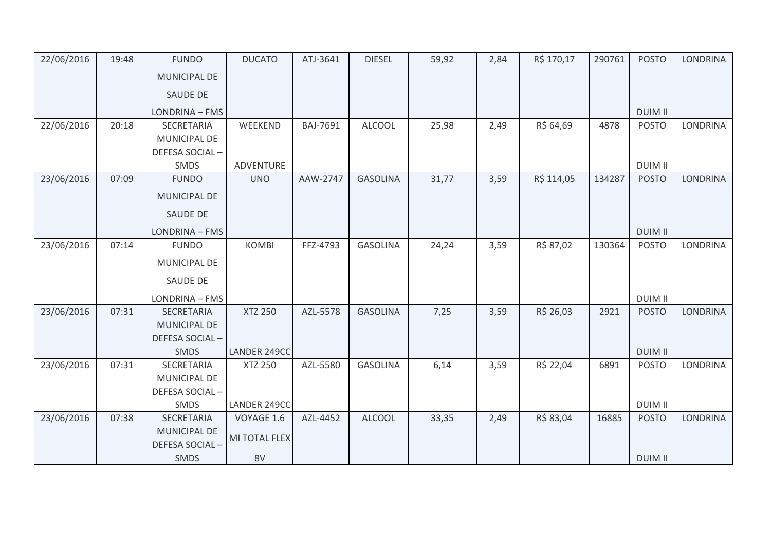| 22/06/2016 | 19:48 | FUNDO MUNICIPAL DE SAUDE DE LONDRINA – FMS | DUCATO | ATJ-3641 | DIESEL | 59,92 | 2,84 | R$ 170,17 | 290761 | POSTO DUIM II | LONDRINA |
|---|---|---|---|---|---|---|---|---|---|---|---|
| 22/06/2016 | 20:18 | SECRETARIA MUNICIPAL DE DEFESA SOCIAL – SMDS | WEEKEND ADVENTURE | BAJ-7691 | ALCOOL | 25,98 | 2,49 | R$ 64,69 | 4878 | POSTO DUIM II | LONDRINA |
| 23/06/2016 | 07:09 | FUNDO MUNICIPAL DE SAUDE DE LONDRINA – FMS | UNO | AAW-2747 | GASOLINA | 31,77 | 3,59 | R$ 114,05 | 134287 | POSTO DUIM II | LONDRINA |
| 23/06/2016 | 07:14 | FUNDO MUNICIPAL DE SAUDE DE LONDRINA – FMS | KOMBI | FFZ-4793 | GASOLINA | 24,24 | 3,59 | R$ 87,02 | 130364 | POSTO DUIM II | LONDRINA |
| 23/06/2016 | 07:31 | SECRETARIA MUNICIPAL DE DEFESA SOCIAL – SMDS | XTZ 250 LANDER 249CC | AZL-5578 | GASOLINA | 7,25 | 3,59 | R$ 26,03 | 2921 | POSTO DUIM II | LONDRINA |
| 23/06/2016 | 07:31 | SECRETARIA MUNICIPAL DE DEFESA SOCIAL – SMDS | XTZ 250 LANDER 249CC | AZL-5580 | GASOLINA | 6,14 | 3,59 | R$ 22,04 | 6891 | POSTO DUIM II | LONDRINA |
| 23/06/2016 | 07:38 | SECRETARIA MUNICIPAL DE DEFESA SOCIAL – SMDS | VOYAGE 1.6 MI TOTAL FLEX 8V | AZL-4452 | ALCOOL | 33,35 | 2,49 | R$ 83,04 | 16885 | POSTO DUIM II | LONDRINA |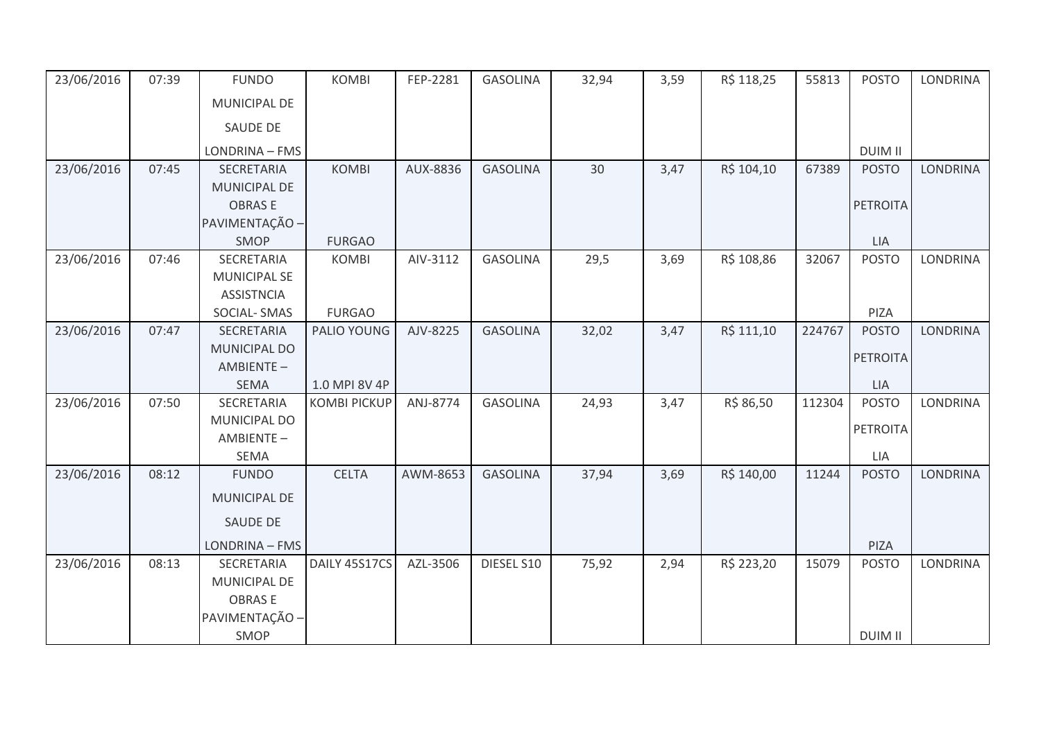| 23/06/2016 | 07:39 | FUNDO MUNICIPAL DE SAUDE DE LONDRINA – FMS | KOMBI | FEP-2281 | GASOLINA | 32,94 | 3,59 | R$ 118,25 | 55813 | POSTO DUIM II | LONDRINA |
|---|---|---|---|---|---|---|---|---|---|---|---|
| 23/06/2016 | 07:45 | SECRETARIA MUNICIPAL DE OBRAS E PAVIMENTAÇÃO – SMOP | KOMBI FURGAO | AUX-8836 | GASOLINA | 30 | 3,47 | R$ 104,10 | 67389 | POSTO PETROITA LIA | LONDRINA |
| 23/06/2016 | 07:46 | SECRETARIA MUNICIPAL SE ASSISTNCIA SOCIAL- SMAS | KOMBI FURGAO | AIV-3112 | GASOLINA | 29,5 | 3,69 | R$ 108,86 | 32067 | POSTO PIZA | LONDRINA |
| 23/06/2016 | 07:47 | SECRETARIA MUNICIPAL DO AMBIENTE – SEMA | PALIO YOUNG 1.0 MPI 8V 4P | AJV-8225 | GASOLINA | 32,02 | 3,47 | R$ 111,10 | 224767 | POSTO PETROITA LIA | LONDRINA |
| 23/06/2016 | 07:50 | SECRETARIA MUNICIPAL DO AMBIENTE – SEMA | KOMBI PICKUP | ANJ-8774 | GASOLINA | 24,93 | 3,47 | R$ 86,50 | 112304 | POSTO PETROITA LIA | LONDRINA |
| 23/06/2016 | 08:12 | FUNDO MUNICIPAL DE SAUDE DE LONDRINA – FMS | CELTA | AWM-8653 | GASOLINA | 37,94 | 3,69 | R$ 140,00 | 11244 | POSTO PIZA | LONDRINA |
| 23/06/2016 | 08:13 | SECRETARIA MUNICIPAL DE OBRAS E PAVIMENTAÇÃO – SMOP | DAILY 45S17CS | AZL-3506 | DIESEL S10 | 75,92 | 2,94 | R$ 223,20 | 15079 | POSTO DUIM II | LONDRINA |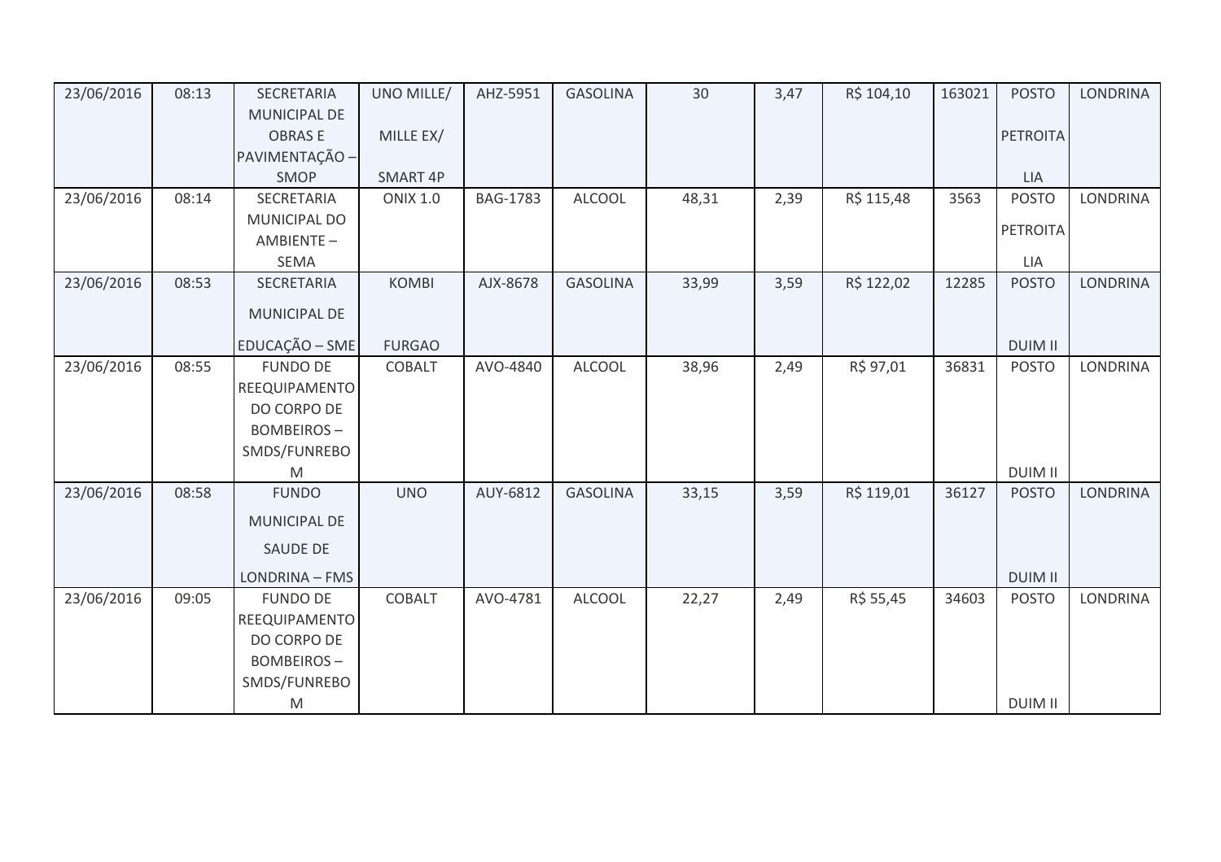| | | | | | | | | | | | |
|---|---|---|---|---|---|---|---|---|---|---|---|
| 23/06/2016 | 08:13 | SECRETARIA MUNICIPAL DE OBRAS E PAVIMENTAÇÃO – SMOP | UNO MILLE/ MILLE EX/ SMART 4P | AHZ-5951 | GASOLINA | 30 | 3,47 | R$ 104,10 | 163021 | POSTO PETROITA LIA | LONDRINA |
| 23/06/2016 | 08:14 | SECRETARIA MUNICIPAL DO AMBIENTE – SEMA | ONIX 1.0 | BAG-1783 | ALCOOL | 48,31 | 2,39 | R$ 115,48 | 3563 | POSTO PETROITA LIA | LONDRINA |
| 23/06/2016 | 08:53 | SECRETARIA MUNICIPAL DE EDUCAÇÃO – SME | KOMBI FURGAO | AJX-8678 | GASOLINA | 33,99 | 3,59 | R$ 122,02 | 12285 | POSTO DUIM II | LONDRINA |
| 23/06/2016 | 08:55 | FUNDO DE REEQUIPAMENTO DO CORPO DE BOMBEIROS – SMDS/FUNREBO M | COBALT | AVO-4840 | ALCOOL | 38,96 | 2,49 | R$ 97,01 | 36831 | POSTO DUIM II | LONDRINA |
| 23/06/2016 | 08:58 | FUNDO MUNICIPAL DE SAUDE DE LONDRINA – FMS | UNO | AUY-6812 | GASOLINA | 33,15 | 3,59 | R$ 119,01 | 36127 | POSTO DUIM II | LONDRINA |
| 23/06/2016 | 09:05 | FUNDO DE REEQUIPAMENTO DO CORPO DE BOMBEIROS – SMDS/FUNREBO M | COBALT | AVO-4781 | ALCOOL | 22,27 | 2,49 | R$ 55,45 | 34603 | POSTO DUIM II | LONDRINA |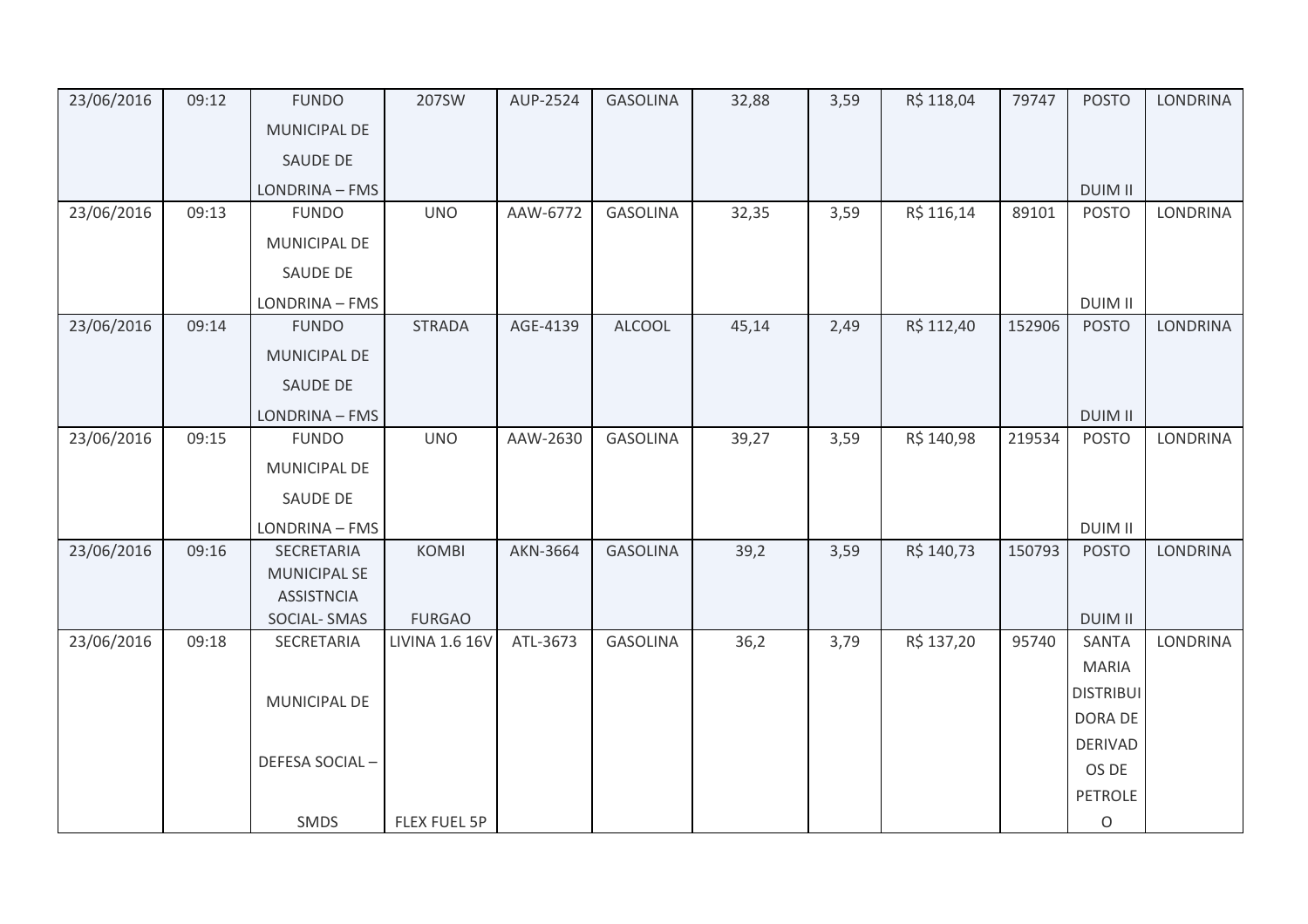| 23/06/2016 | 09:12 | FUNDO MUNICIPAL DE SAUDE DE LONDRINA – FMS | 207SW | AUP-2524 | GASOLINA | 32,88 | 3,59 | R$ 118,04 | 79747 | POSTO DUIM II | LONDRINA |
|---|---|---|---|---|---|---|---|---|---|---|---|
| 23/06/2016 | 09:13 | FUNDO MUNICIPAL DE SAUDE DE LONDRINA – FMS | UNO | AAW-6772 | GASOLINA | 32,35 | 3,59 | R$ 116,14 | 89101 | POSTO DUIM II | LONDRINA |
| 23/06/2016 | 09:14 | FUNDO MUNICIPAL DE SAUDE DE LONDRINA – FMS | STRADA | AGE-4139 | ALCOOL | 45,14 | 2,49 | R$ 112,40 | 152906 | POSTO DUIM II | LONDRINA |
| 23/06/2016 | 09:15 | FUNDO MUNICIPAL DE SAUDE DE LONDRINA – FMS | UNO | AAW-2630 | GASOLINA | 39,27 | 3,59 | R$ 140,98 | 219534 | POSTO DUIM II | LONDRINA |
| 23/06/2016 | 09:16 | SECRETARIA MUNICIPAL SE ASSISTNCIA SOCIAL- SMAS | KOMBI FURGAO | AKN-3664 | GASOLINA | 39,2 | 3,59 | R$ 140,73 | 150793 | POSTO DUIM II | LONDRINA |
| 23/06/2016 | 09:18 | SECRETARIA MUNICIPAL DE DEFESA SOCIAL – SMDS | LIVINA 1.6 16V FLEX FUEL 5P | ATL-3673 | GASOLINA | 36,2 | 3,79 | R$ 137,20 | 95740 | SANTA MARIA DISTRIBUIDORA DE DERIVADOS DE PETROLEO | LONDRINA |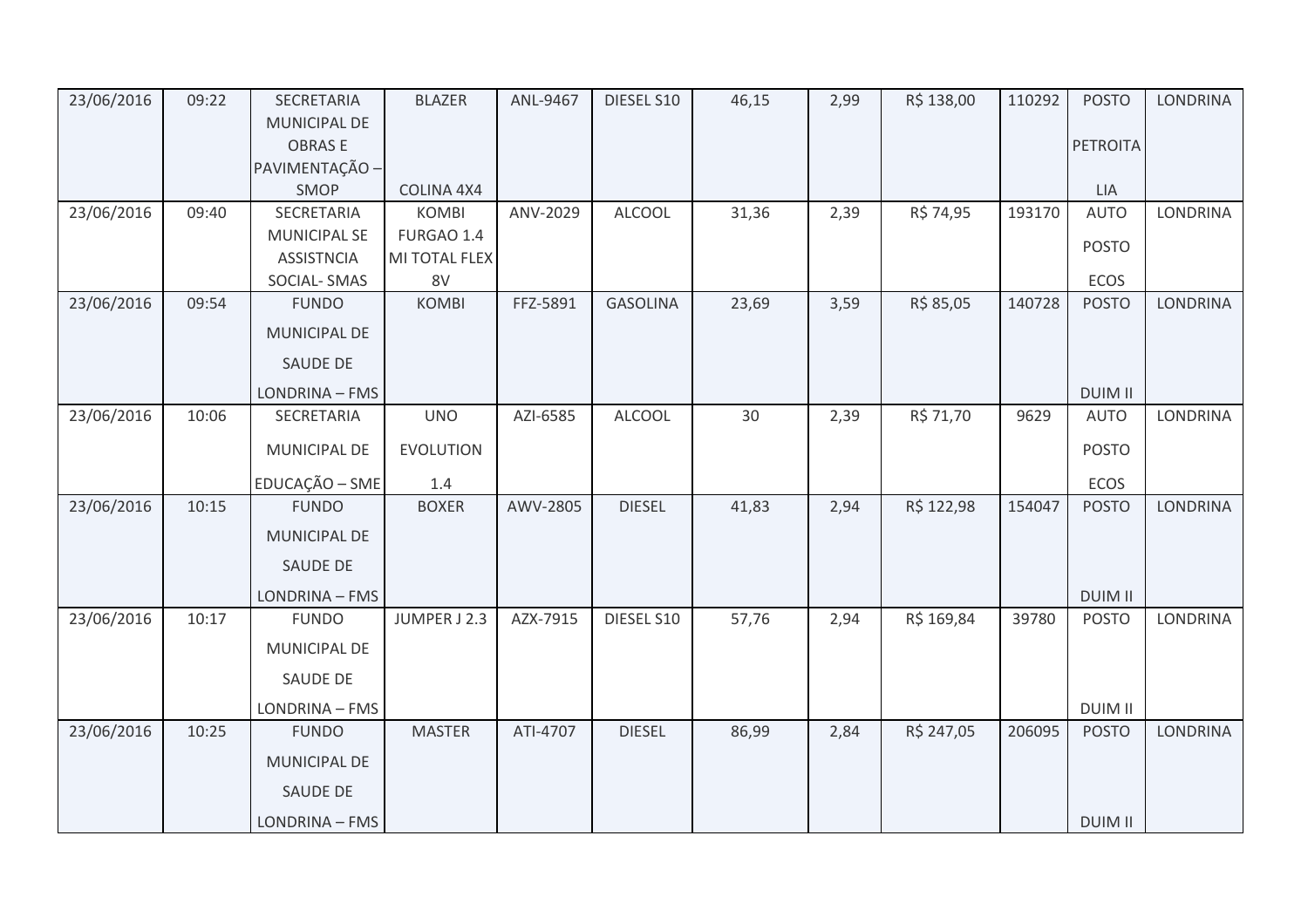| | | | | | | | | | | | |
|---|---|---|---|---|---|---|---|---|---|---|---|
| 23/06/2016 | 09:22 | SECRETARIA MUNICIPAL DE OBRAS E PAVIMENTAÇÃO – SMOP | BLAZER COLINA 4X4 | ANL-9467 | DIESEL S10 | 46,15 | 2,99 | R$ 138,00 | 110292 | POSTO PETROITA LIA | LONDRINA |
| 23/06/2016 | 09:40 | SECRETARIA MUNICIPAL SE ASSISTNCIA SOCIAL- SMAS | KOMBI FURGAO 1.4 MI TOTAL FLEX 8V | ANV-2029 | ALCOOL | 31,36 | 2,39 | R$ 74,95 | 193170 | AUTO POSTO ECOS | LONDRINA |
| 23/06/2016 | 09:54 | FUNDO MUNICIPAL DE SAUDE DE LONDRINA – FMS | KOMBI | FFZ-5891 | GASOLINA | 23,69 | 3,59 | R$ 85,05 | 140728 | POSTO DUIM II | LONDRINA |
| 23/06/2016 | 10:06 | SECRETARIA MUNICIPAL DE EDUCAÇÃO – SME | UNO EVOLUTION 1.4 | AZI-6585 | ALCOOL | 30 | 2,39 | R$ 71,70 | 9629 | AUTO POSTO ECOS | LONDRINA |
| 23/06/2016 | 10:15 | FUNDO MUNICIPAL DE SAUDE DE LONDRINA – FMS | BOXER | AWV-2805 | DIESEL | 41,83 | 2,94 | R$ 122,98 | 154047 | POSTO DUIM II | LONDRINA |
| 23/06/2016 | 10:17 | FUNDO MUNICIPAL DE SAUDE DE LONDRINA – FMS | JUMPER J 2.3 | AZX-7915 | DIESEL S10 | 57,76 | 2,94 | R$ 169,84 | 39780 | POSTO DUIM II | LONDRINA |
| 23/06/2016 | 10:25 | FUNDO MUNICIPAL DE SAUDE DE LONDRINA – FMS | MASTER | ATI-4707 | DIESEL | 86,99 | 2,84 | R$ 247,05 | 206095 | POSTO DUIM II | LONDRINA |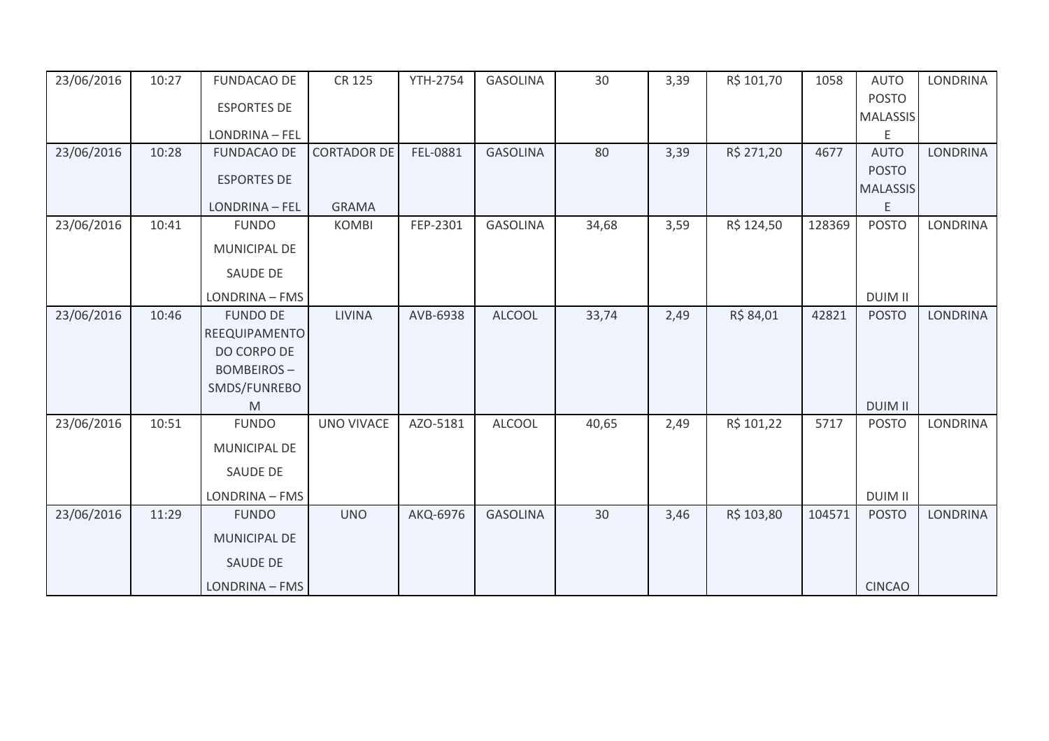| 23/06/2016 | 10:27 | FUNDACAO DE ESPORTES DE LONDRINA – FEL | CR 125 | YTH-2754 | GASOLINA | 30 | 3,39 | R$ 101,70 | 1058 | AUTO POSTO MALASSIS E | LONDRINA |
|---|---|---|---|---|---|---|---|---|---|---|---|
| 23/06/2016 | 10:28 | FUNDACAO DE ESPORTES DE LONDRINA – FEL | CORTADOR DE GRAMA | FEL-0881 | GASOLINA | 80 | 3,39 | R$ 271,20 | 4677 | AUTO POSTO MALASSIS E | LONDRINA |
| 23/06/2016 | 10:41 | FUNDO MUNICIPAL DE SAUDE DE LONDRINA – FMS | KOMBI | FEP-2301 | GASOLINA | 34,68 | 3,59 | R$ 124,50 | 128369 | POSTO DUIM II | LONDRINA |
| 23/06/2016 | 10:46 | FUNDO DE REEQUIPAMENTO DO CORPO DE BOMBEIROS – SMDS/FUNREBO M | LIVINA | AVB-6938 | ALCOOL | 33,74 | 2,49 | R$ 84,01 | 42821 | POSTO DUIM II | LONDRINA |
| 23/06/2016 | 10:51 | FUNDO MUNICIPAL DE SAUDE DE LONDRINA – FMS | UNO VIVACE | AZO-5181 | ALCOOL | 40,65 | 2,49 | R$ 101,22 | 5717 | POSTO DUIM II | LONDRINA |
| 23/06/2016 | 11:29 | FUNDO MUNICIPAL DE SAUDE DE LONDRINA – FMS | UNO | AKQ-6976 | GASOLINA | 30 | 3,46 | R$ 103,80 | 104571 | POSTO CINCAO | LONDRINA |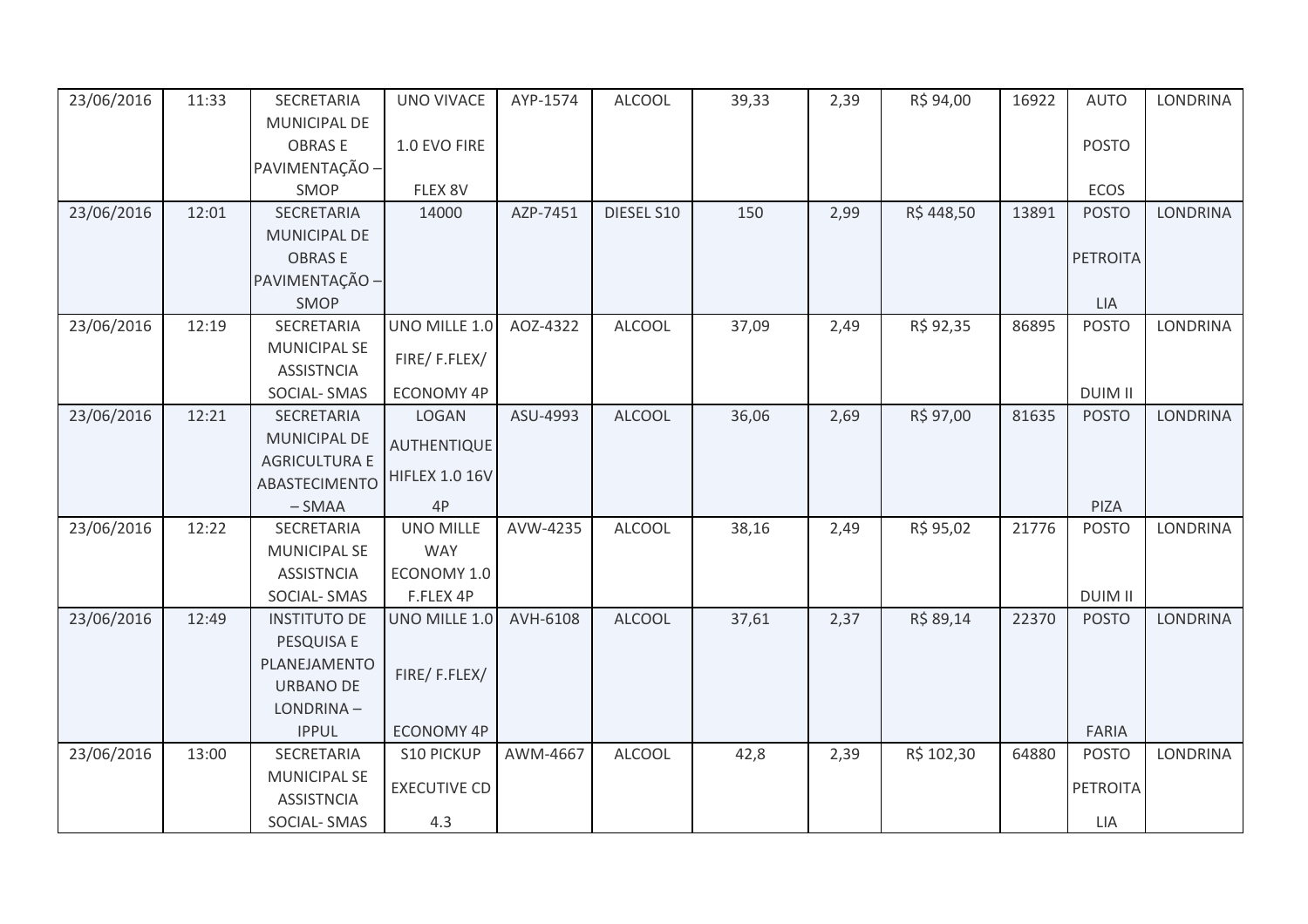| 23/06/2016 | 11:33 | SECRETARIA MUNICIPAL DE OBRAS E PAVIMENTAÇÃO – SMOP | UNO VIVACE 1.0 EVO FIRE FLEX 8V | AYP-1574 | ALCOOL | 39,33 | 2,39 | R$ 94,00 | 16922 | AUTO POSTO ECOS | LONDRINA |
|---|---|---|---|---|---|---|---|---|---|---|---|
| 23/06/2016 | 12:01 | SECRETARIA MUNICIPAL DE OBRAS E PAVIMENTAÇÃO – SMOP | 14000 | AZP-7451 | DIESEL S10 | 150 | 2,99 | R$ 448,50 | 13891 | POSTO PETROITA LIA | LONDRINA |
| 23/06/2016 | 12:19 | SECRETARIA MUNICIPAL SE ASSISTNCIA SOCIAL- SMAS | UNO MILLE 1.0 FIRE/ F.FLEX/ ECONOMY 4P | AOZ-4322 | ALCOOL | 37,09 | 2,49 | R$ 92,35 | 86895 | POSTO DUIM II | LONDRINA |
| 23/06/2016 | 12:21 | SECRETARIA MUNICIPAL DE AGRICULTURA E ABASTECIMENTO – SMAA | LOGAN AUTHENTIQUE HIFLEX 1.0 16V 4P | ASU-4993 | ALCOOL | 36,06 | 2,69 | R$ 97,00 | 81635 | POSTO PIZA | LONDRINA |
| 23/06/2016 | 12:22 | SECRETARIA MUNICIPAL SE ASSISTNCIA SOCIAL- SMAS | UNO MILLE WAY ECONOMY 1.0 F.FLEX 4P | AVW-4235 | ALCOOL | 38,16 | 2,49 | R$ 95,02 | 21776 | POSTO DUIM II | LONDRINA |
| 23/06/2016 | 12:49 | INSTITUTO DE PESQUISA E PLANEJAMENTO URBANO DE LONDRINA – IPPUL | UNO MILLE 1.0 FIRE/ F.FLEX/ ECONOMY 4P | AVH-6108 | ALCOOL | 37,61 | 2,37 | R$ 89,14 | 22370 | POSTO FARIA | LONDRINA |
| 23/06/2016 | 13:00 | SECRETARIA MUNICIPAL SE ASSISTNCIA SOCIAL- SMAS | S10 PICKUP EXECUTIVE CD 4.3 | AWM-4667 | ALCOOL | 42,8 | 2,39 | R$ 102,30 | 64880 | POSTO PETROITA LIA | LONDRINA |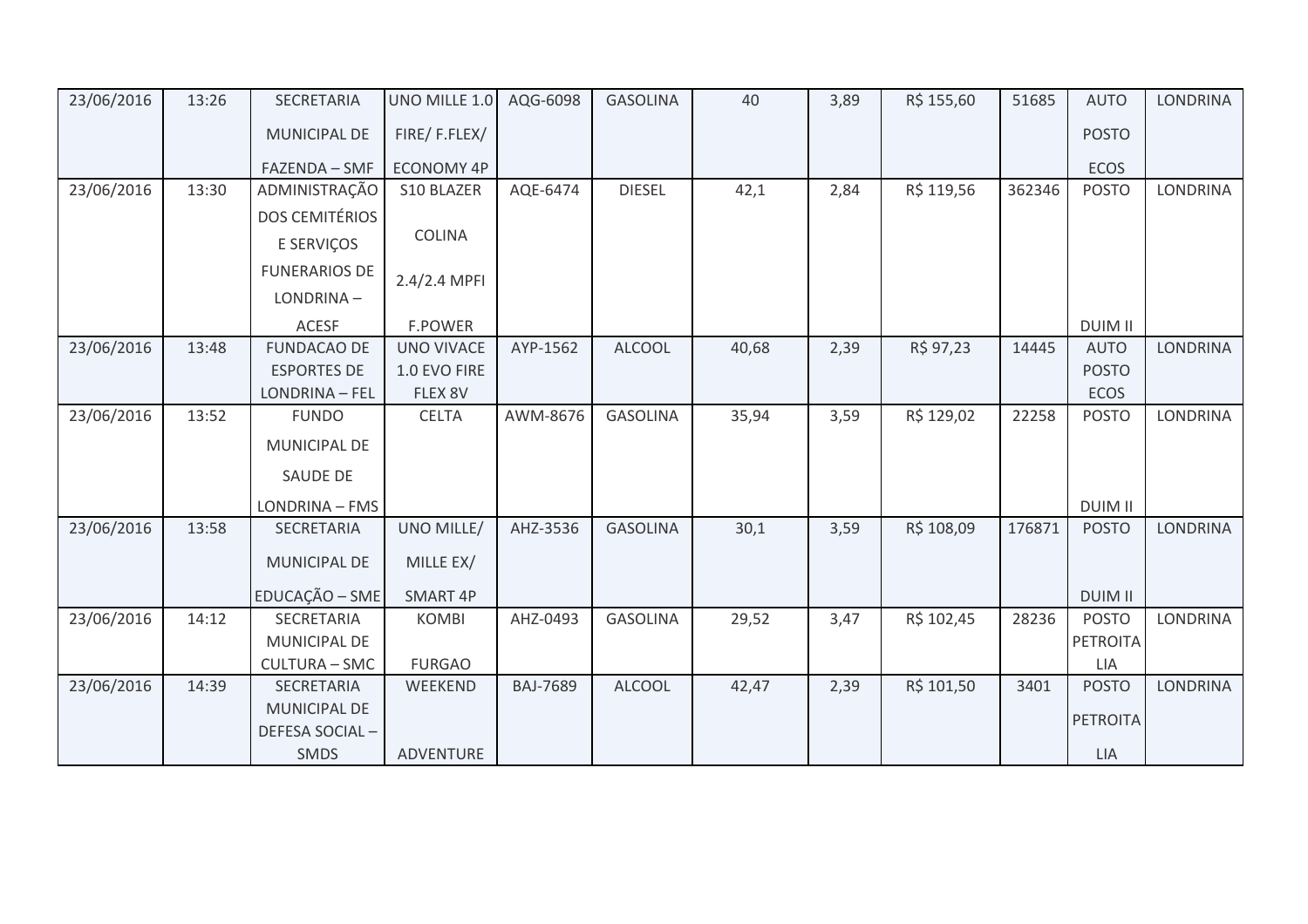| | | | | | | | | | | | |
|---|---|---|---|---|---|---|---|---|---|---|---|
| 23/06/2016 | 13:26 | SECRETARIA MUNICIPAL DE FAZENDA – SMF | UNO MILLE 1.0 FIRE/ F.FLEX/ ECONOMY 4P | AQG-6098 | GASOLINA | 40 | 3,89 | R$ 155,60 | 51685 | AUTO POSTO ECOS | LONDRINA |
| 23/06/2016 | 13:30 | ADMINISTRAÇÃO DOS CEMITÉRIOS E SERVIÇOS FUNERARIOS DE LONDRINA – ACESF | S10 BLAZER COLINA 2.4/2.4 MPFI F.POWER | AQE-6474 | DIESEL | 42,1 | 2,84 | R$ 119,56 | 362346 | POSTO DUIM II | LONDRINA |
| 23/06/2016 | 13:48 | FUNDACAO DE ESPORTES DE LONDRINA – FEL | UNO VIVACE 1.0 EVO FIRE FLEX 8V | AYP-1562 | ALCOOL | 40,68 | 2,39 | R$ 97,23 | 14445 | AUTO POSTO ECOS | LONDRINA |
| 23/06/2016 | 13:52 | FUNDO MUNICIPAL DE SAUDE DE LONDRINA – FMS | CELTA | AWM-8676 | GASOLINA | 35,94 | 3,59 | R$ 129,02 | 22258 | POSTO DUIM II | LONDRINA |
| 23/06/2016 | 13:58 | SECRETARIA MUNICIPAL DE EDUCAÇÃO – SME | UNO MILLE/ MILLE EX/ SMART 4P | AHZ-3536 | GASOLINA | 30,1 | 3,59 | R$ 108,09 | 176871 | POSTO DUIM II | LONDRINA |
| 23/06/2016 | 14:12 | SECRETARIA MUNICIPAL DE CULTURA – SMC | KOMBI FURGAO | AHZ-0493 | GASOLINA | 29,52 | 3,47 | R$ 102,45 | 28236 | POSTO PETROITALIA | LONDRINA |
| 23/06/2016 | 14:39 | SECRETARIA MUNICIPAL DE DEFESA SOCIAL – SMDS | WEEKEND ADVENTURE | BAJ-7689 | ALCOOL | 42,47 | 2,39 | R$ 101,50 | 3401 | POSTO PETROITALIA | LONDRINA |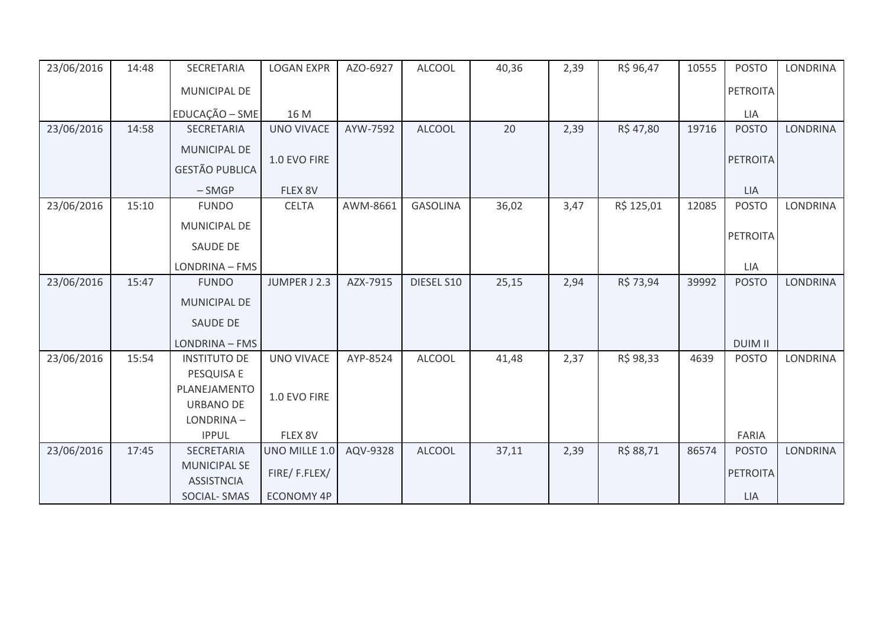| 23/06/2016 | 14:48 | SECRETARIA MUNICIPAL DE EDUCAÇÃO – SME | LOGAN EXPR 16 M | AZO-6927 | ALCOOL | 40,36 | 2,39 | R$ 96,47 | 10555 | POSTO PETROITA LIA | LONDRINA |
|---|---|---|---|---|---|---|---|---|---|---|---|
| 23/06/2016 | 14:58 | SECRETARIA MUNICIPAL DE GESTÃO PUBLICA – SMGP | UNO VIVACE 1.0 EVO FIRE FLEX 8V | AYW-7592 | ALCOOL | 20 | 2,39 | R$ 47,80 | 19716 | POSTO PETROITA LIA | LONDRINA |
| 23/06/2016 | 15:10 | FUNDO MUNICIPAL DE SAUDE DE LONDRINA – FMS | CELTA | AWM-8661 | GASOLINA | 36,02 | 3,47 | R$ 125,01 | 12085 | POSTO PETROITA LIA | LONDRINA |
| 23/06/2016 | 15:47 | FUNDO MUNICIPAL DE SAUDE DE LONDRINA – FMS | JUMPER J 2.3 | AZX-7915 | DIESEL S10 | 25,15 | 2,94 | R$ 73,94 | 39992 | POSTO DUIM II | LONDRINA |
| 23/06/2016 | 15:54 | INSTITUTO DE PESQUISA E PLANEJAMENTO URBANO DE LONDRINA – IPPUL | UNO VIVACE 1.0 EVO FIRE FLEX 8V | AYP-8524 | ALCOOL | 41,48 | 2,37 | R$ 98,33 | 4639 | POSTO FARIA | LONDRINA |
| 23/06/2016 | 17:45 | SECRETARIA MUNICIPAL SE ASSISTNCIA SOCIAL- SMAS | UNO MILLE 1.0 FIRE/ F.FLEX/ ECONOMY 4P | AQV-9328 | ALCOOL | 37,11 | 2,39 | R$ 88,71 | 86574 | POSTO PETROITA LIA | LONDRINA |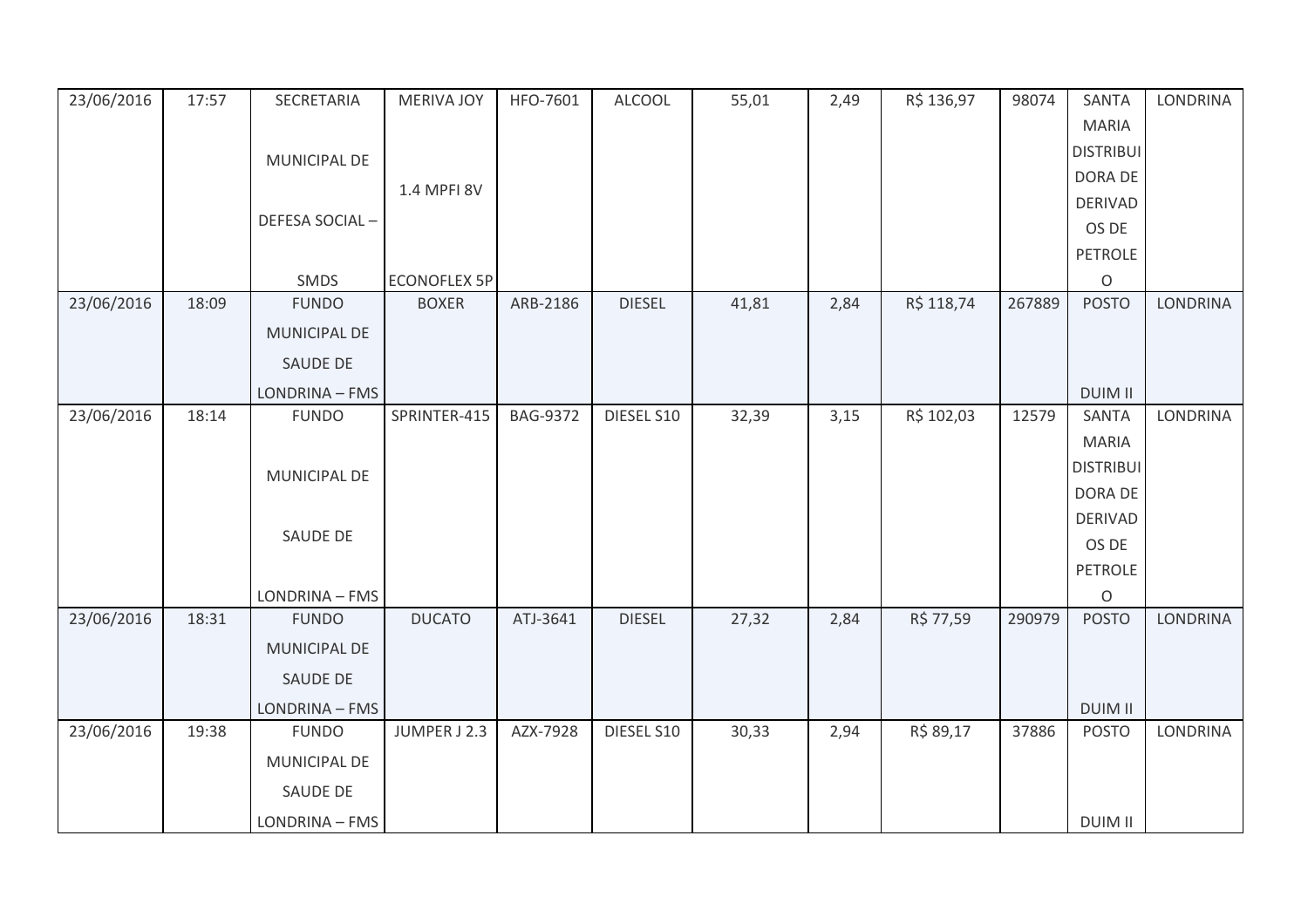| 23/06/2016 | 17:57 | SECRETARIA MUNICIPAL DE DEFESA SOCIAL – SMDS | MERIVA JOY 1.4 MPFI 8V ECONOFLEX 5P | HFO-7601 | ALCOOL | 55,01 | 2,49 | R$ 136,97 | 98074 | SANTA MARIA DISTRIBUIDORA DE DERIVADOS DE PETROLEO | LONDRINA |
|---|---|---|---|---|---|---|---|---|---|---|---|
| 23/06/2016 | 18:09 | FUNDO MUNICIPAL DE SAUDE DE LONDRINA – FMS | BOXER | ARB-2186 | DIESEL | 41,81 | 2,84 | R$ 118,74 | 267889 | POSTO DUIM II | LONDRINA |
| 23/06/2016 | 18:14 | FUNDO MUNICIPAL DE SAUDE DE LONDRINA – FMS | SPRINTER-415 | BAG-9372 | DIESEL S10 | 32,39 | 3,15 | R$ 102,03 | 12579 | SANTA MARIA DISTRIBUIDORA DE DERIVADOS DE PETROLEO | LONDRINA |
| 23/06/2016 | 18:31 | FUNDO MUNICIPAL DE SAUDE DE LONDRINA – FMS | DUCATO | ATJ-3641 | DIESEL | 27,32 | 2,84 | R$ 77,59 | 290979 | POSTO DUIM II | LONDRINA |
| 23/06/2016 | 19:38 | FUNDO MUNICIPAL DE SAUDE DE LONDRINA – FMS | JUMPER J 2.3 | AZX-7928 | DIESEL S10 | 30,33 | 2,94 | R$ 89,17 | 37886 | POSTO DUIM II | LONDRINA |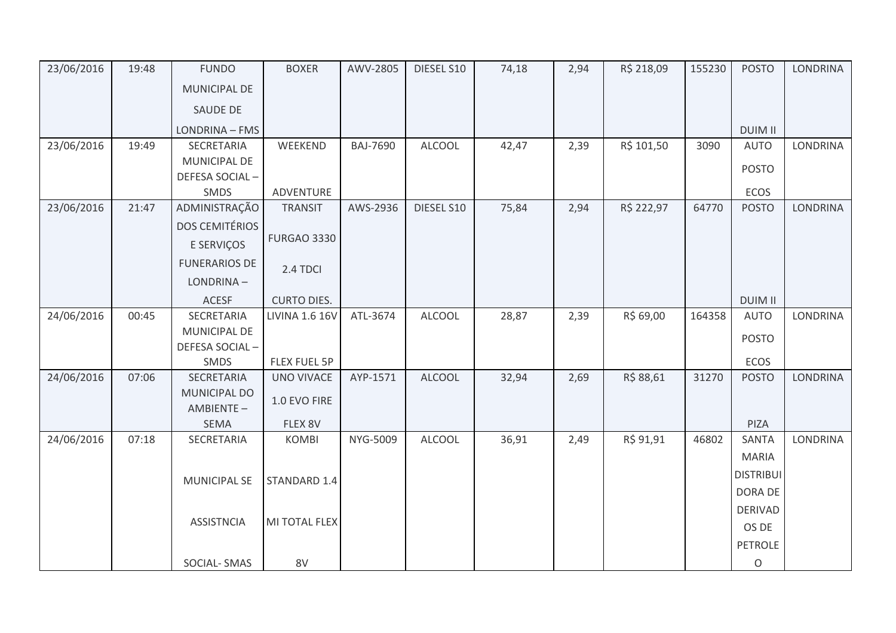| 23/06/2016 | 19:48 | FUNDO MUNICIPAL DE SAUDE DE LONDRINA – FMS | BOXER | AWV-2805 | DIESEL S10 | 74,18 | 2,94 | R$ 218,09 | 155230 | POSTO DUIM II | LONDRINA |
|---|---|---|---|---|---|---|---|---|---|---|---|
| 23/06/2016 | 19:49 | SECRETARIA MUNICIPAL DE DEFESA SOCIAL – SMDS | WEEKEND ADVENTURE | BAJ-7690 | ALCOOL | 42,47 | 2,39 | R$ 101,50 | 3090 | AUTO POSTO ECOS | LONDRINA |
| 23/06/2016 | 21:47 | ADMINISTRAÇÃO DOS CEMITÉRIOS E SERVIÇOS FUNERARIOS DE LONDRINA – ACESF | TRANSIT FURGAO 3330 2.4 TDCI CURTO DIES. | AWS-2936 | DIESEL S10 | 75,84 | 2,94 | R$ 222,97 | 64770 | POSTO DUIM II | LONDRINA |
| 24/06/2016 | 00:45 | SECRETARIA MUNICIPAL DE DEFESA SOCIAL – SMDS | LIVINA 1.6 16V FLEX FUEL 5P | ATL-3674 | ALCOOL | 28,87 | 2,39 | R$ 69,00 | 164358 | AUTO POSTO ECOS | LONDRINA |
| 24/06/2016 | 07:06 | SECRETARIA MUNICIPAL DO AMBIENTE – SEMA | UNO VIVACE 1.0 EVO FIRE FLEX 8V | AYP-1571 | ALCOOL | 32,94 | 2,69 | R$ 88,61 | 31270 | POSTO PIZA | LONDRINA |
| 24/06/2016 | 07:18 | SECRETARIA MUNICIPAL SE ASSISTNCIA SOCIAL- SMAS | KOMBI STANDARD 1.4 MI TOTAL FLEX 8V | NYG-5009 | ALCOOL | 36,91 | 2,49 | R$ 91,91 | 46802 | SANTA MARIA DISTRIBUIDORA DE DERIVADOS DE PETROLEO | LONDRINA |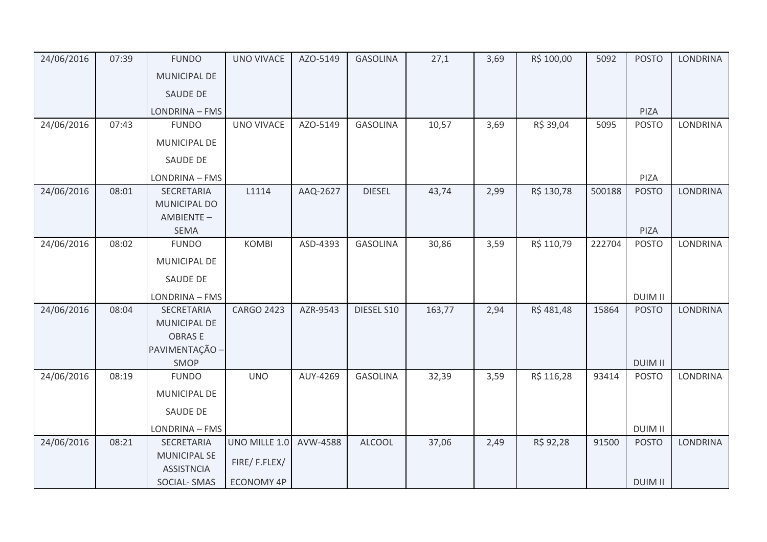| 24/06/2016 | 07:39 | FUNDO MUNICIPAL DE SAUDE DE LONDRINA – FMS | UNO VIVACE | AZO-5149 | GASOLINA | 27,1 | 3,69 | R$ 100,00 | 5092 | POSTO PIZA | LONDRINA |
|---|---|---|---|---|---|---|---|---|---|---|---|
| 24/06/2016 | 07:43 | FUNDO MUNICIPAL DE SAUDE DE LONDRINA – FMS | UNO VIVACE | AZO-5149 | GASOLINA | 10,57 | 3,69 | R$ 39,04 | 5095 | POSTO PIZA | LONDRINA |
| 24/06/2016 | 08:01 | SECRETARIA MUNICIPAL DO AMBIENTE – SEMA | L1114 | AAQ-2627 | DIESEL | 43,74 | 2,99 | R$ 130,78 | 500188 | POSTO PIZA | LONDRINA |
| 24/06/2016 | 08:02 | FUNDO MUNICIPAL DE SAUDE DE LONDRINA – FMS | KOMBI | ASD-4393 | GASOLINA | 30,86 | 3,59 | R$ 110,79 | 222704 | POSTO DUIM II | LONDRINA |
| 24/06/2016 | 08:04 | SECRETARIA MUNICIPAL DE OBRAS E PAVIMENTAÇÃO – SMOP | CARGO 2423 | AZR-9543 | DIESEL S10 | 163,77 | 2,94 | R$ 481,48 | 15864 | POSTO DUIM II | LONDRINA |
| 24/06/2016 | 08:19 | FUNDO MUNICIPAL DE SAUDE DE LONDRINA – FMS | UNO | AUY-4269 | GASOLINA | 32,39 | 3,59 | R$ 116,28 | 93414 | POSTO DUIM II | LONDRINA |
| 24/06/2016 | 08:21 | SECRETARIA MUNICIPAL SE ASSISTNCIA SOCIAL- SMAS | UNO MILLE 1.0 FIRE/ F.FLEX/ ECONOMY 4P | AVW-4588 | ALCOOL | 37,06 | 2,49 | R$ 92,28 | 91500 | POSTO DUIM II | LONDRINA |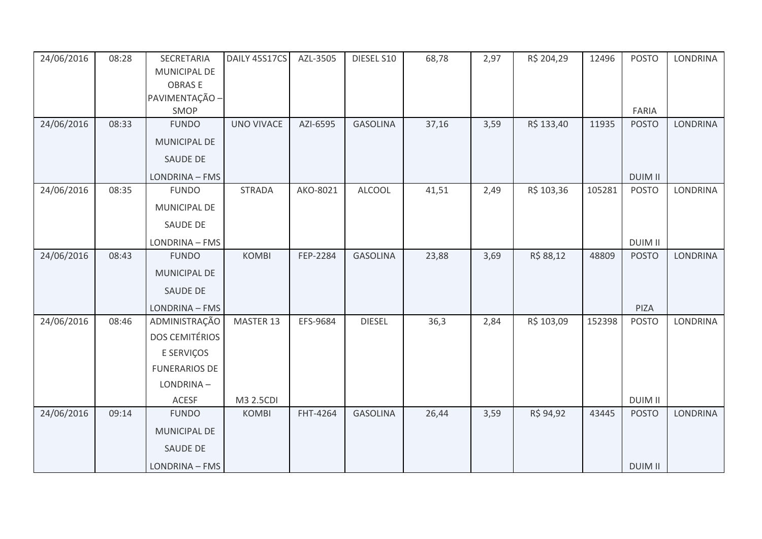| 24/06/2016 | 08:28 | SECRETARIA MUNICIPAL DE OBRAS E PAVIMENTAÇÃO – SMOP | DAILY 45S17CS | AZL-3505 | DIESEL S10 | 68,78 | 2,97 | R$ 204,29 | 12496 | POSTO FARIA | LONDRINA |
|---|---|---|---|---|---|---|---|---|---|---|---|
| 24/06/2016 | 08:33 | FUNDO MUNICIPAL DE SAUDE DE LONDRINA – FMS | UNO VIVACE | AZI-6595 | GASOLINA | 37,16 | 3,59 | R$ 133,40 | 11935 | POSTO DUIM II | LONDRINA |
| 24/06/2016 | 08:35 | FUNDO MUNICIPAL DE SAUDE DE LONDRINA – FMS | STRADA | AKO-8021 | ALCOOL | 41,51 | 2,49 | R$ 103,36 | 105281 | POSTO DUIM II | LONDRINA |
| 24/06/2016 | 08:43 | FUNDO MUNICIPAL DE SAUDE DE LONDRINA – FMS | KOMBI | FEP-2284 | GASOLINA | 23,88 | 3,69 | R$ 88,12 | 48809 | POSTO PIZA | LONDRINA |
| 24/06/2016 | 08:46 | ADMINISTRAÇÃO DOS CEMITÉRIOS E SERVIÇOS FUNERARIOS DE LONDRINA – ACESF | MASTER 13 M3 2.5CDI | EFS-9684 | DIESEL | 36,3 | 2,84 | R$ 103,09 | 152398 | POSTO DUIM II | LONDRINA |
| 24/06/2016 | 09:14 | FUNDO MUNICIPAL DE SAUDE DE LONDRINA – FMS | KOMBI | FHT-4264 | GASOLINA | 26,44 | 3,59 | R$ 94,92 | 43445 | POSTO DUIM II | LONDRINA |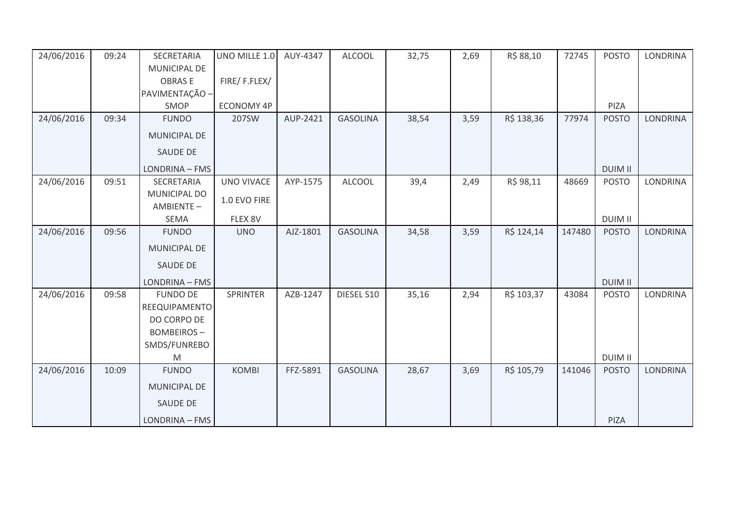| | | | | | | | | | | | |
|---|---|---|---|---|---|---|---|---|---|---|---|
| 24/06/2016 | 09:24 | SECRETARIA MUNICIPAL DE OBRAS E PAVIMENTAÇÃO – SMOP | UNO MILLE 1.0 FIRE/ F.FLEX/ ECONOMY 4P | AUY-4347 | ALCOOL | 32,75 | 2,69 | R$ 88,10 | 72745 | POSTO PIZA | LONDRINA |
| 24/06/2016 | 09:34 | FUNDO MUNICIPAL DE SAUDE DE LONDRINA – FMS | 207SW | AUP-2421 | GASOLINA | 38,54 | 3,59 | R$ 138,36 | 77974 | POSTO DUIM II | LONDRINA |
| 24/06/2016 | 09:51 | SECRETARIA MUNICIPAL DO AMBIENTE – SEMA | UNO VIVACE 1.0 EVO FIRE FLEX 8V | AYP-1575 | ALCOOL | 39,4 | 2,49 | R$ 98,11 | 48669 | POSTO DUIM II | LONDRINA |
| 24/06/2016 | 09:56 | FUNDO MUNICIPAL DE SAUDE DE LONDRINA – FMS | UNO | AJZ-1801 | GASOLINA | 34,58 | 3,59 | R$ 124,14 | 147480 | POSTO DUIM II | LONDRINA |
| 24/06/2016 | 09:58 | FUNDO DE REEQUIPAMENTO DO CORPO DE BOMBEIROS – SMDS/FUNREBOM | SPRINTER | AZB-1247 | DIESEL S10 | 35,16 | 2,94 | R$ 103,37 | 43084 | POSTO DUIM II | LONDRINA |
| 24/06/2016 | 10:09 | FUNDO MUNICIPAL DE SAUDE DE LONDRINA – FMS | KOMBI | FFZ-5891 | GASOLINA | 28,67 | 3,69 | R$ 105,79 | 141046 | POSTO PIZA | LONDRINA |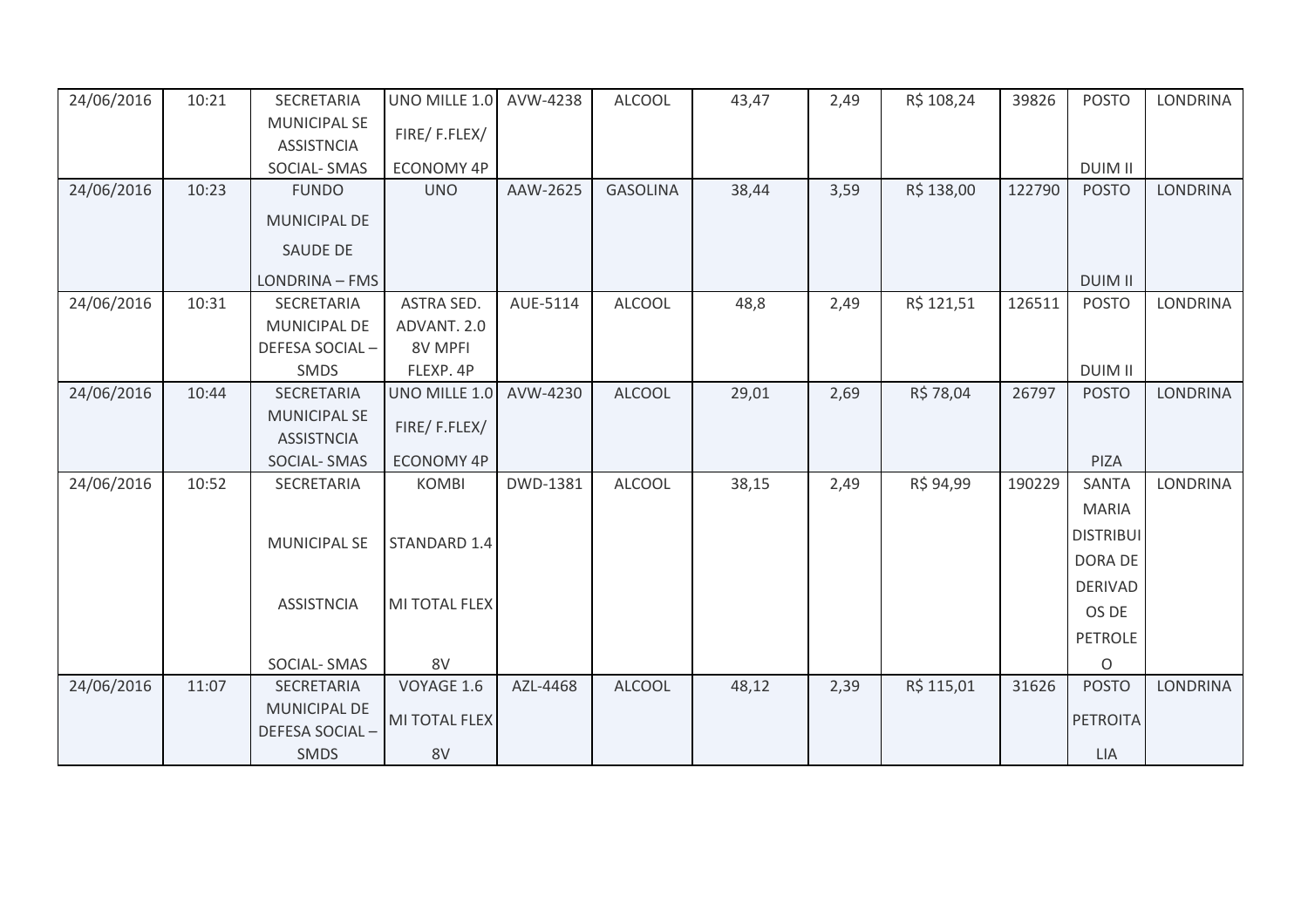| 24/06/2016 | 10:21 | SECRETARIA MUNICIPAL SE ASSISTNCIA SOCIAL- SMAS | UNO MILLE 1.0 FIRE/ F.FLEX/ ECONOMY 4P | AVW-4238 | ALCOOL | 43,47 | 2,49 | R$ 108,24 | 39826 | POSTO DUIM II | LONDRINA |
|---|---|---|---|---|---|---|---|---|---|---|---|
| 24/06/2016 | 10:23 | FUNDO MUNICIPAL DE SAUDE DE LONDRINA – FMS | UNO | AAW-2625 | GASOLINA | 38,44 | 3,59 | R$ 138,00 | 122790 | POSTO DUIM II | LONDRINA |
| 24/06/2016 | 10:31 | SECRETARIA MUNICIPAL DE DEFESA SOCIAL – SMDS | ASTRA SED. ADVANT. 2.0 8V MPFI FLEXP. 4P | AUE-5114 | ALCOOL | 48,8 | 2,49 | R$ 121,51 | 126511 | POSTO DUIM II | LONDRINA |
| 24/06/2016 | 10:44 | SECRETARIA MUNICIPAL SE ASSISTNCIA SOCIAL- SMAS | UNO MILLE 1.0 FIRE/ F.FLEX/ ECONOMY 4P | AVW-4230 | ALCOOL | 29,01 | 2,69 | R$ 78,04 | 26797 | POSTO PIZA | LONDRINA |
| 24/06/2016 | 10:52 | SECRETARIA MUNICIPAL SE ASSISTNCIA SOCIAL- SMAS | KOMBI STANDARD 1.4 MI TOTAL FLEX 8V | DWD-1381 | ALCOOL | 38,15 | 2,49 | R$ 94,99 | 190229 | SANTA MARIA DISTRIBUIDORA DE DERIVADOS DE PETROLEO | LONDRINA |
| 24/06/2016 | 11:07 | SECRETARIA MUNICIPAL DE DEFESA SOCIAL – SMDS | VOYAGE 1.6 MI TOTAL FLEX 8V | AZL-4468 | ALCOOL | 48,12 | 2,39 | R$ 115,01 | 31626 | POSTO PETROITALIA | LONDRINA |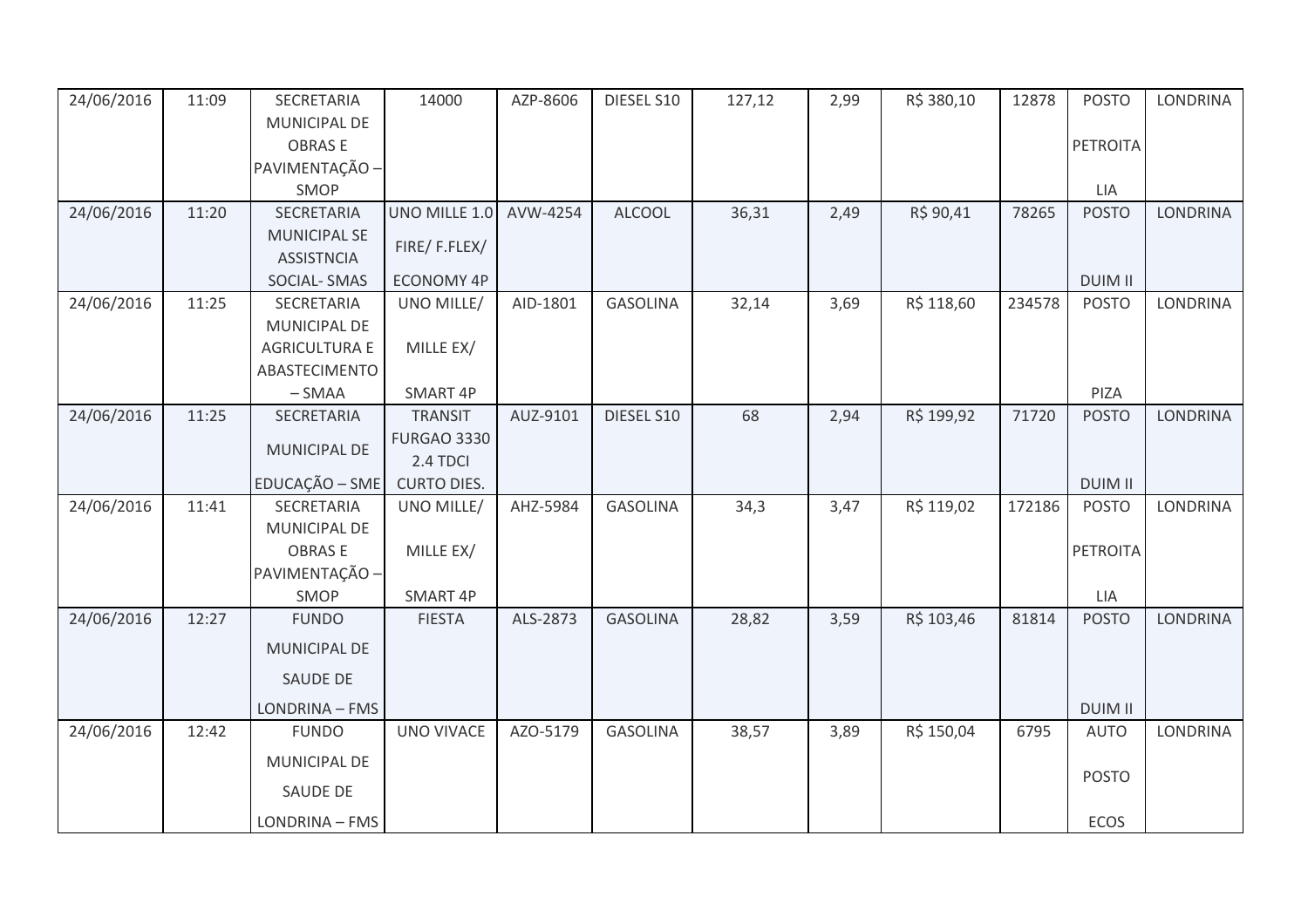| 24/06/2016 | 11:09 | SECRETARIA MUNICIPAL DE OBRAS E PAVIMENTAÇÃO – SMOP | 14000 | AZP-8606 | DIESEL S10 | 127,12 | 2,99 | R$ 380,10 | 12878 | POSTO PETROITALIA | LONDRINA |
|---|---|---|---|---|---|---|---|---|---|---|---|
| 24/06/2016 | 11:20 | SECRETARIA MUNICIPAL SE ASSISTNCIA SOCIAL- SMAS | UNO MILLE 1.0 FIRE/ F.FLEX/ ECONOMY 4P | AVW-4254 | ALCOOL | 36,31 | 2,49 | R$ 90,41 | 78265 | POSTO DUIM II | LONDRINA |
| 24/06/2016 | 11:25 | SECRETARIA MUNICIPAL DE AGRICULTURA E ABASTECIMENTO – SMAA | UNO MILLE/ MILLE EX/ SMART 4P | AID-1801 | GASOLINA | 32,14 | 3,69 | R$ 118,60 | 234578 | POSTO PIZA | LONDRINA |
| 24/06/2016 | 11:25 | SECRETARIA MUNICIPAL DE EDUCAÇÃO – SME | TRANSIT FURGAO 3330 2.4 TDCI CURTO DIES. | AUZ-9101 | DIESEL S10 | 68 | 2,94 | R$ 199,92 | 71720 | POSTO DUIM II | LONDRINA |
| 24/06/2016 | 11:41 | SECRETARIA MUNICIPAL DE OBRAS E PAVIMENTAÇÃO – SMOP | UNO MILLE/ MILLE EX/ SMART 4P | AHZ-5984 | GASOLINA | 34,3 | 3,47 | R$ 119,02 | 172186 | POSTO PETROITALIA | LONDRINA |
| 24/06/2016 | 12:27 | FUNDO MUNICIPAL DE SAUDE DE LONDRINA – FMS | FIESTA | ALS-2873 | GASOLINA | 28,82 | 3,59 | R$ 103,46 | 81814 | POSTO DUIM II | LONDRINA |
| 24/06/2016 | 12:42 | FUNDO MUNICIPAL DE SAUDE DE LONDRINA – FMS | UNO VIVACE | AZO-5179 | GASOLINA | 38,57 | 3,89 | R$ 150,04 | 6795 | AUTO POSTO ECOS | LONDRINA |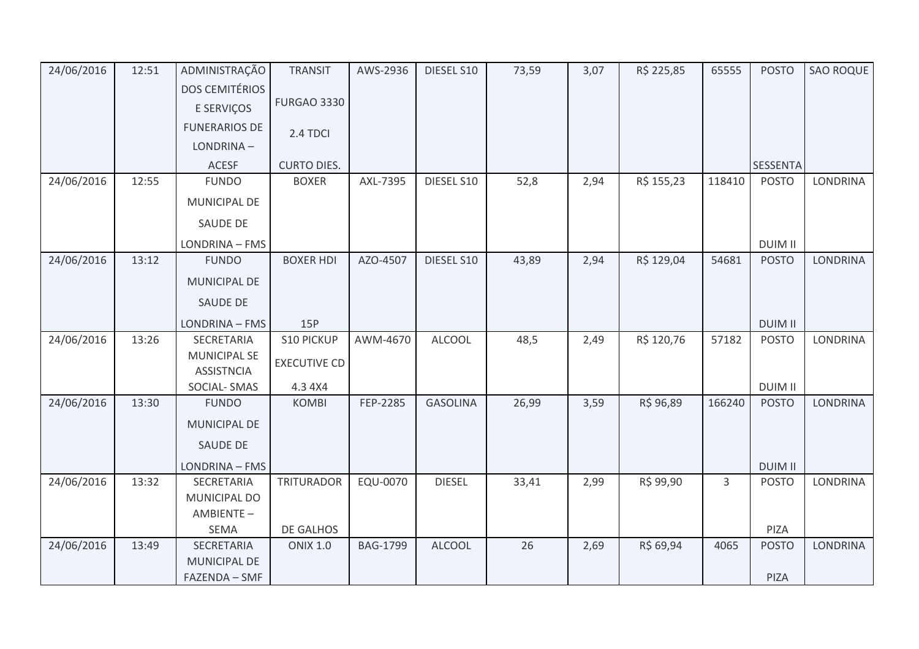| 24/06/2016 | 12:51 | ADMINISTRAÇÃO DOS CEMITÉRIOS E SERVIÇOS FUNERARIOS DE LONDRINA – ACESF | TRANSIT FURGAO 3330 2.4 TDCI CURTO DIES. | AWS-2936 | DIESEL S10 | 73,59 | 3,07 | R$ 225,85 | 65555 | POSTO SESSENTA | SAO ROQUE |
|---|---|---|---|---|---|---|---|---|---|---|---|
| 24/06/2016 | 12:55 | FUNDO MUNICIPAL DE SAUDE DE LONDRINA – FMS | BOXER | AXL-7395 | DIESEL S10 | 52,8 | 2,94 | R$ 155,23 | 118410 | POSTO DUIM II | LONDRINA |
| 24/06/2016 | 13:12 | FUNDO MUNICIPAL DE SAUDE DE LONDRINA – FMS | BOXER HDI 15P | AZO-4507 | DIESEL S10 | 43,89 | 2,94 | R$ 129,04 | 54681 | POSTO DUIM II | LONDRINA |
| 24/06/2016 | 13:26 | SECRETARIA MUNICIPAL SE ASSISTNCIA SOCIAL- SMAS | S10 PICKUP EXECUTIVE CD 4.3 4X4 | AWM-4670 | ALCOOL | 48,5 | 2,49 | R$ 120,76 | 57182 | POSTO DUIM II | LONDRINA |
| 24/06/2016 | 13:30 | FUNDO MUNICIPAL DE SAUDE DE LONDRINA – FMS | KOMBI | FEP-2285 | GASOLINA | 26,99 | 3,59 | R$ 96,89 | 166240 | POSTO DUIM II | LONDRINA |
| 24/06/2016 | 13:32 | SECRETARIA MUNICIPAL DO AMBIENTE – SEMA | TRITURADOR DE GALHOS | EQU-0070 | DIESEL | 33,41 | 2,99 | R$ 99,90 | 3 | POSTO PIZA | LONDRINA |
| 24/06/2016 | 13:49 | SECRETARIA MUNICIPAL DE FAZENDA – SMF | ONIX 1.0 | BAG-1799 | ALCOOL | 26 | 2,69 | R$ 69,94 | 4065 | POSTO PIZA | LONDRINA |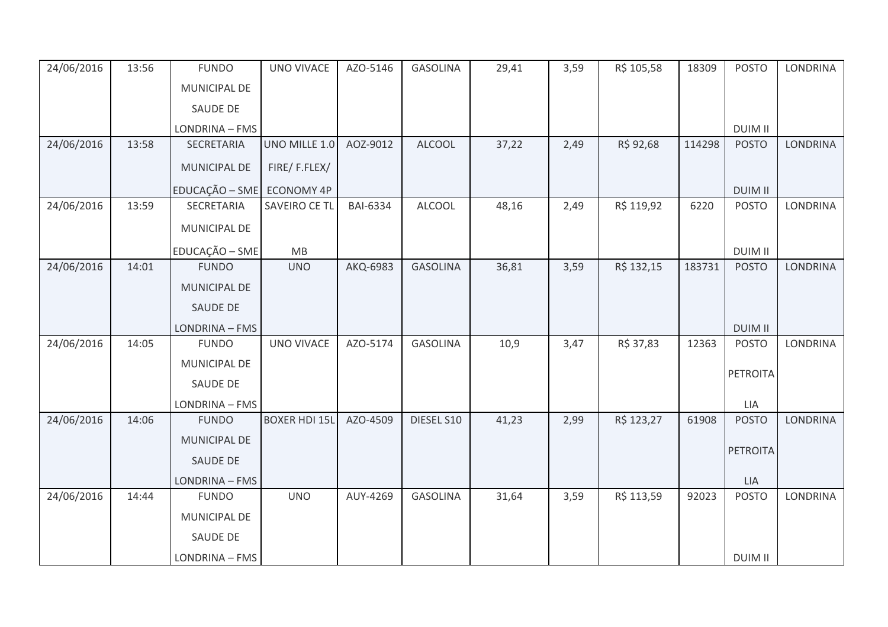| | | | | | | | | | | | |
|---|---|---|---|---|---|---|---|---|---|---|---|
| 24/06/2016 | 13:56 | FUNDO MUNICIPAL DE SAUDE DE LONDRINA – FMS | UNO VIVACE | AZO-5146 | GASOLINA | 29,41 | 3,59 | R$ 105,58 | 18309 | POSTO DUIM II | LONDRINA |
| 24/06/2016 | 13:58 | SECRETARIA MUNICIPAL DE EDUCAÇÃO – SME | UNO MILLE 1.0 FIRE/ F.FLEX/ ECONOMY 4P | AOZ-9012 | ALCOOL | 37,22 | 2,49 | R$ 92,68 | 114298 | POSTO DUIM II | LONDRINA |
| 24/06/2016 | 13:59 | SECRETARIA MUNICIPAL DE EDUCAÇÃO – SME | SAVEIRO CE TL MB | BAI-6334 | ALCOOL | 48,16 | 2,49 | R$ 119,92 | 6220 | POSTO DUIM II | LONDRINA |
| 24/06/2016 | 14:01 | FUNDO MUNICIPAL DE SAUDE DE LONDRINA – FMS | UNO | AKQ-6983 | GASOLINA | 36,81 | 3,59 | R$ 132,15 | 183731 | POSTO DUIM II | LONDRINA |
| 24/06/2016 | 14:05 | FUNDO MUNICIPAL DE SAUDE DE LONDRINA – FMS | UNO VIVACE | AZO-5174 | GASOLINA | 10,9 | 3,47 | R$ 37,83 | 12363 | POSTO PETROITA LIA | LONDRINA |
| 24/06/2016 | 14:06 | FUNDO MUNICIPAL DE SAUDE DE LONDRINA – FMS | BOXER HDI 15L | AZO-4509 | DIESEL S10 | 41,23 | 2,99 | R$ 123,27 | 61908 | POSTO PETROITA LIA | LONDRINA |
| 24/06/2016 | 14:44 | FUNDO MUNICIPAL DE SAUDE DE LONDRINA – FMS | UNO | AUY-4269 | GASOLINA | 31,64 | 3,59 | R$ 113,59 | 92023 | POSTO DUIM II | LONDRINA |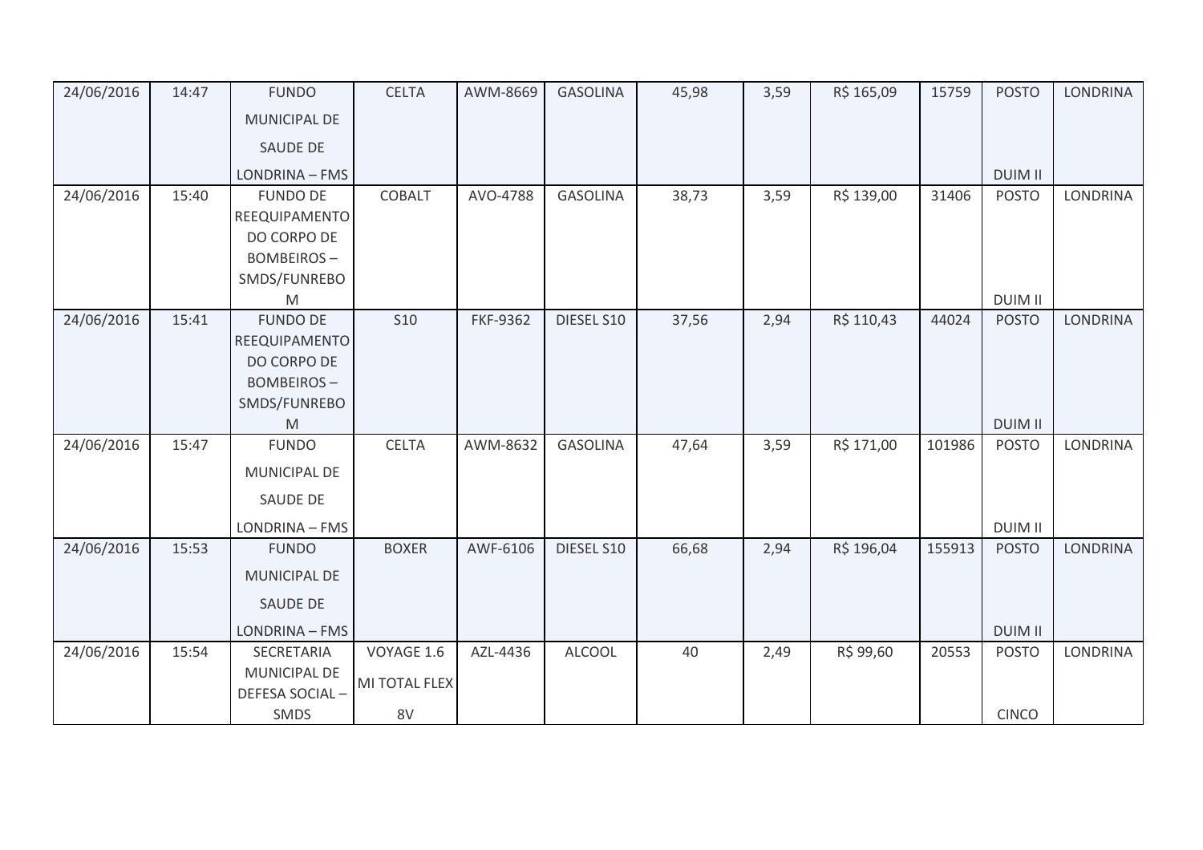| | | | | | | | | | | | |
|---|---|---|---|---|---|---|---|---|---|---|---|
| 24/06/2016 | 14:47 | FUNDO MUNICIPAL DE SAUDE DE LONDRINA – FMS | CELTA | AWM-8669 | GASOLINA | 45,98 | 3,59 | R$ 165,09 | 15759 | POSTO DUIM II | LONDRINA |
| 24/06/2016 | 15:40 | FUNDO DE REEQUIPAMENTO DO CORPO DE BOMBEIROS – SMDS/FUNREBOM | COBALT | AVO-4788 | GASOLINA | 38,73 | 3,59 | R$ 139,00 | 31406 | POSTO DUIM II | LONDRINA |
| 24/06/2016 | 15:41 | FUNDO DE REEQUIPAMENTO DO CORPO DE BOMBEIROS – SMDS/FUNREBOM | S10 | FKF-9362 | DIESEL S10 | 37,56 | 2,94 | R$ 110,43 | 44024 | POSTO DUIM II | LONDRINA |
| 24/06/2016 | 15:47 | FUNDO MUNICIPAL DE SAUDE DE LONDRINA – FMS | CELTA | AWM-8632 | GASOLINA | 47,64 | 3,59 | R$ 171,00 | 101986 | POSTO DUIM II | LONDRINA |
| 24/06/2016 | 15:53 | FUNDO MUNICIPAL DE SAUDE DE LONDRINA – FMS | BOXER | AWF-6106 | DIESEL S10 | 66,68 | 2,94 | R$ 196,04 | 155913 | POSTO DUIM II | LONDRINA |
| 24/06/2016 | 15:54 | SECRETARIA MUNICIPAL DE DEFESA SOCIAL – SMDS | VOYAGE 1.6 MI TOTAL FLEX 8V | AZL-4436 | ALCOOL | 40 | 2,49 | R$ 99,60 | 20553 | POSTO CINCO | LONDRINA |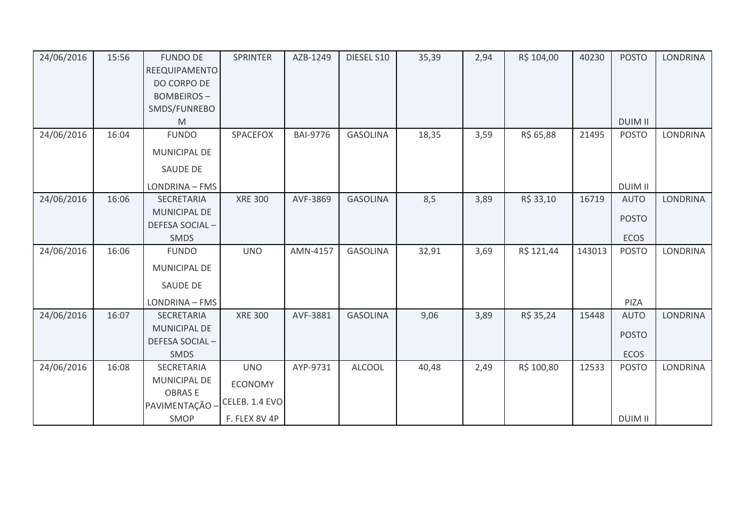| 24/06/2016 | 15:56 | FUNDO DE REEQUIPAMENTO DO CORPO DE BOMBEIROS – SMDS/FUNREBOM | SPRINTER | AZB-1249 | DIESEL S10 | 35,39 | 2,94 | R$ 104,00 | 40230 | POSTO DUIM II | LONDRINA |
|---|---|---|---|---|---|---|---|---|---|---|---|
| 24/06/2016 | 16:04 | FUNDO MUNICIPAL DE SAUDE DE LONDRINA – FMS | SPACEFOX | BAI-9776 | GASOLINA | 18,35 | 3,59 | R$ 65,88 | 21495 | POSTO DUIM II | LONDRINA |
| 24/06/2016 | 16:06 | SECRETARIA MUNICIPAL DE DEFESA SOCIAL – SMDS | XRE 300 | AVF-3869 | GASOLINA | 8,5 | 3,89 | R$ 33,10 | 16719 | AUTO POSTO ECOS | LONDRINA |
| 24/06/2016 | 16:06 | FUNDO MUNICIPAL DE SAUDE DE LONDRINA – FMS | UNO | AMN-4157 | GASOLINA | 32,91 | 3,69 | R$ 121,44 | 143013 | POSTO PIZA | LONDRINA |
| 24/06/2016 | 16:07 | SECRETARIA MUNICIPAL DE DEFESA SOCIAL – SMDS | XRE 300 | AVF-3881 | GASOLINA | 9,06 | 3,89 | R$ 35,24 | 15448 | AUTO POSTO ECOS | LONDRINA |
| 24/06/2016 | 16:08 | SECRETARIA MUNICIPAL DE OBRAS E PAVIMENTAÇÃO – SMOP | UNO ECONOMY CELEB. 1.4 EVO F. FLEX 8V 4P | AYP-9731 | ALCOOL | 40,48 | 2,49 | R$ 100,80 | 12533 | POSTO DUIM II | LONDRINA |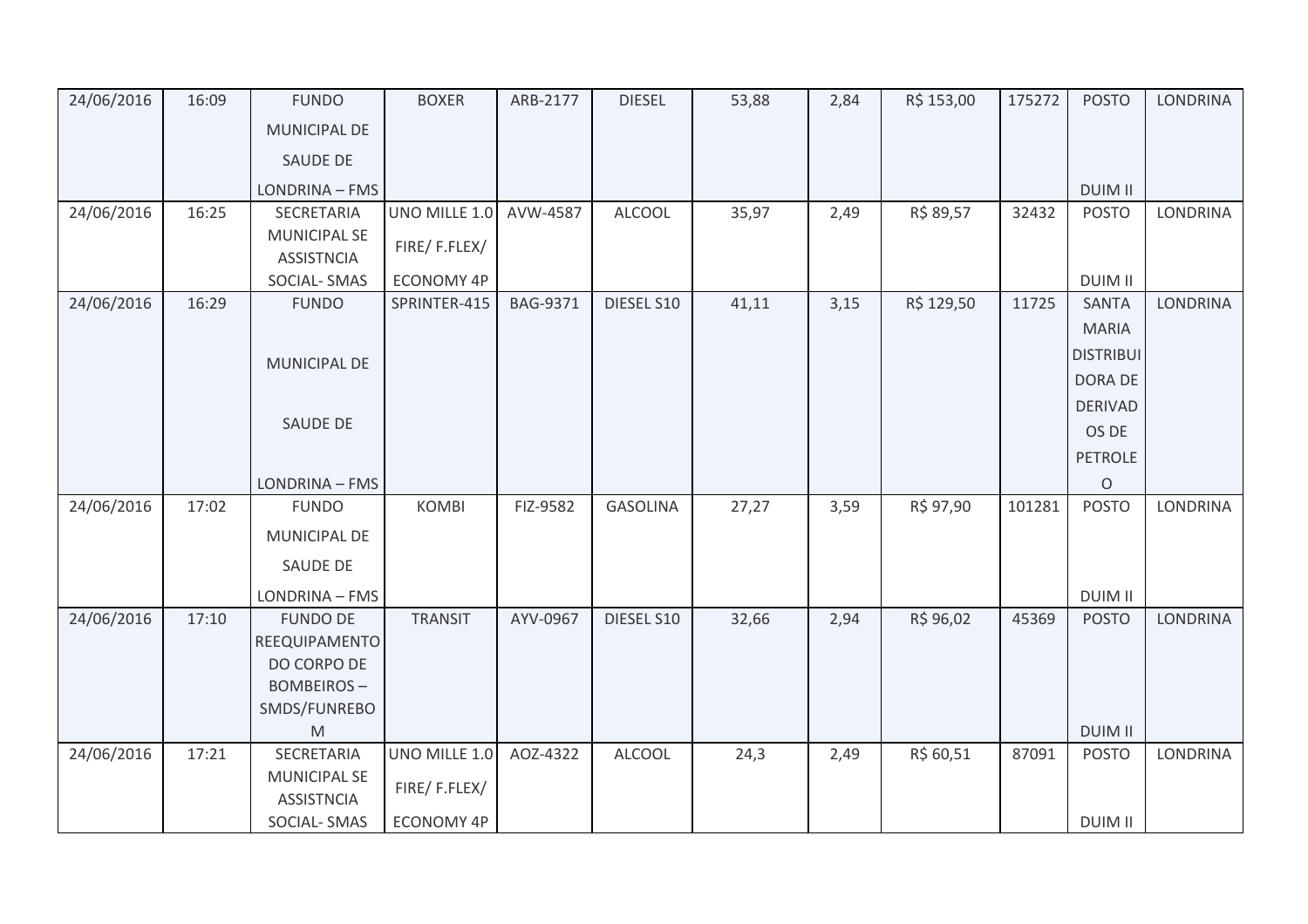| 24/06/2016 | 16:09 | FUNDO MUNICIPAL DE SAUDE DE LONDRINA – FMS | BOXER | ARB-2177 | DIESEL | 53,88 | 2,84 | R$ 153,00 | 175272 | POSTO DUIM II | LONDRINA |
|---|---|---|---|---|---|---|---|---|---|---|---|
| 24/06/2016 | 16:25 | SECRETARIA MUNICIPAL SE ASSISTNCIA SOCIAL- SMAS | UNO MILLE 1.0 FIRE/ F.FLEX/ ECONOMY 4P | AVW-4587 | ALCOOL | 35,97 | 2,49 | R$ 89,57 | 32432 | POSTO DUIM II | LONDRINA |
| 24/06/2016 | 16:29 | FUNDO MUNICIPAL DE SAUDE DE LONDRINA – FMS | SPRINTER-415 | BAG-9371 | DIESEL S10 | 41,11 | 3,15 | R$ 129,50 | 11725 | SANTA MARIA DISTRIBUIDORA DE DERIVADOS DE PETROLEO | LONDRINA |
| 24/06/2016 | 17:02 | FUNDO MUNICIPAL DE SAUDE DE LONDRINA – FMS | KOMBI | FIZ-9582 | GASOLINA | 27,27 | 3,59 | R$ 97,90 | 101281 | POSTO DUIM II | LONDRINA |
| 24/06/2016 | 17:10 | FUNDO DE REEQUIPAMENTO DO CORPO DE BOMBEIROS – SMDS/FUNREBOM | TRANSIT | AYV-0967 | DIESEL S10 | 32,66 | 2,94 | R$ 96,02 | 45369 | POSTO DUIM II | LONDRINA |
| 24/06/2016 | 17:21 | SECRETARIA MUNICIPAL SE ASSISTNCIA SOCIAL- SMAS | UNO MILLE 1.0 FIRE/ F.FLEX/ ECONOMY 4P | AOZ-4322 | ALCOOL | 24,3 | 2,49 | R$ 60,51 | 87091 | POSTO DUIM II | LONDRINA |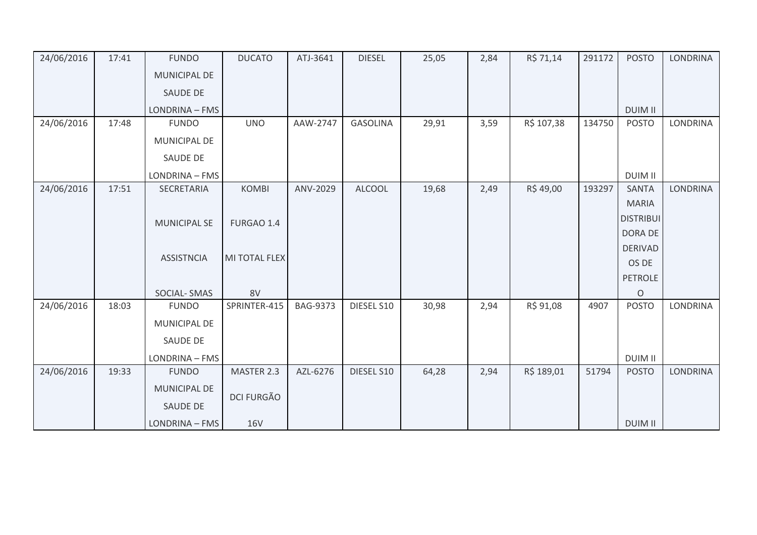| 24/06/2016 | 17:41 | FUNDO MUNICIPAL DE SAUDE DE LONDRINA – FMS | DUCATO | ATJ-3641 | DIESEL | 25,05 | 2,84 | R$ 71,14 | 291172 | POSTO DUIM II | LONDRINA |
|---|---|---|---|---|---|---|---|---|---|---|---|
| 24/06/2016 | 17:48 | FUNDO MUNICIPAL DE SAUDE DE LONDRINA – FMS | UNO | AAW-2747 | GASOLINA | 29,91 | 3,59 | R$ 107,38 | 134750 | POSTO DUIM II | LONDRINA |
| 24/06/2016 | 17:51 | SECRETARIA MUNICIPAL SE ASSISTNCIA SOCIAL- SMAS | KOMBI FURGAO 1.4 MI TOTAL FLEX 8V | ANV-2029 | ALCOOL | 19,68 | 2,49 | R$ 49,00 | 193297 | SANTA MARIA DISTRIBUIDORA DE DERIVADOS DE PETROLEO | LONDRINA |
| 24/06/2016 | 18:03 | FUNDO MUNICIPAL DE SAUDE DE LONDRINA – FMS | SPRINTER-415 | BAG-9373 | DIESEL S10 | 30,98 | 2,94 | R$ 91,08 | 4907 | POSTO DUIM II | LONDRINA |
| 24/06/2016 | 19:33 | FUNDO MUNICIPAL DE SAUDE DE LONDRINA – FMS | MASTER 2.3 DCI FURGÃO 16V | AZL-6276 | DIESEL S10 | 64,28 | 2,94 | R$ 189,01 | 51794 | POSTO DUIM II | LONDRINA |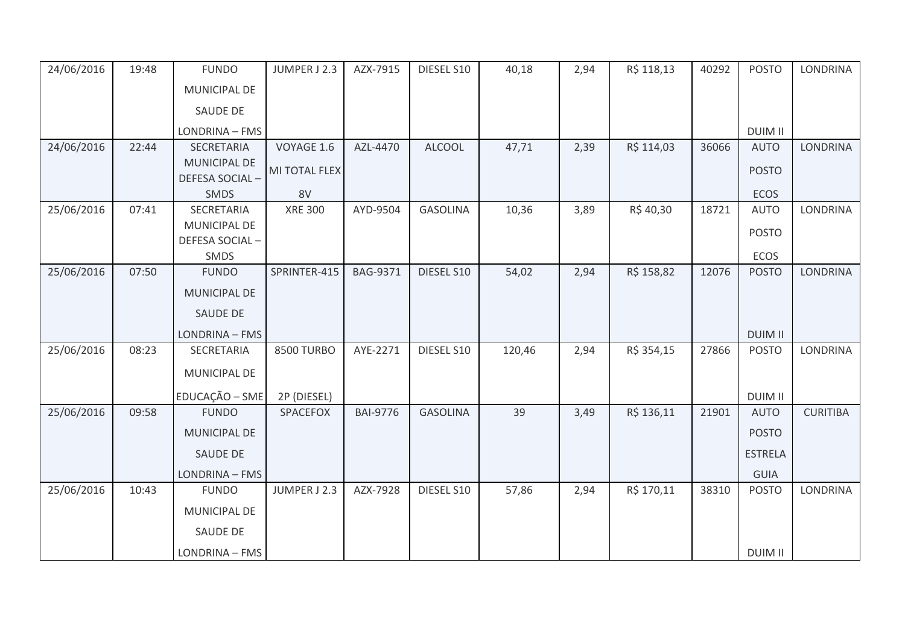| 24/06/2016 | 19:48 | FUNDO MUNICIPAL DE SAUDE DE LONDRINA – FMS | JUMPER J 2.3 | AZX-7915 | DIESEL S10 | 40,18 | 2,94 | R$ 118,13 | 40292 | POSTO DUIM II | LONDRINA |
|---|---|---|---|---|---|---|---|---|---|---|---|
| 24/06/2016 | 22:44 | SECRETARIA MUNICIPAL DE DEFESA SOCIAL – SMDS | VOYAGE 1.6 MI TOTAL FLEX 8V | AZL-4470 | ALCOOL | 47,71 | 2,39 | R$ 114,03 | 36066 | AUTO POSTO ECOS | LONDRINA |
| 25/06/2016 | 07:41 | SECRETARIA MUNICIPAL DE DEFESA SOCIAL – SMDS | XRE 300 | AYD-9504 | GASOLINA | 10,36 | 3,89 | R$ 40,30 | 18721 | AUTO POSTO ECOS | LONDRINA |
| 25/06/2016 | 07:50 | FUNDO MUNICIPAL DE SAUDE DE LONDRINA – FMS | SPRINTER-415 | BAG-9371 | DIESEL S10 | 54,02 | 2,94 | R$ 158,82 | 12076 | POSTO DUIM II | LONDRINA |
| 25/06/2016 | 08:23 | SECRETARIA MUNICIPAL DE EDUCAÇÃO – SME | 8500 TURBO 2P (DIESEL) | AYE-2271 | DIESEL S10 | 120,46 | 2,94 | R$ 354,15 | 27866 | POSTO DUIM II | LONDRINA |
| 25/06/2016 | 09:58 | FUNDO MUNICIPAL DE SAUDE DE LONDRINA – FMS | SPACEFOX | BAI-9776 | GASOLINA | 39 | 3,49 | R$ 136,11 | 21901 | AUTO POSTO ESTRELA GUIA | CURITIBA |
| 25/06/2016 | 10:43 | FUNDO MUNICIPAL DE SAUDE DE LONDRINA – FMS | JUMPER J 2.3 | AZX-7928 | DIESEL S10 | 57,86 | 2,94 | R$ 170,11 | 38310 | POSTO DUIM II | LONDRINA |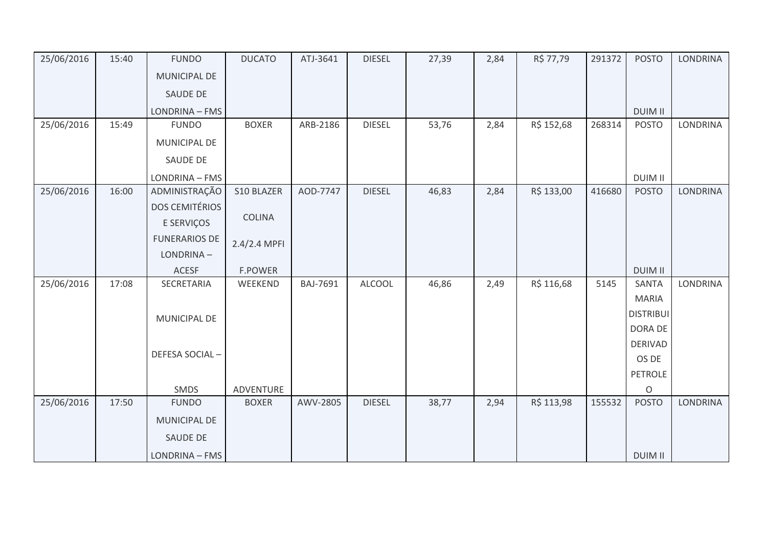| 25/06/2016 | 15:40 | FUNDO MUNICIPAL DE SAUDE DE LONDRINA – FMS | DUCATO | ATJ-3641 | DIESEL | 27,39 | 2,84 | R$ 77,79 | 291372 | POSTO DUIM II | LONDRINA |
|---|---|---|---|---|---|---|---|---|---|---|---|
| 25/06/2016 | 15:49 | FUNDO MUNICIPAL DE SAUDE DE LONDRINA – FMS | BOXER | ARB-2186 | DIESEL | 53,76 | 2,84 | R$ 152,68 | 268314 | POSTO DUIM II | LONDRINA |
| 25/06/2016 | 16:00 | ADMINISTRAÇÃO DOS CEMITÉRIOS E SERVIÇOS FUNERARIOS DE LONDRINA – ACESF | S10 BLAZER COLINA 2.4/2.4 MPFI F.POWER | AOD-7747 | DIESEL | 46,83 | 2,84 | R$ 133,00 | 416680 | POSTO DUIM II | LONDRINA |
| 25/06/2016 | 17:08 | SECRETARIA MUNICIPAL DE DEFESA SOCIAL – SMDS | WEEKEND ADVENTURE | BAJ-7691 | ALCOOL | 46,86 | 2,49 | R$ 116,68 | 5145 | SANTA MARIA DISTRIBUIDORA DE DERIVADOS DE PETROLEO | LONDRINA |
| 25/06/2016 | 17:50 | FUNDO MUNICIPAL DE SAUDE DE LONDRINA – FMS | BOXER | AWV-2805 | DIESEL | 38,77 | 2,94 | R$ 113,98 | 155532 | POSTO DUIM II | LONDRINA |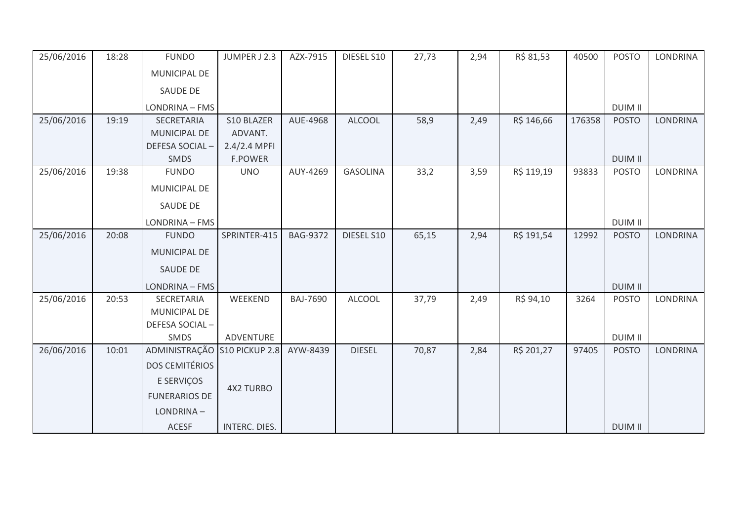| 25/06/2016 | 18:28 | FUNDO MUNICIPAL DE SAUDE DE LONDRINA – FMS | JUMPER J 2.3 | AZX-7915 | DIESEL S10 | 27,73 | 2,94 | R$ 81,53 | 40500 | POSTO DUIM II | LONDRINA |
|---|---|---|---|---|---|---|---|---|---|---|---|
| 25/06/2016 | 19:19 | SECRETARIA MUNICIPAL DE DEFESA SOCIAL – SMDS | S10 BLAZER ADVANT. 2.4/2.4 MPFI F.POWER | AUE-4968 | ALCOOL | 58,9 | 2,49 | R$ 146,66 | 176358 | POSTO DUIM II | LONDRINA |
| 25/06/2016 | 19:38 | FUNDO MUNICIPAL DE SAUDE DE LONDRINA – FMS | UNO | AUY-4269 | GASOLINA | 33,2 | 3,59 | R$ 119,19 | 93833 | POSTO DUIM II | LONDRINA |
| 25/06/2016 | 20:08 | FUNDO MUNICIPAL DE SAUDE DE LONDRINA – FMS | SPRINTER-415 | BAG-9372 | DIESEL S10 | 65,15 | 2,94 | R$ 191,54 | 12992 | POSTO DUIM II | LONDRINA |
| 25/06/2016 | 20:53 | SECRETARIA MUNICIPAL DE DEFESA SOCIAL – SMDS | WEEKEND ADVENTURE | BAJ-7690 | ALCOOL | 37,79 | 2,49 | R$ 94,10 | 3264 | POSTO DUIM II | LONDRINA |
| 26/06/2016 | 10:01 | ADMINISTRAÇÃO DOS CEMITÉRIOS E SERVIÇOS FUNERARIOS DE LONDRINA – ACESF | S10 PICKUP 2.8 4X2 TURBO INTERC. DIES. | AYW-8439 | DIESEL | 70,87 | 2,84 | R$ 201,27 | 97405 | POSTO DUIM II | LONDRINA |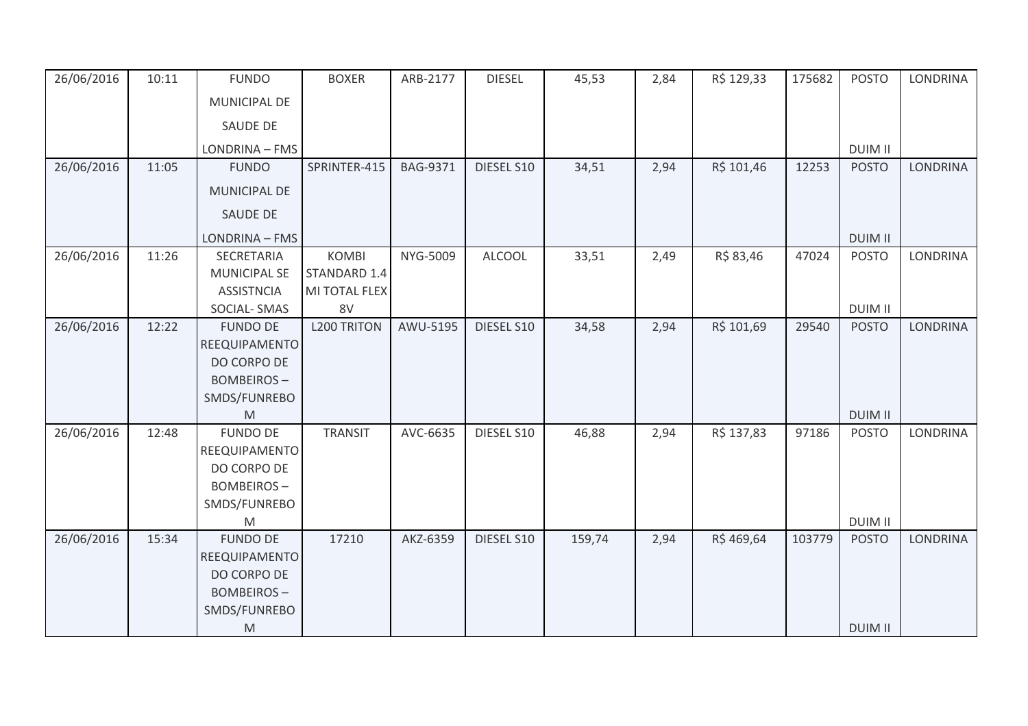| 26/06/2016 | 10:11 | FUNDO MUNICIPAL DE SAUDE DE LONDRINA – FMS | BOXER | ARB-2177 | DIESEL | 45,53 | 2,84 | R$ 129,33 | 175682 | POSTO DUIM II | LONDRINA |
|---|---|---|---|---|---|---|---|---|---|---|---|
| 26/06/2016 | 11:05 | FUNDO MUNICIPAL DE SAUDE DE LONDRINA – FMS | SPRINTER-415 | BAG-9371 | DIESEL S10 | 34,51 | 2,94 | R$ 101,46 | 12253 | POSTO DUIM II | LONDRINA |
| 26/06/2016 | 11:26 | SECRETARIA MUNICIPAL SE ASSISTNCIA SOCIAL- SMAS | KOMBI STANDARD 1.4 MI TOTAL FLEX 8V | NYG-5009 | ALCOOL | 33,51 | 2,49 | R$ 83,46 | 47024 | POSTO DUIM II | LONDRINA |
| 26/06/2016 | 12:22 | FUNDO DE REEQUIPAMENTO DO CORPO DE BOMBEIROS – SMDS/FUNREBOM | L200 TRITON | AWU-5195 | DIESEL S10 | 34,58 | 2,94 | R$ 101,69 | 29540 | POSTO DUIM II | LONDRINA |
| 26/06/2016 | 12:48 | FUNDO DE REEQUIPAMENTO DO CORPO DE BOMBEIROS – SMDS/FUNREBOM | TRANSIT | AVC-6635 | DIESEL S10 | 46,88 | 2,94 | R$ 137,83 | 97186 | POSTO DUIM II | LONDRINA |
| 26/06/2016 | 15:34 | FUNDO DE REEQUIPAMENTO DO CORPO DE BOMBEIROS – SMDS/FUNREBOM | 17210 | AKZ-6359 | DIESEL S10 | 159,74 | 2,94 | R$ 469,64 | 103779 | POSTO DUIM II | LONDRINA |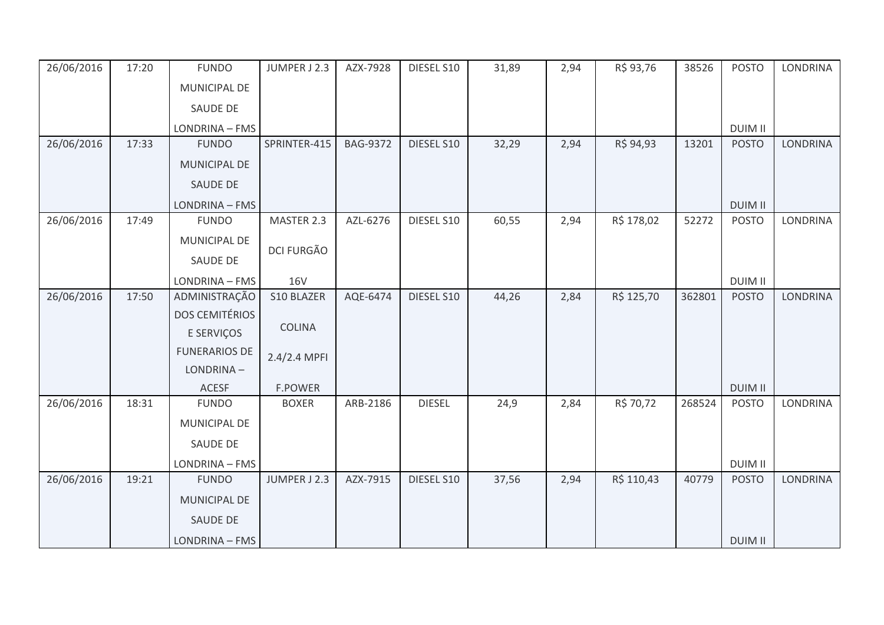| | | | | | | | | | | | |
|---|---|---|---|---|---|---|---|---|---|---|---|
| 26/06/2016 | 17:20 | FUNDO MUNICIPAL DE SAUDE DE LONDRINA – FMS | JUMPER J 2.3 | AZX-7928 | DIESEL S10 | 31,89 | 2,94 | R$ 93,76 | 38526 | POSTO DUIM II | LONDRINA |
| 26/06/2016 | 17:33 | FUNDO MUNICIPAL DE SAUDE DE LONDRINA – FMS | SPRINTER-415 | BAG-9372 | DIESEL S10 | 32,29 | 2,94 | R$ 94,93 | 13201 | POSTO DUIM II | LONDRINA |
| 26/06/2016 | 17:49 | FUNDO MUNICIPAL DE SAUDE DE LONDRINA – FMS | MASTER 2.3 DCI FURGÃO 16V | AZL-6276 | DIESEL S10 | 60,55 | 2,94 | R$ 178,02 | 52272 | POSTO DUIM II | LONDRINA |
| 26/06/2016 | 17:50 | ADMINISTRAÇÃO DOS CEMITÉRIOS E SERVIÇOS FUNERARIOS DE LONDRINA – ACESF | S10 BLAZER COLINA 2.4/2.4 MPFI F.POWER | AQE-6474 | DIESEL S10 | 44,26 | 2,84 | R$ 125,70 | 362801 | POSTO DUIM II | LONDRINA |
| 26/06/2016 | 18:31 | FUNDO MUNICIPAL DE SAUDE DE LONDRINA – FMS | BOXER | ARB-2186 | DIESEL | 24,9 | 2,84 | R$ 70,72 | 268524 | POSTO DUIM II | LONDRINA |
| 26/06/2016 | 19:21 | FUNDO MUNICIPAL DE SAUDE DE LONDRINA – FMS | JUMPER J 2.3 | AZX-7915 | DIESEL S10 | 37,56 | 2,94 | R$ 110,43 | 40779 | POSTO DUIM II | LONDRINA |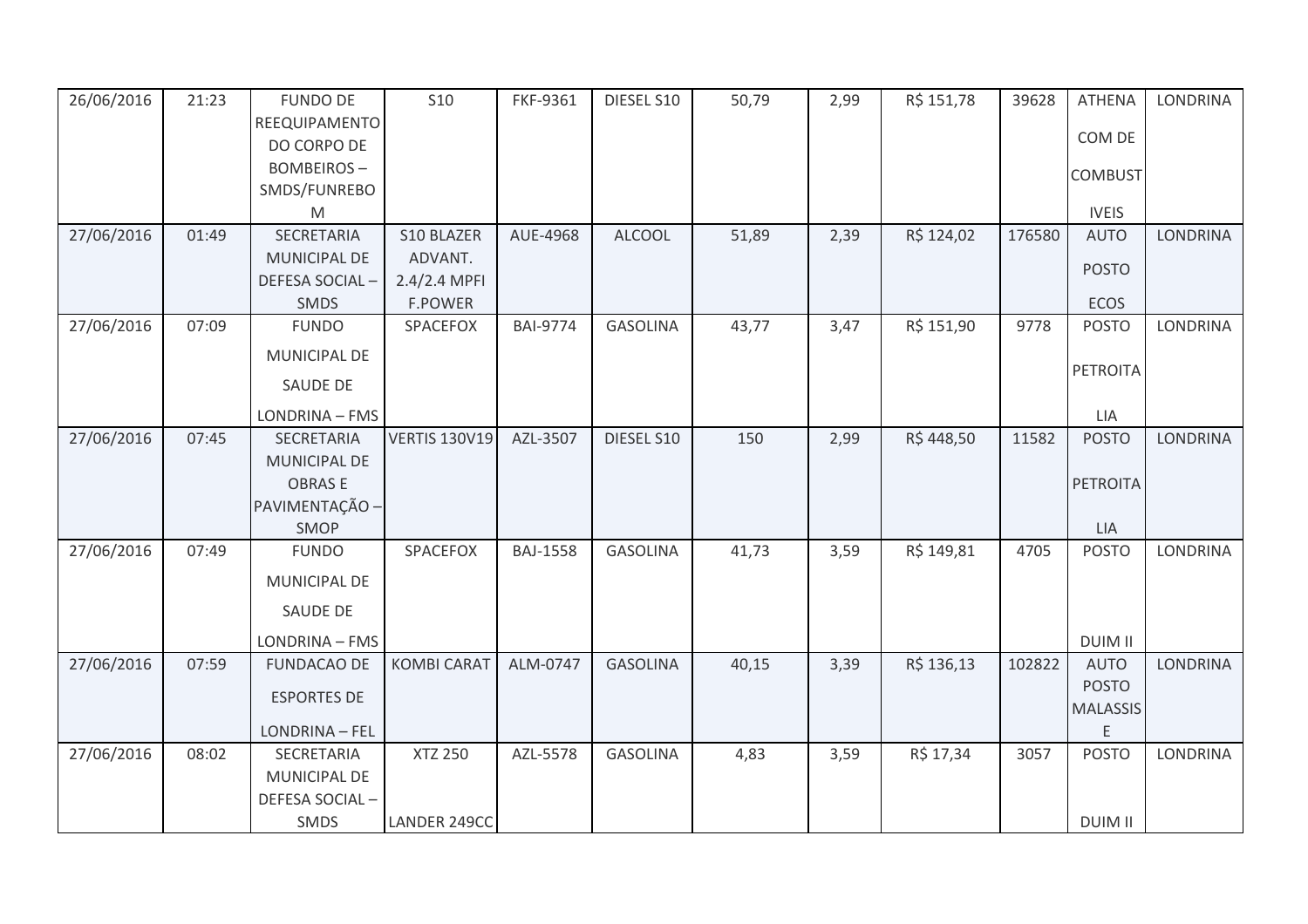| | | | | | | | | | | | |
|---|---|---|---|---|---|---|---|---|---|---|---|
| 26/06/2016 | 21:23 | FUNDO DE REEQUIPAMENTO DO CORPO DE BOMBEIROS – SMDS/FUNREBOM | S10 | FKF-9361 | DIESEL S10 | 50,79 | 2,99 | R$ 151,78 | 39628 | ATHENA COM DE COMBUSTIVEIS | LONDRINA |
| 27/06/2016 | 01:49 | SECRETARIA MUNICIPAL DE DEFESA SOCIAL – SMDS | S10 BLAZER ADVANT. 2.4/2.4 MPFI F.POWER | AUE-4968 | ALCOOL | 51,89 | 2,39 | R$ 124,02 | 176580 | AUTO POSTO ECOS | LONDRINA |
| 27/06/2016 | 07:09 | FUNDO MUNICIPAL DE SAUDE DE LONDRINA – FMS | SPACEFOX | BAI-9774 | GASOLINA | 43,77 | 3,47 | R$ 151,90 | 9778 | POSTO PETROITALIA | LONDRINA |
| 27/06/2016 | 07:45 | SECRETARIA MUNICIPAL DE OBRAS E PAVIMENTAÇÃO – SMOP | VERTIS 130V19 | AZL-3507 | DIESEL S10 | 150 | 2,99 | R$ 448,50 | 11582 | POSTO PETROITALIA | LONDRINA |
| 27/06/2016 | 07:49 | FUNDO MUNICIPAL DE SAUDE DE LONDRINA – FMS | SPACEFOX | BAJ-1558 | GASOLINA | 41,73 | 3,59 | R$ 149,81 | 4705 | POSTO DUIM II | LONDRINA |
| 27/06/2016 | 07:59 | FUNDACAO DE ESPORTES DE LONDRINA – FEL | KOMBI CARAT | ALM-0747 | GASOLINA | 40,15 | 3,39 | R$ 136,13 | 102822 | AUTO POSTO MALASSISE | LONDRINA |
| 27/06/2016 | 08:02 | SECRETARIA MUNICIPAL DE DEFESA SOCIAL – SMDS | XTZ 250 LANDER 249CC | AZL-5578 | GASOLINA | 4,83 | 3,59 | R$ 17,34 | 3057 | POSTO DUIM II | LONDRINA |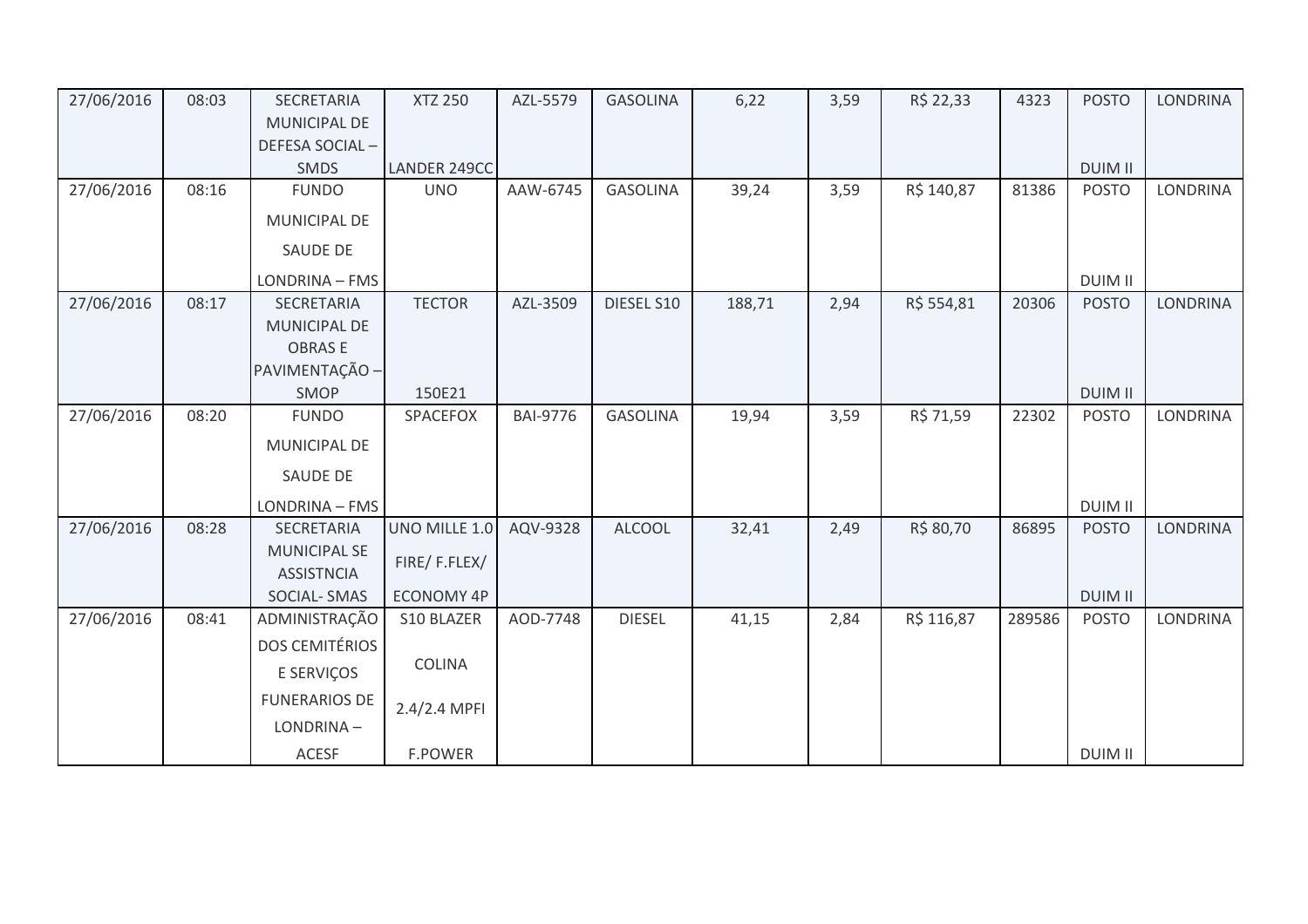| 27/06/2016 | 08:03 | SECRETARIA MUNICIPAL DE DEFESA SOCIAL – SMDS | XTZ 250 LANDER 249CC | AZL-5579 | GASOLINA | 6,22 | 3,59 | R$ 22,33 | 4323 | POSTO DUIM II | LONDRINA |
|---|---|---|---|---|---|---|---|---|---|---|---|
| 27/06/2016 | 08:16 | FUNDO MUNICIPAL DE SAUDE DE LONDRINA – FMS | UNO | AAW-6745 | GASOLINA | 39,24 | 3,59 | R$ 140,87 | 81386 | POSTO DUIM II | LONDRINA |
| 27/06/2016 | 08:17 | SECRETARIA MUNICIPAL DE OBRAS E PAVIMENTAÇÃO – SMOP | TECTOR 150E21 | AZL-3509 | DIESEL S10 | 188,71 | 2,94 | R$ 554,81 | 20306 | POSTO DUIM II | LONDRINA |
| 27/06/2016 | 08:20 | FUNDO MUNICIPAL DE SAUDE DE LONDRINA – FMS | SPACEFOX | BAI-9776 | GASOLINA | 19,94 | 3,59 | R$ 71,59 | 22302 | POSTO DUIM II | LONDRINA |
| 27/06/2016 | 08:28 | SECRETARIA MUNICIPAL SE ASSISTNCIA SOCIAL- SMAS | UNO MILLE 1.0 FIRE/ F.FLEX/ ECONOMY 4P | AQV-9328 | ALCOOL | 32,41 | 2,49 | R$ 80,70 | 86895 | POSTO DUIM II | LONDRINA |
| 27/06/2016 | 08:41 | ADMINISTRAÇÃO DOS CEMITÉRIOS E SERVIÇOS FUNERARIOS DE LONDRINA – ACESF | S10 BLAZER COLINA 2.4/2.4 MPFI F.POWER | AOD-7748 | DIESEL | 41,15 | 2,84 | R$ 116,87 | 289586 | POSTO DUIM II | LONDRINA |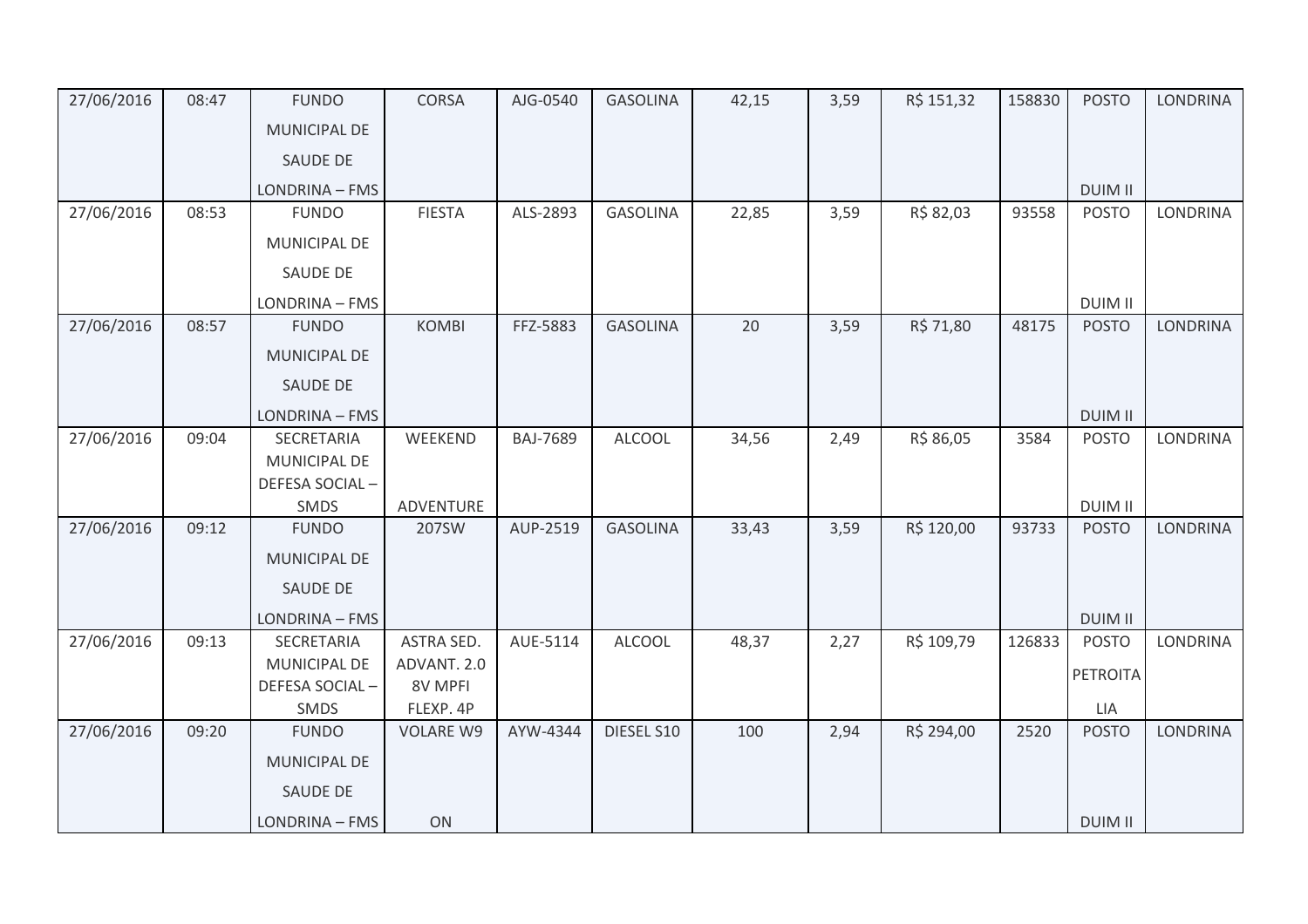| 27/06/2016 | 08:47 | FUNDO MUNICIPAL DE SAUDE DE LONDRINA – FMS | CORSA | AJG-0540 | GASOLINA | 42,15 | 3,59 | R$ 151,32 | 158830 | POSTO DUIM II | LONDRINA |
|---|---|---|---|---|---|---|---|---|---|---|---|
| 27/06/2016 | 08:53 | FUNDO MUNICIPAL DE SAUDE DE LONDRINA – FMS | FIESTA | ALS-2893 | GASOLINA | 22,85 | 3,59 | R$ 82,03 | 93558 | POSTO DUIM II | LONDRINA |
| 27/06/2016 | 08:57 | FUNDO MUNICIPAL DE SAUDE DE LONDRINA – FMS | KOMBI | FFZ-5883 | GASOLINA | 20 | 3,59 | R$ 71,80 | 48175 | POSTO DUIM II | LONDRINA |
| 27/06/2016 | 09:04 | SECRETARIA MUNICIPAL DE DEFESA SOCIAL – SMDS | WEEKEND ADVENTURE | BAJ-7689 | ALCOOL | 34,56 | 2,49 | R$ 86,05 | 3584 | POSTO DUIM II | LONDRINA |
| 27/06/2016 | 09:12 | FUNDO MUNICIPAL DE SAUDE DE LONDRINA – FMS | 207SW | AUP-2519 | GASOLINA | 33,43 | 3,59 | R$ 120,00 | 93733 | POSTO DUIM II | LONDRINA |
| 27/06/2016 | 09:13 | SECRETARIA MUNICIPAL DE DEFESA SOCIAL – SMDS | ASTRA SED. ADVANT. 2.0 8V MPFI FLEXP. 4P | AUE-5114 | ALCOOL | 48,37 | 2,27 | R$ 109,79 | 126833 | POSTO PETROITALIA | LONDRINA |
| 27/06/2016 | 09:20 | FUNDO MUNICIPAL DE SAUDE DE LONDRINA – FMS | VOLARE W9 ON | AYW-4344 | DIESEL S10 | 100 | 2,94 | R$ 294,00 | 2520 | POSTO DUIM II | LONDRINA |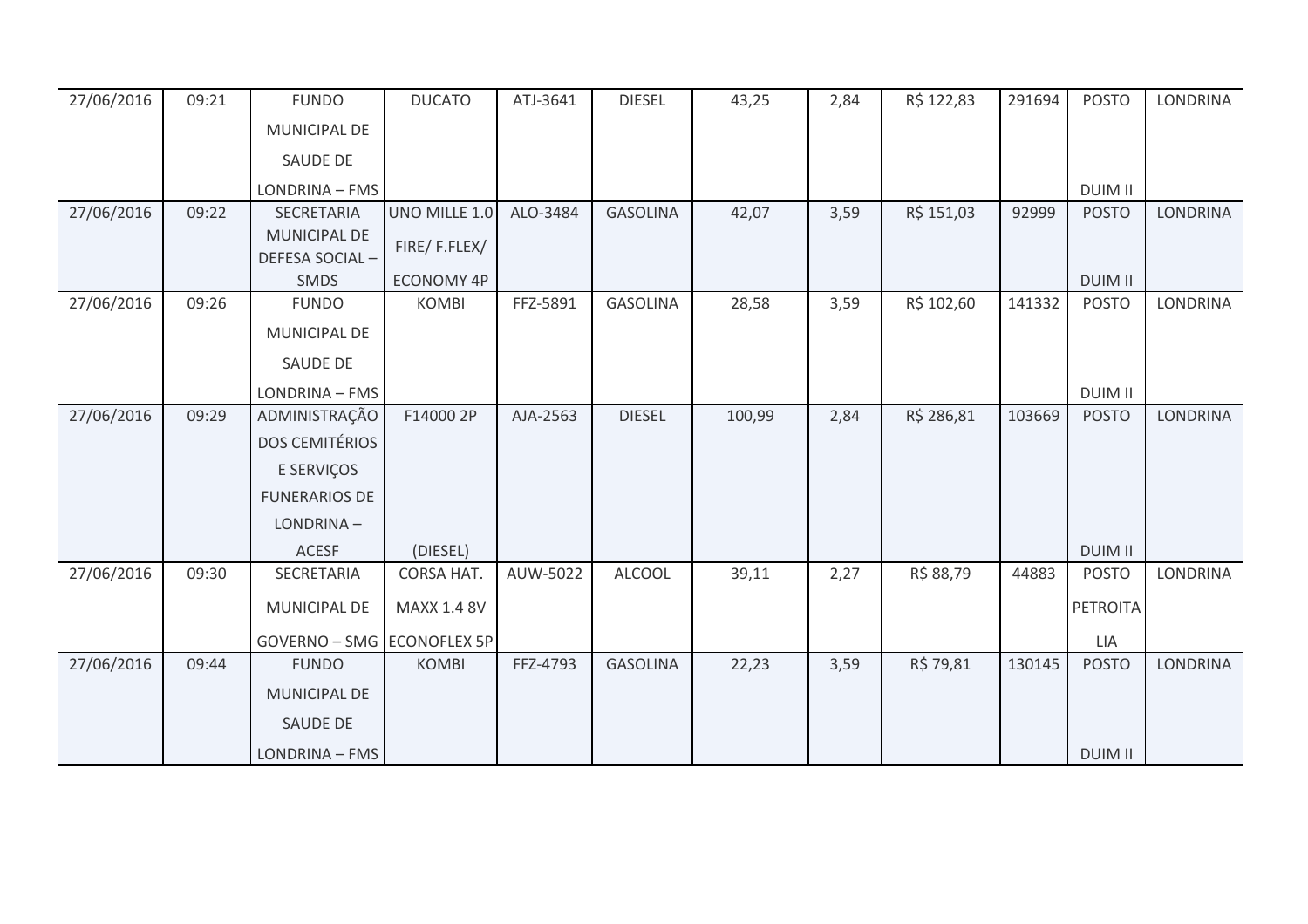| | | | | | | | | | | | |
|---|---|---|---|---|---|---|---|---|---|---|---|
| 27/06/2016 | 09:21 | FUNDO MUNICIPAL DE SAUDE DE LONDRINA – FMS | DUCATO | ATJ-3641 | DIESEL | 43,25 | 2,84 | R$ 122,83 | 291694 | POSTO DUIM II | LONDRINA |
| 27/06/2016 | 09:22 | SECRETARIA MUNICIPAL DE DEFESA SOCIAL – SMDS | UNO MILLE 1.0 FIRE/ F.FLEX/ ECONOMY 4P | ALO-3484 | GASOLINA | 42,07 | 3,59 | R$ 151,03 | 92999 | POSTO DUIM II | LONDRINA |
| 27/06/2016 | 09:26 | FUNDO MUNICIPAL DE SAUDE DE LONDRINA – FMS | KOMBI | FFZ-5891 | GASOLINA | 28,58 | 3,59 | R$ 102,60 | 141332 | POSTO DUIM II | LONDRINA |
| 27/06/2016 | 09:29 | ADMINISTRAÇÃO DOS CEMITÉRIOS E SERVIÇOS FUNERARIOS DE LONDRINA – ACESF | F14000 2P (DIESEL) | AJA-2563 | DIESEL | 100,99 | 2,84 | R$ 286,81 | 103669 | POSTO DUIM II | LONDRINA |
| 27/06/2016 | 09:30 | SECRETARIA MUNICIPAL DE GOVERNO – SMG | CORSA HAT. MAXX 1.4 8V ECONOFLEX 5P | AUW-5022 | ALCOOL | 39,11 | 2,27 | R$ 88,79 | 44883 | POSTO PETROITA LIA | LONDRINA |
| 27/06/2016 | 09:44 | FUNDO MUNICIPAL DE SAUDE DE LONDRINA – FMS | KOMBI | FFZ-4793 | GASOLINA | 22,23 | 3,59 | R$ 79,81 | 130145 | POSTO DUIM II | LONDRINA |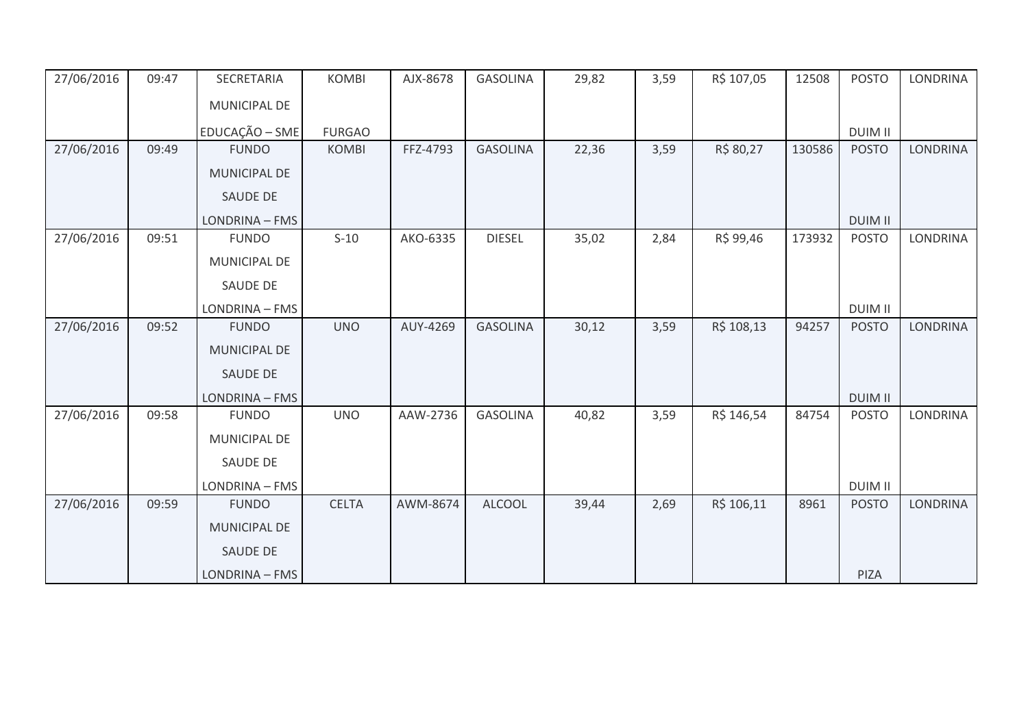| 27/06/2016 | 09:47 | SECRETARIA MUNICIPAL DE EDUCAÇÃO – SME | KOMBI FURGAO | AJX-8678 | GASOLINA | 29,82 | 3,59 | R$ 107,05 | 12508 | POSTO DUIM II | LONDRINA |
|---|---|---|---|---|---|---|---|---|---|---|---|
| 27/06/2016 | 09:49 | FUNDO MUNICIPAL DE SAUDE DE LONDRINA – FMS | KOMBI | FFZ-4793 | GASOLINA | 22,36 | 3,59 | R$ 80,27 | 130586 | POSTO DUIM II | LONDRINA |
| 27/06/2016 | 09:51 | FUNDO MUNICIPAL DE SAUDE DE LONDRINA – FMS | S-10 | AKO-6335 | DIESEL | 35,02 | 2,84 | R$ 99,46 | 173932 | POSTO DUIM II | LONDRINA |
| 27/06/2016 | 09:52 | FUNDO MUNICIPAL DE SAUDE DE LONDRINA – FMS | UNO | AUY-4269 | GASOLINA | 30,12 | 3,59 | R$ 108,13 | 94257 | POSTO DUIM II | LONDRINA |
| 27/06/2016 | 09:58 | FUNDO MUNICIPAL DE SAUDE DE LONDRINA – FMS | UNO | AAW-2736 | GASOLINA | 40,82 | 3,59 | R$ 146,54 | 84754 | POSTO DUIM II | LONDRINA |
| 27/06/2016 | 09:59 | FUNDO MUNICIPAL DE SAUDE DE LONDRINA – FMS | CELTA | AWM-8674 | ALCOOL | 39,44 | 2,69 | R$ 106,11 | 8961 | POSTO PIZA | LONDRINA |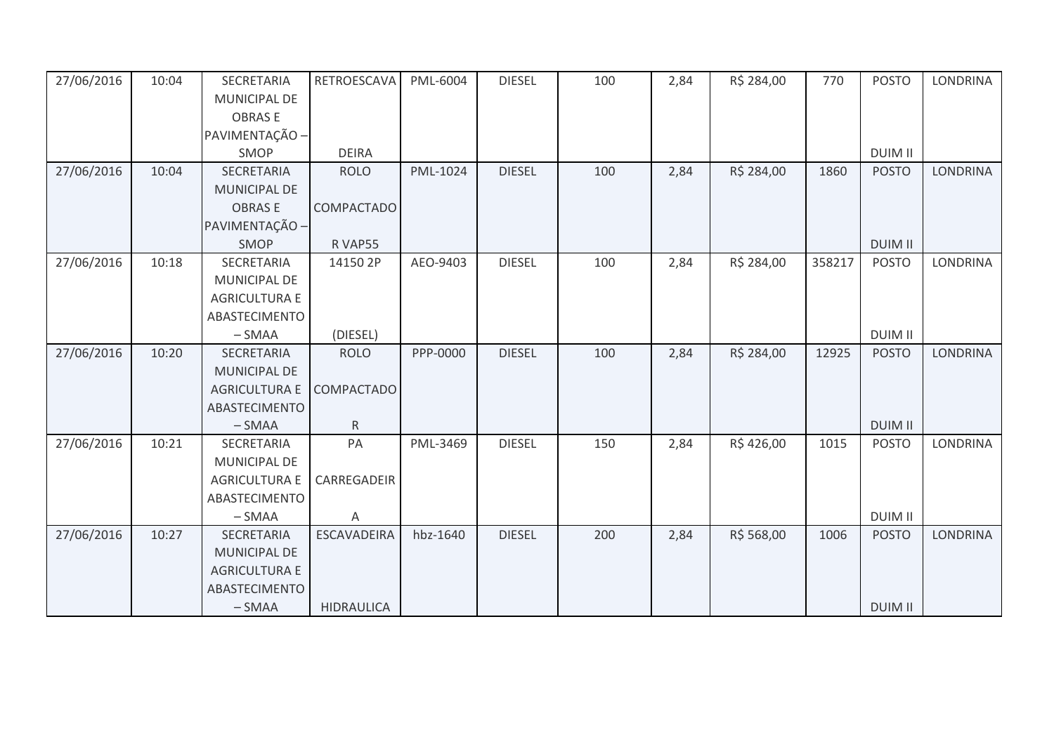| | | | | | | | | | | | |
|---|---|---|---|---|---|---|---|---|---|---|---|
| 27/06/2016 | 10:04 | SECRETARIA MUNICIPAL DE OBRAS E PAVIMENTAÇÃO – SMOP | RETROESCAVADEIRA | PML-6004 | DIESEL | 100 | 2,84 | R$ 284,00 | 770 | POSTO DUIM II | LONDRINA |
| 27/06/2016 | 10:04 | SECRETARIA MUNICIPAL DE OBRAS E PAVIMENTAÇÃO – SMOP | ROLO COMPACTADOR VAP55 | PML-1024 | DIESEL | 100 | 2,84 | R$ 284,00 | 1860 | POSTO DUIM II | LONDRINA |
| 27/06/2016 | 10:18 | SECRETARIA MUNICIPAL DE AGRICULTURA E ABASTECIMENTO – SMAA | 14150 2P (DIESEL) | AEO-9403 | DIESEL | 100 | 2,84 | R$ 284,00 | 358217 | POSTO DUIM II | LONDRINA |
| 27/06/2016 | 10:20 | SECRETARIA MUNICIPAL DE AGRICULTURA E ABASTECIMENTO – SMAA | ROLO COMPACTADOR | PPP-0000 | DIESEL | 100 | 2,84 | R$ 284,00 | 12925 | POSTO DUIM II | LONDRINA |
| 27/06/2016 | 10:21 | SECRETARIA MUNICIPAL DE AGRICULTURA E ABASTECIMENTO – SMAA | PA CARREGADEIRA | PML-3469 | DIESEL | 150 | 2,84 | R$ 426,00 | 1015 | POSTO DUIM II | LONDRINA |
| 27/06/2016 | 10:27 | SECRETARIA MUNICIPAL DE AGRICULTURA E ABASTECIMENTO – SMAA | ESCAVADEIRA HIDRAULICA | hbz-1640 | DIESEL | 200 | 2,84 | R$ 568,00 | 1006 | POSTO DUIM II | LONDRINA |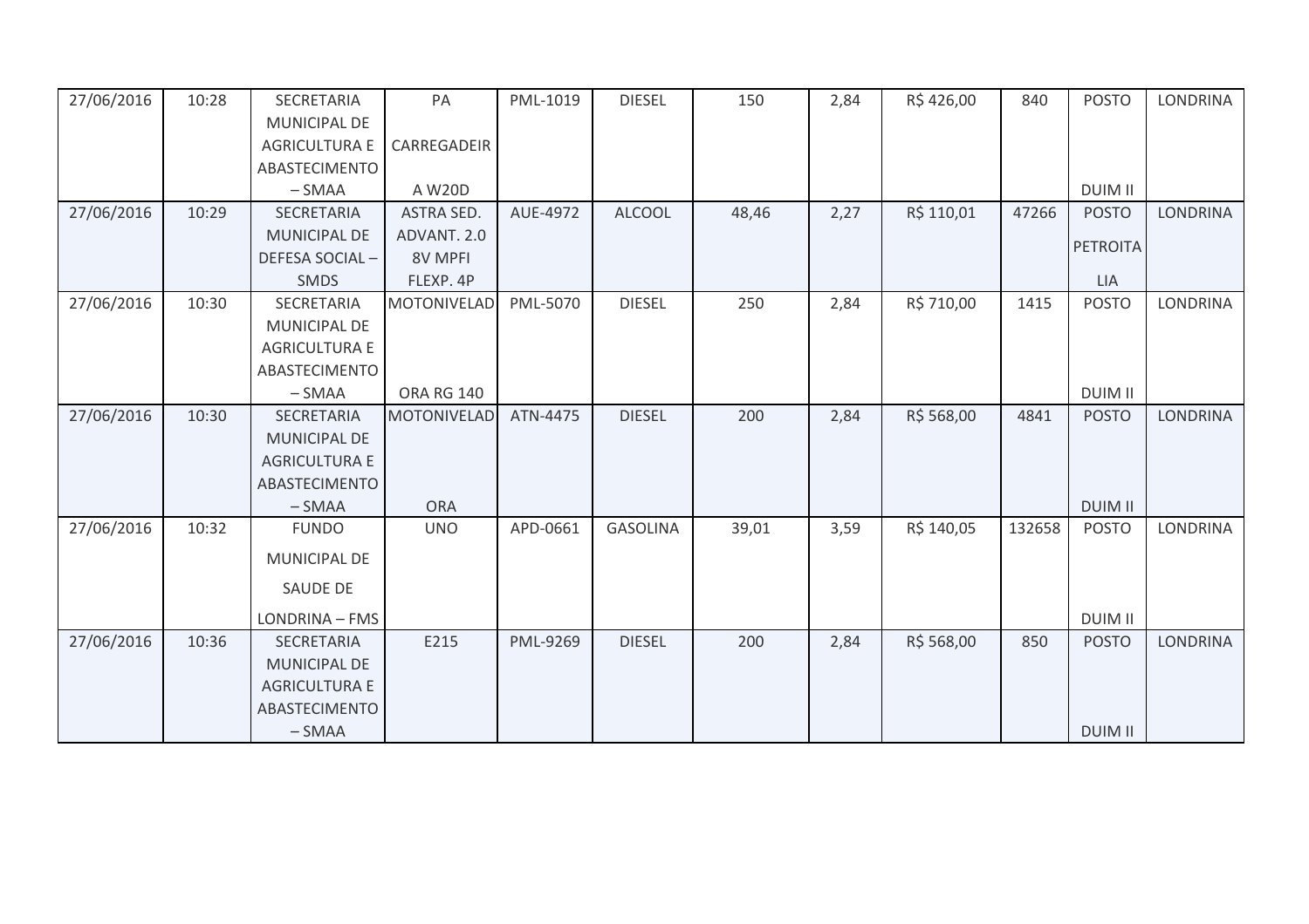| 27/06/2016 | 10:28 | SECRETARIA MUNICIPAL DE AGRICULTURA E ABASTECIMENTO – SMAA | PA CARREGADEIRA W20D | PML-1019 | DIESEL | 150 | 2,84 | R$ 426,00 | 840 | POSTO DUIM II | LONDRINA |
|---|---|---|---|---|---|---|---|---|---|---|---|
| 27/06/2016 | 10:29 | SECRETARIA MUNICIPAL DE DEFESA SOCIAL – SMDS | ASTRA SED. ADVANT. 2.0 8V MPFI FLEXP. 4P | AUE-4972 | ALCOOL | 48,46 | 2,27 | R$ 110,01 | 47266 | POSTO PETROITALIA | LONDRINA |
| 27/06/2016 | 10:30 | SECRETARIA MUNICIPAL DE AGRICULTURA E ABASTECIMENTO – SMAA | MOTONIVELADORA RG 140 | PML-5070 | DIESEL | 250 | 2,84 | R$ 710,00 | 1415 | POSTO DUIM II | LONDRINA |
| 27/06/2016 | 10:30 | SECRETARIA MUNICIPAL DE AGRICULTURA E ABASTECIMENTO – SMAA | MOTONIVELADORA | ATN-4475 | DIESEL | 200 | 2,84 | R$ 568,00 | 4841 | POSTO DUIM II | LONDRINA |
| 27/06/2016 | 10:32 | FUNDO MUNICIPAL DE SAUDE DE LONDRINA – FMS | UNO | APD-0661 | GASOLINA | 39,01 | 3,59 | R$ 140,05 | 132658 | POSTO DUIM II | LONDRINA |
| 27/06/2016 | 10:36 | SECRETARIA MUNICIPAL DE AGRICULTURA E ABASTECIMENTO – SMAA | E215 | PML-9269 | DIESEL | 200 | 2,84 | R$ 568,00 | 850 | POSTO DUIM II | LONDRINA |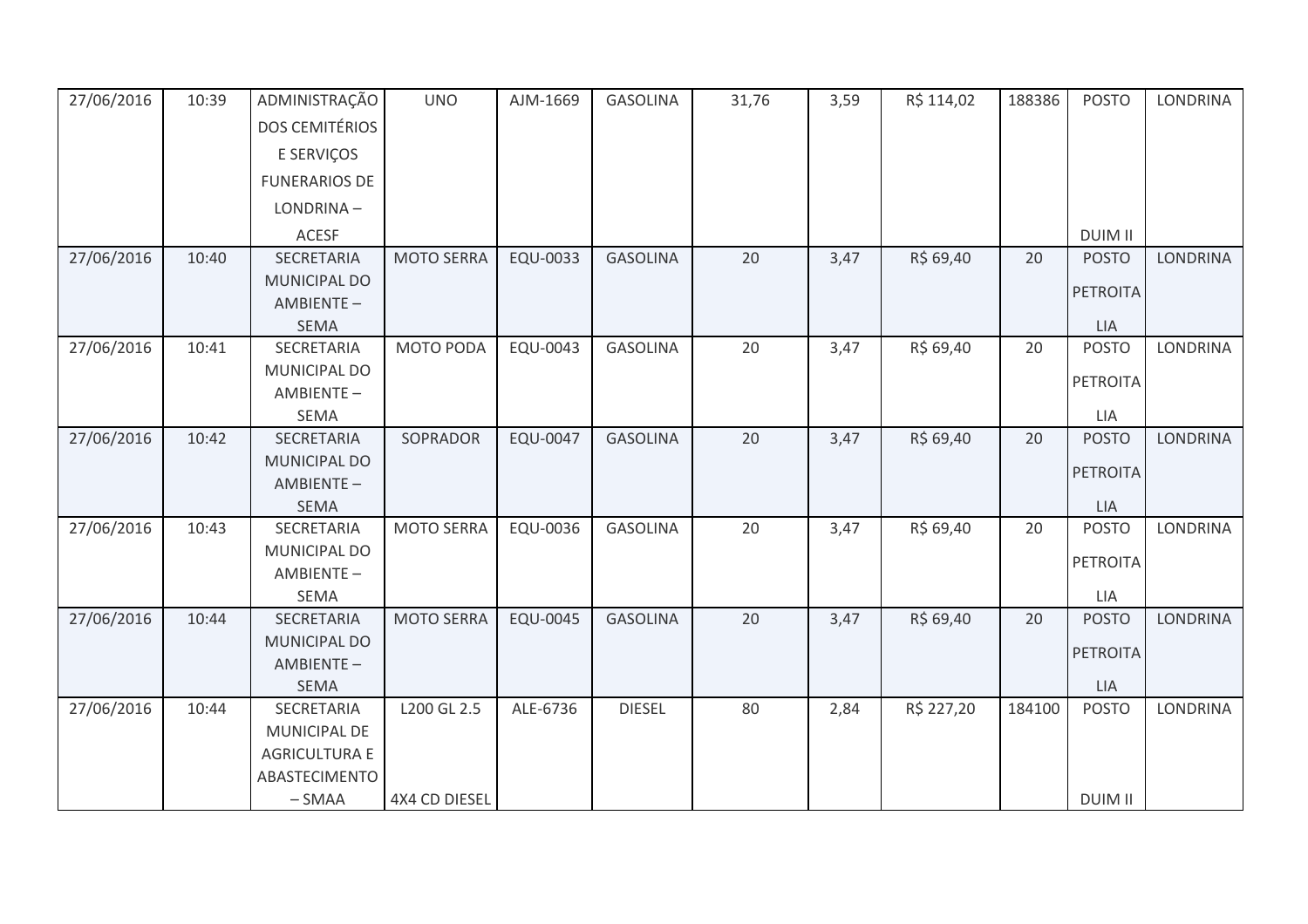| 27/06/2016 | 10:39 | ADMINISTRAÇÃO DOS CEMITÉRIOS E SERVIÇOS FUNERARIOS DE LONDRINA – ACESF | UNO | AJM-1669 | GASOLINA | 31,76 | 3,59 | R$ 114,02 | 188386 | POSTO DUIM II | LONDRINA |
|---|---|---|---|---|---|---|---|---|---|---|---|
| 27/06/2016 | 10:40 | SECRETARIA MUNICIPAL DO AMBIENTE – SEMA | MOTO SERRA | EQU-0033 | GASOLINA | 20 | 3,47 | R$ 69,40 | 20 | POSTO PETROITA LIA | LONDRINA |
| 27/06/2016 | 10:41 | SECRETARIA MUNICIPAL DO AMBIENTE – SEMA | MOTO PODA | EQU-0043 | GASOLINA | 20 | 3,47 | R$ 69,40 | 20 | POSTO PETROITA LIA | LONDRINA |
| 27/06/2016 | 10:42 | SECRETARIA MUNICIPAL DO AMBIENTE – SEMA | SOPRADOR | EQU-0047 | GASOLINA | 20 | 3,47 | R$ 69,40 | 20 | POSTO PETROITA LIA | LONDRINA |
| 27/06/2016 | 10:43 | SECRETARIA MUNICIPAL DO AMBIENTE – SEMA | MOTO SERRA | EQU-0036 | GASOLINA | 20 | 3,47 | R$ 69,40 | 20 | POSTO PETROITA LIA | LONDRINA |
| 27/06/2016 | 10:44 | SECRETARIA MUNICIPAL DO AMBIENTE – SEMA | MOTO SERRA | EQU-0045 | GASOLINA | 20 | 3,47 | R$ 69,40 | 20 | POSTO PETROITA LIA | LONDRINA |
| 27/06/2016 | 10:44 | SECRETARIA MUNICIPAL DE AGRICULTURA E ABASTECIMENTO – SMAA | L200 GL 2.5 4X4 CD DIESEL | ALE-6736 | DIESEL | 80 | 2,84 | R$ 227,20 | 184100 | POSTO DUIM II | LONDRINA |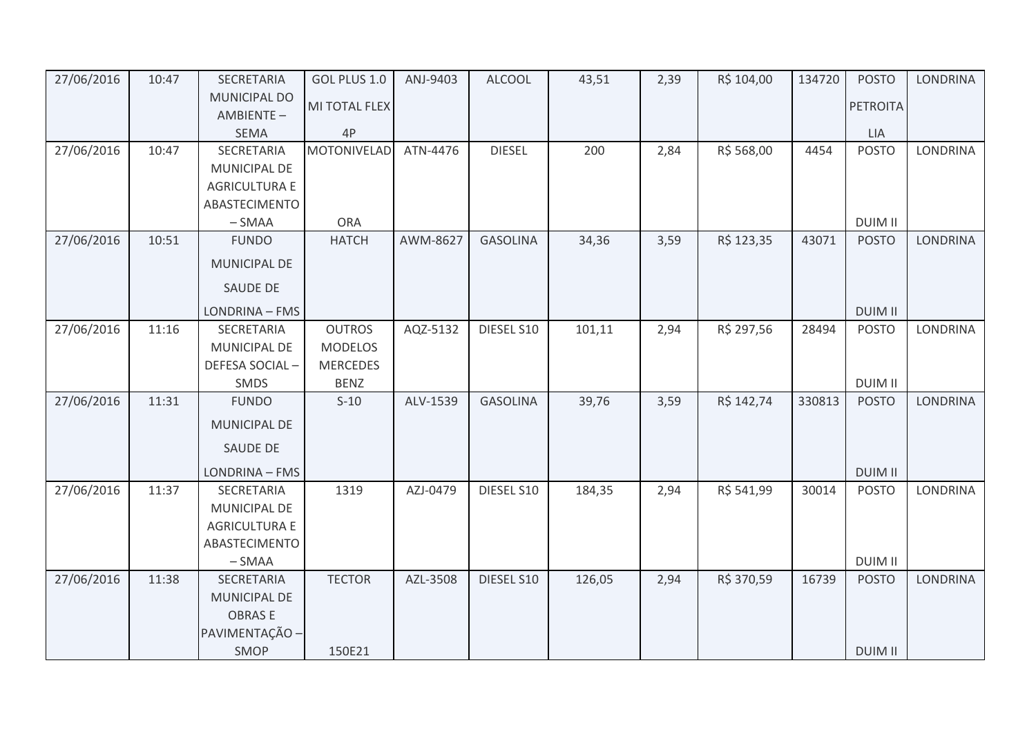| 27/06/2016 | 10:47 | SECRETARIA MUNICIPAL DO AMBIENTE – SEMA | GOL PLUS 1.0 MI TOTAL FLEX 4P | ANJ-9403 | ALCOOL | 43,51 | 2,39 | R$ 104,00 | 134720 | POSTO PETROITA LIA | LONDRINA |
|---|---|---|---|---|---|---|---|---|---|---|---|
| 27/06/2016 | 10:47 | SECRETARIA MUNICIPAL DE AGRICULTURA E ABASTECIMENTO – SMAA | MOTONIVELAD ORA | ATN-4476 | DIESEL | 200 | 2,84 | R$ 568,00 | 4454 | POSTO DUIM II | LONDRINA |
| 27/06/2016 | 10:51 | FUNDO MUNICIPAL DE SAUDE DE LONDRINA – FMS | HATCH | AWM-8627 | GASOLINA | 34,36 | 3,59 | R$ 123,35 | 43071 | POSTO DUIM II | LONDRINA |
| 27/06/2016 | 11:16 | SECRETARIA MUNICIPAL DE DEFESA SOCIAL – SMDS | OUTROS MODELOS MERCEDES BENZ | AQZ-5132 | DIESEL S10 | 101,11 | 2,94 | R$ 297,56 | 28494 | POSTO DUIM II | LONDRINA |
| 27/06/2016 | 11:31 | FUNDO MUNICIPAL DE SAUDE DE LONDRINA – FMS | S-10 | ALV-1539 | GASOLINA | 39,76 | 3,59 | R$ 142,74 | 330813 | POSTO DUIM II | LONDRINA |
| 27/06/2016 | 11:37 | SECRETARIA MUNICIPAL DE AGRICULTURA E ABASTECIMENTO – SMAA | 1319 | AZJ-0479 | DIESEL S10 | 184,35 | 2,94 | R$ 541,99 | 30014 | POSTO DUIM II | LONDRINA |
| 27/06/2016 | 11:38 | SECRETARIA MUNICIPAL DE OBRAS E PAVIMENTAÇÃO – SMOP | TECTOR 150E21 | AZL-3508 | DIESEL S10 | 126,05 | 2,94 | R$ 370,59 | 16739 | POSTO DUIM II | LONDRINA |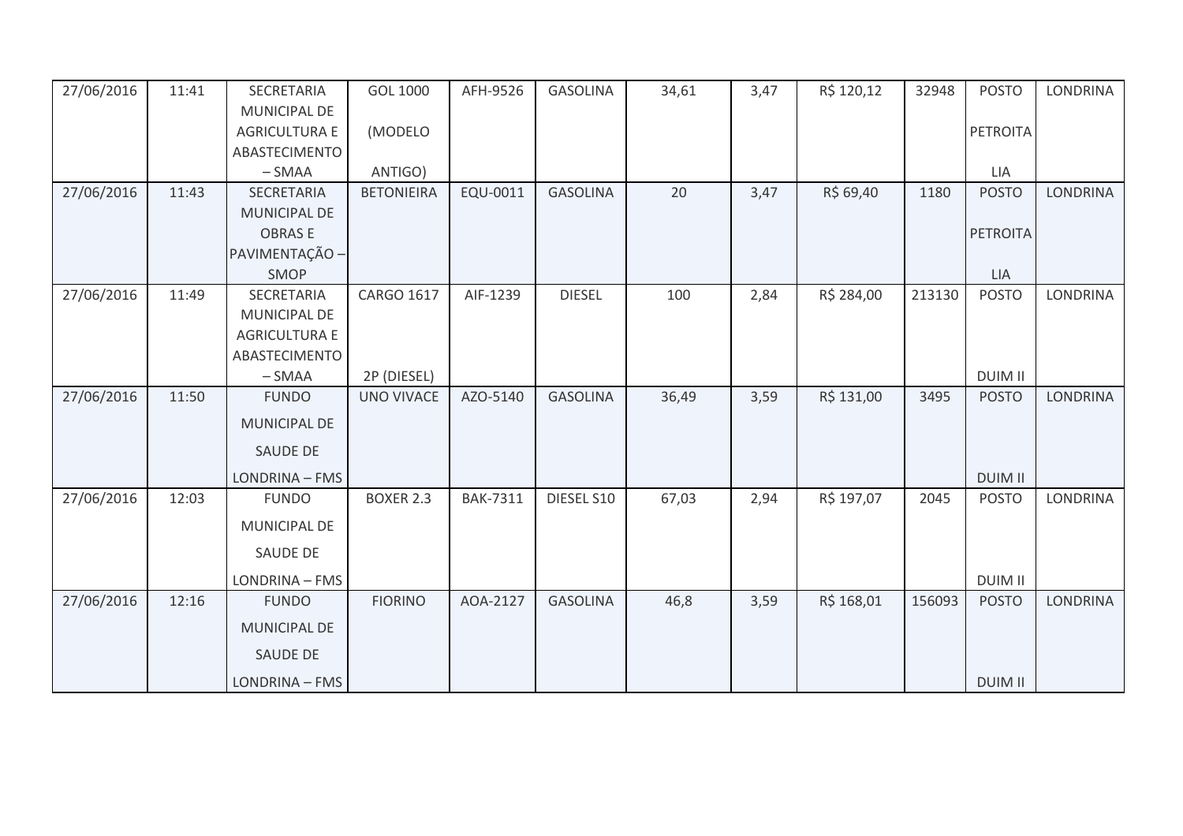| 27/06/2016 | 11:41 | SECRETARIA MUNICIPAL DE AGRICULTURA E ABASTECIMENTO – SMAA | GOL 1000 (MODELO ANTIGO) | AFH-9526 | GASOLINA | 34,61 | 3,47 | R$ 120,12 | 32948 | POSTO PETROITA LIA | LONDRINA |
|---|---|---|---|---|---|---|---|---|---|---|---|
| 27/06/2016 | 11:43 | SECRETARIA MUNICIPAL DE OBRAS E PAVIMENTAÇÃO – SMOP | BETONIEIRA | EQU-0011 | GASOLINA | 20 | 3,47 | R$ 69,40 | 1180 | POSTO PETROITA LIA | LONDRINA |
| 27/06/2016 | 11:49 | SECRETARIA MUNICIPAL DE AGRICULTURA E ABASTECIMENTO – SMAA | CARGO 1617 2P (DIESEL) | AIF-1239 | DIESEL | 100 | 2,84 | R$ 284,00 | 213130 | POSTO DUIM II | LONDRINA |
| 27/06/2016 | 11:50 | FUNDO MUNICIPAL DE SAUDE DE LONDRINA – FMS | UNO VIVACE | AZO-5140 | GASOLINA | 36,49 | 3,59 | R$ 131,00 | 3495 | POSTO DUIM II | LONDRINA |
| 27/06/2016 | 12:03 | FUNDO MUNICIPAL DE SAUDE DE LONDRINA – FMS | BOXER 2.3 | BAK-7311 | DIESEL S10 | 67,03 | 2,94 | R$ 197,07 | 2045 | POSTO DUIM II | LONDRINA |
| 27/06/2016 | 12:16 | FUNDO MUNICIPAL DE SAUDE DE LONDRINA – FMS | FIORINO | AOA-2127 | GASOLINA | 46,8 | 3,59 | R$ 168,01 | 156093 | POSTO DUIM II | LONDRINA |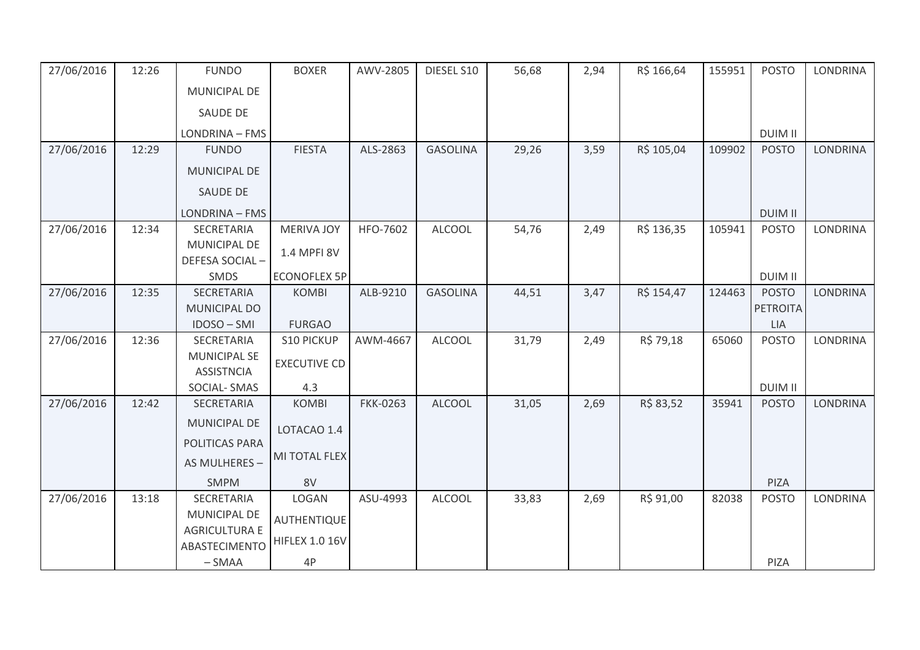| 27/06/2016 | 12:26 | FUNDO MUNICIPAL DE SAUDE DE LONDRINA – FMS | BOXER | AWV-2805 | DIESEL S10 | 56,68 | 2,94 | R$ 166,64 | 155951 | POSTO DUIM II | LONDRINA |
|---|---|---|---|---|---|---|---|---|---|---|---|
| 27/06/2016 | 12:29 | FUNDO MUNICIPAL DE SAUDE DE LONDRINA – FMS | FIESTA | ALS-2863 | GASOLINA | 29,26 | 3,59 | R$ 105,04 | 109902 | POSTO DUIM II | LONDRINA |
| 27/06/2016 | 12:34 | SECRETARIA MUNICIPAL DE DEFESA SOCIAL – SMDS | MERIVA JOY 1.4 MPFI 8V ECONOFLEX 5P | HFO-7602 | ALCOOL | 54,76 | 2,49 | R$ 136,35 | 105941 | POSTO DUIM II | LONDRINA |
| 27/06/2016 | 12:35 | SECRETARIA MUNICIPAL DO IDOSO – SMI | KOMBI FURGAO | ALB-9210 | GASOLINA | 44,51 | 3,47 | R$ 154,47 | 124463 | POSTO PETROITALIA | LONDRINA |
| 27/06/2016 | 12:36 | SECRETARIA MUNICIPAL SE ASSISTNCIA SOCIAL- SMAS | S10 PICKUP EXECUTIVE CD 4.3 | AWM-4667 | ALCOOL | 31,79 | 2,49 | R$ 79,18 | 65060 | POSTO DUIM II | LONDRINA |
| 27/06/2016 | 12:42 | SECRETARIA MUNICIPAL DE POLITICAS PARA AS MULHERES – SMPM | KOMBI LOTACAO 1.4 MI TOTAL FLEX 8V | FKK-0263 | ALCOOL | 31,05 | 2,69 | R$ 83,52 | 35941 | POSTO PIZA | LONDRINA |
| 27/06/2016 | 13:18 | SECRETARIA MUNICIPAL DE AGRICULTURA E ABASTECIMENTO – SMAA | LOGAN AUTHENTIQUE HIFLEX 1.0 16V 4P | ASU-4993 | ALCOOL | 33,83 | 2,69 | R$ 91,00 | 82038 | POSTO PIZA | LONDRINA |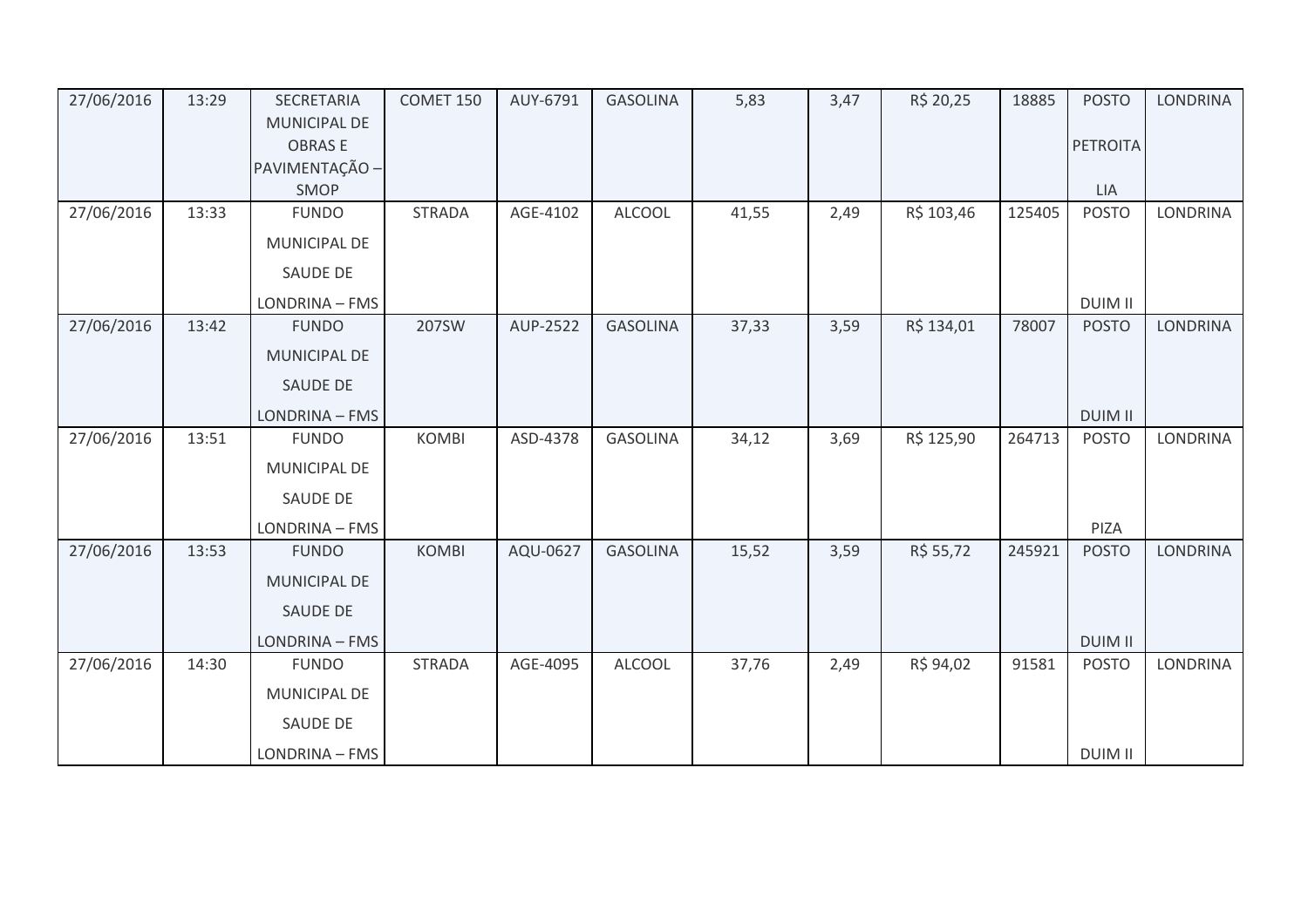| | | | | | | | | | | | |
|---|---|---|---|---|---|---|---|---|---|---|---|
| 27/06/2016 | 13:29 | SECRETARIA MUNICIPAL DE OBRAS E PAVIMENTAÇÃO – SMOP | COMET 150 | AUY-6791 | GASOLINA | 5,83 | 3,47 | R$ 20,25 | 18885 | POSTO PETROITALIA | LONDRINA |
| 27/06/2016 | 13:33 | FUNDO MUNICIPAL DE SAUDE DE LONDRINA – FMS | STRADA | AGE-4102 | ALCOOL | 41,55 | 2,49 | R$ 103,46 | 125405 | POSTO DUIM II | LONDRINA |
| 27/06/2016 | 13:42 | FUNDO MUNICIPAL DE SAUDE DE LONDRINA – FMS | 207SW | AUP-2522 | GASOLINA | 37,33 | 3,59 | R$ 134,01 | 78007 | POSTO DUIM II | LONDRINA |
| 27/06/2016 | 13:51 | FUNDO MUNICIPAL DE SAUDE DE LONDRINA – FMS | KOMBI | ASD-4378 | GASOLINA | 34,12 | 3,69 | R$ 125,90 | 264713 | POSTO PIZA | LONDRINA |
| 27/06/2016 | 13:53 | FUNDO MUNICIPAL DE SAUDE DE LONDRINA – FMS | KOMBI | AQU-0627 | GASOLINA | 15,52 | 3,59 | R$ 55,72 | 245921 | POSTO DUIM II | LONDRINA |
| 27/06/2016 | 14:30 | FUNDO MUNICIPAL DE SAUDE DE LONDRINA – FMS | STRADA | AGE-4095 | ALCOOL | 37,76 | 2,49 | R$ 94,02 | 91581 | POSTO DUIM II | LONDRINA |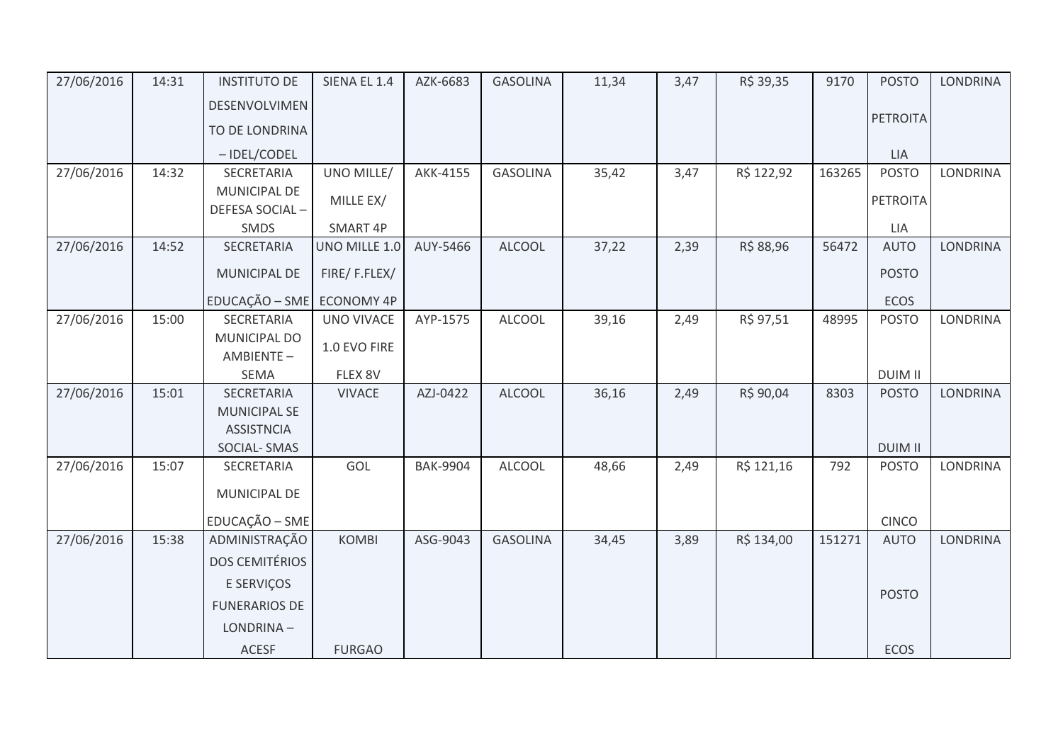| 27/06/2016 | 14:31 | INSTITUTO DE DESENVOLVIMENTO DE LONDRINA – IDEL/CODEL | SIENA EL 1.4 | AZK-6683 | GASOLINA | 11,34 | 3,47 | R$ 39,35 | 9170 | POSTO PETROITALIA | LONDRINA |
|---|---|---|---|---|---|---|---|---|---|---|---|
| 27/06/2016 | 14:32 | SECRETARIA MUNICIPAL DE DEFESA SOCIAL – SMDS | UNO MILLE/ MILLE EX/ SMART 4P | AKK-4155 | GASOLINA | 35,42 | 3,47 | R$ 122,92 | 163265 | POSTO PETROITALIA | LONDRINA |
| 27/06/2016 | 14:52 | SECRETARIA MUNICIPAL DE EDUCAÇÃO – SME | UNO MILLE 1.0 FIRE/ F.FLEX/ ECONOMY 4P | AUY-5466 | ALCOOL | 37,22 | 2,39 | R$ 88,96 | 56472 | AUTO POSTO ECOS | LONDRINA |
| 27/06/2016 | 15:00 | SECRETARIA MUNICIPAL DO AMBIENTE – SEMA | UNO VIVACE 1.0 EVO FIRE FLEX 8V | AYP-1575 | ALCOOL | 39,16 | 2,49 | R$ 97,51 | 48995 | POSTO DUIM II | LONDRINA |
| 27/06/2016 | 15:01 | SECRETARIA MUNICIPAL SE ASSISTNCIA SOCIAL- SMAS | VIVACE | AZJ-0422 | ALCOOL | 36,16 | 2,49 | R$ 90,04 | 8303 | POSTO DUIM II | LONDRINA |
| 27/06/2016 | 15:07 | SECRETARIA MUNICIPAL DE EDUCAÇÃO – SME | GOL | BAK-9904 | ALCOOL | 48,66 | 2,49 | R$ 121,16 | 792 | POSTO CINCO | LONDRINA |
| 27/06/2016 | 15:38 | ADMINISTRAÇÃO DOS CEMITÉRIOS E SERVIÇOS FUNERARIOS DE LONDRINA – ACESF | KOMBI FURGAO | ASG-9043 | GASOLINA | 34,45 | 3,89 | R$ 134,00 | 151271 | AUTO POSTO ECOS | LONDRINA |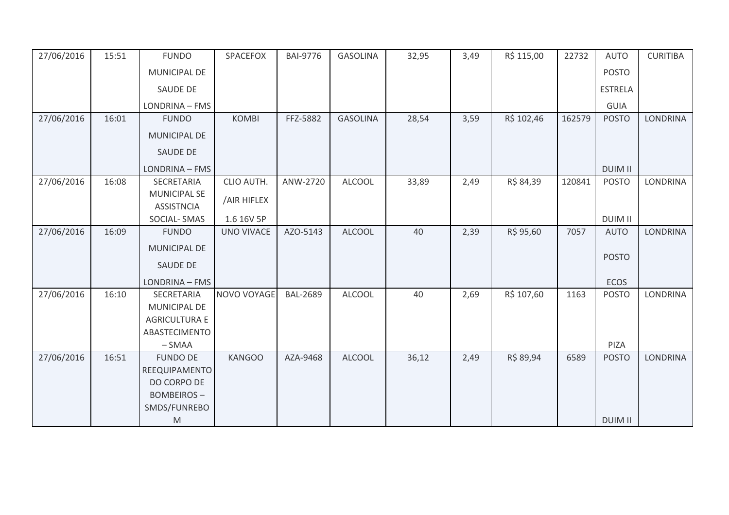| 27/06/2016 | 15:51 | FUNDO MUNICIPAL DE SAUDE DE LONDRINA – FMS | SPACEFOX | BAI-9776 | GASOLINA | 32,95 | 3,49 | R$ 115,00 | 22732 | AUTO POSTO ESTRELA GUIA | CURITIBA |
|---|---|---|---|---|---|---|---|---|---|---|---|
| 27/06/2016 | 16:01 | FUNDO MUNICIPAL DE SAUDE DE LONDRINA – FMS | KOMBI | FFZ-5882 | GASOLINA | 28,54 | 3,59 | R$ 102,46 | 162579 | POSTO DUIM II | LONDRINA |
| 27/06/2016 | 16:08 | SECRETARIA MUNICIPAL SE ASSISTNCIA SOCIAL- SMAS | CLIO AUTH. /AIR HIFLEX 1.6 16V 5P | ANW-2720 | ALCOOL | 33,89 | 2,49 | R$ 84,39 | 120841 | POSTO DUIM II | LONDRINA |
| 27/06/2016 | 16:09 | FUNDO MUNICIPAL DE SAUDE DE LONDRINA – FMS | UNO VIVACE | AZO-5143 | ALCOOL | 40 | 2,39 | R$ 95,60 | 7057 | AUTO POSTO ECOS | LONDRINA |
| 27/06/2016 | 16:10 | SECRETARIA MUNICIPAL DE AGRICULTURA E ABASTECIMENTO – SMAA | NOVO VOYAGE | BAL-2689 | ALCOOL | 40 | 2,69 | R$ 107,60 | 1163 | POSTO PIZA | LONDRINA |
| 27/06/2016 | 16:51 | FUNDO DE REEQUIPAMENTO DO CORPO DE BOMBEIROS – SMDS/FUNREBOM | KANGOO | AZA-9468 | ALCOOL | 36,12 | 2,49 | R$ 89,94 | 6589 | POSTO DUIM II | LONDRINA |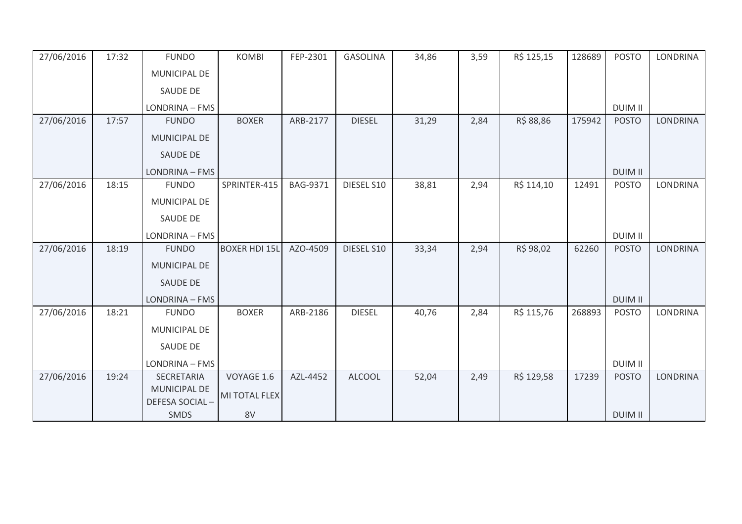| 27/06/2016 | 17:32 | FUNDO MUNICIPAL DE SAUDE DE LONDRINA – FMS | KOMBI | FEP-2301 | GASOLINA | 34,86 | 3,59 | R$ 125,15 | 128689 | POSTO DUIM II | LONDRINA |
|---|---|---|---|---|---|---|---|---|---|---|---|
| 27/06/2016 | 17:57 | FUNDO MUNICIPAL DE SAUDE DE LONDRINA – FMS | BOXER | ARB-2177 | DIESEL | 31,29 | 2,84 | R$ 88,86 | 175942 | POSTO DUIM II | LONDRINA |
| 27/06/2016 | 18:15 | FUNDO MUNICIPAL DE SAUDE DE LONDRINA – FMS | SPRINTER-415 | BAG-9371 | DIESEL S10 | 38,81 | 2,94 | R$ 114,10 | 12491 | POSTO DUIM II | LONDRINA |
| 27/06/2016 | 18:19 | FUNDO MUNICIPAL DE SAUDE DE LONDRINA – FMS | BOXER HDI 15L | AZO-4509 | DIESEL S10 | 33,34 | 2,94 | R$ 98,02 | 62260 | POSTO DUIM II | LONDRINA |
| 27/06/2016 | 18:21 | FUNDO MUNICIPAL DE SAUDE DE LONDRINA – FMS | BOXER | ARB-2186 | DIESEL | 40,76 | 2,84 | R$ 115,76 | 268893 | POSTO DUIM II | LONDRINA |
| 27/06/2016 | 19:24 | SECRETARIA MUNICIPAL DE DEFESA SOCIAL – SMDS | VOYAGE 1.6 MI TOTAL FLEX 8V | AZL-4452 | ALCOOL | 52,04 | 2,49 | R$ 129,58 | 17239 | POSTO DUIM II | LONDRINA |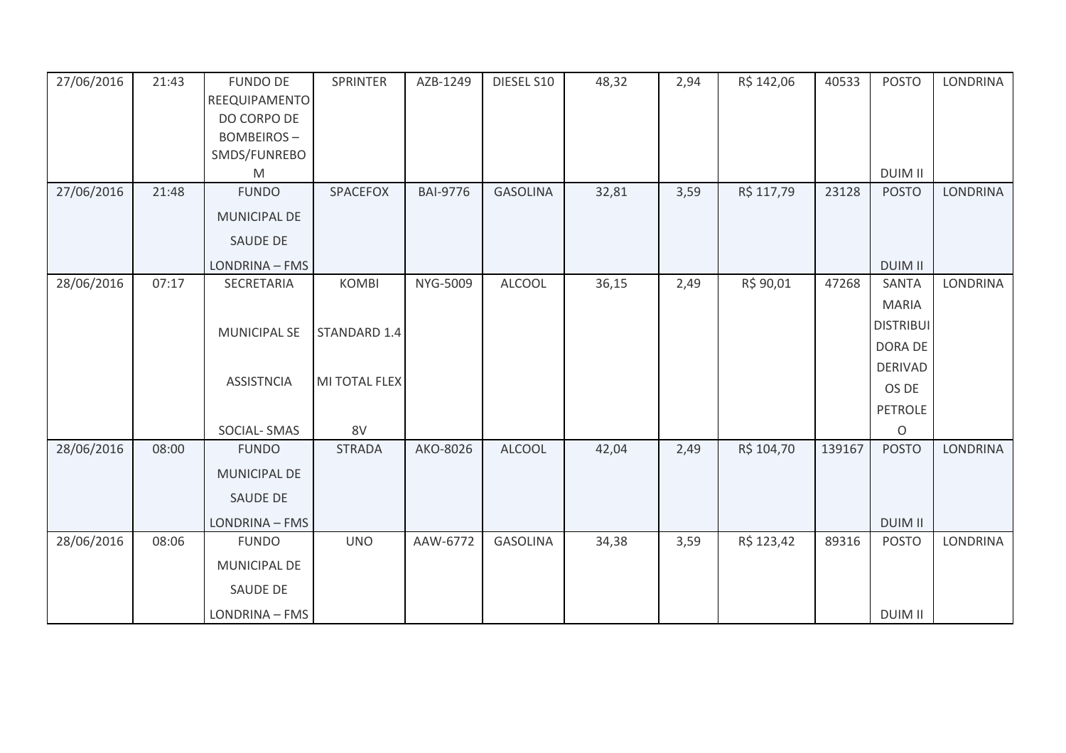| 27/06/2016 | 21:43 | FUNDO DE REEQUIPAMENTO DO CORPO DE BOMBEIROS – SMDS/FUNREBOM | SPRINTER | AZB-1249 | DIESEL S10 | 48,32 | 2,94 | R$ 142,06 | 40533 | POSTO DUIM II | LONDRINA |
|---|---|---|---|---|---|---|---|---|---|---|---|
| 27/06/2016 | 21:48 | FUNDO MUNICIPAL DE SAUDE DE LONDRINA – FMS | SPACEFOX | BAI-9776 | GASOLINA | 32,81 | 3,59 | R$ 117,79 | 23128 | POSTO DUIM II | LONDRINA |
| 28/06/2016 | 07:17 | SECRETARIA MUNICIPAL SE ASSISTNCIA SOCIAL- SMAS | KOMBI STANDARD 1.4 MI TOTAL FLEX 8V | NYG-5009 | ALCOOL | 36,15 | 2,49 | R$ 90,01 | 47268 | SANTA MARIA DISTRIBUIDORA DE DERIVADOS DE PETROLEO | LONDRINA |
| 28/06/2016 | 08:00 | FUNDO MUNICIPAL DE SAUDE DE LONDRINA – FMS | STRADA | AKO-8026 | ALCOOL | 42,04 | 2,49 | R$ 104,70 | 139167 | POSTO DUIM II | LONDRINA |
| 28/06/2016 | 08:06 | FUNDO MUNICIPAL DE SAUDE DE LONDRINA – FMS | UNO | AAW-6772 | GASOLINA | 34,38 | 3,59 | R$ 123,42 | 89316 | POSTO DUIM II | LONDRINA |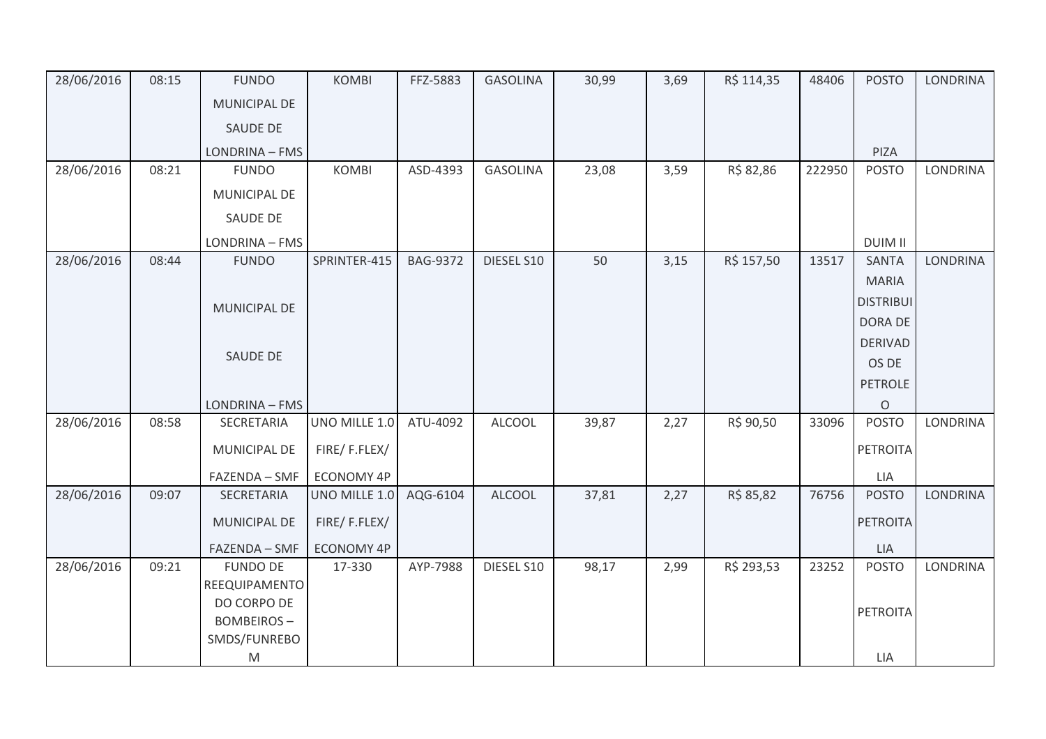| 28/06/2016 | 08:15 | FUNDO MUNICIPAL DE SAUDE DE LONDRINA – FMS | KOMBI | FFZ-5883 | GASOLINA | 30,99 | 3,69 | R$ 114,35 | 48406 | POSTO PIZA | LONDRINA |
|---|---|---|---|---|---|---|---|---|---|---|---|
| 28/06/2016 | 08:21 | FUNDO MUNICIPAL DE SAUDE DE LONDRINA – FMS | KOMBI | ASD-4393 | GASOLINA | 23,08 | 3,59 | R$ 82,86 | 222950 | POSTO DUIM II | LONDRINA |
| 28/06/2016 | 08:44 | FUNDO MUNICIPAL DE SAUDE DE LONDRINA – FMS | SPRINTER-415 | BAG-9372 | DIESEL S10 | 50 | 3,15 | R$ 157,50 | 13517 | SANTA MARIA DISTRIBUIDORA DE DERIVADOS DE PETROLEO | LONDRINA |
| 28/06/2016 | 08:58 | SECRETARIA MUNICIPAL DE FAZENDA – SMF | UNO MILLE 1.0 FIRE/ F.FLEX/ ECONOMY 4P | ATU-4092 | ALCOOL | 39,87 | 2,27 | R$ 90,50 | 33096 | POSTO PETROITALIA | LONDRINA |
| 28/06/2016 | 09:07 | SECRETARIA MUNICIPAL DE FAZENDA – SMF | UNO MILLE 1.0 FIRE/ F.FLEX/ ECONOMY 4P | AQG-6104 | ALCOOL | 37,81 | 2,27 | R$ 85,82 | 76756 | POSTO PETROITALIA | LONDRINA |
| 28/06/2016 | 09:21 | FUNDO DE REEQUIPAMENTO DO CORPO DE BOMBEIROS – SMDS/FUNREBOM | 17-330 | AYP-7988 | DIESEL S10 | 98,17 | 2,99 | R$ 293,53 | 23252 | POSTO PETROITALIA | LONDRINA |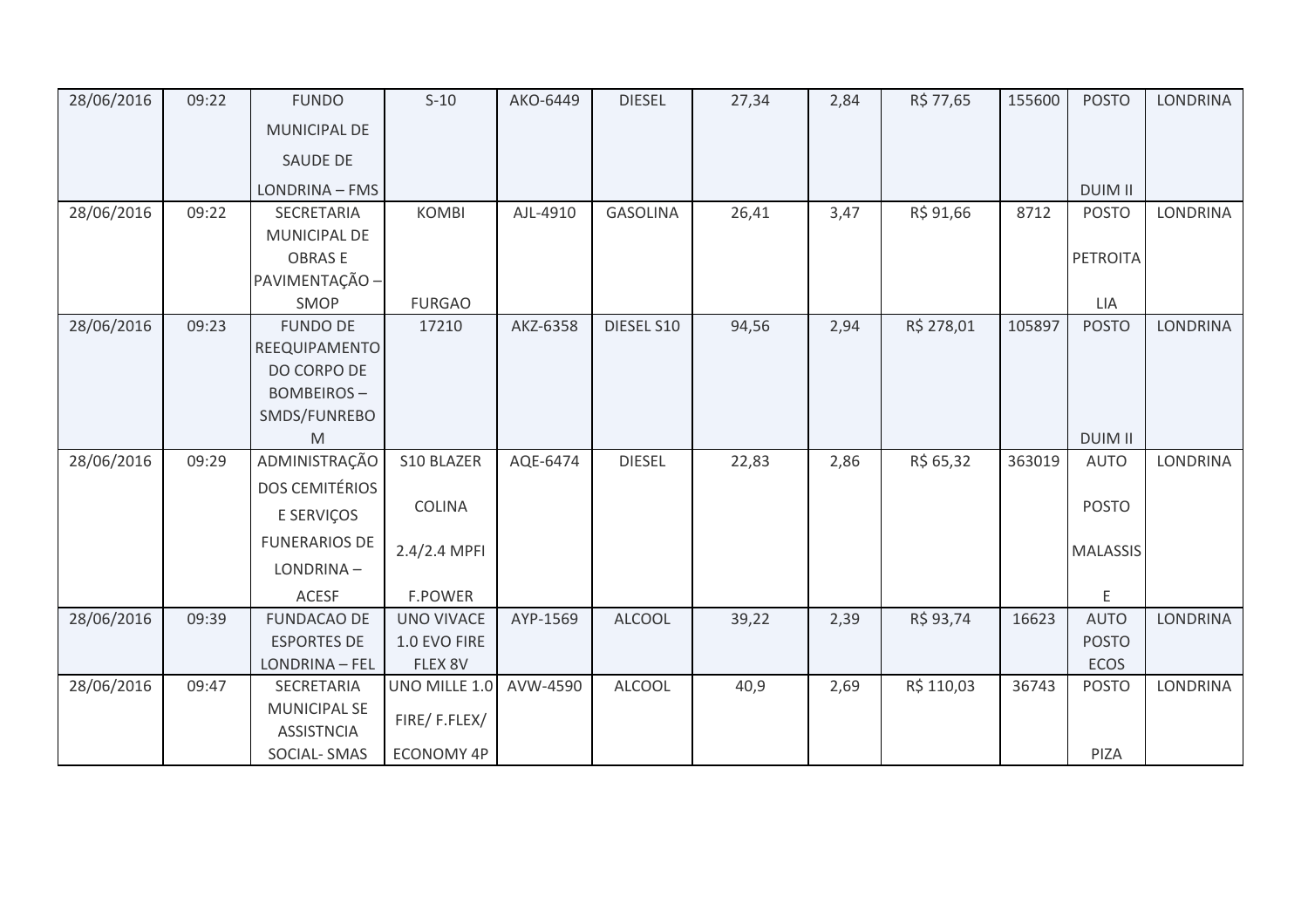| 28/06/2016 | 09:22 | FUNDO MUNICIPAL DE SAUDE DE LONDRINA – FMS | S-10 | AKO-6449 | DIESEL | 27,34 | 2,84 | R$ 77,65 | 155600 | POSTO DUIM II | LONDRINA |
|---|---|---|---|---|---|---|---|---|---|---|---|
| 28/06/2016 | 09:22 | SECRETARIA MUNICIPAL DE OBRAS E PAVIMENTAÇÃO – SMOP | KOMBI FURGAO | AJL-4910 | GASOLINA | 26,41 | 3,47 | R$ 91,66 | 8712 | POSTO PETROITA LIA | LONDRINA |
| 28/06/2016 | 09:23 | FUNDO DE REEQUIPAMENTO DO CORPO DE BOMBEIROS – SMDS/FUNREBO M | 17210 | AKZ-6358 | DIESEL S10 | 94,56 | 2,94 | R$ 278,01 | 105897 | POSTO DUIM II | LONDRINA |
| 28/06/2016 | 09:29 | ADMINISTRAÇÃO DOS CEMITÉRIOS E SERVIÇOS FUNERARIOS DE LONDRINA – ACESF | S10 BLAZER COLINA 2.4/2.4 MPFI F.POWER | AQE-6474 | DIESEL | 22,83 | 2,86 | R$ 65,32 | 363019 | AUTO POSTO MALASSIS E | LONDRINA |
| 28/06/2016 | 09:39 | FUNDACAO DE ESPORTES DE LONDRINA – FEL | UNO VIVACE 1.0 EVO FIRE FLEX 8V | AYP-1569 | ALCOOL | 39,22 | 2,39 | R$ 93,74 | 16623 | AUTO POSTO ECOS | LONDRINA |
| 28/06/2016 | 09:47 | SECRETARIA MUNICIPAL SE ASSISTNCIA SOCIAL- SMAS | UNO MILLE 1.0 FIRE/ F.FLEX/ ECONOMY 4P | AVW-4590 | ALCOOL | 40,9 | 2,69 | R$ 110,03 | 36743 | POSTO PIZA | LONDRINA |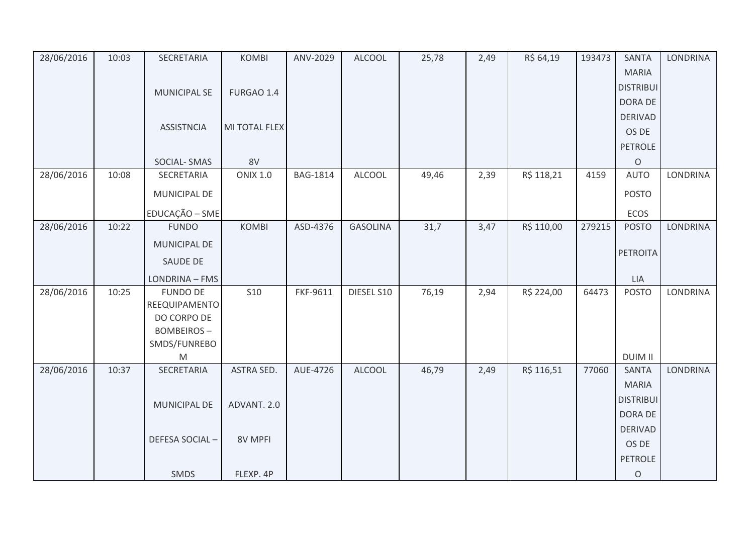| | | | | | | | | | | | |
|---|---|---|---|---|---|---|---|---|---|---|---|
| 28/06/2016 | 10:03 | SECRETARIA MUNICIPAL SE ASSISTNCIA SOCIAL- SMAS | KOMBI FURGAO 1.4 MI TOTAL FLEX 8V | ANV-2029 | ALCOOL | 25,78 | 2,49 | R$ 64,19 | 193473 | SANTA MARIA DISTRIBUIDORA DE DERIVADOS DE PETROLEO | LONDRINA |
| 28/06/2016 | 10:08 | SECRETARIA MUNICIPAL DE EDUCAÇÃO – SME | ONIX 1.0 | BAG-1814 | ALCOOL | 49,46 | 2,39 | R$ 118,21 | 4159 | AUTO POSTO ECOS | LONDRINA |
| 28/06/2016 | 10:22 | FUNDO MUNICIPAL DE SAUDE DE LONDRINA – FMS | KOMBI | ASD-4376 | GASOLINA | 31,7 | 3,47 | R$ 110,00 | 279215 | POSTO PETROITALIA | LONDRINA |
| 28/06/2016 | 10:25 | FUNDO DE REEQUIPAMENTO DO CORPO DE BOMBEIROS – SMDS/FUNREBOM | S10 | FKF-9611 | DIESEL S10 | 76,19 | 2,94 | R$ 224,00 | 64473 | POSTO DUIM II | LONDRINA |
| 28/06/2016 | 10:37 | SECRETARIA MUNICIPAL DE DEFESA SOCIAL – SMDS | ASTRA SED. ADVANT. 2.0 8V MPFI FLEXP. 4P | AUE-4726 | ALCOOL | 46,79 | 2,49 | R$ 116,51 | 77060 | SANTA MARIA DISTRIBUIDORA DE DERIVADOS DE PETROLEO | LONDRINA |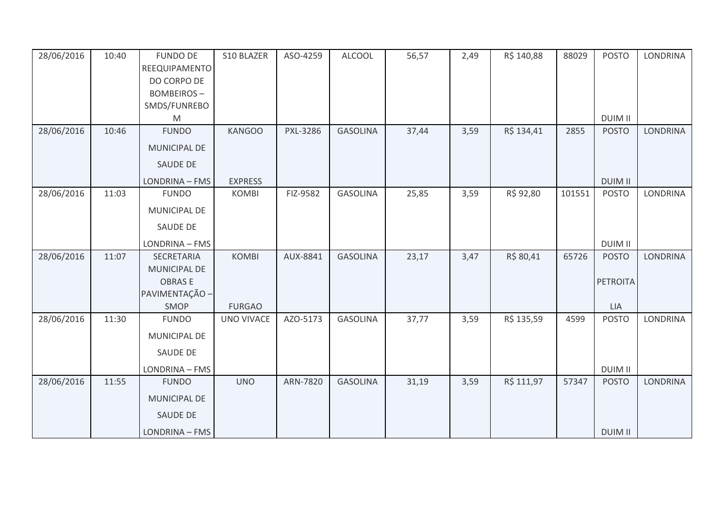| 28/06/2016 | 10:40 | FUNDO DE REEQUIPAMENTO DO CORPO DE BOMBEIROS – SMDS/FUNREBOM | S10 BLAZER | ASO-4259 | ALCOOL | 56,57 | 2,49 | R$ 140,88 | 88029 | POSTO DUIM II | LONDRINA |
|---|---|---|---|---|---|---|---|---|---|---|---|
| 28/06/2016 | 10:46 | FUNDO MUNICIPAL DE SAUDE DE LONDRINA – FMS | KANGOO EXPRESS | PXL-3286 | GASOLINA | 37,44 | 3,59 | R$ 134,41 | 2855 | POSTO DUIM II | LONDRINA |
| 28/06/2016 | 11:03 | FUNDO MUNICIPAL DE SAUDE DE LONDRINA – FMS | KOMBI | FIZ-9582 | GASOLINA | 25,85 | 3,59 | R$ 92,80 | 101551 | POSTO DUIM II | LONDRINA |
| 28/06/2016 | 11:07 | SECRETARIA MUNICIPAL DE OBRAS E PAVIMENTAÇÃO – SMOP | KOMBI FURGAO | AUX-8841 | GASOLINA | 23,17 | 3,47 | R$ 80,41 | 65726 | POSTO PETROITALIA | LONDRINA |
| 28/06/2016 | 11:30 | FUNDO MUNICIPAL DE SAUDE DE LONDRINA – FMS | UNO VIVACE | AZO-5173 | GASOLINA | 37,77 | 3,59 | R$ 135,59 | 4599 | POSTO DUIM II | LONDRINA |
| 28/06/2016 | 11:55 | FUNDO MUNICIPAL DE SAUDE DE LONDRINA – FMS | UNO | ARN-7820 | GASOLINA | 31,19 | 3,59 | R$ 111,97 | 57347 | POSTO DUIM II | LONDRINA |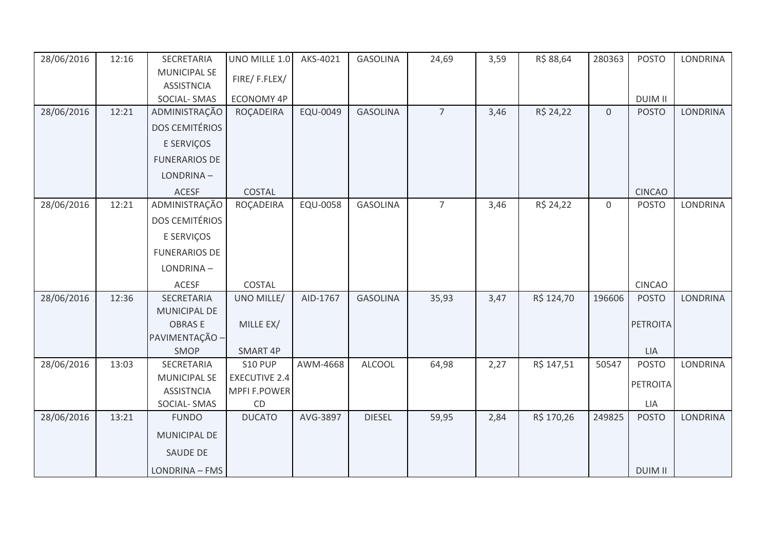| 28/06/2016 | 12:16 | SECRETARIA MUNICIPAL SE ASSISTNCIA SOCIAL- SMAS | UNO MILLE 1.0 FIRE/ F.FLEX/ ECONOMY 4P | AKS-4021 | GASOLINA | 24,69 | 3,59 | R$ 88,64 | 280363 | POSTO DUIM II | LONDRINA |
|---|---|---|---|---|---|---|---|---|---|---|---|
| 28/06/2016 | 12:21 | ADMINISTRAÇÃO DOS CEMITÉRIOS E SERVIÇOS FUNERARIOS DE LONDRINA – ACESF | ROÇADEIRA COSTAL | EQU-0049 | GASOLINA | 7 | 3,46 | R$ 24,22 | 0 | POSTO CINCAO | LONDRINA |
| 28/06/2016 | 12:21 | ADMINISTRAÇÃO DOS CEMITÉRIOS E SERVIÇOS FUNERARIOS DE LONDRINA – ACESF | ROÇADEIRA COSTAL | EQU-0058 | GASOLINA | 7 | 3,46 | R$ 24,22 | 0 | POSTO CINCAO | LONDRINA |
| 28/06/2016 | 12:36 | SECRETARIA MUNICIPAL DE OBRAS E PAVIMENTAÇÃO – SMOP | UNO MILLE/ MILLE EX/ SMART 4P | AID-1767 | GASOLINA | 35,93 | 3,47 | R$ 124,70 | 196606 | POSTO PETROITA LIA | LONDRINA |
| 28/06/2016 | 13:03 | SECRETARIA MUNICIPAL SE ASSISTNCIA SOCIAL- SMAS | S10 PUP EXECUTIVE 2.4 MPFI F.POWER CD | AWM-4668 | ALCOOL | 64,98 | 2,27 | R$ 147,51 | 50547 | POSTO PETROITA LIA | LONDRINA |
| 28/06/2016 | 13:21 | FUNDO MUNICIPAL DE SAUDE DE LONDRINA – FMS | DUCATO | AVG-3897 | DIESEL | 59,95 | 2,84 | R$ 170,26 | 249825 | POSTO DUIM II | LONDRINA |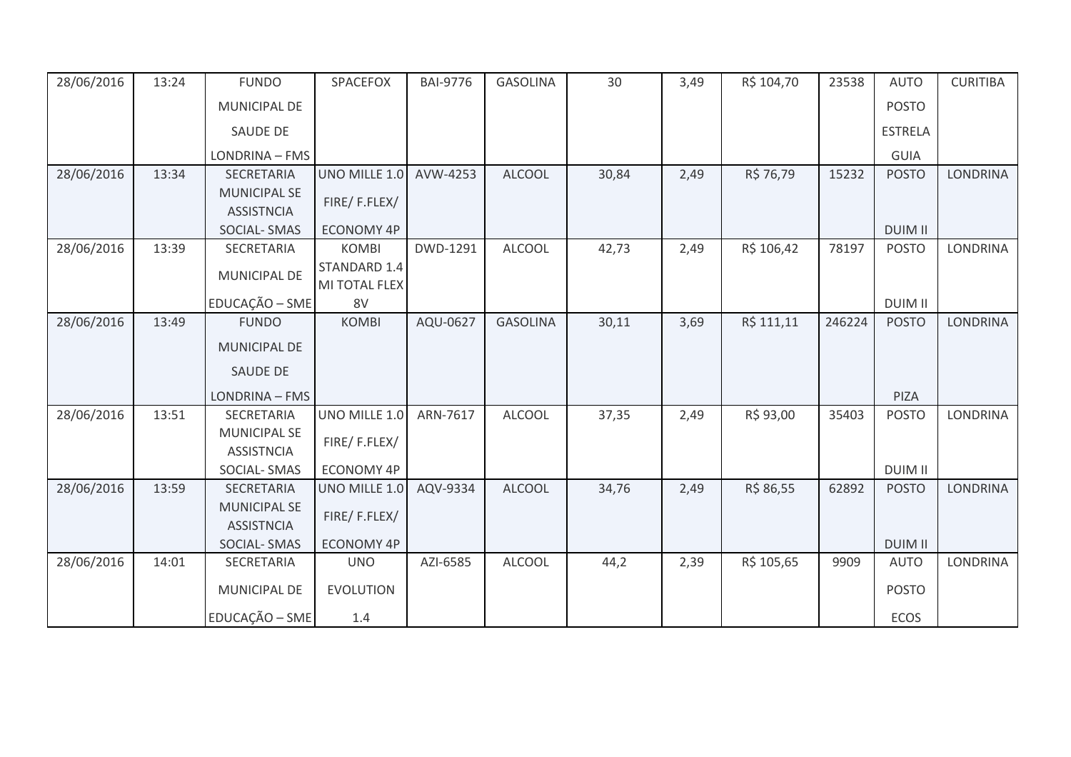| 28/06/2016 | 13:24 | FUNDO MUNICIPAL DE SAUDE DE LONDRINA – FMS | SPACEFOX | BAI-9776 | GASOLINA | 30 | 3,49 | R$ 104,70 | 23538 | AUTO POSTO ESTRELA GUIA | CURITIBA |
|---|---|---|---|---|---|---|---|---|---|---|---|
| 28/06/2016 | 13:34 | SECRETARIA MUNICIPAL SE ASSISTNCIA SOCIAL- SMAS | UNO MILLE 1.0 FIRE/ F.FLEX/ ECONOMY 4P | AVW-4253 | ALCOOL | 30,84 | 2,49 | R$ 76,79 | 15232 | POSTO DUIM II | LONDRINA |
| 28/06/2016 | 13:39 | SECRETARIA MUNICIPAL DE EDUCAÇÃO – SME | KOMBI STANDARD 1.4 MI TOTAL FLEX 8V | DWD-1291 | ALCOOL | 42,73 | 2,49 | R$ 106,42 | 78197 | POSTO DUIM II | LONDRINA |
| 28/06/2016 | 13:49 | FUNDO MUNICIPAL DE SAUDE DE LONDRINA – FMS | KOMBI | AQU-0627 | GASOLINA | 30,11 | 3,69 | R$ 111,11 | 246224 | POSTO PIZA | LONDRINA |
| 28/06/2016 | 13:51 | SECRETARIA MUNICIPAL SE ASSISTNCIA SOCIAL- SMAS | UNO MILLE 1.0 FIRE/ F.FLEX/ ECONOMY 4P | ARN-7617 | ALCOOL | 37,35 | 2,49 | R$ 93,00 | 35403 | POSTO DUIM II | LONDRINA |
| 28/06/2016 | 13:59 | SECRETARIA MUNICIPAL SE ASSISTNCIA SOCIAL- SMAS | UNO MILLE 1.0 FIRE/ F.FLEX/ ECONOMY 4P | AQV-9334 | ALCOOL | 34,76 | 2,49 | R$ 86,55 | 62892 | POSTO DUIM II | LONDRINA |
| 28/06/2016 | 14:01 | SECRETARIA MUNICIPAL DE EDUCAÇÃO – SME | UNO EVOLUTION 1.4 | AZI-6585 | ALCOOL | 44,2 | 2,39 | R$ 105,65 | 9909 | AUTO POSTO ECOS | LONDRINA |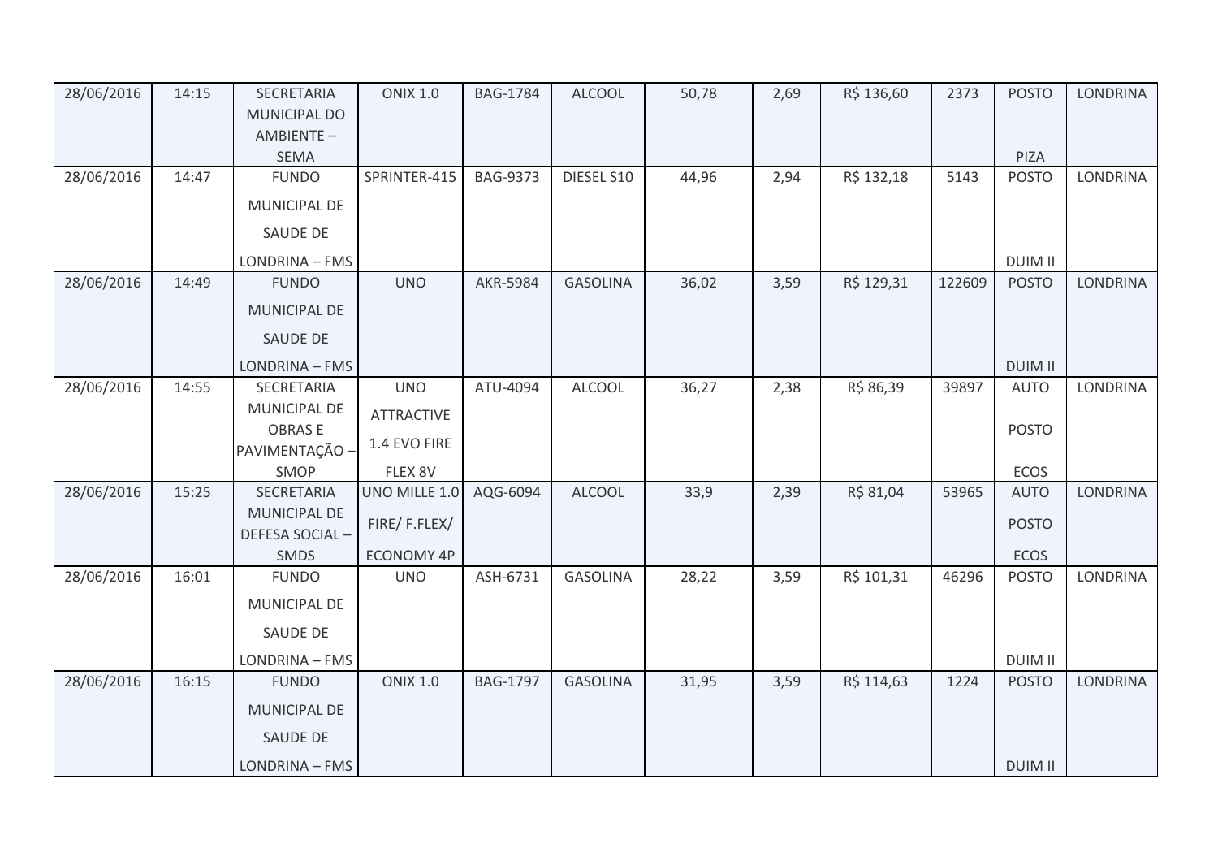| 28/06/2016 | 14:15 | SECRETARIA MUNICIPAL DO AMBIENTE – SEMA | ONIX 1.0 | BAG-1784 | ALCOOL | 50,78 | 2,69 | R$ 136,60 | 2373 | POSTO PIZA | LONDRINA |
|---|---|---|---|---|---|---|---|---|---|---|---|
| 28/06/2016 | 14:47 | FUNDO MUNICIPAL DE SAUDE DE LONDRINA – FMS | SPRINTER-415 | BAG-9373 | DIESEL S10 | 44,96 | 2,94 | R$ 132,18 | 5143 | POSTO DUIM II | LONDRINA |
| 28/06/2016 | 14:49 | FUNDO MUNICIPAL DE SAUDE DE LONDRINA – FMS | UNO | AKR-5984 | GASOLINA | 36,02 | 3,59 | R$ 129,31 | 122609 | POSTO DUIM II | LONDRINA |
| 28/06/2016 | 14:55 | SECRETARIA MUNICIPAL DE OBRAS E PAVIMENTAÇÃO – SMOP | UNO ATTRACTIVE 1.4 EVO FIRE FLEX 8V | ATU-4094 | ALCOOL | 36,27 | 2,38 | R$ 86,39 | 39897 | AUTO POSTO ECOS | LONDRINA |
| 28/06/2016 | 15:25 | SECRETARIA MUNICIPAL DE DEFESA SOCIAL – SMDS | UNO MILLE 1.0 FIRE/ F.FLEX/ ECONOMY 4P | AQG-6094 | ALCOOL | 33,9 | 2,39 | R$ 81,04 | 53965 | AUTO POSTO ECOS | LONDRINA |
| 28/06/2016 | 16:01 | FUNDO MUNICIPAL DE SAUDE DE LONDRINA – FMS | UNO | ASH-6731 | GASOLINA | 28,22 | 3,59 | R$ 101,31 | 46296 | POSTO DUIM II | LONDRINA |
| 28/06/2016 | 16:15 | FUNDO MUNICIPAL DE SAUDE DE LONDRINA – FMS | ONIX 1.0 | BAG-1797 | GASOLINA | 31,95 | 3,59 | R$ 114,63 | 1224 | POSTO DUIM II | LONDRINA |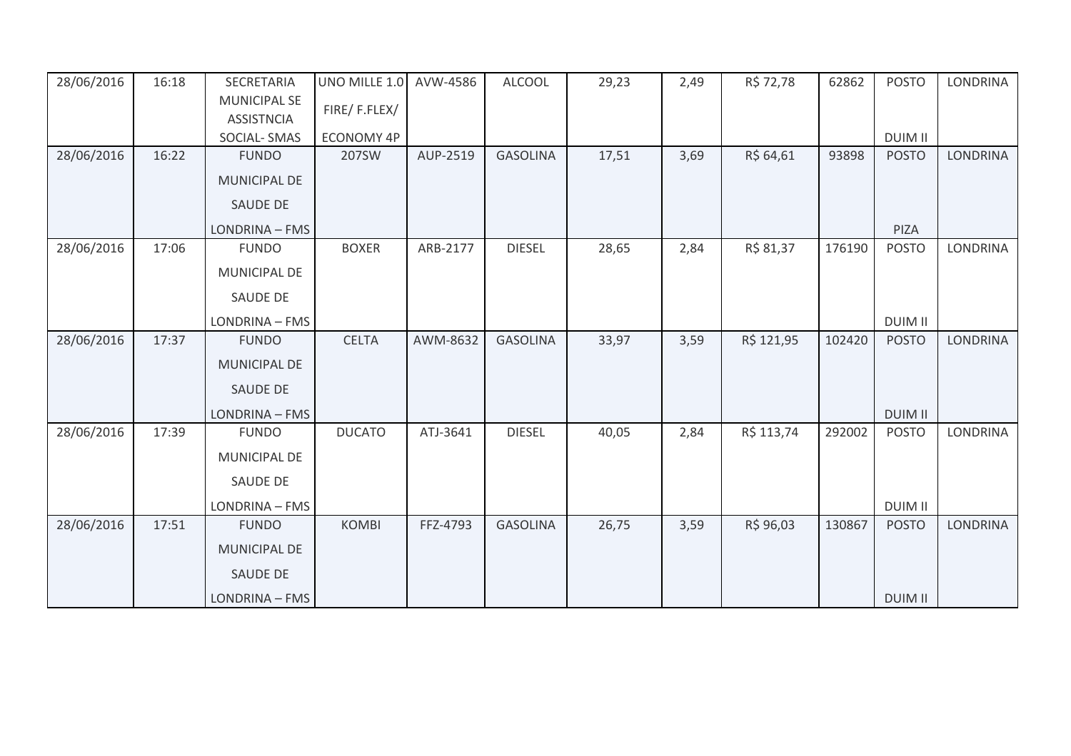| 28/06/2016 | 16:18 | SECRETARIA MUNICIPAL SE ASSISTNCIA SOCIAL- SMAS | UNO MILLE 1.0 FIRE/ F.FLEX/ ECONOMY 4P | AVW-4586 | ALCOOL | 29,23 | 2,49 | R$ 72,78 | 62862 | POSTO DUIM II | LONDRINA |
|---|---|---|---|---|---|---|---|---|---|---|---|
| 28/06/2016 | 16:22 | FUNDO MUNICIPAL DE SAUDE DE LONDRINA – FMS | 207SW | AUP-2519 | GASOLINA | 17,51 | 3,69 | R$ 64,61 | 93898 | POSTO PIZA | LONDRINA |
| 28/06/2016 | 17:06 | FUNDO MUNICIPAL DE SAUDE DE LONDRINA – FMS | BOXER | ARB-2177 | DIESEL | 28,65 | 2,84 | R$ 81,37 | 176190 | POSTO DUIM II | LONDRINA |
| 28/06/2016 | 17:37 | FUNDO MUNICIPAL DE SAUDE DE LONDRINA – FMS | CELTA | AWM-8632 | GASOLINA | 33,97 | 3,59 | R$ 121,95 | 102420 | POSTO DUIM II | LONDRINA |
| 28/06/2016 | 17:39 | FUNDO MUNICIPAL DE SAUDE DE LONDRINA – FMS | DUCATO | ATJ-3641 | DIESEL | 40,05 | 2,84 | R$ 113,74 | 292002 | POSTO DUIM II | LONDRINA |
| 28/06/2016 | 17:51 | FUNDO MUNICIPAL DE SAUDE DE LONDRINA – FMS | KOMBI | FFZ-4793 | GASOLINA | 26,75 | 3,59 | R$ 96,03 | 130867 | POSTO DUIM II | LONDRINA |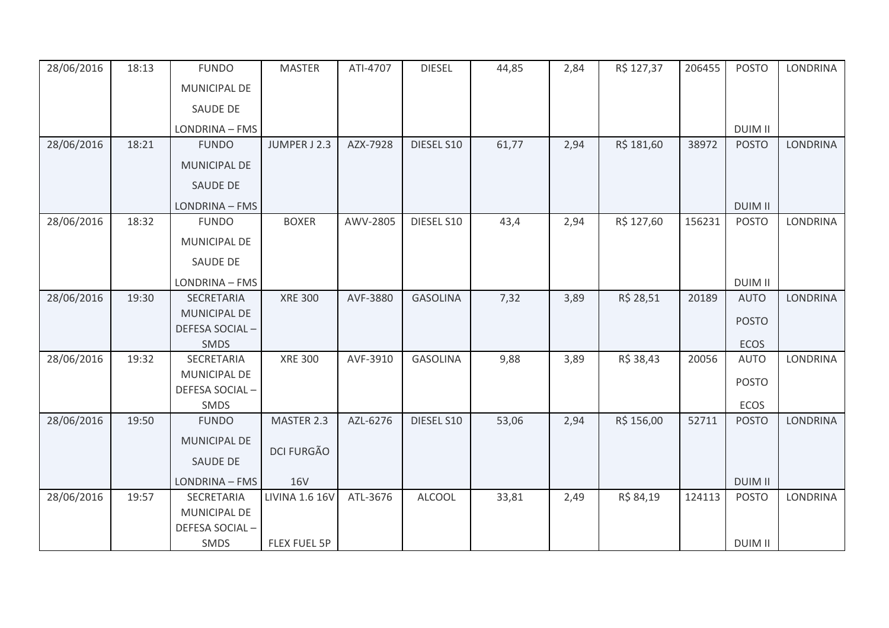| 28/06/2016 | 18:13 | FUNDO MUNICIPAL DE SAUDE DE LONDRINA – FMS | MASTER | ATI-4707 | DIESEL | 44,85 | 2,84 | R$ 127,37 | 206455 | POSTO DUIM II | LONDRINA |
|---|---|---|---|---|---|---|---|---|---|---|---|
| 28/06/2016 | 18:21 | FUNDO MUNICIPAL DE SAUDE DE LONDRINA – FMS | JUMPER J 2.3 | AZX-7928 | DIESEL S10 | 61,77 | 2,94 | R$ 181,60 | 38972 | POSTO DUIM II | LONDRINA |
| 28/06/2016 | 18:32 | FUNDO MUNICIPAL DE SAUDE DE LONDRINA – FMS | BOXER | AWV-2805 | DIESEL S10 | 43,4 | 2,94 | R$ 127,60 | 156231 | POSTO DUIM II | LONDRINA |
| 28/06/2016 | 19:30 | SECRETARIA MUNICIPAL DE DEFESA SOCIAL – SMDS | XRE 300 | AVF-3880 | GASOLINA | 7,32 | 3,89 | R$ 28,51 | 20189 | AUTO POSTO ECOS | LONDRINA |
| 28/06/2016 | 19:32 | SECRETARIA MUNICIPAL DE DEFESA SOCIAL – SMDS | XRE 300 | AVF-3910 | GASOLINA | 9,88 | 3,89 | R$ 38,43 | 20056 | AUTO POSTO ECOS | LONDRINA |
| 28/06/2016 | 19:50 | FUNDO MUNICIPAL DE SAUDE DE LONDRINA – FMS | MASTER 2.3 DCI FURGÃO 16V | AZL-6276 | DIESEL S10 | 53,06 | 2,94 | R$ 156,00 | 52711 | POSTO DUIM II | LONDRINA |
| 28/06/2016 | 19:57 | SECRETARIA MUNICIPAL DE DEFESA SOCIAL – SMDS | LIVINA 1.6 16V FLEX FUEL 5P | ATL-3676 | ALCOOL | 33,81 | 2,49 | R$ 84,19 | 124113 | POSTO DUIM II | LONDRINA |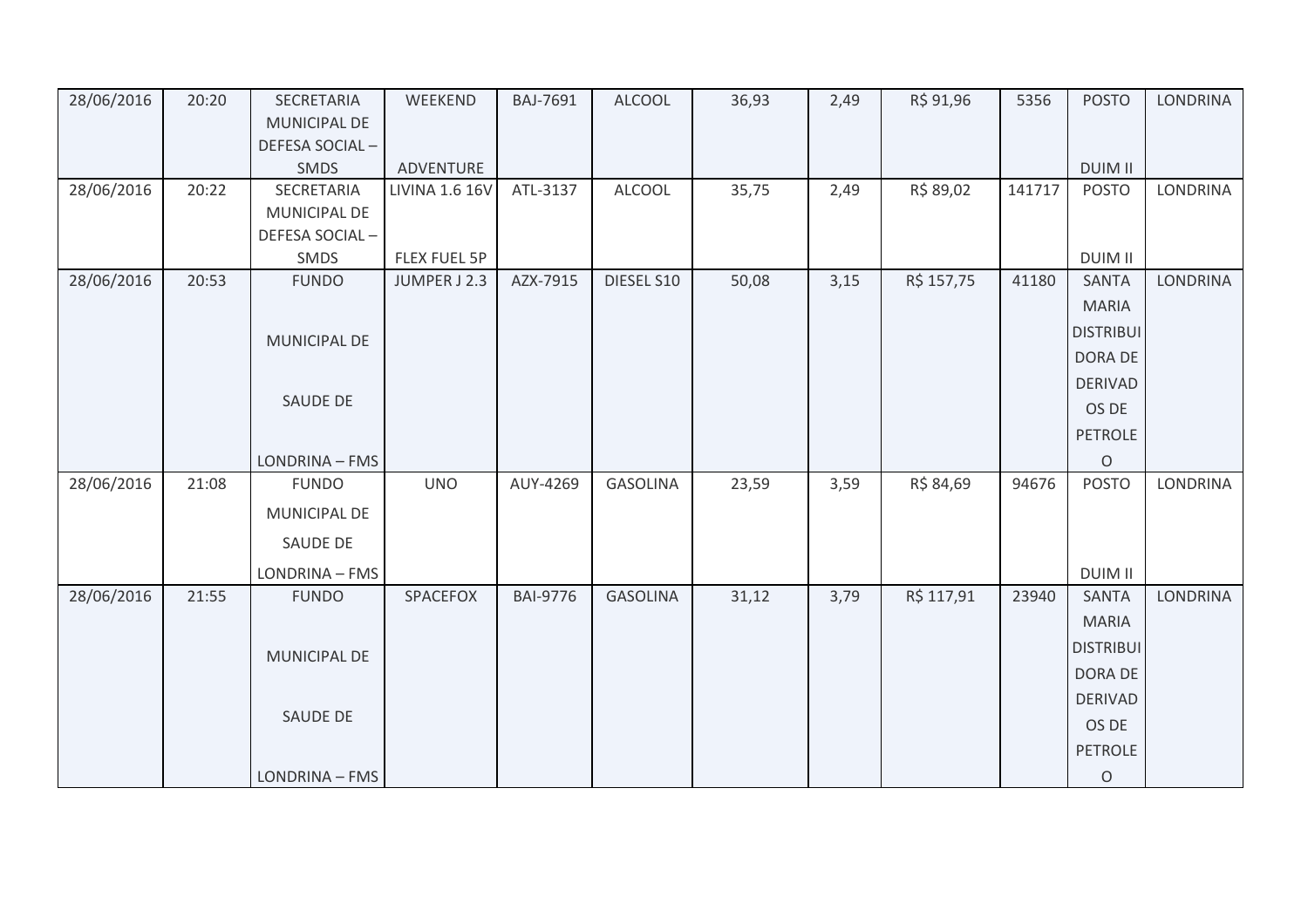| 28/06/2016 | 20:20 | SECRETARIA MUNICIPAL DE DEFESA SOCIAL – SMDS | WEEKEND ADVENTURE | BAJ-7691 | ALCOOL | 36,93 | 2,49 | R$ 91,96 | 5356 | POSTO DUIM II | LONDRINA |
|---|---|---|---|---|---|---|---|---|---|---|---|
| 28/06/2016 | 20:22 | SECRETARIA MUNICIPAL DE DEFESA SOCIAL – SMDS | LIVINA 1.6 16V FLEX FUEL 5P | ATL-3137 | ALCOOL | 35,75 | 2,49 | R$ 89,02 | 141717 | POSTO DUIM II | LONDRINA |
| 28/06/2016 | 20:53 | FUNDO MUNICIPAL DE SAUDE DE LONDRINA – FMS | JUMPER J 2.3 | AZX-7915 | DIESEL S10 | 50,08 | 3,15 | R$ 157,75 | 41180 | SANTA MARIA DISTRIBUIDORA DE DERIVADOS DE PETROLEO | LONDRINA |
| 28/06/2016 | 21:08 | FUNDO MUNICIPAL DE SAUDE DE LONDRINA – FMS | UNO | AUY-4269 | GASOLINA | 23,59 | 3,59 | R$ 84,69 | 94676 | POSTO DUIM II | LONDRINA |
| 28/06/2016 | 21:55 | FUNDO MUNICIPAL DE SAUDE DE LONDRINA – FMS | SPACEFOX | BAI-9776 | GASOLINA | 31,12 | 3,79 | R$ 117,91 | 23940 | SANTA MARIA DISTRIBUIDORA DE DERIVADOS DE PETROLEO | LONDRINA |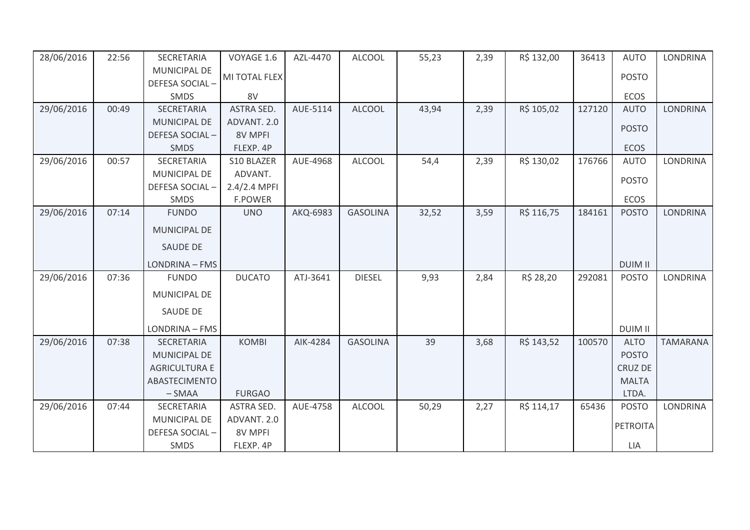| 28/06/2016 | 22:56 | SECRETARIA MUNICIPAL DE DEFESA SOCIAL – SMDS | VOYAGE 1.6 MI TOTAL FLEX 8V | AZL-4470 | ALCOOL | 55,23 | 2,39 | R$ 132,00 | 36413 | AUTO POSTO ECOS | LONDRINA |
|---|---|---|---|---|---|---|---|---|---|---|---|
| 29/06/2016 | 00:49 | SECRETARIA MUNICIPAL DE DEFESA SOCIAL – SMDS | ASTRA SED. ADVANT. 2.0 8V MPFI FLEXP. 4P | AUE-5114 | ALCOOL | 43,94 | 2,39 | R$ 105,02 | 127120 | AUTO POSTO ECOS | LONDRINA |
| 29/06/2016 | 00:57 | SECRETARIA MUNICIPAL DE DEFESA SOCIAL – SMDS | S10 BLAZER ADVANT. 2.4/2.4 MPFI F.POWER | AUE-4968 | ALCOOL | 54,4 | 2,39 | R$ 130,02 | 176766 | AUTO POSTO ECOS | LONDRINA |
| 29/06/2016 | 07:14 | FUNDO MUNICIPAL DE SAUDE DE LONDRINA – FMS | UNO | AKQ-6983 | GASOLINA | 32,52 | 3,59 | R$ 116,75 | 184161 | POSTO DUIM II | LONDRINA |
| 29/06/2016 | 07:36 | FUNDO MUNICIPAL DE SAUDE DE LONDRINA – FMS | DUCATO | ATJ-3641 | DIESEL | 9,93 | 2,84 | R$ 28,20 | 292081 | POSTO DUIM II | LONDRINA |
| 29/06/2016 | 07:38 | SECRETARIA MUNICIPAL DE AGRICULTURA E ABASTECIMENTO – SMAA | KOMBI FURGAO | AIK-4284 | GASOLINA | 39 | 3,68 | R$ 143,52 | 100570 | ALTO POSTO CRUZ DE MALTA LTDA. | TAMARANA |
| 29/06/2016 | 07:44 | SECRETARIA MUNICIPAL DE DEFESA SOCIAL – SMDS | ASTRA SED. ADVANT. 2.0 8V MPFI FLEXP. 4P | AUE-4758 | ALCOOL | 50,29 | 2,27 | R$ 114,17 | 65436 | POSTO PETROITA LIA | LONDRINA |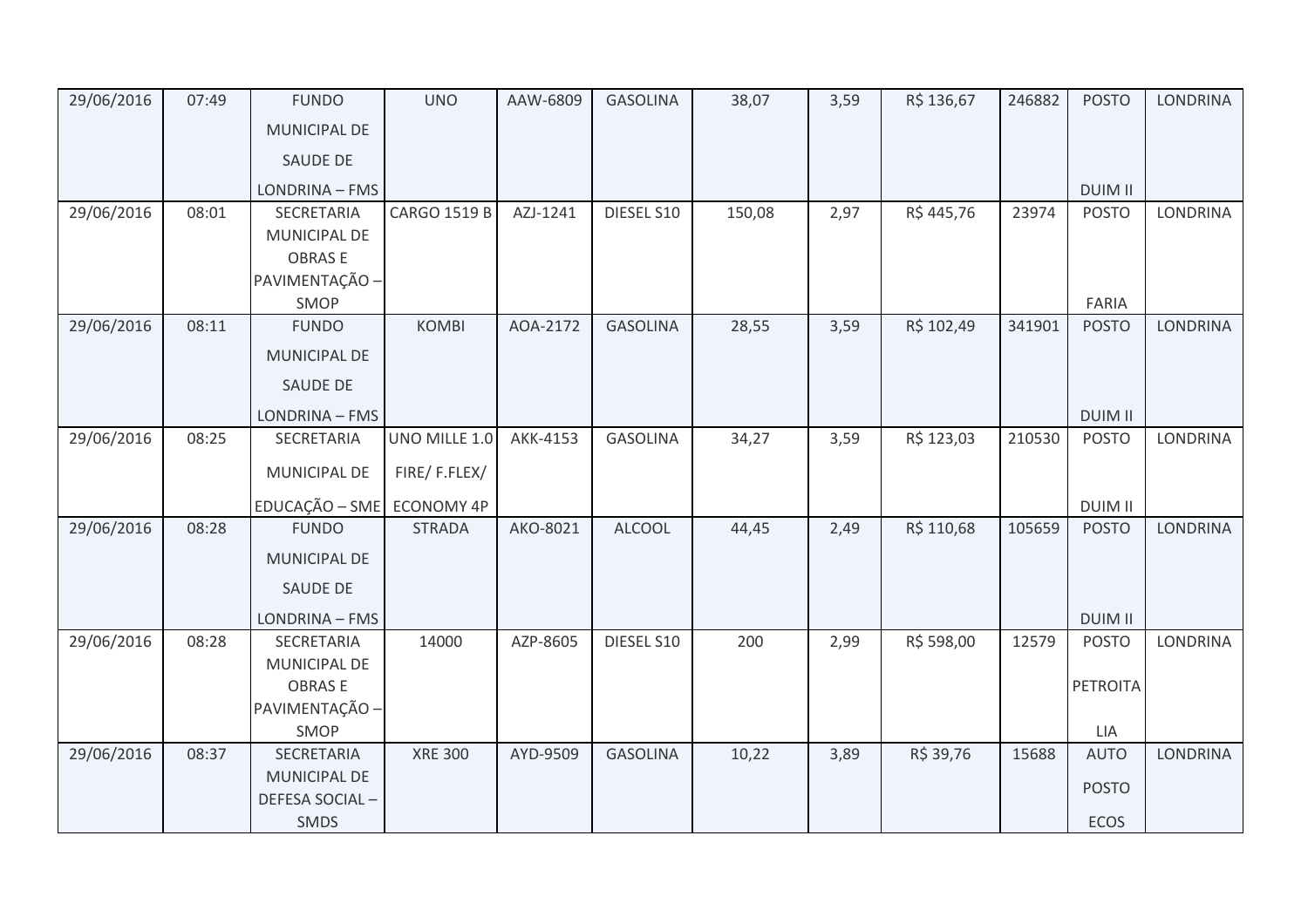| 29/06/2016 | 07:49 | FUNDO MUNICIPAL DE SAUDE DE LONDRINA – FMS | UNO | AAW-6809 | GASOLINA | 38,07 | 3,59 | R$ 136,67 | 246882 | POSTO DUIM II | LONDRINA |
|---|---|---|---|---|---|---|---|---|---|---|---|
| 29/06/2016 | 08:01 | SECRETARIA MUNICIPAL DE OBRAS E PAVIMENTAÇÃO – SMOP | CARGO 1519 B | AZJ-1241 | DIESEL S10 | 150,08 | 2,97 | R$ 445,76 | 23974 | POSTO FARIA | LONDRINA |
| 29/06/2016 | 08:11 | FUNDO MUNICIPAL DE SAUDE DE LONDRINA – FMS | KOMBI | AOA-2172 | GASOLINA | 28,55 | 3,59 | R$ 102,49 | 341901 | POSTO DUIM II | LONDRINA |
| 29/06/2016 | 08:25 | SECRETARIA MUNICIPAL DE EDUCAÇÃO – SME | UNO MILLE 1.0 FIRE/ F.FLEX/ ECONOMY 4P | AKK-4153 | GASOLINA | 34,27 | 3,59 | R$ 123,03 | 210530 | POSTO DUIM II | LONDRINA |
| 29/06/2016 | 08:28 | FUNDO MUNICIPAL DE SAUDE DE LONDRINA – FMS | STRADA | AKO-8021 | ALCOOL | 44,45 | 2,49 | R$ 110,68 | 105659 | POSTO DUIM II | LONDRINA |
| 29/06/2016 | 08:28 | SECRETARIA MUNICIPAL DE OBRAS E PAVIMENTAÇÃO – SMOP | 14000 | AZP-8605 | DIESEL S10 | 200 | 2,99 | R$ 598,00 | 12579 | POSTO PETROITA LIA | LONDRINA |
| 29/06/2016 | 08:37 | SECRETARIA MUNICIPAL DE DEFESA SOCIAL – SMDS | XRE 300 | AYD-9509 | GASOLINA | 10,22 | 3,89 | R$ 39,76 | 15688 | AUTO POSTO ECOS | LONDRINA |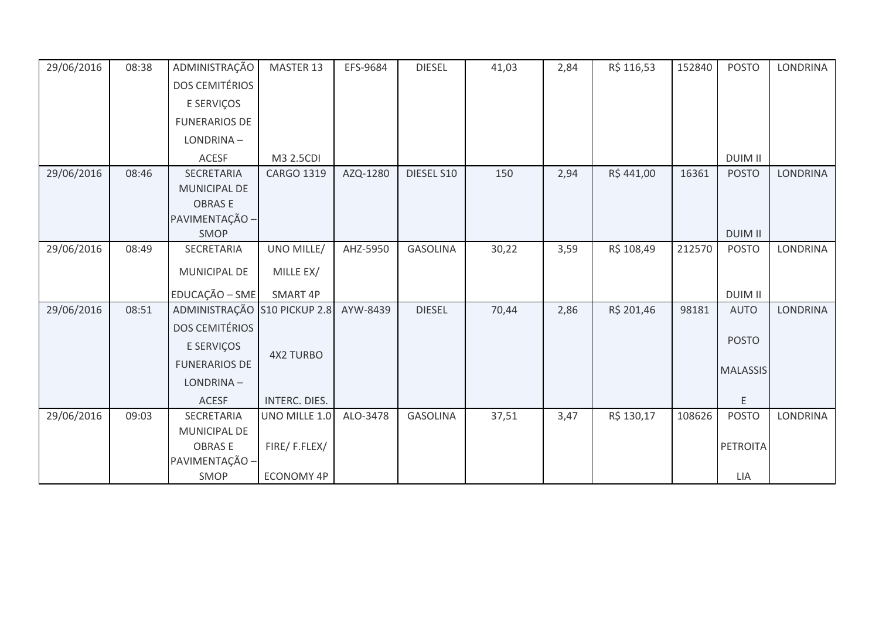| 29/06/2016 | 08:38 | ADMINISTRAÇÃO DOS CEMITÉRIOS E SERVIÇOS FUNERARIOS DE LONDRINA – ACESF | MASTER 13 M3 2.5CDI | EFS-9684 | DIESEL | 41,03 | 2,84 | R$ 116,53 | 152840 | POSTO DUIM II | LONDRINA |
|---|---|---|---|---|---|---|---|---|---|---|---|
| 29/06/2016 | 08:46 | SECRETARIA MUNICIPAL DE OBRAS E PAVIMENTAÇÃO – SMOP | CARGO 1319 | AZQ-1280 | DIESEL S10 | 150 | 2,94 | R$ 441,00 | 16361 | POSTO DUIM II | LONDRINA |
| 29/06/2016 | 08:49 | SECRETARIA MUNICIPAL DE EDUCAÇÃO – SME | UNO MILLE/ MILLE EX/ SMART 4P | AHZ-5950 | GASOLINA | 30,22 | 3,59 | R$ 108,49 | 212570 | POSTO DUIM II | LONDRINA |
| 29/06/2016 | 08:51 | ADMINISTRAÇÃO DOS CEMITÉRIOS E SERVIÇOS FUNERARIOS DE LONDRINA – ACESF | S10 PICKUP 2.8 4X2 TURBO INTERC. DIES. | AYW-8439 | DIESEL | 70,44 | 2,86 | R$ 201,46 | 98181 | AUTO POSTO MALASSIS E | LONDRINA |
| 29/06/2016 | 09:03 | SECRETARIA MUNICIPAL DE OBRAS E PAVIMENTAÇÃO – SMOP | UNO MILLE 1.0 FIRE/ F.FLEX/ ECONOMY 4P | ALO-3478 | GASOLINA | 37,51 | 3,47 | R$ 130,17 | 108626 | POSTO PETROITA LIA | LONDRINA |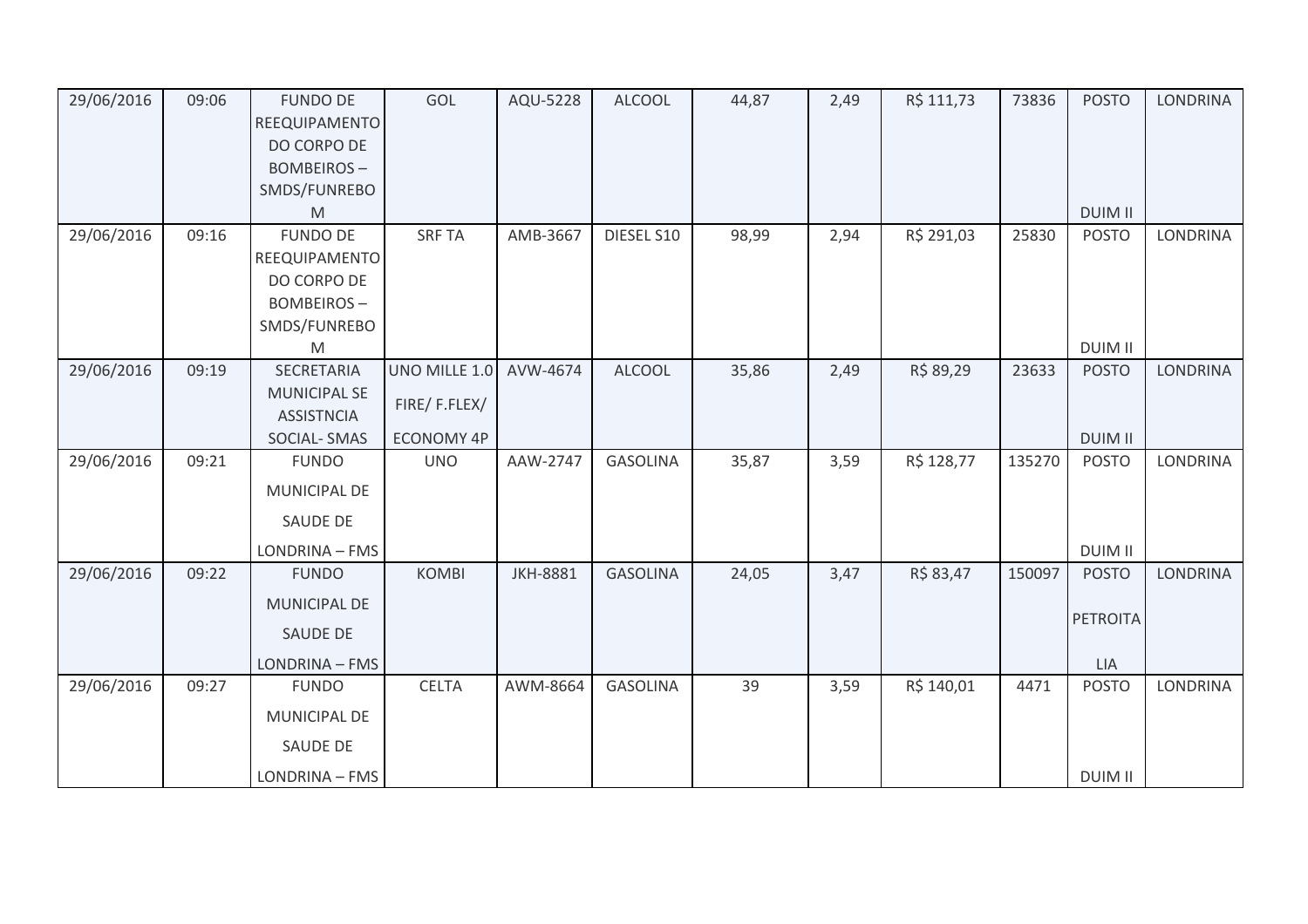| 29/06/2016 | 09:06 | FUNDO DE REEQUIPAMENTO DO CORPO DE BOMBEIROS – SMDS/FUNREBOM | GOL | AQU-5228 | ALCOOL | 44,87 | 2,49 | R$ 111,73 | 73836 | POSTO DUIM II | LONDRINA |
|---|---|---|---|---|---|---|---|---|---|---|---|
| 29/06/2016 | 09:16 | FUNDO DE REEQUIPAMENTO DO CORPO DE BOMBEIROS – SMDS/FUNREBOM | SRF TA | AMB-3667 | DIESEL S10 | 98,99 | 2,94 | R$ 291,03 | 25830 | POSTO DUIM II | LONDRINA |
| 29/06/2016 | 09:19 | SECRETARIA MUNICIPAL SE ASSISTNCIA SOCIAL- SMAS | UNO MILLE 1.0 FIRE/ F.FLEX/ ECONOMY 4P | AVW-4674 | ALCOOL | 35,86 | 2,49 | R$ 89,29 | 23633 | POSTO DUIM II | LONDRINA |
| 29/06/2016 | 09:21 | FUNDO MUNICIPAL DE SAUDE DE LONDRINA – FMS | UNO | AAW-2747 | GASOLINA | 35,87 | 3,59 | R$ 128,77 | 135270 | POSTO DUIM II | LONDRINA |
| 29/06/2016 | 09:22 | FUNDO MUNICIPAL DE SAUDE DE LONDRINA – FMS | KOMBI | JKH-8881 | GASOLINA | 24,05 | 3,47 | R$ 83,47 | 150097 | POSTO PETROITALIA | LONDRINA |
| 29/06/2016 | 09:27 | FUNDO MUNICIPAL DE SAUDE DE LONDRINA – FMS | CELTA | AWM-8664 | GASOLINA | 39 | 3,59 | R$ 140,01 | 4471 | POSTO DUIM II | LONDRINA |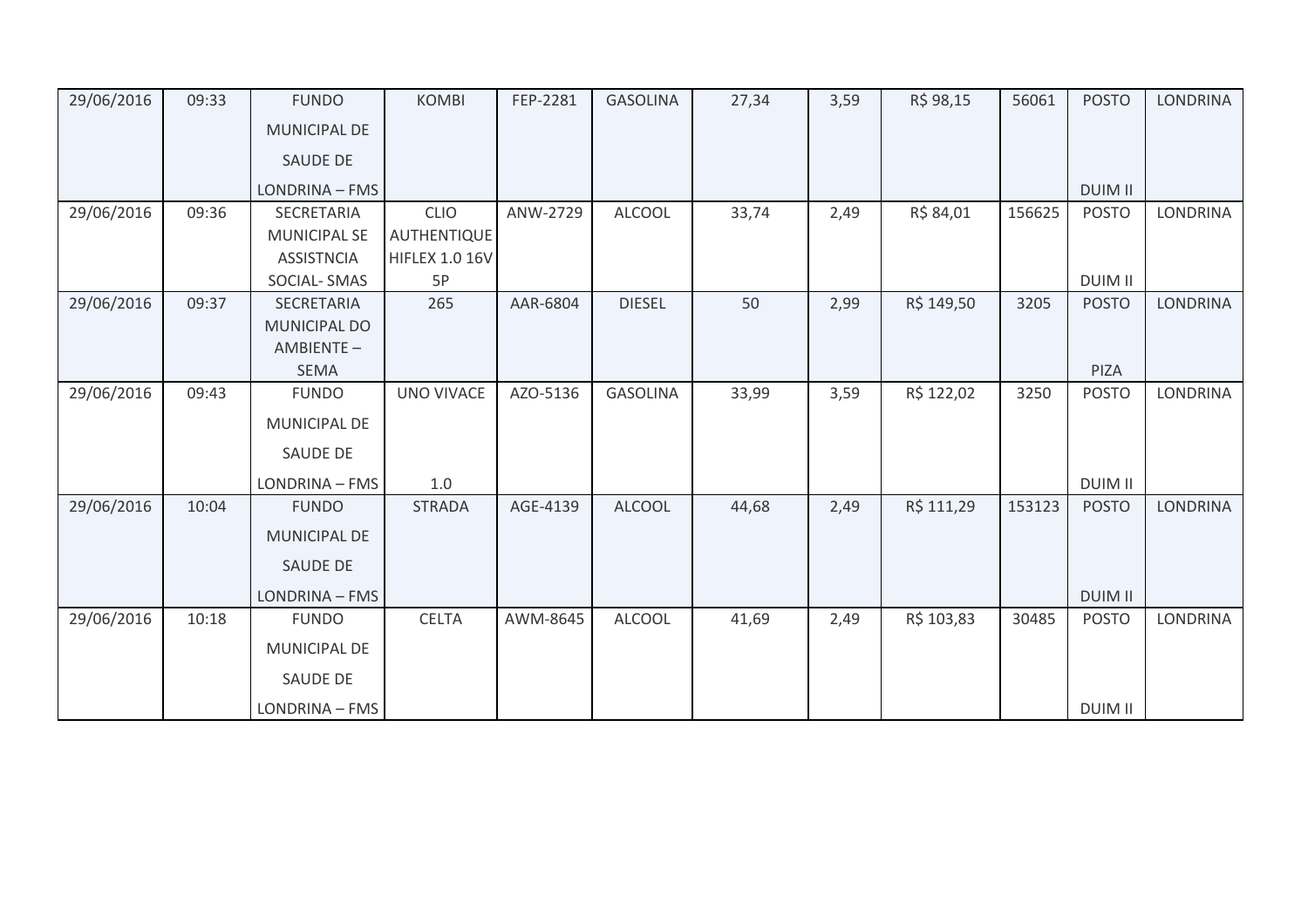| 29/06/2016 | 09:33 | FUNDO MUNICIPAL DE SAUDE DE LONDRINA – FMS | KOMBI | FEP-2281 | GASOLINA | 27,34 | 3,59 | R$ 98,15 | 56061 | POSTO DUIM II | LONDRINA |
|---|---|---|---|---|---|---|---|---|---|---|---|
| 29/06/2016 | 09:36 | SECRETARIA MUNICIPAL SE ASSISTNCIA SOCIAL- SMAS | CLIO AUTHENTIQUE HIFLEX 1.0 16V 5P | ANW-2729 | ALCOOL | 33,74 | 2,49 | R$ 84,01 | 156625 | POSTO DUIM II | LONDRINA |
| 29/06/2016 | 09:37 | SECRETARIA MUNICIPAL DO AMBIENTE – SEMA | 265 | AAR-6804 | DIESEL | 50 | 2,99 | R$ 149,50 | 3205 | POSTO PIZA | LONDRINA |
| 29/06/2016 | 09:43 | FUNDO MUNICIPAL DE SAUDE DE LONDRINA – FMS | UNO VIVACE 1.0 | AZO-5136 | GASOLINA | 33,99 | 3,59 | R$ 122,02 | 3250 | POSTO DUIM II | LONDRINA |
| 29/06/2016 | 10:04 | FUNDO MUNICIPAL DE SAUDE DE LONDRINA – FMS | STRADA | AGE-4139 | ALCOOL | 44,68 | 2,49 | R$ 111,29 | 153123 | POSTO DUIM II | LONDRINA |
| 29/06/2016 | 10:18 | FUNDO MUNICIPAL DE SAUDE DE LONDRINA – FMS | CELTA | AWM-8645 | ALCOOL | 41,69 | 2,49 | R$ 103,83 | 30485 | POSTO DUIM II | LONDRINA |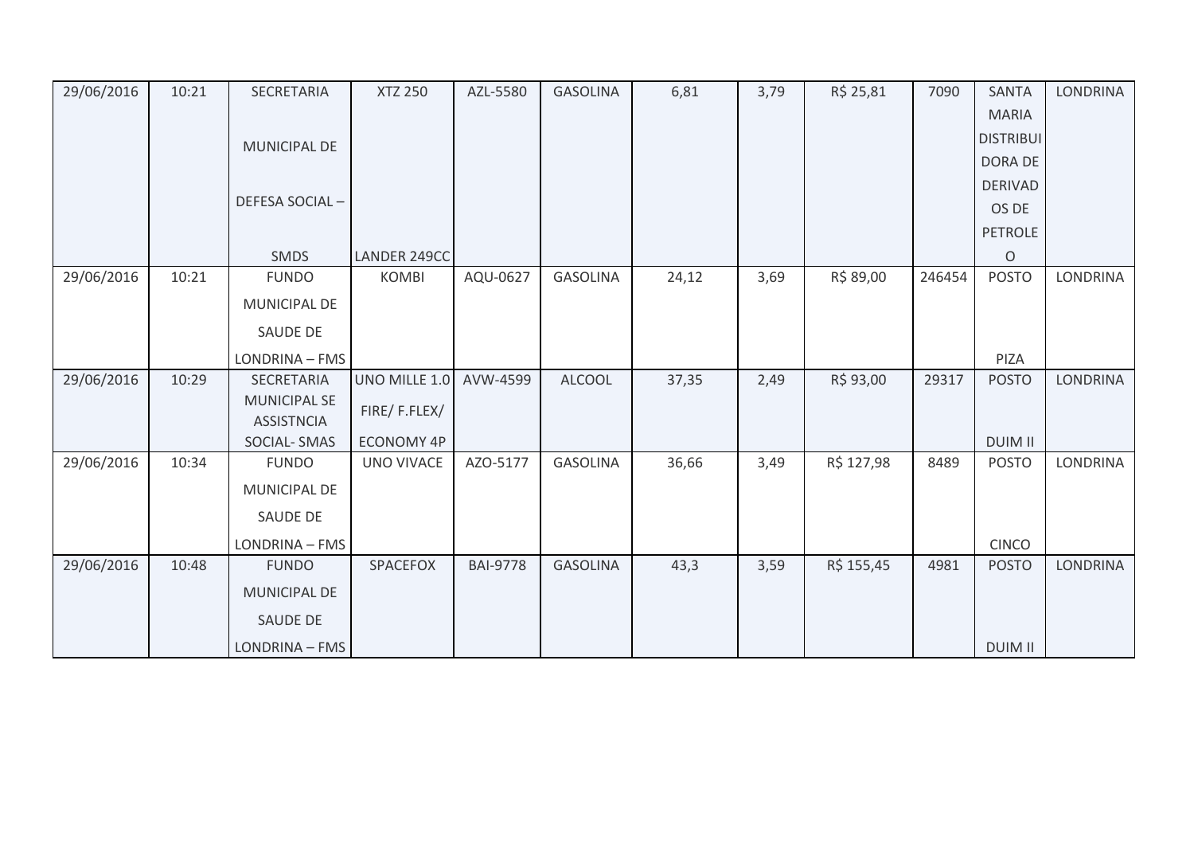| 29/06/2016 | 10:21 | SECRETARIA MUNICIPAL DE DEFESA SOCIAL – SMDS | XTZ 250 LANDER 249CC | AZL-5580 | GASOLINA | 6,81 | 3,79 | R$ 25,81 | 7090 | SANTA MARIA DISTRIBUIDORA DE DERIVADOS DE PETROLEO | LONDRINA |
|---|---|---|---|---|---|---|---|---|---|---|---|
| 29/06/2016 | 10:21 | FUNDO MUNICIPAL DE SAUDE DE LONDRINA – FMS | KOMBI | AQU-0627 | GASOLINA | 24,12 | 3,69 | R$ 89,00 | 246454 | POSTO PIZA | LONDRINA |
| 29/06/2016 | 10:29 | SECRETARIA MUNICIPAL SE ASSISTNCIA SOCIAL- SMAS | UNO MILLE 1.0 FIRE/ F.FLEX/ ECONOMY 4P | AVW-4599 | ALCOOL | 37,35 | 2,49 | R$ 93,00 | 29317 | POSTO DUIM II | LONDRINA |
| 29/06/2016 | 10:34 | FUNDO MUNICIPAL DE SAUDE DE LONDRINA – FMS | UNO VIVACE | AZO-5177 | GASOLINA | 36,66 | 3,49 | R$ 127,98 | 8489 | POSTO CINCO | LONDRINA |
| 29/06/2016 | 10:48 | FUNDO MUNICIPAL DE SAUDE DE LONDRINA – FMS | SPACEFOX | BAI-9778 | GASOLINA | 43,3 | 3,59 | R$ 155,45 | 4981 | POSTO DUIM II | LONDRINA |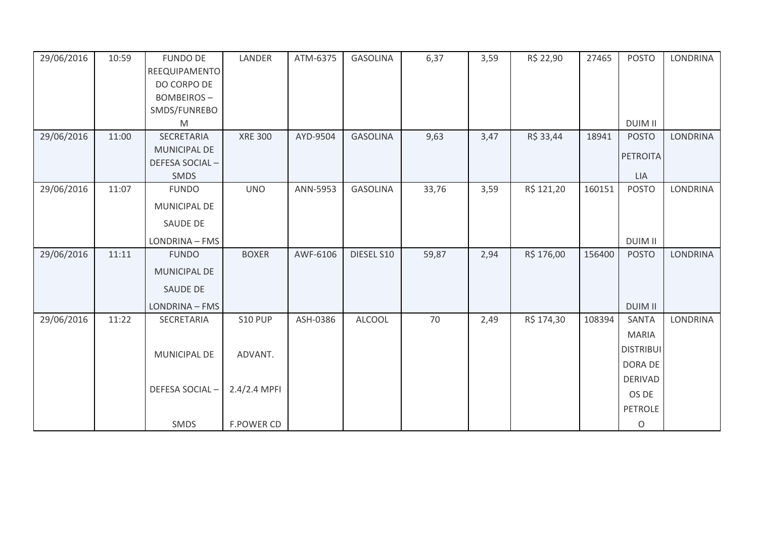| 29/06/2016 | 10:59 | FUNDO DE REEQUIPAMENTO DO CORPO DE BOMBEIROS – SMDS/FUNREBOM | LANDER | ATM-6375 | GASOLINA | 6,37 | 3,59 | R$ 22,90 | 27465 | POSTO DUIM II | LONDRINA |
|---|---|---|---|---|---|---|---|---|---|---|---|
| 29/06/2016 | 11:00 | SECRETARIA MUNICIPAL DE DEFESA SOCIAL – SMDS | XRE 300 | AYD-9504 | GASOLINA | 9,63 | 3,47 | R$ 33,44 | 18941 | POSTO PETROITALIA | LONDRINA |
| 29/06/2016 | 11:07 | FUNDO MUNICIPAL DE SAUDE DE LONDRINA – FMS | UNO | ANN-5953 | GASOLINA | 33,76 | 3,59 | R$ 121,20 | 160151 | POSTO DUIM II | LONDRINA |
| 29/06/2016 | 11:11 | FUNDO MUNICIPAL DE SAUDE DE LONDRINA – FMS | BOXER | AWF-6106 | DIESEL S10 | 59,87 | 2,94 | R$ 176,00 | 156400 | POSTO DUIM II | LONDRINA |
| 29/06/2016 | 11:22 | SECRETARIA MUNICIPAL DE DEFESA SOCIAL – SMDS | S10 PUP ADVANT. 2.4/2.4 MPFI F.POWER CD | ASH-0386 | ALCOOL | 70 | 2,49 | R$ 174,30 | 108394 | SANTA MARIA DISTRIBUIDORA DE DERIVADOS DE PETROLEO | LONDRINA |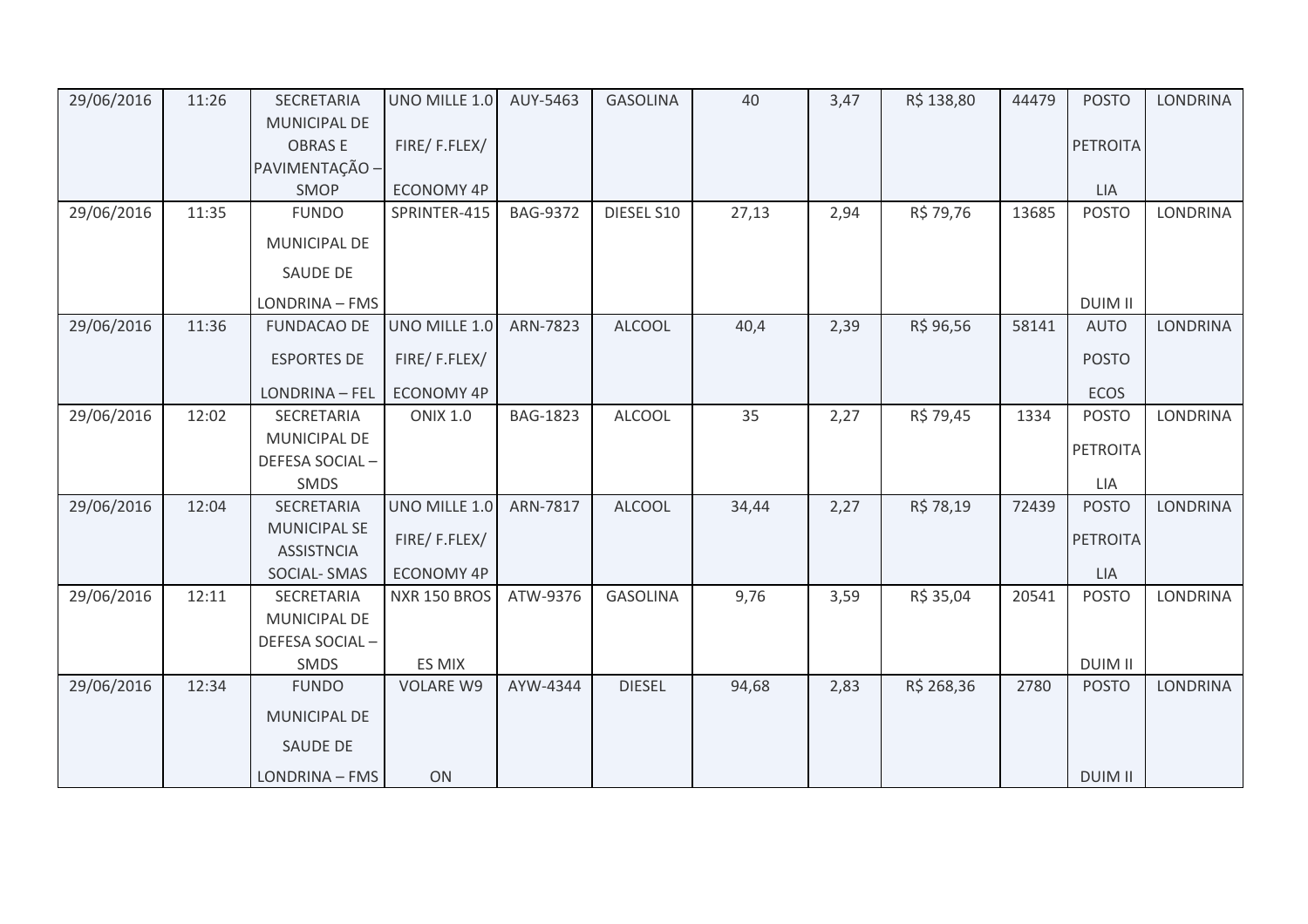| 29/06/2016 | 11:26 | SECRETARIA MUNICIPAL DE OBRAS E PAVIMENTAÇÃO – SMOP | UNO MILLE 1.0 FIRE/ F.FLEX/ ECONOMY 4P | AUY-5463 | GASOLINA | 40 | 3,47 | R$ 138,80 | 44479 | POSTO PETROITA LIA | LONDRINA |
|---|---|---|---|---|---|---|---|---|---|---|---|
| 29/06/2016 | 11:35 | FUNDO MUNICIPAL DE SAUDE DE LONDRINA – FMS | SPRINTER-415 | BAG-9372 | DIESEL S10 | 27,13 | 2,94 | R$ 79,76 | 13685 | POSTO DUIM II | LONDRINA |
| 29/06/2016 | 11:36 | FUNDACAO DE ESPORTES DE LONDRINA – FEL | UNO MILLE 1.0 FIRE/ F.FLEX/ ECONOMY 4P | ARN-7823 | ALCOOL | 40,4 | 2,39 | R$ 96,56 | 58141 | AUTO POSTO ECOS | LONDRINA |
| 29/06/2016 | 12:02 | SECRETARIA MUNICIPAL DE DEFESA SOCIAL – SMDS | ONIX 1.0 | BAG-1823 | ALCOOL | 35 | 2,27 | R$ 79,45 | 1334 | POSTO PETROITA LIA | LONDRINA |
| 29/06/2016 | 12:04 | SECRETARIA MUNICIPAL SE ASSISTNCIA SOCIAL- SMAS | UNO MILLE 1.0 FIRE/ F.FLEX/ ECONOMY 4P | ARN-7817 | ALCOOL | 34,44 | 2,27 | R$ 78,19 | 72439 | POSTO PETROITA LIA | LONDRINA |
| 29/06/2016 | 12:11 | SECRETARIA MUNICIPAL DE DEFESA SOCIAL – SMDS | NXR 150 BROS ES MIX | ATW-9376 | GASOLINA | 9,76 | 3,59 | R$ 35,04 | 20541 | POSTO DUIM II | LONDRINA |
| 29/06/2016 | 12:34 | FUNDO MUNICIPAL DE SAUDE DE LONDRINA – FMS | VOLARE W9 ON | AYW-4344 | DIESEL | 94,68 | 2,83 | R$ 268,36 | 2780 | POSTO DUIM II | LONDRINA |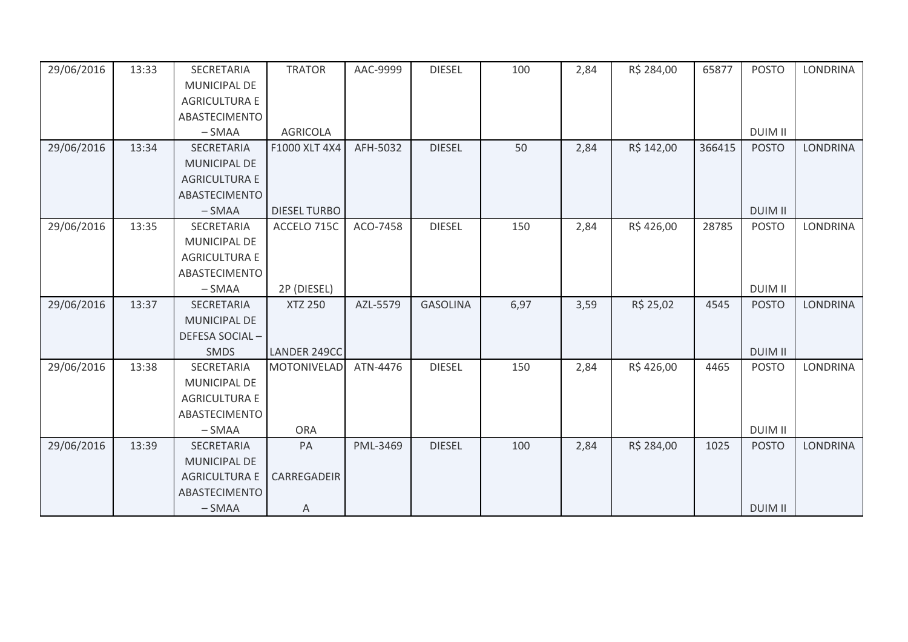| 29/06/2016 | 13:33 | SECRETARIA MUNICIPAL DE AGRICULTURA E ABASTECIMENTO – SMAA | TRATOR AGRICOLA | AAC-9999 | DIESEL | 100 | 2,84 | R$ 284,00 | 65877 | POSTO DUIM II | LONDRINA |
|---|---|---|---|---|---|---|---|---|---|---|---|
| 29/06/2016 | 13:34 | SECRETARIA MUNICIPAL DE AGRICULTURA E ABASTECIMENTO – SMAA | F1000 XLT 4X4 DIESEL TURBO | AFH-5032 | DIESEL | 50 | 2,84 | R$ 142,00 | 366415 | POSTO DUIM II | LONDRINA |
| 29/06/2016 | 13:35 | SECRETARIA MUNICIPAL DE AGRICULTURA E ABASTECIMENTO – SMAA | ACCELO 715C 2P (DIESEL) | ACO-7458 | DIESEL | 150 | 2,84 | R$ 426,00 | 28785 | POSTO DUIM II | LONDRINA |
| 29/06/2016 | 13:37 | SECRETARIA MUNICIPAL DE DEFESA SOCIAL – SMDS | XTZ 250 LANDER 249CC | AZL-5579 | GASOLINA | 6,97 | 3,59 | R$ 25,02 | 4545 | POSTO DUIM II | LONDRINA |
| 29/06/2016 | 13:38 | SECRETARIA MUNICIPAL DE AGRICULTURA E ABASTECIMENTO – SMAA | MOTONIVELADORA | ATN-4476 | DIESEL | 150 | 2,84 | R$ 426,00 | 4465 | POSTO DUIM II | LONDRINA |
| 29/06/2016 | 13:39 | SECRETARIA MUNICIPAL DE AGRICULTURA E ABASTECIMENTO – SMAA | PA CARREGADEIRA | PML-3469 | DIESEL | 100 | 2,84 | R$ 284,00 | 1025 | POSTO DUIM II | LONDRINA |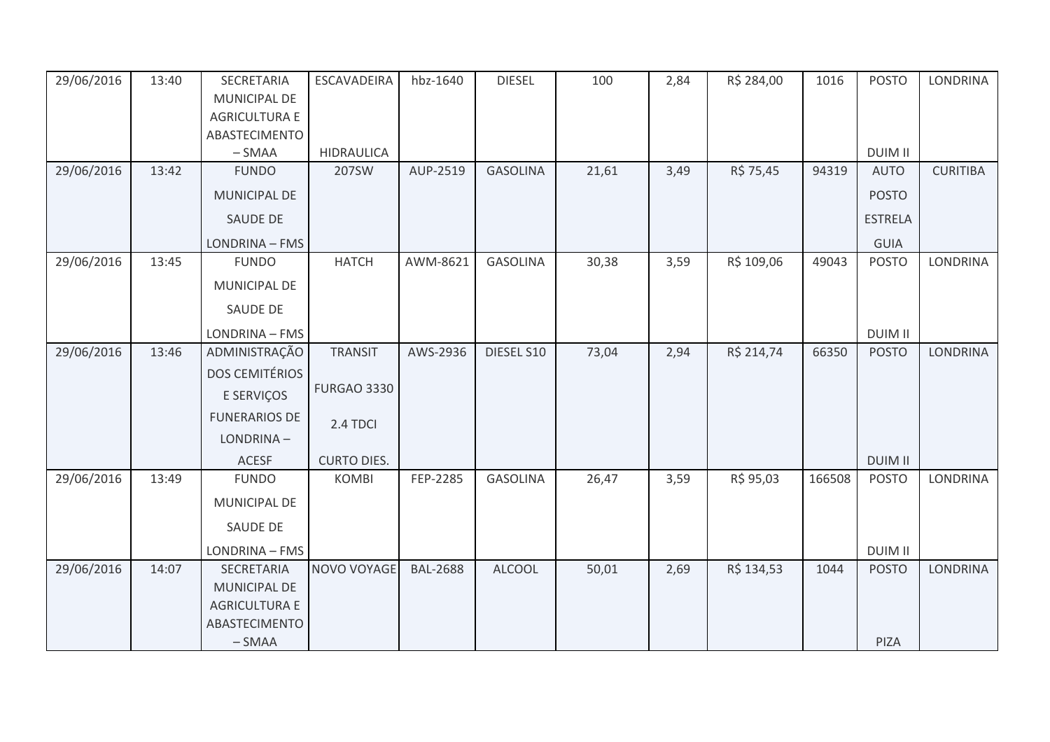| 29/06/2016 | 13:40 | SECRETARIA MUNICIPAL DE AGRICULTURA E ABASTECIMENTO – SMAA | ESCAVADEIRA HIDRAULICA | hbz-1640 | DIESEL | 100 | 2,84 | R$ 284,00 | 1016 | POSTO DUIM II | LONDRINA |
|---|---|---|---|---|---|---|---|---|---|---|---|
| 29/06/2016 | 13:42 | FUNDO MUNICIPAL DE SAUDE DE LONDRINA – FMS | 207SW | AUP-2519 | GASOLINA | 21,61 | 3,49 | R$ 75,45 | 94319 | AUTO POSTO ESTRELA GUIA | CURITIBA |
| 29/06/2016 | 13:45 | FUNDO MUNICIPAL DE SAUDE DE LONDRINA – FMS | HATCH | AWM-8621 | GASOLINA | 30,38 | 3,59 | R$ 109,06 | 49043 | POSTO DUIM II | LONDRINA |
| 29/06/2016 | 13:46 | ADMINISTRAÇÃO DOS CEMITÉRIOS E SERVIÇOS FUNERARIOS DE LONDRINA – ACESF | TRANSIT FURGAO 3330 2.4 TDCI CURTO DIES. | AWS-2936 | DIESEL S10 | 73,04 | 2,94 | R$ 214,74 | 66350 | POSTO DUIM II | LONDRINA |
| 29/06/2016 | 13:49 | FUNDO MUNICIPAL DE SAUDE DE LONDRINA – FMS | KOMBI | FEP-2285 | GASOLINA | 26,47 | 3,59 | R$ 95,03 | 166508 | POSTO DUIM II | LONDRINA |
| 29/06/2016 | 14:07 | SECRETARIA MUNICIPAL DE AGRICULTURA E ABASTECIMENTO – SMAA | NOVO VOYAGE | BAL-2688 | ALCOOL | 50,01 | 2,69 | R$ 134,53 | 1044 | POSTO PIZA | LONDRINA |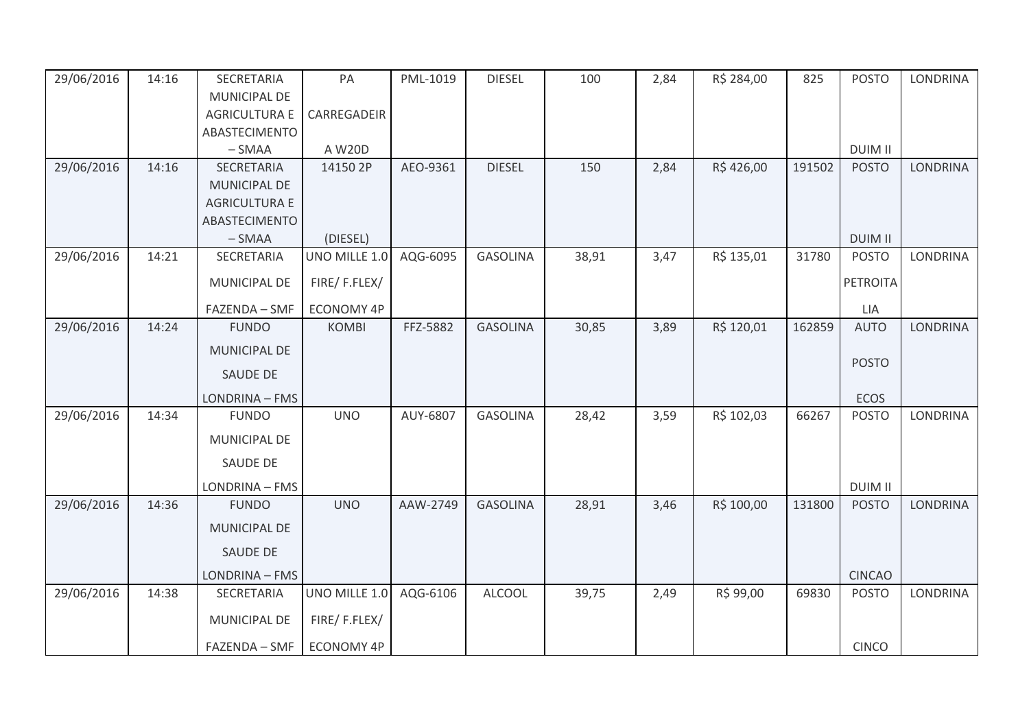| 29/06/2016 | 14:16 | SECRETARIA MUNICIPAL DE AGRICULTURA E ABASTECIMENTO – SMAA | PA CARREGADEIR A W20D | PML-1019 | DIESEL | 100 | 2,84 | R$ 284,00 | 825 | POSTO DUIM II | LONDRINA |
|---|---|---|---|---|---|---|---|---|---|---|---|
| 29/06/2016 | 14:16 | SECRETARIA MUNICIPAL DE AGRICULTURA E ABASTECIMENTO – SMAA | 14150 2P (DIESEL) | AEO-9361 | DIESEL | 150 | 2,84 | R$ 426,00 | 191502 | POSTO DUIM II | LONDRINA |
| 29/06/2016 | 14:21 | SECRETARIA MUNICIPAL DE FAZENDA – SMF | UNO MILLE 1.0 FIRE/ F.FLEX/ ECONOMY 4P | AQG-6095 | GASOLINA | 38,91 | 3,47 | R$ 135,01 | 31780 | POSTO PETROITA LIA | LONDRINA |
| 29/06/2016 | 14:24 | FUNDO MUNICIPAL DE SAUDE DE LONDRINA – FMS | KOMBI | FFZ-5882 | GASOLINA | 30,85 | 3,89 | R$ 120,01 | 162859 | AUTO POSTO ECOS | LONDRINA |
| 29/06/2016 | 14:34 | FUNDO MUNICIPAL DE SAUDE DE LONDRINA – FMS | UNO | AUY-6807 | GASOLINA | 28,42 | 3,59 | R$ 102,03 | 66267 | POSTO DUIM II | LONDRINA |
| 29/06/2016 | 14:36 | FUNDO MUNICIPAL DE SAUDE DE LONDRINA – FMS | UNO | AAW-2749 | GASOLINA | 28,91 | 3,46 | R$ 100,00 | 131800 | POSTO CINCAO | LONDRINA |
| 29/06/2016 | 14:38 | SECRETARIA MUNICIPAL DE FAZENDA – SMF | UNO MILLE 1.0 FIRE/ F.FLEX/ ECONOMY 4P | AQG-6106 | ALCOOL | 39,75 | 2,49 | R$ 99,00 | 69830 | POSTO CINCO | LONDRINA |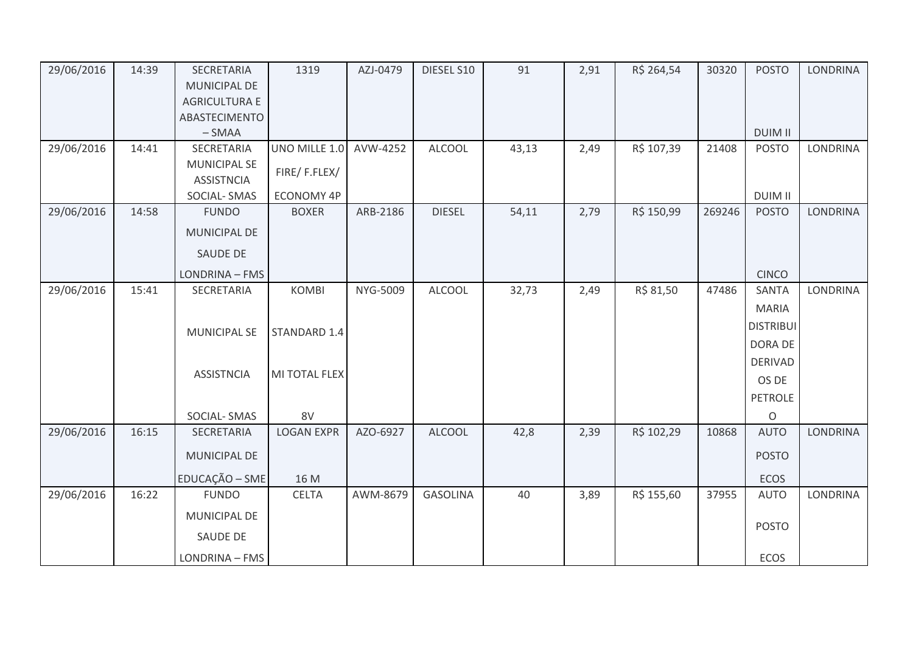| 29/06/2016 | 14:39 | SECRETARIA MUNICIPAL DE AGRICULTURA E ABASTECIMENTO – SMAA | 1319 | AZJ-0479 | DIESEL S10 | 91 | 2,91 | R$ 264,54 | 30320 | POSTO DUIM II | LONDRINA |
|---|---|---|---|---|---|---|---|---|---|---|---|
| 29/06/2016 | 14:41 | SECRETARIA MUNICIPAL SE ASSISTNCIA SOCIAL- SMAS | UNO MILLE 1.0 FIRE/ F.FLEX/ ECONOMY 4P | AVW-4252 | ALCOOL | 43,13 | 2,49 | R$ 107,39 | 21408 | POSTO DUIM II | LONDRINA |
| 29/06/2016 | 14:58 | FUNDO MUNICIPAL DE SAUDE DE LONDRINA – FMS | BOXER | ARB-2186 | DIESEL | 54,11 | 2,79 | R$ 150,99 | 269246 | POSTO CINCO | LONDRINA |
| 29/06/2016 | 15:41 | SECRETARIA MUNICIPAL SE ASSISTNCIA SOCIAL- SMAS | KOMBI STANDARD 1.4 MI TOTAL FLEX 8V | NYG-5009 | ALCOOL | 32,73 | 2,49 | R$ 81,50 | 47486 | SANTA MARIA DISTRIBUIDORA DE DERIVADOS DE PETROLEO | LONDRINA |
| 29/06/2016 | 16:15 | SECRETARIA MUNICIPAL DE EDUCAÇÃO – SME | LOGAN EXPR 16 M | AZO-6927 | ALCOOL | 42,8 | 2,39 | R$ 102,29 | 10868 | AUTO POSTO ECOS | LONDRINA |
| 29/06/2016 | 16:22 | FUNDO MUNICIPAL DE SAUDE DE LONDRINA – FMS | CELTA | AWM-8679 | GASOLINA | 40 | 3,89 | R$ 155,60 | 37955 | AUTO POSTO ECOS | LONDRINA |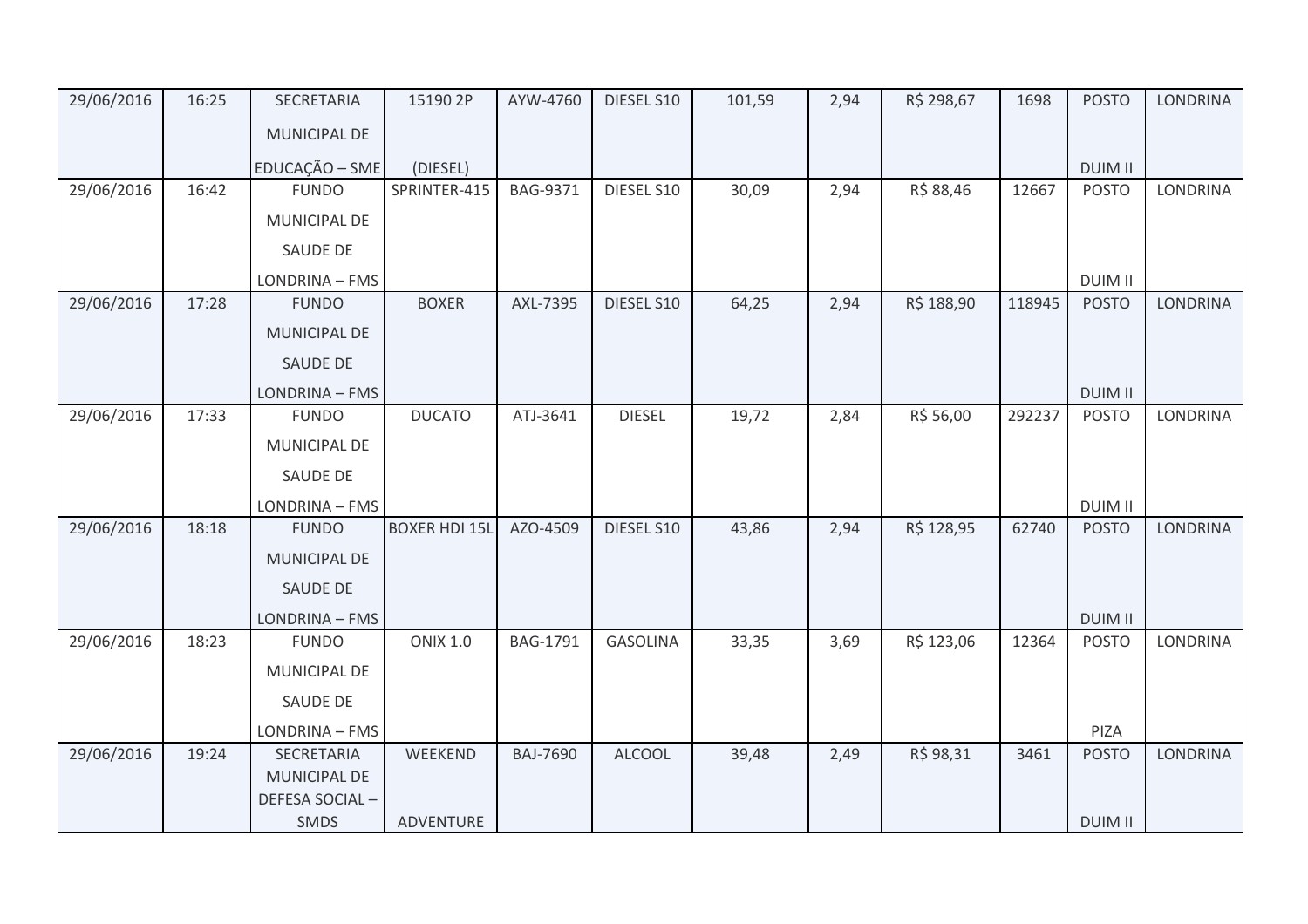| 29/06/2016 | 16:25 | SECRETARIA MUNICIPAL DE EDUCAÇÃO – SME | 15190 2P (DIESEL) | AYW-4760 | DIESEL S10 | 101,59 | 2,94 | R$ 298,67 | 1698 | POSTO DUIM II | LONDRINA |
|---|---|---|---|---|---|---|---|---|---|---|---|
| 29/06/2016 | 16:42 | FUNDO MUNICIPAL DE SAUDE DE LONDRINA – FMS | SPRINTER-415 | BAG-9371 | DIESEL S10 | 30,09 | 2,94 | R$ 88,46 | 12667 | POSTO DUIM II | LONDRINA |
| 29/06/2016 | 17:28 | FUNDO MUNICIPAL DE SAUDE DE LONDRINA – FMS | BOXER | AXL-7395 | DIESEL S10 | 64,25 | 2,94 | R$ 188,90 | 118945 | POSTO DUIM II | LONDRINA |
| 29/06/2016 | 17:33 | FUNDO MUNICIPAL DE SAUDE DE LONDRINA – FMS | DUCATO | ATJ-3641 | DIESEL | 19,72 | 2,84 | R$ 56,00 | 292237 | POSTO DUIM II | LONDRINA |
| 29/06/2016 | 18:18 | FUNDO MUNICIPAL DE SAUDE DE LONDRINA – FMS | BOXER HDI 15L | AZO-4509 | DIESEL S10 | 43,86 | 2,94 | R$ 128,95 | 62740 | POSTO DUIM II | LONDRINA |
| 29/06/2016 | 18:23 | FUNDO MUNICIPAL DE SAUDE DE LONDRINA – FMS | ONIX 1.0 | BAG-1791 | GASOLINA | 33,35 | 3,69 | R$ 123,06 | 12364 | POSTO PIZA | LONDRINA |
| 29/06/2016 | 19:24 | SECRETARIA MUNICIPAL DE DEFESA SOCIAL – SMDS | WEEKEND ADVENTURE | BAJ-7690 | ALCOOL | 39,48 | 2,49 | R$ 98,31 | 3461 | POSTO DUIM II | LONDRINA |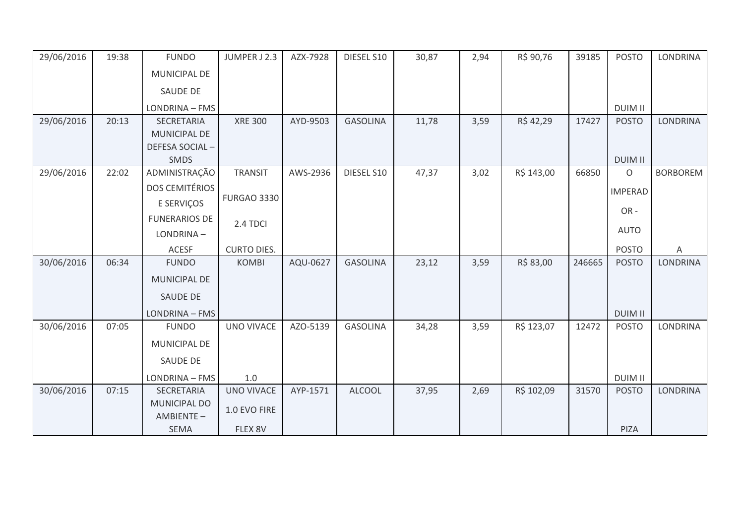| 29/06/2016 | 19:38 | FUNDO MUNICIPAL DE SAUDE DE LONDRINA – FMS | JUMPER J 2.3 | AZX-7928 | DIESEL S10 | 30,87 | 2,94 | R$ 90,76 | 39185 | POSTO DUIM II | LONDRINA |
|---|---|---|---|---|---|---|---|---|---|---|---|
| 29/06/2016 | 20:13 | SECRETARIA MUNICIPAL DE DEFESA SOCIAL – SMDS | XRE 300 | AYD-9503 | GASOLINA | 11,78 | 3,59 | R$ 42,29 | 17427 | POSTO DUIM II | LONDRINA |
| 29/06/2016 | 22:02 | ADMINISTRAÇÃO DOS CEMITÉRIOS E SERVIÇOS FUNERARIOS DE LONDRINA – ACESF | TRANSIT FURGAO 3330 2.4 TDCI CURTO DIES. | AWS-2936 | DIESEL S10 | 47,37 | 3,02 | R$ 143,00 | 66850 | O IMPERADOR - AUTO POSTO | BORBOREMA |
| 30/06/2016 | 06:34 | FUNDO MUNICIPAL DE SAUDE DE LONDRINA – FMS | KOMBI | AQU-0627 | GASOLINA | 23,12 | 3,59 | R$ 83,00 | 246665 | POSTO DUIM II | LONDRINA |
| 30/06/2016 | 07:05 | FUNDO MUNICIPAL DE SAUDE DE LONDRINA – FMS | UNO VIVACE 1.0 | AZO-5139 | GASOLINA | 34,28 | 3,59 | R$ 123,07 | 12472 | POSTO DUIM II | LONDRINA |
| 30/06/2016 | 07:15 | SECRETARIA MUNICIPAL DO AMBIENTE – SEMA | UNO VIVACE 1.0 EVO FIRE FLEX 8V | AYP-1571 | ALCOOL | 37,95 | 2,69 | R$ 102,09 | 31570 | POSTO PIZA | LONDRINA |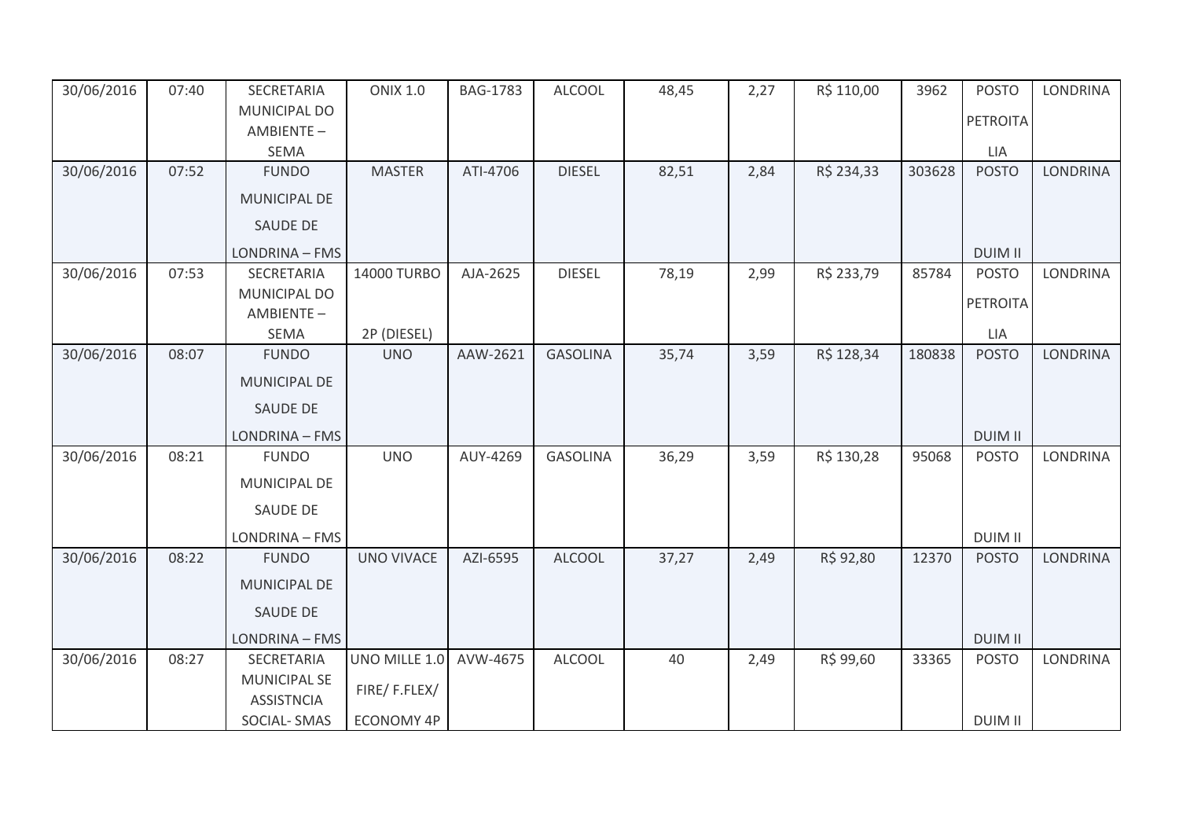| 30/06/2016 | 07:40 | SECRETARIA MUNICIPAL DO AMBIENTE – SEMA | ONIX 1.0 | BAG-1783 | ALCOOL | 48,45 | 2,27 | R$ 110,00 | 3962 | POSTO PETROITA LIA | LONDRINA |
|---|---|---|---|---|---|---|---|---|---|---|---|
| 30/06/2016 | 07:52 | FUNDO MUNICIPAL DE SAUDE DE LONDRINA – FMS | MASTER | ATI-4706 | DIESEL | 82,51 | 2,84 | R$ 234,33 | 303628 | POSTO DUIM II | LONDRINA |
| 30/06/2016 | 07:53 | SECRETARIA MUNICIPAL DO AMBIENTE – SEMA | 14000 TURBO 2P (DIESEL) | AJA-2625 | DIESEL | 78,19 | 2,99 | R$ 233,79 | 85784 | POSTO PETROITA LIA | LONDRINA |
| 30/06/2016 | 08:07 | FUNDO MUNICIPAL DE SAUDE DE LONDRINA – FMS | UNO | AAW-2621 | GASOLINA | 35,74 | 3,59 | R$ 128,34 | 180838 | POSTO DUIM II | LONDRINA |
| 30/06/2016 | 08:21 | FUNDO MUNICIPAL DE SAUDE DE LONDRINA – FMS | UNO | AUY-4269 | GASOLINA | 36,29 | 3,59 | R$ 130,28 | 95068 | POSTO DUIM II | LONDRINA |
| 30/06/2016 | 08:22 | FUNDO MUNICIPAL DE SAUDE DE LONDRINA – FMS | UNO VIVACE | AZI-6595 | ALCOOL | 37,27 | 2,49 | R$ 92,80 | 12370 | POSTO DUIM II | LONDRINA |
| 30/06/2016 | 08:27 | SECRETARIA MUNICIPAL SE ASSISTNCIA SOCIAL- SMAS | UNO MILLE 1.0 FIRE/ F.FLEX/ ECONOMY 4P | AVW-4675 | ALCOOL | 40 | 2,49 | R$ 99,60 | 33365 | POSTO DUIM II | LONDRINA |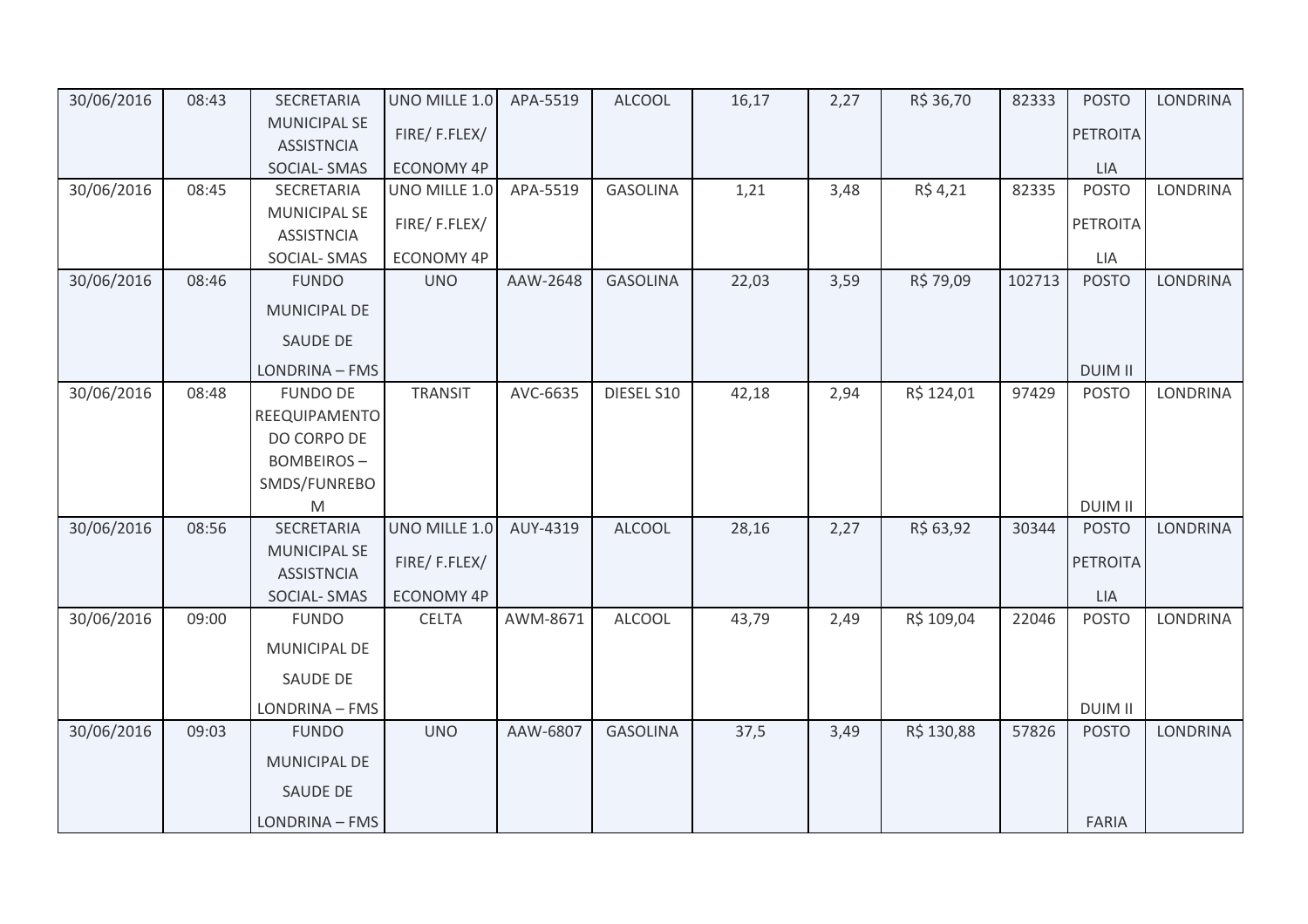| 30/06/2016 | 08:43 | SECRETARIA MUNICIPAL SE ASSISTNCIA SOCIAL- SMAS | UNO MILLE 1.0 FIRE/ F.FLEX/ ECONOMY 4P | APA-5519 | ALCOOL | 16,17 | 2,27 | R$ 36,70 | 82333 | POSTO PETROITA LIA | LONDRINA |
|---|---|---|---|---|---|---|---|---|---|---|---|
| 30/06/2016 | 08:45 | SECRETARIA MUNICIPAL SE ASSISTNCIA SOCIAL- SMAS | UNO MILLE 1.0 FIRE/ F.FLEX/ ECONOMY 4P | APA-5519 | GASOLINA | 1,21 | 3,48 | R$ 4,21 | 82335 | POSTO PETROITA LIA | LONDRINA |
| 30/06/2016 | 08:46 | FUNDO MUNICIPAL DE SAUDE DE LONDRINA – FMS | UNO | AAW-2648 | GASOLINA | 22,03 | 3,59 | R$ 79,09 | 102713 | POSTO DUIM II | LONDRINA |
| 30/06/2016 | 08:48 | FUNDO DE REEQUIPAMENTO DO CORPO DE BOMBEIROS – SMDS/FUNREBOM | TRANSIT | AVC-6635 | DIESEL S10 | 42,18 | 2,94 | R$ 124,01 | 97429 | POSTO DUIM II | LONDRINA |
| 30/06/2016 | 08:56 | SECRETARIA MUNICIPAL SE ASSISTNCIA SOCIAL- SMAS | UNO MILLE 1.0 FIRE/ F.FLEX/ ECONOMY 4P | AUY-4319 | ALCOOL | 28,16 | 2,27 | R$ 63,92 | 30344 | POSTO PETROITA LIA | LONDRINA |
| 30/06/2016 | 09:00 | FUNDO MUNICIPAL DE SAUDE DE LONDRINA – FMS | CELTA | AWM-8671 | ALCOOL | 43,79 | 2,49 | R$ 109,04 | 22046 | POSTO DUIM II | LONDRINA |
| 30/06/2016 | 09:03 | FUNDO MUNICIPAL DE SAUDE DE LONDRINA – FMS | UNO | AAW-6807 | GASOLINA | 37,5 | 3,49 | R$ 130,88 | 57826 | POSTO FARIA | LONDRINA |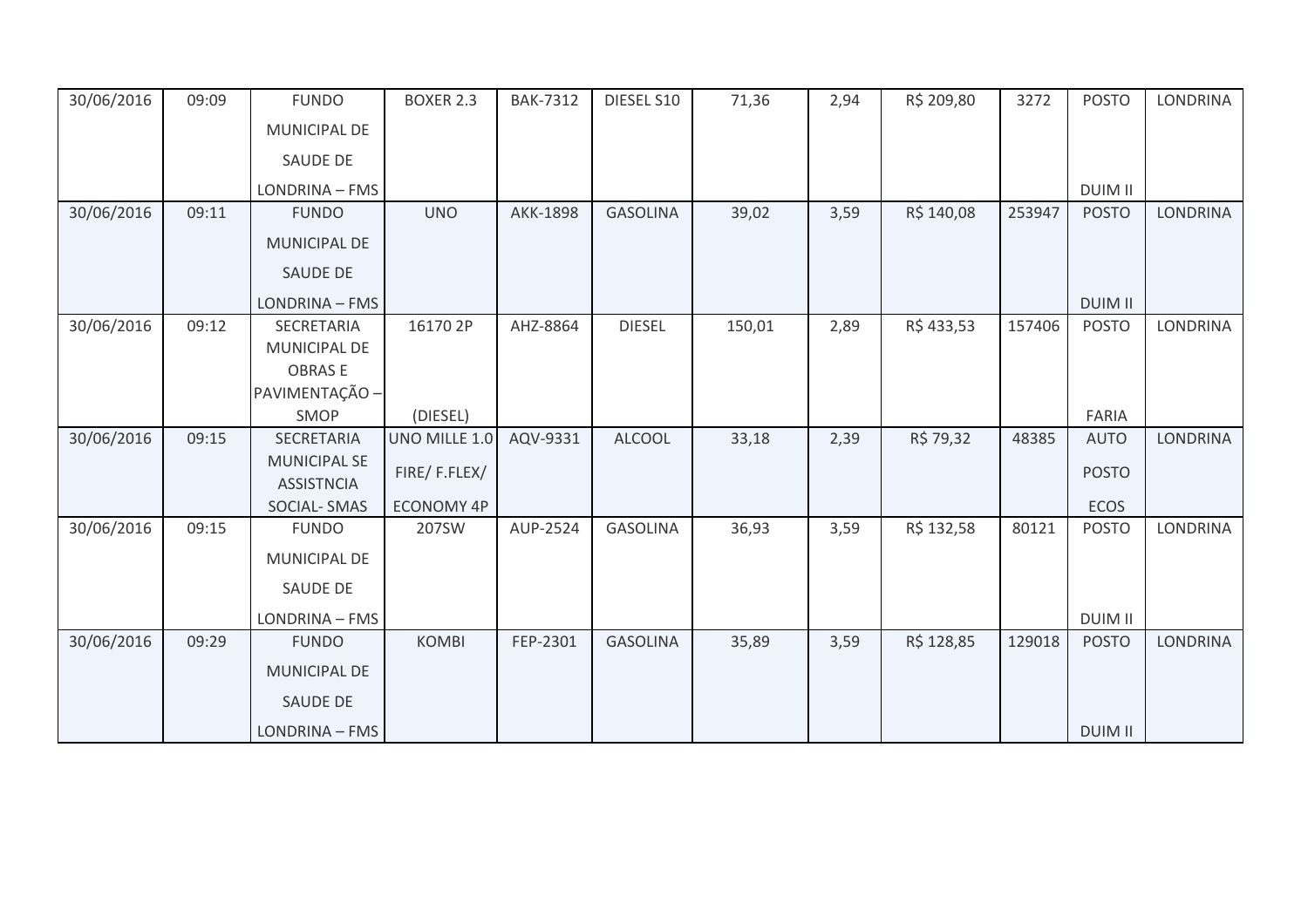| 30/06/2016 | 09:09 | FUNDO MUNICIPAL DE SAUDE DE LONDRINA – FMS | BOXER 2.3 | BAK-7312 | DIESEL S10 | 71,36 | 2,94 | R$ 209,80 | 3272 | POSTO DUIM II | LONDRINA |
|---|---|---|---|---|---|---|---|---|---|---|---|
| 30/06/2016 | 09:11 | FUNDO MUNICIPAL DE SAUDE DE LONDRINA – FMS | UNO | AKK-1898 | GASOLINA | 39,02 | 3,59 | R$ 140,08 | 253947 | POSTO DUIM II | LONDRINA |
| 30/06/2016 | 09:12 | SECRETARIA MUNICIPAL DE OBRAS E PAVIMENTAÇÃO – SMOP | 16170 2P (DIESEL) | AHZ-8864 | DIESEL | 150,01 | 2,89 | R$ 433,53 | 157406 | POSTO FARIA | LONDRINA |
| 30/06/2016 | 09:15 | SECRETARIA MUNICIPAL SE ASSISTNCIA SOCIAL- SMAS | UNO MILLE 1.0 FIRE/ F.FLEX/ ECONOMY 4P | AQV-9331 | ALCOOL | 33,18 | 2,39 | R$ 79,32 | 48385 | AUTO POSTO ECOS | LONDRINA |
| 30/06/2016 | 09:15 | FUNDO MUNICIPAL DE SAUDE DE LONDRINA – FMS | 207SW | AUP-2524 | GASOLINA | 36,93 | 3,59 | R$ 132,58 | 80121 | POSTO DUIM II | LONDRINA |
| 30/06/2016 | 09:29 | FUNDO MUNICIPAL DE SAUDE DE LONDRINA – FMS | KOMBI | FEP-2301 | GASOLINA | 35,89 | 3,59 | R$ 128,85 | 129018 | POSTO DUIM II | LONDRINA |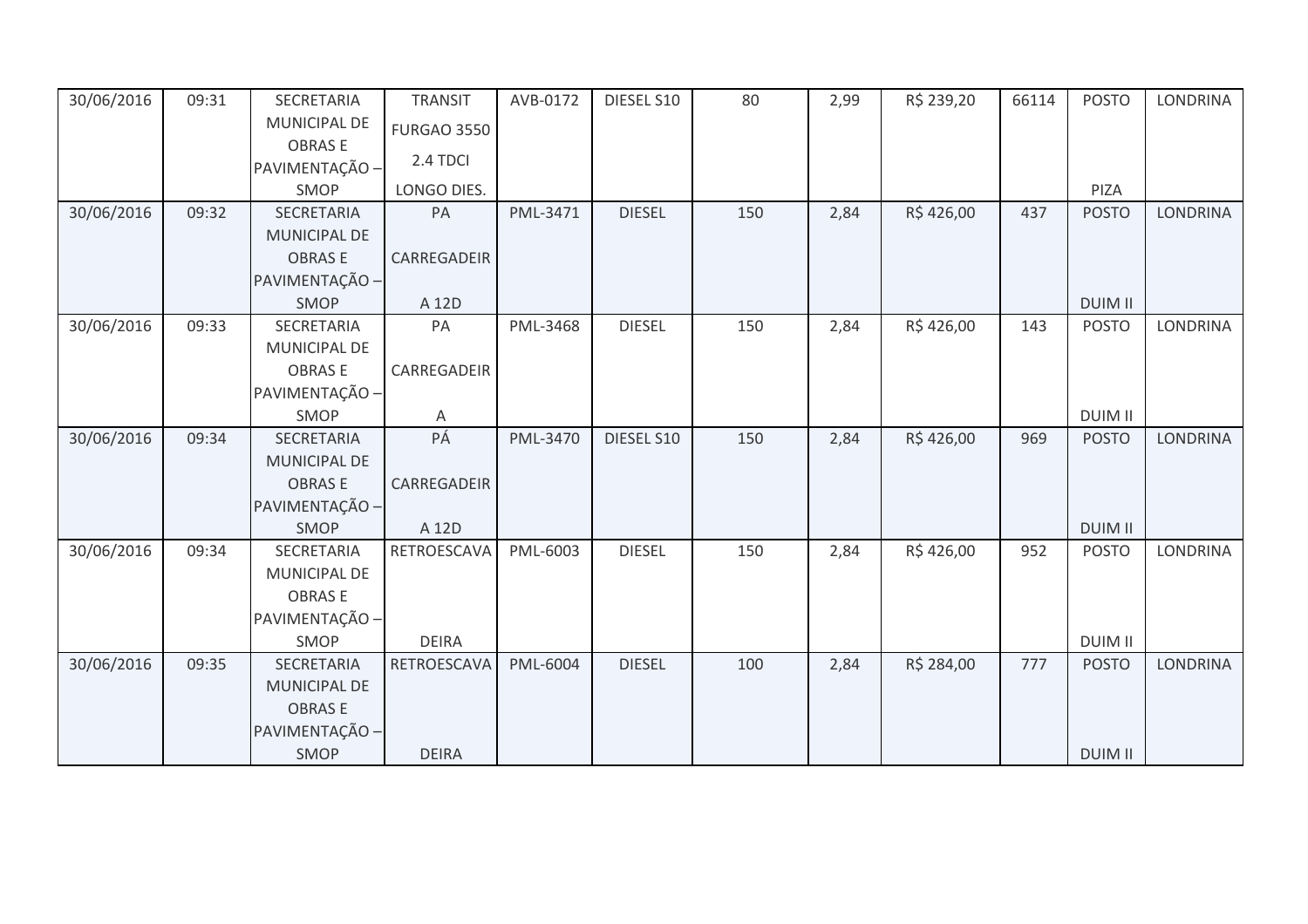| 30/06/2016 | 09:31 | SECRETARIA MUNICIPAL DE OBRAS E PAVIMENTAÇÃO – SMOP | TRANSIT FURGAO 3550 2.4 TDCI LONGO DIES. | AVB-0172 | DIESEL S10 | 80 | 2,99 | R$ 239,20 | 66114 | POSTO PIZA | LONDRINA |
|---|---|---|---|---|---|---|---|---|---|---|---|
| 30/06/2016 | 09:32 | SECRETARIA MUNICIPAL DE OBRAS E PAVIMENTAÇÃO – SMOP | PA CARREGADEIRA 12D | PML-3471 | DIESEL | 150 | 2,84 | R$ 426,00 | 437 | POSTO DUIM II | LONDRINA |
| 30/06/2016 | 09:33 | SECRETARIA MUNICIPAL DE OBRAS E PAVIMENTAÇÃO – SMOP | PA CARREGADEIRA | PML-3468 | DIESEL | 150 | 2,84 | R$ 426,00 | 143 | POSTO DUIM II | LONDRINA |
| 30/06/2016 | 09:34 | SECRETARIA MUNICIPAL DE OBRAS E PAVIMENTAÇÃO – SMOP | PÁ CARREGADEIRA 12D | PML-3470 | DIESEL S10 | 150 | 2,84 | R$ 426,00 | 969 | POSTO DUIM II | LONDRINA |
| 30/06/2016 | 09:34 | SECRETARIA MUNICIPAL DE OBRAS E PAVIMENTAÇÃO – SMOP | RETROESCAVADEIRA | PML-6003 | DIESEL | 150 | 2,84 | R$ 426,00 | 952 | POSTO DUIM II | LONDRINA |
| 30/06/2016 | 09:35 | SECRETARIA MUNICIPAL DE OBRAS E PAVIMENTAÇÃO – SMOP | RETROESCAVADEIRA | PML-6004 | DIESEL | 100 | 2,84 | R$ 284,00 | 777 | POSTO DUIM II | LONDRINA |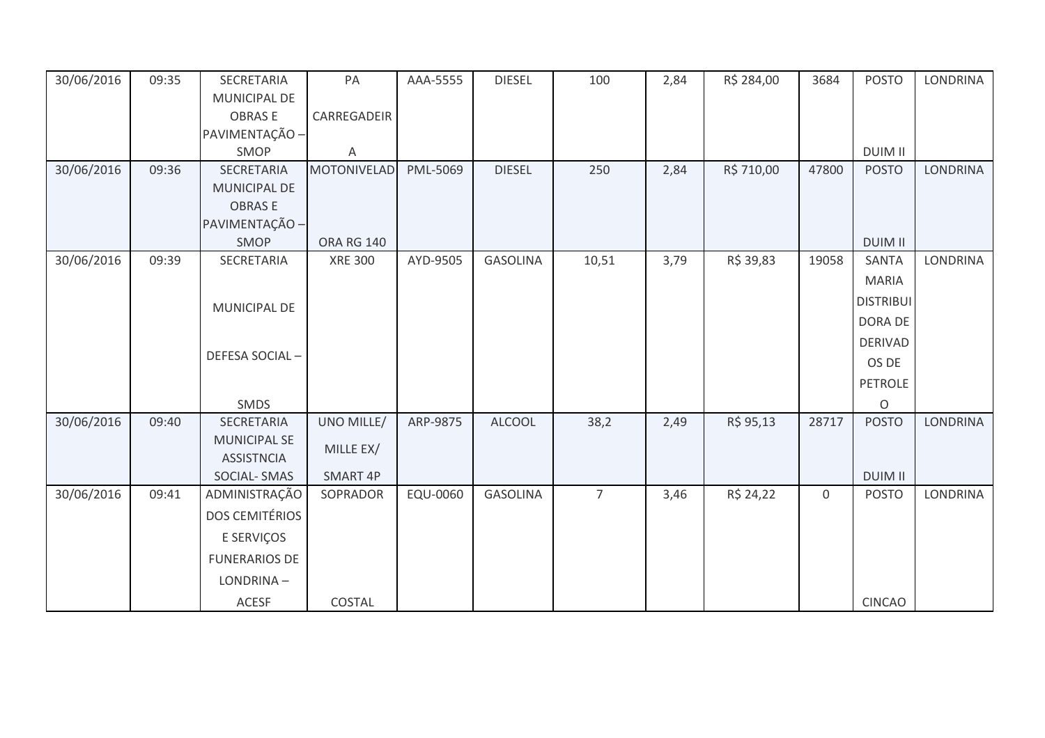| | | | | | | | | | | | |
|---|---|---|---|---|---|---|---|---|---|---|---|
| 30/06/2016 | 09:35 | SECRETARIA MUNICIPAL DE OBRAS E PAVIMENTAÇÃO – SMOP | PA CARREGADEIRA | AAA-5555 | DIESEL | 100 | 2,84 | R$ 284,00 | 3684 | POSTO DUIM II | LONDRINA |
| 30/06/2016 | 09:36 | SECRETARIA MUNICIPAL DE OBRAS E PAVIMENTAÇÃO – SMOP | MOTONIVELADORA RG 140 | PML-5069 | DIESEL | 250 | 2,84 | R$ 710,00 | 47800 | POSTO DUIM II | LONDRINA |
| 30/06/2016 | 09:39 | SECRETARIA MUNICIPAL DE DEFESA SOCIAL – SMDS | XRE 300 | AYD-9505 | GASOLINA | 10,51 | 3,79 | R$ 39,83 | 19058 | SANTA MARIA DISTRIBUIDORA DE DERIVADOS DE PETROLEO | LONDRINA |
| 30/06/2016 | 09:40 | SECRETARIA MUNICIPAL SE ASSISTNCIA SOCIAL- SMAS | UNO MILLE/ MILLE EX/ SMART 4P | ARP-9875 | ALCOOL | 38,2 | 2,49 | R$ 95,13 | 28717 | POSTO DUIM II | LONDRINA |
| 30/06/2016 | 09:41 | ADMINISTRAÇÃO DOS CEMITÉRIOS E SERVIÇOS FUNERARIOS DE LONDRINA – ACESF | SOPRADOR COSTAL | EQU-0060 | GASOLINA | 7 | 3,46 | R$ 24,22 | 0 | POSTO CINCAO | LONDRINA |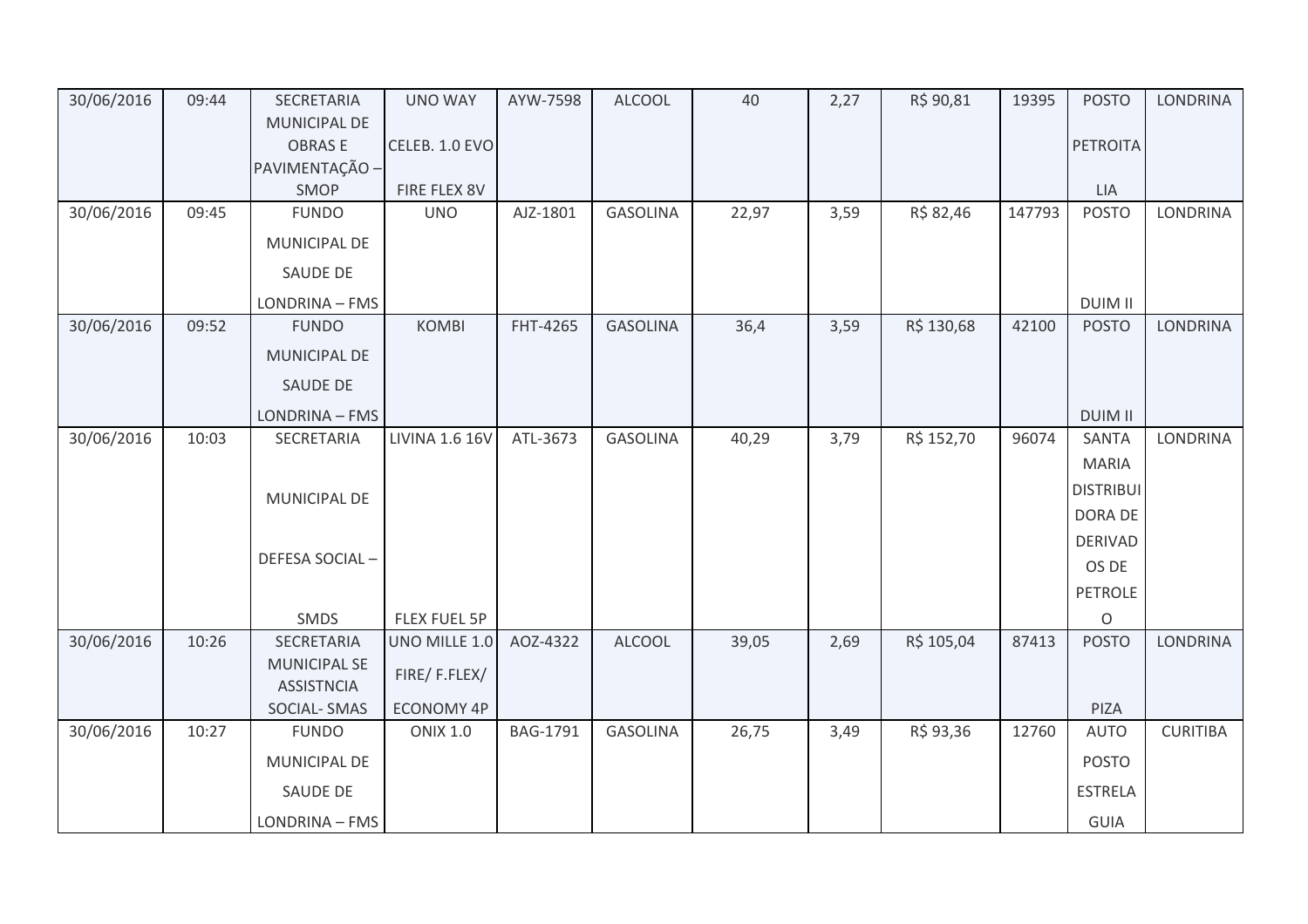| | | | | | | | | | | | |
|---|---|---|---|---|---|---|---|---|---|---|---|
| 30/06/2016 | 09:44 | SECRETARIA MUNICIPAL DE OBRAS E PAVIMENTAÇÃO – SMOP | UNO WAY CELEB. 1.0 EVO FIRE FLEX 8V | AYW-7598 | ALCOOL | 40 | 2,27 | R$ 90,81 | 19395 | POSTO PETROITALIA | LONDRINA |
| 30/06/2016 | 09:45 | FUNDO MUNICIPAL DE SAUDE DE LONDRINA – FMS | UNO | AJZ-1801 | GASOLINA | 22,97 | 3,59 | R$ 82,46 | 147793 | POSTO DUIM II | LONDRINA |
| 30/06/2016 | 09:52 | FUNDO MUNICIPAL DE SAUDE DE LONDRINA – FMS | KOMBI | FHT-4265 | GASOLINA | 36,4 | 3,59 | R$ 130,68 | 42100 | POSTO DUIM II | LONDRINA |
| 30/06/2016 | 10:03 | SECRETARIA MUNICIPAL DE DEFESA SOCIAL – SMDS | LIVINA 1.6 16V FLEX FUEL 5P | ATL-3673 | GASOLINA | 40,29 | 3,79 | R$ 152,70 | 96074 | SANTA MARIA DISTRIBUIDORA DE DERIVADOS DE PETROLEO | LONDRINA |
| 30/06/2016 | 10:26 | SECRETARIA MUNICIPAL SE ASSISTNCIA SOCIAL- SMAS | UNO MILLE 1.0 FIRE/ F.FLEX/ ECONOMY 4P | AOZ-4322 | ALCOOL | 39,05 | 2,69 | R$ 105,04 | 87413 | POSTO PIZA | LONDRINA |
| 30/06/2016 | 10:27 | FUNDO MUNICIPAL DE SAUDE DE LONDRINA – FMS | ONIX 1.0 | BAG-1791 | GASOLINA | 26,75 | 3,49 | R$ 93,36 | 12760 | AUTO POSTO ESTRELA GUIA | CURITIBA |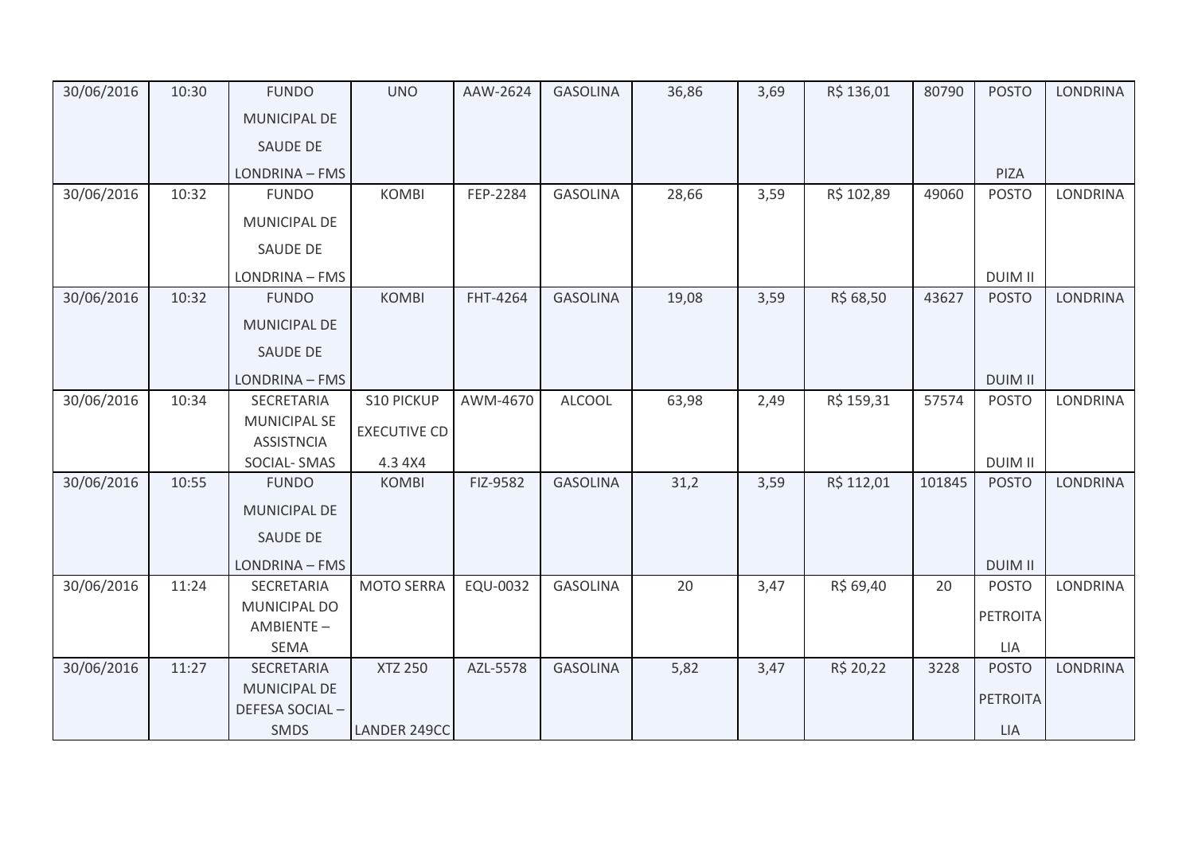| 30/06/2016 | 10:30 | FUNDO MUNICIPAL DE SAUDE DE LONDRINA – FMS | UNO | AAW-2624 | GASOLINA | 36,86 | 3,69 | R$ 136,01 | 80790 | POSTO PIZA | LONDRINA |
|---|---|---|---|---|---|---|---|---|---|---|---|
| 30/06/2016 | 10:32 | FUNDO MUNICIPAL DE SAUDE DE LONDRINA – FMS | KOMBI | FEP-2284 | GASOLINA | 28,66 | 3,59 | R$ 102,89 | 49060 | POSTO DUIM II | LONDRINA |
| 30/06/2016 | 10:32 | FUNDO MUNICIPAL DE SAUDE DE LONDRINA – FMS | KOMBI | FHT-4264 | GASOLINA | 19,08 | 3,59 | R$ 68,50 | 43627 | POSTO DUIM II | LONDRINA |
| 30/06/2016 | 10:34 | SECRETARIA MUNICIPAL SE ASSISTNCIA SOCIAL- SMAS | S10 PICKUP EXECUTIVE CD 4.3 4X4 | AWM-4670 | ALCOOL | 63,98 | 2,49 | R$ 159,31 | 57574 | POSTO DUIM II | LONDRINA |
| 30/06/2016 | 10:55 | FUNDO MUNICIPAL DE SAUDE DE LONDRINA – FMS | KOMBI | FIZ-9582 | GASOLINA | 31,2 | 3,59 | R$ 112,01 | 101845 | POSTO DUIM II | LONDRINA |
| 30/06/2016 | 11:24 | SECRETARIA MUNICIPAL DO AMBIENTE – SEMA | MOTO SERRA | EQU-0032 | GASOLINA | 20 | 3,47 | R$ 69,40 | 20 | POSTO PETROITA LIA | LONDRINA |
| 30/06/2016 | 11:27 | SECRETARIA MUNICIPAL DE DEFESA SOCIAL – SMDS | XTZ 250 LANDER 249CC | AZL-5578 | GASOLINA | 5,82 | 3,47 | R$ 20,22 | 3228 | POSTO PETROITA LIA | LONDRINA |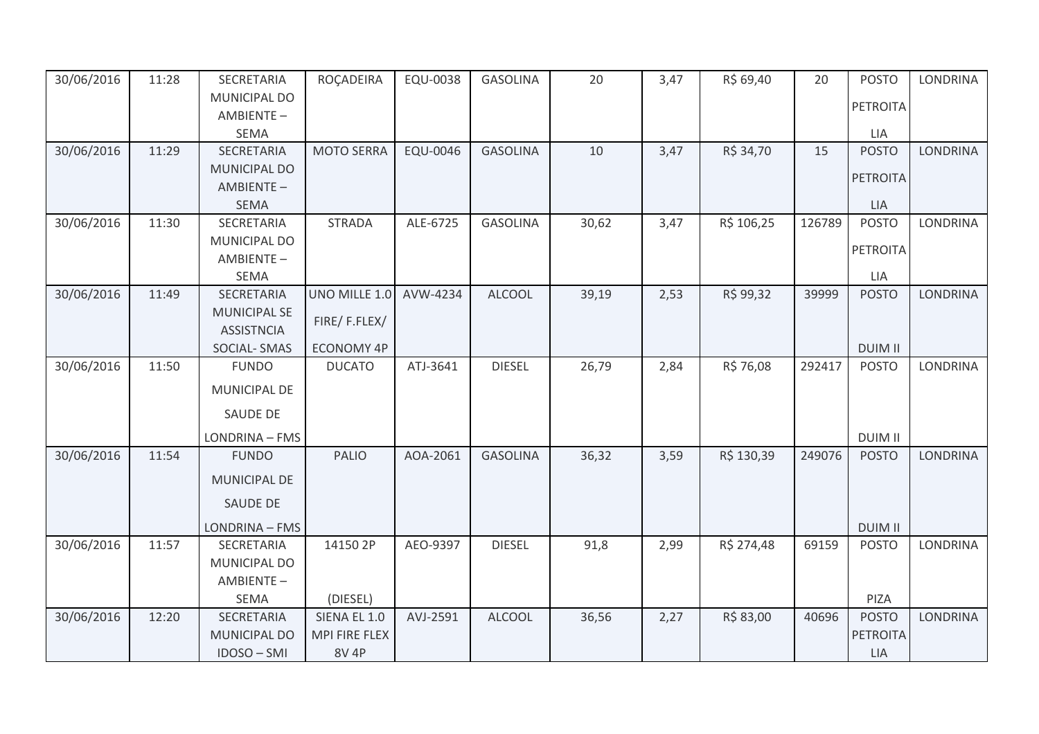| 30/06/2016 | 11:28 | SECRETARIA MUNICIPAL DO AMBIENTE – SEMA | ROÇADEIRA | EQU-0038 | GASOLINA | 20 | 3,47 | R$ 69,40 | 20 | POSTO PETROITA LIA | LONDRINA |
|---|---|---|---|---|---|---|---|---|---|---|---|
| 30/06/2016 | 11:29 | SECRETARIA MUNICIPAL DO AMBIENTE – SEMA | MOTO SERRA | EQU-0046 | GASOLINA | 10 | 3,47 | R$ 34,70 | 15 | POSTO PETROITA LIA | LONDRINA |
| 30/06/2016 | 11:30 | SECRETARIA MUNICIPAL DO AMBIENTE – SEMA | STRADA | ALE-6725 | GASOLINA | 30,62 | 3,47 | R$ 106,25 | 126789 | POSTO PETROITA LIA | LONDRINA |
| 30/06/2016 | 11:49 | SECRETARIA MUNICIPAL SE ASSISTNCIA SOCIAL- SMAS | UNO MILLE 1.0 FIRE/ F.FLEX/ ECONOMY 4P | AVW-4234 | ALCOOL | 39,19 | 2,53 | R$ 99,32 | 39999 | POSTO DUIM II | LONDRINA |
| 30/06/2016 | 11:50 | FUNDO MUNICIPAL DE SAUDE DE LONDRINA – FMS | DUCATO | ATJ-3641 | DIESEL | 26,79 | 2,84 | R$ 76,08 | 292417 | POSTO DUIM II | LONDRINA |
| 30/06/2016 | 11:54 | FUNDO MUNICIPAL DE SAUDE DE LONDRINA – FMS | PALIO | AOA-2061 | GASOLINA | 36,32 | 3,59 | R$ 130,39 | 249076 | POSTO DUIM II | LONDRINA |
| 30/06/2016 | 11:57 | SECRETARIA MUNICIPAL DO AMBIENTE – SEMA | 14150 2P (DIESEL) | AEO-9397 | DIESEL | 91,8 | 2,99 | R$ 274,48 | 69159 | POSTO PIZA | LONDRINA |
| 30/06/2016 | 12:20 | SECRETARIA MUNICIPAL DO IDOSO – SMI | SIENA EL 1.0 MPI FIRE FLEX 8V 4P | AVJ-2591 | ALCOOL | 36,56 | 2,27 | R$ 83,00 | 40696 | POSTO PETROITA LIA | LONDRINA |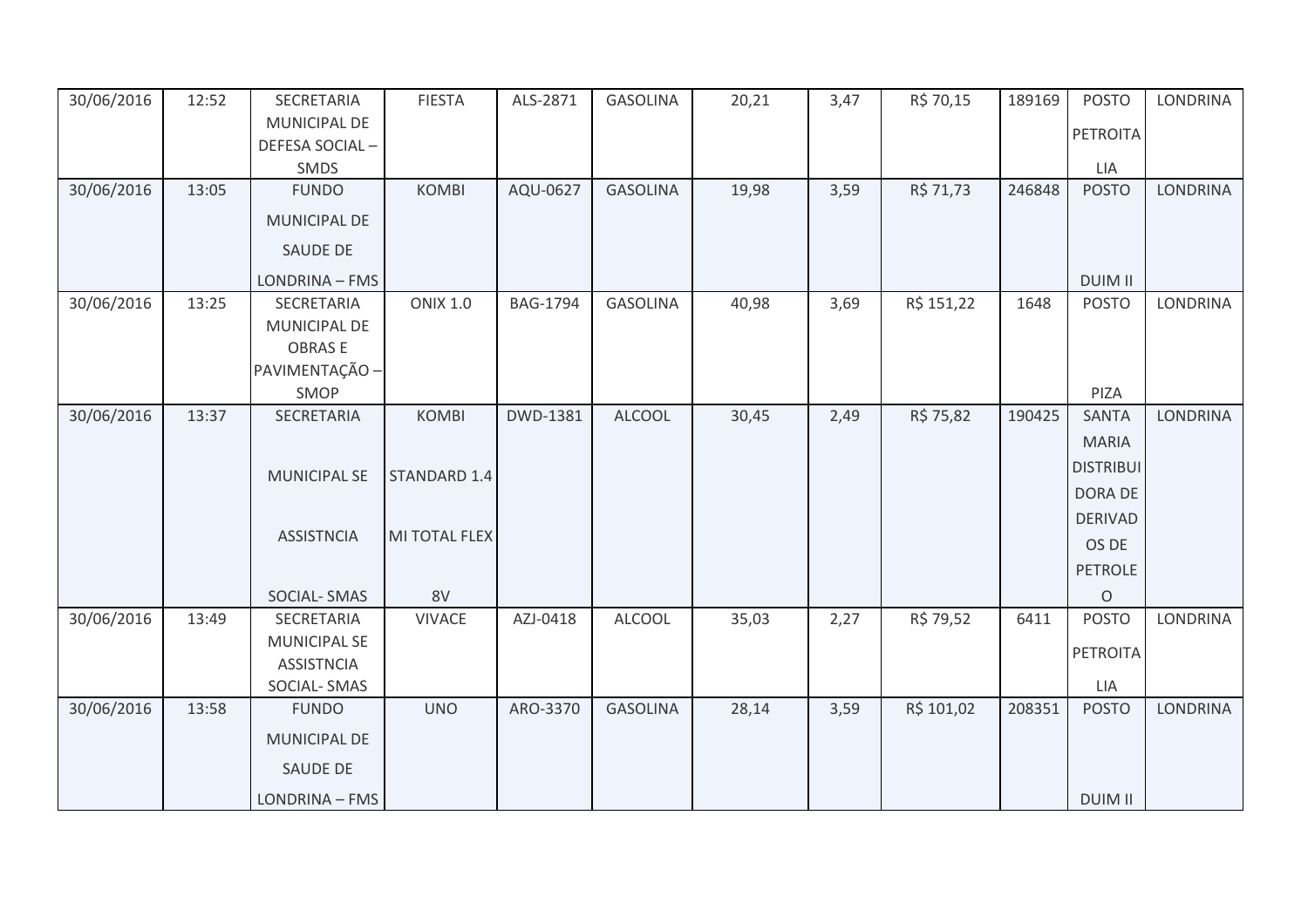| 30/06/2016 | 12:52 | SECRETARIA MUNICIPAL DE DEFESA SOCIAL – SMDS | FIESTA | ALS-2871 | GASOLINA | 20,21 | 3,47 | R$ 70,15 | 189169 | POSTO PETROITALIA | LONDRINA |
|---|---|---|---|---|---|---|---|---|---|---|---|
| 30/06/2016 | 13:05 | FUNDO MUNICIPAL DE SAUDE DE LONDRINA – FMS | KOMBI | AQU-0627 | GASOLINA | 19,98 | 3,59 | R$ 71,73 | 246848 | POSTO DUIM II | LONDRINA |
| 30/06/2016 | 13:25 | SECRETARIA MUNICIPAL DE OBRAS E PAVIMENTAÇÃO – SMOP | ONIX 1.0 | BAG-1794 | GASOLINA | 40,98 | 3,69 | R$ 151,22 | 1648 | POSTO PIZA | LONDRINA |
| 30/06/2016 | 13:37 | SECRETARIA MUNICIPAL SE ASSISTNCIA SOCIAL- SMAS | KOMBI STANDARD 1.4 MI TOTAL FLEX 8V | DWD-1381 | ALCOOL | 30,45 | 2,49 | R$ 75,82 | 190425 | SANTA MARIA DISTRIBUIDORA DE DERIVADOS DE PETROLEO | LONDRINA |
| 30/06/2016 | 13:49 | SECRETARIA MUNICIPAL SE ASSISTNCIA SOCIAL- SMAS | VIVACE | AZJ-0418 | ALCOOL | 35,03 | 2,27 | R$ 79,52 | 6411 | POSTO PETROITALIA | LONDRINA |
| 30/06/2016 | 13:58 | FUNDO MUNICIPAL DE SAUDE DE LONDRINA – FMS | UNO | ARO-3370 | GASOLINA | 28,14 | 3,59 | R$ 101,02 | 208351 | POSTO DUIM II | LONDRINA |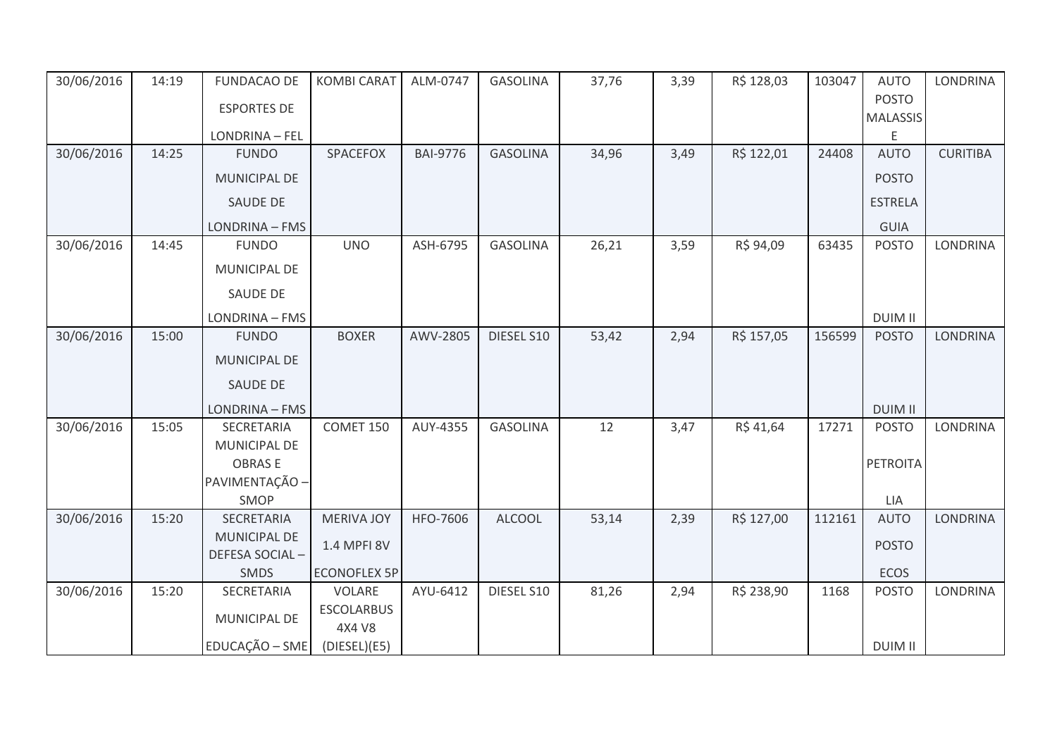| 30/06/2016 | 14:19 | FUNDACAO DE ESPORTES DE LONDRINA – FEL | KOMBI CARAT | ALM-0747 | GASOLINA | 37,76 | 3,39 | R$ 128,03 | 103047 | AUTO POSTO MALASSISE | LONDRINA |
|---|---|---|---|---|---|---|---|---|---|---|---|
| 30/06/2016 | 14:25 | FUNDO MUNICIPAL DE SAUDE DE LONDRINA – FMS | SPACEFOX | BAI-9776 | GASOLINA | 34,96 | 3,49 | R$ 122,01 | 24408 | AUTO POSTO ESTRELA GUIA | CURITIBA |
| 30/06/2016 | 14:45 | FUNDO MUNICIPAL DE SAUDE DE LONDRINA – FMS | UNO | ASH-6795 | GASOLINA | 26,21 | 3,59 | R$ 94,09 | 63435 | POSTO DUIM II | LONDRINA |
| 30/06/2016 | 15:00 | FUNDO MUNICIPAL DE SAUDE DE LONDRINA – FMS | BOXER | AWV-2805 | DIESEL S10 | 53,42 | 2,94 | R$ 157,05 | 156599 | POSTO DUIM II | LONDRINA |
| 30/06/2016 | 15:05 | SECRETARIA MUNICIPAL DE OBRAS E PAVIMENTAÇÃO – SMOP | COMET 150 | AUY-4355 | GASOLINA | 12 | 3,47 | R$ 41,64 | 17271 | POSTO PETROITALIA | LONDRINA |
| 30/06/2016 | 15:20 | SECRETARIA MUNICIPAL DE DEFESA SOCIAL – SMDS | MERIVA JOY 1.4 MPFI 8V ECONOFLEX 5P | HFO-7606 | ALCOOL | 53,14 | 2,39 | R$ 127,00 | 112161 | AUTO POSTO ECOS | LONDRINA |
| 30/06/2016 | 15:20 | SECRETARIA MUNICIPAL DE EDUCAÇÃO – SME | VOLARE ESCOLARBUS 4X4 V8 (DIESEL)(E5) | AYU-6412 | DIESEL S10 | 81,26 | 2,94 | R$ 238,90 | 1168 | POSTO DUIM II | LONDRINA |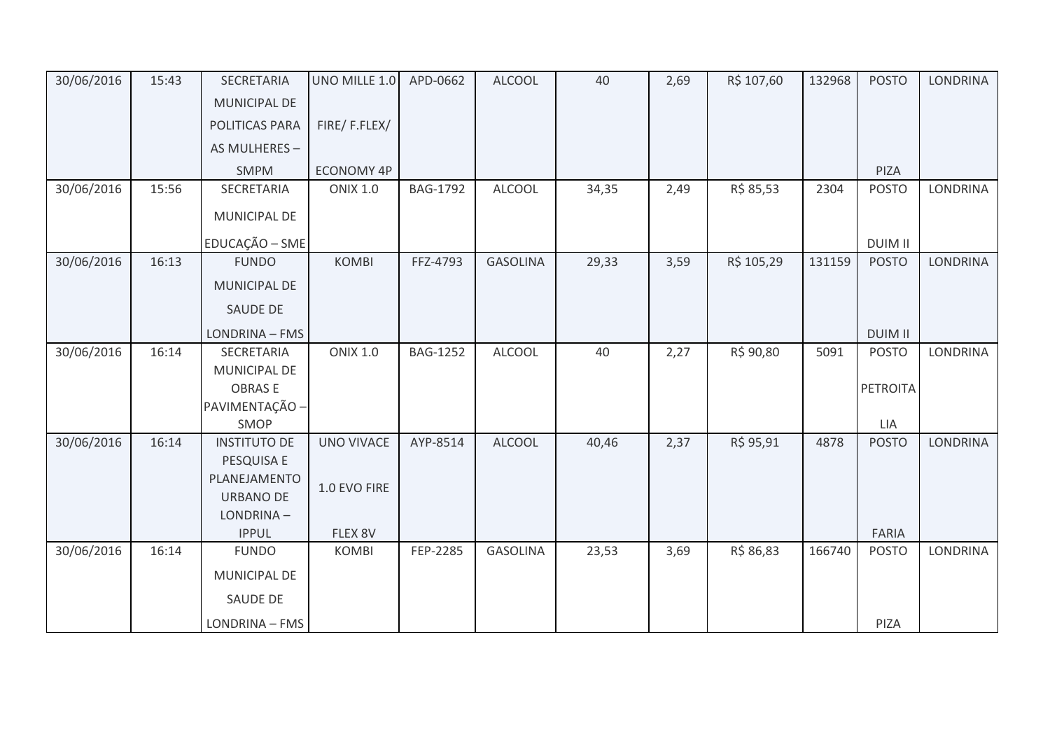| 30/06/2016 | 15:43 | SECRETARIA MUNICIPAL DE POLITICAS PARA AS MULHERES – SMPM | UNO MILLE 1.0 FIRE/ F.FLEX/ ECONOMY 4P | APD-0662 | ALCOOL | 40 | 2,69 | R$ 107,60 | 132968 | POSTO PIZA | LONDRINA |
|---|---|---|---|---|---|---|---|---|---|---|---|
| 30/06/2016 | 15:56 | SECRETARIA MUNICIPAL DE EDUCAÇÃO – SME | ONIX 1.0 | BAG-1792 | ALCOOL | 34,35 | 2,49 | R$ 85,53 | 2304 | POSTO DUIM II | LONDRINA |
| 30/06/2016 | 16:13 | FUNDO MUNICIPAL DE SAUDE DE LONDRINA – FMS | KOMBI | FFZ-4793 | GASOLINA | 29,33 | 3,59 | R$ 105,29 | 131159 | POSTO DUIM II | LONDRINA |
| 30/06/2016 | 16:14 | SECRETARIA MUNICIPAL DE OBRAS E PAVIMENTAÇÃO – SMOP | ONIX 1.0 | BAG-1252 | ALCOOL | 40 | 2,27 | R$ 90,80 | 5091 | POSTO PETROITA LIA | LONDRINA |
| 30/06/2016 | 16:14 | INSTITUTO DE PESQUISA E PLANEJAMENTO URBANO DE LONDRINA – IPPUL | UNO VIVACE 1.0 EVO FIRE FLEX 8V | AYP-8514 | ALCOOL | 40,46 | 2,37 | R$ 95,91 | 4878 | POSTO FARIA | LONDRINA |
| 30/06/2016 | 16:14 | FUNDO MUNICIPAL DE SAUDE DE LONDRINA – FMS | KOMBI | FEP-2285 | GASOLINA | 23,53 | 3,69 | R$ 86,83 | 166740 | POSTO PIZA | LONDRINA |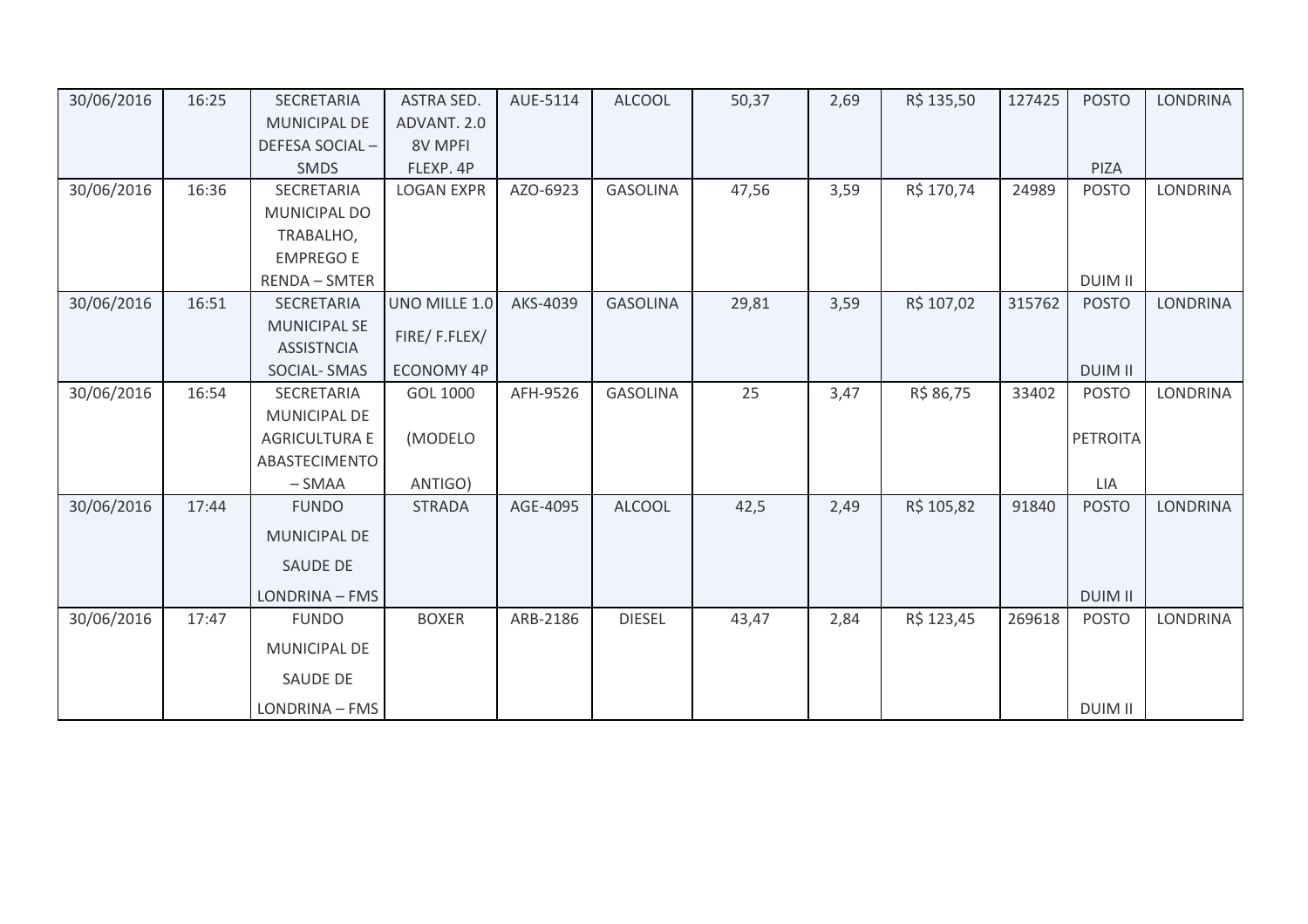| 30/06/2016 | 16:25 | SECRETARIA MUNICIPAL DE DEFESA SOCIAL – SMDS | ASTRA SED. ADVANT. 2.0 8V MPFI FLEXP. 4P | AUE-5114 | ALCOOL | 50,37 | 2,69 | R$ 135,50 | 127425 | POSTO PIZA | LONDRINA |
|---|---|---|---|---|---|---|---|---|---|---|---|
| 30/06/2016 | 16:36 | SECRETARIA MUNICIPAL DO TRABALHO, EMPREGO E RENDA – SMTER | LOGAN EXPR | AZO-6923 | GASOLINA | 47,56 | 3,59 | R$ 170,74 | 24989 | POSTO DUIM II | LONDRINA |
| 30/06/2016 | 16:51 | SECRETARIA MUNICIPAL SE ASSISTNCIA SOCIAL- SMAS | UNO MILLE 1.0 FIRE/ F.FLEX/ ECONOMY 4P | AKS-4039 | GASOLINA | 29,81 | 3,59 | R$ 107,02 | 315762 | POSTO DUIM II | LONDRINA |
| 30/06/2016 | 16:54 | SECRETARIA MUNICIPAL DE AGRICULTURA E ABASTECIMENTO – SMAA | GOL 1000 (MODELO ANTIGO) | AFH-9526 | GASOLINA | 25 | 3,47 | R$ 86,75 | 33402 | POSTO PETROITA LIA | LONDRINA |
| 30/06/2016 | 17:44 | FUNDO MUNICIPAL DE SAUDE DE LONDRINA – FMS | STRADA | AGE-4095 | ALCOOL | 42,5 | 2,49 | R$ 105,82 | 91840 | POSTO DUIM II | LONDRINA |
| 30/06/2016 | 17:47 | FUNDO MUNICIPAL DE SAUDE DE LONDRINA – FMS | BOXER | ARB-2186 | DIESEL | 43,47 | 2,84 | R$ 123,45 | 269618 | POSTO DUIM II | LONDRINA |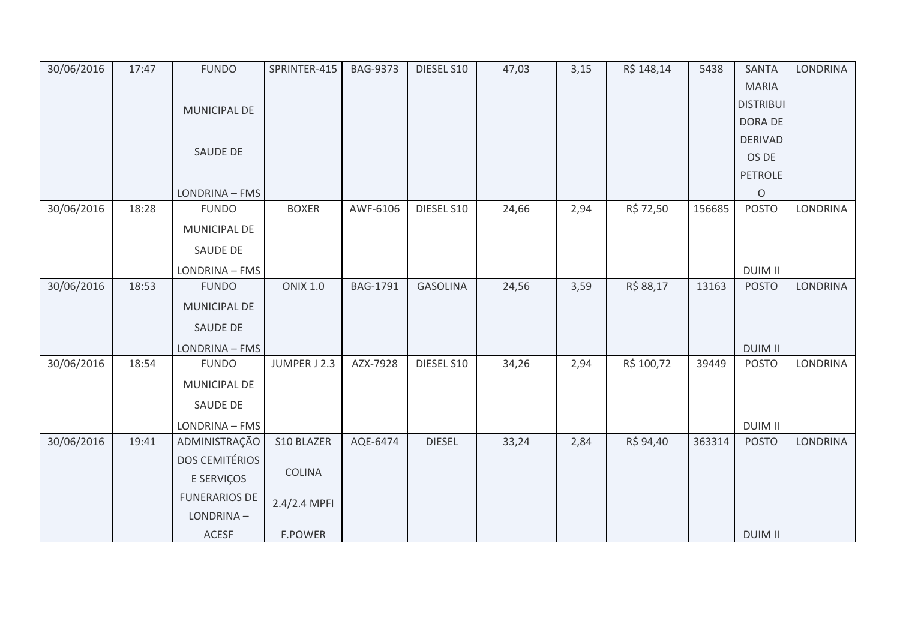| | | | | | | | | | | | |
|---|---|---|---|---|---|---|---|---|---|---|---|
| 30/06/2016 | 17:47 | FUNDO MUNICIPAL DE SAUDE DE LONDRINA – FMS | SPRINTER-415 | BAG-9373 | DIESEL S10 | 47,03 | 3,15 | R$ 148,14 | 5438 | SANTA MARIA DISTRIBUIDORA DE DERIVADOS DE PETROLEO | LONDRINA |
| 30/06/2016 | 18:28 | FUNDO MUNICIPAL DE SAUDE DE LONDRINA – FMS | BOXER | AWF-6106 | DIESEL S10 | 24,66 | 2,94 | R$ 72,50 | 156685 | POSTO DUIM II | LONDRINA |
| 30/06/2016 | 18:53 | FUNDO MUNICIPAL DE SAUDE DE LONDRINA – FMS | ONIX 1.0 | BAG-1791 | GASOLINA | 24,56 | 3,59 | R$ 88,17 | 13163 | POSTO DUIM II | LONDRINA |
| 30/06/2016 | 18:54 | FUNDO MUNICIPAL DE SAUDE DE LONDRINA – FMS | JUMPER J 2.3 | AZX-7928 | DIESEL S10 | 34,26 | 2,94 | R$ 100,72 | 39449 | POSTO DUIM II | LONDRINA |
| 30/06/2016 | 19:41 | ADMINISTRAÇÃO DOS CEMITÉRIOS E SERVIÇOS FUNERARIOS DE LONDRINA – ACESF | S10 BLAZER COLINA 2.4/2.4 MPFI F.POWER | AQE-6474 | DIESEL | 33,24 | 2,84 | R$ 94,40 | 363314 | POSTO DUIM II | LONDRINA |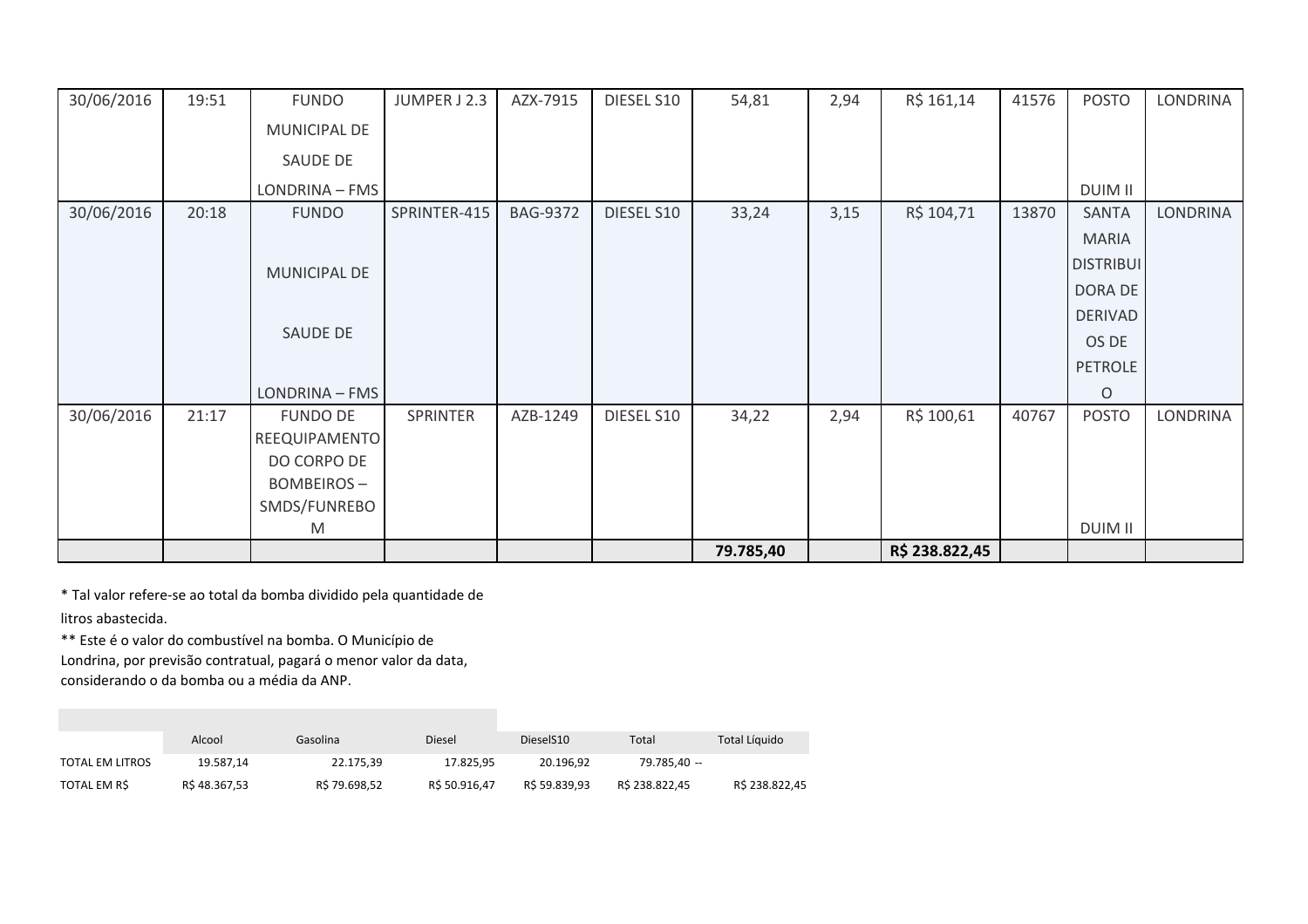| | | | | | | | | | | | |
|---|---|---|---|---|---|---|---|---|---|---|---|
| 30/06/2016 | 19:51 | FUNDO MUNICIPAL DE SAUDE DE LONDRINA – FMS | JUMPER J 2.3 | AZX-7915 | DIESEL S10 | 54,81 | 2,94 | R$ 161,14 | 41576 | POSTO DUIM II | LONDRINA |
| 30/06/2016 | 20:18 | FUNDO MUNICIPAL DE SAUDE DE LONDRINA – FMS | SPRINTER-415 | BAG-9372 | DIESEL S10 | 33,24 | 3,15 | R$ 104,71 | 13870 | SANTA MARIA DISTRIBUIDORA DE DERIVADOS DE PETROLEO | LONDRINA |
| 30/06/2016 | 21:17 | FUNDO DE REEQUIPAMENTO DO CORPO DE BOMBEIROS – SMDS/FUNREBOM | SPRINTER | AZB-1249 | DIESEL S10 | 34,22 | 2,94 | R$ 100,61 | 40767 | POSTO DUIM II | LONDRINA |
| | | | | | | **79.785,40** | | **R$ 238.822,45** | | | |

\* Tal valor refere-se ao total da bomba dividido pela quantidade de litros abastecida.

\*\* Este é o valor do combustível na bomba. O Município de Londrina, por previsão contratual, pagará o menor valor da data, considerando o da bomba ou a média da ANP.

| | Alcool | Gasolina | Diesel | DieselS10 | Total | Total Líquido |
|---|---|---|---|---|---|---|
| TOTAL EM LITROS | 19.587,14 | 22.175,39 | 17.825,95 | 20.196,92 | 79.785,40 -- | |
| TOTAL EM R$ | R$ 48.367,53 | R$ 79.698,52 | R$ 50.916,47 | R$ 59.839,93 | R$ 238.822,45 | R$ 238.822,45 |